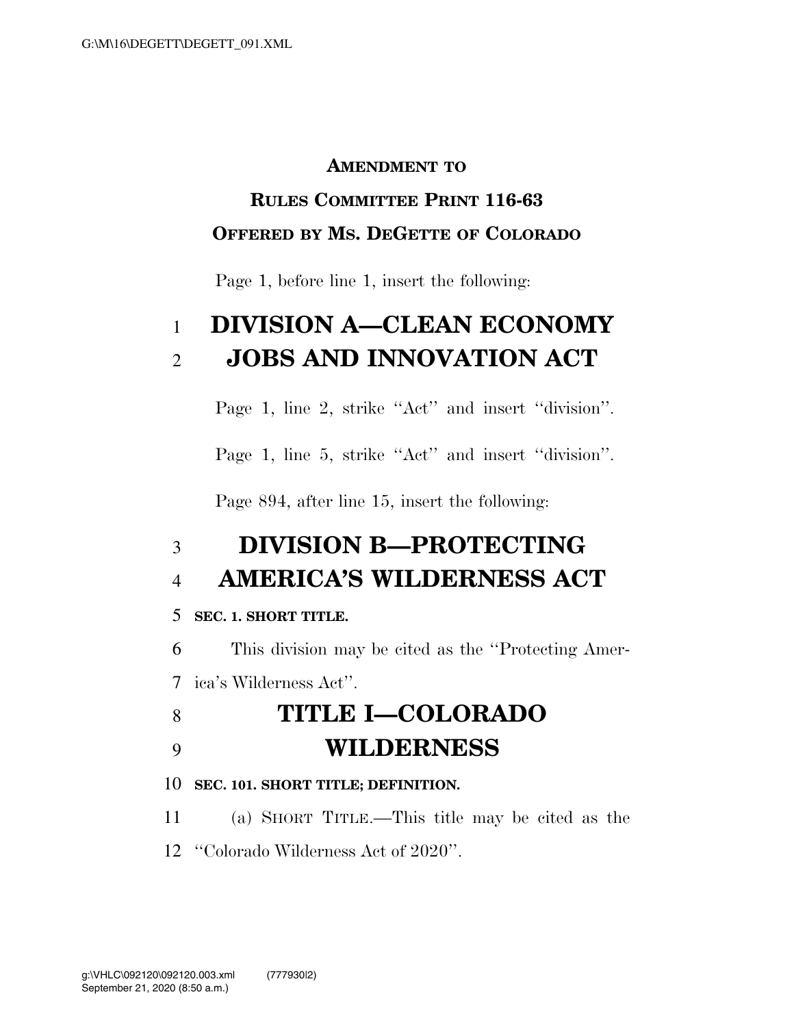**AMENDMENT TO**

**RULES COMMITTEE PRINT 116-63**

**OFFERED BY MS. DEGETTE OF COLORADO**

Page 1, before line 1, insert the following:

# DIVISION A—CLEAN ECONOMY JOBS AND INNOVATION ACT

Page 1, line 2, strike ''Act'' and insert ''division''.

Page 1, line 5, strike ''Act'' and insert ''division''.

Page 894, after line 15, insert the following:

# DIVISION B—PROTECTING AMERICA'S WILDERNESS ACT

**SEC. 1. SHORT TITLE.**

This division may be cited as the ''Protecting America's Wilderness Act''.

## TITLE I—COLORADO WILDERNESS

**SEC. 101. SHORT TITLE; DEFINITION.**

(a) SHORT TITLE.—This title may be cited as the ''Colorado Wilderness Act of 2020''.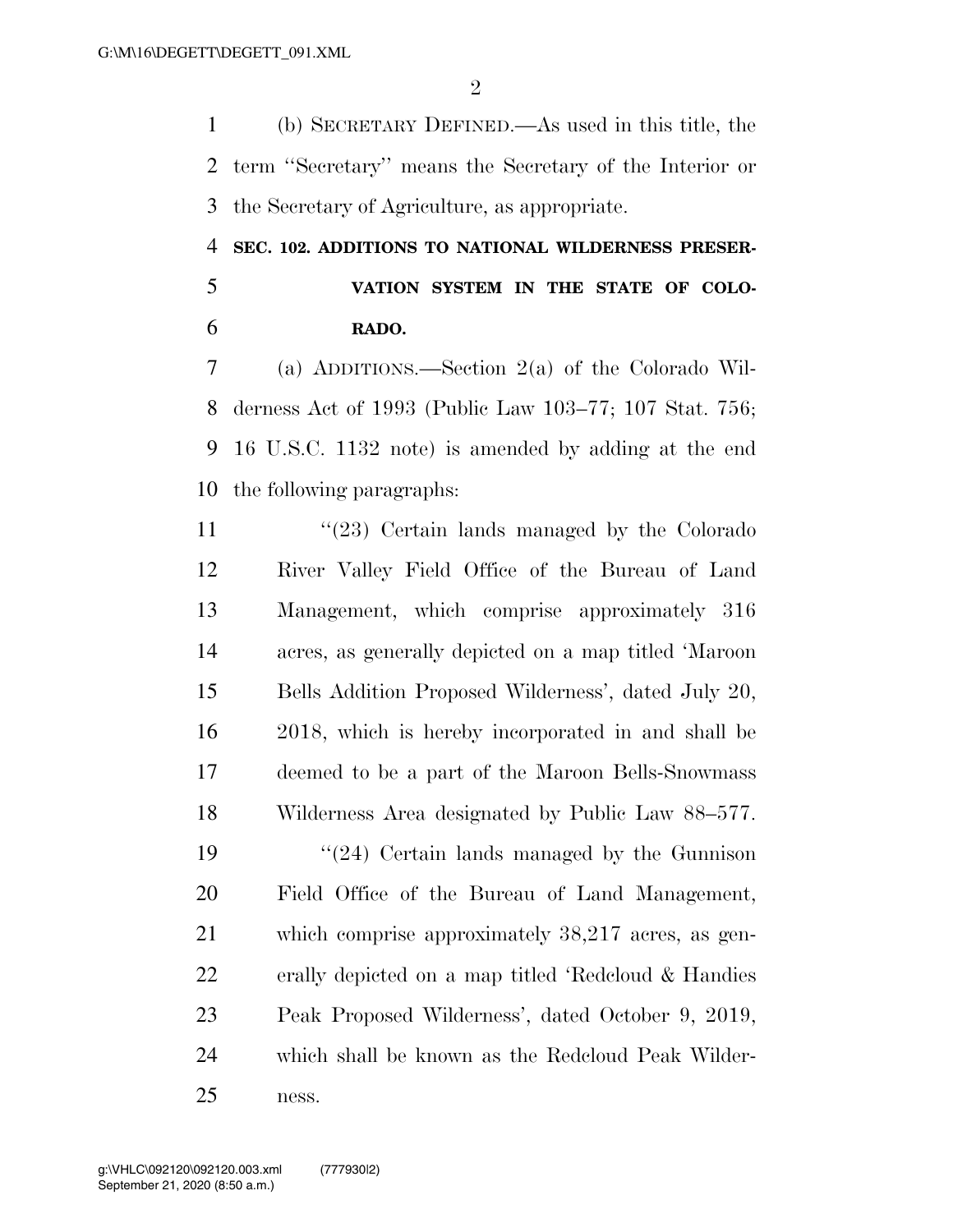(b) SECRETARY DEFINED.—As used in this title, the term "Secretary" means the Secretary of the Interior or the Secretary of Agriculture, as appropriate.

**SEC. 102. ADDITIONS TO NATIONAL WILDERNESS PRESERVATION SYSTEM IN THE STATE OF COLORADO.**

(a) ADDITIONS.—Section 2(a) of the Colorado Wilderness Act of 1993 (Public Law 103–77; 107 Stat. 756; 16 U.S.C. 1132 note) is amended by adding at the end the following paragraphs:

"(23) Certain lands managed by the Colorado River Valley Field Office of the Bureau of Land Management, which comprise approximately 316 acres, as generally depicted on a map titled 'Maroon Bells Addition Proposed Wilderness', dated July 20, 2018, which is hereby incorporated in and shall be deemed to be a part of the Maroon Bells-Snowmass Wilderness Area designated by Public Law 88–577.

"(24) Certain lands managed by the Gunnison Field Office of the Bureau of Land Management, which comprise approximately 38,217 acres, as generally depicted on a map titled 'Redcloud & Handies Peak Proposed Wilderness', dated October 9, 2019, which shall be known as the Redcloud Peak Wilderness.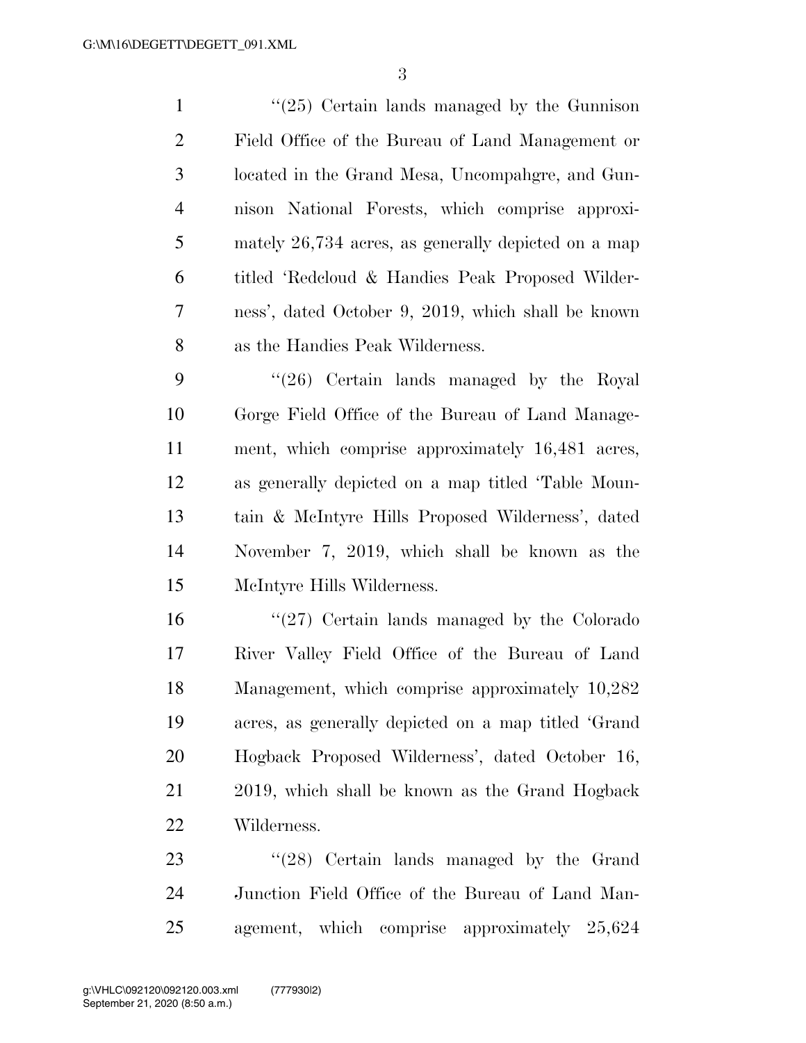''(25) Certain lands managed by the Gunnison Field Office of the Bureau of Land Management or located in the Grand Mesa, Uncompahgre, and Gunnison National Forests, which comprise approximately 26,734 acres, as generally depicted on a map titled 'Redcloud & Handies Peak Proposed Wilderness', dated October 9, 2019, which shall be known as the Handies Peak Wilderness.

''(26) Certain lands managed by the Royal Gorge Field Office of the Bureau of Land Management, which comprise approximately 16,481 acres, as generally depicted on a map titled 'Table Mountain & McIntyre Hills Proposed Wilderness', dated November 7, 2019, which shall be known as the McIntyre Hills Wilderness.

''(27) Certain lands managed by the Colorado River Valley Field Office of the Bureau of Land Management, which comprise approximately 10,282 acres, as generally depicted on a map titled 'Grand Hogback Proposed Wilderness', dated October 16, 2019, which shall be known as the Grand Hogback Wilderness.

''(28) Certain lands managed by the Grand Junction Field Office of the Bureau of Land Management, which comprise approximately 25,624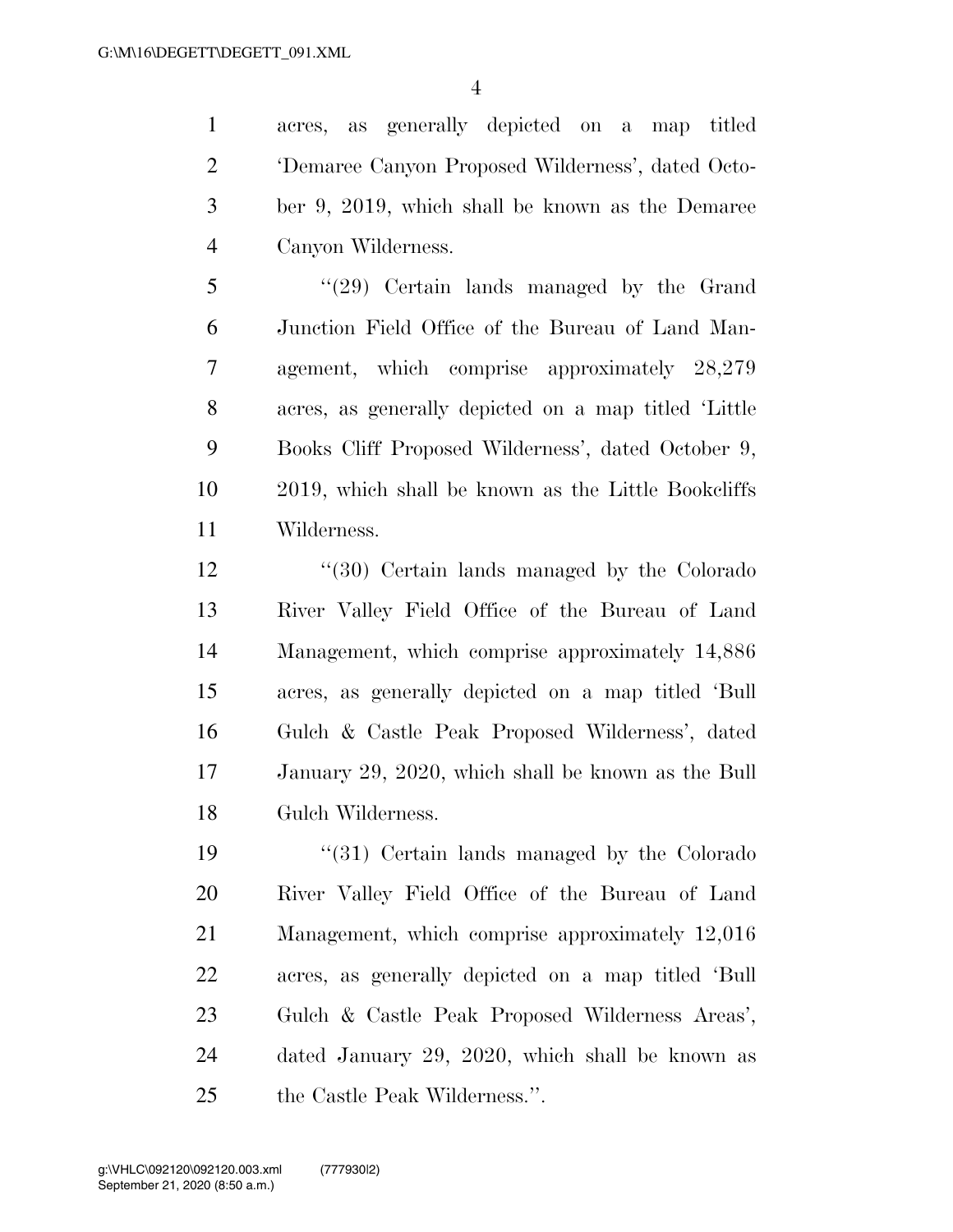acres, as generally depicted on a map titled 'Demaree Canyon Proposed Wilderness', dated October 9, 2019, which shall be known as the Demaree Canyon Wilderness.

''(29) Certain lands managed by the Grand Junction Field Office of the Bureau of Land Management, which comprise approximately 28,279 acres, as generally depicted on a map titled 'Little Books Cliff Proposed Wilderness', dated October 9, 2019, which shall be known as the Little Bookcliffs Wilderness.

''(30) Certain lands managed by the Colorado River Valley Field Office of the Bureau of Land Management, which comprise approximately 14,886 acres, as generally depicted on a map titled 'Bull Gulch & Castle Peak Proposed Wilderness', dated January 29, 2020, which shall be known as the Bull Gulch Wilderness.

''(31) Certain lands managed by the Colorado River Valley Field Office of the Bureau of Land Management, which comprise approximately 12,016 acres, as generally depicted on a map titled 'Bull Gulch & Castle Peak Proposed Wilderness Areas', dated January 29, 2020, which shall be known as the Castle Peak Wilderness.''.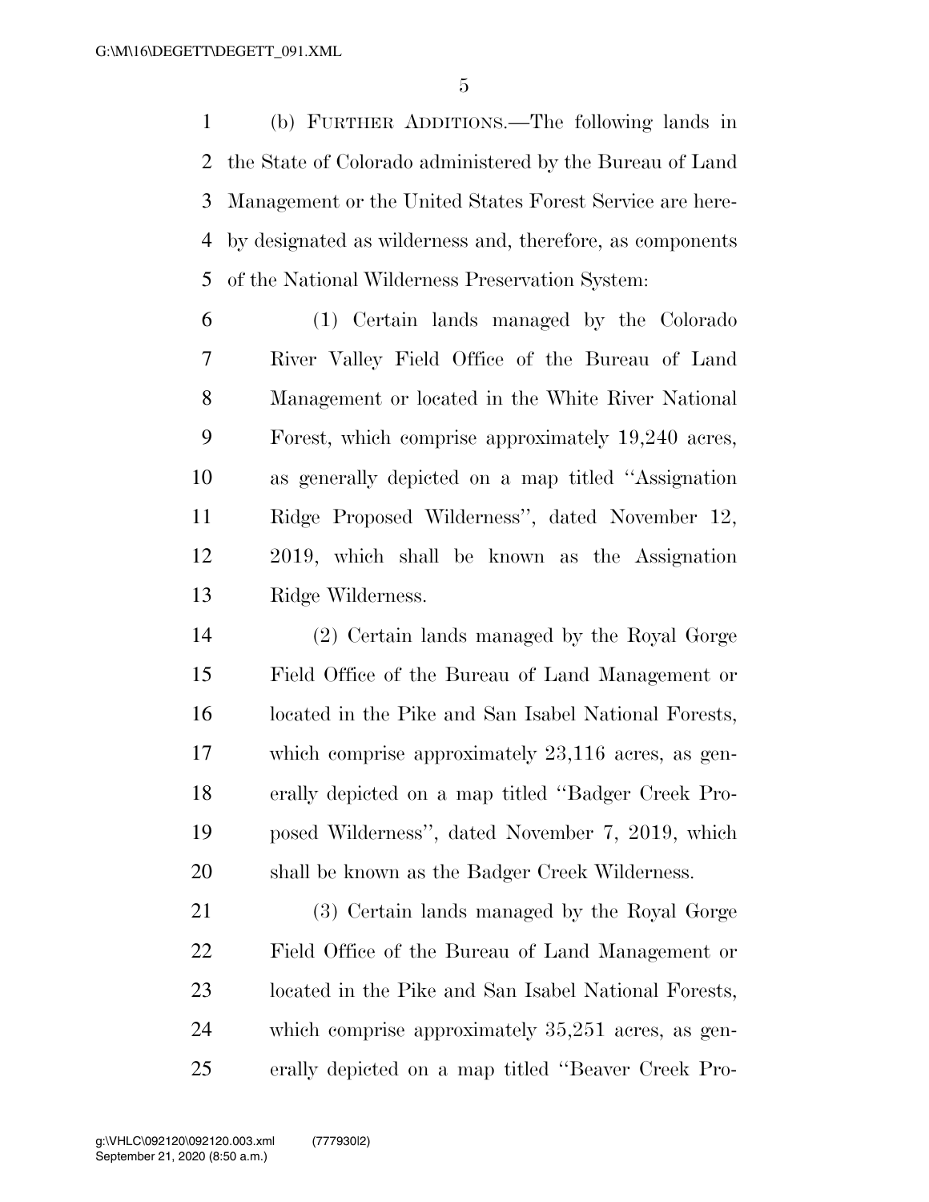(b) FURTHER ADDITIONS.—The following lands in the State of Colorado administered by the Bureau of Land Management or the United States Forest Service are hereby designated as wilderness and, therefore, as components of the National Wilderness Preservation System:

(1) Certain lands managed by the Colorado River Valley Field Office of the Bureau of Land Management or located in the White River National Forest, which comprise approximately 19,240 acres, as generally depicted on a map titled "Assignation Ridge Proposed Wilderness", dated November 12, 2019, which shall be known as the Assignation Ridge Wilderness.

(2) Certain lands managed by the Royal Gorge Field Office of the Bureau of Land Management or located in the Pike and San Isabel National Forests, which comprise approximately 23,116 acres, as generally depicted on a map titled "Badger Creek Proposed Wilderness", dated November 7, 2019, which shall be known as the Badger Creek Wilderness.

(3) Certain lands managed by the Royal Gorge Field Office of the Bureau of Land Management or located in the Pike and San Isabel National Forests, which comprise approximately 35,251 acres, as generally depicted on a map titled "Beaver Creek Pro-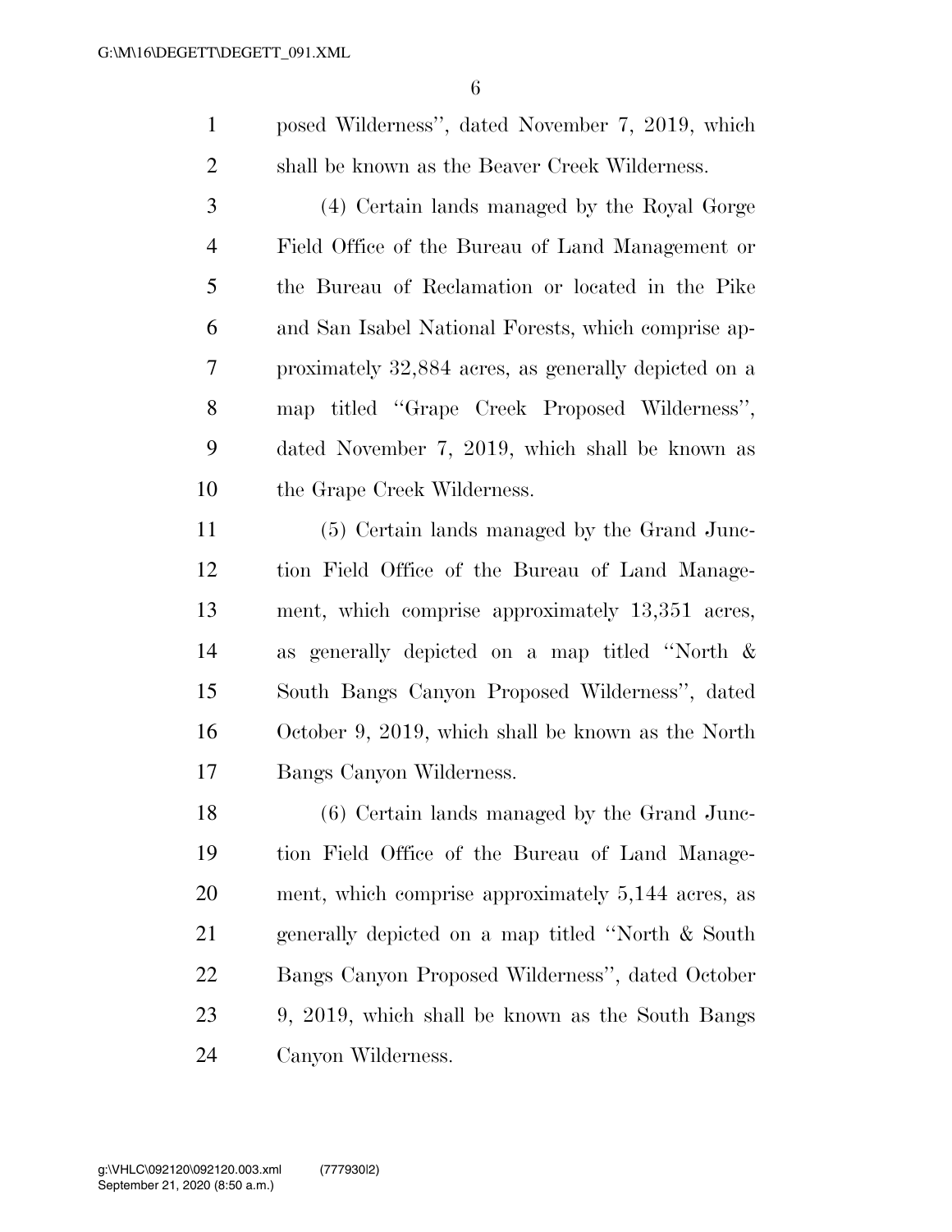posed Wilderness'', dated November 7, 2019, which shall be known as the Beaver Creek Wilderness.

(4) Certain lands managed by the Royal Gorge Field Office of the Bureau of Land Management or the Bureau of Reclamation or located in the Pike and San Isabel National Forests, which comprise approximately 32,884 acres, as generally depicted on a map titled ''Grape Creek Proposed Wilderness'', dated November 7, 2019, which shall be known as the Grape Creek Wilderness.

(5) Certain lands managed by the Grand Junction Field Office of the Bureau of Land Management, which comprise approximately 13,351 acres, as generally depicted on a map titled ''North & South Bangs Canyon Proposed Wilderness'', dated October 9, 2019, which shall be known as the North Bangs Canyon Wilderness.

(6) Certain lands managed by the Grand Junction Field Office of the Bureau of Land Management, which comprise approximately 5,144 acres, as generally depicted on a map titled ''North & South Bangs Canyon Proposed Wilderness'', dated October 9, 2019, which shall be known as the South Bangs Canyon Wilderness.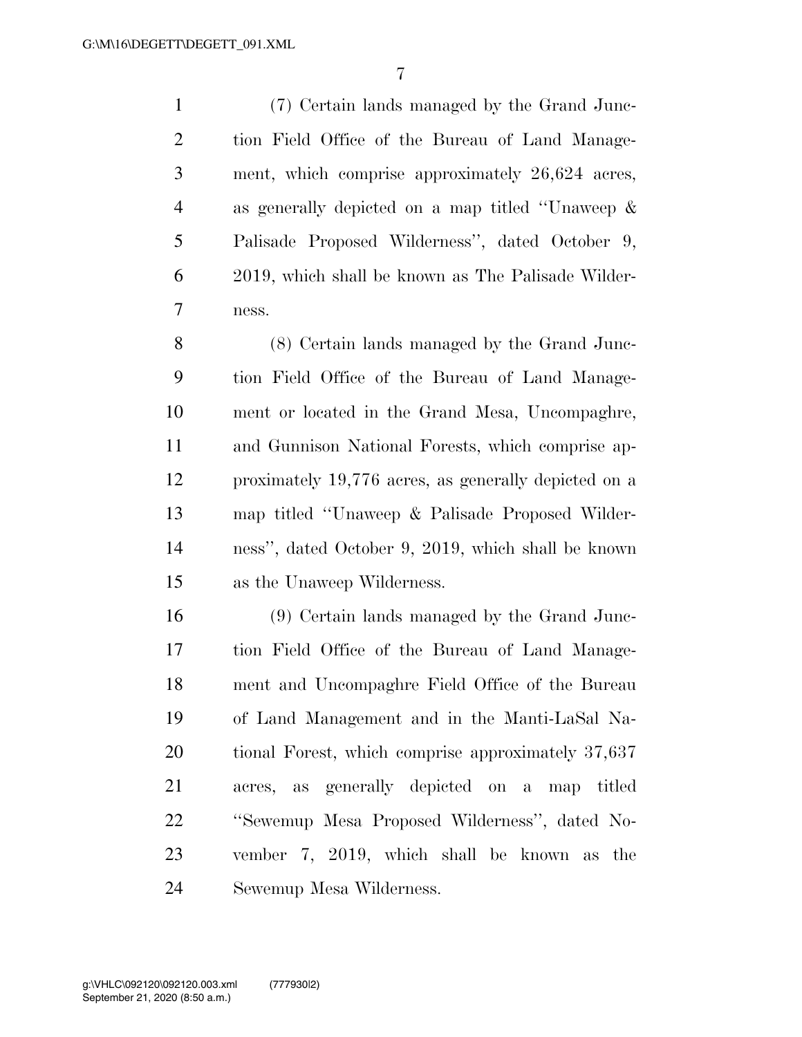(7) Certain lands managed by the Grand Junction Field Office of the Bureau of Land Management, which comprise approximately 26,624 acres, as generally depicted on a map titled ''Unaweep & Palisade Proposed Wilderness'', dated October 9, 2019, which shall be known as The Palisade Wilderness.

(8) Certain lands managed by the Grand Junction Field Office of the Bureau of Land Management or located in the Grand Mesa, Uncompaghre, and Gunnison National Forests, which comprise approximately 19,776 acres, as generally depicted on a map titled ''Unaweep & Palisade Proposed Wilderness'', dated October 9, 2019, which shall be known as the Unaweep Wilderness.

(9) Certain lands managed by the Grand Junction Field Office of the Bureau of Land Management and Uncompaghre Field Office of the Bureau of Land Management and in the Manti-LaSal National Forest, which comprise approximately 37,637 acres, as generally depicted on a map titled ''Sewemup Mesa Proposed Wilderness'', dated November 7, 2019, which shall be known as the Sewemup Mesa Wilderness.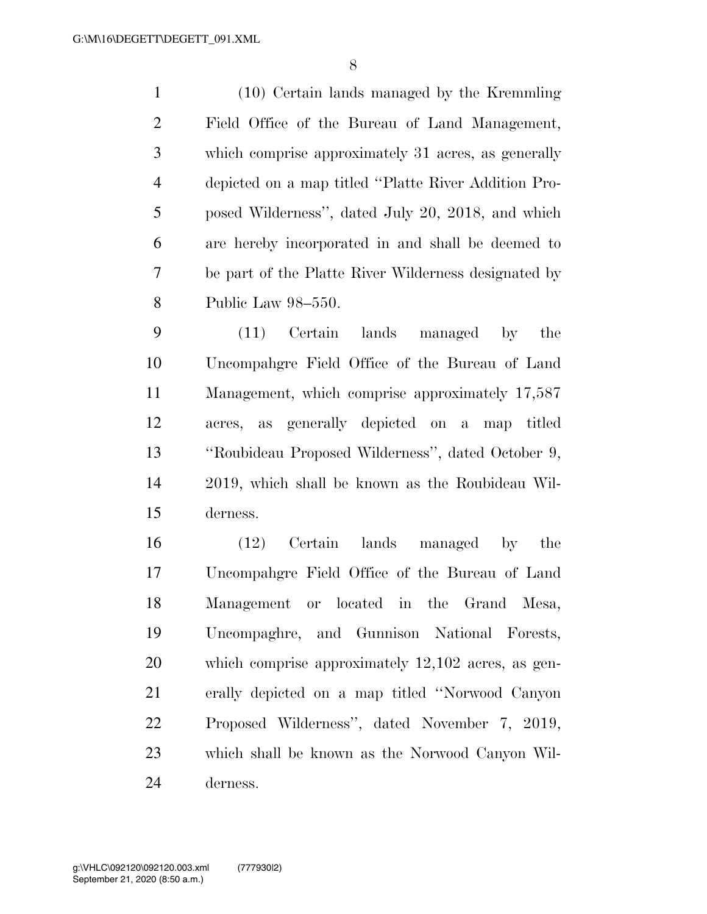(10) Certain lands managed by the Kremmling Field Office of the Bureau of Land Management, which comprise approximately 31 acres, as generally depicted on a map titled ''Platte River Addition Proposed Wilderness'', dated July 20, 2018, and which are hereby incorporated in and shall be deemed to be part of the Platte River Wilderness designated by Public Law 98–550.

(11) Certain lands managed by the Uncompahgre Field Office of the Bureau of Land Management, which comprise approximately 17,587 acres, as generally depicted on a map titled ''Roubideau Proposed Wilderness'', dated October 9, 2019, which shall be known as the Roubideau Wilderness.

(12) Certain lands managed by the Uncompahgre Field Office of the Bureau of Land Management or located in the Grand Mesa, Uncompaghre, and Gunnison National Forests, which comprise approximately 12,102 acres, as generally depicted on a map titled ''Norwood Canyon Proposed Wilderness'', dated November 7, 2019, which shall be known as the Norwood Canyon Wilderness.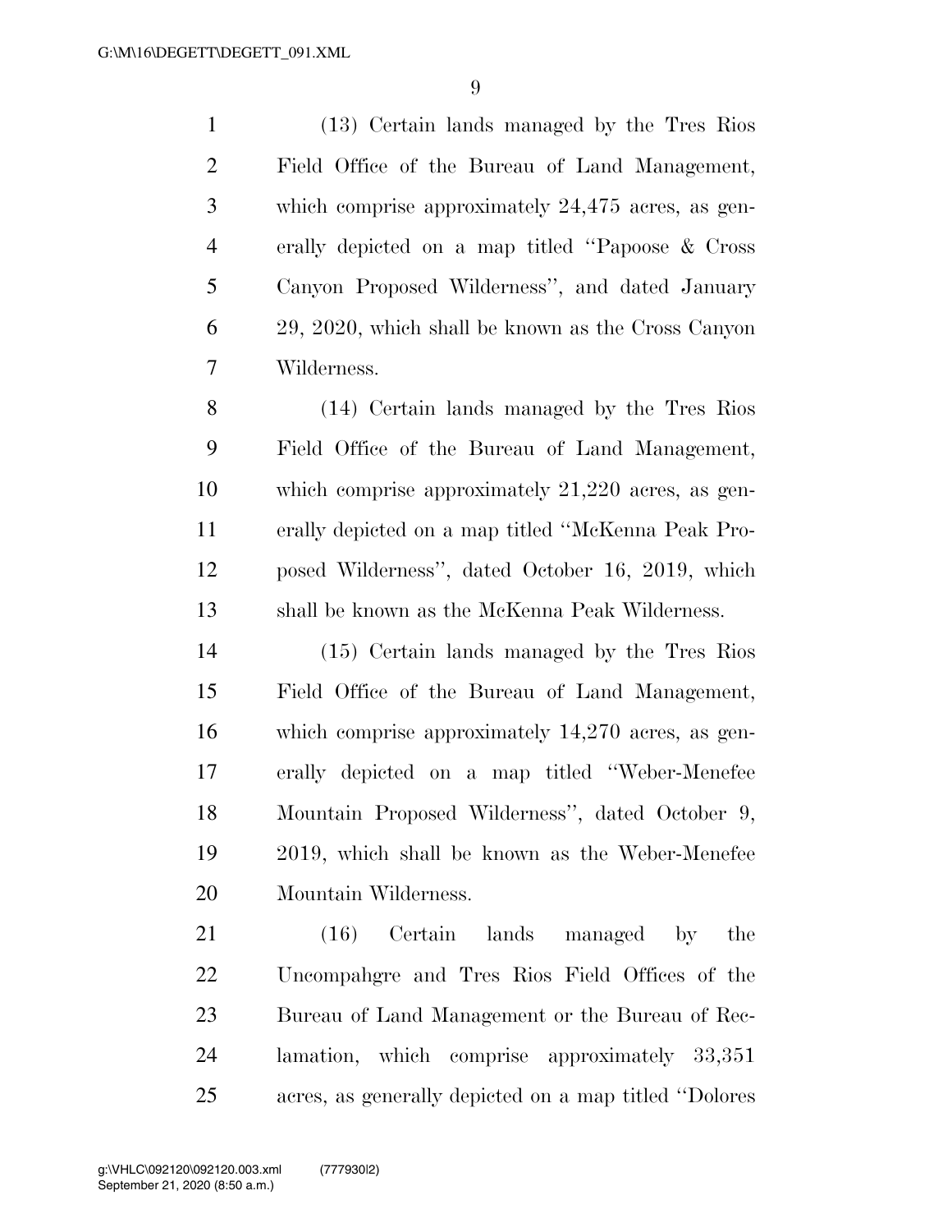(13) Certain lands managed by the Tres Rios Field Office of the Bureau of Land Management, which comprise approximately 24,475 acres, as generally depicted on a map titled ''Papoose & Cross Canyon Proposed Wilderness'', and dated January 29, 2020, which shall be known as the Cross Canyon Wilderness.

(14) Certain lands managed by the Tres Rios Field Office of the Bureau of Land Management, which comprise approximately 21,220 acres, as generally depicted on a map titled ''McKenna Peak Proposed Wilderness'', dated October 16, 2019, which shall be known as the McKenna Peak Wilderness.

(15) Certain lands managed by the Tres Rios Field Office of the Bureau of Land Management, which comprise approximately 14,270 acres, as generally depicted on a map titled ''Weber-Menefee Mountain Proposed Wilderness'', dated October 9, 2019, which shall be known as the Weber-Menefee Mountain Wilderness.

(16) Certain lands managed by the Uncompahgre and Tres Rios Field Offices of the Bureau of Land Management or the Bureau of Reclamation, which comprise approximately 33,351 acres, as generally depicted on a map titled ''Dolores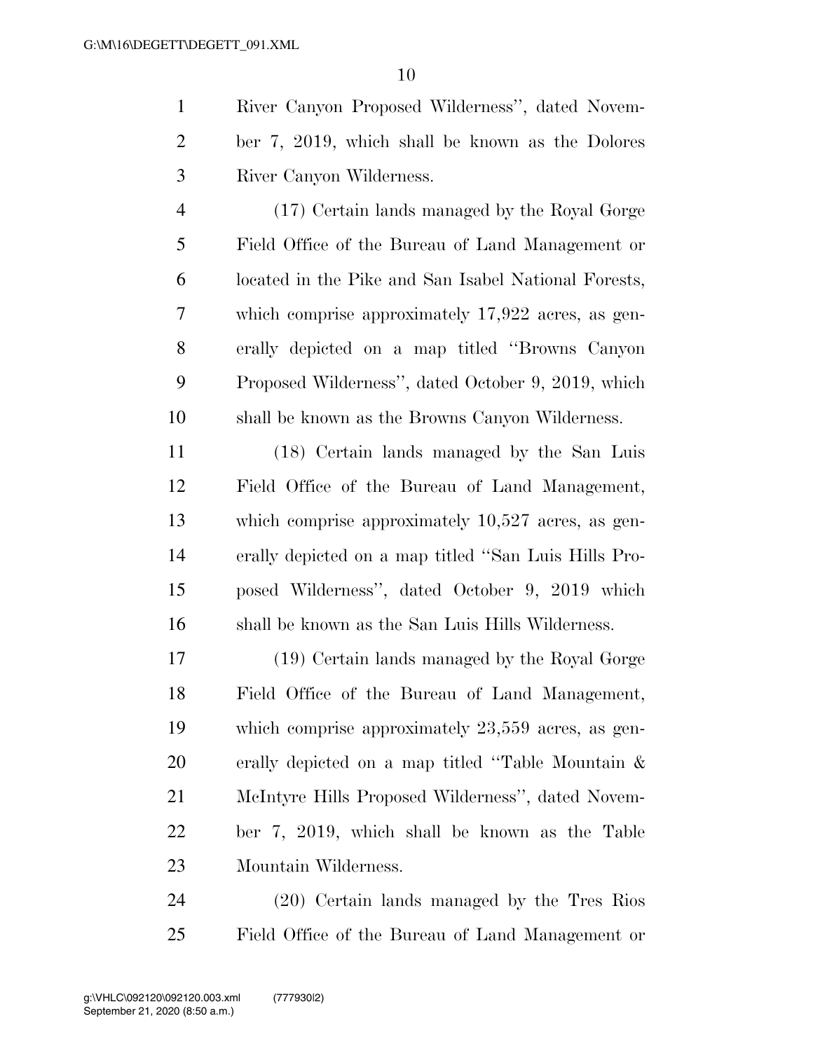River Canyon Proposed Wilderness'', dated November 7, 2019, which shall be known as the Dolores River Canyon Wilderness.

(17) Certain lands managed by the Royal Gorge Field Office of the Bureau of Land Management or located in the Pike and San Isabel National Forests, which comprise approximately 17,922 acres, as generally depicted on a map titled ''Browns Canyon Proposed Wilderness'', dated October 9, 2019, which shall be known as the Browns Canyon Wilderness.

(18) Certain lands managed by the San Luis Field Office of the Bureau of Land Management, which comprise approximately 10,527 acres, as generally depicted on a map titled ''San Luis Hills Proposed Wilderness'', dated October 9, 2019 which shall be known as the San Luis Hills Wilderness.

(19) Certain lands managed by the Royal Gorge Field Office of the Bureau of Land Management, which comprise approximately 23,559 acres, as generally depicted on a map titled ''Table Mountain & McIntyre Hills Proposed Wilderness'', dated November 7, 2019, which shall be known as the Table Mountain Wilderness.

(20) Certain lands managed by the Tres Rios Field Office of the Bureau of Land Management or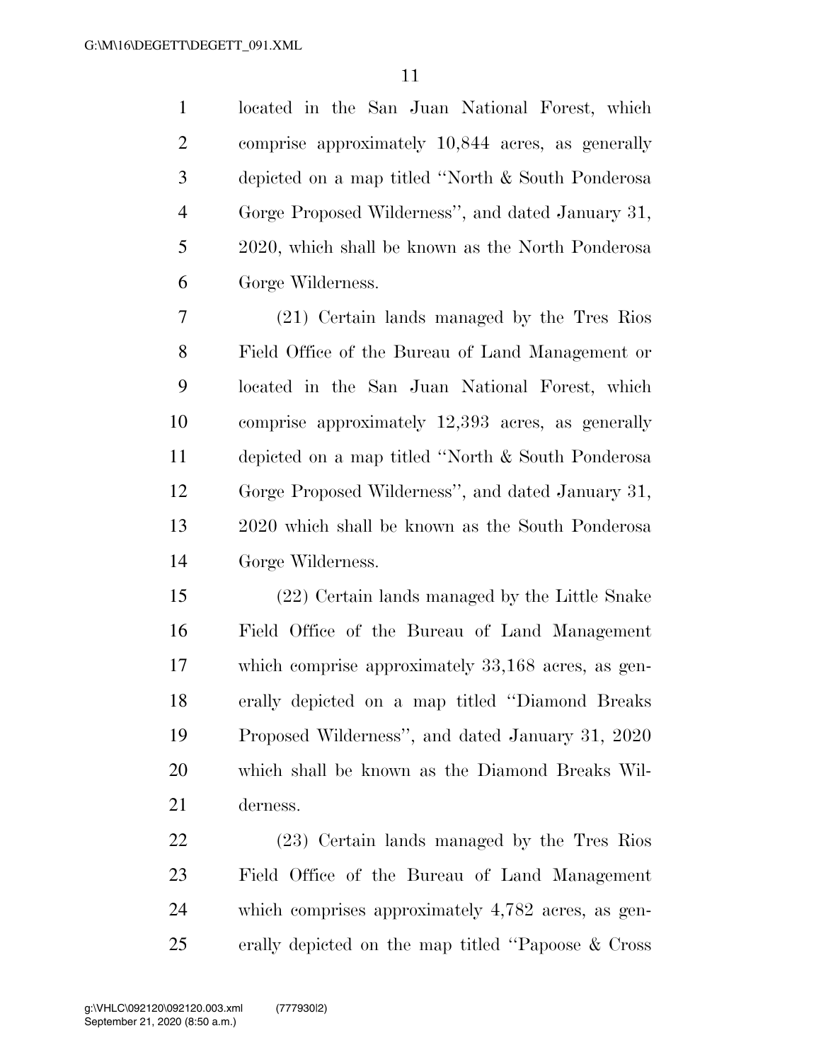located in the San Juan National Forest, which comprise approximately 10,844 acres, as generally depicted on a map titled "North & South Ponderosa Gorge Proposed Wilderness", and dated January 31, 2020, which shall be known as the North Ponderosa Gorge Wilderness.

(21) Certain lands managed by the Tres Rios Field Office of the Bureau of Land Management or located in the San Juan National Forest, which comprise approximately 12,393 acres, as generally depicted on a map titled "North & South Ponderosa Gorge Proposed Wilderness", and dated January 31, 2020 which shall be known as the South Ponderosa Gorge Wilderness.

(22) Certain lands managed by the Little Snake Field Office of the Bureau of Land Management which comprise approximately 33,168 acres, as generally depicted on a map titled "Diamond Breaks Proposed Wilderness", and dated January 31, 2020 which shall be known as the Diamond Breaks Wilderness.

(23) Certain lands managed by the Tres Rios Field Office of the Bureau of Land Management which comprises approximately 4,782 acres, as generally depicted on the map titled "Papoose & Cross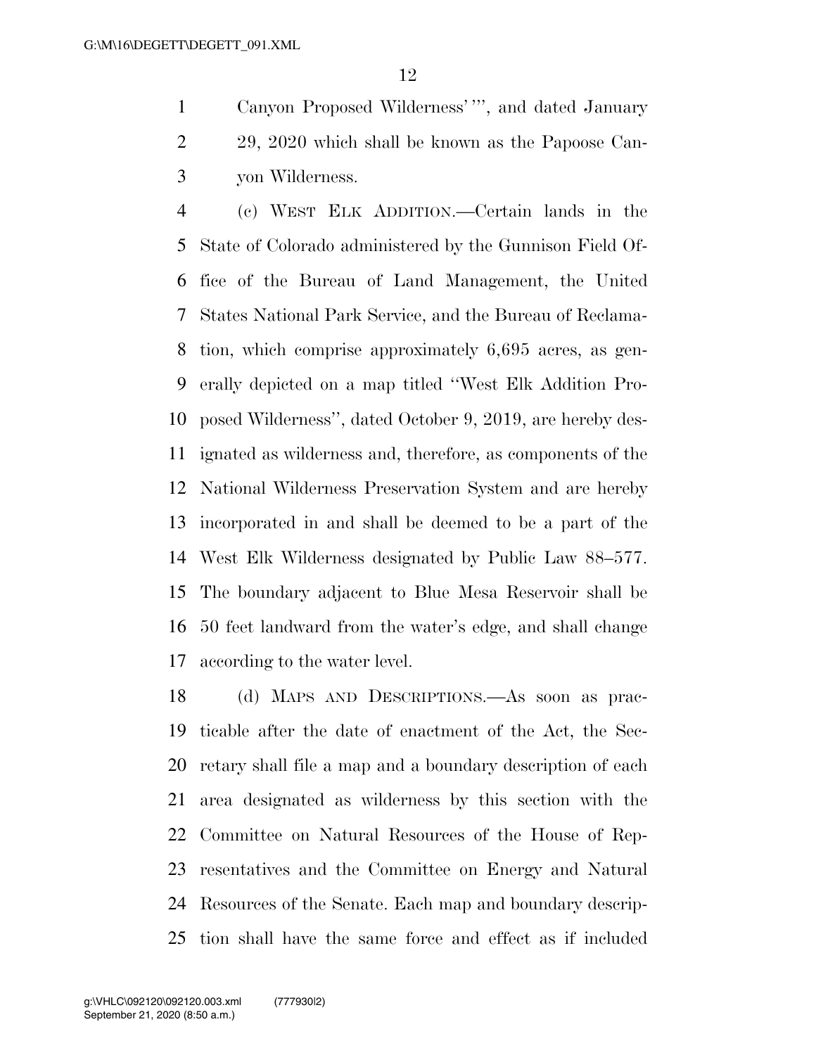Canyon Proposed Wilderness' '', and dated January 29, 2020 which shall be known as the Papoose Canyon Wilderness.

(c) WEST ELK ADDITION.—Certain lands in the State of Colorado administered by the Gunnison Field Office of the Bureau of Land Management, the United States National Park Service, and the Bureau of Reclamation, which comprise approximately 6,695 acres, as generally depicted on a map titled ''West Elk Addition Proposed Wilderness'', dated October 9, 2019, are hereby designated as wilderness and, therefore, as components of the National Wilderness Preservation System and are hereby incorporated in and shall be deemed to be a part of the West Elk Wilderness designated by Public Law 88–577. The boundary adjacent to Blue Mesa Reservoir shall be 50 feet landward from the water's edge, and shall change according to the water level.

(d) MAPS AND DESCRIPTIONS.—As soon as practicable after the date of enactment of the Act, the Secretary shall file a map and a boundary description of each area designated as wilderness by this section with the Committee on Natural Resources of the House of Representatives and the Committee on Energy and Natural Resources of the Senate. Each map and boundary description shall have the same force and effect as if included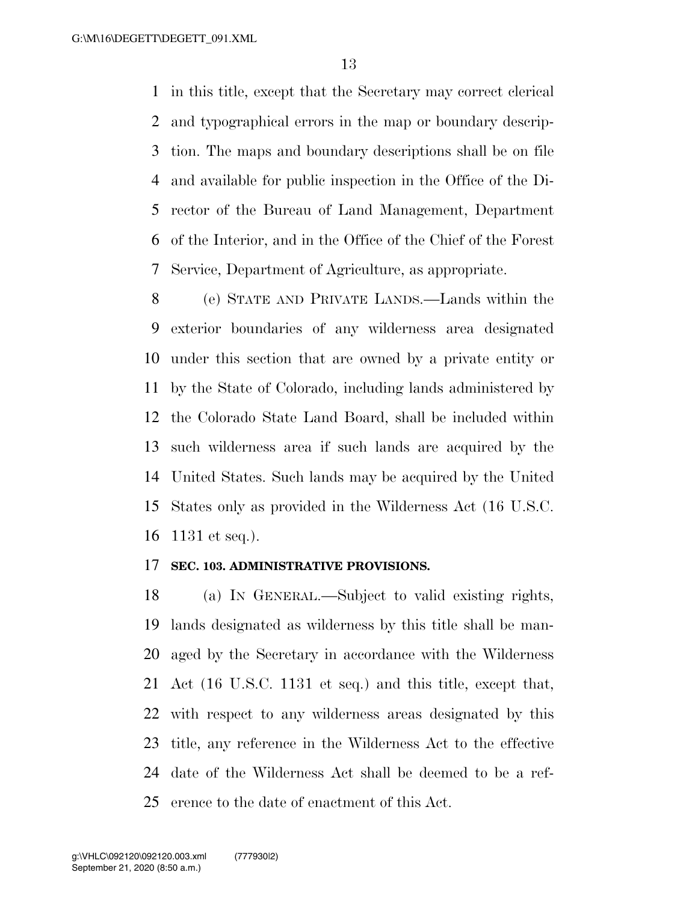in this title, except that the Secretary may correct clerical and typographical errors in the map or boundary description. The maps and boundary descriptions shall be on file and available for public inspection in the Office of the Director of the Bureau of Land Management, Department of the Interior, and in the Office of the Chief of the Forest Service, Department of Agriculture, as appropriate.

(e) STATE AND PRIVATE LANDS.—Lands within the exterior boundaries of any wilderness area designated under this section that are owned by a private entity or by the State of Colorado, including lands administered by the Colorado State Land Board, shall be included within such wilderness area if such lands are acquired by the United States. Such lands may be acquired by the United States only as provided in the Wilderness Act (16 U.S.C. 1131 et seq.).

**SEC. 103. ADMINISTRATIVE PROVISIONS.**

(a) IN GENERAL.—Subject to valid existing rights, lands designated as wilderness by this title shall be managed by the Secretary in accordance with the Wilderness Act (16 U.S.C. 1131 et seq.) and this title, except that, with respect to any wilderness areas designated by this title, any reference in the Wilderness Act to the effective date of the Wilderness Act shall be deemed to be a reference to the date of enactment of this Act.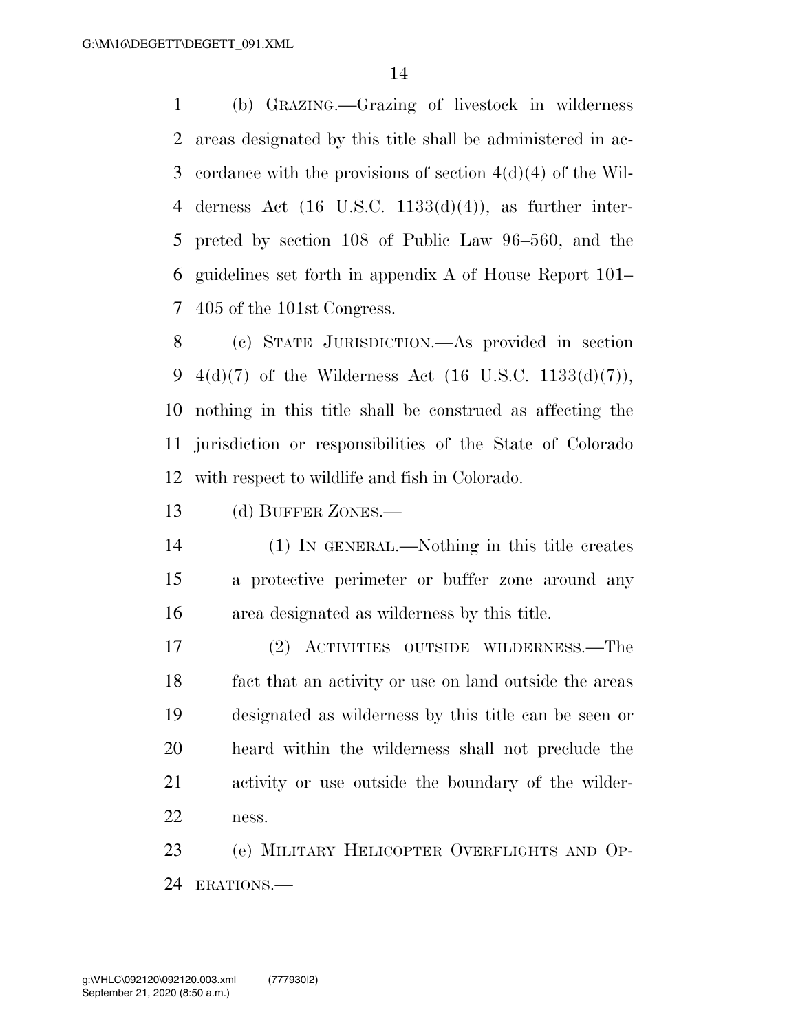(b) GRAZING.—Grazing of livestock in wilderness areas designated by this title shall be administered in accordance with the provisions of section 4(d)(4) of the Wilderness Act (16 U.S.C. 1133(d)(4)), as further interpreted by section 108 of Public Law 96–560, and the guidelines set forth in appendix A of House Report 101–405 of the 101st Congress.

(c) STATE JURISDICTION.—As provided in section 4(d)(7) of the Wilderness Act (16 U.S.C. 1133(d)(7)), nothing in this title shall be construed as affecting the jurisdiction or responsibilities of the State of Colorado with respect to wildlife and fish in Colorado.

(d) BUFFER ZONES.—

(1) IN GENERAL.—Nothing in this title creates a protective perimeter or buffer zone around any area designated as wilderness by this title.

(2) ACTIVITIES OUTSIDE WILDERNESS.—The fact that an activity or use on land outside the areas designated as wilderness by this title can be seen or heard within the wilderness shall not preclude the activity or use outside the boundary of the wilderness.

(e) MILITARY HELICOPTER OVERFLIGHTS AND OPERATIONS.—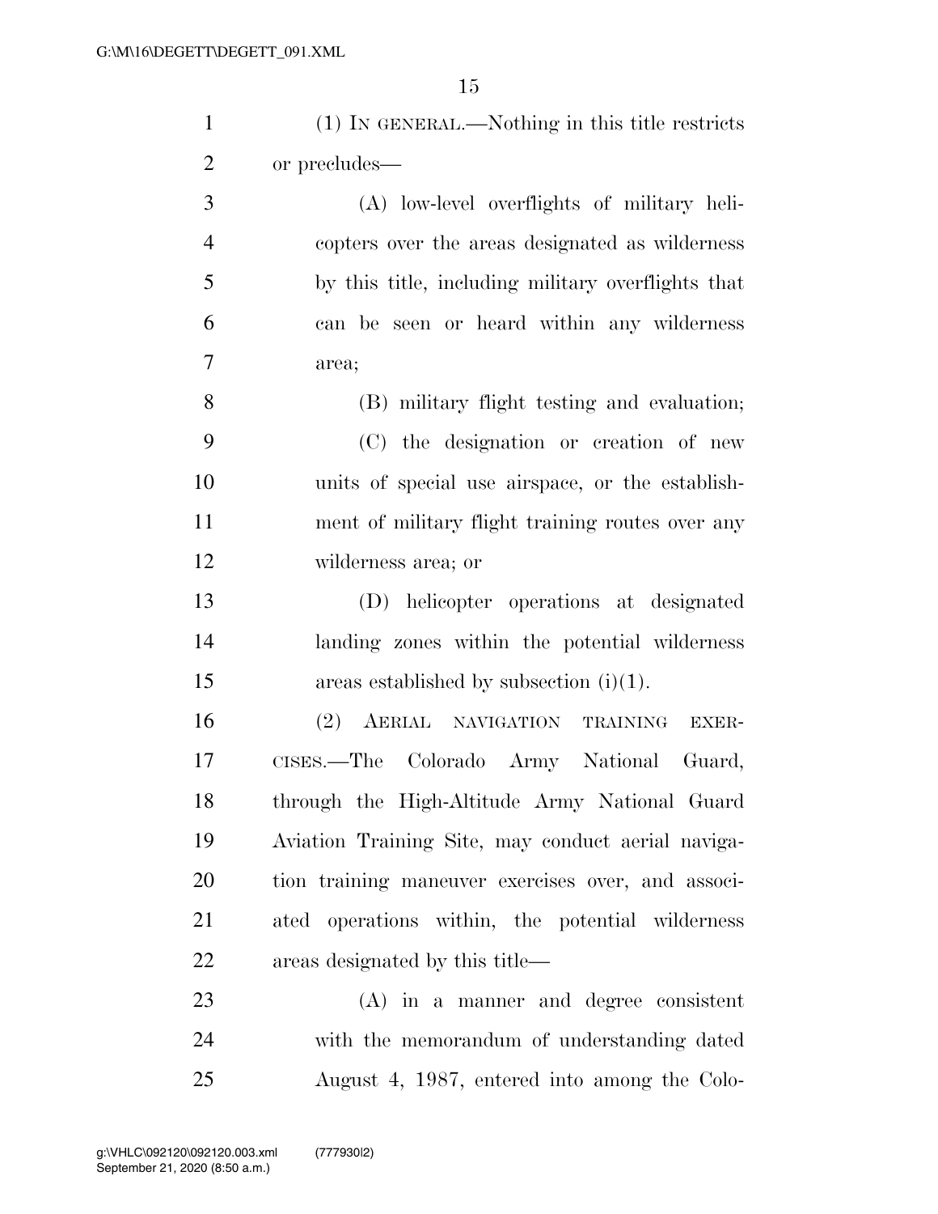(1) IN GENERAL.—Nothing in this title restricts or precludes—

(A) low-level overflights of military helicopters over the areas designated as wilderness by this title, including military overflights that can be seen or heard within any wilderness area;

(B) military flight testing and evaluation;

(C) the designation or creation of new units of special use airspace, or the establishment of military flight training routes over any wilderness area; or

(D) helicopter operations at designated landing zones within the potential wilderness areas established by subsection (i)(1).

(2) AERIAL NAVIGATION TRAINING EXERCISES.—The Colorado Army National Guard, through the High-Altitude Army National Guard Aviation Training Site, may conduct aerial navigation training maneuver exercises over, and associated operations within, the potential wilderness areas designated by this title—

(A) in a manner and degree consistent with the memorandum of understanding dated August 4, 1987, entered into among the Colo-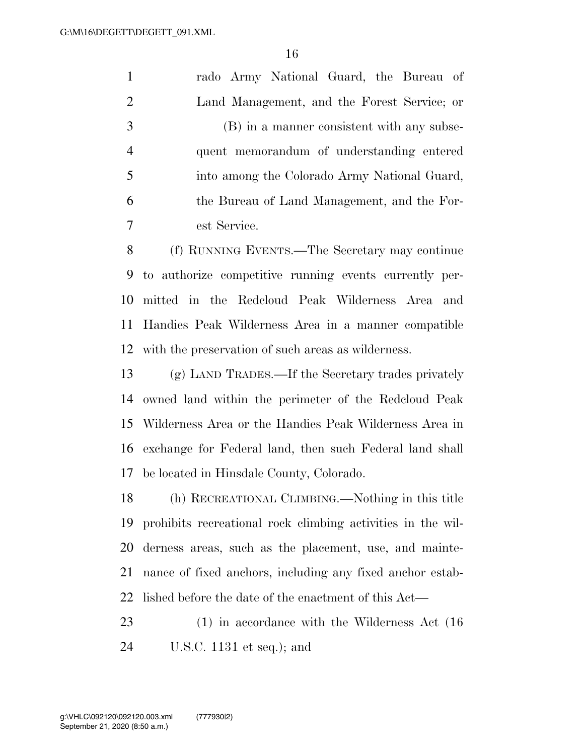rado Army National Guard, the Bureau of Land Management, and the Forest Service; or

(B) in a manner consistent with any subsequent memorandum of understanding entered into among the Colorado Army National Guard, the Bureau of Land Management, and the Forest Service.

(f) RUNNING EVENTS.—The Secretary may continue to authorize competitive running events currently permitted in the Redcloud Peak Wilderness Area and Handies Peak Wilderness Area in a manner compatible with the preservation of such areas as wilderness.

(g) LAND TRADES.—If the Secretary trades privately owned land within the perimeter of the Redcloud Peak Wilderness Area or the Handies Peak Wilderness Area in exchange for Federal land, then such Federal land shall be located in Hinsdale County, Colorado.

(h) RECREATIONAL CLIMBING.—Nothing in this title prohibits recreational rock climbing activities in the wilderness areas, such as the placement, use, and maintenance of fixed anchors, including any fixed anchor established before the date of the enactment of this Act—

(1) in accordance with the Wilderness Act (16 U.S.C. 1131 et seq.); and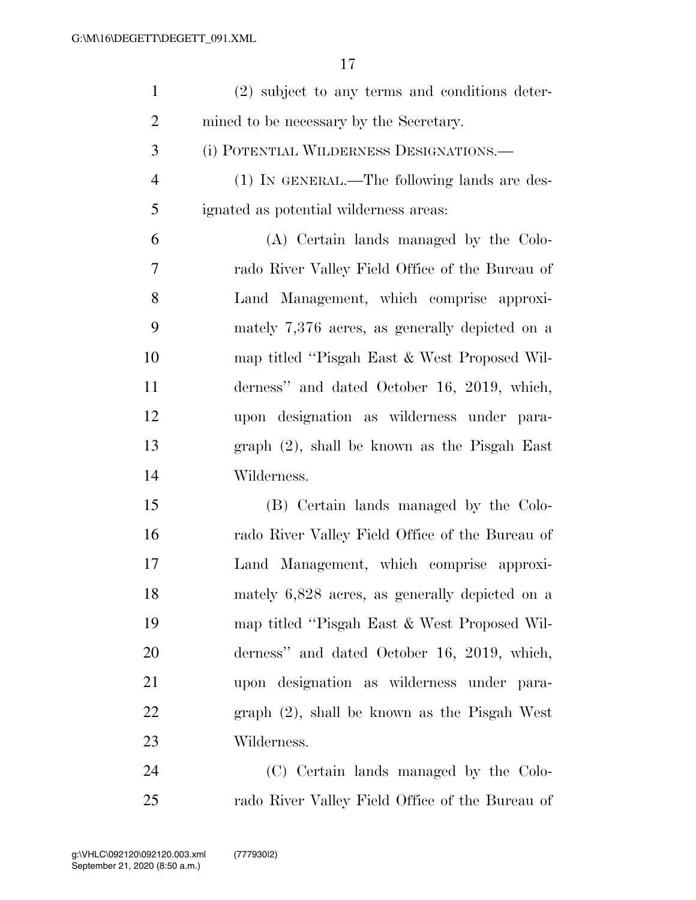(2) subject to any terms and conditions determined to be necessary by the Secretary.

(i) POTENTIAL WILDERNESS DESIGNATIONS.—

(1) IN GENERAL.—The following lands are designated as potential wilderness areas:

(A) Certain lands managed by the Colorado River Valley Field Office of the Bureau of Land Management, which comprise approximately 7,376 acres, as generally depicted on a map titled "Pisgah East & West Proposed Wilderness" and dated October 16, 2019, which, upon designation as wilderness under paragraph (2), shall be known as the Pisgah East Wilderness.

(B) Certain lands managed by the Colorado River Valley Field Office of the Bureau of Land Management, which comprise approximately 6,828 acres, as generally depicted on a map titled "Pisgah East & West Proposed Wilderness" and dated October 16, 2019, which, upon designation as wilderness under paragraph (2), shall be known as the Pisgah West Wilderness.

(C) Certain lands managed by the Colorado River Valley Field Office of the Bureau of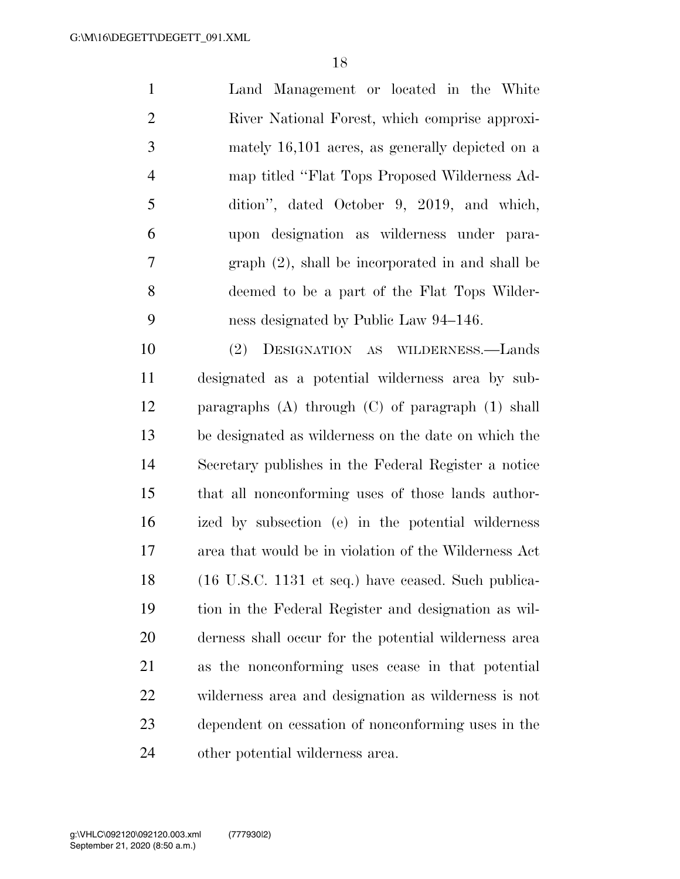Land Management or located in the White River National Forest, which comprise approximately 16,101 acres, as generally depicted on a map titled "Flat Tops Proposed Wilderness Addition", dated October 9, 2019, and which, upon designation as wilderness under paragraph (2), shall be incorporated in and shall be deemed to be a part of the Flat Tops Wilderness designated by Public Law 94–146.

(2) DESIGNATION AS WILDERNESS.—Lands designated as a potential wilderness area by subparagraphs (A) through (C) of paragraph (1) shall be designated as wilderness on the date on which the Secretary publishes in the Federal Register a notice that all nonconforming uses of those lands authorized by subsection (e) in the potential wilderness area that would be in violation of the Wilderness Act (16 U.S.C. 1131 et seq.) have ceased. Such publication in the Federal Register and designation as wilderness shall occur for the potential wilderness area as the nonconforming uses cease in that potential wilderness area and designation as wilderness is not dependent on cessation of nonconforming uses in the other potential wilderness area.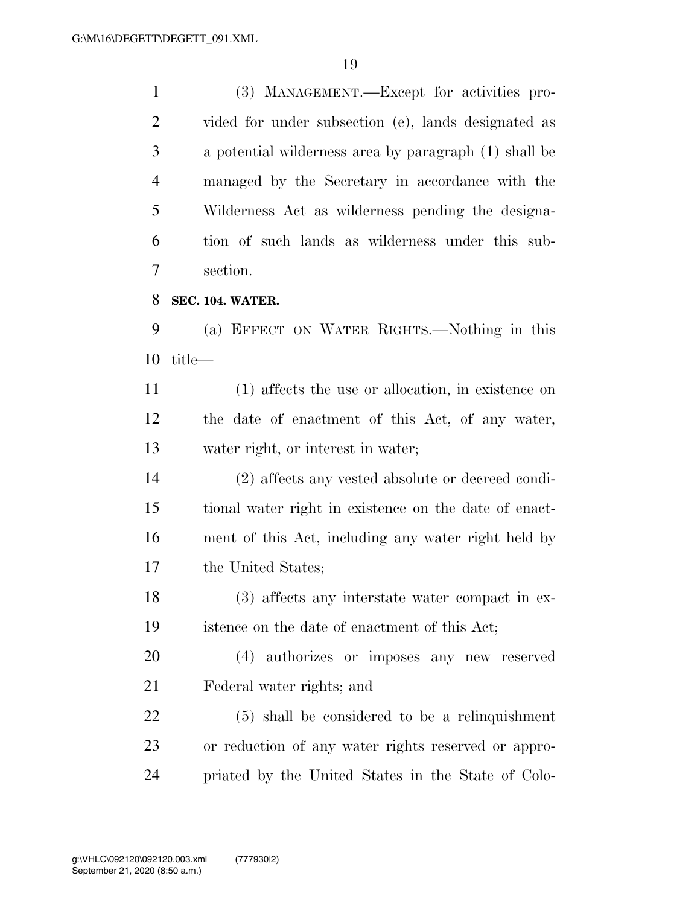(3) MANAGEMENT.—Except for activities provided for under subsection (e), lands designated as a potential wilderness area by paragraph (1) shall be managed by the Secretary in accordance with the Wilderness Act as wilderness pending the designation of such lands as wilderness under this subsection.

**SEC. 104. WATER.**

(a) EFFECT ON WATER RIGHTS.—Nothing in this title—

(1) affects the use or allocation, in existence on the date of enactment of this Act, of any water, water right, or interest in water;

(2) affects any vested absolute or decreed conditional water right in existence on the date of enactment of this Act, including any water right held by the United States;

(3) affects any interstate water compact in existence on the date of enactment of this Act;

(4) authorizes or imposes any new reserved Federal water rights; and

(5) shall be considered to be a relinquishment or reduction of any water rights reserved or appropriated by the United States in the State of Colo-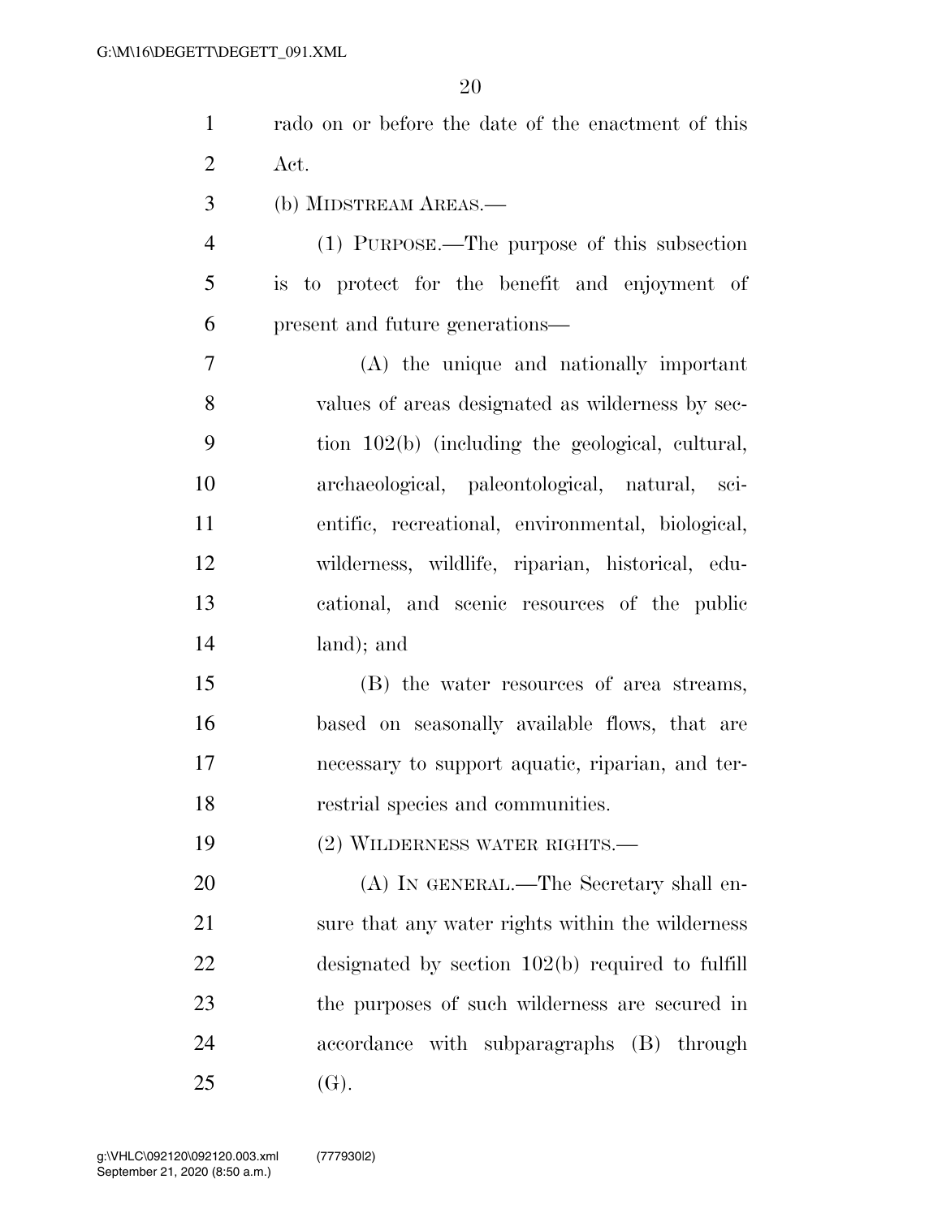rado on or before the date of the enactment of this Act.

(b) MIDSTREAM AREAS.—

(1) PURPOSE.—The purpose of this subsection is to protect for the benefit and enjoyment of present and future generations—

(A) the unique and nationally important values of areas designated as wilderness by section 102(b) (including the geological, cultural, archaeological, paleontological, natural, scientific, recreational, environmental, biological, wilderness, wildlife, riparian, historical, educational, and scenic resources of the public land); and

(B) the water resources of area streams, based on seasonally available flows, that are necessary to support aquatic, riparian, and terrestrial species and communities.

(2) WILDERNESS WATER RIGHTS.—

(A) IN GENERAL.—The Secretary shall ensure that any water rights within the wilderness designated by section 102(b) required to fulfill the purposes of such wilderness are secured in accordance with subparagraphs (B) through (G).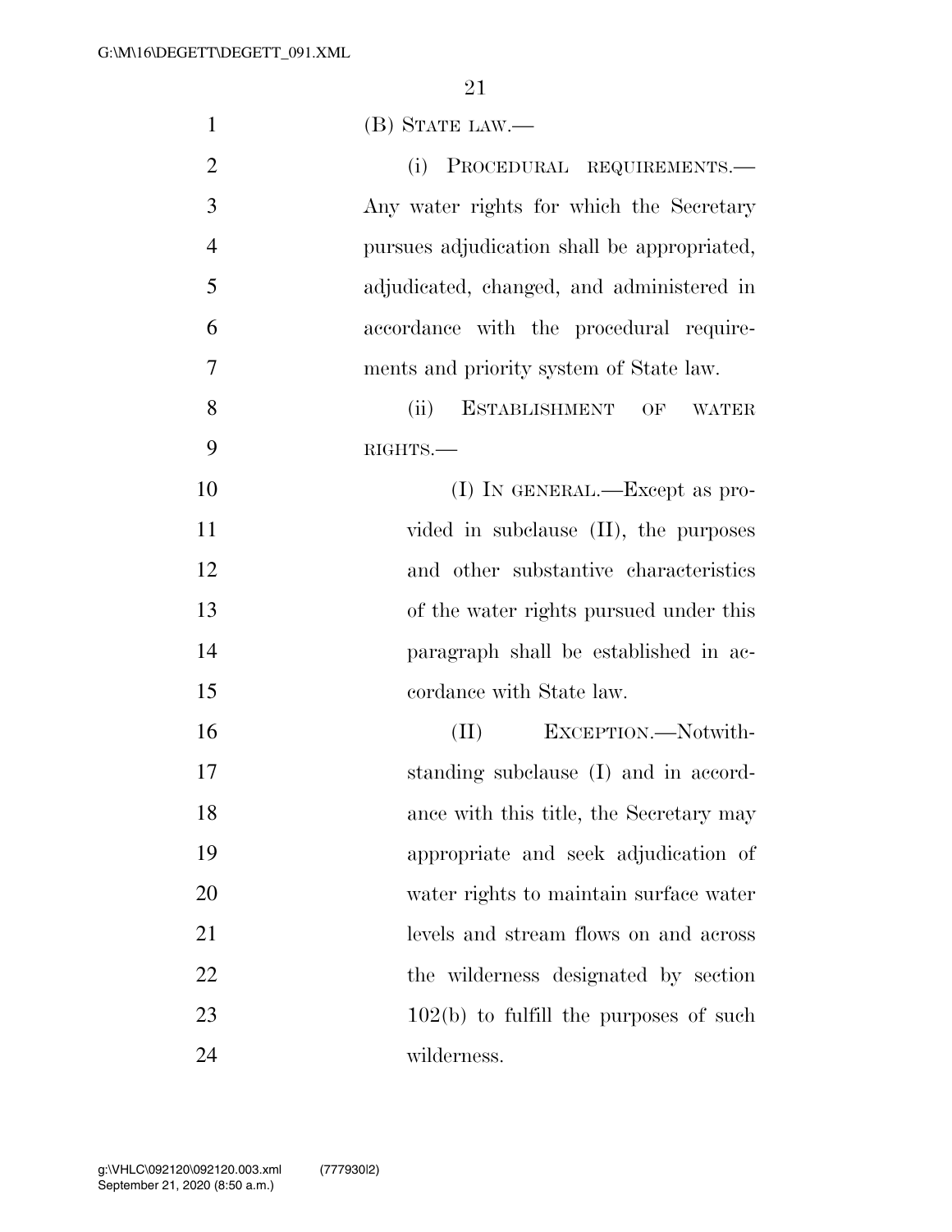(B) STATE LAW.—

(i) PROCEDURAL REQUIREMENTS.—Any water rights for which the Secretary pursues adjudication shall be appropriated, adjudicated, changed, and administered in accordance with the procedural requirements and priority system of State law.

(ii) ESTABLISHMENT OF WATER RIGHTS.—

(I) IN GENERAL.—Except as provided in subclause (II), the purposes and other substantive characteristics of the water rights pursued under this paragraph shall be established in accordance with State law.

(II) EXCEPTION.—Notwithstanding subclause (I) and in accordance with this title, the Secretary may appropriate and seek adjudication of water rights to maintain surface water levels and stream flows on and across the wilderness designated by section 102(b) to fulfill the purposes of such wilderness.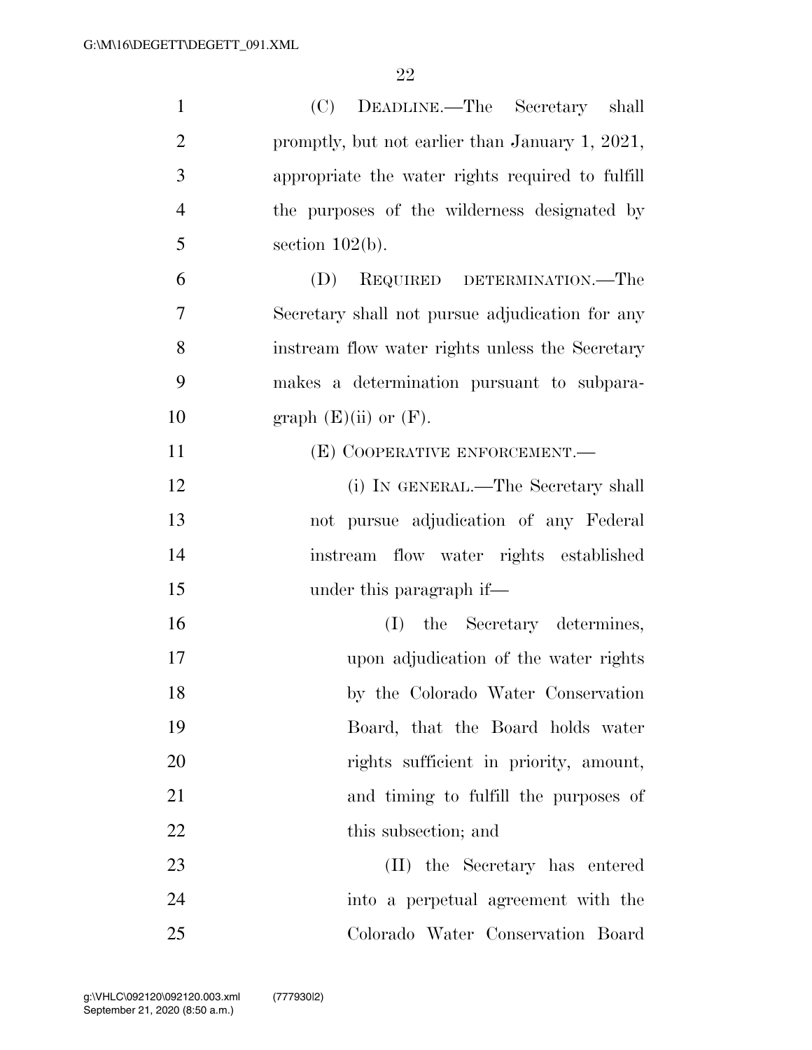(C) DEADLINE.—The Secretary shall promptly, but not earlier than January 1, 2021, appropriate the water rights required to fulfill the purposes of the wilderness designated by section 102(b).

(D) REQUIRED DETERMINATION.—The Secretary shall not pursue adjudication for any instream flow water rights unless the Secretary makes a determination pursuant to subparagraph (E)(ii) or (F).

(E) COOPERATIVE ENFORCEMENT.—

(i) IN GENERAL.—The Secretary shall not pursue adjudication of any Federal instream flow water rights established under this paragraph if—

(I) the Secretary determines, upon adjudication of the water rights by the Colorado Water Conservation Board, that the Board holds water rights sufficient in priority, amount, and timing to fulfill the purposes of this subsection; and

(II) the Secretary has entered into a perpetual agreement with the Colorado Water Conservation Board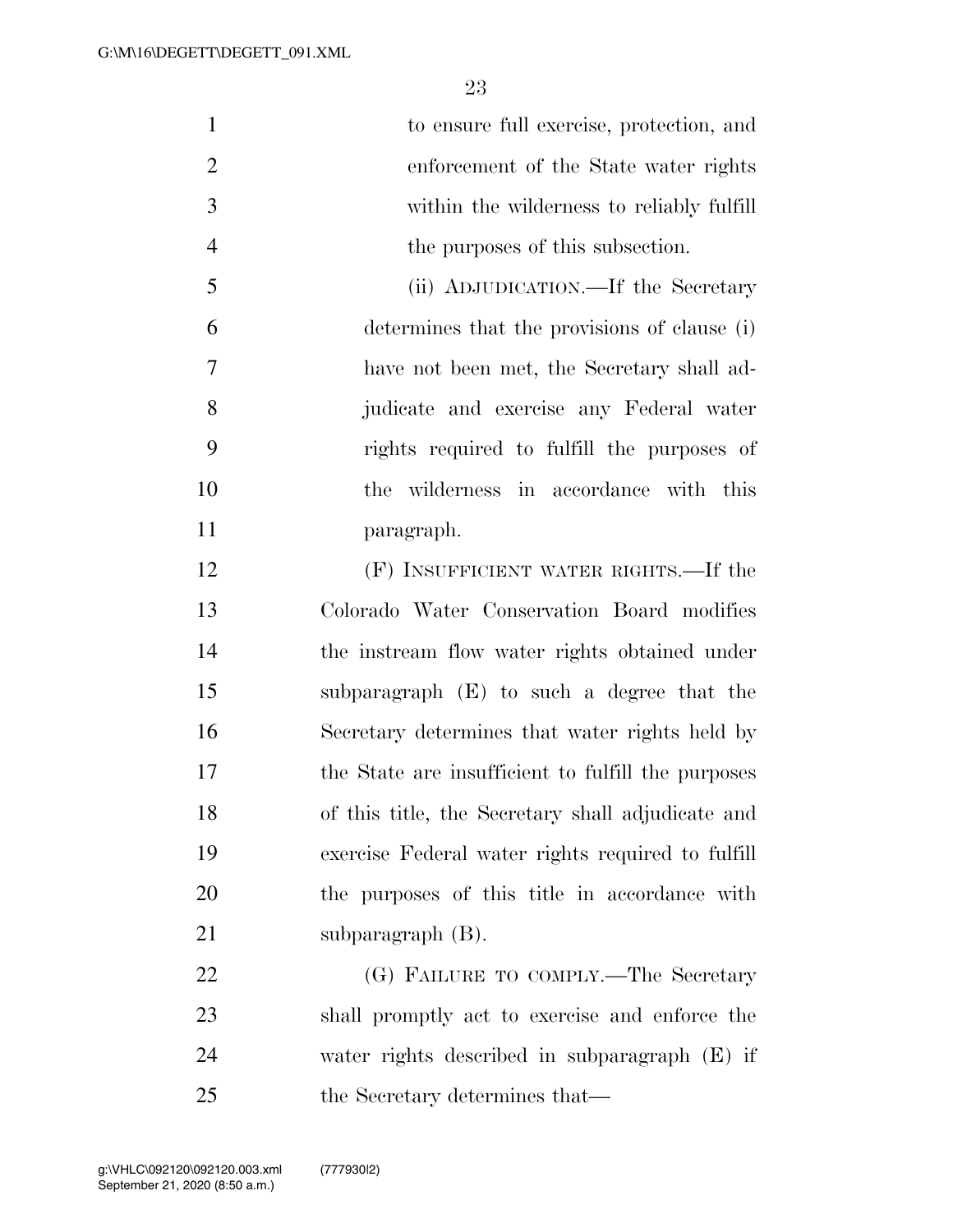to ensure full exercise, protection, and enforcement of the State water rights within the wilderness to reliably fulfill the purposes of this subsection.

(ii) ADJUDICATION.—If the Secretary determines that the provisions of clause (i) have not been met, the Secretary shall adjudicate and exercise any Federal water rights required to fulfill the purposes of the wilderness in accordance with this paragraph.

(F) INSUFFICIENT WATER RIGHTS.—If the Colorado Water Conservation Board modifies the instream flow water rights obtained under subparagraph (E) to such a degree that the Secretary determines that water rights held by the State are insufficient to fulfill the purposes of this title, the Secretary shall adjudicate and exercise Federal water rights required to fulfill the purposes of this title in accordance with subparagraph (B).

(G) FAILURE TO COMPLY.—The Secretary shall promptly act to exercise and enforce the water rights described in subparagraph (E) if the Secretary determines that—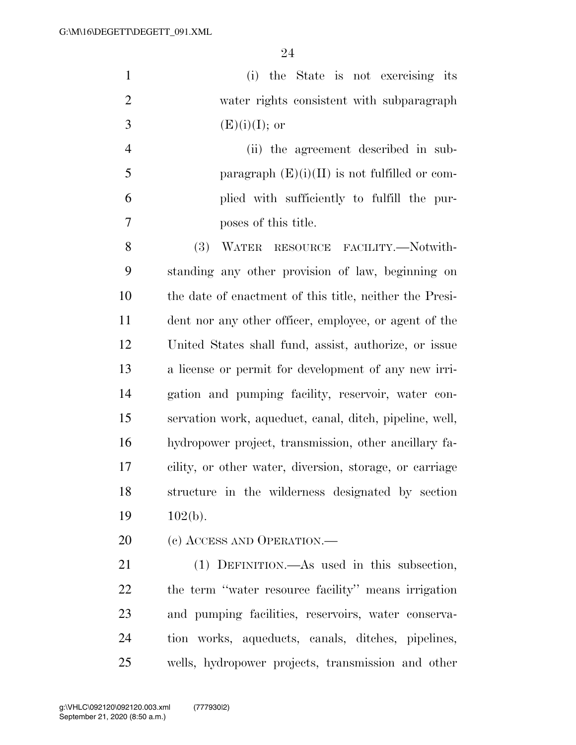(i) the State is not exercising its water rights consistent with subparagraph (E)(i)(I); or

(ii) the agreement described in subparagraph (E)(i)(II) is not fulfilled or complied with sufficiently to fulfill the purposes of this title.

(3) WATER RESOURCE FACILITY.—Notwithstanding any other provision of law, beginning on the date of enactment of this title, neither the President nor any other officer, employee, or agent of the United States shall fund, assist, authorize, or issue a license or permit for development of any new irrigation and pumping facility, reservoir, water conservation work, aqueduct, canal, ditch, pipeline, well, hydropower project, transmission, other ancillary facility, or other water, diversion, storage, or carriage structure in the wilderness designated by section 102(b).

(c) ACCESS AND OPERATION.—

(1) DEFINITION.—As used in this subsection, the term ''water resource facility'' means irrigation and pumping facilities, reservoirs, water conservation works, aqueducts, canals, ditches, pipelines, wells, hydropower projects, transmission and other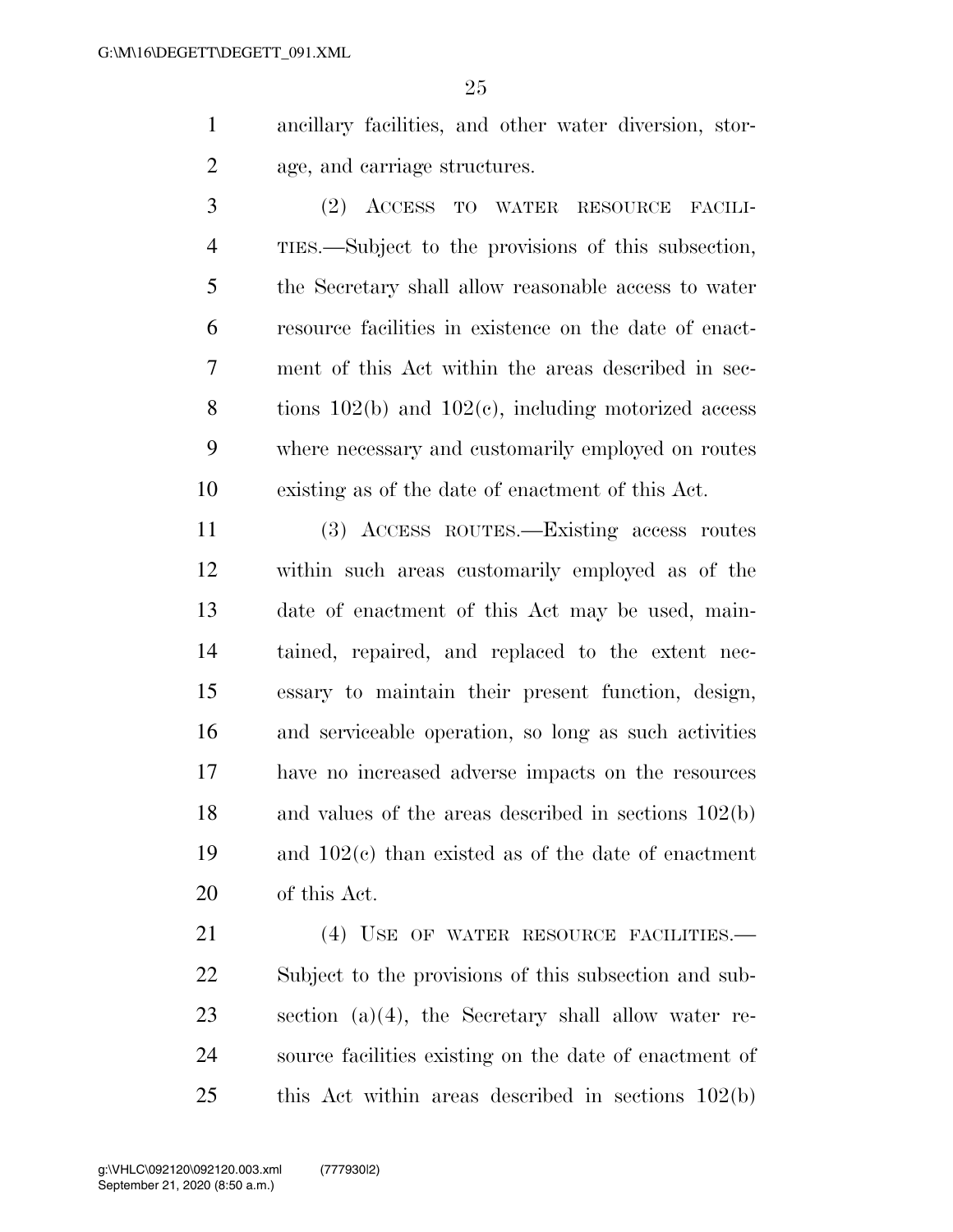ancillary facilities, and other water diversion, storage, and carriage structures.

(2) ACCESS TO WATER RESOURCE FACILITIES.—Subject to the provisions of this subsection, the Secretary shall allow reasonable access to water resource facilities in existence on the date of enactment of this Act within the areas described in sections 102(b) and 102(c), including motorized access where necessary and customarily employed on routes existing as of the date of enactment of this Act.

(3) ACCESS ROUTES.—Existing access routes within such areas customarily employed as of the date of enactment of this Act may be used, maintained, repaired, and replaced to the extent necessary to maintain their present function, design, and serviceable operation, so long as such activities have no increased adverse impacts on the resources and values of the areas described in sections 102(b) and 102(c) than existed as of the date of enactment of this Act.

(4) USE OF WATER RESOURCE FACILITIES.—Subject to the provisions of this subsection and subsection (a)(4), the Secretary shall allow water resource facilities existing on the date of enactment of this Act within areas described in sections 102(b)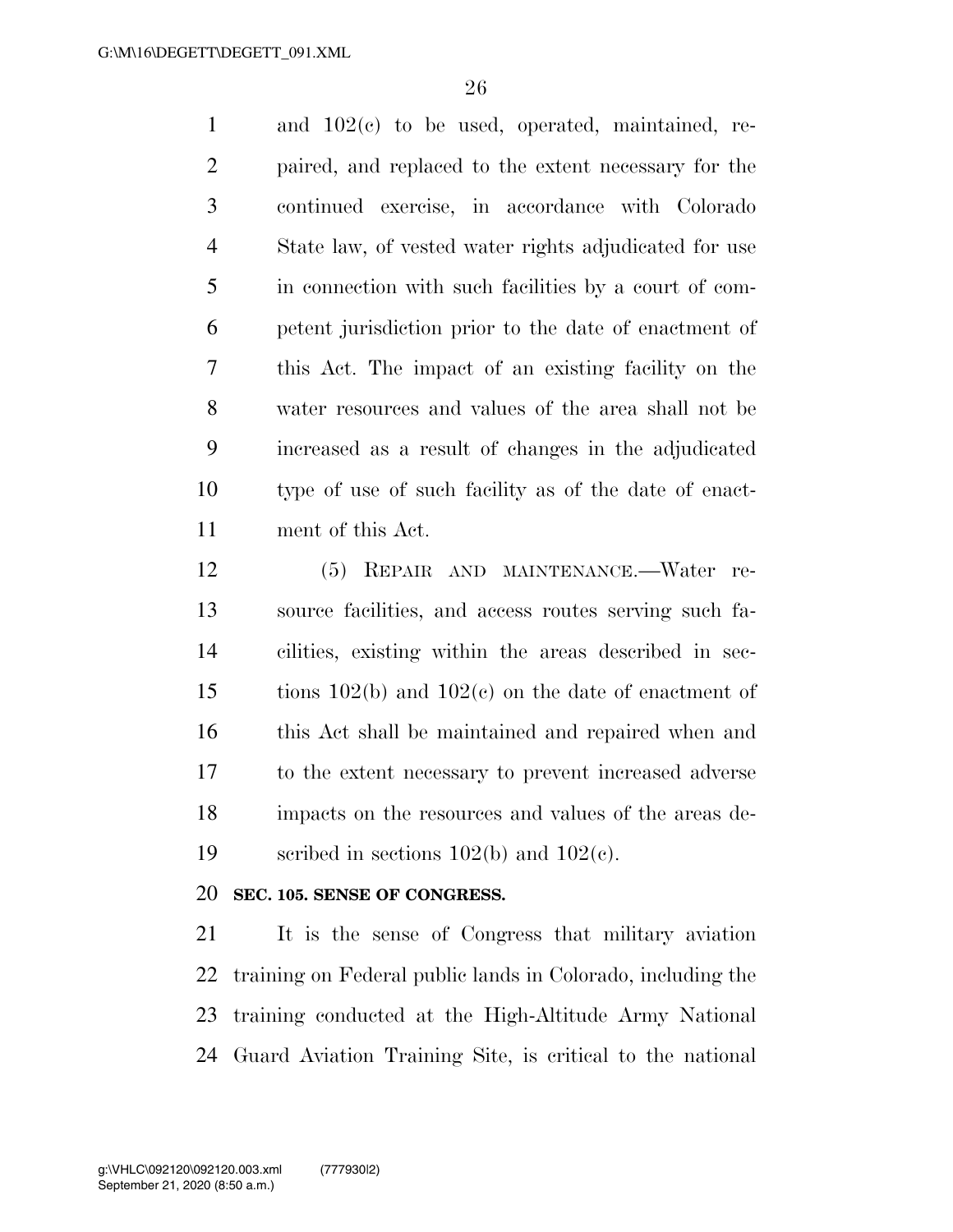and 102(c) to be used, operated, maintained, repaired, and replaced to the extent necessary for the continued exercise, in accordance with Colorado State law, of vested water rights adjudicated for use in connection with such facilities by a court of competent jurisdiction prior to the date of enactment of this Act. The impact of an existing facility on the water resources and values of the area shall not be increased as a result of changes in the adjudicated type of use of such facility as of the date of enactment of this Act.

(5) REPAIR AND MAINTENANCE.—Water resource facilities, and access routes serving such facilities, existing within the areas described in sections 102(b) and 102(c) on the date of enactment of this Act shall be maintained and repaired when and to the extent necessary to prevent increased adverse impacts on the resources and values of the areas described in sections 102(b) and 102(c).

**SEC. 105. SENSE OF CONGRESS.**

It is the sense of Congress that military aviation training on Federal public lands in Colorado, including the training conducted at the High-Altitude Army National Guard Aviation Training Site, is critical to the national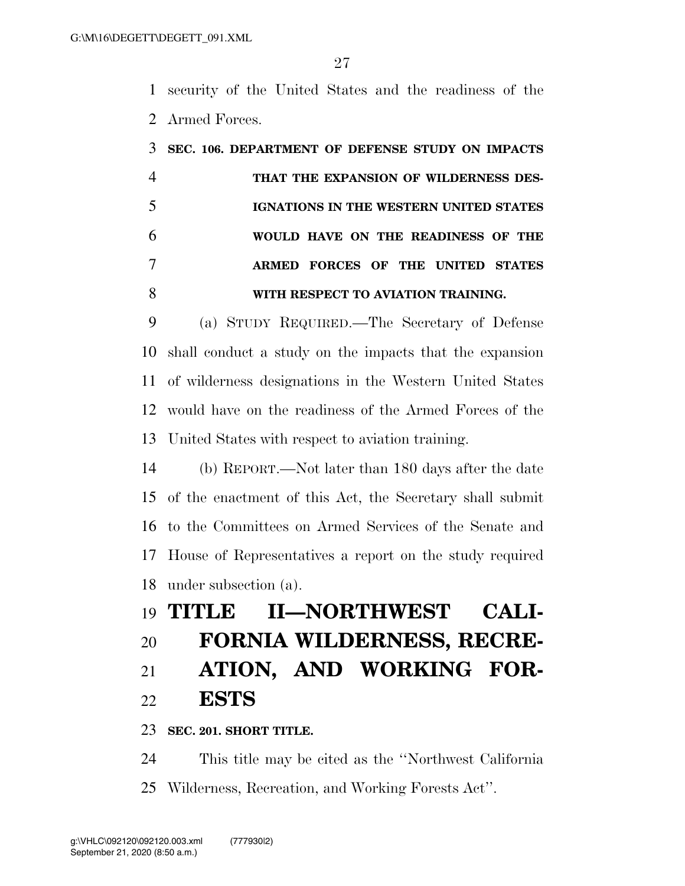security of the United States and the readiness of the Armed Forces.

**SEC. 106. DEPARTMENT OF DEFENSE STUDY ON IMPACTS THAT THE EXPANSION OF WILDERNESS DESIGNATIONS IN THE WESTERN UNITED STATES WOULD HAVE ON THE READINESS OF THE ARMED FORCES OF THE UNITED STATES WITH RESPECT TO AVIATION TRAINING.**

(a) STUDY REQUIRED.—The Secretary of Defense shall conduct a study on the impacts that the expansion of wilderness designations in the Western United States would have on the readiness of the Armed Forces of the United States with respect to aviation training.

(b) REPORT.—Not later than 180 days after the date of the enactment of this Act, the Secretary shall submit to the Committees on Armed Services of the Senate and House of Representatives a report on the study required under subsection (a).

# TITLE II—NORTHWEST CALIFORNIA WILDERNESS, RECREATION, AND WORKING FORESTS

**SEC. 201. SHORT TITLE.**

This title may be cited as the "Northwest California Wilderness, Recreation, and Working Forests Act".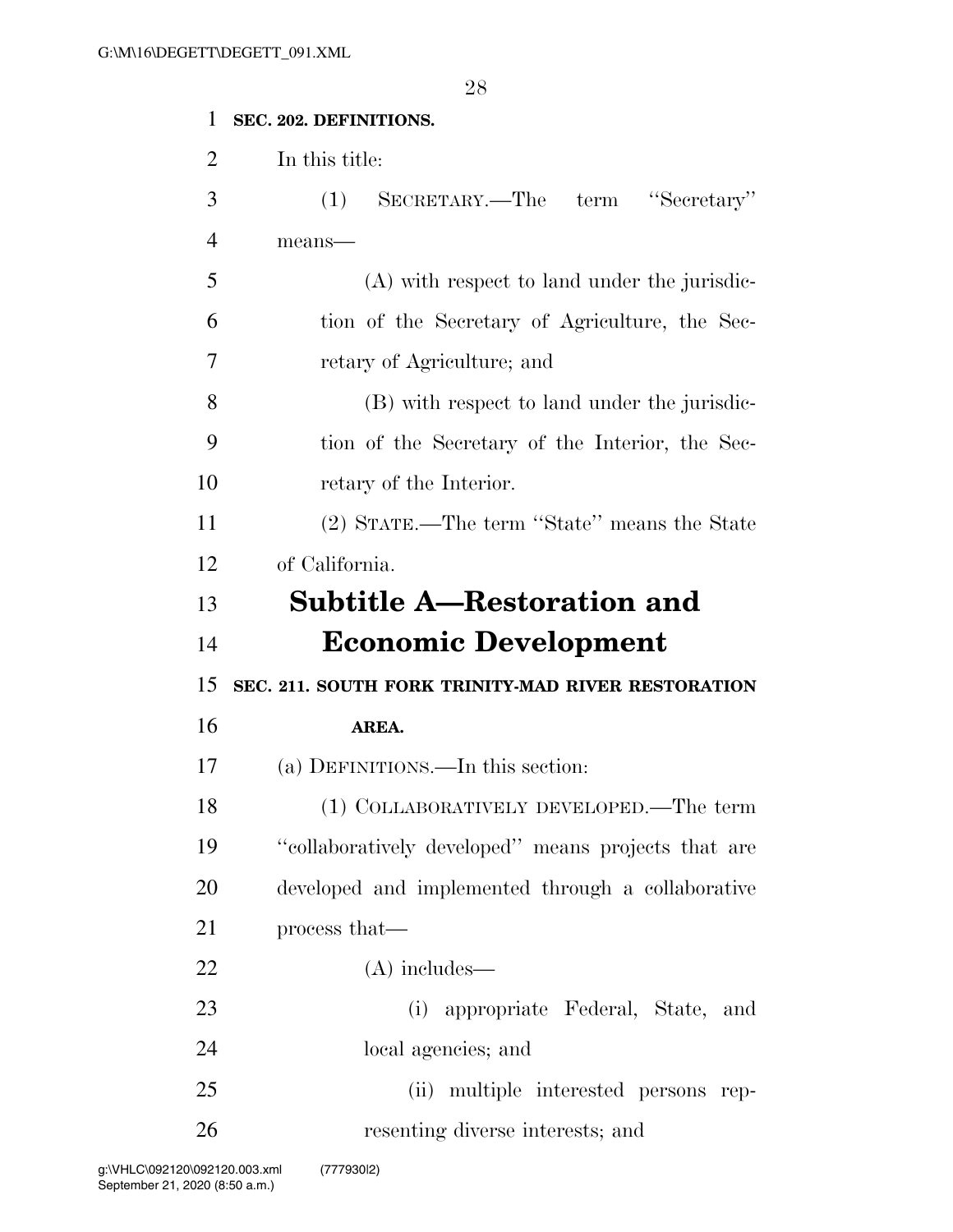**SEC. 202. DEFINITIONS.**

In this title:

(1) SECRETARY.—The term ''Secretary'' means—

(A) with respect to land under the jurisdiction of the Secretary of Agriculture, the Secretary of Agriculture; and

(B) with respect to land under the jurisdiction of the Secretary of the Interior, the Secretary of the Interior.

(2) STATE.—The term ''State'' means the State of California.

# Subtitle A—Restoration and Economic Development

**SEC. 211. SOUTH FORK TRINITY-MAD RIVER RESTORATION AREA.**

(a) DEFINITIONS.—In this section:

(1) COLLABORATIVELY DEVELOPED.—The term ''collaboratively developed'' means projects that are developed and implemented through a collaborative process that—

(A) includes—

(i) appropriate Federal, State, and local agencies; and

(ii) multiple interested persons representing diverse interests; and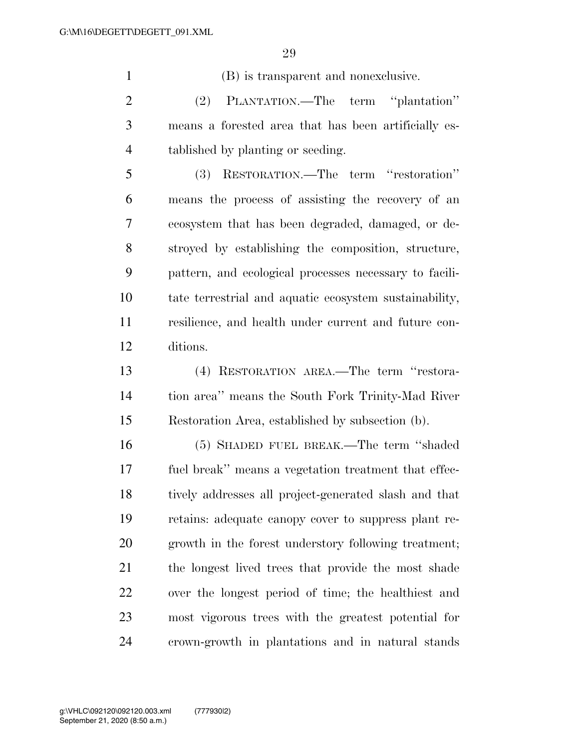(B) is transparent and nonexclusive.

(2) PLANTATION.—The term ''plantation'' means a forested area that has been artificially established by planting or seeding.

(3) RESTORATION.—The term ''restoration'' means the process of assisting the recovery of an ecosystem that has been degraded, damaged, or destroyed by establishing the composition, structure, pattern, and ecological processes necessary to facilitate terrestrial and aquatic ecosystem sustainability, resilience, and health under current and future conditions.

(4) RESTORATION AREA.—The term ''restoration area'' means the South Fork Trinity-Mad River Restoration Area, established by subsection (b).

(5) SHADED FUEL BREAK.—The term ''shaded fuel break'' means a vegetation treatment that effectively addresses all project-generated slash and that retains: adequate canopy cover to suppress plant regrowth in the forest understory following treatment; the longest lived trees that provide the most shade over the longest period of time; the healthiest and most vigorous trees with the greatest potential for crown-growth in plantations and in natural stands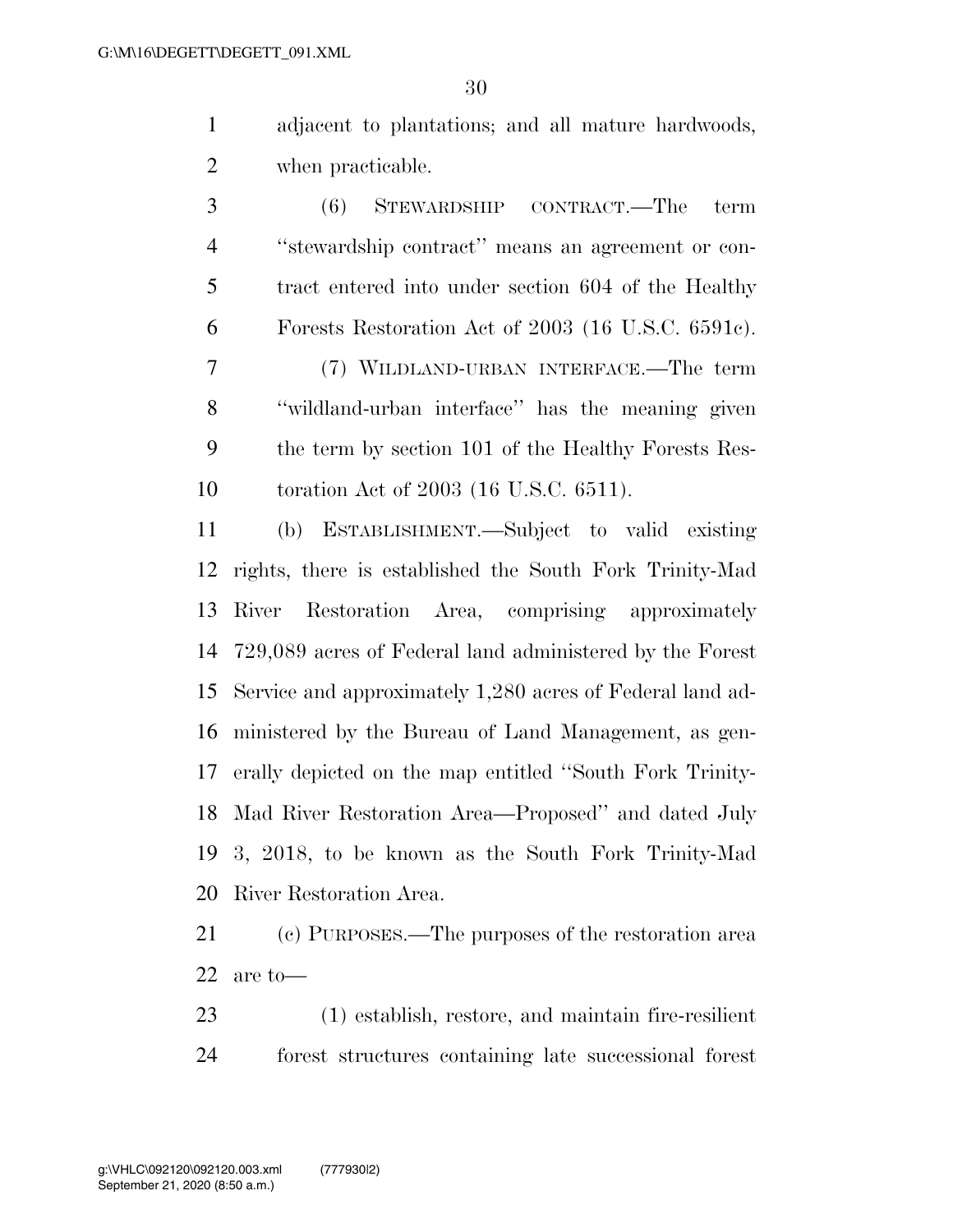adjacent to plantations; and all mature hardwoods, when practicable.

(6) STEWARDSHIP CONTRACT.—The term ''stewardship contract'' means an agreement or contract entered into under section 604 of the Healthy Forests Restoration Act of 2003 (16 U.S.C. 6591c).

(7) WILDLAND-URBAN INTERFACE.—The term ''wildland-urban interface'' has the meaning given the term by section 101 of the Healthy Forests Restoration Act of 2003 (16 U.S.C. 6511).

(b) ESTABLISHMENT.—Subject to valid existing rights, there is established the South Fork Trinity-Mad River Restoration Area, comprising approximately 729,089 acres of Federal land administered by the Forest Service and approximately 1,280 acres of Federal land administered by the Bureau of Land Management, as generally depicted on the map entitled ''South Fork Trinity-Mad River Restoration Area—Proposed'' and dated July 3, 2018, to be known as the South Fork Trinity-Mad River Restoration Area.

(c) PURPOSES.—The purposes of the restoration area are to—

(1) establish, restore, and maintain fire-resilient forest structures containing late successional forest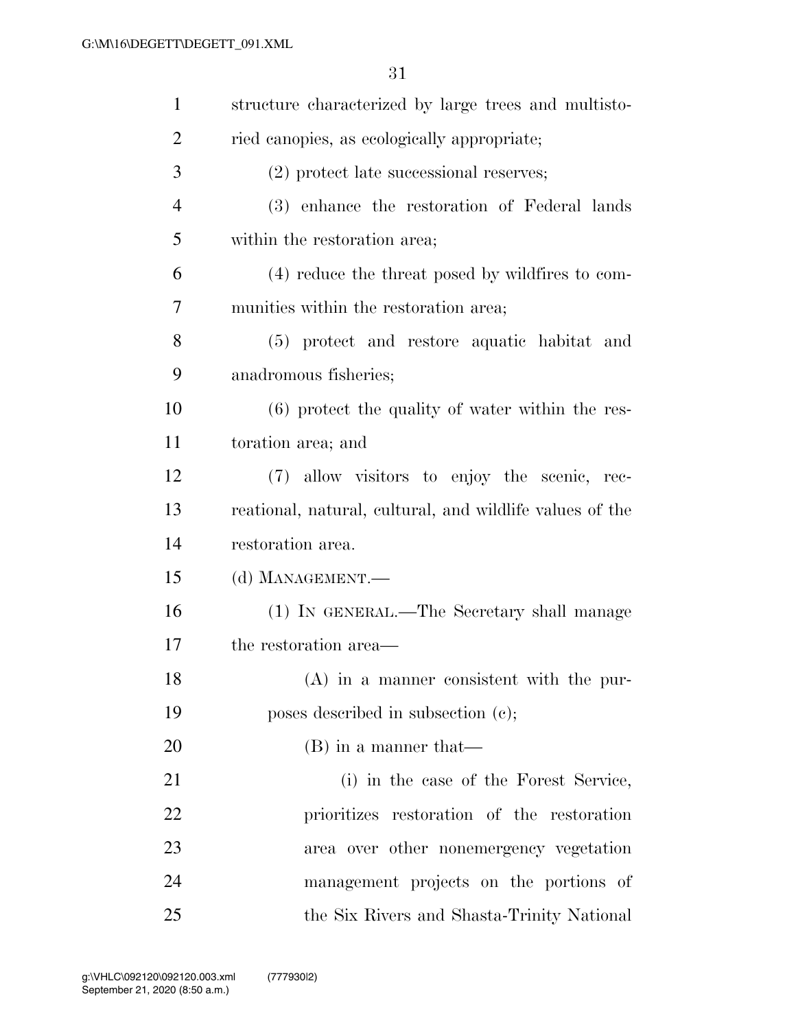structure characterized by large trees and multistoried canopies, as ecologically appropriate;

(2) protect late successional reserves;

(3) enhance the restoration of Federal lands within the restoration area;

(4) reduce the threat posed by wildfires to communities within the restoration area;

(5) protect and restore aquatic habitat and anadromous fisheries;

(6) protect the quality of water within the restoration area; and

(7) allow visitors to enjoy the scenic, recreational, natural, cultural, and wildlife values of the restoration area.

(d) MANAGEMENT.—

(1) IN GENERAL.—The Secretary shall manage the restoration area—

(A) in a manner consistent with the purposes described in subsection (c);

(B) in a manner that—

(i) in the case of the Forest Service, prioritizes restoration of the restoration area over other nonemergency vegetation management projects on the portions of the Six Rivers and Shasta-Trinity National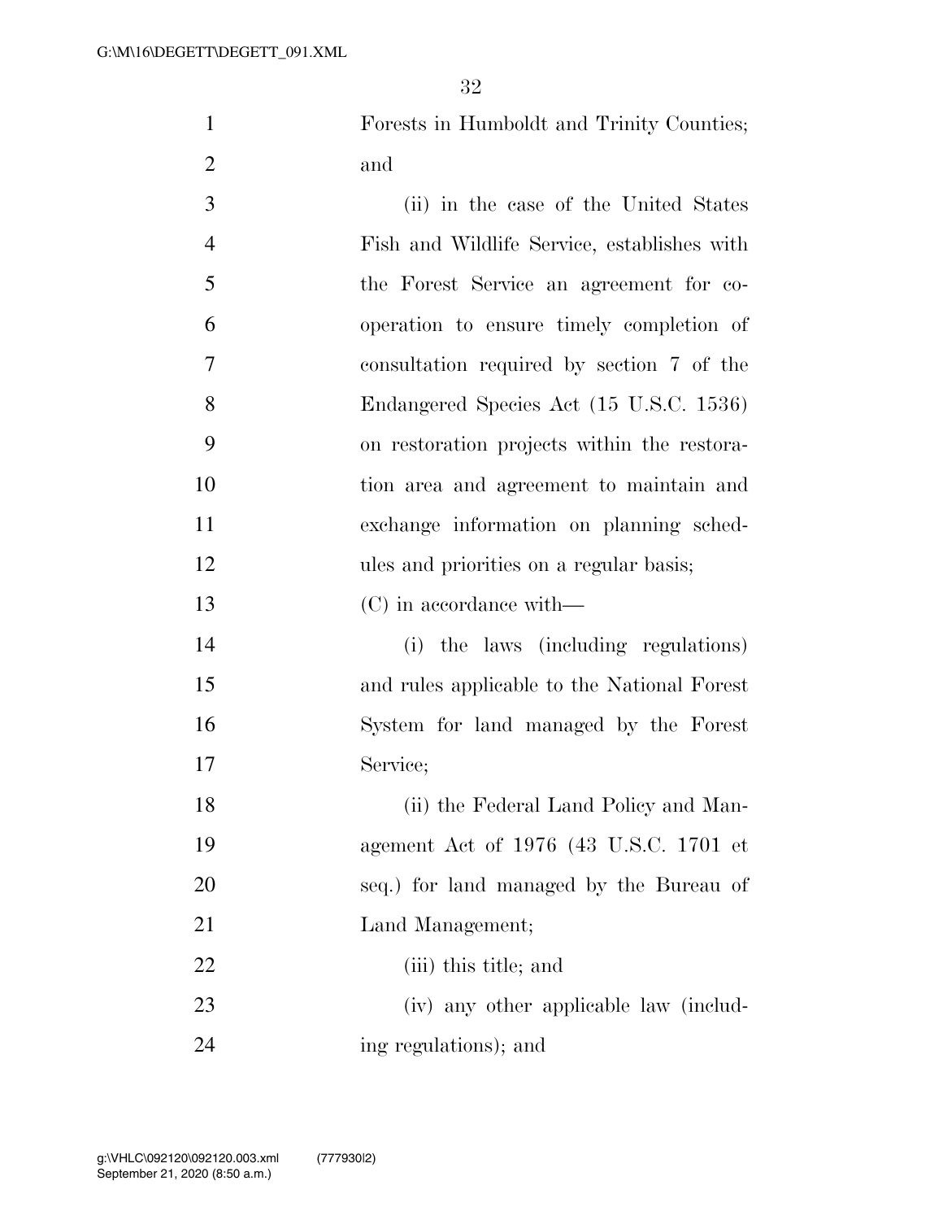Forests in Humboldt and Trinity Counties; and

(ii) in the case of the United States Fish and Wildlife Service, establishes with the Forest Service an agreement for cooperation to ensure timely completion of consultation required by section 7 of the Endangered Species Act (15 U.S.C. 1536) on restoration projects within the restoration area and agreement to maintain and exchange information on planning schedules and priorities on a regular basis;

(C) in accordance with—

(i) the laws (including regulations) and rules applicable to the National Forest System for land managed by the Forest Service;

(ii) the Federal Land Policy and Management Act of 1976 (43 U.S.C. 1701 et seq.) for land managed by the Bureau of Land Management;

(iii) this title; and

(iv) any other applicable law (including regulations); and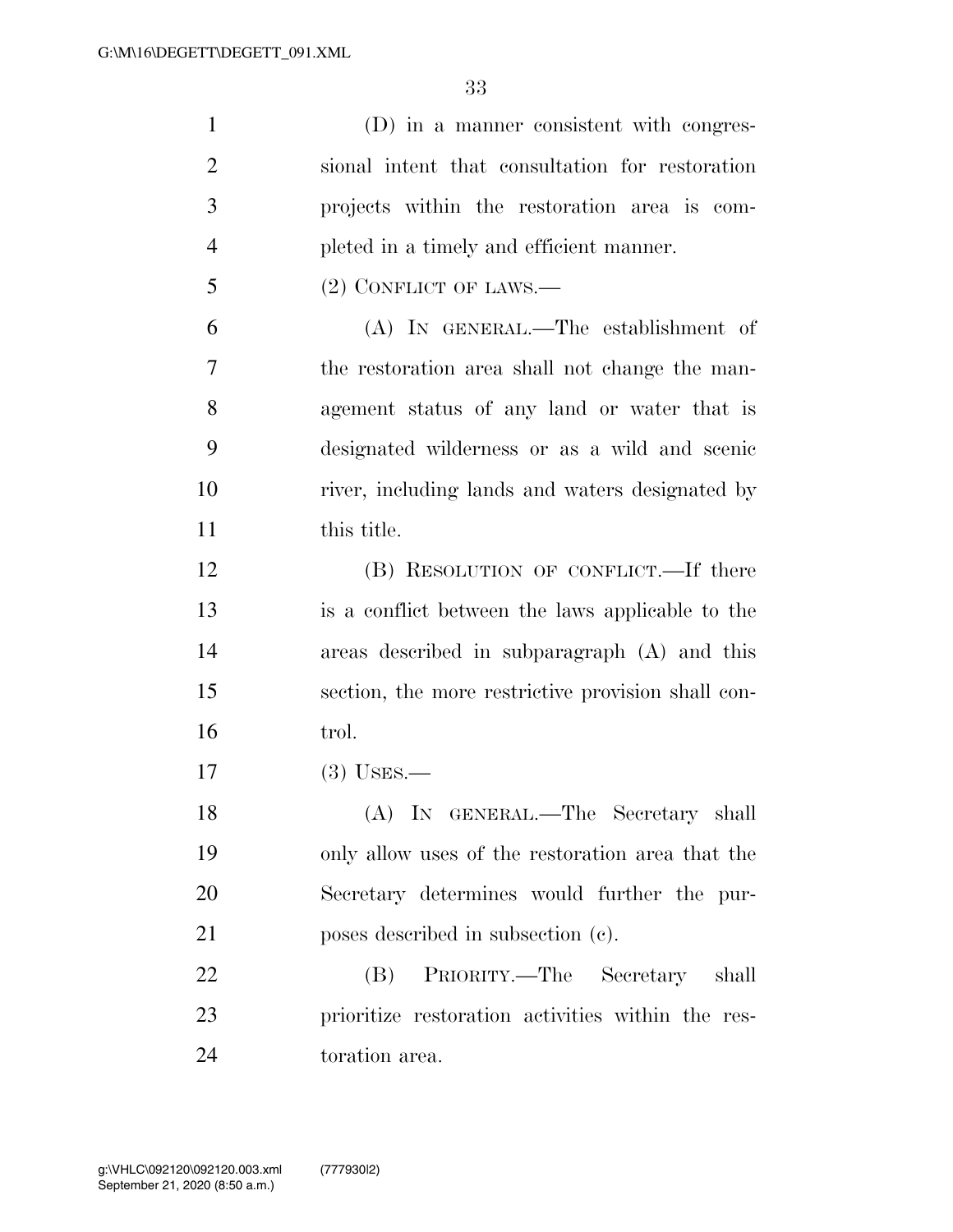(D) in a manner consistent with congressional intent that consultation for restoration projects within the restoration area is completed in a timely and efficient manner.

(2) CONFLICT OF LAWS.—

(A) IN GENERAL.—The establishment of the restoration area shall not change the management status of any land or water that is designated wilderness or as a wild and scenic river, including lands and waters designated by this title.

(B) RESOLUTION OF CONFLICT.—If there is a conflict between the laws applicable to the areas described in subparagraph (A) and this section, the more restrictive provision shall control.

(3) USES.—

(A) IN GENERAL.—The Secretary shall only allow uses of the restoration area that the Secretary determines would further the purposes described in subsection (c).

(B) PRIORITY.—The Secretary shall prioritize restoration activities within the restoration area.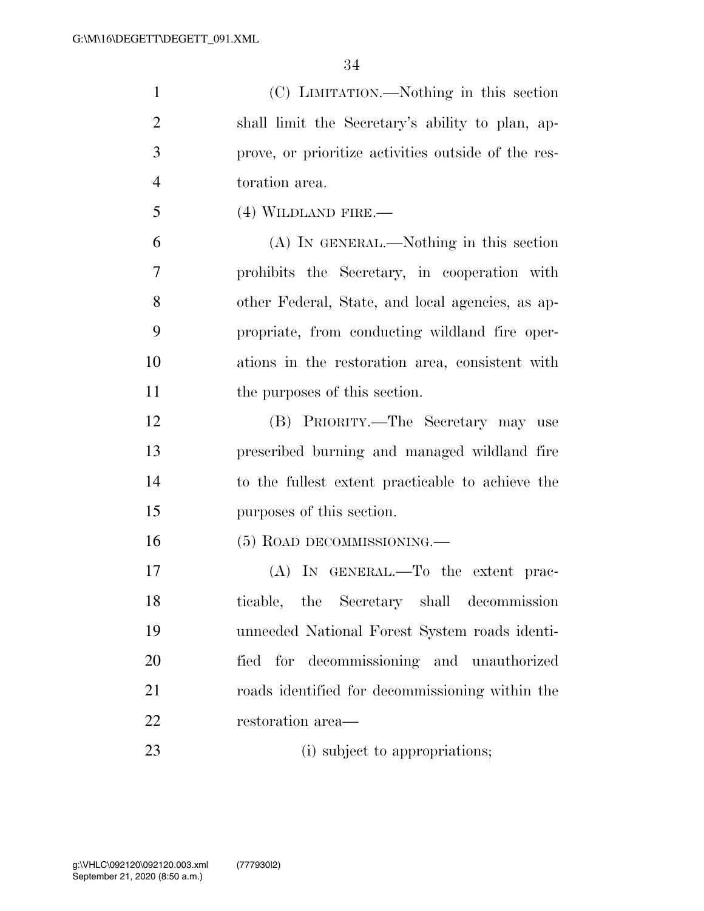(C) LIMITATION.—Nothing in this section shall limit the Secretary's ability to plan, approve, or prioritize activities outside of the restoration area.

(4) WILDLAND FIRE.—

(A) IN GENERAL.—Nothing in this section prohibits the Secretary, in cooperation with other Federal, State, and local agencies, as appropriate, from conducting wildland fire operations in the restoration area, consistent with the purposes of this section.

(B) PRIORITY.—The Secretary may use prescribed burning and managed wildland fire to the fullest extent practicable to achieve the purposes of this section.

(5) ROAD DECOMMISSIONING.—

(A) IN GENERAL.—To the extent practicable, the Secretary shall decommission unneeded National Forest System roads identified for decommissioning and unauthorized roads identified for decommissioning within the restoration area—

(i) subject to appropriations;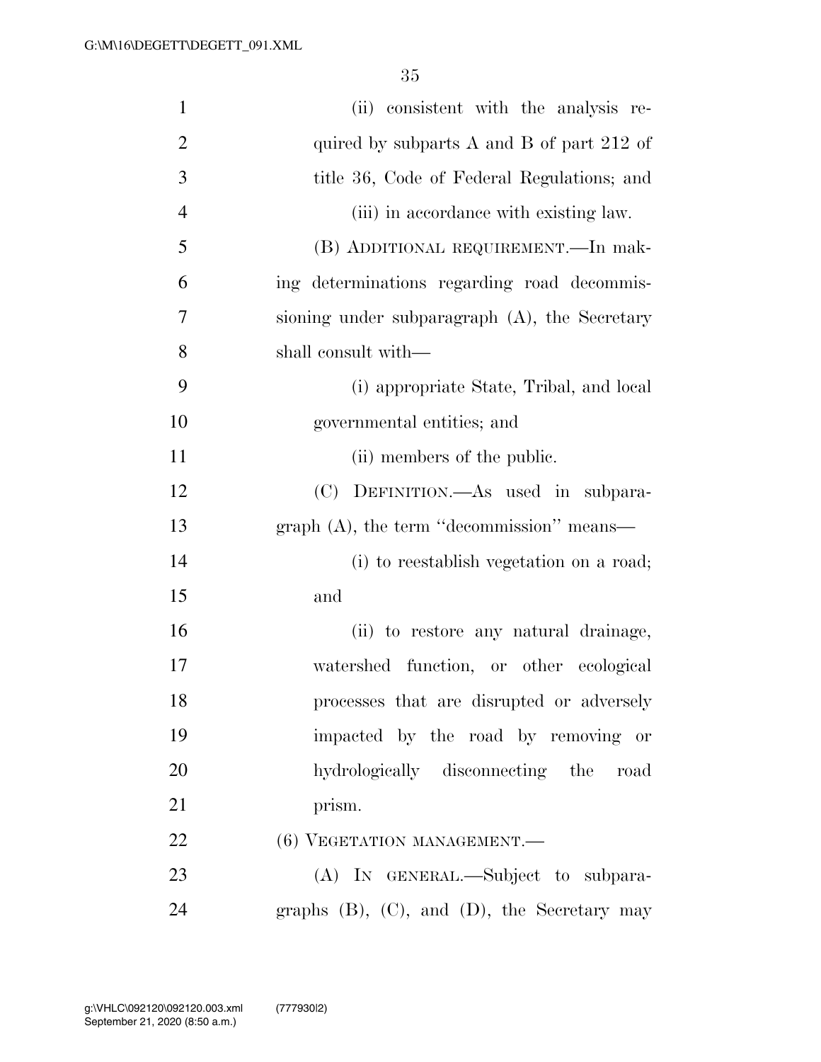(ii) consistent with the analysis required by subparts A and B of part 212 of title 36, Code of Federal Regulations; and

(iii) in accordance with existing law.

(B) ADDITIONAL REQUIREMENT.—In making determinations regarding road decommissioning under subparagraph (A), the Secretary shall consult with—

(i) appropriate State, Tribal, and local governmental entities; and

(ii) members of the public.

(C) DEFINITION.—As used in subparagraph (A), the term "decommission" means—

(i) to reestablish vegetation on a road; and

(ii) to restore any natural drainage, watershed function, or other ecological processes that are disrupted or adversely impacted by the road by removing or hydrologically disconnecting the road prism.

(6) VEGETATION MANAGEMENT.—

(A) IN GENERAL.—Subject to subparagraphs (B), (C), and (D), the Secretary may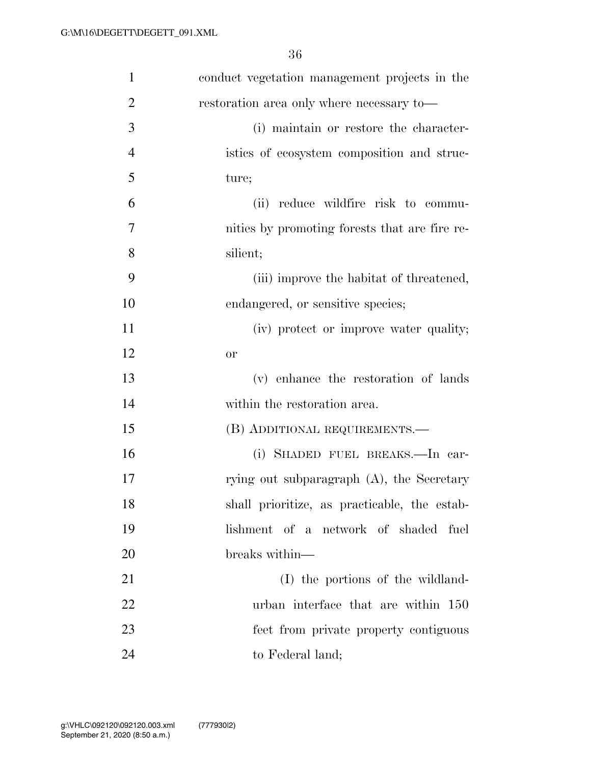conduct vegetation management projects in the restoration area only where necessary to—

(i) maintain or restore the characteristics of ecosystem composition and structure;

(ii) reduce wildfire risk to communities by promoting forests that are fire resilient;

(iii) improve the habitat of threatened, endangered, or sensitive species;

(iv) protect or improve water quality; or

(v) enhance the restoration of lands within the restoration area.

(B) ADDITIONAL REQUIREMENTS.—

(i) SHADED FUEL BREAKS.—In carrying out subparagraph (A), the Secretary shall prioritize, as practicable, the establishment of a network of shaded fuel breaks within—

(I) the portions of the wildland-urban interface that are within 150 feet from private property contiguous to Federal land;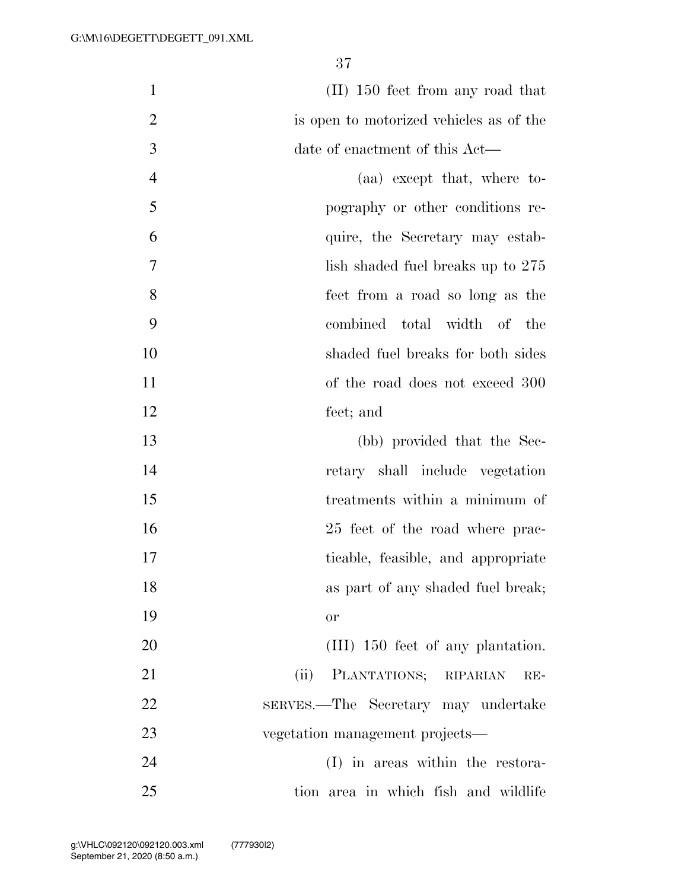(II) 150 feet from any road that is open to motorized vehicles as of the date of enactment of this Act—

(aa) except that, where topography or other conditions require, the Secretary may establish shaded fuel breaks up to 275 feet from a road so long as the combined total width of the shaded fuel breaks for both sides of the road does not exceed 300 feet; and

(bb) provided that the Secretary shall include vegetation treatments within a minimum of 25 feet of the road where practicable, feasible, and appropriate as part of any shaded fuel break; or

(III) 150 feet of any plantation.

(ii) PLANTATIONS; RIPARIAN RESERVES.—The Secretary may undertake vegetation management projects—

(I) in areas within the restoration area in which fish and wildlife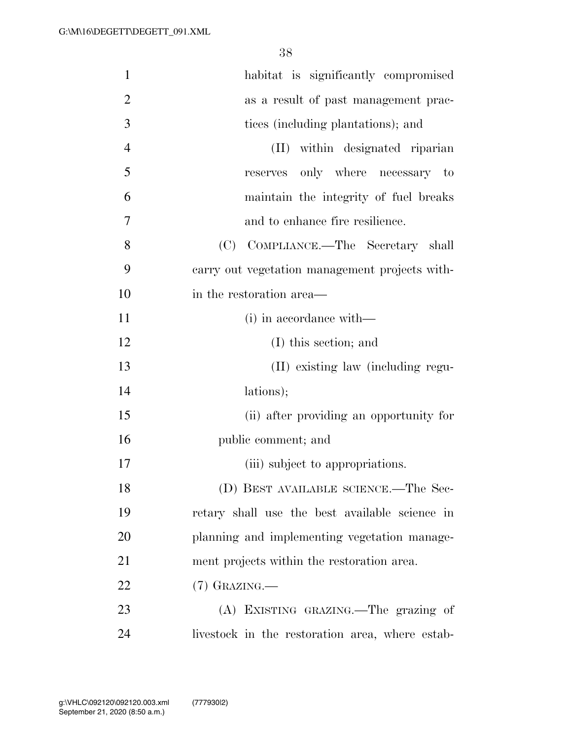habitat is significantly compromised as a result of past management practices (including plantations); and

(II) within designated riparian reserves only where necessary to maintain the integrity of fuel breaks and to enhance fire resilience.

(C) COMPLIANCE.—The Secretary shall carry out vegetation management projects within the restoration area—

(i) in accordance with—

(I) this section; and

(II) existing law (including regulations);

(ii) after providing an opportunity for public comment; and

(iii) subject to appropriations.

(D) BEST AVAILABLE SCIENCE.—The Secretary shall use the best available science in planning and implementing vegetation management projects within the restoration area.

(7) GRAZING.—

(A) EXISTING GRAZING.—The grazing of livestock in the restoration area, where estab-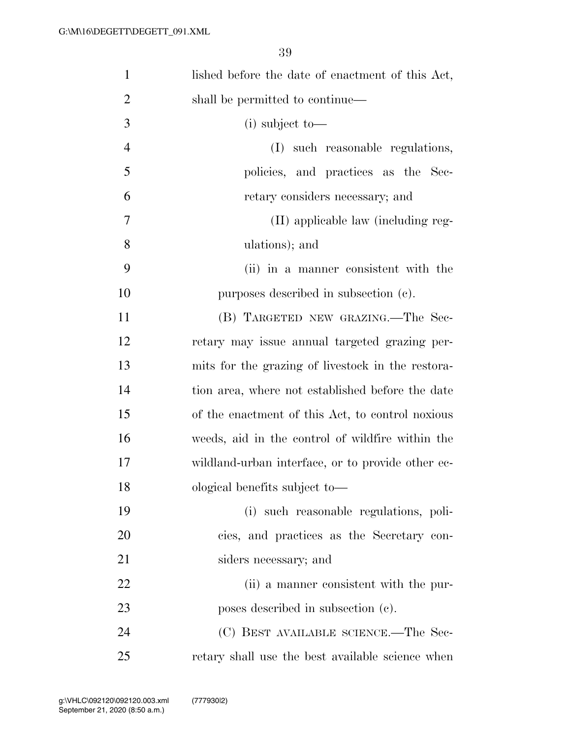lished before the date of enactment of this Act, shall be permitted to continue—

(i) subject to—

(I) such reasonable regulations, policies, and practices as the Secretary considers necessary; and

(II) applicable law (including regulations); and

(ii) in a manner consistent with the purposes described in subsection (c).

(B) TARGETED NEW GRAZING.—The Secretary may issue annual targeted grazing permits for the grazing of livestock in the restoration area, where not established before the date of the enactment of this Act, to control noxious weeds, aid in the control of wildfire within the wildland-urban interface, or to provide other ecological benefits subject to—

(i) such reasonable regulations, policies, and practices as the Secretary considers necessary; and

(ii) a manner consistent with the purposes described in subsection (c).

(C) BEST AVAILABLE SCIENCE.—The Secretary shall use the best available science when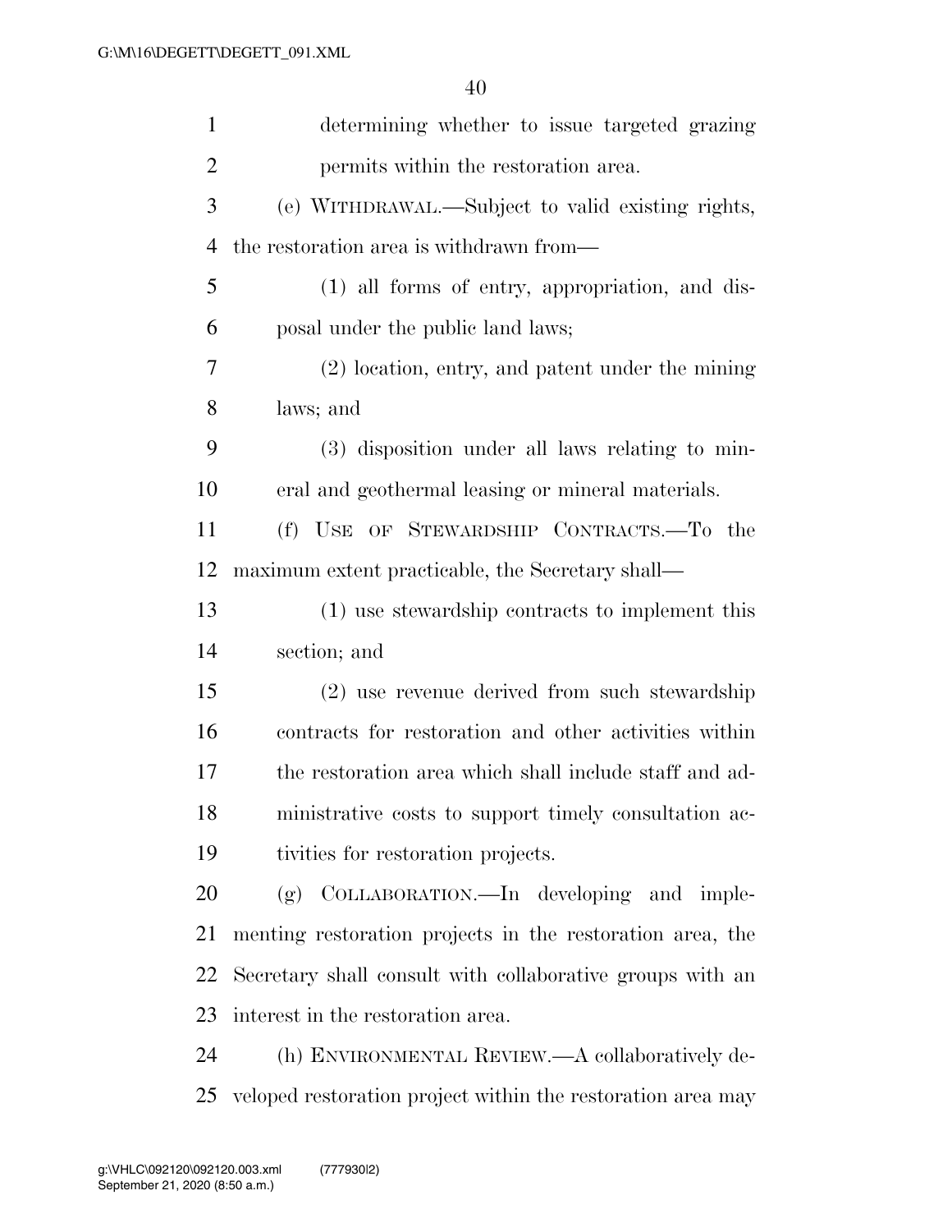determining whether to issue targeted grazing permits within the restoration area.

(e) WITHDRAWAL.—Subject to valid existing rights, the restoration area is withdrawn from—

(1) all forms of entry, appropriation, and disposal under the public land laws;

(2) location, entry, and patent under the mining laws; and

(3) disposition under all laws relating to mineral and geothermal leasing or mineral materials.

(f) USE OF STEWARDSHIP CONTRACTS.—To the maximum extent practicable, the Secretary shall—

(1) use stewardship contracts to implement this section; and

(2) use revenue derived from such stewardship contracts for restoration and other activities within the restoration area which shall include staff and administrative costs to support timely consultation activities for restoration projects.

(g) COLLABORATION.—In developing and implementing restoration projects in the restoration area, the Secretary shall consult with collaborative groups with an interest in the restoration area.

(h) ENVIRONMENTAL REVIEW.—A collaboratively developed restoration project within the restoration area may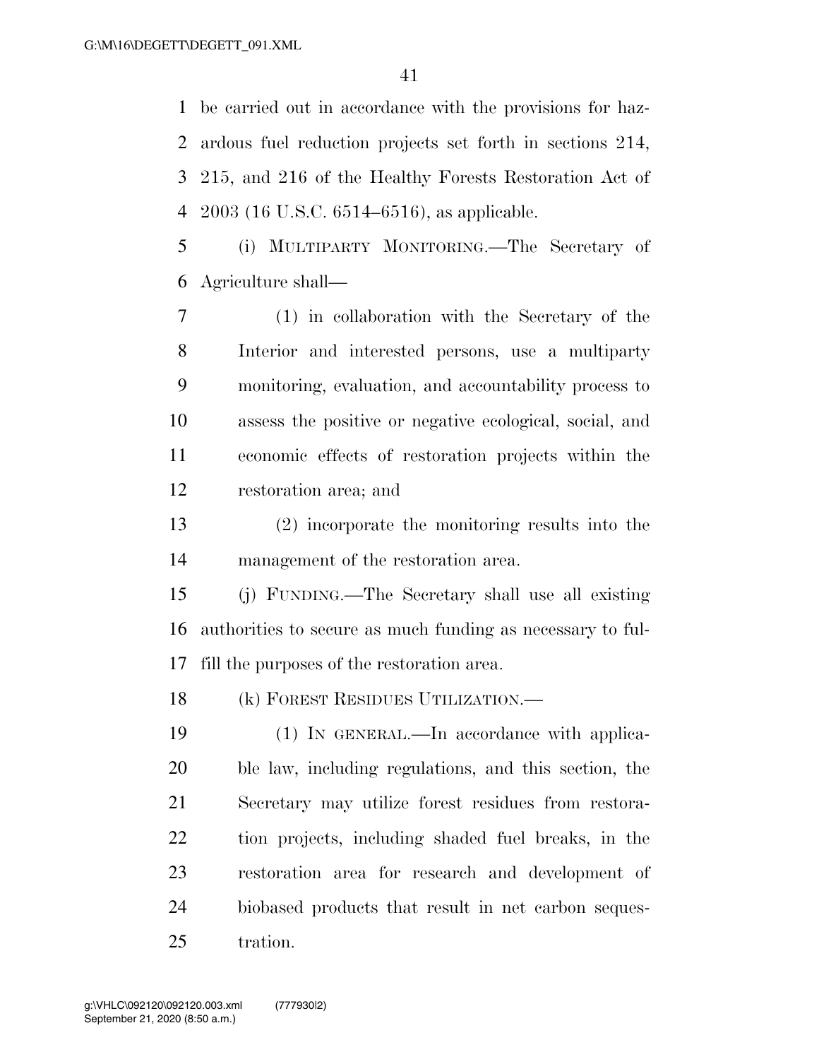be carried out in accordance with the provisions for hazardous fuel reduction projects set forth in sections 214, 215, and 216 of the Healthy Forests Restoration Act of 2003 (16 U.S.C. 6514–6516), as applicable.

(i) MULTIPARTY MONITORING.—The Secretary of Agriculture shall—

(1) in collaboration with the Secretary of the Interior and interested persons, use a multiparty monitoring, evaluation, and accountability process to assess the positive or negative ecological, social, and economic effects of restoration projects within the restoration area; and

(2) incorporate the monitoring results into the management of the restoration area.

(j) FUNDING.—The Secretary shall use all existing authorities to secure as much funding as necessary to fulfill the purposes of the restoration area.

(k) FOREST RESIDUES UTILIZATION.—

(1) IN GENERAL.—In accordance with applicable law, including regulations, and this section, the Secretary may utilize forest residues from restoration projects, including shaded fuel breaks, in the restoration area for research and development of biobased products that result in net carbon sequestration.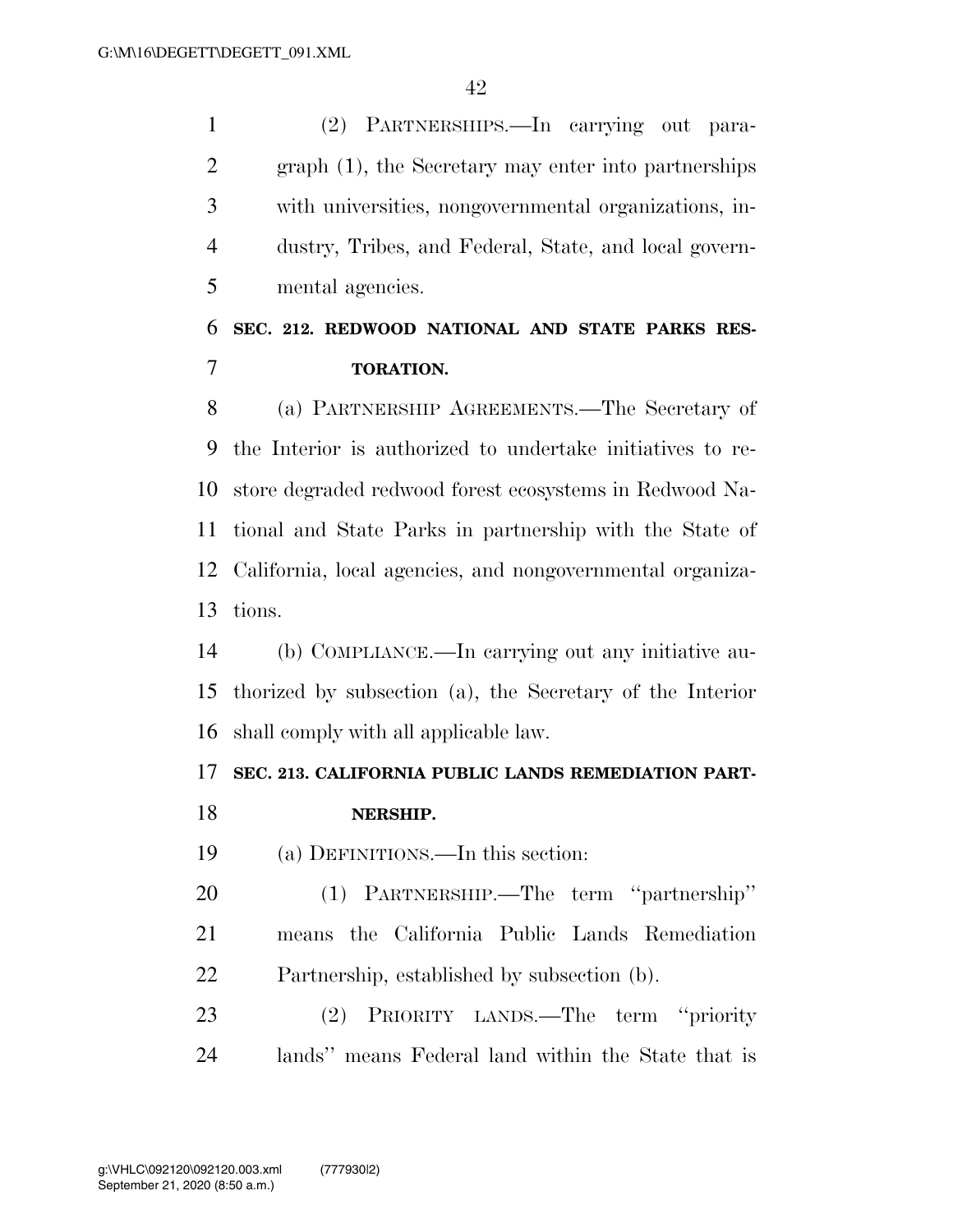(2) PARTNERSHIPS.—In carrying out paragraph (1), the Secretary may enter into partnerships with universities, nongovernmental organizations, industry, Tribes, and Federal, State, and local governmental agencies.

**SEC. 212. REDWOOD NATIONAL AND STATE PARKS RESTORATION.**

(a) PARTNERSHIP AGREEMENTS.—The Secretary of the Interior is authorized to undertake initiatives to restore degraded redwood forest ecosystems in Redwood National and State Parks in partnership with the State of California, local agencies, and nongovernmental organizations.

(b) COMPLIANCE.—In carrying out any initiative authorized by subsection (a), the Secretary of the Interior shall comply with all applicable law.

**SEC. 213. CALIFORNIA PUBLIC LANDS REMEDIATION PARTNERSHIP.**

(a) DEFINITIONS.—In this section:

(1) PARTNERSHIP.—The term ''partnership'' means the California Public Lands Remediation Partnership, established by subsection (b).

(2) PRIORITY LANDS.—The term ''priority lands'' means Federal land within the State that is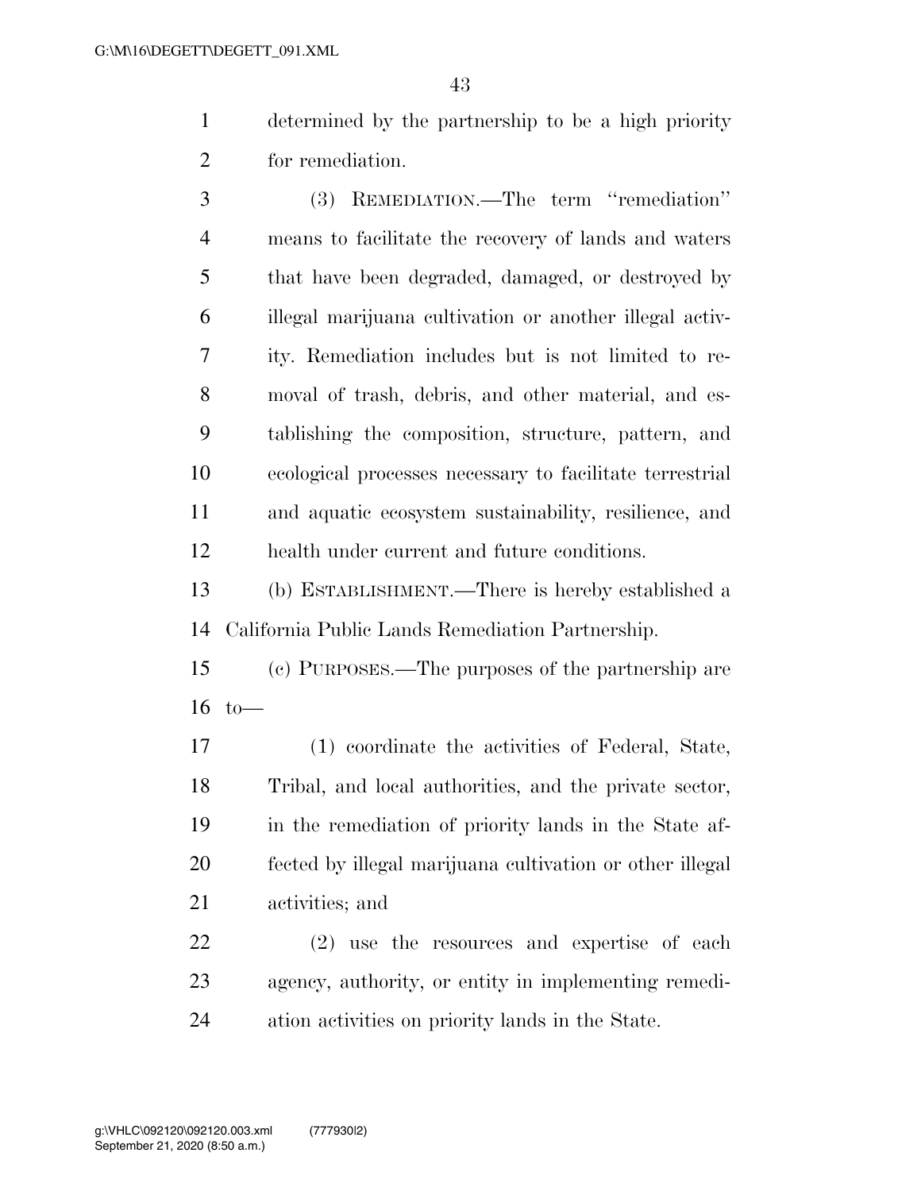determined by the partnership to be a high priority for remediation.

(3) REMEDIATION.—The term ''remediation'' means to facilitate the recovery of lands and waters that have been degraded, damaged, or destroyed by illegal marijuana cultivation or another illegal activity. Remediation includes but is not limited to removal of trash, debris, and other material, and establishing the composition, structure, pattern, and ecological processes necessary to facilitate terrestrial and aquatic ecosystem sustainability, resilience, and health under current and future conditions.

(b) ESTABLISHMENT.—There is hereby established a California Public Lands Remediation Partnership.

(c) PURPOSES.—The purposes of the partnership are to—

(1) coordinate the activities of Federal, State, Tribal, and local authorities, and the private sector, in the remediation of priority lands in the State affected by illegal marijuana cultivation or other illegal activities; and

(2) use the resources and expertise of each agency, authority, or entity in implementing remediation activities on priority lands in the State.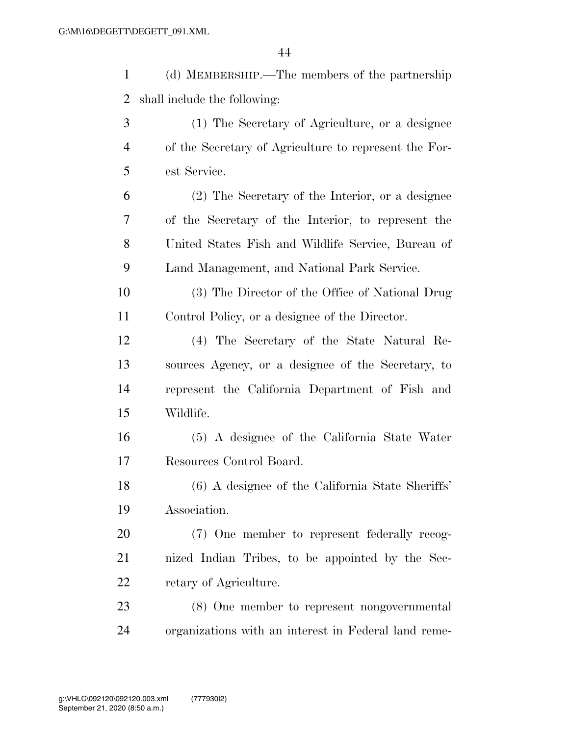(d) MEMBERSHIP.—The members of the partnership shall include the following:

(1) The Secretary of Agriculture, or a designee of the Secretary of Agriculture to represent the Forest Service.

(2) The Secretary of the Interior, or a designee of the Secretary of the Interior, to represent the United States Fish and Wildlife Service, Bureau of Land Management, and National Park Service.

(3) The Director of the Office of National Drug Control Policy, or a designee of the Director.

(4) The Secretary of the State Natural Resources Agency, or a designee of the Secretary, to represent the California Department of Fish and Wildlife.

(5) A designee of the California State Water Resources Control Board.

(6) A designee of the California State Sheriffs' Association.

(7) One member to represent federally recognized Indian Tribes, to be appointed by the Secretary of Agriculture.

(8) One member to represent nongovernmental organizations with an interest in Federal land reme-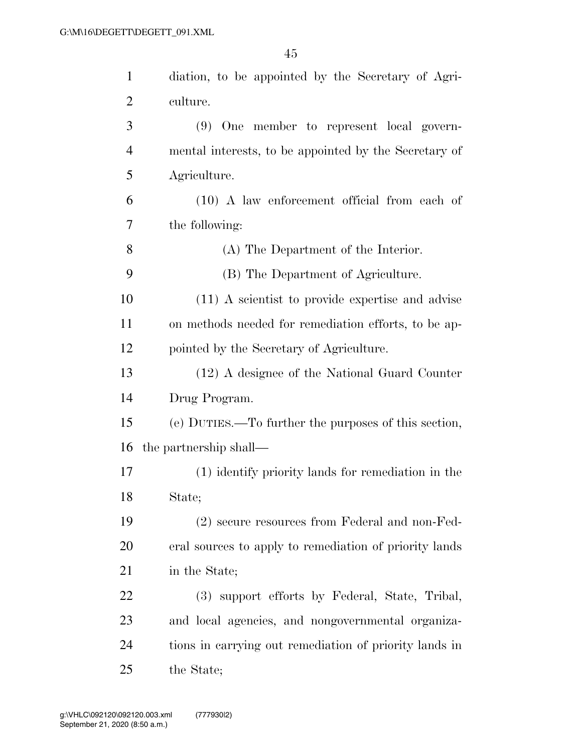diation, to be appointed by the Secretary of Agriculture.

(9) One member to represent local governmental interests, to be appointed by the Secretary of Agriculture.

(10) A law enforcement official from each of the following:

(A) The Department of the Interior.

(B) The Department of Agriculture.

(11) A scientist to provide expertise and advise on methods needed for remediation efforts, to be appointed by the Secretary of Agriculture.

(12) A designee of the National Guard Counter Drug Program.

(e) DUTIES.—To further the purposes of this section, the partnership shall—

(1) identify priority lands for remediation in the State;

(2) secure resources from Federal and non-Federal sources to apply to remediation of priority lands in the State;

(3) support efforts by Federal, State, Tribal, and local agencies, and nongovernmental organizations in carrying out remediation of priority lands in the State;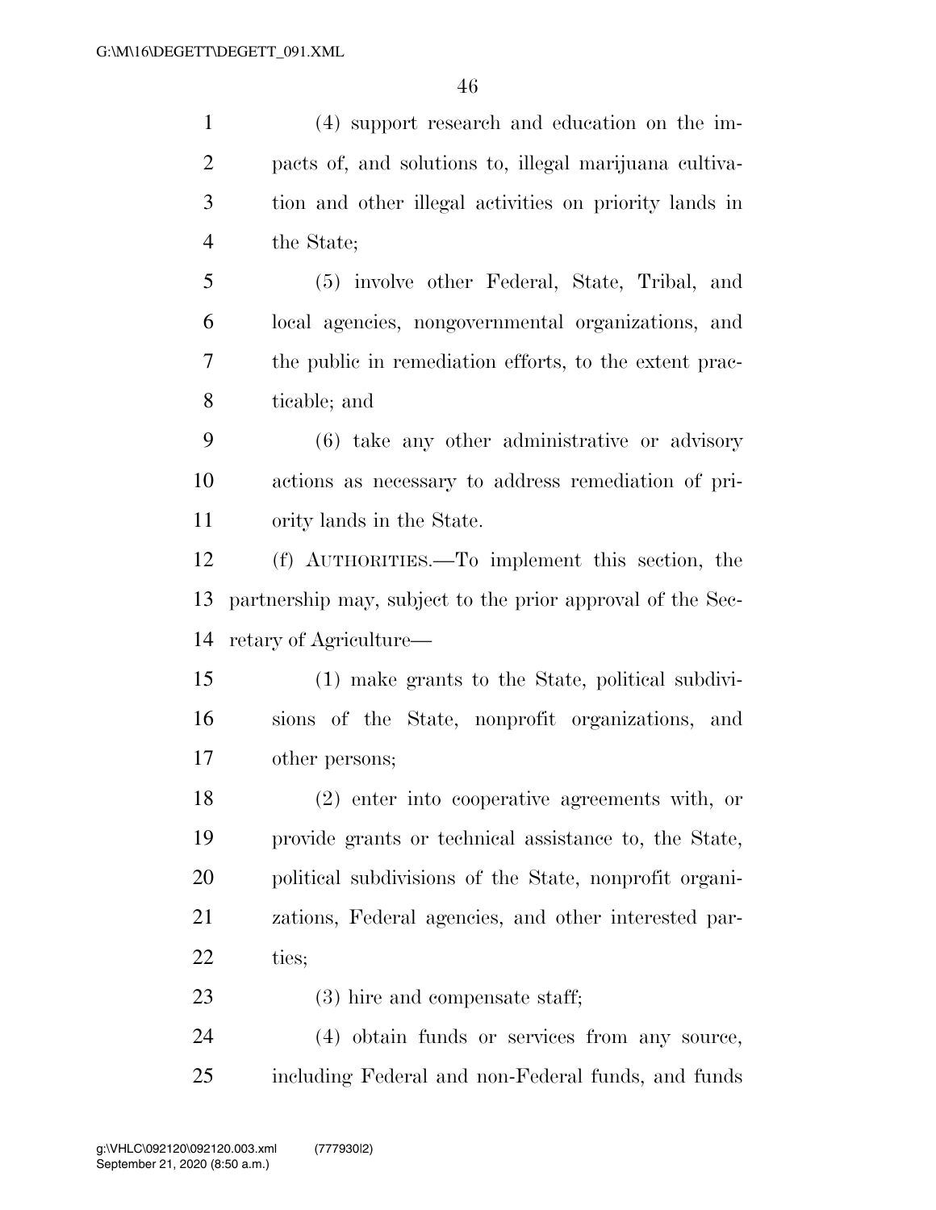(4) support research and education on the impacts of, and solutions to, illegal marijuana cultivation and other illegal activities on priority lands in the State;

(5) involve other Federal, State, Tribal, and local agencies, nongovernmental organizations, and the public in remediation efforts, to the extent practicable; and

(6) take any other administrative or advisory actions as necessary to address remediation of priority lands in the State.

(f) AUTHORITIES.—To implement this section, the partnership may, subject to the prior approval of the Secretary of Agriculture—

(1) make grants to the State, political subdivisions of the State, nonprofit organizations, and other persons;

(2) enter into cooperative agreements with, or provide grants or technical assistance to, the State, political subdivisions of the State, nonprofit organizations, Federal agencies, and other interested parties;

(3) hire and compensate staff;

(4) obtain funds or services from any source, including Federal and non-Federal funds, and funds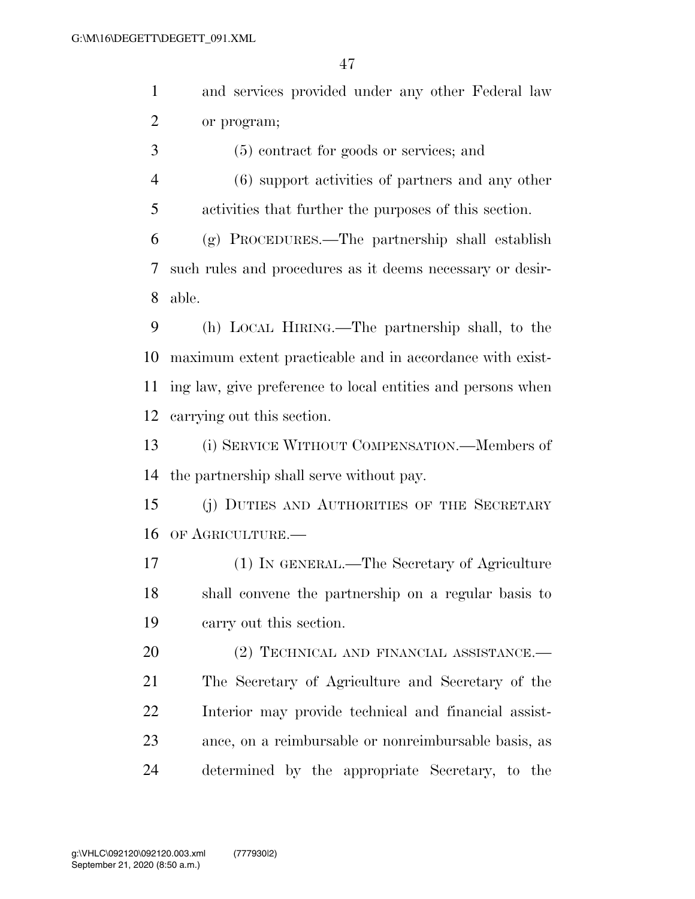and services provided under any other Federal law or program;

(5) contract for goods or services; and

(6) support activities of partners and any other activities that further the purposes of this section.

(g) PROCEDURES.—The partnership shall establish such rules and procedures as it deems necessary or desirable.

(h) LOCAL HIRING.—The partnership shall, to the maximum extent practicable and in accordance with existing law, give preference to local entities and persons when carrying out this section.

(i) SERVICE WITHOUT COMPENSATION.—Members of the partnership shall serve without pay.

(j) DUTIES AND AUTHORITIES OF THE SECRETARY OF AGRICULTURE.—

(1) IN GENERAL.—The Secretary of Agriculture shall convene the partnership on a regular basis to carry out this section.

(2) TECHNICAL AND FINANCIAL ASSISTANCE.—The Secretary of Agriculture and Secretary of the Interior may provide technical and financial assistance, on a reimbursable or nonreimbursable basis, as determined by the appropriate Secretary, to the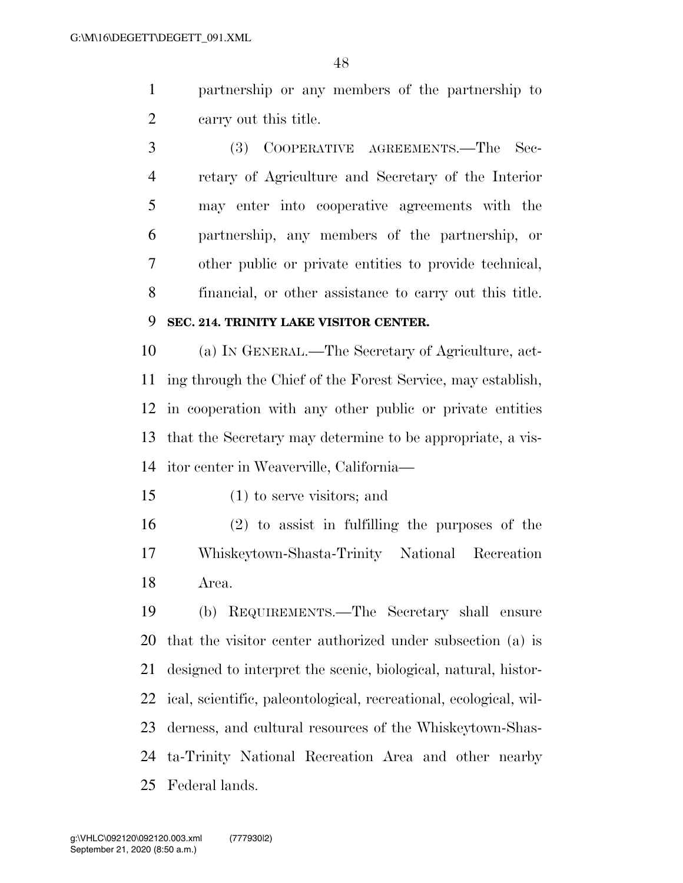partnership or any members of the partnership to carry out this title.

(3) COOPERATIVE AGREEMENTS.—The Secretary of Agriculture and Secretary of the Interior may enter into cooperative agreements with the partnership, any members of the partnership, or other public or private entities to provide technical, financial, or other assistance to carry out this title.

**SEC. 214. TRINITY LAKE VISITOR CENTER.**

(a) IN GENERAL.—The Secretary of Agriculture, acting through the Chief of the Forest Service, may establish, in cooperation with any other public or private entities that the Secretary may determine to be appropriate, a visitor center in Weaverville, California—

(1) to serve visitors; and

(2) to assist in fulfilling the purposes of the Whiskeytown-Shasta-Trinity National Recreation Area.

(b) REQUIREMENTS.—The Secretary shall ensure that the visitor center authorized under subsection (a) is designed to interpret the scenic, biological, natural, historical, scientific, paleontological, recreational, ecological, wilderness, and cultural resources of the Whiskeytown-Shasta-Trinity National Recreation Area and other nearby Federal lands.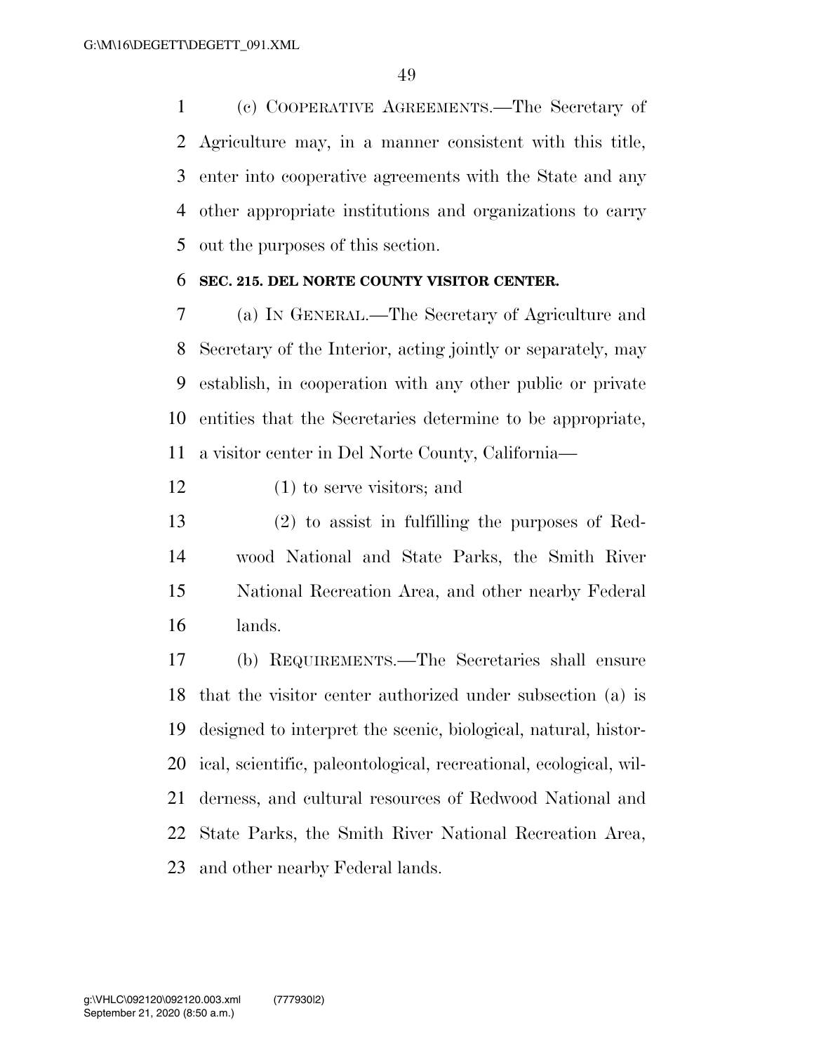(c) COOPERATIVE AGREEMENTS.—The Secretary of Agriculture may, in a manner consistent with this title, enter into cooperative agreements with the State and any other appropriate institutions and organizations to carry out the purposes of this section.

**SEC. 215. DEL NORTE COUNTY VISITOR CENTER.**

(a) IN GENERAL.—The Secretary of Agriculture and Secretary of the Interior, acting jointly or separately, may establish, in cooperation with any other public or private entities that the Secretaries determine to be appropriate, a visitor center in Del Norte County, California—

(1) to serve visitors; and

(2) to assist in fulfilling the purposes of Redwood National and State Parks, the Smith River National Recreation Area, and other nearby Federal lands.

(b) REQUIREMENTS.—The Secretaries shall ensure that the visitor center authorized under subsection (a) is designed to interpret the scenic, biological, natural, historical, scientific, paleontological, recreational, ecological, wilderness, and cultural resources of Redwood National and State Parks, the Smith River National Recreation Area, and other nearby Federal lands.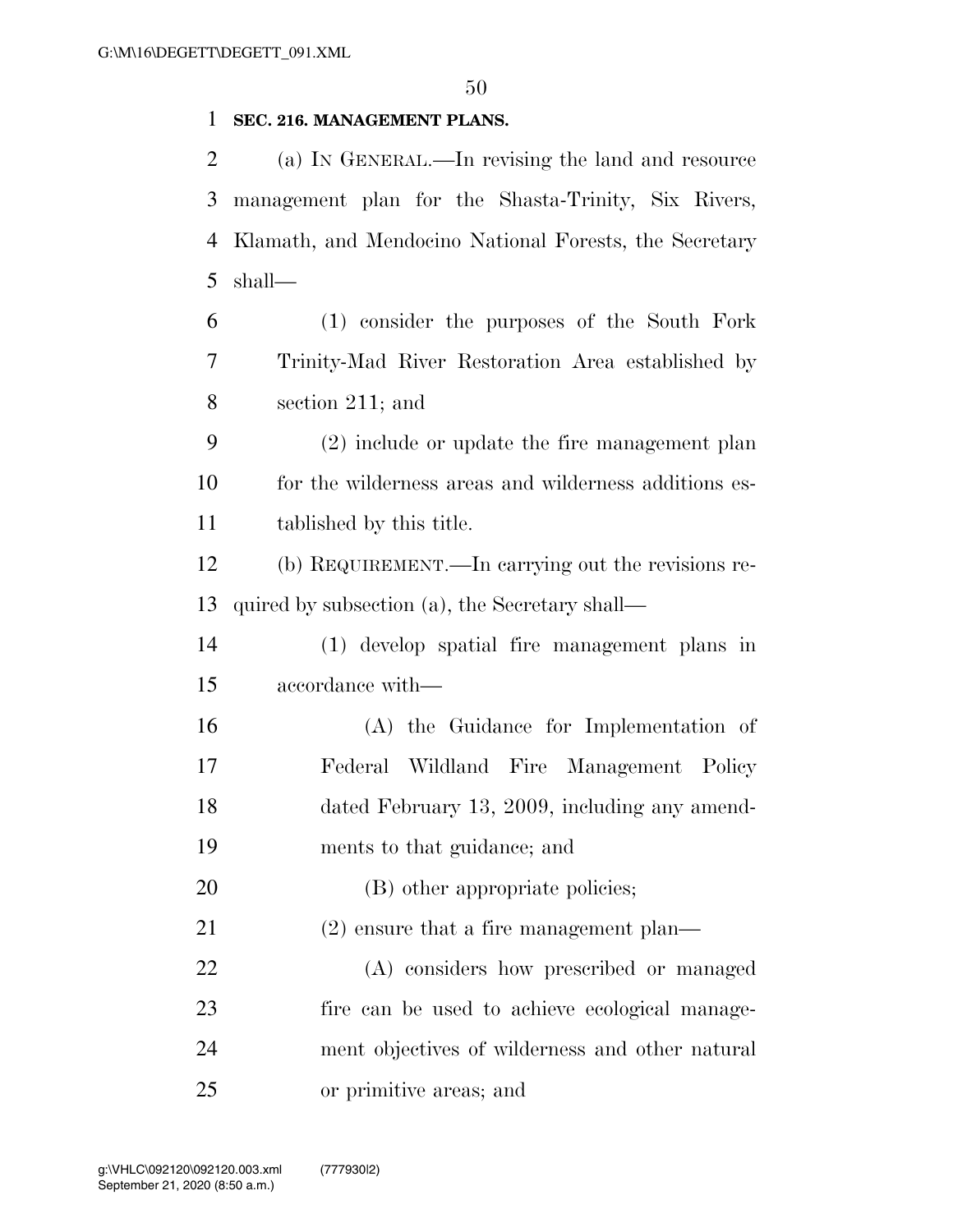**SEC. 216. MANAGEMENT PLANS.**

(a) IN GENERAL.—In revising the land and resource management plan for the Shasta-Trinity, Six Rivers, Klamath, and Mendocino National Forests, the Secretary shall—

(1) consider the purposes of the South Fork Trinity-Mad River Restoration Area established by section 211; and

(2) include or update the fire management plan for the wilderness areas and wilderness additions established by this title.

(b) REQUIREMENT.—In carrying out the revisions required by subsection (a), the Secretary shall—

(1) develop spatial fire management plans in accordance with—

(A) the Guidance for Implementation of Federal Wildland Fire Management Policy dated February 13, 2009, including any amendments to that guidance; and

(B) other appropriate policies;

(2) ensure that a fire management plan—

(A) considers how prescribed or managed fire can be used to achieve ecological management objectives of wilderness and other natural or primitive areas; and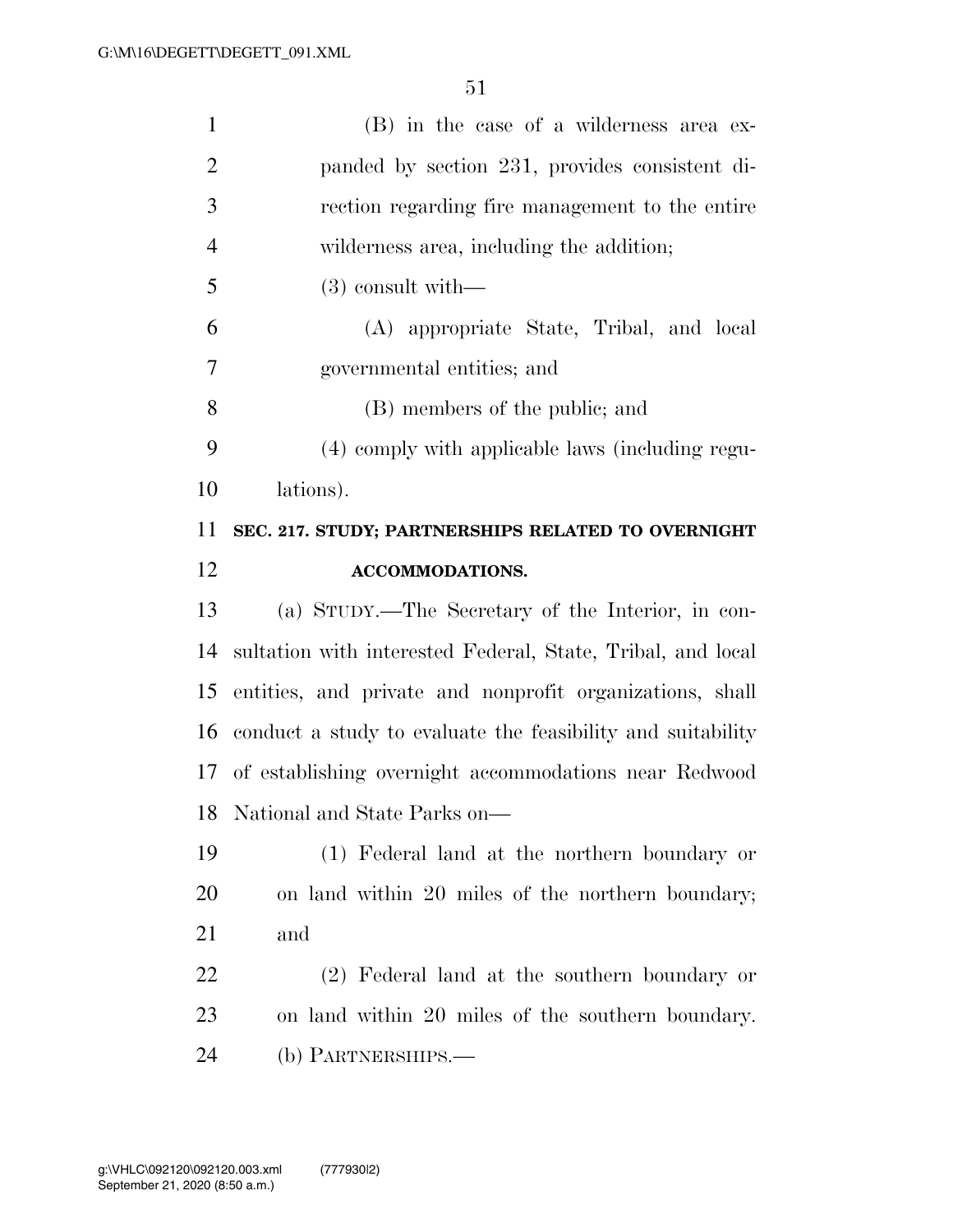(B) in the case of a wilderness area expanded by section 231, provides consistent direction regarding fire management to the entire wilderness area, including the addition;

(3) consult with—

(A) appropriate State, Tribal, and local governmental entities; and

(B) members of the public; and

(4) comply with applicable laws (including regulations).

## SEC. 217. STUDY; PARTNERSHIPS RELATED TO OVERNIGHT ACCOMMODATIONS.

(a) STUDY.—The Secretary of the Interior, in consultation with interested Federal, State, Tribal, and local entities, and private and nonprofit organizations, shall conduct a study to evaluate the feasibility and suitability of establishing overnight accommodations near Redwood National and State Parks on—

(1) Federal land at the northern boundary or on land within 20 miles of the northern boundary; and

(2) Federal land at the southern boundary or on land within 20 miles of the southern boundary.

(b) PARTNERSHIPS.—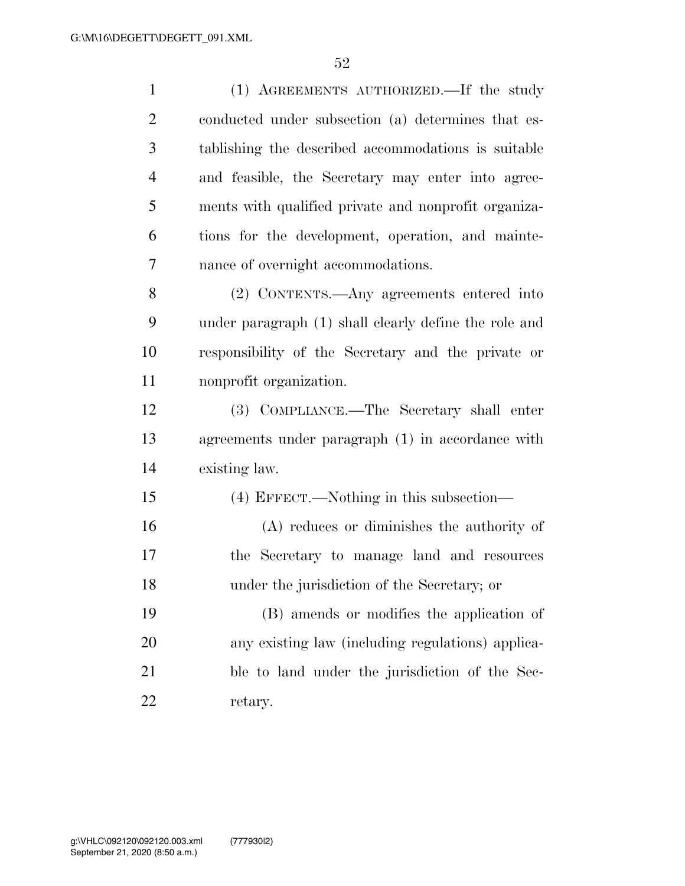(1) AGREEMENTS AUTHORIZED.—If the study conducted under subsection (a) determines that establishing the described accommodations is suitable and feasible, the Secretary may enter into agreements with qualified private and nonprofit organizations for the development, operation, and maintenance of overnight accommodations.

(2) CONTENTS.—Any agreements entered into under paragraph (1) shall clearly define the role and responsibility of the Secretary and the private or nonprofit organization.

(3) COMPLIANCE.—The Secretary shall enter agreements under paragraph (1) in accordance with existing law.

(4) EFFECT.—Nothing in this subsection—

(A) reduces or diminishes the authority of the Secretary to manage land and resources under the jurisdiction of the Secretary; or

(B) amends or modifies the application of any existing law (including regulations) applicable to land under the jurisdiction of the Secretary.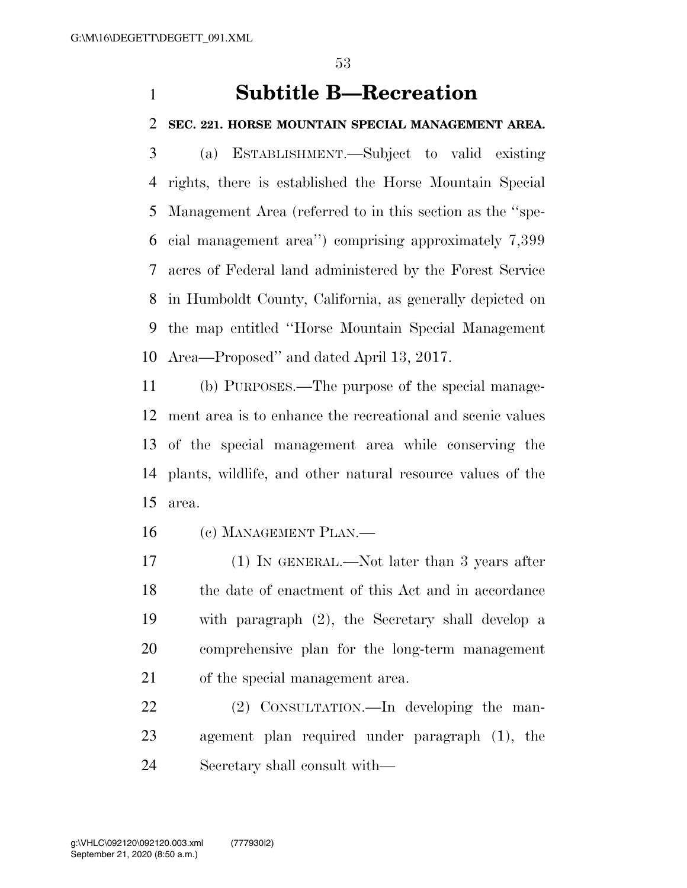## Subtitle B—Recreation

### SEC. 221. HORSE MOUNTAIN SPECIAL MANAGEMENT AREA.

(a) ESTABLISHMENT.—Subject to valid existing rights, there is established the Horse Mountain Special Management Area (referred to in this section as the "special management area") comprising approximately 7,399 acres of Federal land administered by the Forest Service in Humboldt County, California, as generally depicted on the map entitled "Horse Mountain Special Management Area—Proposed" and dated April 13, 2017.

(b) PURPOSES.—The purpose of the special management area is to enhance the recreational and scenic values of the special management area while conserving the plants, wildlife, and other natural resource values of the area.

(c) MANAGEMENT PLAN.—

(1) IN GENERAL.—Not later than 3 years after the date of enactment of this Act and in accordance with paragraph (2), the Secretary shall develop a comprehensive plan for the long-term management of the special management area.

(2) CONSULTATION.—In developing the management plan required under paragraph (1), the Secretary shall consult with—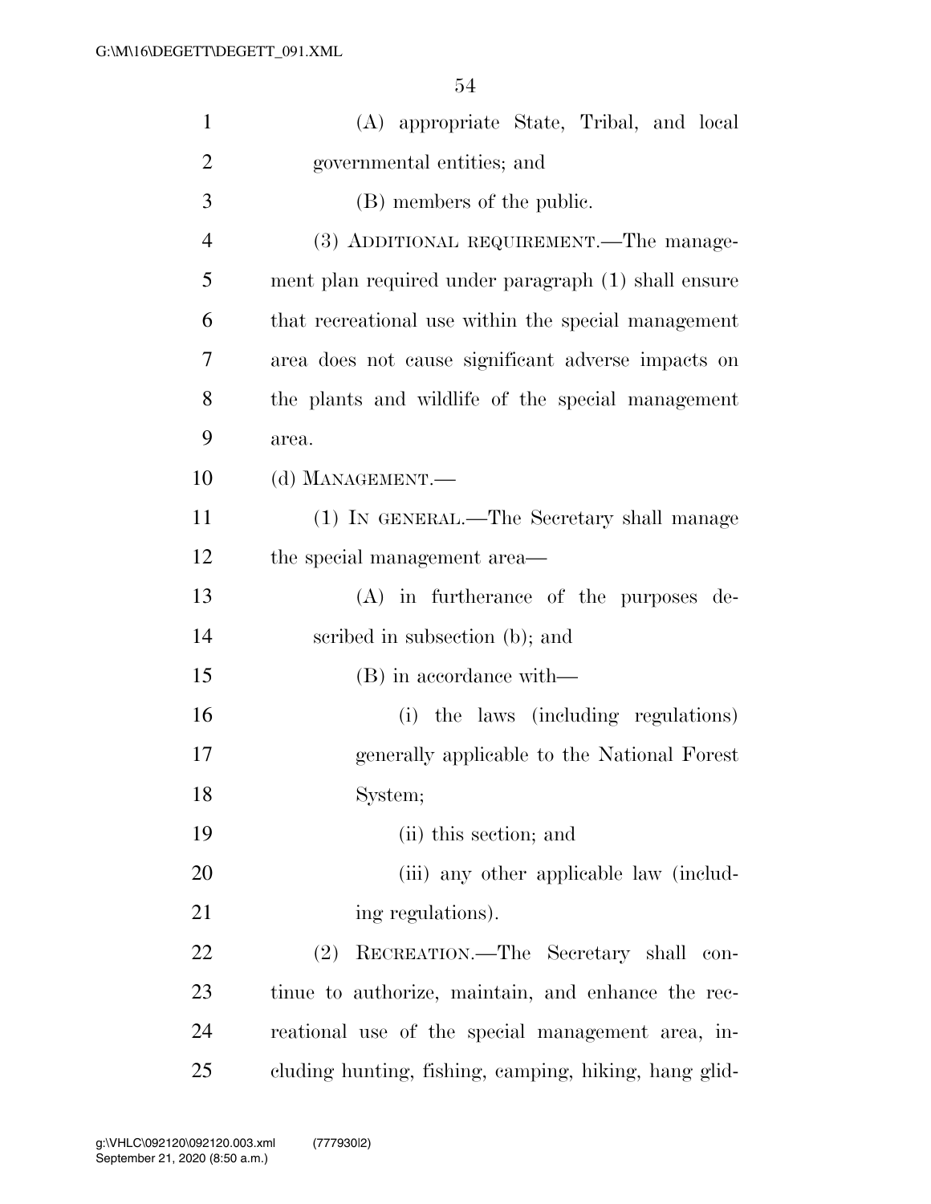(A) appropriate State, Tribal, and local governmental entities; and

(B) members of the public.

(3) ADDITIONAL REQUIREMENT.—The management plan required under paragraph (1) shall ensure that recreational use within the special management area does not cause significant adverse impacts on the plants and wildlife of the special management area.

(d) MANAGEMENT.—

(1) IN GENERAL.—The Secretary shall manage the special management area—

(A) in furtherance of the purposes described in subsection (b); and

(B) in accordance with—

(i) the laws (including regulations) generally applicable to the National Forest System;

(ii) this section; and

(iii) any other applicable law (including regulations).

(2) RECREATION.—The Secretary shall continue to authorize, maintain, and enhance the recreational use of the special management area, including hunting, fishing, camping, hiking, hang glid-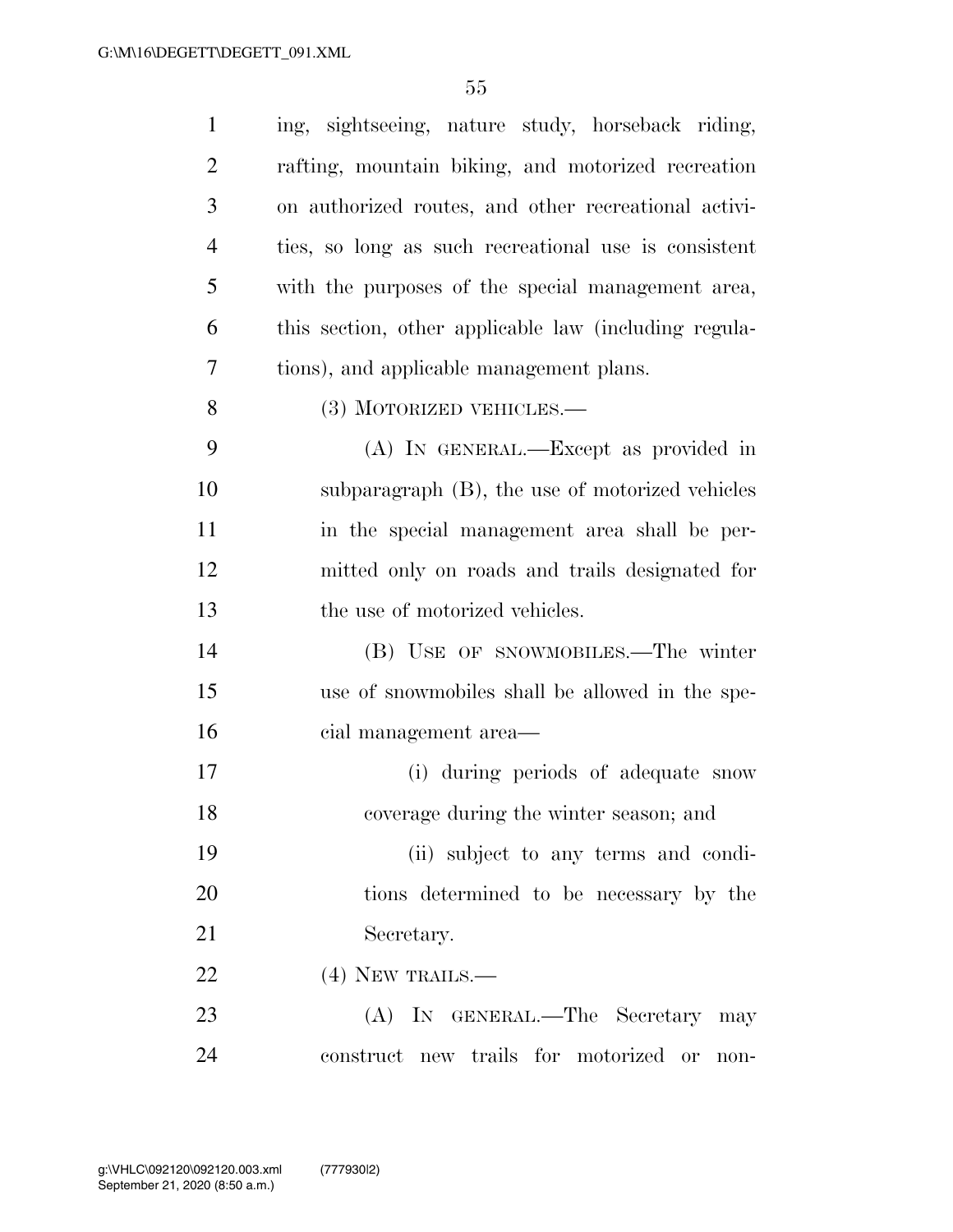ing, sightseeing, nature study, horseback riding, rafting, mountain biking, and motorized recreation on authorized routes, and other recreational activities, so long as such recreational use is consistent with the purposes of the special management area, this section, other applicable law (including regulations), and applicable management plans.

(3) MOTORIZED VEHICLES.—

(A) IN GENERAL.—Except as provided in subparagraph (B), the use of motorized vehicles in the special management area shall be permitted only on roads and trails designated for the use of motorized vehicles.

(B) USE OF SNOWMOBILES.—The winter use of snowmobiles shall be allowed in the special management area—

(i) during periods of adequate snow coverage during the winter season; and

(ii) subject to any terms and conditions determined to be necessary by the Secretary.

(4) NEW TRAILS.—

(A) IN GENERAL.—The Secretary may construct new trails for motorized or non-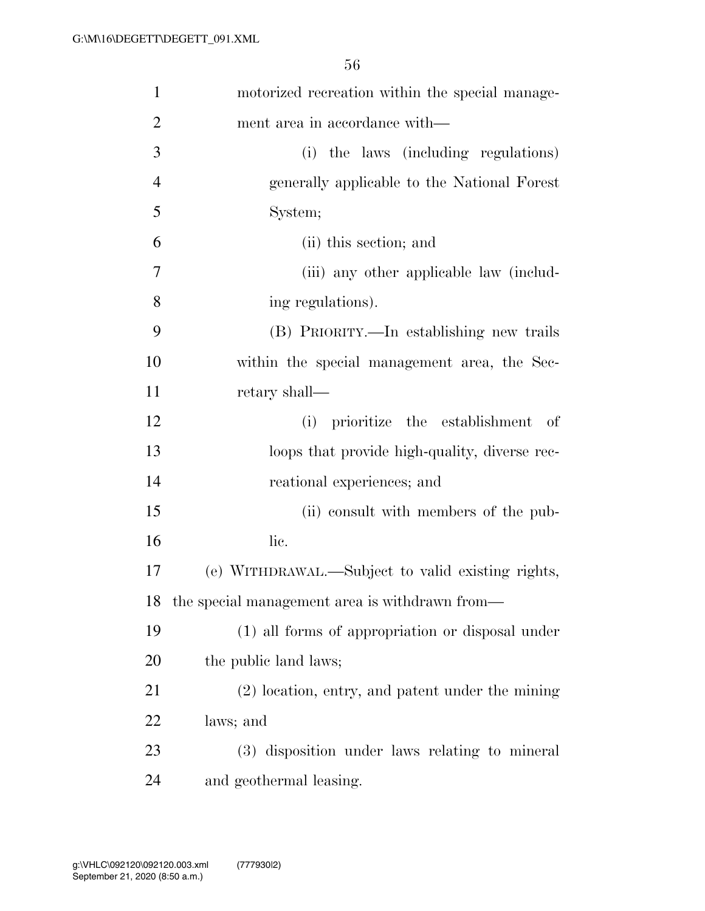motorized recreation within the special management area in accordance with—

(i) the laws (including regulations) generally applicable to the National Forest System;

(ii) this section; and

(iii) any other applicable law (including regulations).

(B) PRIORITY.—In establishing new trails within the special management area, the Secretary shall—

(i) prioritize the establishment of loops that provide high-quality, diverse recreational experiences; and

(ii) consult with members of the public.

(e) WITHDRAWAL.—Subject to valid existing rights, the special management area is withdrawn from—

(1) all forms of appropriation or disposal under the public land laws;

(2) location, entry, and patent under the mining laws; and

(3) disposition under laws relating to mineral and geothermal leasing.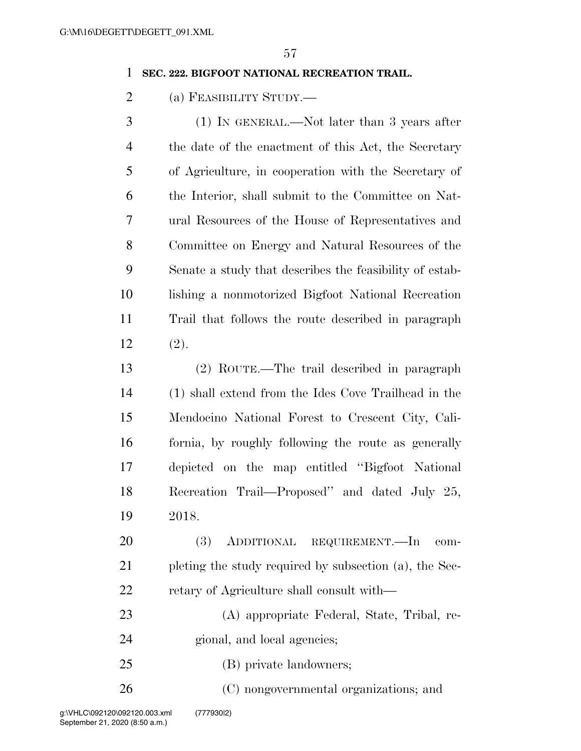**SEC. 222. BIGFOOT NATIONAL RECREATION TRAIL.**

(a) FEASIBILITY STUDY.—

(1) IN GENERAL.—Not later than 3 years after the date of the enactment of this Act, the Secretary of Agriculture, in cooperation with the Secretary of the Interior, shall submit to the Committee on Natural Resources of the House of Representatives and Committee on Energy and Natural Resources of the Senate a study that describes the feasibility of establishing a nonmotorized Bigfoot National Recreation Trail that follows the route described in paragraph (2).

(2) ROUTE.—The trail described in paragraph (1) shall extend from the Ides Cove Trailhead in the Mendocino National Forest to Crescent City, California, by roughly following the route as generally depicted on the map entitled ''Bigfoot National Recreation Trail—Proposed'' and dated July 25, 2018.

(3) ADDITIONAL REQUIREMENT.—In completing the study required by subsection (a), the Secretary of Agriculture shall consult with—

(A) appropriate Federal, State, Tribal, regional, and local agencies;

(B) private landowners;

(C) nongovernmental organizations; and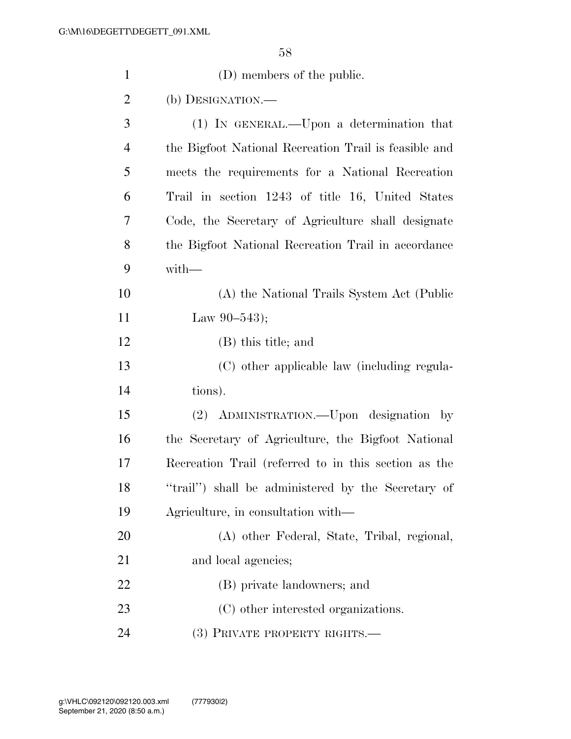(D) members of the public.

(b) DESIGNATION.—

(1) IN GENERAL.—Upon a determination that the Bigfoot National Recreation Trail is feasible and meets the requirements for a National Recreation Trail in section 1243 of title 16, United States Code, the Secretary of Agriculture shall designate the Bigfoot National Recreation Trail in accordance with—

(A) the National Trails System Act (Public Law 90–543);

(B) this title; and

(C) other applicable law (including regulations).

(2) ADMINISTRATION.—Upon designation by the Secretary of Agriculture, the Bigfoot National Recreation Trail (referred to in this section as the ''trail'') shall be administered by the Secretary of Agriculture, in consultation with—

(A) other Federal, State, Tribal, regional, and local agencies;

(B) private landowners; and

(C) other interested organizations.

(3) PRIVATE PROPERTY RIGHTS.—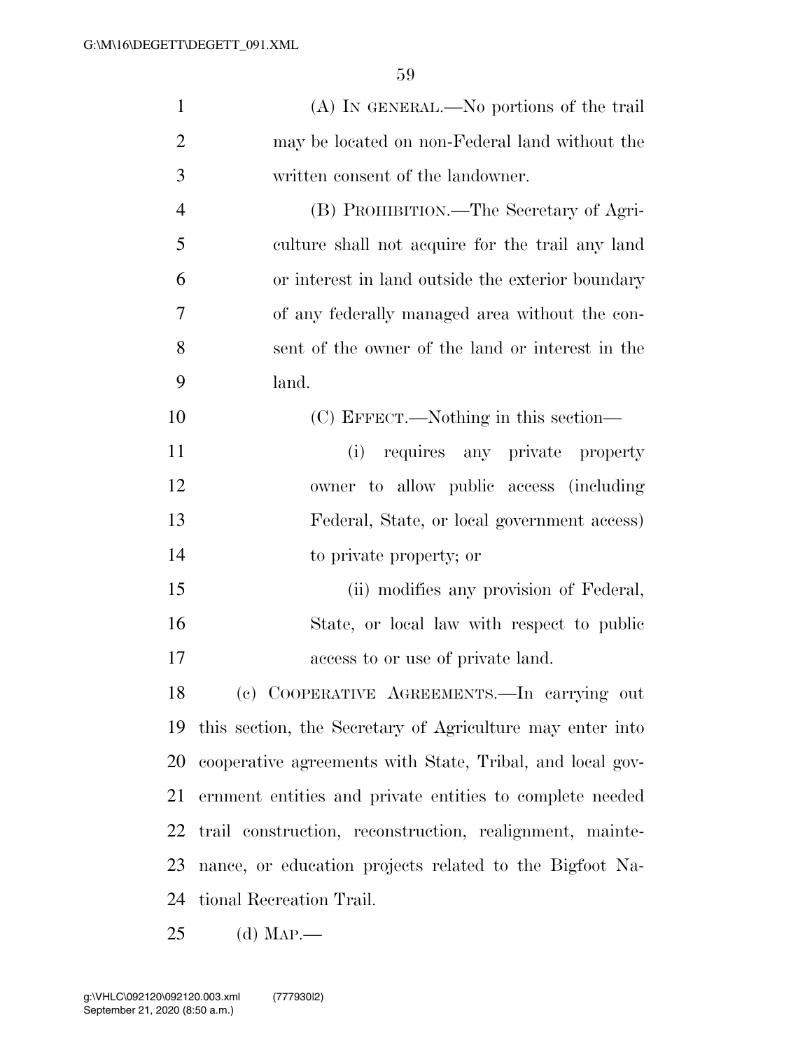(A) IN GENERAL.—No portions of the trail may be located on non-Federal land without the written consent of the landowner.

(B) PROHIBITION.—The Secretary of Agriculture shall not acquire for the trail any land or interest in land outside the exterior boundary of any federally managed area without the consent of the owner of the land or interest in the land.

(C) EFFECT.—Nothing in this section—

(i) requires any private property owner to allow public access (including Federal, State, or local government access) to private property; or

(ii) modifies any provision of Federal, State, or local law with respect to public access to or use of private land.

(c) COOPERATIVE AGREEMENTS.—In carrying out this section, the Secretary of Agriculture may enter into cooperative agreements with State, Tribal, and local government entities and private entities to complete needed trail construction, reconstruction, realignment, maintenance, or education projects related to the Bigfoot National Recreation Trail.

(d) MAP.—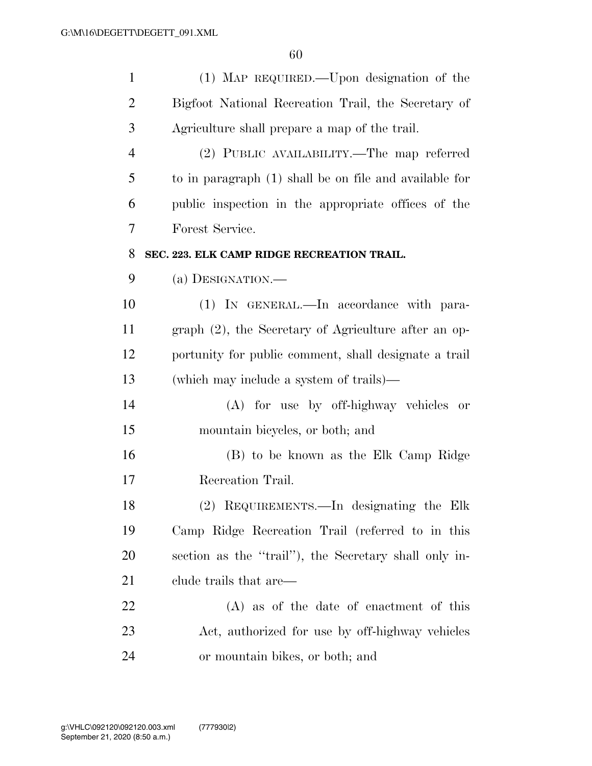(1) MAP REQUIRED.—Upon designation of the Bigfoot National Recreation Trail, the Secretary of Agriculture shall prepare a map of the trail.

(2) PUBLIC AVAILABILITY.—The map referred to in paragraph (1) shall be on file and available for public inspection in the appropriate offices of the Forest Service.

### SEC. 223. ELK CAMP RIDGE RECREATION TRAIL.

(a) DESIGNATION.—

(1) IN GENERAL.—In accordance with paragraph (2), the Secretary of Agriculture after an opportunity for public comment, shall designate a trail (which may include a system of trails)—

(A) for use by off-highway vehicles or mountain bicycles, or both; and

(B) to be known as the Elk Camp Ridge Recreation Trail.

(2) REQUIREMENTS.—In designating the Elk Camp Ridge Recreation Trail (referred to in this section as the ''trail''), the Secretary shall only include trails that are—

(A) as of the date of enactment of this Act, authorized for use by off-highway vehicles or mountain bikes, or both; and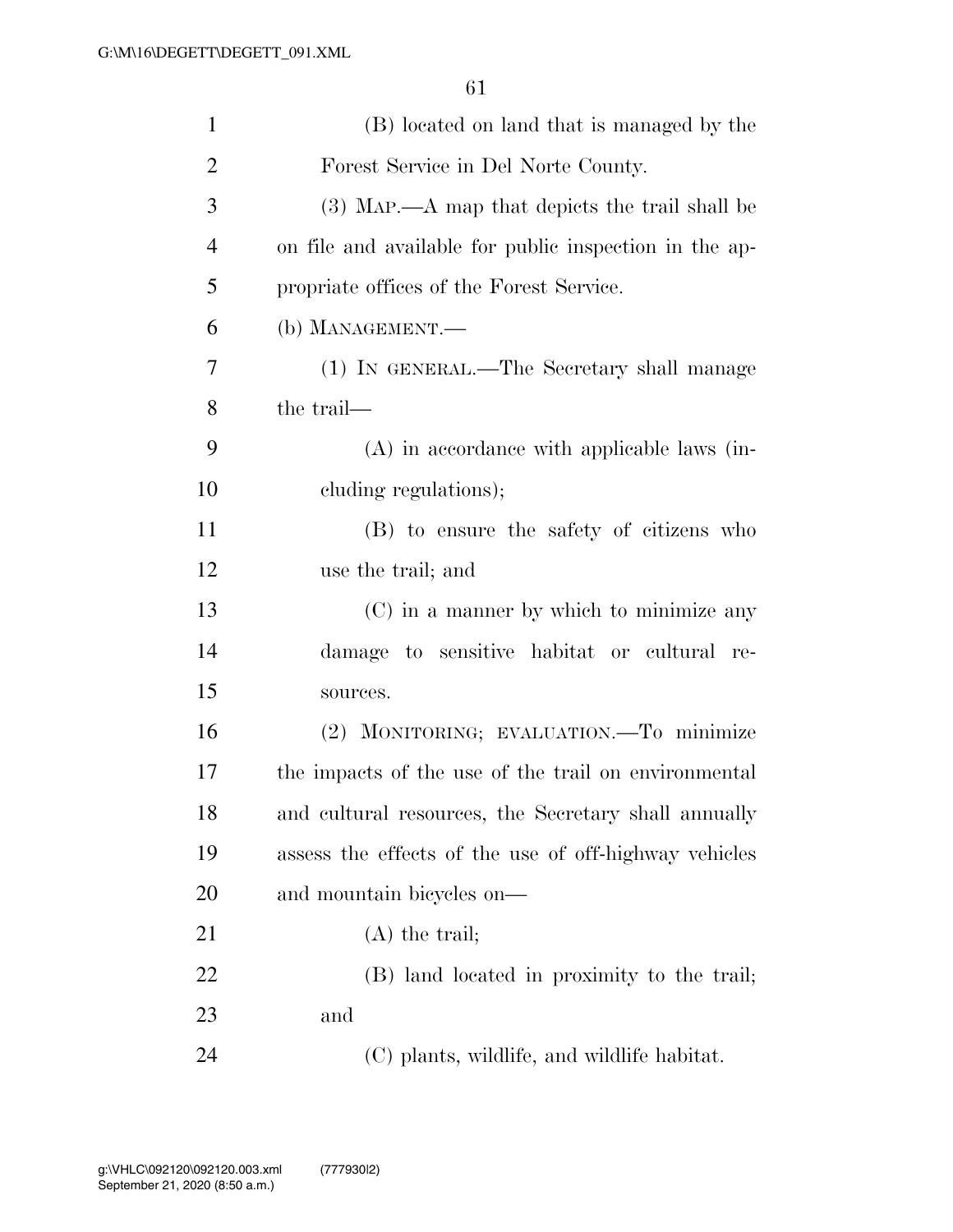(B) located on land that is managed by the Forest Service in Del Norte County.

(3) MAP.—A map that depicts the trail shall be on file and available for public inspection in the appropriate offices of the Forest Service.

(b) MANAGEMENT.—

(1) IN GENERAL.—The Secretary shall manage the trail—

(A) in accordance with applicable laws (including regulations);

(B) to ensure the safety of citizens who use the trail; and

(C) in a manner by which to minimize any damage to sensitive habitat or cultural resources.

(2) MONITORING; EVALUATION.—To minimize the impacts of the use of the trail on environmental and cultural resources, the Secretary shall annually assess the effects of the use of off-highway vehicles and mountain bicycles on—

(A) the trail;

(B) land located in proximity to the trail; and

(C) plants, wildlife, and wildlife habitat.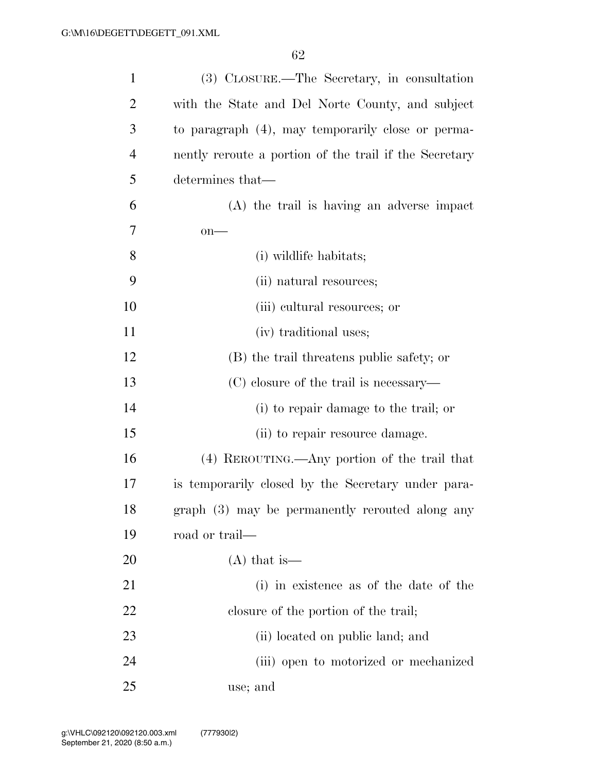(3) CLOSURE.—The Secretary, in consultation with the State and Del Norte County, and subject to paragraph (4), may temporarily close or permanently reroute a portion of the trail if the Secretary determines that—

(A) the trail is having an adverse impact on—

(i) wildlife habitats;

(ii) natural resources;

(iii) cultural resources; or

(iv) traditional uses;

(B) the trail threatens public safety; or

(C) closure of the trail is necessary—

(i) to repair damage to the trail; or

(ii) to repair resource damage.

(4) REROUTING.—Any portion of the trail that is temporarily closed by the Secretary under paragraph (3) may be permanently rerouted along any road or trail—

(A) that is—

(i) in existence as of the date of the closure of the portion of the trail;

(ii) located on public land; and

(iii) open to motorized or mechanized use; and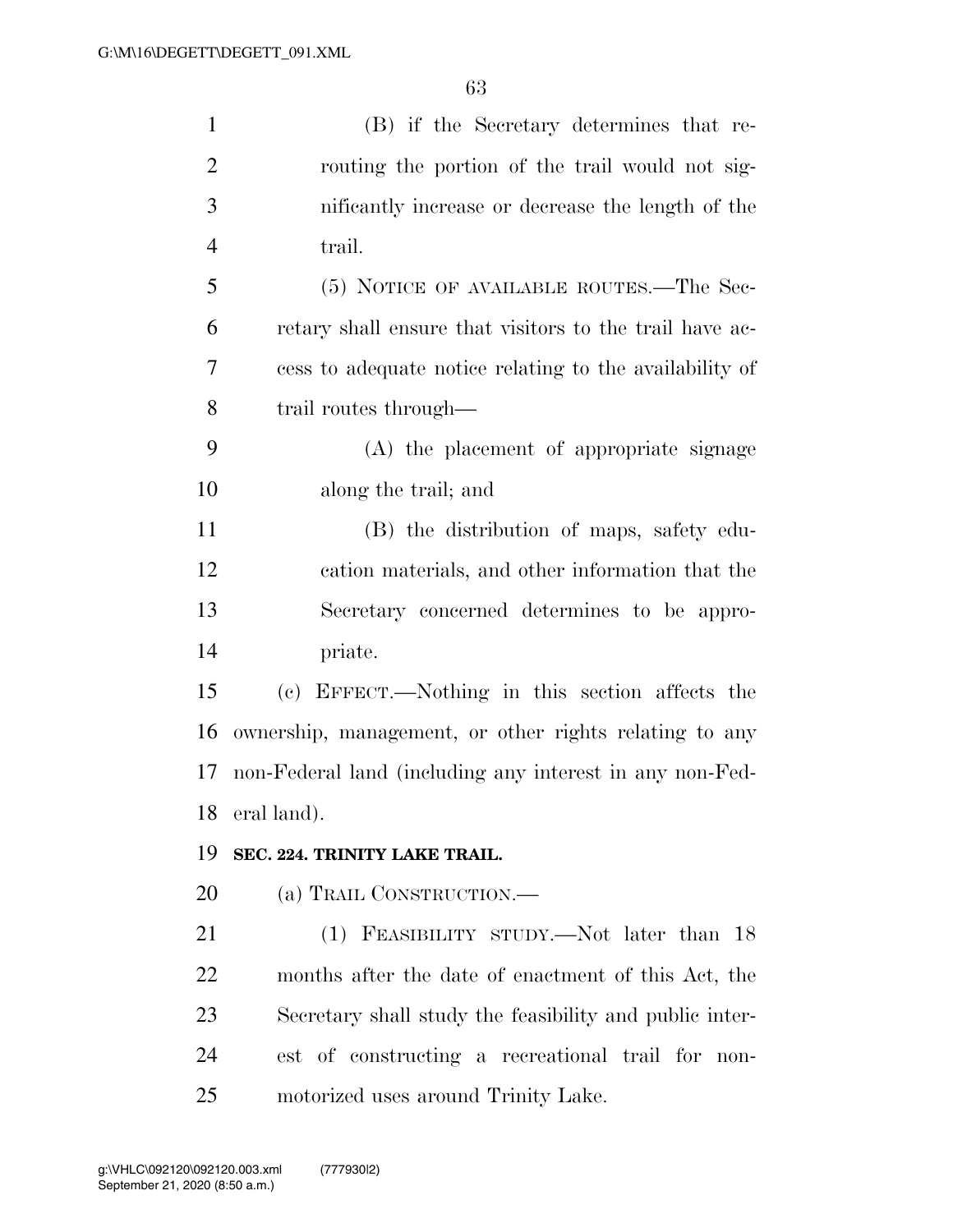(B) if the Secretary determines that rerouting the portion of the trail would not significantly increase or decrease the length of the trail.

(5) NOTICE OF AVAILABLE ROUTES.—The Secretary shall ensure that visitors to the trail have access to adequate notice relating to the availability of trail routes through—

(A) the placement of appropriate signage along the trail; and

(B) the distribution of maps, safety education materials, and other information that the Secretary concerned determines to be appropriate.

(c) EFFECT.—Nothing in this section affects the ownership, management, or other rights relating to any non-Federal land (including any interest in any non-Federal land).

**SEC. 224. TRINITY LAKE TRAIL.**

(a) TRAIL CONSTRUCTION.—

(1) FEASIBILITY STUDY.—Not later than 18 months after the date of enactment of this Act, the Secretary shall study the feasibility and public interest of constructing a recreational trail for non-motorized uses around Trinity Lake.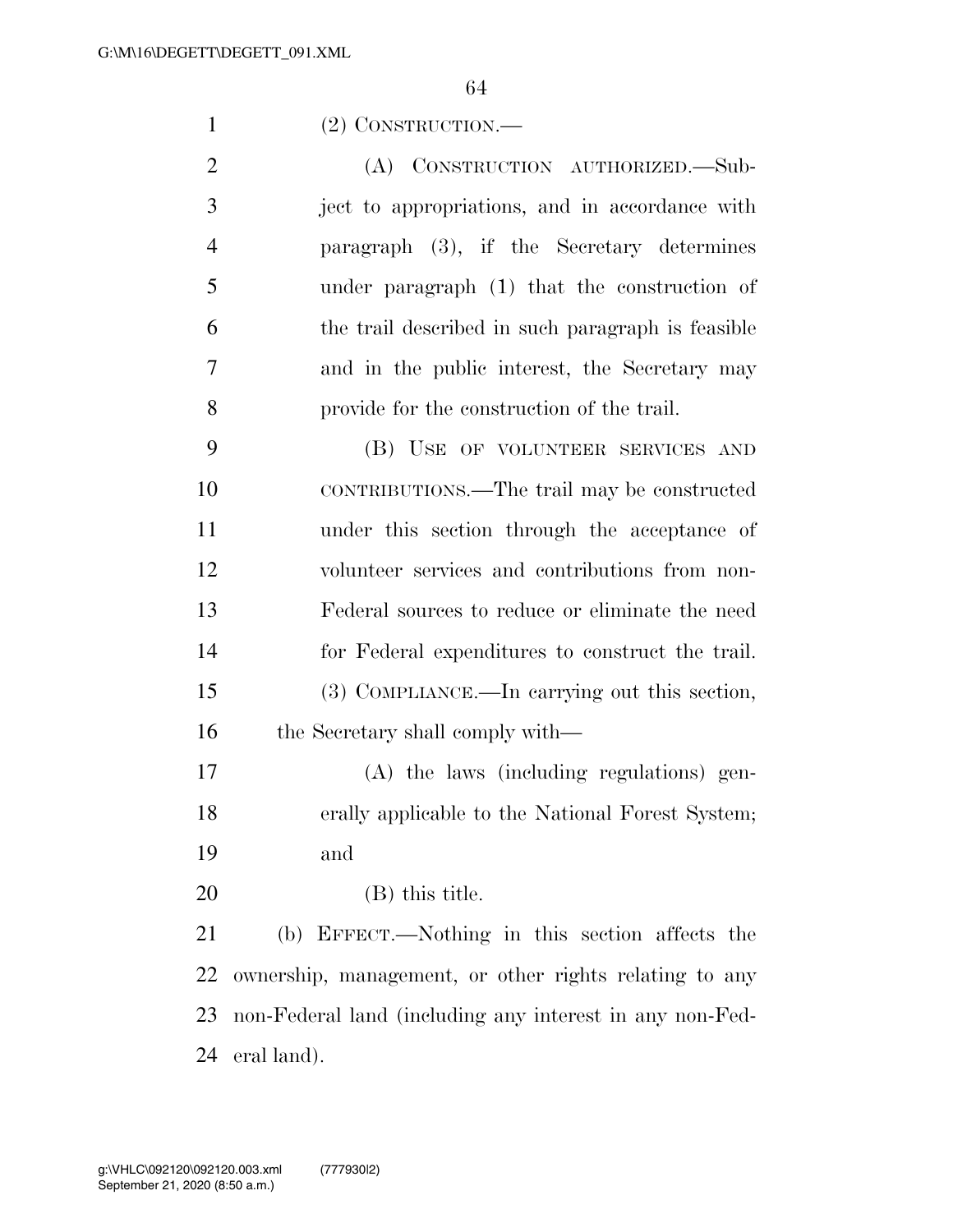(2) CONSTRUCTION.—

(A) CONSTRUCTION AUTHORIZED.—Subject to appropriations, and in accordance with paragraph (3), if the Secretary determines under paragraph (1) that the construction of the trail described in such paragraph is feasible and in the public interest, the Secretary may provide for the construction of the trail.

(B) USE OF VOLUNTEER SERVICES AND CONTRIBUTIONS.—The trail may be constructed under this section through the acceptance of volunteer services and contributions from non-Federal sources to reduce or eliminate the need for Federal expenditures to construct the trail.

(3) COMPLIANCE.—In carrying out this section, the Secretary shall comply with—

(A) the laws (including regulations) generally applicable to the National Forest System; and

(B) this title.

(b) EFFECT.—Nothing in this section affects the ownership, management, or other rights relating to any non-Federal land (including any interest in any non-Federal land).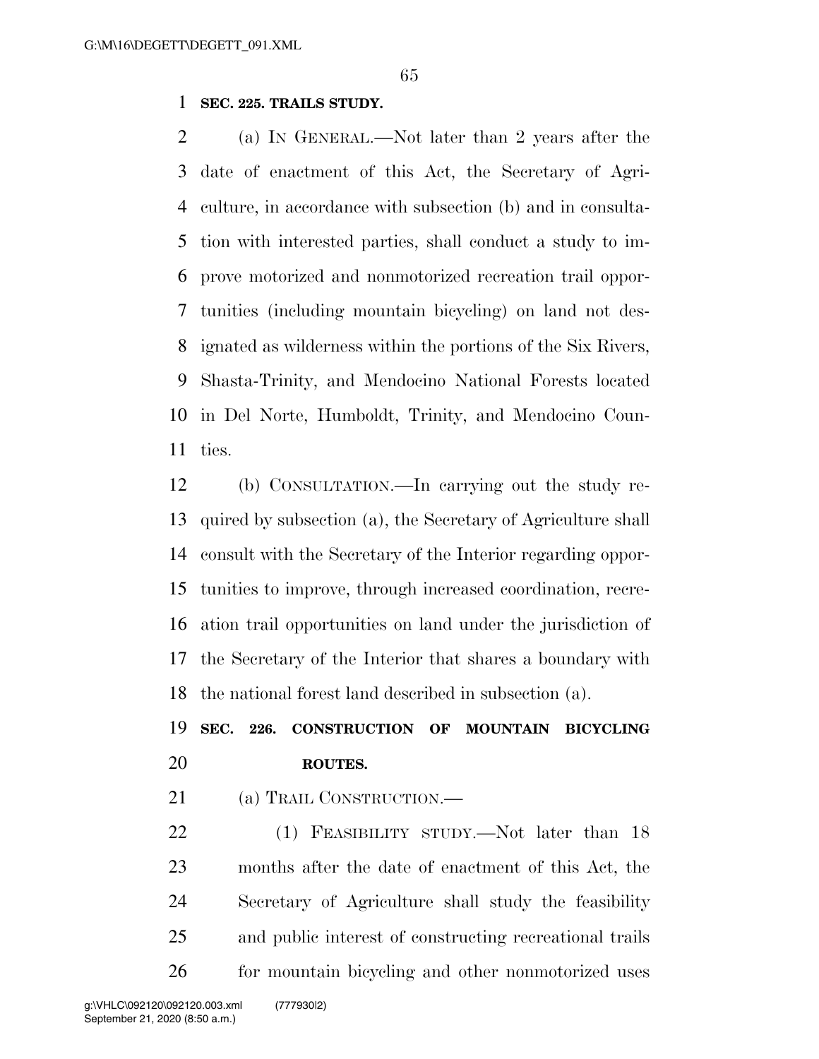**SEC. 225. TRAILS STUDY.**

(a) IN GENERAL.—Not later than 2 years after the date of enactment of this Act, the Secretary of Agriculture, in accordance with subsection (b) and in consultation with interested parties, shall conduct a study to improve motorized and nonmotorized recreation trail opportunities (including mountain bicycling) on land not designated as wilderness within the portions of the Six Rivers, Shasta-Trinity, and Mendocino National Forests located in Del Norte, Humboldt, Trinity, and Mendocino Counties.

(b) CONSULTATION.—In carrying out the study required by subsection (a), the Secretary of Agriculture shall consult with the Secretary of the Interior regarding opportunities to improve, through increased coordination, recreation trail opportunities on land under the jurisdiction of the Secretary of the Interior that shares a boundary with the national forest land described in subsection (a).

**SEC. 226. CONSTRUCTION OF MOUNTAIN BICYCLING ROUTES.**

(a) TRAIL CONSTRUCTION.—

(1) FEASIBILITY STUDY.—Not later than 18 months after the date of enactment of this Act, the Secretary of Agriculture shall study the feasibility and public interest of constructing recreational trails for mountain bicycling and other nonmotorized uses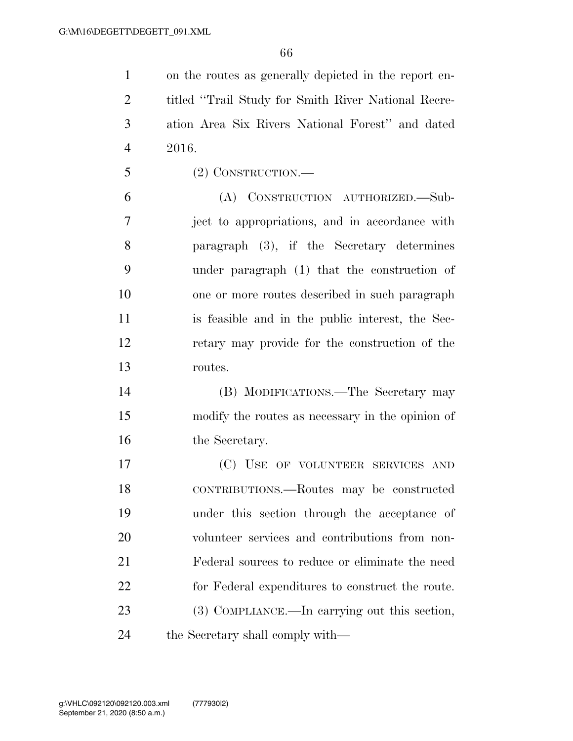on the routes as generally depicted in the report entitled "Trail Study for Smith River National Recreation Area Six Rivers National Forest" and dated 2016.

(2) CONSTRUCTION.—

(A) CONSTRUCTION AUTHORIZED.—Subject to appropriations, and in accordance with paragraph (3), if the Secretary determines under paragraph (1) that the construction of one or more routes described in such paragraph is feasible and in the public interest, the Secretary may provide for the construction of the routes.

(B) MODIFICATIONS.—The Secretary may modify the routes as necessary in the opinion of the Secretary.

(C) USE OF VOLUNTEER SERVICES AND CONTRIBUTIONS.—Routes may be constructed under this section through the acceptance of volunteer services and contributions from non-Federal sources to reduce or eliminate the need for Federal expenditures to construct the route.

(3) COMPLIANCE.—In carrying out this section, the Secretary shall comply with—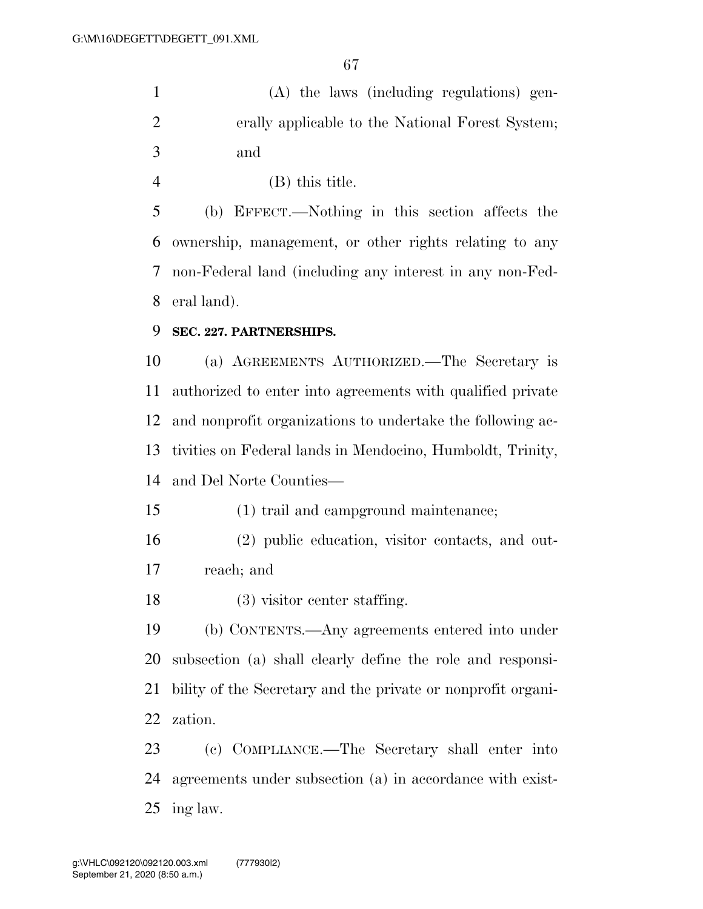(A) the laws (including regulations) generally applicable to the National Forest System; and

(B) this title.

(b) EFFECT.—Nothing in this section affects the ownership, management, or other rights relating to any non-Federal land (including any interest in any non-Federal land).

### SEC. 227. PARTNERSHIPS.

(a) AGREEMENTS AUTHORIZED.—The Secretary is authorized to enter into agreements with qualified private and nonprofit organizations to undertake the following activities on Federal lands in Mendocino, Humboldt, Trinity, and Del Norte Counties—

(1) trail and campground maintenance;

(2) public education, visitor contacts, and outreach; and

(3) visitor center staffing.

(b) CONTENTS.—Any agreements entered into under subsection (a) shall clearly define the role and responsibility of the Secretary and the private or nonprofit organization.

(c) COMPLIANCE.—The Secretary shall enter into agreements under subsection (a) in accordance with existing law.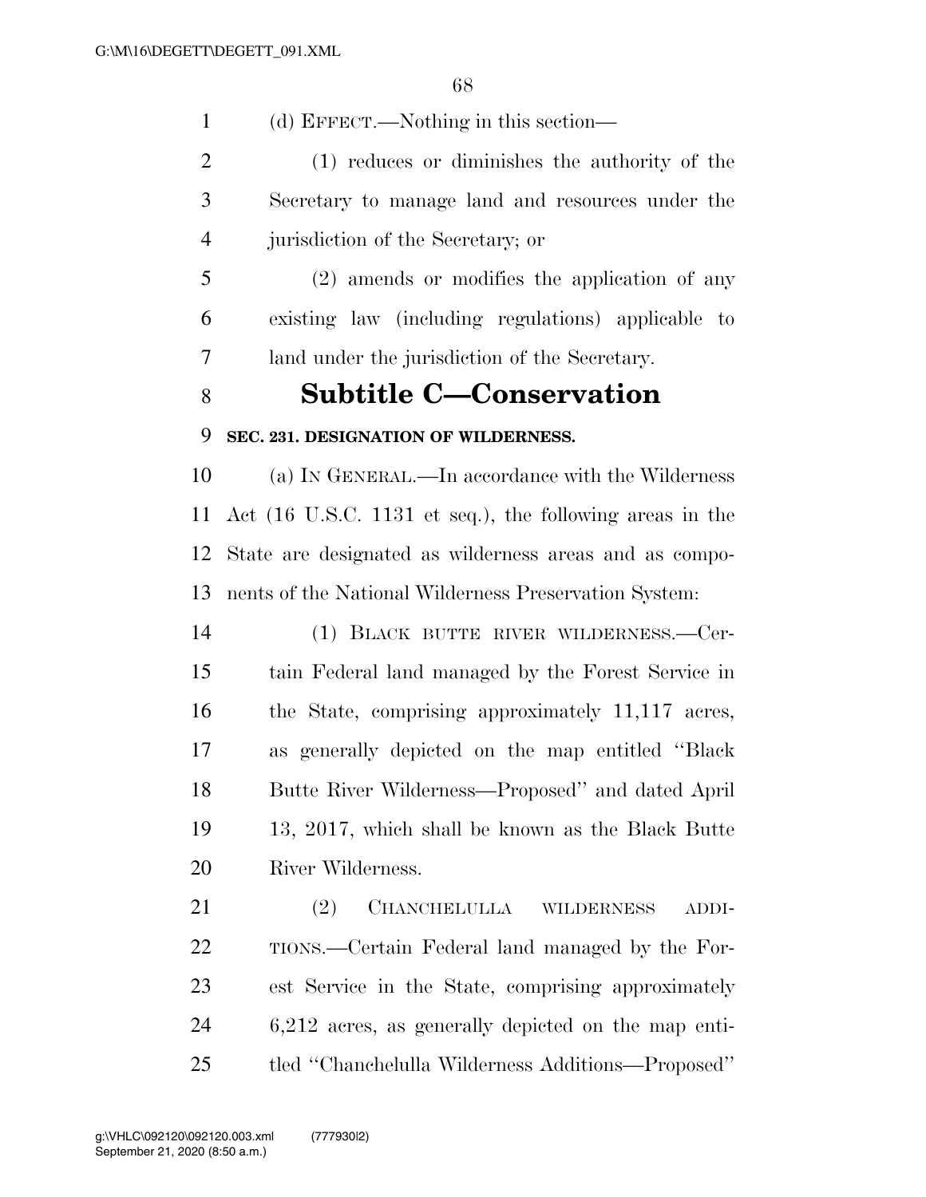(d) EFFECT.—Nothing in this section—

(1) reduces or diminishes the authority of the Secretary to manage land and resources under the jurisdiction of the Secretary; or

(2) amends or modifies the application of any existing law (including regulations) applicable to land under the jurisdiction of the Secretary.

## Subtitle C—Conservation

**SEC. 231. DESIGNATION OF WILDERNESS.**

(a) IN GENERAL.—In accordance with the Wilderness Act (16 U.S.C. 1131 et seq.), the following areas in the State are designated as wilderness areas and as components of the National Wilderness Preservation System:

(1) BLACK BUTTE RIVER WILDERNESS.—Certain Federal land managed by the Forest Service in the State, comprising approximately 11,117 acres, as generally depicted on the map entitled ''Black Butte River Wilderness—Proposed'' and dated April 13, 2017, which shall be known as the Black Butte River Wilderness.

(2) CHANCHELULLA WILDERNESS ADDITIONS.—Certain Federal land managed by the Forest Service in the State, comprising approximately 6,212 acres, as generally depicted on the map entitled ''Chanchelulla Wilderness Additions—Proposed''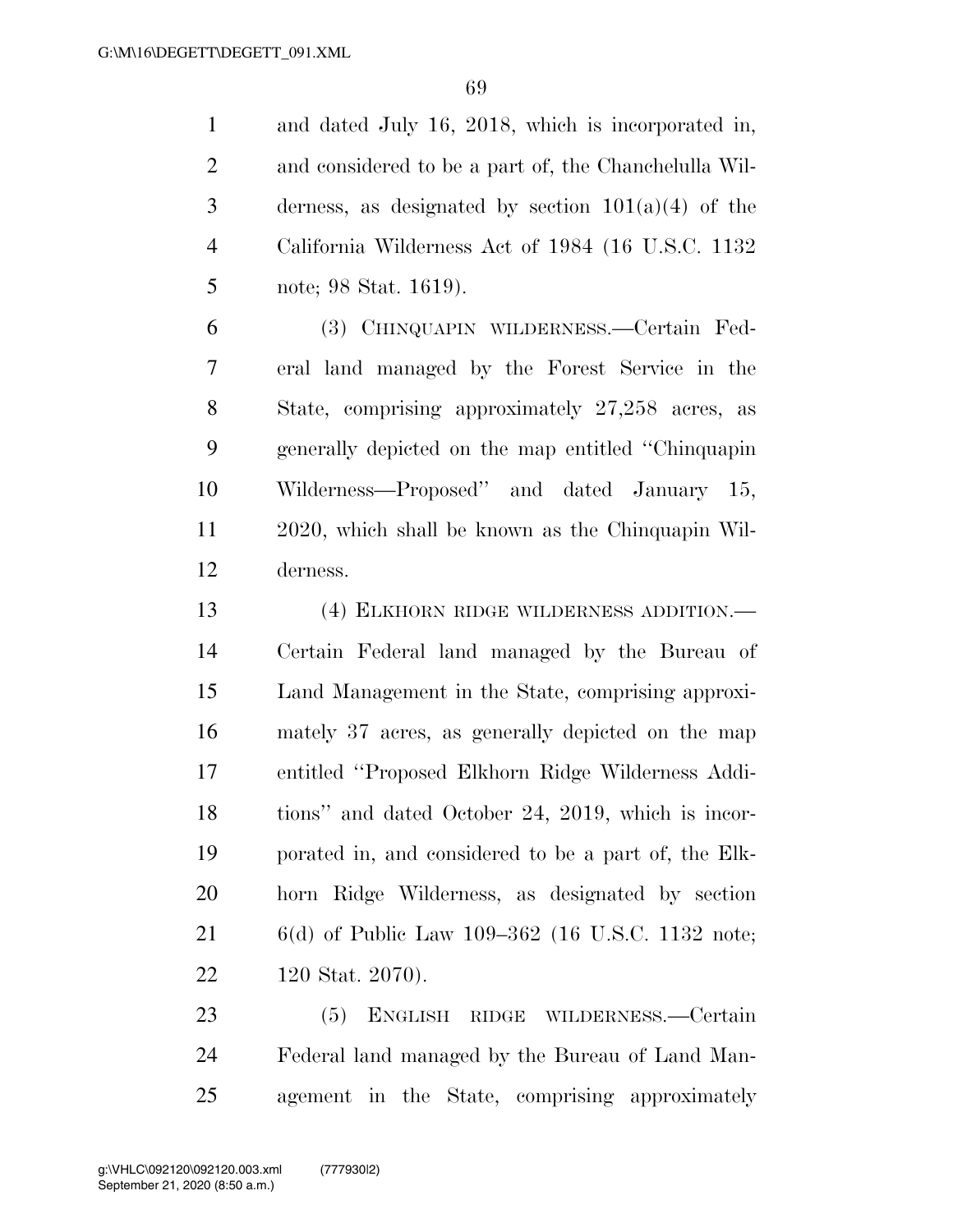and dated July 16, 2018, which is incorporated in, and considered to be a part of, the Chanchelulla Wilderness, as designated by section 101(a)(4) of the California Wilderness Act of 1984 (16 U.S.C. 1132 note; 98 Stat. 1619).

(3) CHINQUAPIN WILDERNESS.—Certain Federal land managed by the Forest Service in the State, comprising approximately 27,258 acres, as generally depicted on the map entitled "Chinquapin Wilderness—Proposed" and dated January 15, 2020, which shall be known as the Chinquapin Wilderness.

(4) ELKHORN RIDGE WILDERNESS ADDITION.—Certain Federal land managed by the Bureau of Land Management in the State, comprising approximately 37 acres, as generally depicted on the map entitled "Proposed Elkhorn Ridge Wilderness Additions" and dated October 24, 2019, which is incorporated in, and considered to be a part of, the Elkhorn Ridge Wilderness, as designated by section 6(d) of Public Law 109–362 (16 U.S.C. 1132 note; 120 Stat. 2070).

(5) ENGLISH RIDGE WILDERNESS.—Certain Federal land managed by the Bureau of Land Management in the State, comprising approximately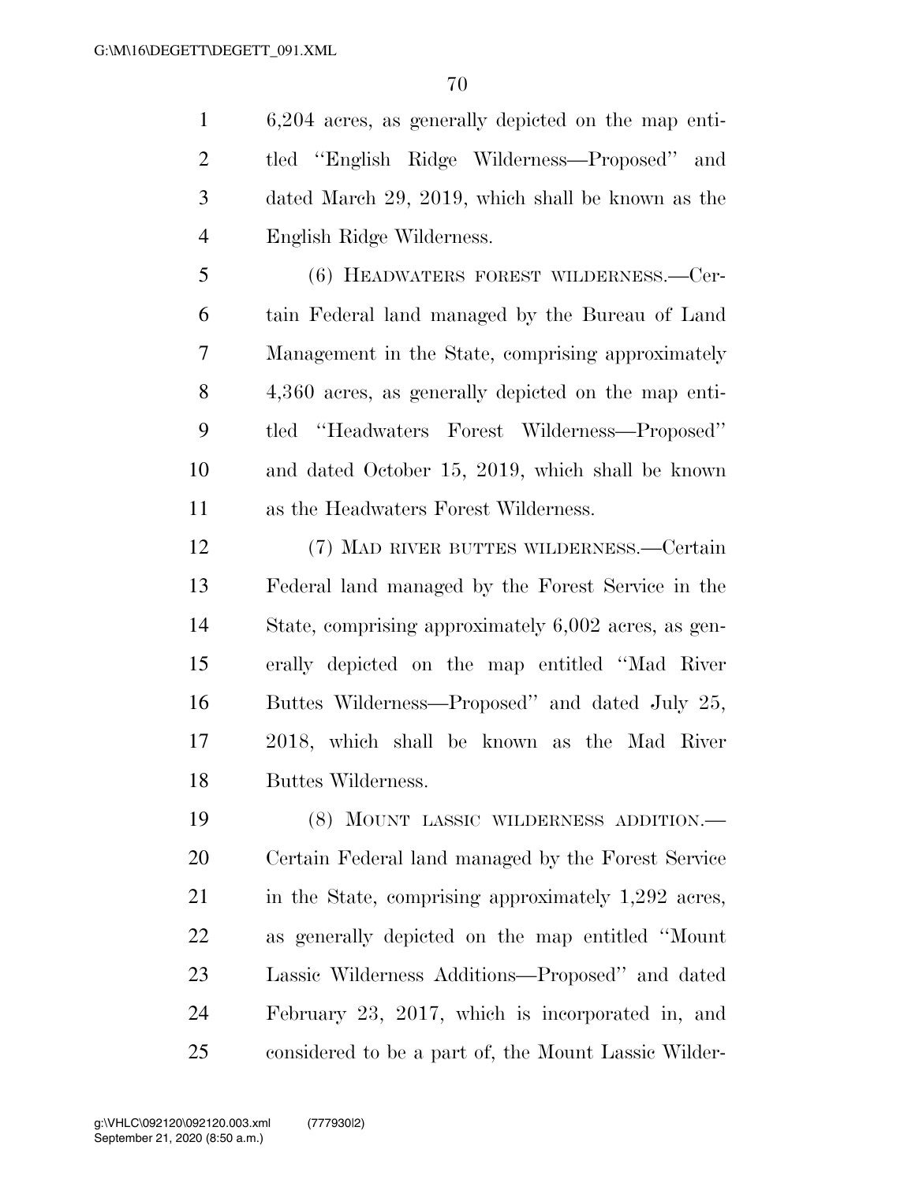6,204 acres, as generally depicted on the map entitled ''English Ridge Wilderness—Proposed'' and dated March 29, 2019, which shall be known as the English Ridge Wilderness.

(6) HEADWATERS FOREST WILDERNESS.—Certain Federal land managed by the Bureau of Land Management in the State, comprising approximately 4,360 acres, as generally depicted on the map entitled ''Headwaters Forest Wilderness—Proposed'' and dated October 15, 2019, which shall be known as the Headwaters Forest Wilderness.

(7) MAD RIVER BUTTES WILDERNESS.—Certain Federal land managed by the Forest Service in the State, comprising approximately 6,002 acres, as generally depicted on the map entitled ''Mad River Buttes Wilderness—Proposed'' and dated July 25, 2018, which shall be known as the Mad River Buttes Wilderness.

(8) MOUNT LASSIC WILDERNESS ADDITION.—Certain Federal land managed by the Forest Service in the State, comprising approximately 1,292 acres, as generally depicted on the map entitled ''Mount Lassic Wilderness Additions—Proposed'' and dated February 23, 2017, which is incorporated in, and considered to be a part of, the Mount Lassic Wilder-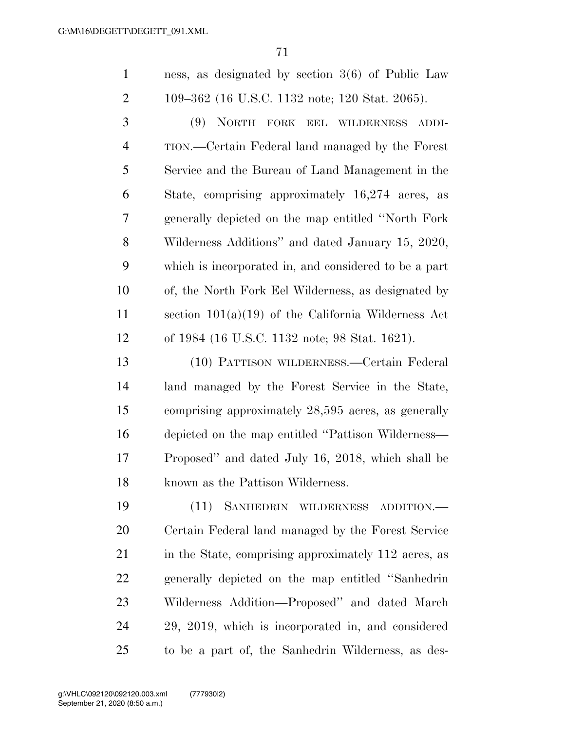ness, as designated by section 3(6) of Public Law 109–362 (16 U.S.C. 1132 note; 120 Stat. 2065).

(9) NORTH FORK EEL WILDERNESS ADDITION.—Certain Federal land managed by the Forest Service and the Bureau of Land Management in the State, comprising approximately 16,274 acres, as generally depicted on the map entitled ''North Fork Wilderness Additions'' and dated January 15, 2020, which is incorporated in, and considered to be a part of, the North Fork Eel Wilderness, as designated by section 101(a)(19) of the California Wilderness Act of 1984 (16 U.S.C. 1132 note; 98 Stat. 1621).

(10) PATTISON WILDERNESS.—Certain Federal land managed by the Forest Service in the State, comprising approximately 28,595 acres, as generally depicted on the map entitled ''Pattison Wilderness—Proposed'' and dated July 16, 2018, which shall be known as the Pattison Wilderness.

(11) SANHEDRIN WILDERNESS ADDITION.—Certain Federal land managed by the Forest Service in the State, comprising approximately 112 acres, as generally depicted on the map entitled ''Sanhedrin Wilderness Addition—Proposed'' and dated March 29, 2019, which is incorporated in, and considered to be a part of, the Sanhedrin Wilderness, as des-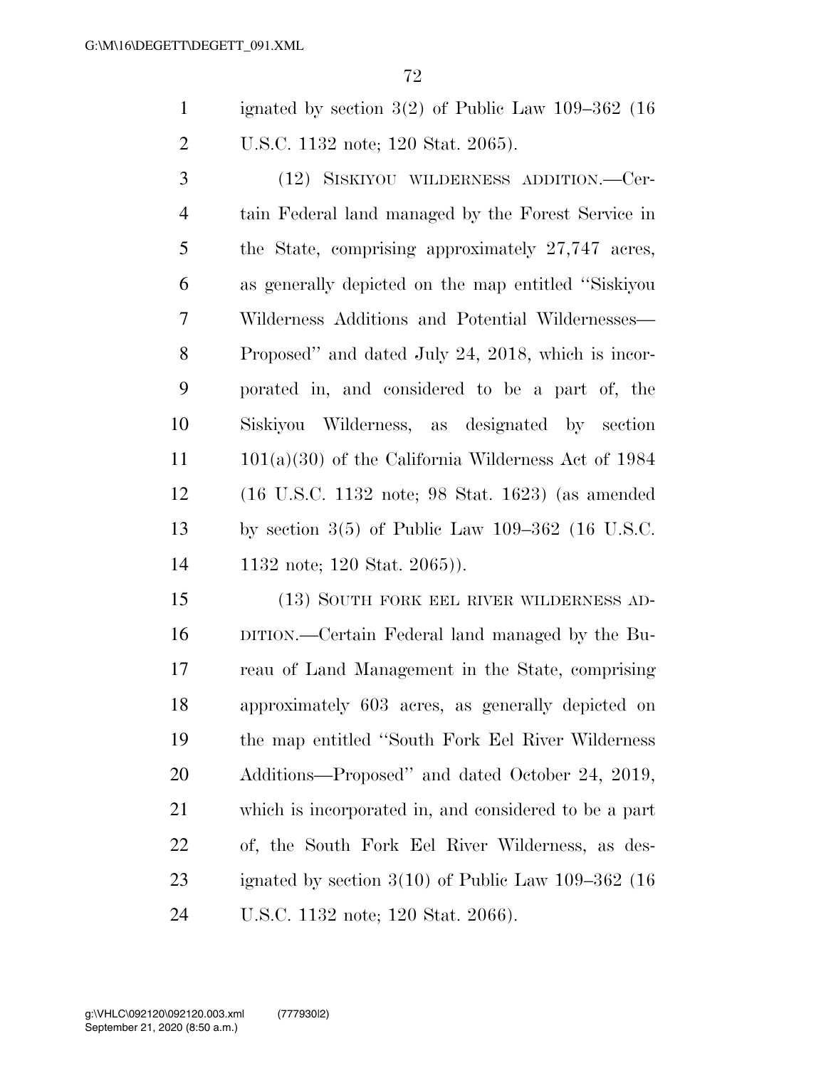ignated by section 3(2) of Public Law 109–362 (16 U.S.C. 1132 note; 120 Stat. 2065).

(12) SISKIYOU WILDERNESS ADDITION.—Certain Federal land managed by the Forest Service in the State, comprising approximately 27,747 acres, as generally depicted on the map entitled ''Siskiyou Wilderness Additions and Potential Wildernesses—Proposed'' and dated July 24, 2018, which is incorporated in, and considered to be a part of, the Siskiyou Wilderness, as designated by section 101(a)(30) of the California Wilderness Act of 1984 (16 U.S.C. 1132 note; 98 Stat. 1623) (as amended by section 3(5) of Public Law 109–362 (16 U.S.C. 1132 note; 120 Stat. 2065)).

(13) SOUTH FORK EEL RIVER WILDERNESS ADDITION.—Certain Federal land managed by the Bureau of Land Management in the State, comprising approximately 603 acres, as generally depicted on the map entitled ''South Fork Eel River Wilderness Additions—Proposed'' and dated October 24, 2019, which is incorporated in, and considered to be a part of, the South Fork Eel River Wilderness, as designated by section 3(10) of Public Law 109–362 (16 U.S.C. 1132 note; 120 Stat. 2066).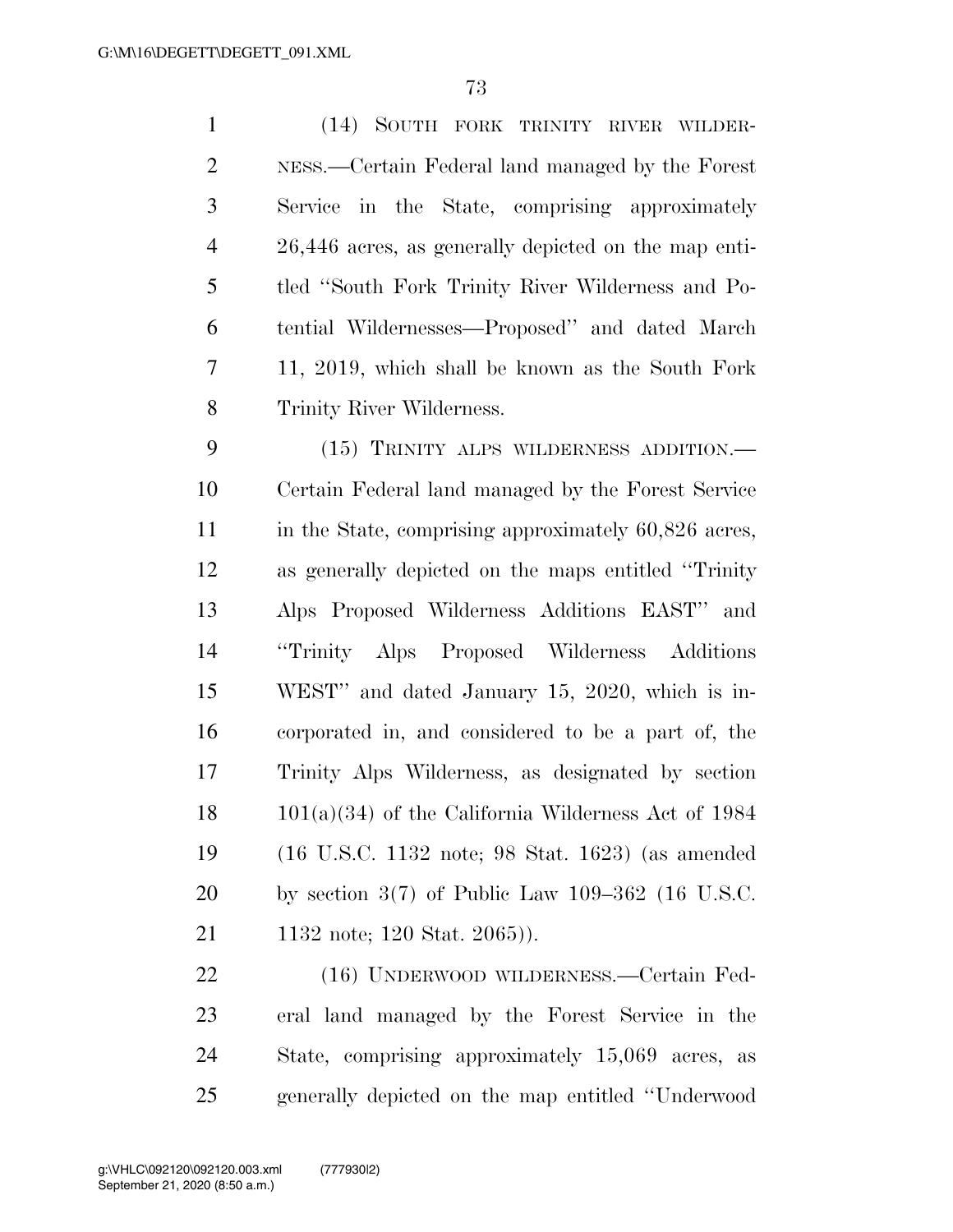(14) SOUTH FORK TRINITY RIVER WILDERNESS.—Certain Federal land managed by the Forest Service in the State, comprising approximately 26,446 acres, as generally depicted on the map entitled ''South Fork Trinity River Wilderness and Potential Wildernesses—Proposed'' and dated March 11, 2019, which shall be known as the South Fork Trinity River Wilderness.

(15) TRINITY ALPS WILDERNESS ADDITION.—Certain Federal land managed by the Forest Service in the State, comprising approximately 60,826 acres, as generally depicted on the maps entitled ''Trinity Alps Proposed Wilderness Additions EAST'' and ''Trinity Alps Proposed Wilderness Additions WEST'' and dated January 15, 2020, which is incorporated in, and considered to be a part of, the Trinity Alps Wilderness, as designated by section 101(a)(34) of the California Wilderness Act of 1984 (16 U.S.C. 1132 note; 98 Stat. 1623) (as amended by section 3(7) of Public Law 109–362 (16 U.S.C. 1132 note; 120 Stat. 2065)).

(16) UNDERWOOD WILDERNESS.—Certain Federal land managed by the Forest Service in the State, comprising approximately 15,069 acres, as generally depicted on the map entitled ''Underwood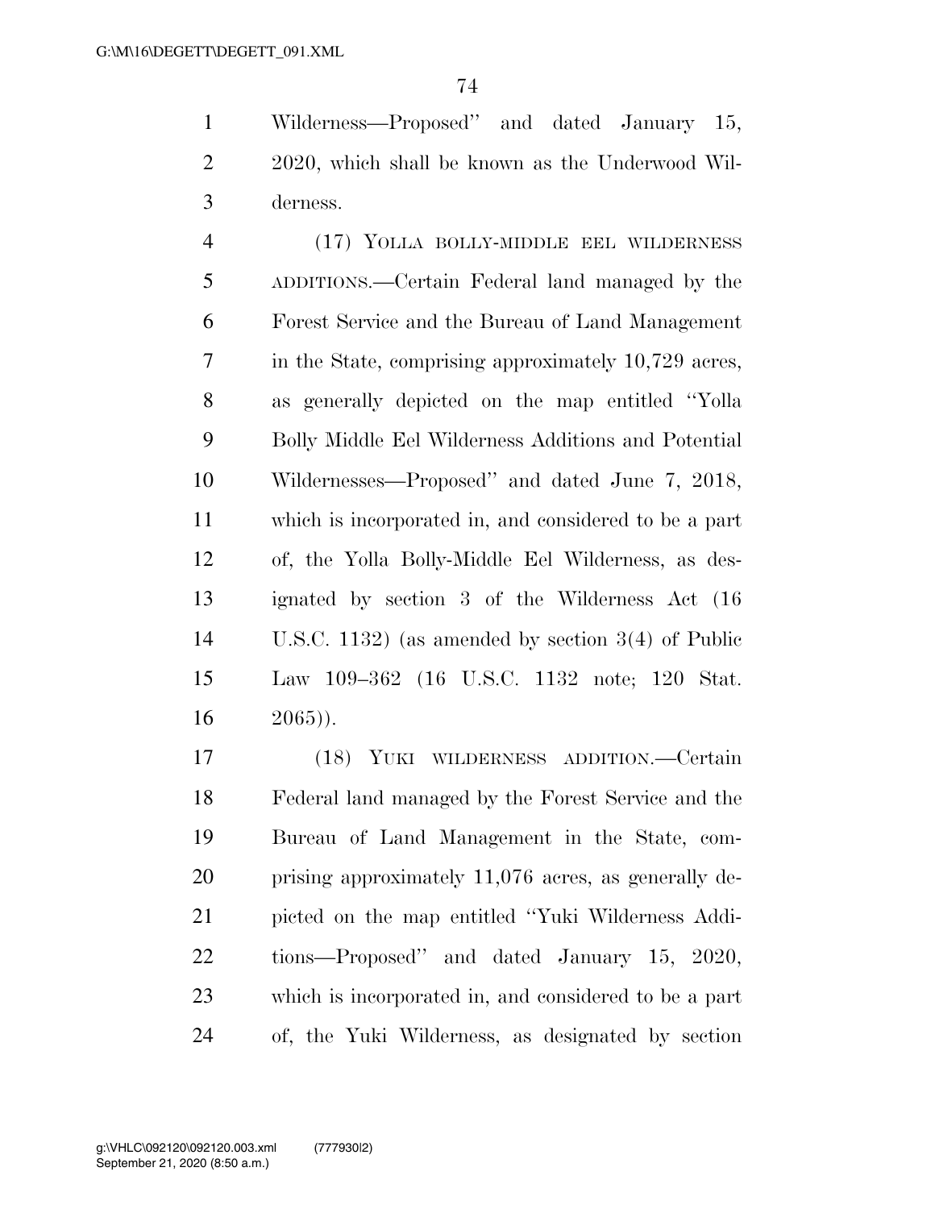Wilderness—Proposed'' and dated January 15, 2020, which shall be known as the Underwood Wilderness.

(17) YOLLA BOLLY-MIDDLE EEL WILDERNESS ADDITIONS.—Certain Federal land managed by the Forest Service and the Bureau of Land Management in the State, comprising approximately 10,729 acres, as generally depicted on the map entitled ''Yolla Bolly Middle Eel Wilderness Additions and Potential Wildernesses—Proposed'' and dated June 7, 2018, which is incorporated in, and considered to be a part of, the Yolla Bolly-Middle Eel Wilderness, as designated by section 3 of the Wilderness Act (16 U.S.C. 1132) (as amended by section 3(4) of Public Law 109–362 (16 U.S.C. 1132 note; 120 Stat. 2065)).

(18) YUKI WILDERNESS ADDITION.—Certain Federal land managed by the Forest Service and the Bureau of Land Management in the State, comprising approximately 11,076 acres, as generally depicted on the map entitled ''Yuki Wilderness Additions—Proposed'' and dated January 15, 2020, which is incorporated in, and considered to be a part of, the Yuki Wilderness, as designated by section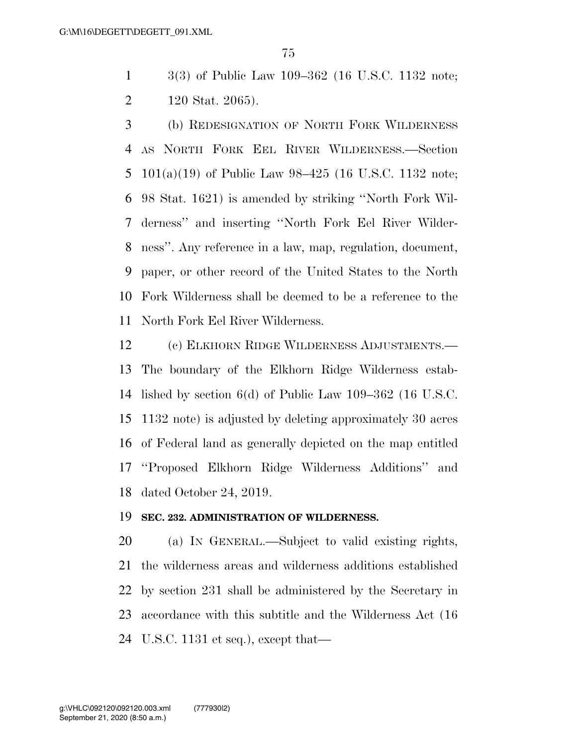3(3) of Public Law 109–362 (16 U.S.C. 1132 note; 120 Stat. 2065).

(b) REDESIGNATION OF NORTH FORK WILDERNESS AS NORTH FORK EEL RIVER WILDERNESS.—Section 101(a)(19) of Public Law 98–425 (16 U.S.C. 1132 note; 98 Stat. 1621) is amended by striking ''North Fork Wilderness'' and inserting ''North Fork Eel River Wilderness''. Any reference in a law, map, regulation, document, paper, or other record of the United States to the North Fork Wilderness shall be deemed to be a reference to the North Fork Eel River Wilderness.

(c) ELKHORN RIDGE WILDERNESS ADJUSTMENTS.—The boundary of the Elkhorn Ridge Wilderness established by section 6(d) of Public Law 109–362 (16 U.S.C. 1132 note) is adjusted by deleting approximately 30 acres of Federal land as generally depicted on the map entitled ''Proposed Elkhorn Ridge Wilderness Additions'' and dated October 24, 2019.

**SEC. 232. ADMINISTRATION OF WILDERNESS.**

(a) IN GENERAL.—Subject to valid existing rights, the wilderness areas and wilderness additions established by section 231 shall be administered by the Secretary in accordance with this subtitle and the Wilderness Act (16 U.S.C. 1131 et seq.), except that—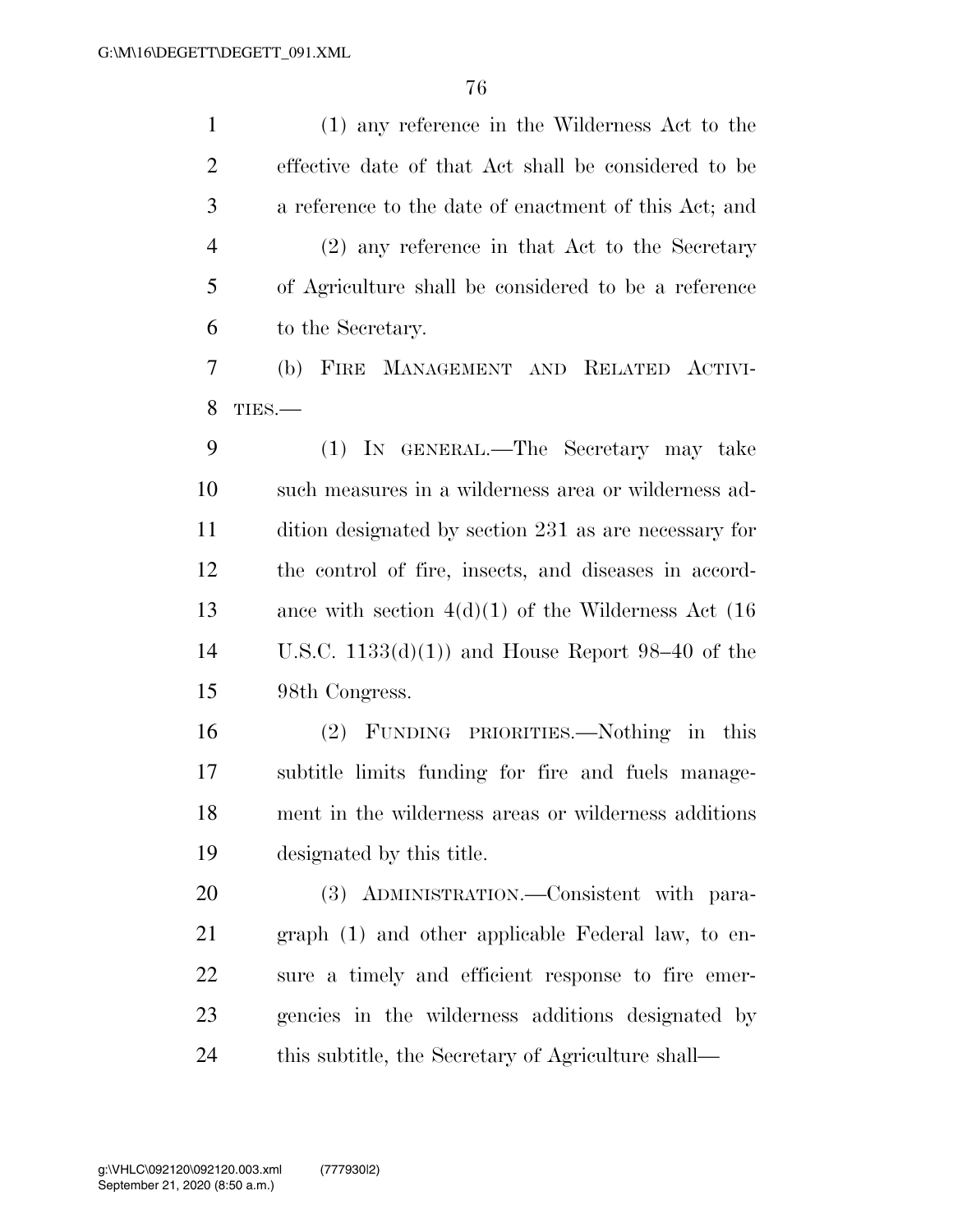(1) any reference in the Wilderness Act to the effective date of that Act shall be considered to be a reference to the date of enactment of this Act; and

(2) any reference in that Act to the Secretary of Agriculture shall be considered to be a reference to the Secretary.

(b) FIRE MANAGEMENT AND RELATED ACTIVITIES.—

(1) IN GENERAL.—The Secretary may take such measures in a wilderness area or wilderness addition designated by section 231 as are necessary for the control of fire, insects, and diseases in accordance with section 4(d)(1) of the Wilderness Act (16 U.S.C. 1133(d)(1)) and House Report 98–40 of the 98th Congress.

(2) FUNDING PRIORITIES.—Nothing in this subtitle limits funding for fire and fuels management in the wilderness areas or wilderness additions designated by this title.

(3) ADMINISTRATION.—Consistent with paragraph (1) and other applicable Federal law, to ensure a timely and efficient response to fire emergencies in the wilderness additions designated by this subtitle, the Secretary of Agriculture shall—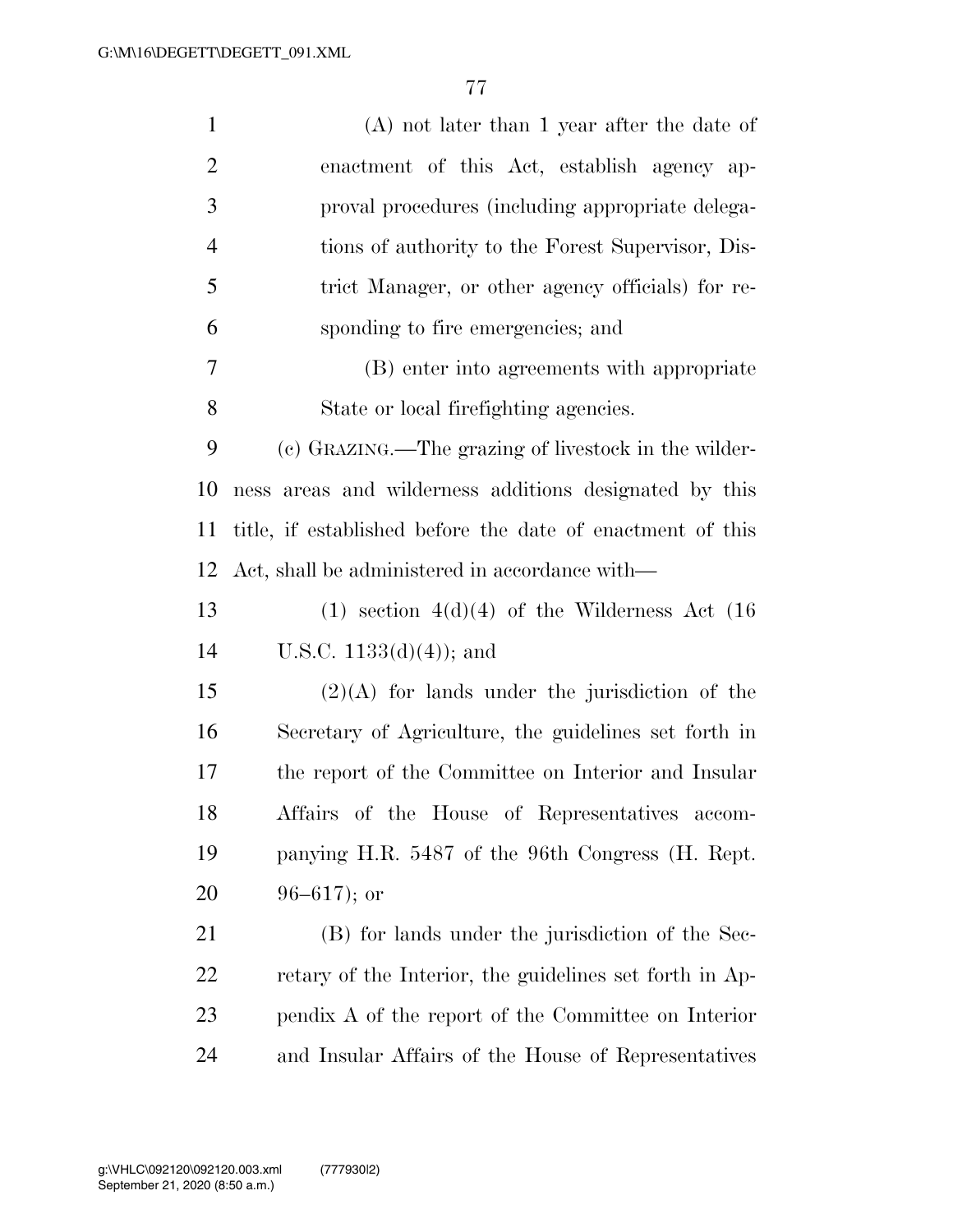(A) not later than 1 year after the date of enactment of this Act, establish agency approval procedures (including appropriate delegations of authority to the Forest Supervisor, District Manager, or other agency officials) for responding to fire emergencies; and

(B) enter into agreements with appropriate State or local firefighting agencies.

(c) GRAZING.—The grazing of livestock in the wilderness areas and wilderness additions designated by this title, if established before the date of enactment of this Act, shall be administered in accordance with—

(1) section 4(d)(4) of the Wilderness Act (16 U.S.C. 1133(d)(4)); and

(2)(A) for lands under the jurisdiction of the Secretary of Agriculture, the guidelines set forth in the report of the Committee on Interior and Insular Affairs of the House of Representatives accompanying H.R. 5487 of the 96th Congress (H. Rept. 96–617); or

(B) for lands under the jurisdiction of the Secretary of the Interior, the guidelines set forth in Appendix A of the report of the Committee on Interior and Insular Affairs of the House of Representatives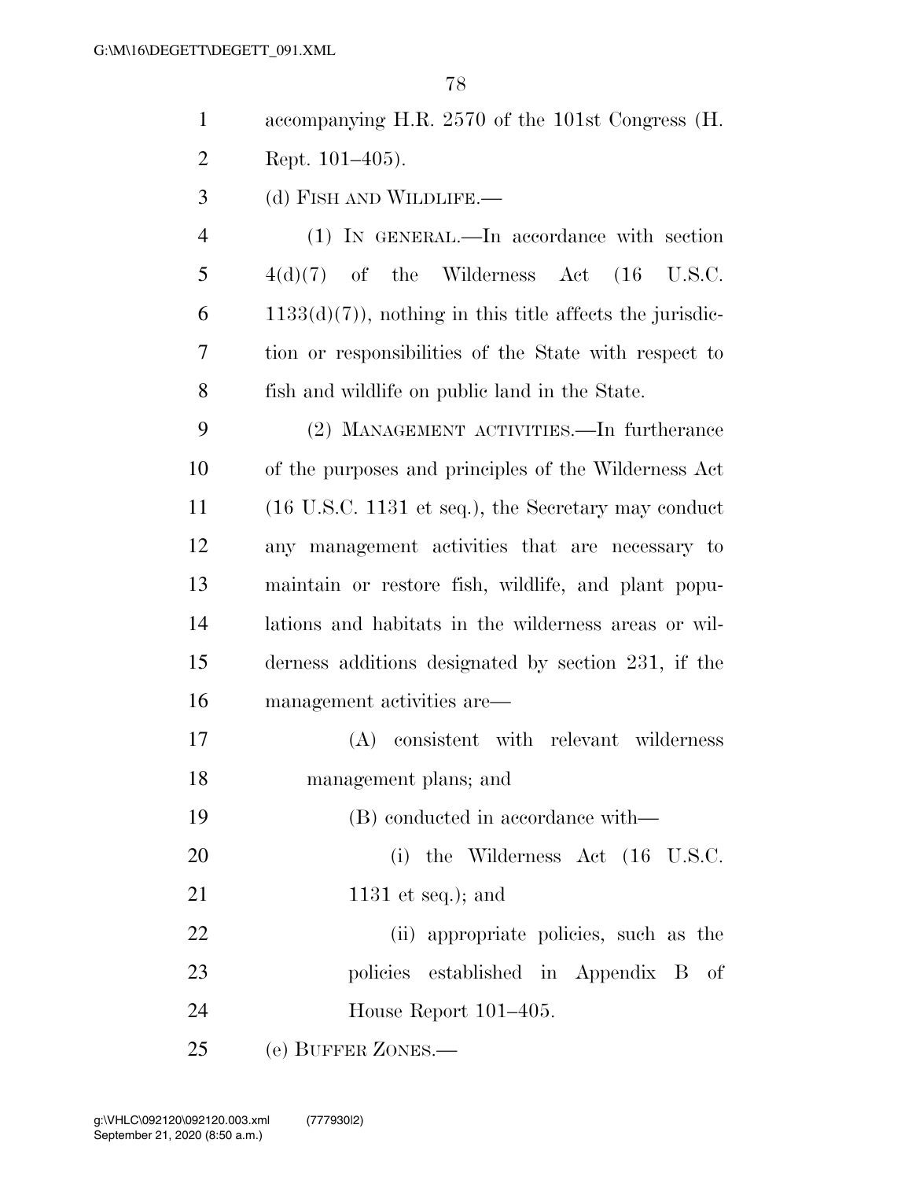accompanying H.R. 2570 of the 101st Congress (H. Rept. 101–405).

(d) FISH AND WILDLIFE.—

(1) IN GENERAL.—In accordance with section 4(d)(7) of the Wilderness Act (16 U.S.C. 1133(d)(7)), nothing in this title affects the jurisdiction or responsibilities of the State with respect to fish and wildlife on public land in the State.

(2) MANAGEMENT ACTIVITIES.—In furtherance of the purposes and principles of the Wilderness Act (16 U.S.C. 1131 et seq.), the Secretary may conduct any management activities that are necessary to maintain or restore fish, wildlife, and plant populations and habitats in the wilderness areas or wilderness additions designated by section 231, if the management activities are—

(A) consistent with relevant wilderness management plans; and

(B) conducted in accordance with—

(i) the Wilderness Act (16 U.S.C. 1131 et seq.); and

(ii) appropriate policies, such as the policies established in Appendix B of House Report 101–405.

(e) BUFFER ZONES.—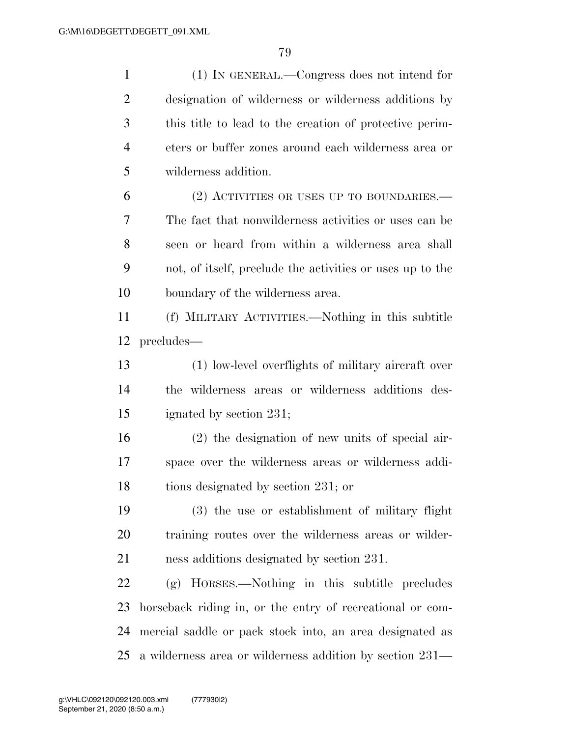(1) IN GENERAL.—Congress does not intend for designation of wilderness or wilderness additions by this title to lead to the creation of protective perimeters or buffer zones around each wilderness area or wilderness addition.

(2) ACTIVITIES OR USES UP TO BOUNDARIES.—The fact that nonwilderness activities or uses can be seen or heard from within a wilderness area shall not, of itself, preclude the activities or uses up to the boundary of the wilderness area.

(f) MILITARY ACTIVITIES.—Nothing in this subtitle precludes—

(1) low-level overflights of military aircraft over the wilderness areas or wilderness additions designated by section 231;

(2) the designation of new units of special airspace over the wilderness areas or wilderness additions designated by section 231; or

(3) the use or establishment of military flight training routes over the wilderness areas or wilderness additions designated by section 231.

(g) HORSES.—Nothing in this subtitle precludes horseback riding in, or the entry of recreational or commercial saddle or pack stock into, an area designated as a wilderness area or wilderness addition by section 231—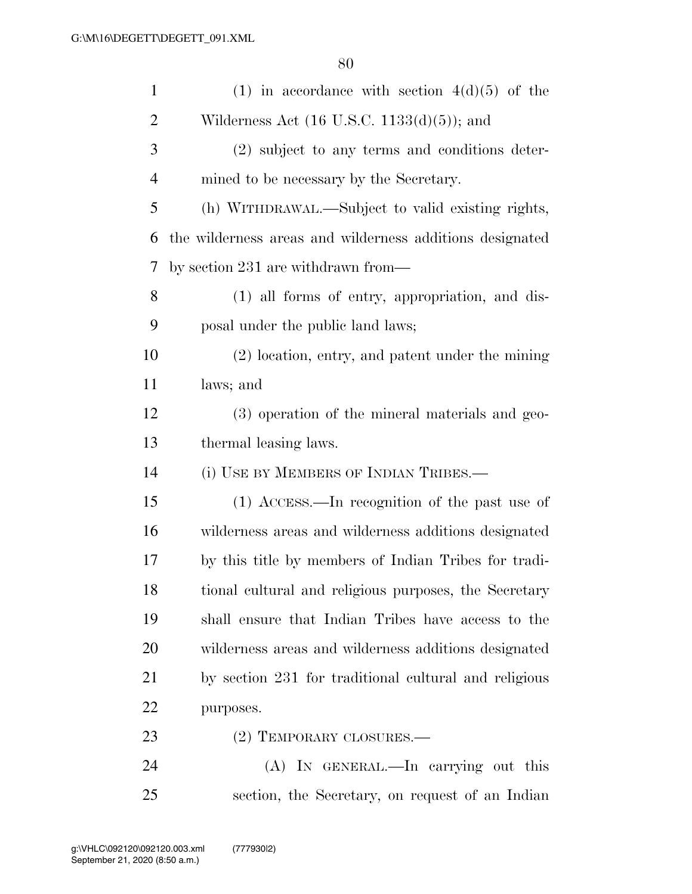(1) in accordance with section 4(d)(5) of the Wilderness Act (16 U.S.C. 1133(d)(5)); and

(2) subject to any terms and conditions determined to be necessary by the Secretary.

(h) WITHDRAWAL.—Subject to valid existing rights, the wilderness areas and wilderness additions designated by section 231 are withdrawn from—

(1) all forms of entry, appropriation, and disposal under the public land laws;

(2) location, entry, and patent under the mining laws; and

(3) operation of the mineral materials and geothermal leasing laws.

(i) USE BY MEMBERS OF INDIAN TRIBES.—

(1) ACCESS.—In recognition of the past use of wilderness areas and wilderness additions designated by this title by members of Indian Tribes for traditional cultural and religious purposes, the Secretary shall ensure that Indian Tribes have access to the wilderness areas and wilderness additions designated by section 231 for traditional cultural and religious purposes.

(2) TEMPORARY CLOSURES.—

(A) IN GENERAL.—In carrying out this section, the Secretary, on request of an Indian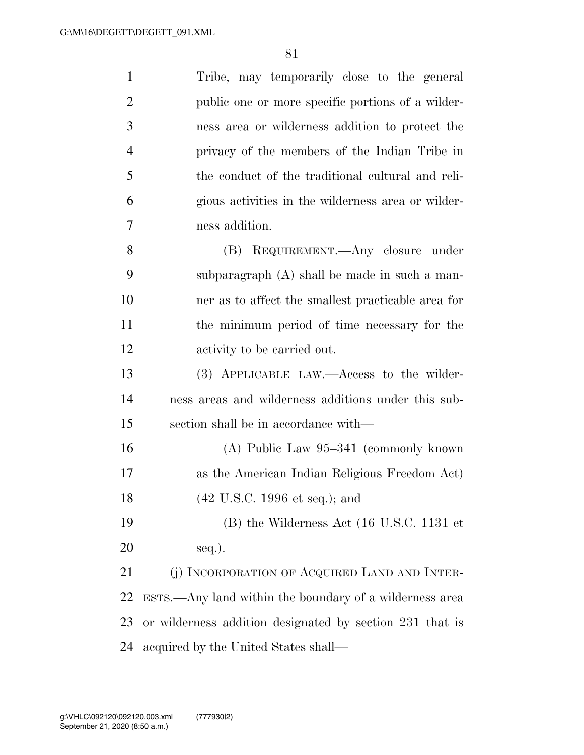Tribe, may temporarily close to the general public one or more specific portions of a wilderness area or wilderness addition to protect the privacy of the members of the Indian Tribe in the conduct of the traditional cultural and religious activities in the wilderness area or wilderness addition.

(B) REQUIREMENT.—Any closure under subparagraph (A) shall be made in such a manner as to affect the smallest practicable area for the minimum period of time necessary for the activity to be carried out.

(3) APPLICABLE LAW.—Access to the wilderness areas and wilderness additions under this subsection shall be in accordance with—

(A) Public Law 95–341 (commonly known as the American Indian Religious Freedom Act) (42 U.S.C. 1996 et seq.); and

(B) the Wilderness Act (16 U.S.C. 1131 et seq.).

(j) INCORPORATION OF ACQUIRED LAND AND INTERESTS.—Any land within the boundary of a wilderness area or wilderness addition designated by section 231 that is acquired by the United States shall—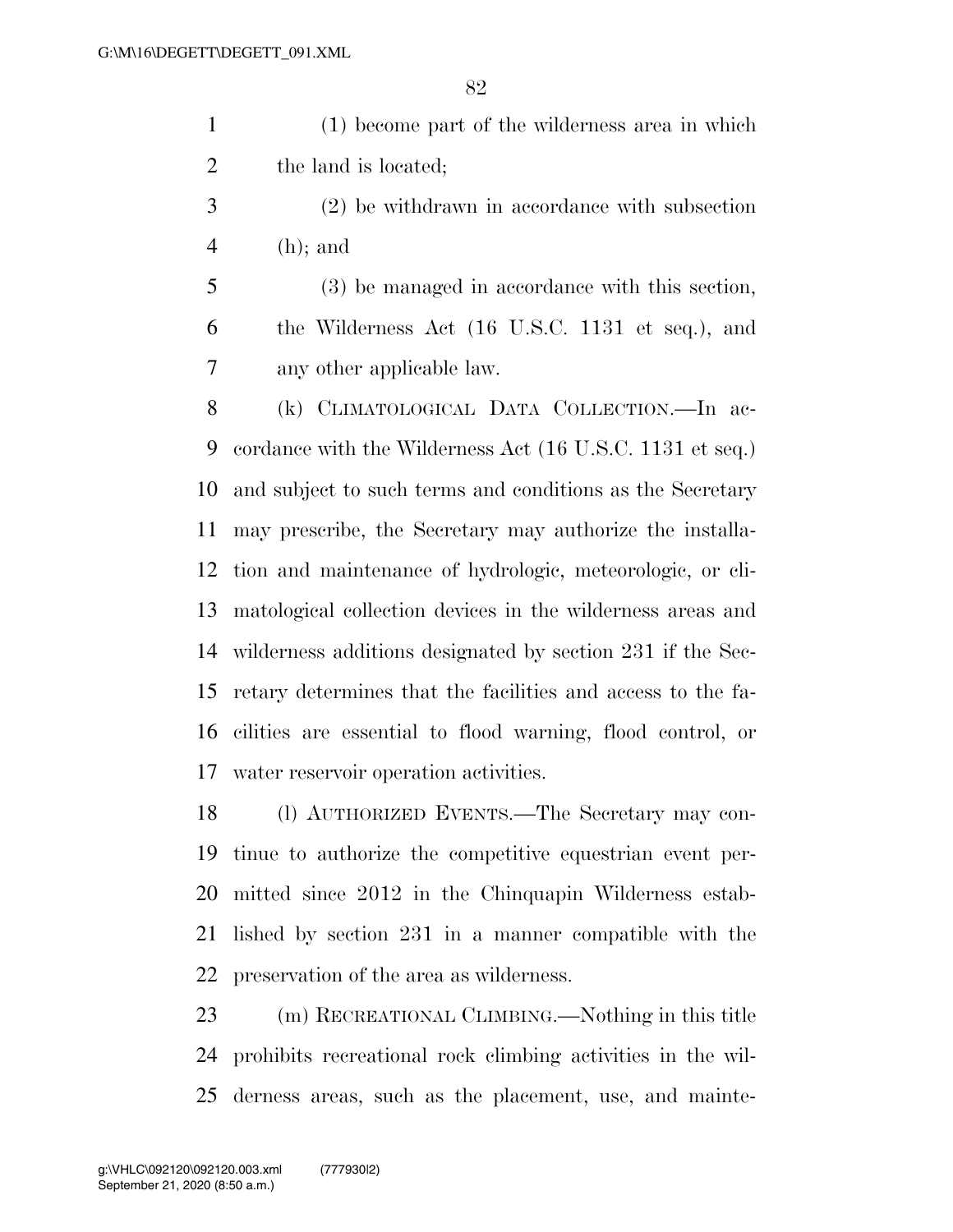(1) become part of the wilderness area in which the land is located;

(2) be withdrawn in accordance with subsection (h); and

(3) be managed in accordance with this section, the Wilderness Act (16 U.S.C. 1131 et seq.), and any other applicable law.

(k) CLIMATOLOGICAL DATA COLLECTION.—In accordance with the Wilderness Act (16 U.S.C. 1131 et seq.) and subject to such terms and conditions as the Secretary may prescribe, the Secretary may authorize the installation and maintenance of hydrologic, meteorologic, or climatological collection devices in the wilderness areas and wilderness additions designated by section 231 if the Secretary determines that the facilities and access to the facilities are essential to flood warning, flood control, or water reservoir operation activities.

(l) AUTHORIZED EVENTS.—The Secretary may continue to authorize the competitive equestrian event permitted since 2012 in the Chinquapin Wilderness established by section 231 in a manner compatible with the preservation of the area as wilderness.

(m) RECREATIONAL CLIMBING.—Nothing in this title prohibits recreational rock climbing activities in the wilderness areas, such as the placement, use, and mainte-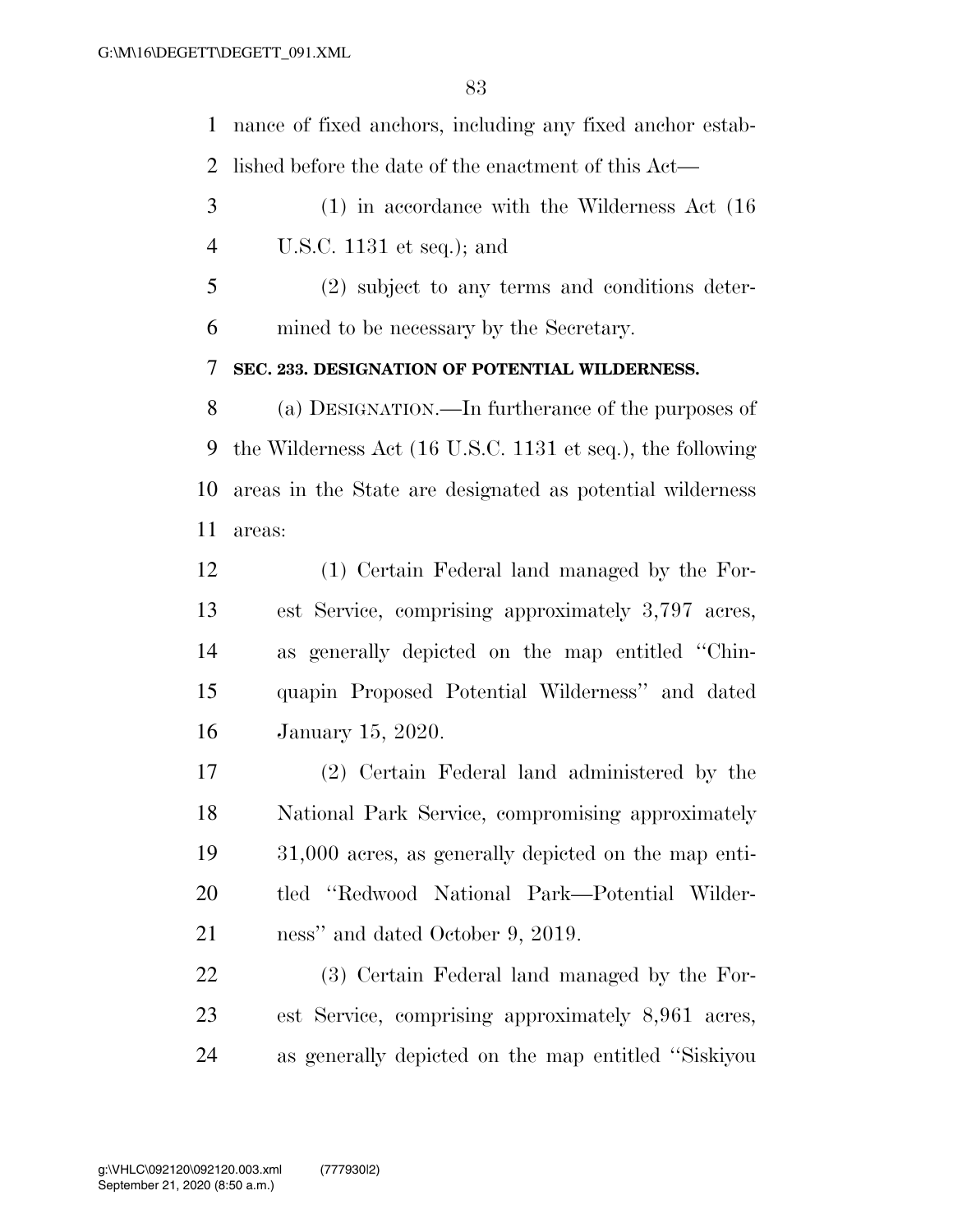nance of fixed anchors, including any fixed anchor established before the date of the enactment of this Act—

(1) in accordance with the Wilderness Act (16 U.S.C. 1131 et seq.); and

(2) subject to any terms and conditions determined to be necessary by the Secretary.

**SEC. 233. DESIGNATION OF POTENTIAL WILDERNESS.**

(a) DESIGNATION.—In furtherance of the purposes of the Wilderness Act (16 U.S.C. 1131 et seq.), the following areas in the State are designated as potential wilderness areas:

(1) Certain Federal land managed by the Forest Service, comprising approximately 3,797 acres, as generally depicted on the map entitled "Chinquapin Proposed Potential Wilderness" and dated January 15, 2020.

(2) Certain Federal land administered by the National Park Service, compromising approximately 31,000 acres, as generally depicted on the map entitled "Redwood National Park—Potential Wilderness" and dated October 9, 2019.

(3) Certain Federal land managed by the Forest Service, comprising approximately 8,961 acres, as generally depicted on the map entitled "Siskiyou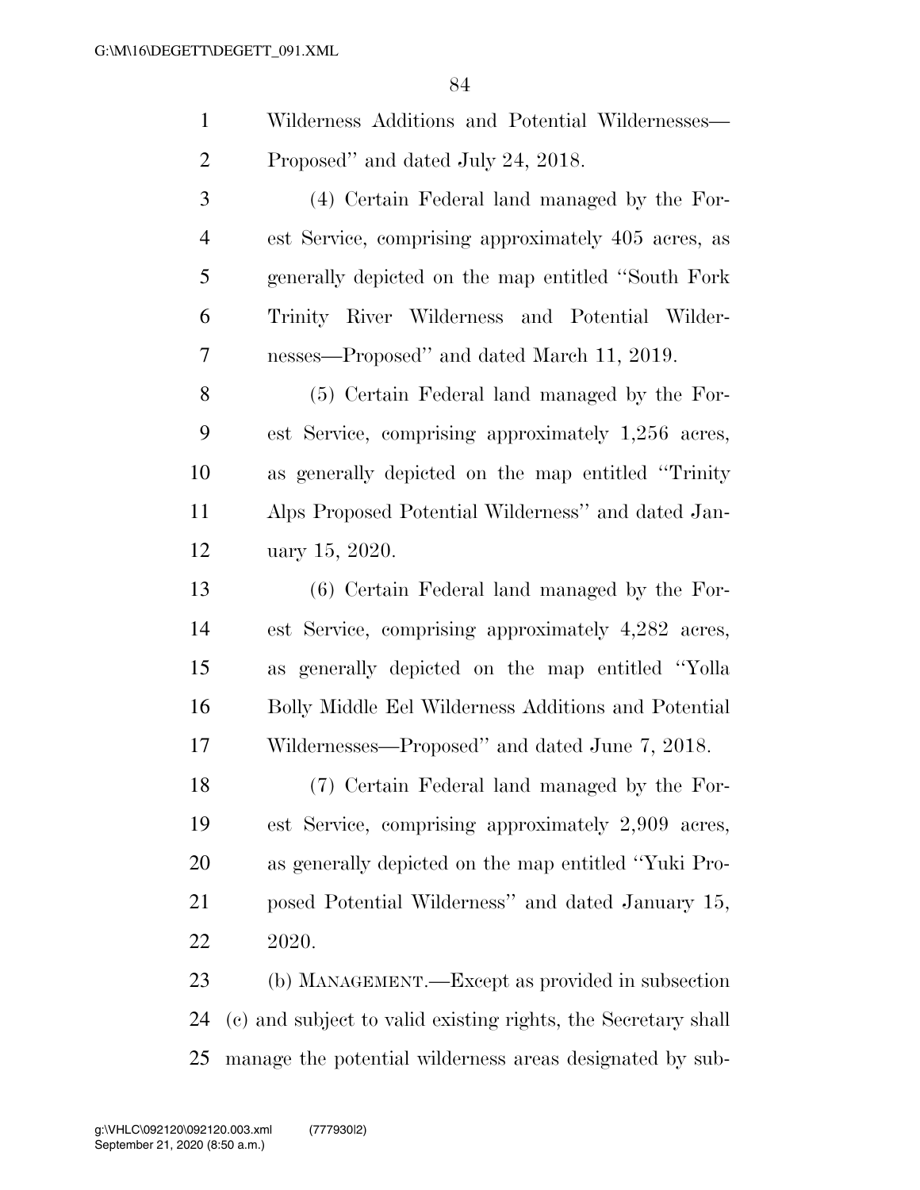Wilderness Additions and Potential Wildernesses—Proposed'' and dated July 24, 2018.

(4) Certain Federal land managed by the Forest Service, comprising approximately 405 acres, as generally depicted on the map entitled ''South Fork Trinity River Wilderness and Potential Wildernesses—Proposed'' and dated March 11, 2019.

(5) Certain Federal land managed by the Forest Service, comprising approximately 1,256 acres, as generally depicted on the map entitled ''Trinity Alps Proposed Potential Wilderness'' and dated January 15, 2020.

(6) Certain Federal land managed by the Forest Service, comprising approximately 4,282 acres, as generally depicted on the map entitled ''Yolla Bolly Middle Eel Wilderness Additions and Potential Wildernesses—Proposed'' and dated June 7, 2018.

(7) Certain Federal land managed by the Forest Service, comprising approximately 2,909 acres, as generally depicted on the map entitled ''Yuki Proposed Potential Wilderness'' and dated January 15, 2020.

(b) MANAGEMENT.—Except as provided in subsection (c) and subject to valid existing rights, the Secretary shall manage the potential wilderness areas designated by sub-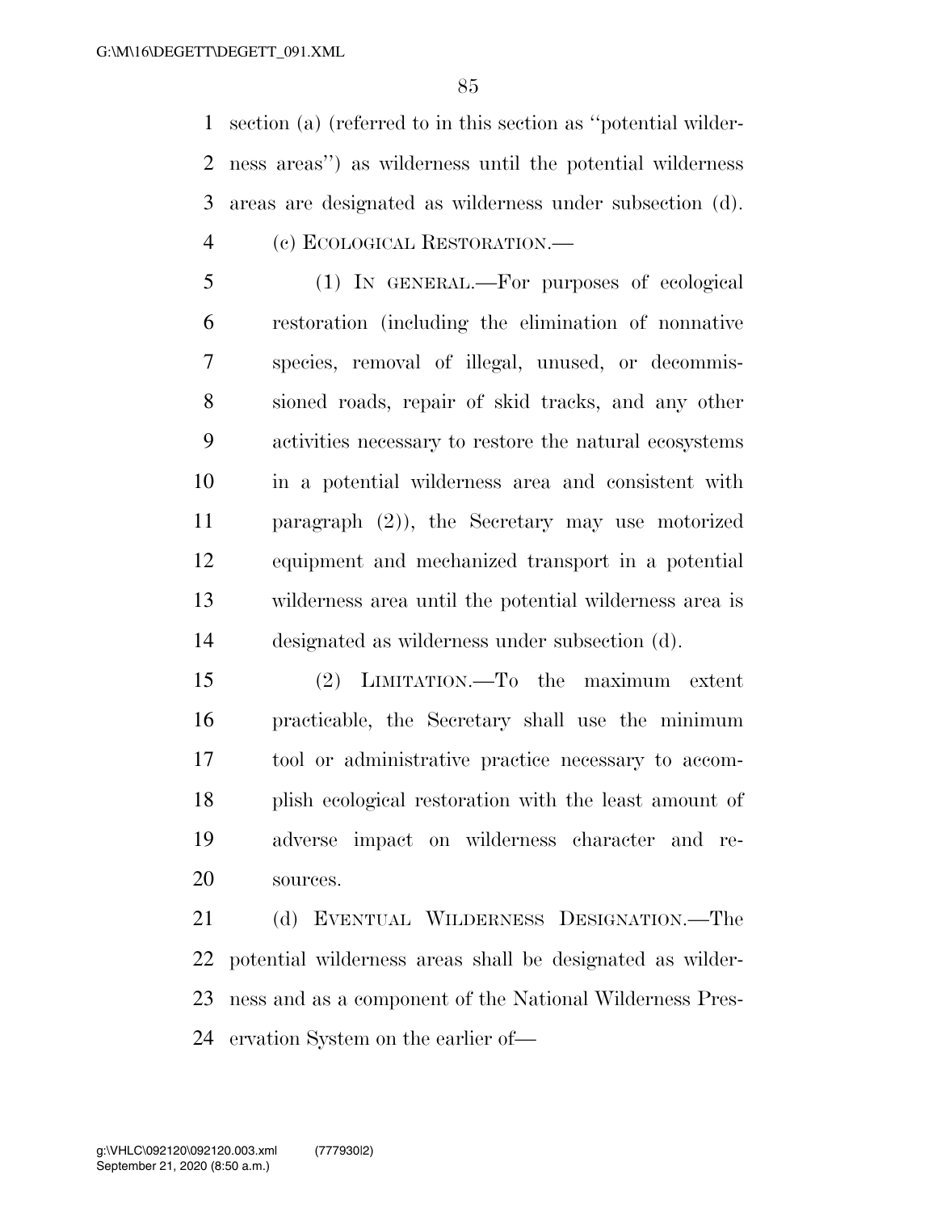section (a) (referred to in this section as "potential wilderness areas") as wilderness until the potential wilderness areas are designated as wilderness under subsection (d).

(c) ECOLOGICAL RESTORATION.—

(1) IN GENERAL.—For purposes of ecological restoration (including the elimination of nonnative species, removal of illegal, unused, or decommissioned roads, repair of skid tracks, and any other activities necessary to restore the natural ecosystems in a potential wilderness area and consistent with paragraph (2)), the Secretary may use motorized equipment and mechanized transport in a potential wilderness area until the potential wilderness area is designated as wilderness under subsection (d).

(2) LIMITATION.—To the maximum extent practicable, the Secretary shall use the minimum tool or administrative practice necessary to accomplish ecological restoration with the least amount of adverse impact on wilderness character and resources.

(d) EVENTUAL WILDERNESS DESIGNATION.—The potential wilderness areas shall be designated as wilderness and as a component of the National Wilderness Preservation System on the earlier of—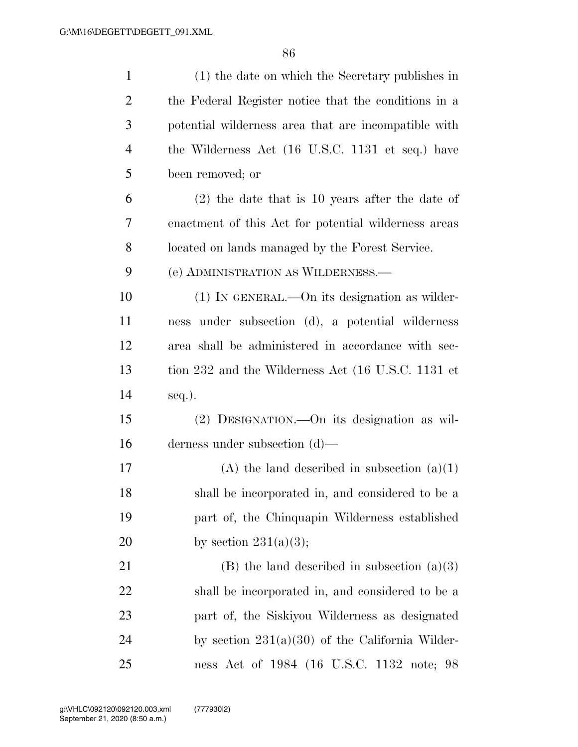(1) the date on which the Secretary publishes in the Federal Register notice that the conditions in a potential wilderness area that are incompatible with the Wilderness Act (16 U.S.C. 1131 et seq.) have been removed; or

(2) the date that is 10 years after the date of enactment of this Act for potential wilderness areas located on lands managed by the Forest Service.

(e) ADMINISTRATION AS WILDERNESS.—

(1) IN GENERAL.—On its designation as wilderness under subsection (d), a potential wilderness area shall be administered in accordance with section 232 and the Wilderness Act (16 U.S.C. 1131 et seq.).

(2) DESIGNATION.—On its designation as wilderness under subsection (d)—

(A) the land described in subsection (a)(1) shall be incorporated in, and considered to be a part of, the Chinquapin Wilderness established by section 231(a)(3);

(B) the land described in subsection (a)(3) shall be incorporated in, and considered to be a part of, the Siskiyou Wilderness as designated by section 231(a)(30) of the California Wilderness Act of 1984 (16 U.S.C. 1132 note; 98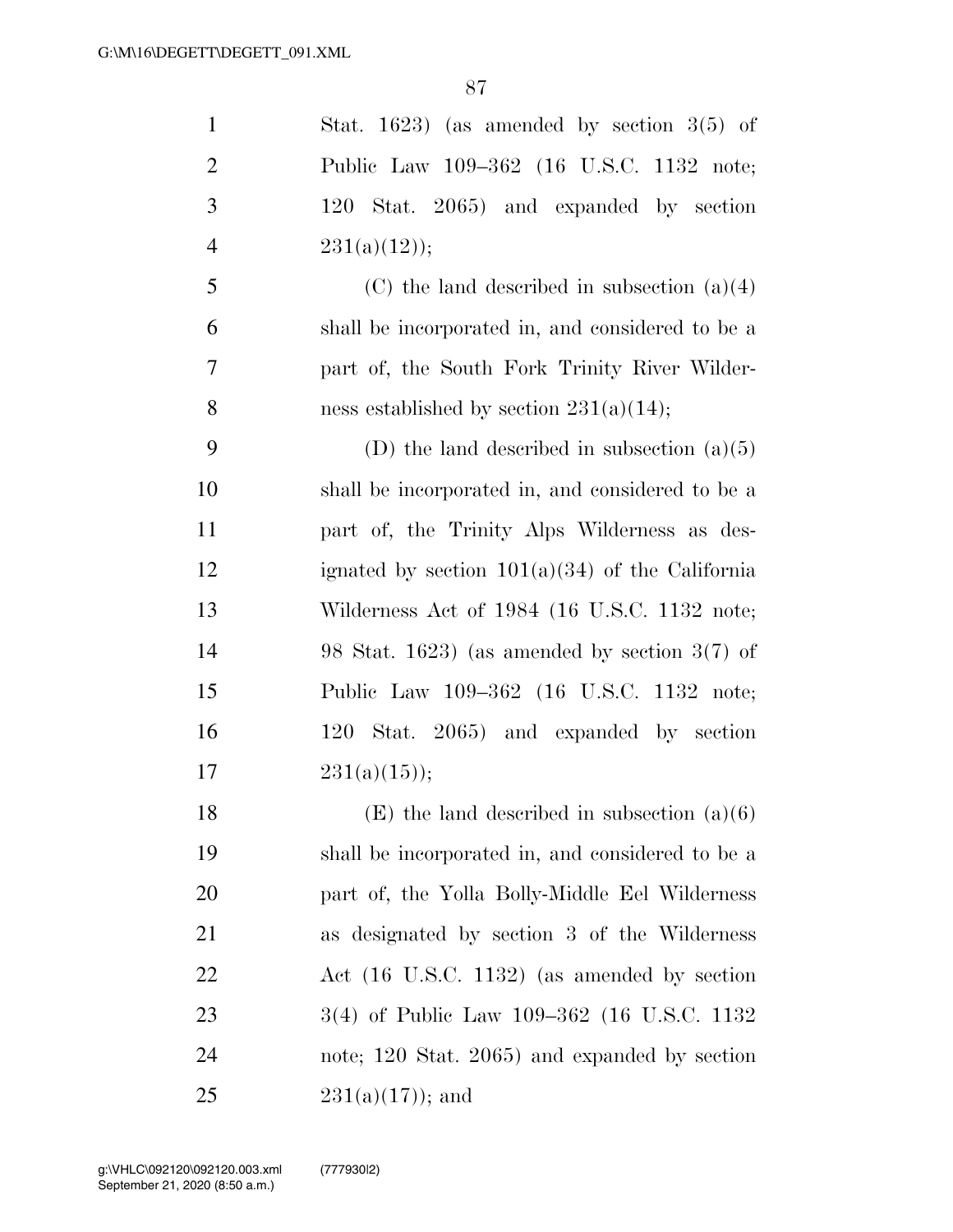Stat. 1623) (as amended by section 3(5) of Public Law 109–362 (16 U.S.C. 1132 note; 120 Stat. 2065) and expanded by section 231(a)(12));

(C) the land described in subsection (a)(4) shall be incorporated in, and considered to be a part of, the South Fork Trinity River Wilderness established by section 231(a)(14);

(D) the land described in subsection (a)(5) shall be incorporated in, and considered to be a part of, the Trinity Alps Wilderness as designated by section 101(a)(34) of the California Wilderness Act of 1984 (16 U.S.C. 1132 note; 98 Stat. 1623) (as amended by section 3(7) of Public Law 109–362 (16 U.S.C. 1132 note; 120 Stat. 2065) and expanded by section 231(a)(15));

(E) the land described in subsection (a)(6) shall be incorporated in, and considered to be a part of, the Yolla Bolly-Middle Eel Wilderness as designated by section 3 of the Wilderness Act (16 U.S.C. 1132) (as amended by section 3(4) of Public Law 109–362 (16 U.S.C. 1132 note; 120 Stat. 2065) and expanded by section 231(a)(17)); and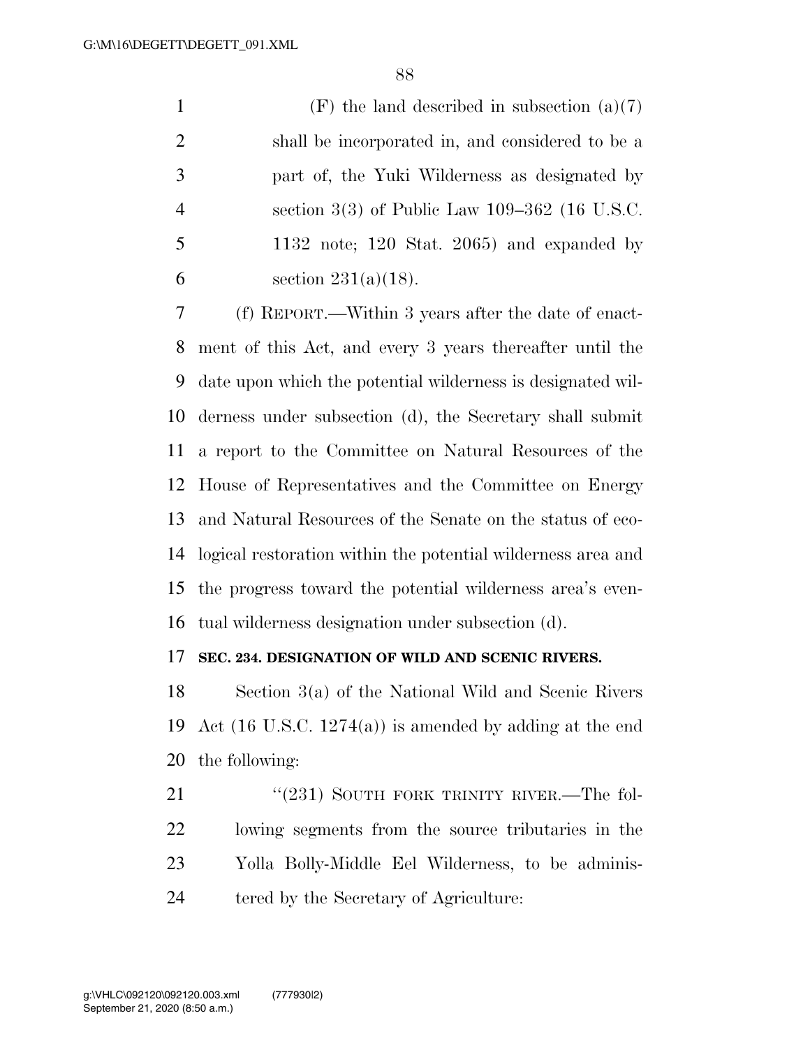(F) the land described in subsection (a)(7) shall be incorporated in, and considered to be a part of, the Yuki Wilderness as designated by section 3(3) of Public Law 109–362 (16 U.S.C. 1132 note; 120 Stat. 2065) and expanded by section 231(a)(18).

(f) REPORT.—Within 3 years after the date of enactment of this Act, and every 3 years thereafter until the date upon which the potential wilderness is designated wilderness under subsection (d), the Secretary shall submit a report to the Committee on Natural Resources of the House of Representatives and the Committee on Energy and Natural Resources of the Senate on the status of ecological restoration within the potential wilderness area and the progress toward the potential wilderness area's eventual wilderness designation under subsection (d).

**SEC. 234. DESIGNATION OF WILD AND SCENIC RIVERS.**

Section 3(a) of the National Wild and Scenic Rivers Act (16 U.S.C. 1274(a)) is amended by adding at the end the following:

"(231) SOUTH FORK TRINITY RIVER.—The following segments from the source tributaries in the Yolla Bolly-Middle Eel Wilderness, to be administered by the Secretary of Agriculture: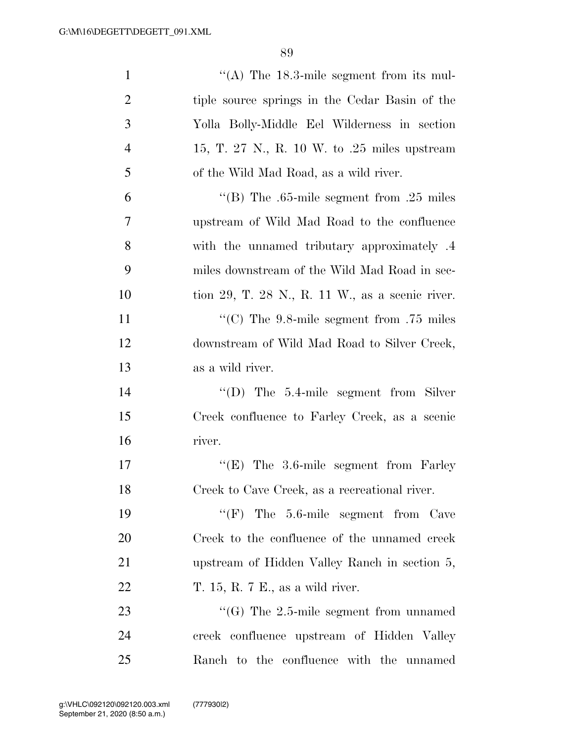''(A) The 18.3-mile segment from its multiple source springs in the Cedar Basin of the Yolla Bolly-Middle Eel Wilderness in section 15, T. 27 N., R. 10 W. to .25 miles upstream of the Wild Mad Road, as a wild river.

''(B) The .65-mile segment from .25 miles upstream of Wild Mad Road to the confluence with the unnamed tributary approximately .4 miles downstream of the Wild Mad Road in section 29, T. 28 N., R. 11 W., as a scenic river.

''(C) The 9.8-mile segment from .75 miles downstream of Wild Mad Road to Silver Creek, as a wild river.

''(D) The 5.4-mile segment from Silver Creek confluence to Farley Creek, as a scenic river.

''(E) The 3.6-mile segment from Farley Creek to Cave Creek, as a recreational river.

''(F) The 5.6-mile segment from Cave Creek to the confluence of the unnamed creek upstream of Hidden Valley Ranch in section 5, T. 15, R. 7 E., as a wild river.

''(G) The 2.5-mile segment from unnamed creek confluence upstream of Hidden Valley Ranch to the confluence with the unnamed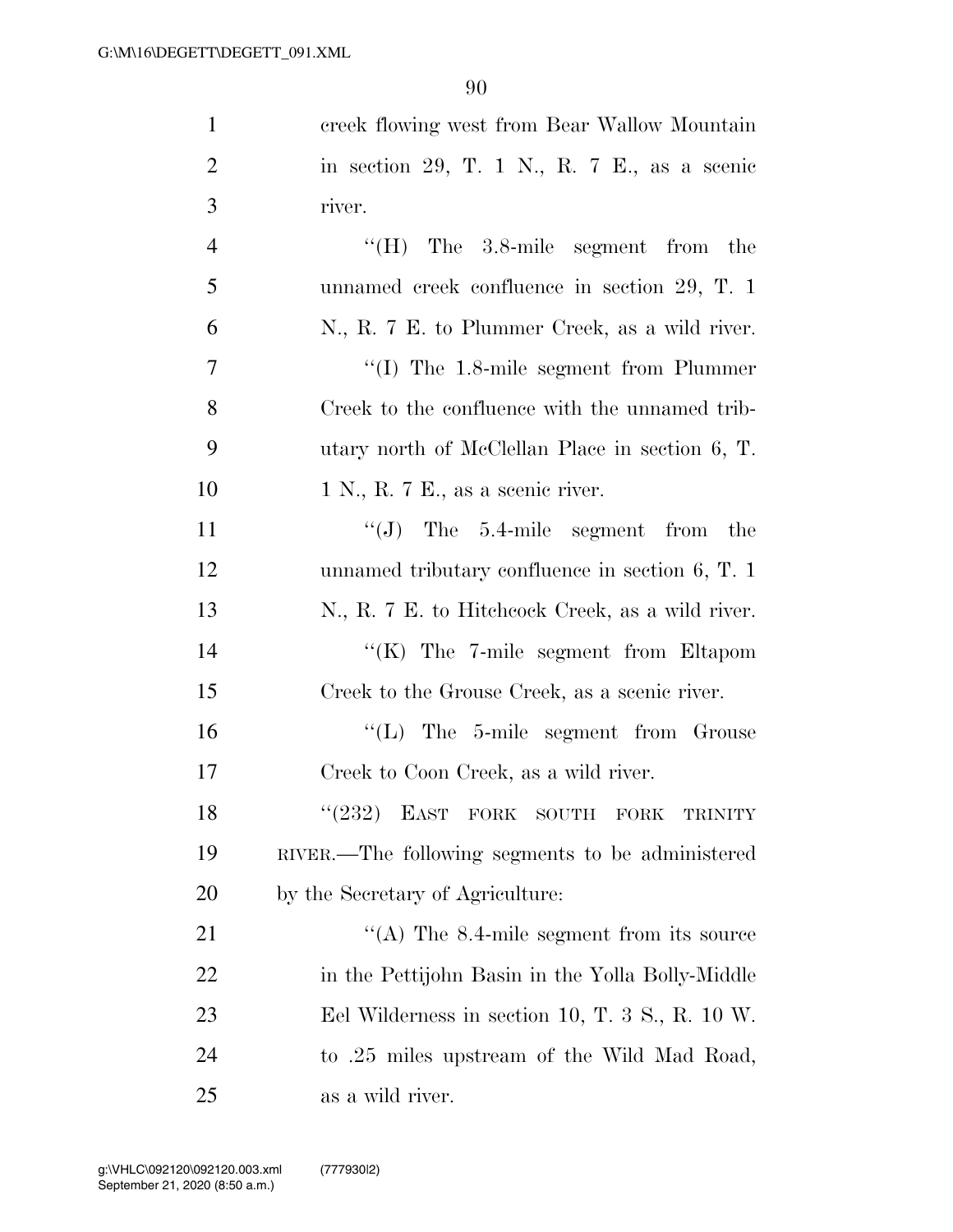creek flowing west from Bear Wallow Mountain in section 29, T. 1 N., R. 7 E., as a scenic river.

''(H) The 3.8-mile segment from the unnamed creek confluence in section 29, T. 1 N., R. 7 E. to Plummer Creek, as a wild river.

''(I) The 1.8-mile segment from Plummer Creek to the confluence with the unnamed tributary north of McClellan Place in section 6, T. 1 N., R. 7 E., as a scenic river.

''(J) The 5.4-mile segment from the unnamed tributary confluence in section 6, T. 1 N., R. 7 E. to Hitchcock Creek, as a wild river.

''(K) The 7-mile segment from Eltapom Creek to the Grouse Creek, as a scenic river.

''(L) The 5-mile segment from Grouse Creek to Coon Creek, as a wild river.

''(232) EAST FORK SOUTH FORK TRINITY RIVER.—The following segments to be administered by the Secretary of Agriculture:

''(A) The 8.4-mile segment from its source in the Pettijohn Basin in the Yolla Bolly-Middle Eel Wilderness in section 10, T. 3 S., R. 10 W. to .25 miles upstream of the Wild Mad Road, as a wild river.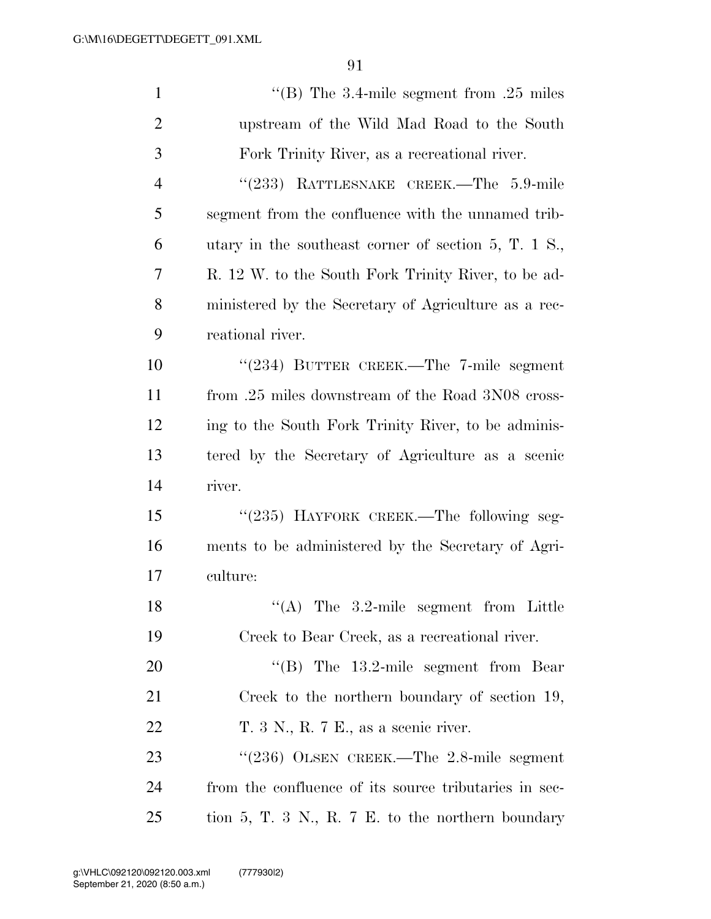"(B) The 3.4-mile segment from .25 miles upstream of the Wild Mad Road to the South Fork Trinity River, as a recreational river.

"(233) RATTLESNAKE CREEK.—The 5.9-mile segment from the confluence with the unnamed tributary in the southeast corner of section 5, T. 1 S., R. 12 W. to the South Fork Trinity River, to be administered by the Secretary of Agriculture as a recreational river.

"(234) BUTTER CREEK.—The 7-mile segment from .25 miles downstream of the Road 3N08 crossing to the South Fork Trinity River, to be administered by the Secretary of Agriculture as a scenic river.

"(235) HAYFORK CREEK.—The following segments to be administered by the Secretary of Agriculture:

"(A) The 3.2-mile segment from Little Creek to Bear Creek, as a recreational river.

"(B) The 13.2-mile segment from Bear Creek to the northern boundary of section 19, T. 3 N., R. 7 E., as a scenic river.

"(236) OLSEN CREEK.—The 2.8-mile segment from the confluence of its source tributaries in section 5, T. 3 N., R. 7 E. to the northern boundary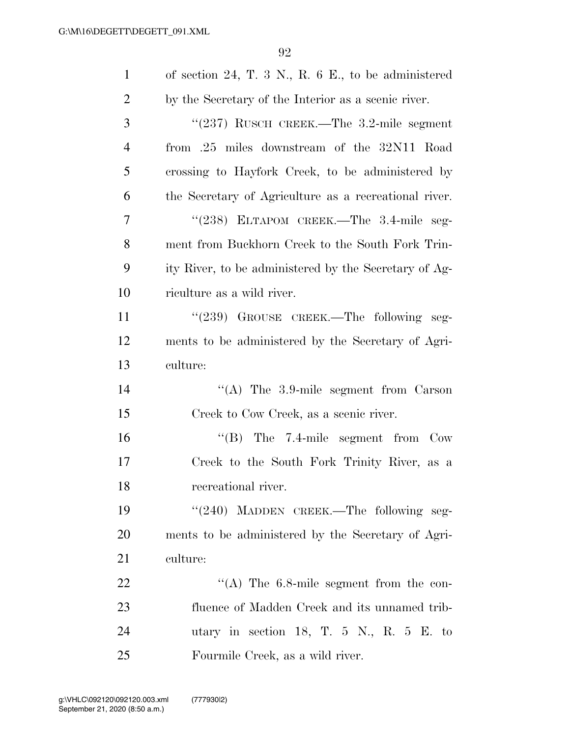of section 24, T. 3 N., R. 6 E., to be administered by the Secretary of the Interior as a scenic river.

"(237) RUSCH CREEK.—The 3.2-mile segment from .25 miles downstream of the 32N11 Road crossing to Hayfork Creek, to be administered by the Secretary of Agriculture as a recreational river.

"(238) ELTAPOM CREEK.—The 3.4-mile segment from Buckhorn Creek to the South Fork Trinity River, to be administered by the Secretary of Agriculture as a wild river.

"(239) GROUSE CREEK.—The following segments to be administered by the Secretary of Agriculture:

"(A) The 3.9-mile segment from Carson Creek to Cow Creek, as a scenic river.

"(B) The 7.4-mile segment from Cow Creek to the South Fork Trinity River, as a recreational river.

"(240) MADDEN CREEK.—The following segments to be administered by the Secretary of Agriculture:

"(A) The 6.8-mile segment from the confluence of Madden Creek and its unnamed tributary in section 18, T. 5 N., R. 5 E. to Fourmile Creek, as a wild river.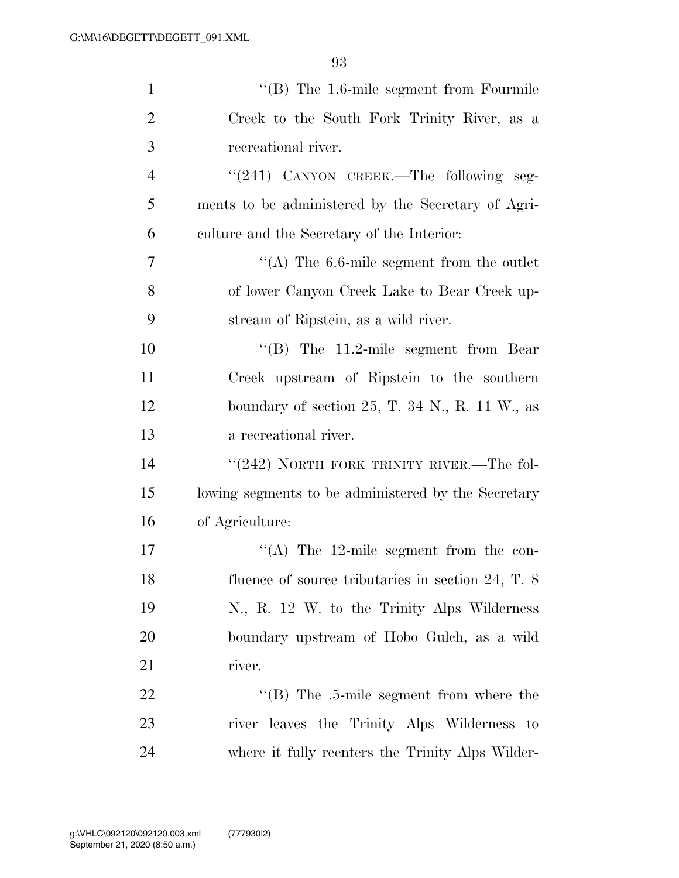''(B) The 1.6-mile segment from Fourmile Creek to the South Fork Trinity River, as a recreational river.

''(241) CANYON CREEK.—The following segments to be administered by the Secretary of Agriculture and the Secretary of the Interior:

''(A) The 6.6-mile segment from the outlet of lower Canyon Creek Lake to Bear Creek upstream of Ripstein, as a wild river.

''(B) The 11.2-mile segment from Bear Creek upstream of Ripstein to the southern boundary of section 25, T. 34 N., R. 11 W., as a recreational river.

''(242) NORTH FORK TRINITY RIVER.—The following segments to be administered by the Secretary of Agriculture:

''(A) The 12-mile segment from the confluence of source tributaries in section 24, T. 8 N., R. 12 W. to the Trinity Alps Wilderness boundary upstream of Hobo Gulch, as a wild river.

''(B) The .5-mile segment from where the river leaves the Trinity Alps Wilderness to where it fully reenters the Trinity Alps Wilder-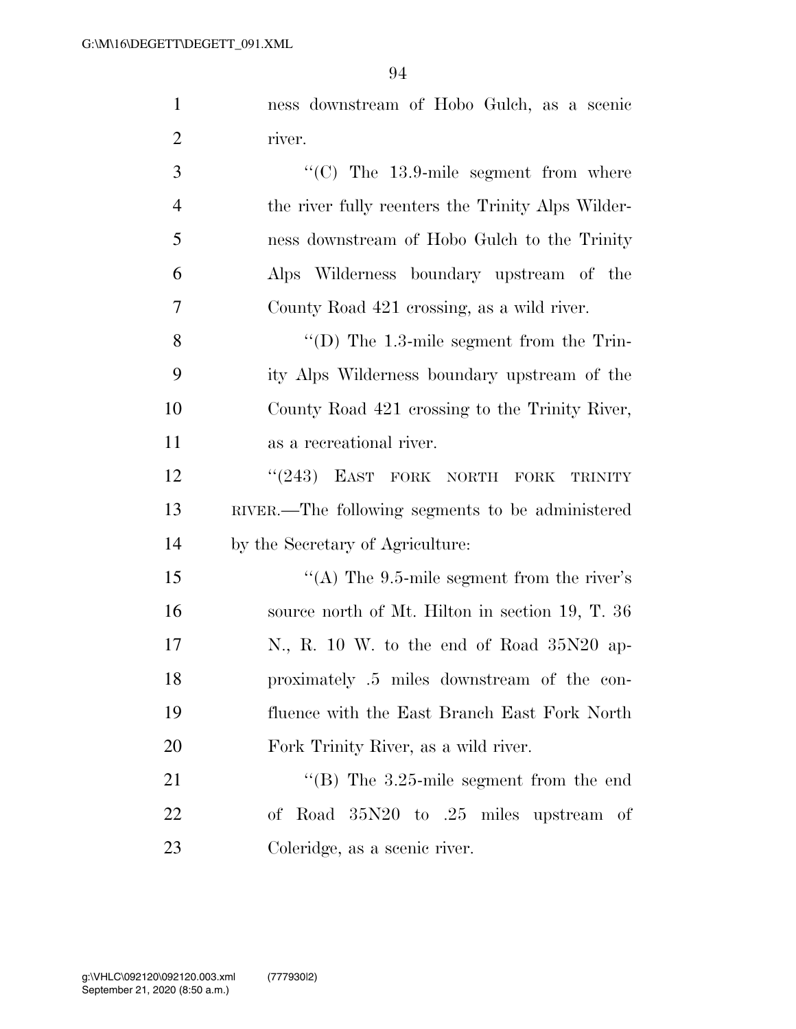ness downstream of Hobo Gulch, as a scenic river.

"(C) The 13.9-mile segment from where the river fully reenters the Trinity Alps Wilderness downstream of Hobo Gulch to the Trinity Alps Wilderness boundary upstream of the County Road 421 crossing, as a wild river.

"(D) The 1.3-mile segment from the Trinity Alps Wilderness boundary upstream of the County Road 421 crossing to the Trinity River, as a recreational river.

"(243) EAST FORK NORTH FORK TRINITY RIVER.—The following segments to be administered by the Secretary of Agriculture:

"(A) The 9.5-mile segment from the river's source north of Mt. Hilton in section 19, T. 36 N., R. 10 W. to the end of Road 35N20 approximately .5 miles downstream of the confluence with the East Branch East Fork North Fork Trinity River, as a wild river.

"(B) The 3.25-mile segment from the end of Road 35N20 to .25 miles upstream of Coleridge, as a scenic river.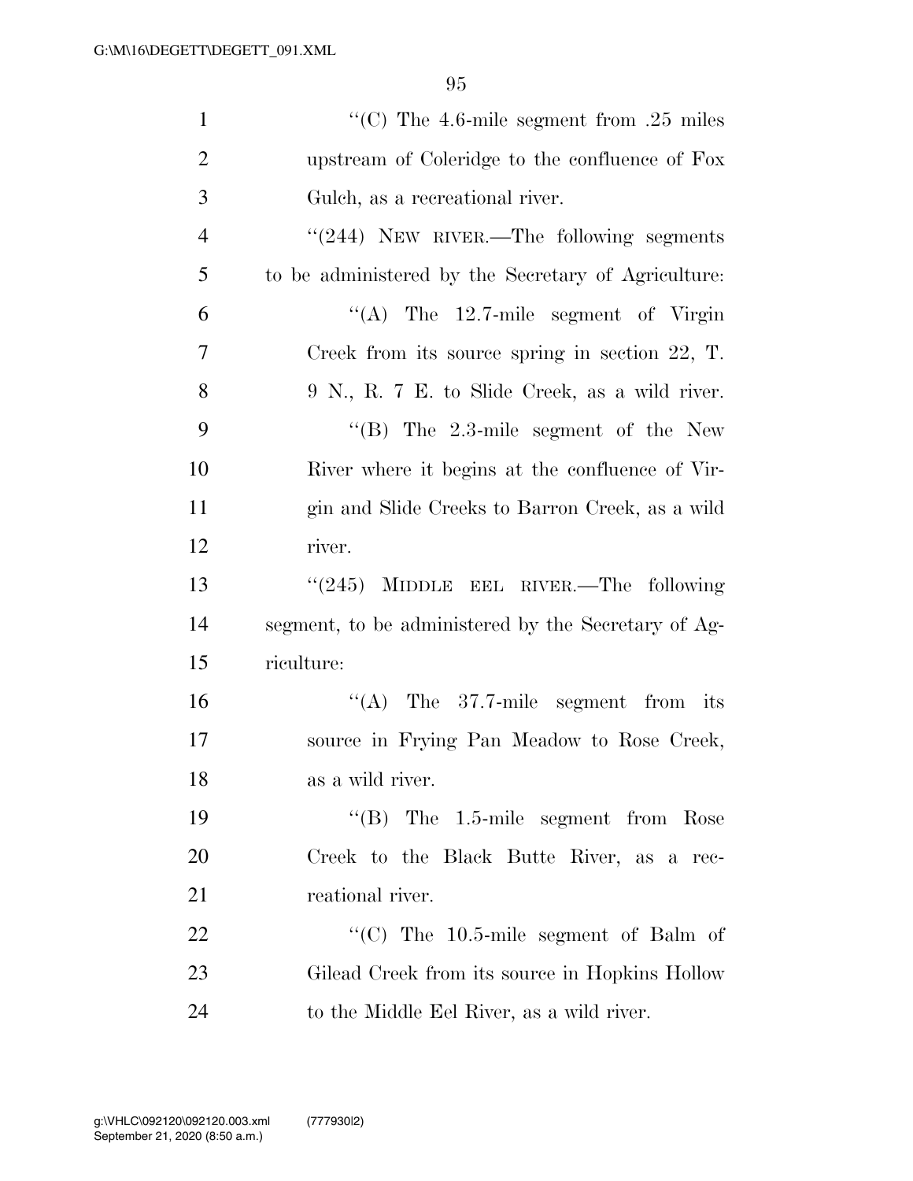"(C) The 4.6-mile segment from .25 miles upstream of Coleridge to the confluence of Fox Gulch, as a recreational river.

"(244) NEW RIVER.—The following segments to be administered by the Secretary of Agriculture:

"(A) The 12.7-mile segment of Virgin Creek from its source spring in section 22, T. 9 N., R. 7 E. to Slide Creek, as a wild river.

"(B) The 2.3-mile segment of the New River where it begins at the confluence of Virgin and Slide Creeks to Barron Creek, as a wild river.

"(245) MIDDLE EEL RIVER.—The following segment, to be administered by the Secretary of Agriculture:

"(A) The 37.7-mile segment from its source in Frying Pan Meadow to Rose Creek, as a wild river.

"(B) The 1.5-mile segment from Rose Creek to the Black Butte River, as a recreational river.

"(C) The 10.5-mile segment of Balm of Gilead Creek from its source in Hopkins Hollow to the Middle Eel River, as a wild river.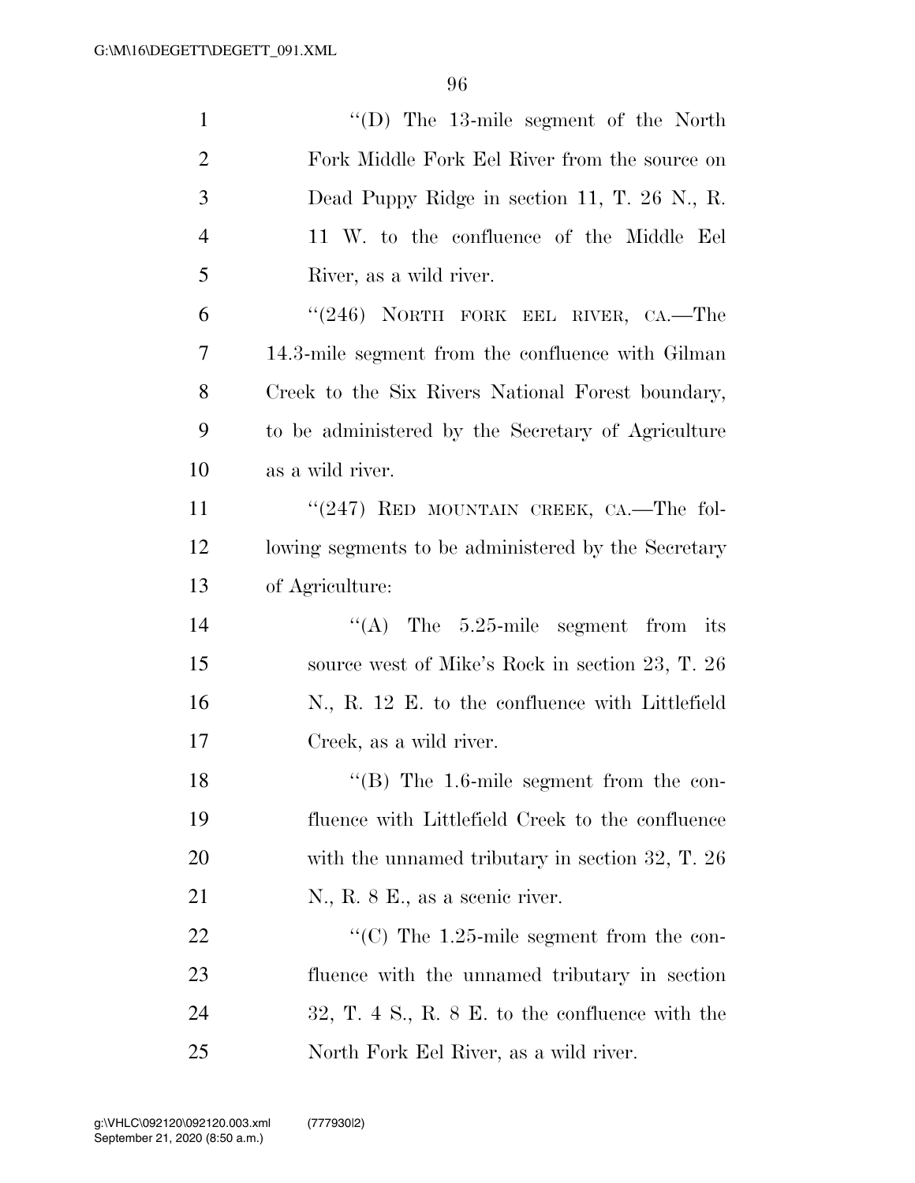"(D) The 13-mile segment of the North Fork Middle Fork Eel River from the source on Dead Puppy Ridge in section 11, T. 26 N., R. 11 W. to the confluence of the Middle Eel River, as a wild river.

"(246) NORTH FORK EEL RIVER, CA.—The 14.3-mile segment from the confluence with Gilman Creek to the Six Rivers National Forest boundary, to be administered by the Secretary of Agriculture as a wild river.

"(247) RED MOUNTAIN CREEK, CA.—The following segments to be administered by the Secretary of Agriculture:

"(A) The 5.25-mile segment from its source west of Mike's Rock in section 23, T. 26 N., R. 12 E. to the confluence with Littlefield Creek, as a wild river.

"(B) The 1.6-mile segment from the confluence with Littlefield Creek to the confluence with the unnamed tributary in section 32, T. 26 N., R. 8 E., as a scenic river.

"(C) The 1.25-mile segment from the confluence with the unnamed tributary in section 32, T. 4 S., R. 8 E. to the confluence with the North Fork Eel River, as a wild river.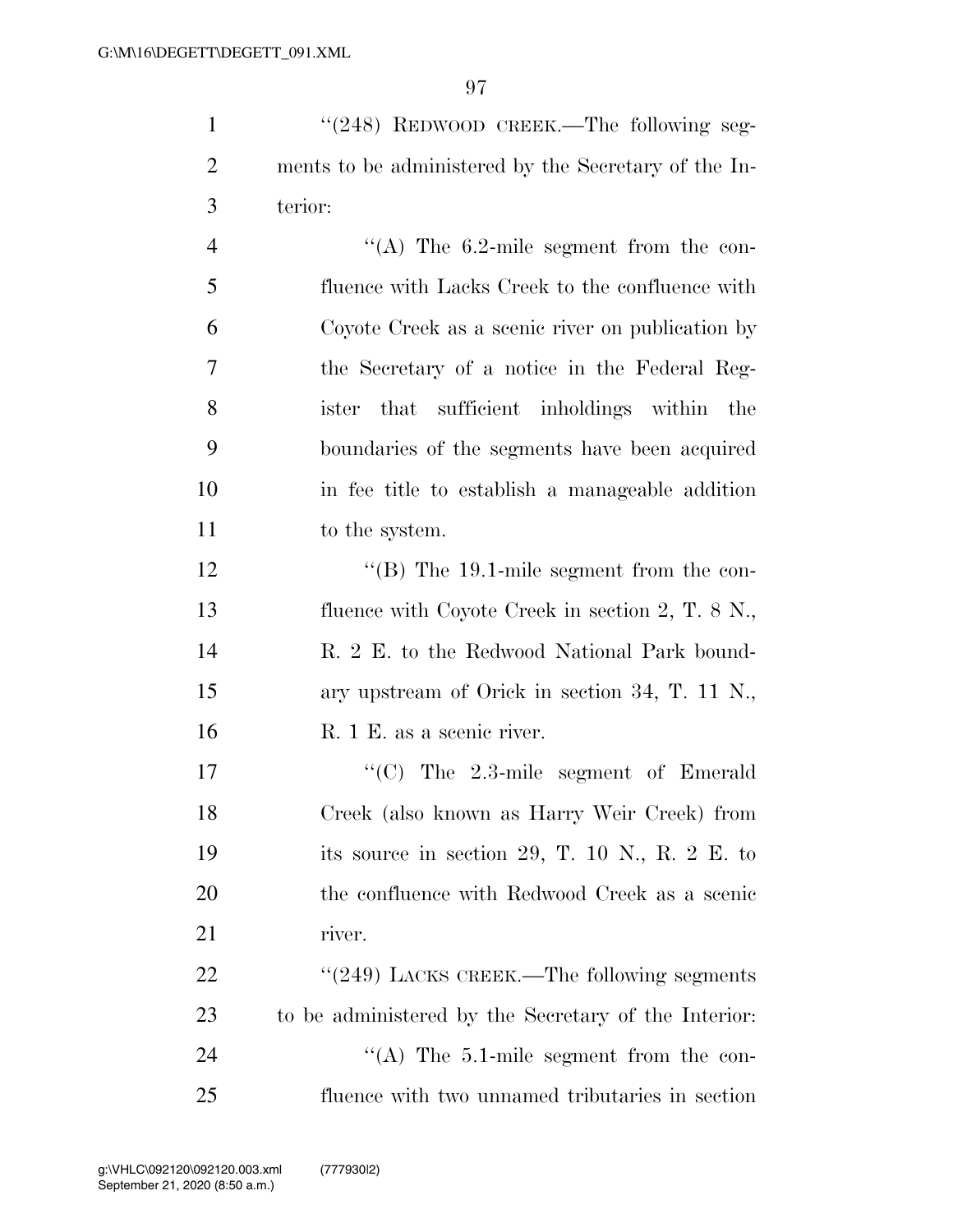''(248) REDWOOD CREEK.—The following segments to be administered by the Secretary of the Interior:

''(A) The 6.2-mile segment from the confluence with Lacks Creek to the confluence with Coyote Creek as a scenic river on publication by the Secretary of a notice in the Federal Register that sufficient inholdings within the boundaries of the segments have been acquired in fee title to establish a manageable addition to the system.

''(B) The 19.1-mile segment from the confluence with Coyote Creek in section 2, T. 8 N., R. 2 E. to the Redwood National Park boundary upstream of Orick in section 34, T. 11 N., R. 1 E. as a scenic river.

''(C) The 2.3-mile segment of Emerald Creek (also known as Harry Weir Creek) from its source in section 29, T. 10 N., R. 2 E. to the confluence with Redwood Creek as a scenic river.

''(249) LACKS CREEK.—The following segments to be administered by the Secretary of the Interior:

''(A) The 5.1-mile segment from the confluence with two unnamed tributaries in section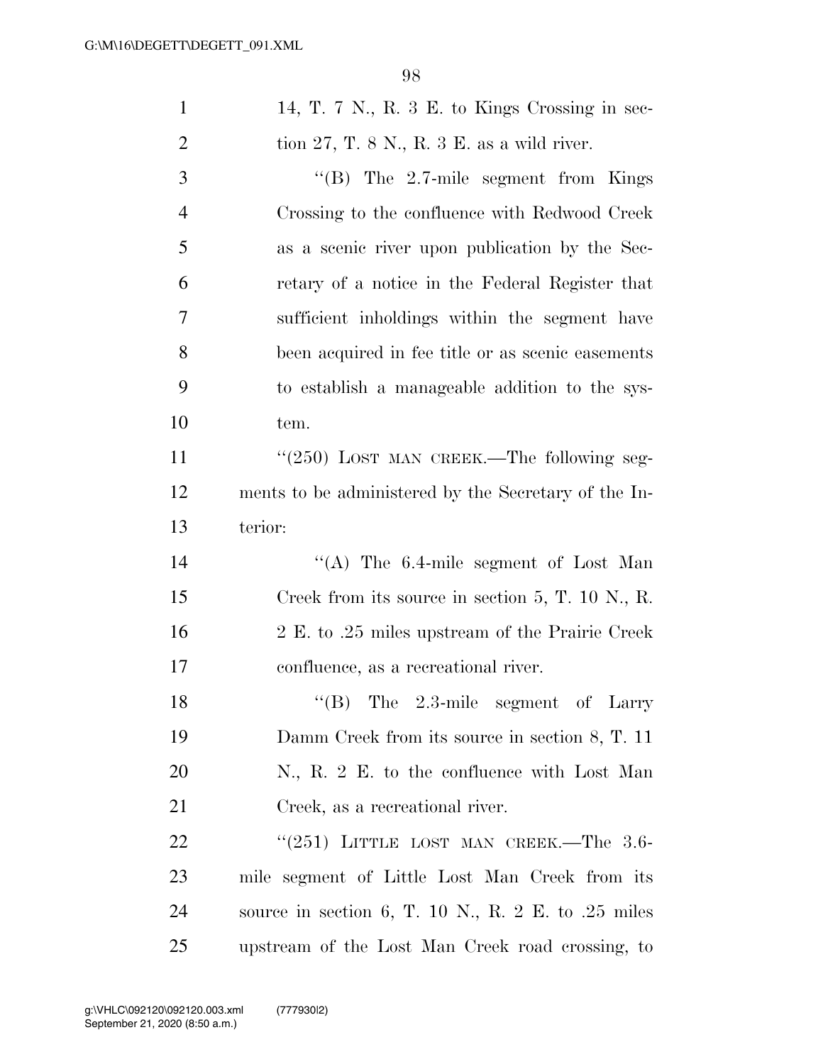14, T. 7 N., R. 3 E. to Kings Crossing in section 27, T. 8 N., R. 3 E. as a wild river.

''(B) The 2.7-mile segment from Kings Crossing to the confluence with Redwood Creek as a scenic river upon publication by the Secretary of a notice in the Federal Register that sufficient inholdings within the segment have been acquired in fee title or as scenic easements to establish a manageable addition to the system.

''(250) LOST MAN CREEK.—The following segments to be administered by the Secretary of the Interior:

''(A) The 6.4-mile segment of Lost Man Creek from its source in section 5, T. 10 N., R. 2 E. to .25 miles upstream of the Prairie Creek confluence, as a recreational river.

''(B) The 2.3-mile segment of Larry Damm Creek from its source in section 8, T. 11 N., R. 2 E. to the confluence with Lost Man Creek, as a recreational river.

''(251) LITTLE LOST MAN CREEK.—The 3.6-mile segment of Little Lost Man Creek from its source in section 6, T. 10 N., R. 2 E. to .25 miles upstream of the Lost Man Creek road crossing, to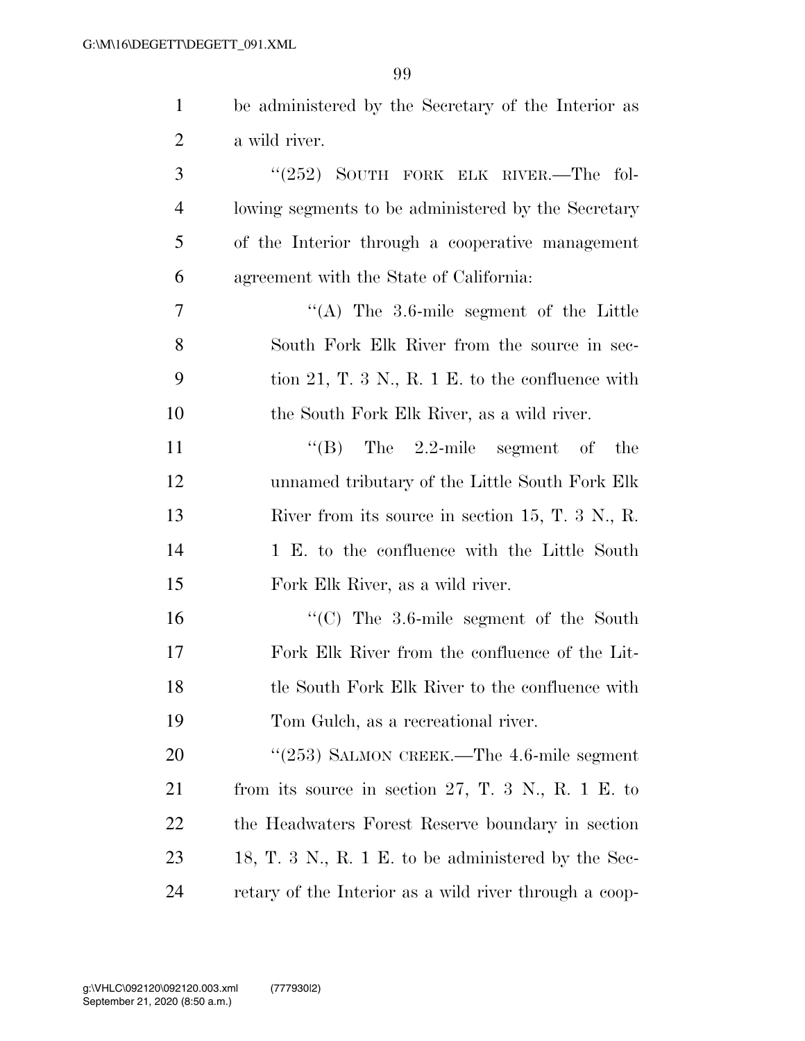be administered by the Secretary of the Interior as a wild river.

"(252) SOUTH FORK ELK RIVER.—The following segments to be administered by the Secretary of the Interior through a cooperative management agreement with the State of California:

"(A) The 3.6-mile segment of the Little South Fork Elk River from the source in section 21, T. 3 N., R. 1 E. to the confluence with the South Fork Elk River, as a wild river.

"(B) The 2.2-mile segment of the unnamed tributary of the Little South Fork Elk River from its source in section 15, T. 3 N., R. 1 E. to the confluence with the Little South Fork Elk River, as a wild river.

"(C) The 3.6-mile segment of the South Fork Elk River from the confluence of the Little South Fork Elk River to the confluence with Tom Gulch, as a recreational river.

"(253) SALMON CREEK.—The 4.6-mile segment from its source in section 27, T. 3 N., R. 1 E. to the Headwaters Forest Reserve boundary in section 18, T. 3 N., R. 1 E. to be administered by the Secretary of the Interior as a wild river through a coop-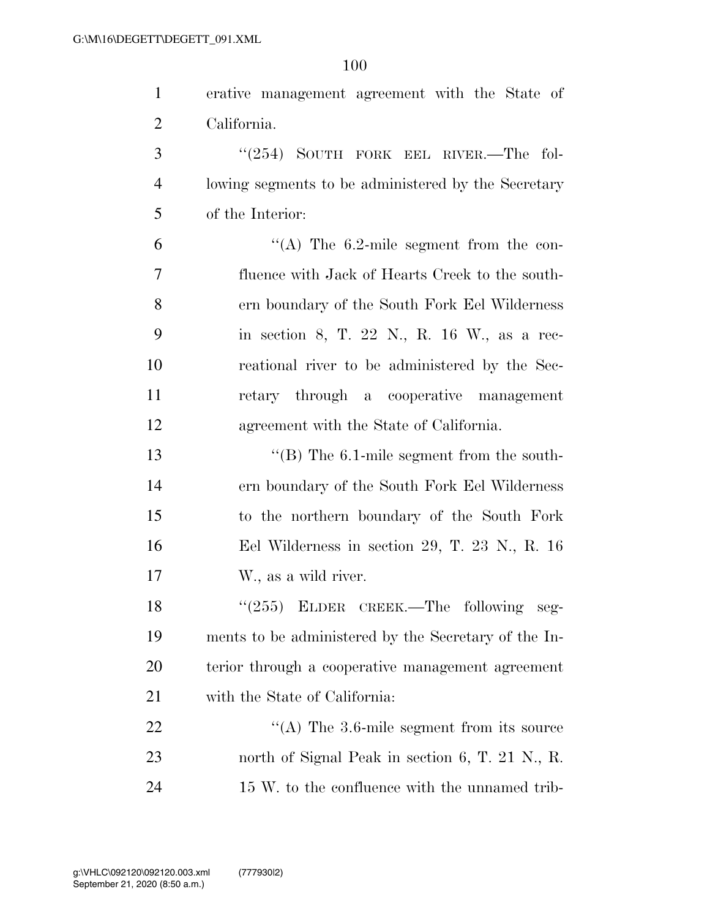erative management agreement with the State of California.

"(254) SOUTH FORK EEL RIVER.—The following segments to be administered by the Secretary of the Interior:

"(A) The 6.2-mile segment from the confluence with Jack of Hearts Creek to the southern boundary of the South Fork Eel Wilderness in section 8, T. 22 N., R. 16 W., as a recreational river to be administered by the Secretary through a cooperative management agreement with the State of California.

"(B) The 6.1-mile segment from the southern boundary of the South Fork Eel Wilderness to the northern boundary of the South Fork Eel Wilderness in section 29, T. 23 N., R. 16 W., as a wild river.

"(255) ELDER CREEK.—The following segments to be administered by the Secretary of the Interior through a cooperative management agreement with the State of California:

"(A) The 3.6-mile segment from its source north of Signal Peak in section 6, T. 21 N., R. 15 W. to the confluence with the unnamed trib-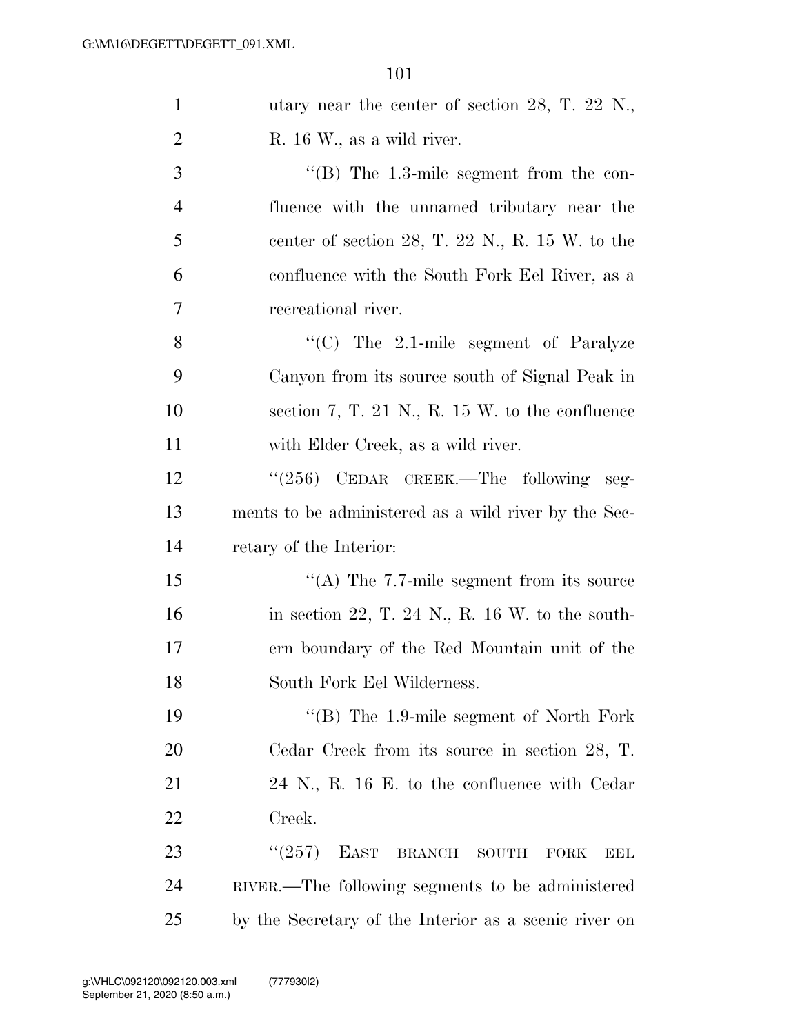utary near the center of section 28, T. 22 N., R. 16 W., as a wild river.

"(B) The 1.3-mile segment from the confluence with the unnamed tributary near the center of section 28, T. 22 N., R. 15 W. to the confluence with the South Fork Eel River, as a recreational river.

"(C) The 2.1-mile segment of Paralyze Canyon from its source south of Signal Peak in section 7, T. 21 N., R. 15 W. to the confluence with Elder Creek, as a wild river.

"(256) CEDAR CREEK.—The following segments to be administered as a wild river by the Secretary of the Interior:

"(A) The 7.7-mile segment from its source in section 22, T. 24 N., R. 16 W. to the southern boundary of the Red Mountain unit of the South Fork Eel Wilderness.

"(B) The 1.9-mile segment of North Fork Cedar Creek from its source in section 28, T. 24 N., R. 16 E. to the confluence with Cedar Creek.

"(257) EAST BRANCH SOUTH FORK EEL RIVER.—The following segments to be administered by the Secretary of the Interior as a scenic river on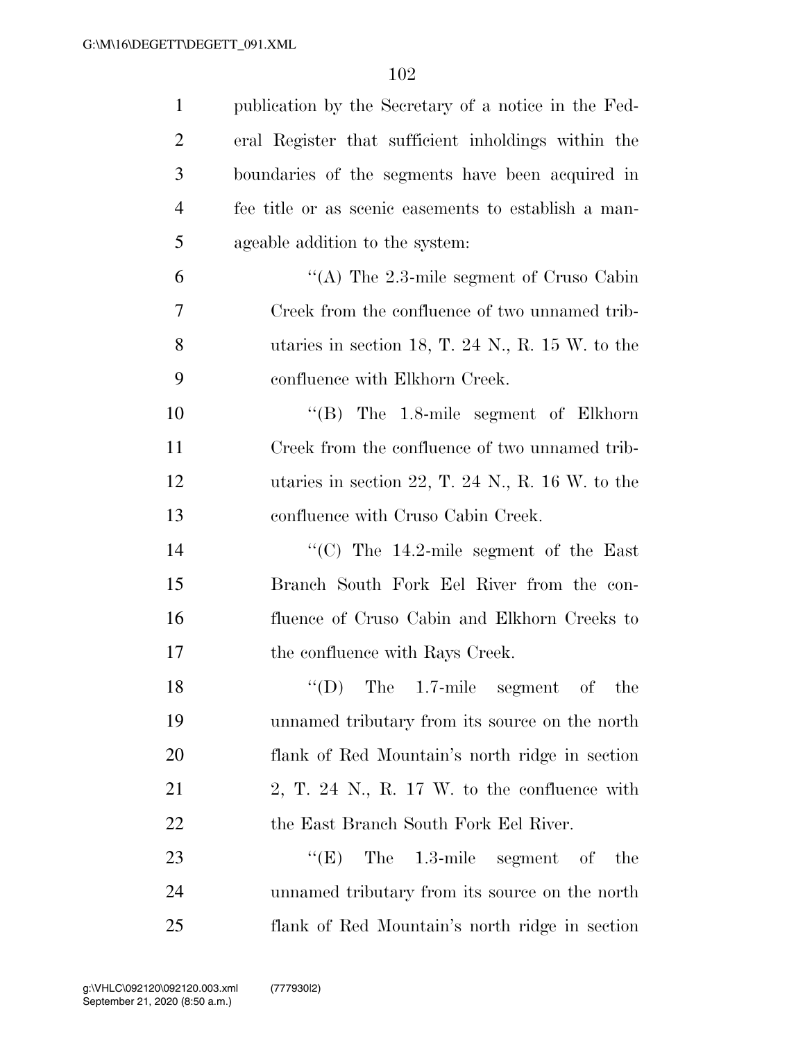publication by the Secretary of a notice in the Federal Register that sufficient inholdings within the boundaries of the segments have been acquired in fee title or as scenic easements to establish a manageable addition to the system:

"(A) The 2.3-mile segment of Cruso Cabin Creek from the confluence of two unnamed tributaries in section 18, T. 24 N., R. 15 W. to the confluence with Elkhorn Creek.

"(B) The 1.8-mile segment of Elkhorn Creek from the confluence of two unnamed tributaries in section 22, T. 24 N., R. 16 W. to the confluence with Cruso Cabin Creek.

"(C) The 14.2-mile segment of the East Branch South Fork Eel River from the confluence of Cruso Cabin and Elkhorn Creeks to the confluence with Rays Creek.

"(D) The 1.7-mile segment of the unnamed tributary from its source on the north flank of Red Mountain's north ridge in section 2, T. 24 N., R. 17 W. to the confluence with the East Branch South Fork Eel River.

"(E) The 1.3-mile segment of the unnamed tributary from its source on the north flank of Red Mountain's north ridge in section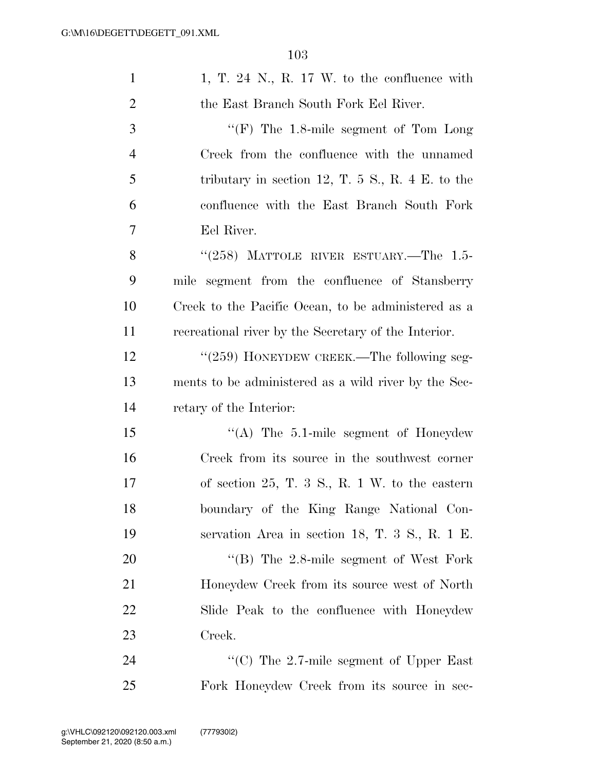1, T. 24 N., R. 17 W. to the confluence with the East Branch South Fork Eel River.

"(F) The 1.8-mile segment of Tom Long Creek from the confluence with the unnamed tributary in section 12, T. 5 S., R. 4 E. to the confluence with the East Branch South Fork Eel River.

"(258) MATTOLE RIVER ESTUARY.—The 1.5-mile segment from the confluence of Stansberry Creek to the Pacific Ocean, to be administered as a recreational river by the Secretary of the Interior.

"(259) HONEYDEW CREEK.—The following segments to be administered as a wild river by the Secretary of the Interior:

"(A) The 5.1-mile segment of Honeydew Creek from its source in the southwest corner of section 25, T. 3 S., R. 1 W. to the eastern boundary of the King Range National Conservation Area in section 18, T. 3 S., R. 1 E.

"(B) The 2.8-mile segment of West Fork Honeydew Creek from its source west of North Slide Peak to the confluence with Honeydew Creek.

"(C) The 2.7-mile segment of Upper East Fork Honeydew Creek from its source in sec-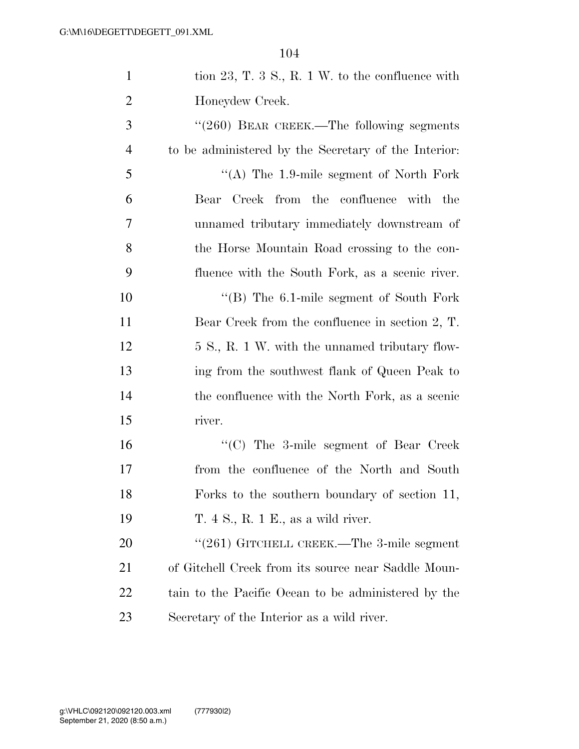tion 23, T. 3 S., R. 1 W. to the confluence with Honeydew Creek.

"(260) BEAR CREEK.—The following segments to be administered by the Secretary of the Interior:

"(A) The 1.9-mile segment of North Fork Bear Creek from the confluence with the unnamed tributary immediately downstream of the Horse Mountain Road crossing to the confluence with the South Fork, as a scenic river.

"(B) The 6.1-mile segment of South Fork Bear Creek from the confluence in section 2, T. 5 S., R. 1 W. with the unnamed tributary flowing from the southwest flank of Queen Peak to the confluence with the North Fork, as a scenic river.

"(C) The 3-mile segment of Bear Creek from the confluence of the North and South Forks to the southern boundary of section 11, T. 4 S., R. 1 E., as a wild river.

"(261) GITCHELL CREEK.—The 3-mile segment of Gitchell Creek from its source near Saddle Mountain to the Pacific Ocean to be administered by the Secretary of the Interior as a wild river.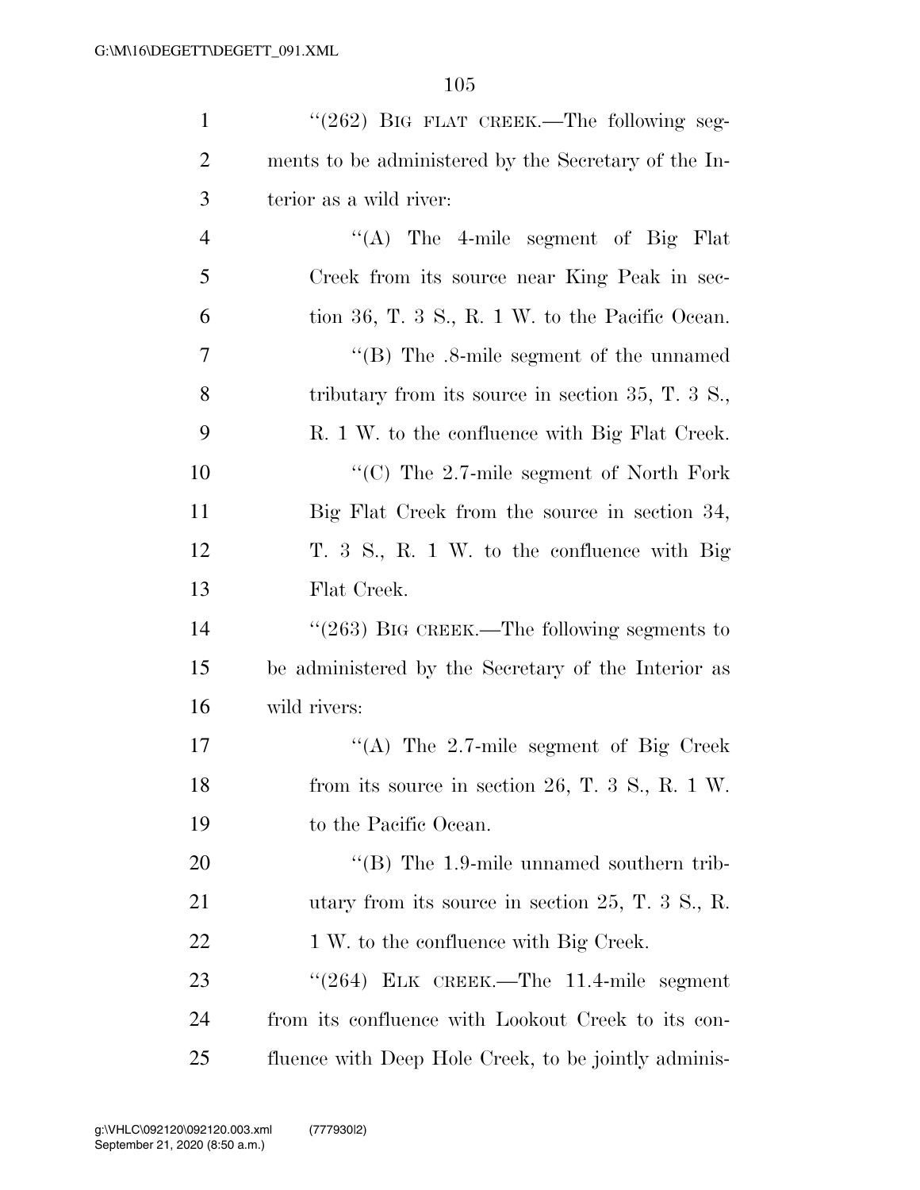''(262) BIG FLAT CREEK.—The following segments to be administered by the Secretary of the Interior as a wild river:

''(A) The 4-mile segment of Big Flat Creek from its source near King Peak in section 36, T. 3 S., R. 1 W. to the Pacific Ocean.

''(B) The .8-mile segment of the unnamed tributary from its source in section 35, T. 3 S., R. 1 W. to the confluence with Big Flat Creek.

''(C) The 2.7-mile segment of North Fork Big Flat Creek from the source in section 34, T. 3 S., R. 1 W. to the confluence with Big Flat Creek.

''(263) BIG CREEK.—The following segments to be administered by the Secretary of the Interior as wild rivers:

''(A) The 2.7-mile segment of Big Creek from its source in section 26, T. 3 S., R. 1 W. to the Pacific Ocean.

''(B) The 1.9-mile unnamed southern tributary from its source in section 25, T. 3 S., R. 1 W. to the confluence with Big Creek.

''(264) ELK CREEK.—The 11.4-mile segment from its confluence with Lookout Creek to its confluence with Deep Hole Creek, to be jointly adminis-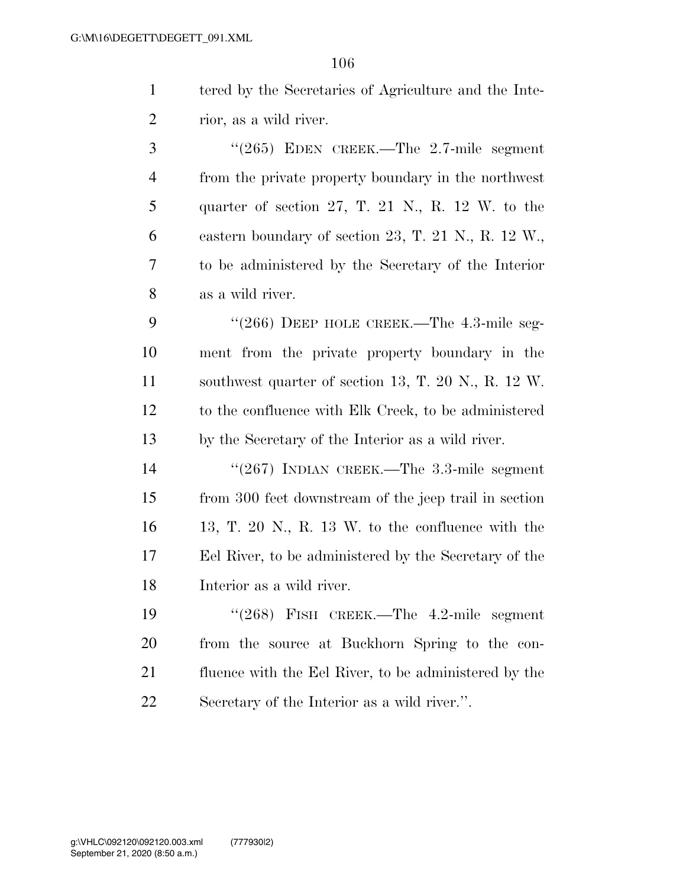tered by the Secretaries of Agriculture and the Interior, as a wild river.

"(265) EDEN CREEK.—The 2.7-mile segment from the private property boundary in the northwest quarter of section 27, T. 21 N., R. 12 W. to the eastern boundary of section 23, T. 21 N., R. 12 W., to be administered by the Secretary of the Interior as a wild river.

"(266) DEEP HOLE CREEK.—The 4.3-mile segment from the private property boundary in the southwest quarter of section 13, T. 20 N., R. 12 W. to the confluence with Elk Creek, to be administered by the Secretary of the Interior as a wild river.

"(267) INDIAN CREEK.—The 3.3-mile segment from 300 feet downstream of the jeep trail in section 13, T. 20 N., R. 13 W. to the confluence with the Eel River, to be administered by the Secretary of the Interior as a wild river.

"(268) FISH CREEK.—The 4.2-mile segment from the source at Buckhorn Spring to the confluence with the Eel River, to be administered by the Secretary of the Interior as a wild river.".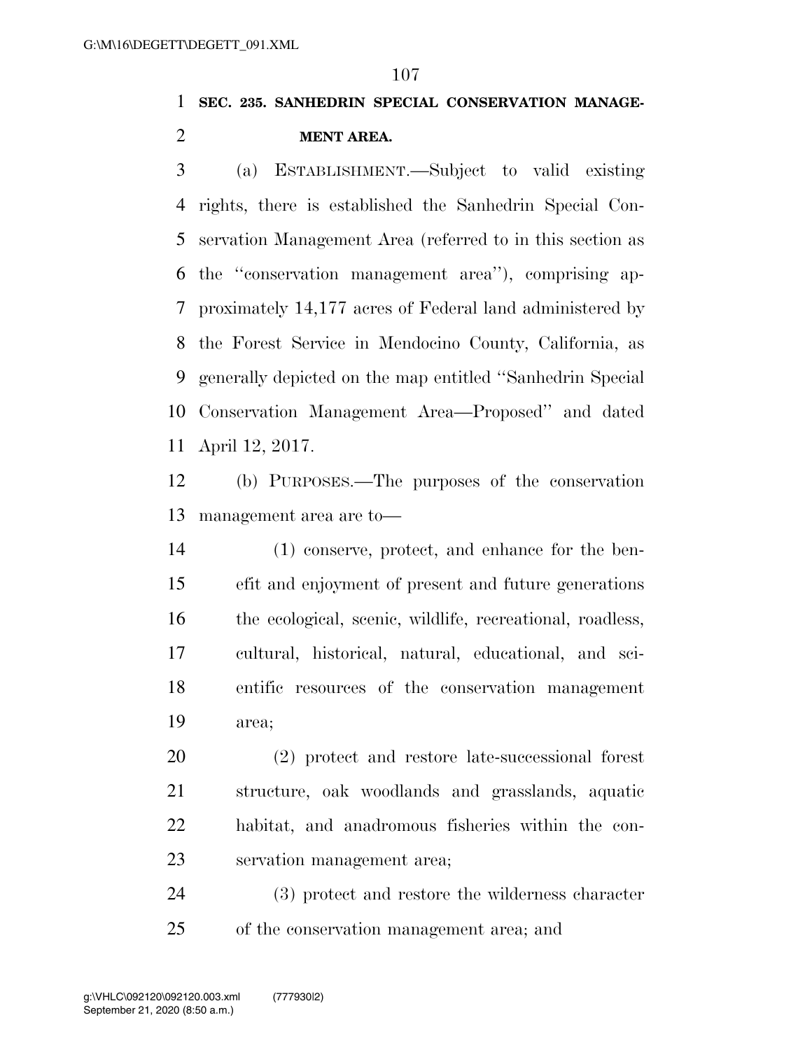**SEC. 235. SANHEDRIN SPECIAL CONSERVATION MANAGEMENT AREA.**

(a) ESTABLISHMENT.—Subject to valid existing rights, there is established the Sanhedrin Special Conservation Management Area (referred to in this section as the ''conservation management area''), comprising approximately 14,177 acres of Federal land administered by the Forest Service in Mendocino County, California, as generally depicted on the map entitled ''Sanhedrin Special Conservation Management Area—Proposed'' and dated April 12, 2017.

(b) PURPOSES.—The purposes of the conservation management area are to—

(1) conserve, protect, and enhance for the benefit and enjoyment of present and future generations the ecological, scenic, wildlife, recreational, roadless, cultural, historical, natural, educational, and scientific resources of the conservation management area;

(2) protect and restore late-successional forest structure, oak woodlands and grasslands, aquatic habitat, and anadromous fisheries within the conservation management area;

(3) protect and restore the wilderness character of the conservation management area; and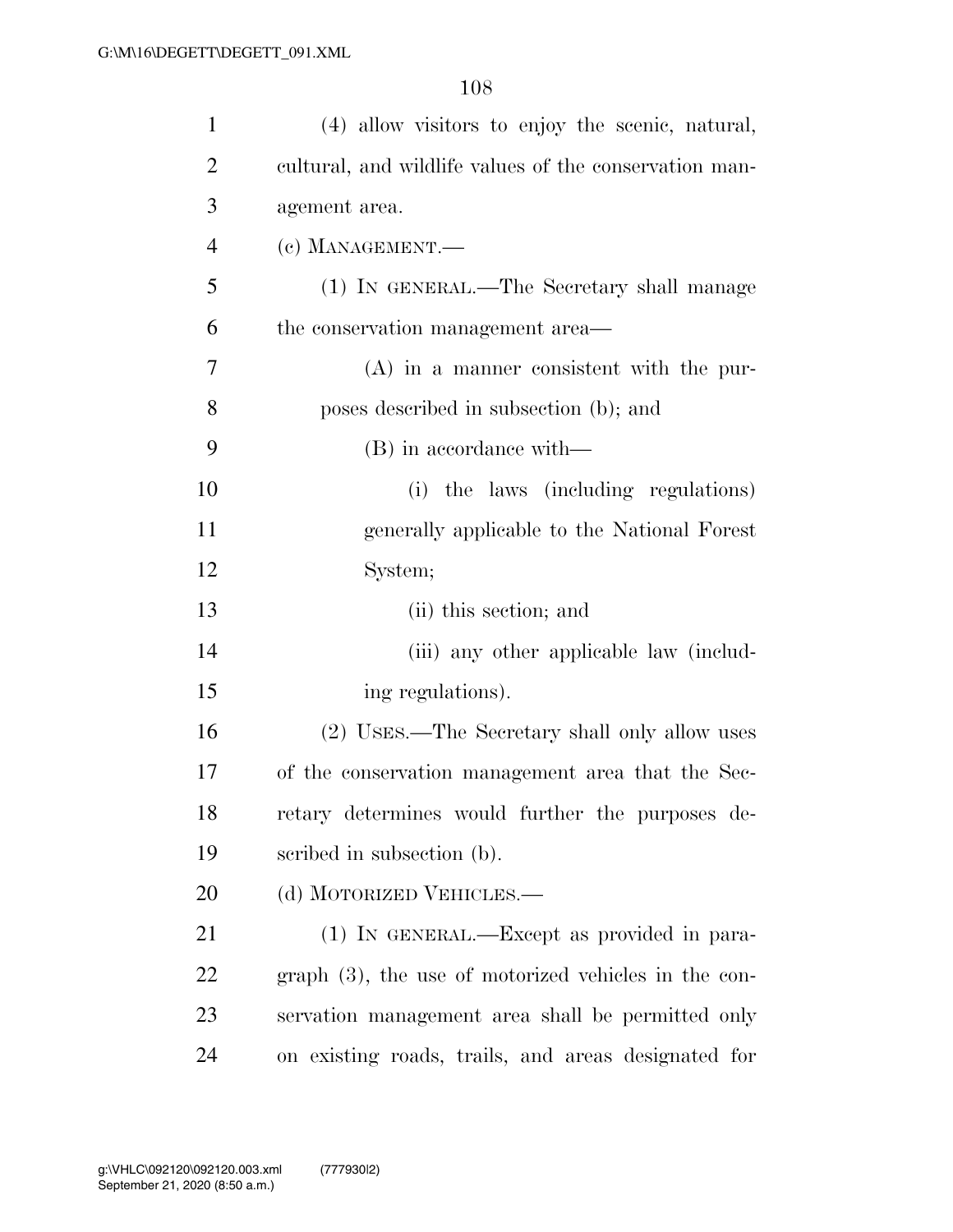(4) allow visitors to enjoy the scenic, natural, cultural, and wildlife values of the conservation management area.

(c) MANAGEMENT.—

(1) IN GENERAL.—The Secretary shall manage the conservation management area—

(A) in a manner consistent with the purposes described in subsection (b); and

(B) in accordance with—

(i) the laws (including regulations) generally applicable to the National Forest System;

(ii) this section; and

(iii) any other applicable law (including regulations).

(2) USES.—The Secretary shall only allow uses of the conservation management area that the Secretary determines would further the purposes described in subsection (b).

(d) MOTORIZED VEHICLES.—

(1) IN GENERAL.—Except as provided in paragraph (3), the use of motorized vehicles in the conservation management area shall be permitted only on existing roads, trails, and areas designated for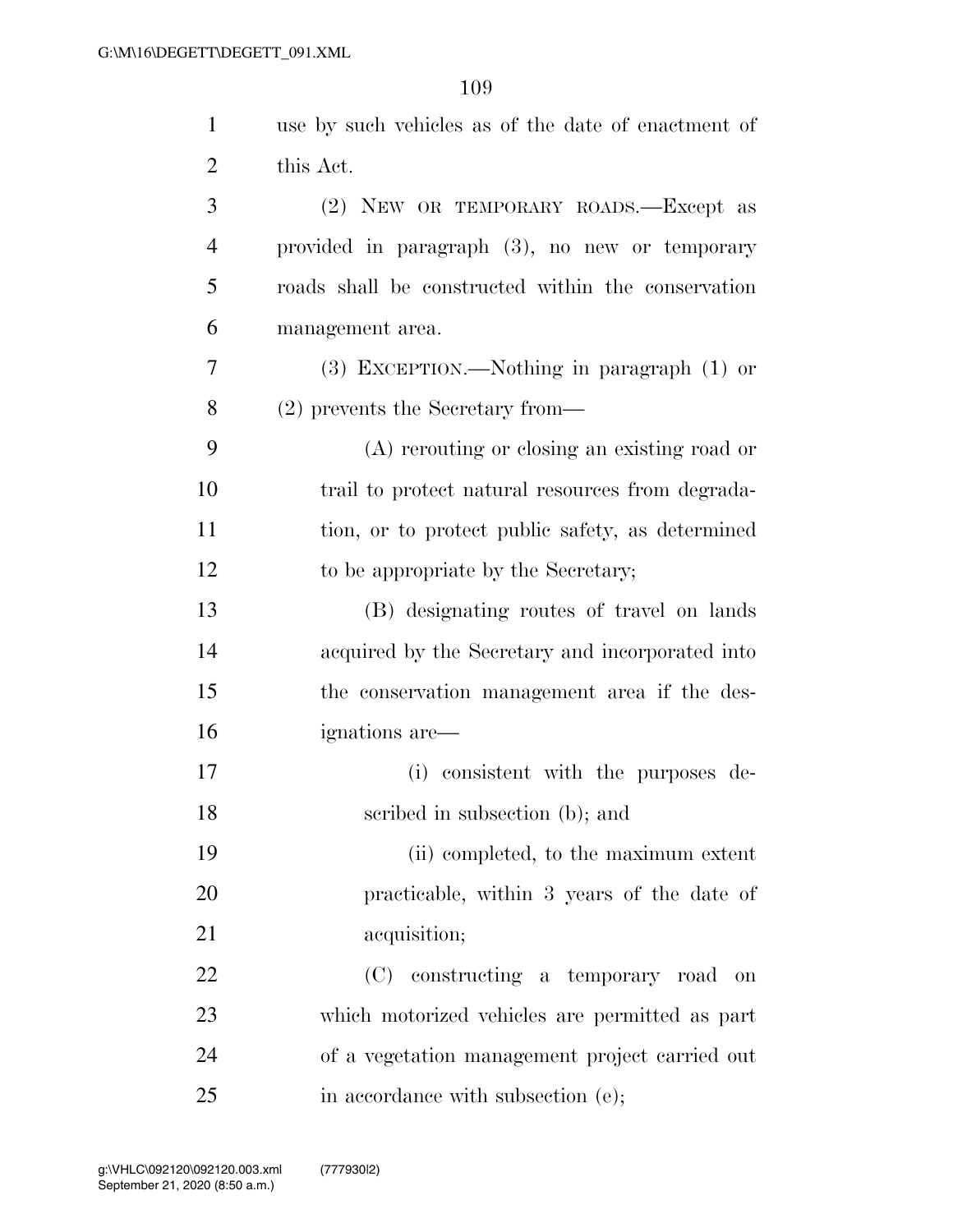use by such vehicles as of the date of enactment of this Act.

(2) NEW OR TEMPORARY ROADS.—Except as provided in paragraph (3), no new or temporary roads shall be constructed within the conservation management area.

(3) EXCEPTION.—Nothing in paragraph (1) or (2) prevents the Secretary from—

(A) rerouting or closing an existing road or trail to protect natural resources from degradation, or to protect public safety, as determined to be appropriate by the Secretary;

(B) designating routes of travel on lands acquired by the Secretary and incorporated into the conservation management area if the designations are—

(i) consistent with the purposes described in subsection (b); and

(ii) completed, to the maximum extent practicable, within 3 years of the date of acquisition;

(C) constructing a temporary road on which motorized vehicles are permitted as part of a vegetation management project carried out in accordance with subsection (e);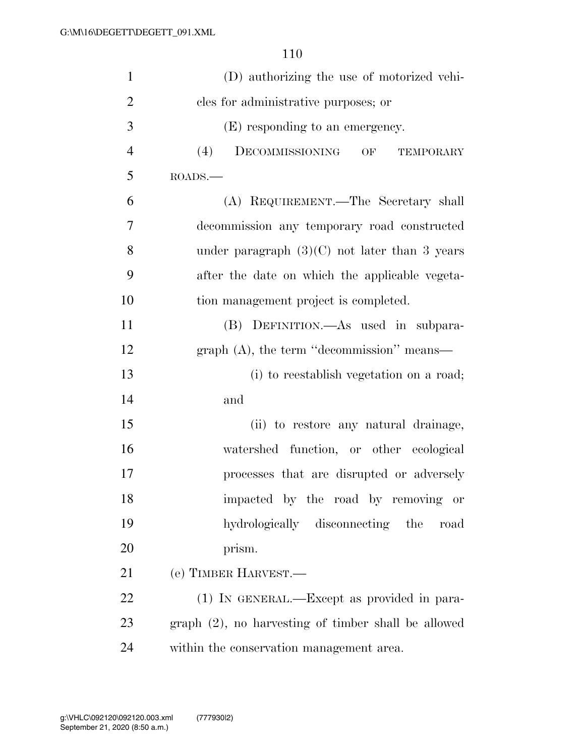(D) authorizing the use of motorized vehicles for administrative purposes; or

(E) responding to an emergency.

(4) DECOMMISSIONING OF TEMPORARY ROADS.—

(A) REQUIREMENT.—The Secretary shall decommission any temporary road constructed under paragraph (3)(C) not later than 3 years after the date on which the applicable vegetation management project is completed.

(B) DEFINITION.—As used in subparagraph (A), the term "decommission" means—

(i) to reestablish vegetation on a road; and

(ii) to restore any natural drainage, watershed function, or other ecological processes that are disrupted or adversely impacted by the road by removing or hydrologically disconnecting the road prism.

(e) TIMBER HARVEST.—

(1) IN GENERAL.—Except as provided in paragraph (2), no harvesting of timber shall be allowed within the conservation management area.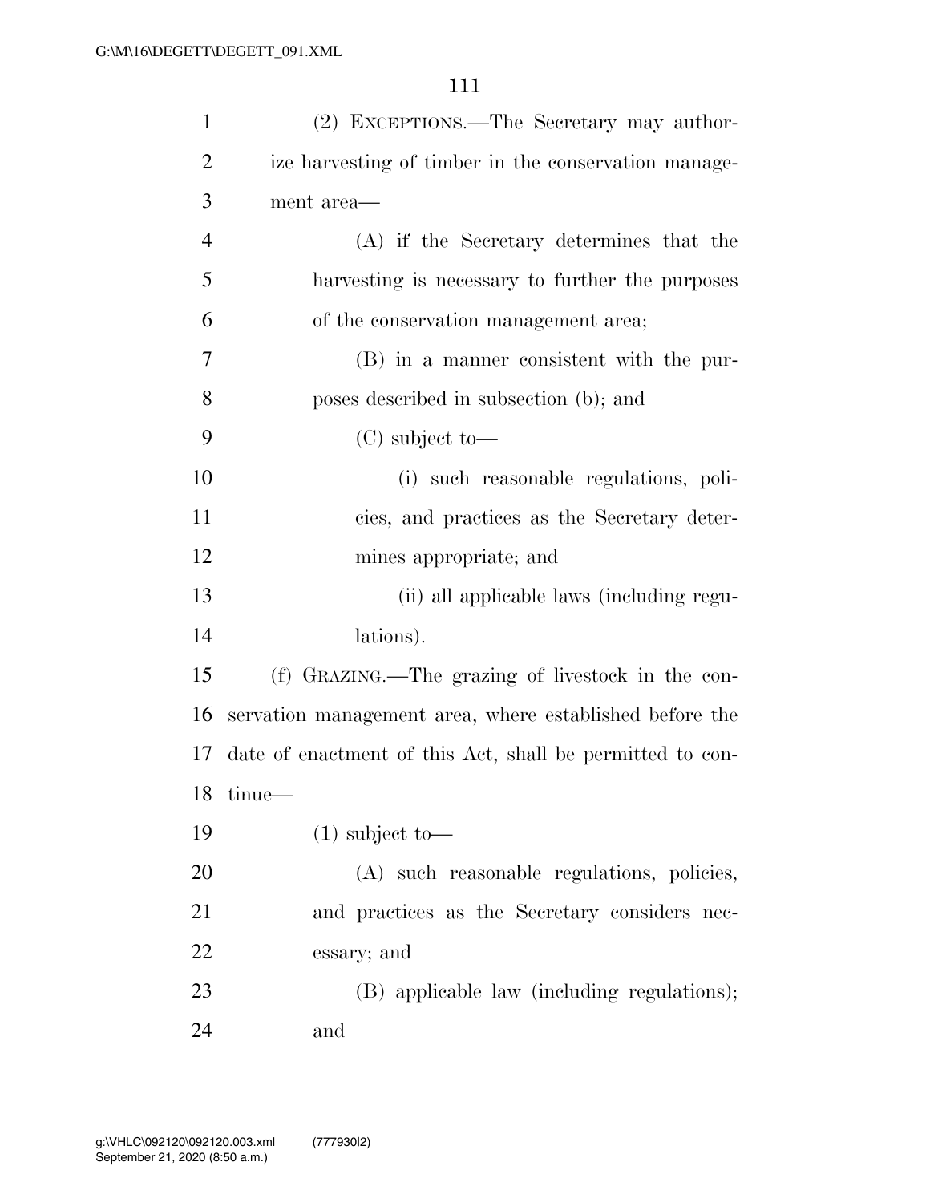(2) EXCEPTIONS.—The Secretary may authorize harvesting of timber in the conservation management area—

(A) if the Secretary determines that the harvesting is necessary to further the purposes of the conservation management area;

(B) in a manner consistent with the purposes described in subsection (b); and

(C) subject to—

(i) such reasonable regulations, policies, and practices as the Secretary determines appropriate; and

(ii) all applicable laws (including regulations).

(f) GRAZING.—The grazing of livestock in the conservation management area, where established before the date of enactment of this Act, shall be permitted to continue—

(1) subject to—

(A) such reasonable regulations, policies, and practices as the Secretary considers necessary; and

(B) applicable law (including regulations); and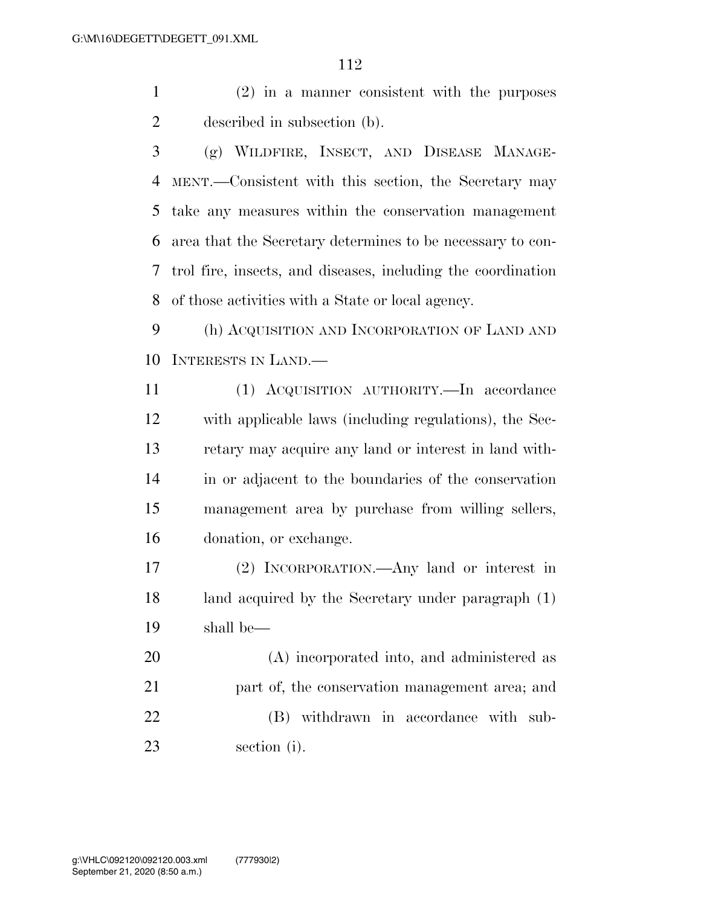(2) in a manner consistent with the purposes described in subsection (b).

(g) WILDFIRE, INSECT, AND DISEASE MANAGEMENT.—Consistent with this section, the Secretary may take any measures within the conservation management area that the Secretary determines to be necessary to control fire, insects, and diseases, including the coordination of those activities with a State or local agency.

(h) ACQUISITION AND INCORPORATION OF LAND AND INTERESTS IN LAND.—

(1) ACQUISITION AUTHORITY.—In accordance with applicable laws (including regulations), the Secretary may acquire any land or interest in land within or adjacent to the boundaries of the conservation management area by purchase from willing sellers, donation, or exchange.

(2) INCORPORATION.—Any land or interest in land acquired by the Secretary under paragraph (1) shall be—

(A) incorporated into, and administered as part of, the conservation management area; and

(B) withdrawn in accordance with subsection (i).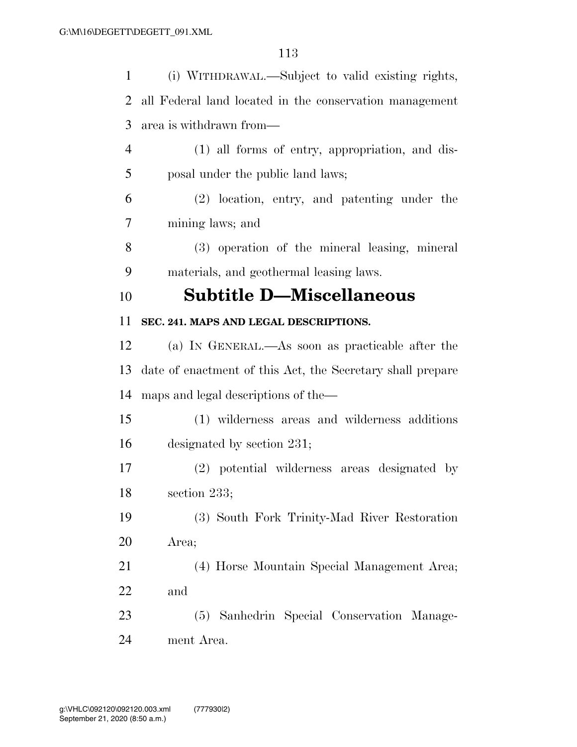(i) WITHDRAWAL.—Subject to valid existing rights, all Federal land located in the conservation management area is withdrawn from—

(1) all forms of entry, appropriation, and disposal under the public land laws;

(2) location, entry, and patenting under the mining laws; and

(3) operation of the mineral leasing, mineral materials, and geothermal leasing laws.

## Subtitle D—Miscellaneous

### SEC. 241. MAPS AND LEGAL DESCRIPTIONS.

(a) IN GENERAL.—As soon as practicable after the date of enactment of this Act, the Secretary shall prepare maps and legal descriptions of the—

(1) wilderness areas and wilderness additions designated by section 231;

(2) potential wilderness areas designated by section 233;

(3) South Fork Trinity-Mad River Restoration Area;

(4) Horse Mountain Special Management Area; and

(5) Sanhedrin Special Conservation Management Area.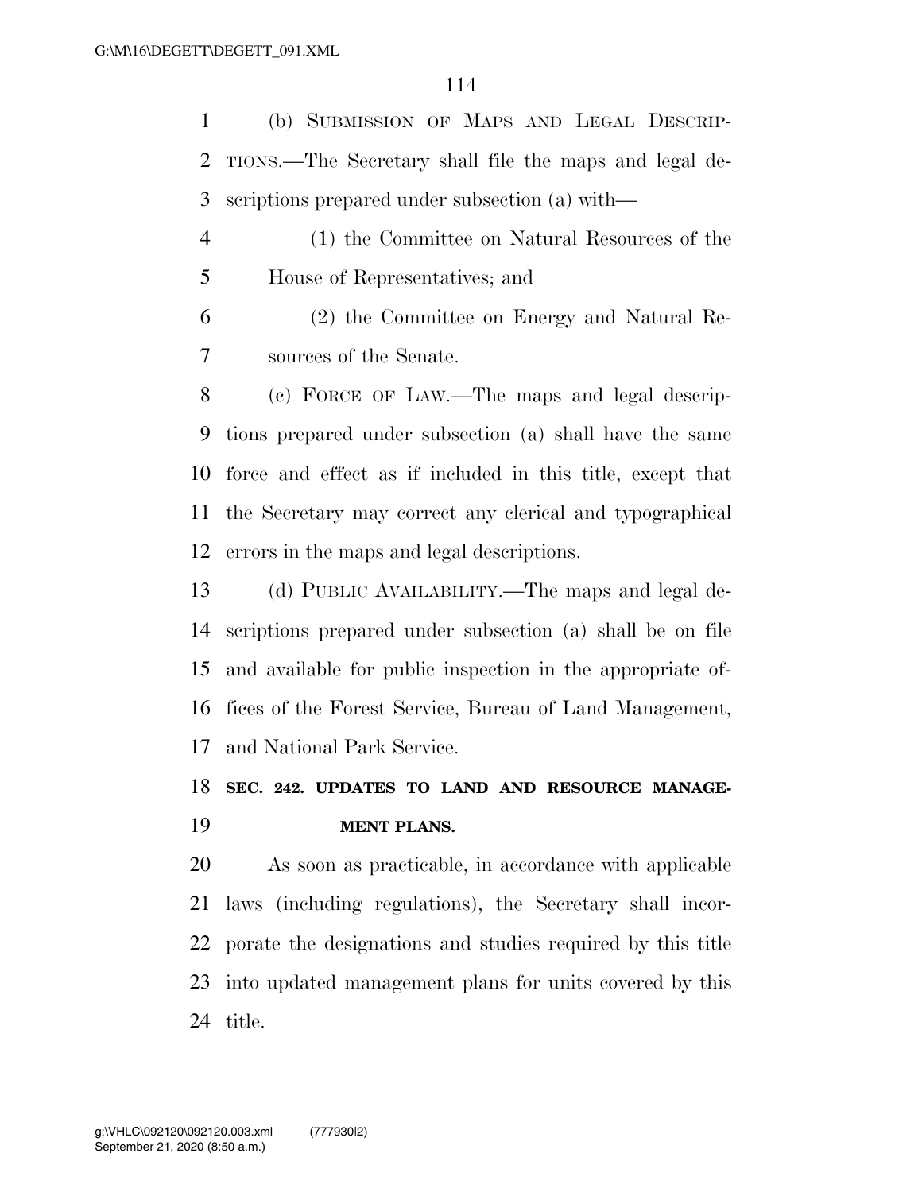(b) SUBMISSION OF MAPS AND LEGAL DESCRIPTIONS.—The Secretary shall file the maps and legal descriptions prepared under subsection (a) with—

(1) the Committee on Natural Resources of the House of Representatives; and

(2) the Committee on Energy and Natural Resources of the Senate.

(c) FORCE OF LAW.—The maps and legal descriptions prepared under subsection (a) shall have the same force and effect as if included in this title, except that the Secretary may correct any clerical and typographical errors in the maps and legal descriptions.

(d) PUBLIC AVAILABILITY.—The maps and legal descriptions prepared under subsection (a) shall be on file and available for public inspection in the appropriate offices of the Forest Service, Bureau of Land Management, and National Park Service.

**SEC. 242. UPDATES TO LAND AND RESOURCE MANAGEMENT PLANS.**

As soon as practicable, in accordance with applicable laws (including regulations), the Secretary shall incorporate the designations and studies required by this title into updated management plans for units covered by this title.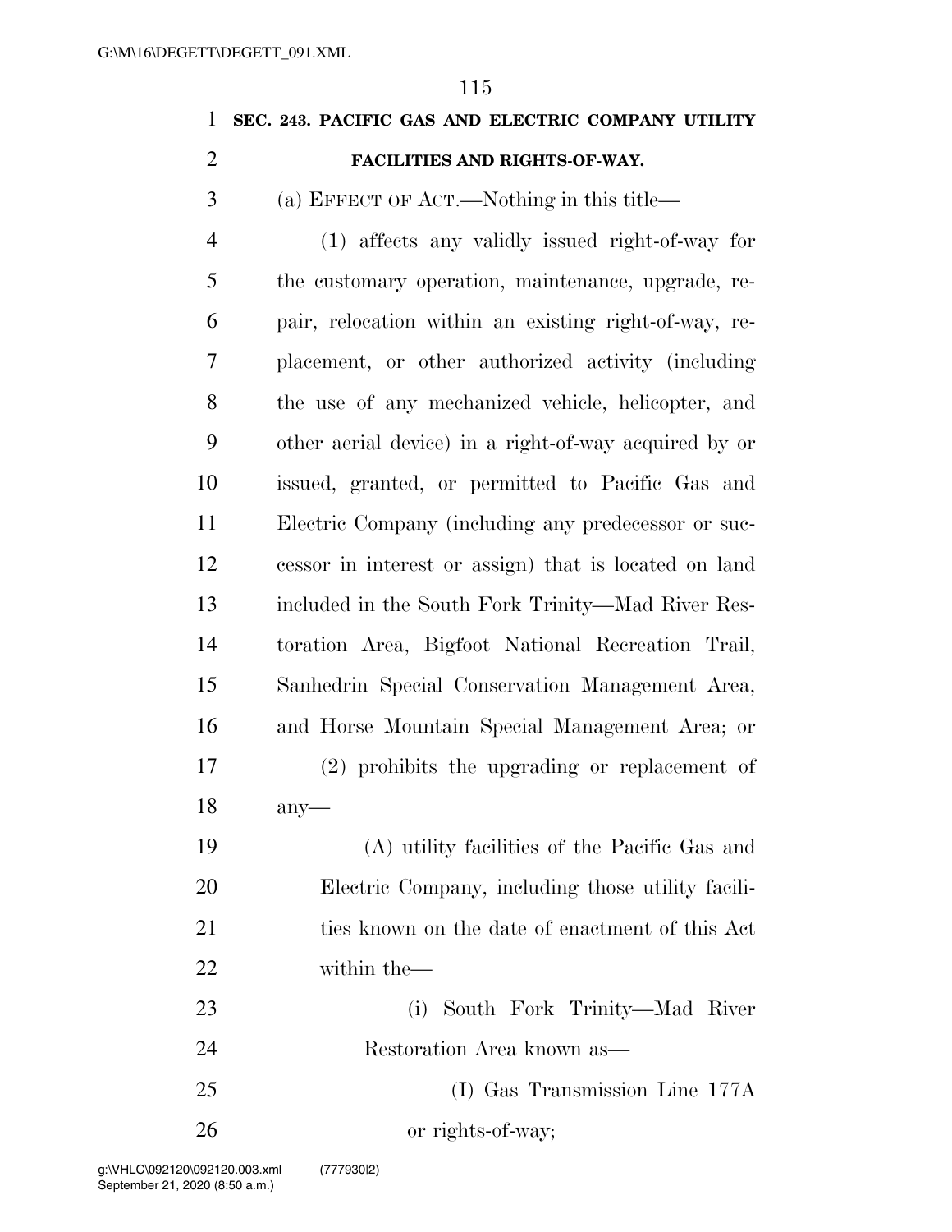**SEC. 243. PACIFIC GAS AND ELECTRIC COMPANY UTILITY FACILITIES AND RIGHTS-OF-WAY.**

(a) EFFECT OF ACT.—Nothing in this title—

(1) affects any validly issued right-of-way for the customary operation, maintenance, upgrade, repair, relocation within an existing right-of-way, replacement, or other authorized activity (including the use of any mechanized vehicle, helicopter, and other aerial device) in a right-of-way acquired by or issued, granted, or permitted to Pacific Gas and Electric Company (including any predecessor or successor in interest or assign) that is located on land included in the South Fork Trinity—Mad River Restoration Area, Bigfoot National Recreation Trail, Sanhedrin Special Conservation Management Area, and Horse Mountain Special Management Area; or

(2) prohibits the upgrading or replacement of any—

(A) utility facilities of the Pacific Gas and Electric Company, including those utility facilities known on the date of enactment of this Act within the—

(i) South Fork Trinity—Mad River Restoration Area known as—

(I) Gas Transmission Line 177A or rights-of-way;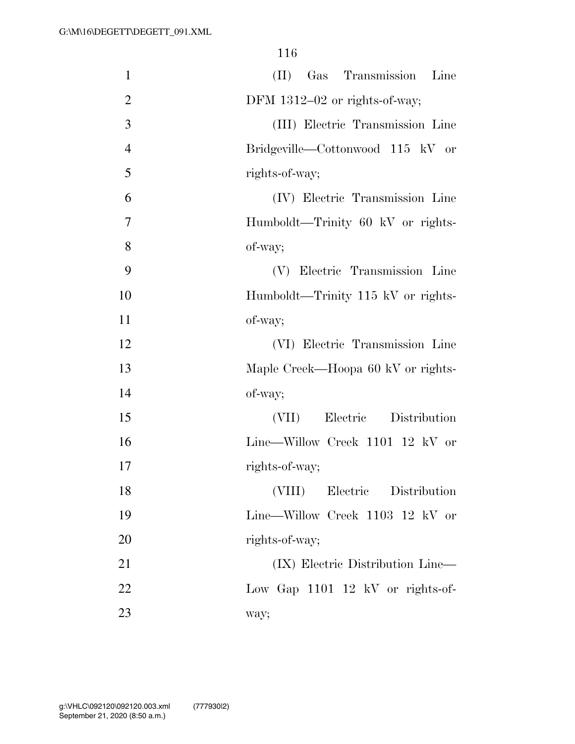(II) Gas Transmission Line DFM 1312–02 or rights-of-way;

(III) Electric Transmission Line Bridgeville—Cottonwood 115 kV or rights-of-way;

(IV) Electric Transmission Line Humboldt—Trinity 60 kV or rights-of-way;

(V) Electric Transmission Line Humboldt—Trinity 115 kV or rights-of-way;

(VI) Electric Transmission Line Maple Creek—Hoopa 60 kV or rights-of-way;

(VII) Electric Distribution Line—Willow Creek 1101 12 kV or rights-of-way;

(VIII) Electric Distribution Line—Willow Creek 1103 12 kV or rights-of-way;

(IX) Electric Distribution Line—Low Gap 1101 12 kV or rights-of-way;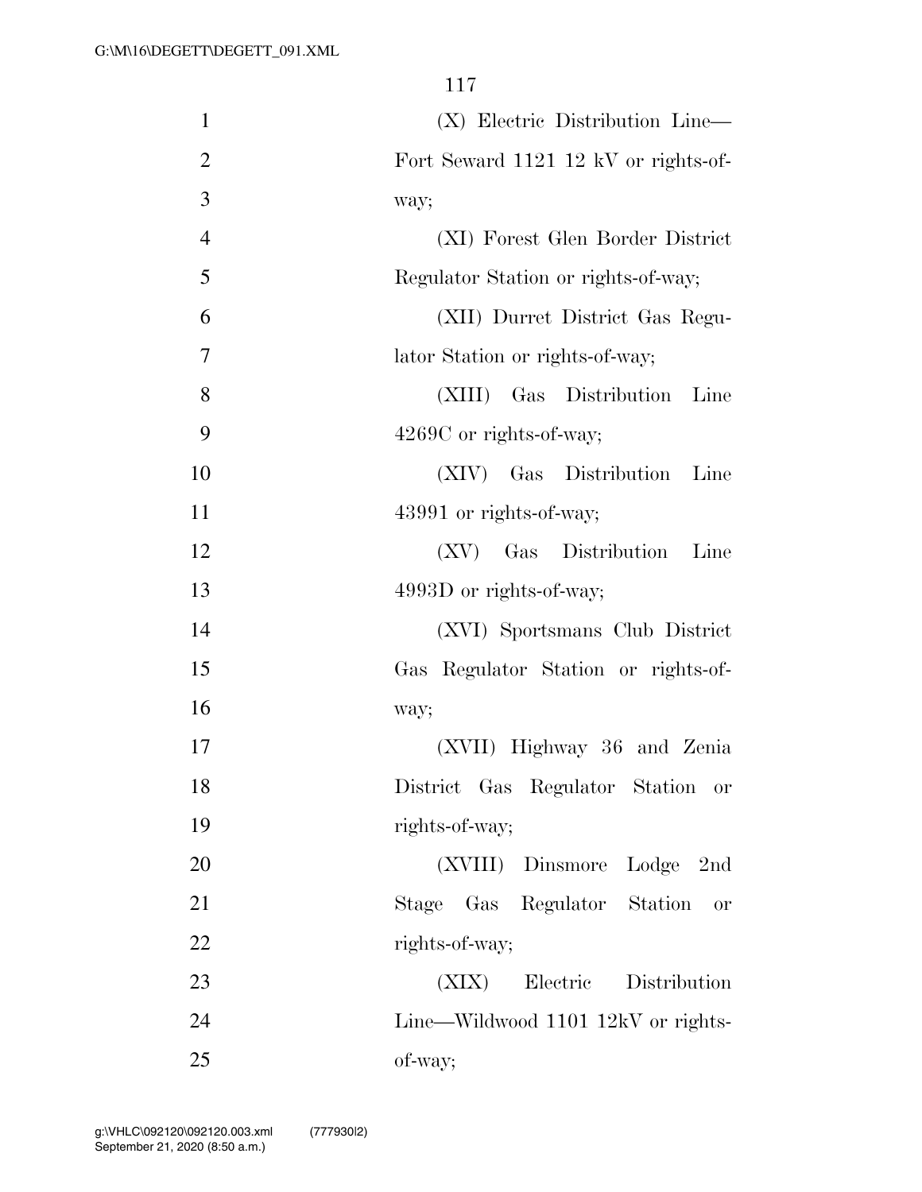(X) Electric Distribution Line—Fort Seward 1121 12 kV or rights-of-way;

(XI) Forest Glen Border District Regulator Station or rights-of-way;

(XII) Durret District Gas Regulator Station or rights-of-way;

(XIII) Gas Distribution Line 4269C or rights-of-way;

(XIV) Gas Distribution Line 43991 or rights-of-way;

(XV) Gas Distribution Line 4993D or rights-of-way;

(XVI) Sportsmans Club District Gas Regulator Station or rights-of-way;

(XVII) Highway 36 and Zenia District Gas Regulator Station or rights-of-way;

(XVIII) Dinsmore Lodge 2nd Stage Gas Regulator Station or rights-of-way;

(XIX) Electric Distribution Line—Wildwood 1101 12kV or rights-of-way;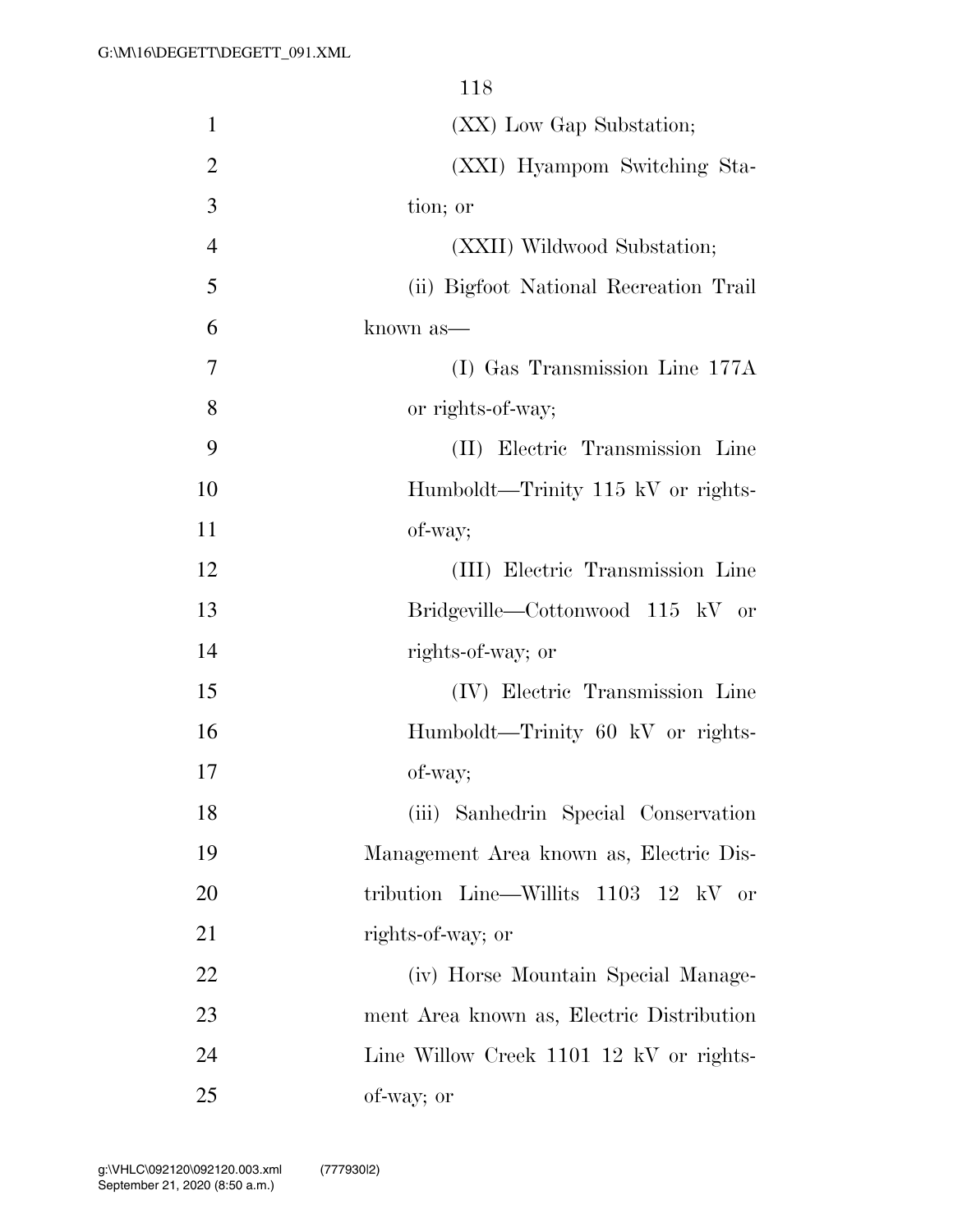(XX) Low Gap Substation;

(XXI) Hyampom Switching Station; or

(XXII) Wildwood Substation;

(ii) Bigfoot National Recreation Trail known as—

(I) Gas Transmission Line 177A or rights-of-way;

(II) Electric Transmission Line Humboldt—Trinity 115 kV or rights-of-way;

(III) Electric Transmission Line Bridgeville—Cottonwood 115 kV or rights-of-way; or

(IV) Electric Transmission Line Humboldt—Trinity 60 kV or rights-of-way;

(iii) Sanhedrin Special Conservation Management Area known as, Electric Distribution Line—Willits 1103 12 kV or rights-of-way; or

(iv) Horse Mountain Special Management Area known as, Electric Distribution Line Willow Creek 1101 12 kV or rights-of-way; or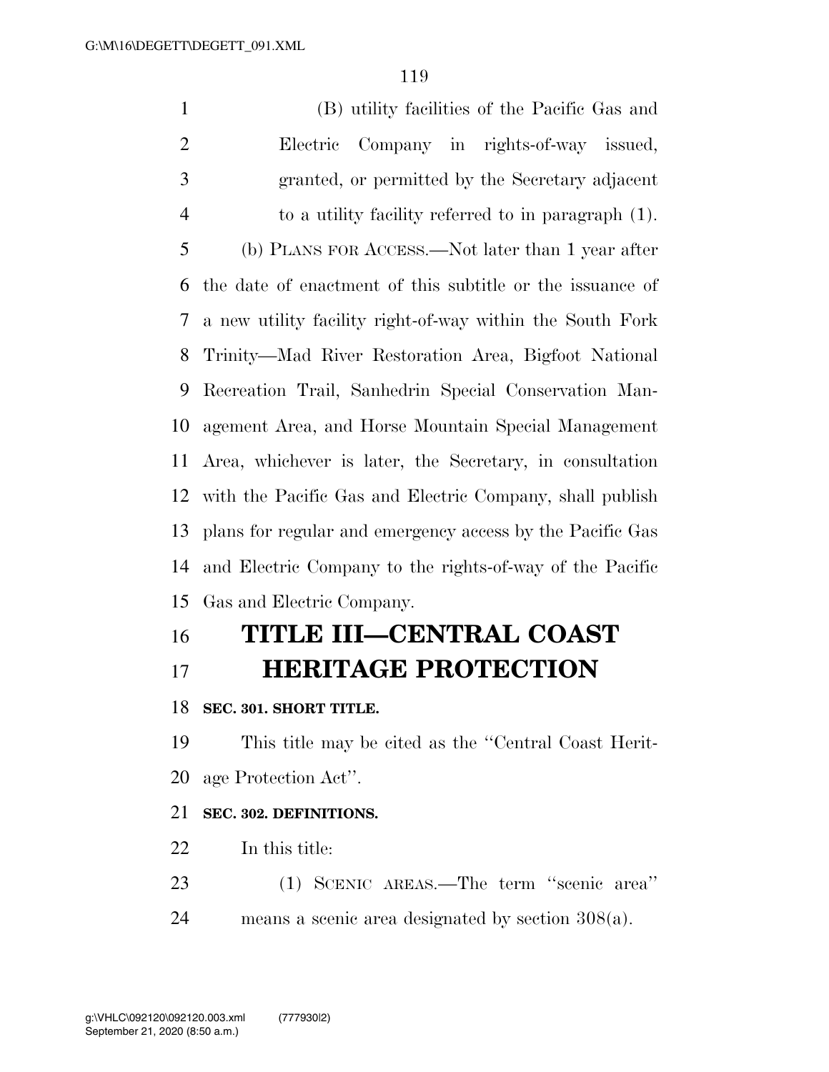(B) utility facilities of the Pacific Gas and Electric Company in rights-of-way issued, granted, or permitted by the Secretary adjacent to a utility facility referred to in paragraph (1).

(b) PLANS FOR ACCESS.—Not later than 1 year after the date of enactment of this subtitle or the issuance of a new utility facility right-of-way within the South Fork Trinity—Mad River Restoration Area, Bigfoot National Recreation Trail, Sanhedrin Special Conservation Management Area, and Horse Mountain Special Management Area, whichever is later, the Secretary, in consultation with the Pacific Gas and Electric Company, shall publish plans for regular and emergency access by the Pacific Gas and Electric Company to the rights-of-way of the Pacific Gas and Electric Company.

# TITLE III—CENTRAL COAST HERITAGE PROTECTION

### SEC. 301. SHORT TITLE.

This title may be cited as the ''Central Coast Heritage Protection Act''.

### SEC. 302. DEFINITIONS.

In this title:

(1) SCENIC AREAS.—The term ''scenic area'' means a scenic area designated by section 308(a).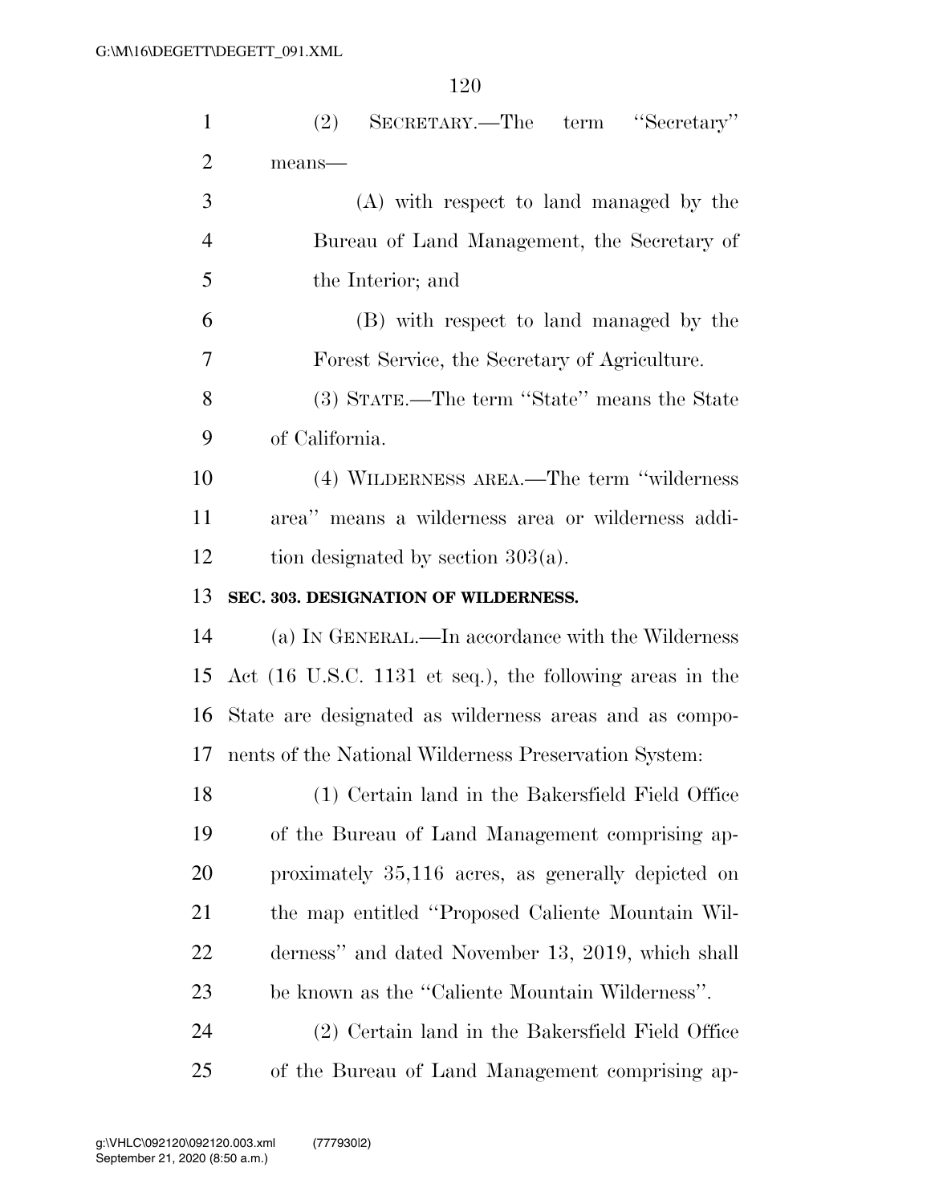(2) SECRETARY.—The term "Secretary" means—

(A) with respect to land managed by the Bureau of Land Management, the Secretary of the Interior; and

(B) with respect to land managed by the Forest Service, the Secretary of Agriculture.

(3) STATE.—The term "State" means the State of California.

(4) WILDERNESS AREA.—The term "wilderness area" means a wilderness area or wilderness addition designated by section 303(a).

**SEC. 303. DESIGNATION OF WILDERNESS.**

(a) IN GENERAL.—In accordance with the Wilderness Act (16 U.S.C. 1131 et seq.), the following areas in the State are designated as wilderness areas and as components of the National Wilderness Preservation System:

(1) Certain land in the Bakersfield Field Office of the Bureau of Land Management comprising approximately 35,116 acres, as generally depicted on the map entitled "Proposed Caliente Mountain Wilderness" and dated November 13, 2019, which shall be known as the "Caliente Mountain Wilderness".

(2) Certain land in the Bakersfield Field Office of the Bureau of Land Management comprising ap-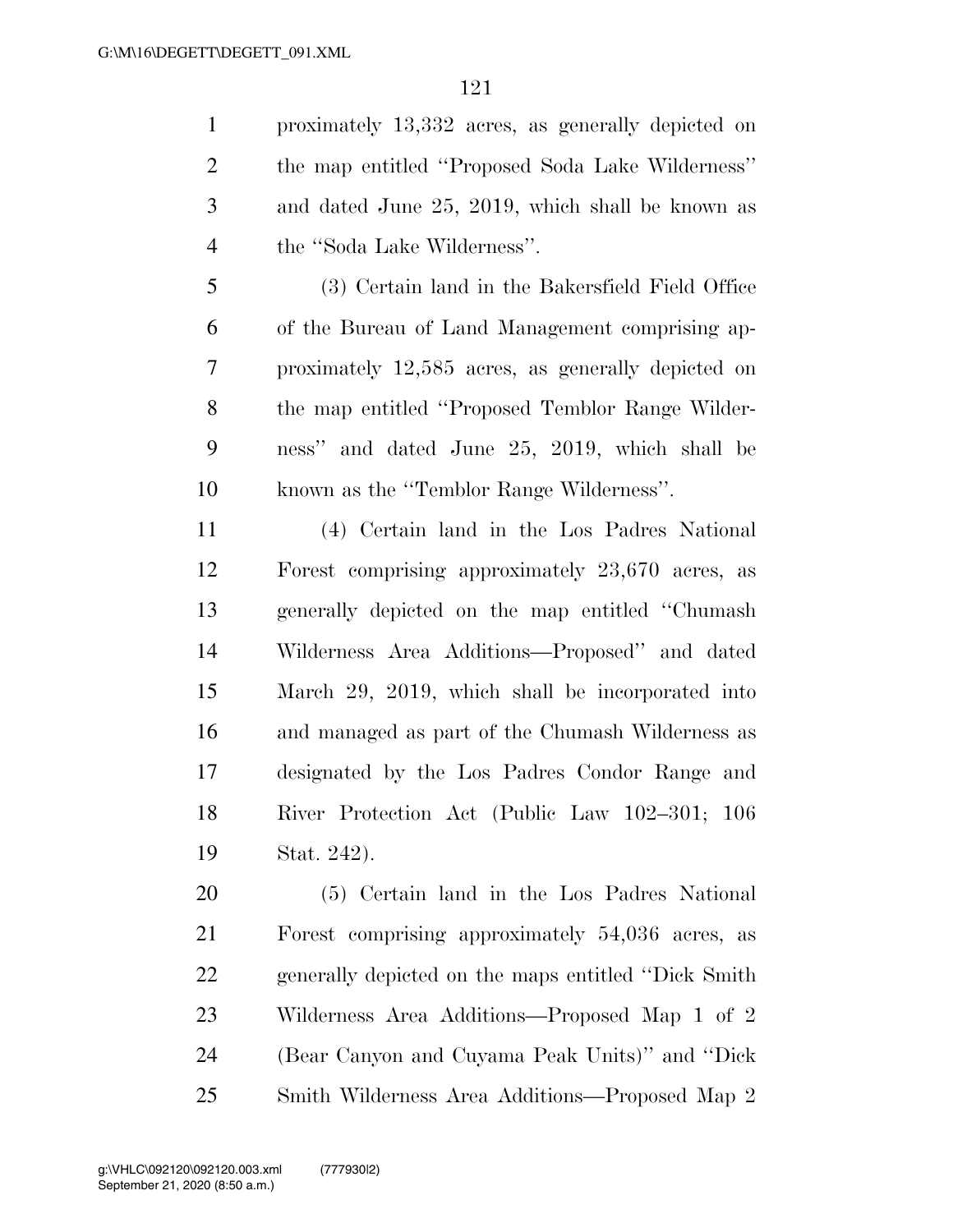proximately 13,332 acres, as generally depicted on the map entitled ''Proposed Soda Lake Wilderness'' and dated June 25, 2019, which shall be known as the ''Soda Lake Wilderness''.

(3) Certain land in the Bakersfield Field Office of the Bureau of Land Management comprising approximately 12,585 acres, as generally depicted on the map entitled ''Proposed Temblor Range Wilderness'' and dated June 25, 2019, which shall be known as the ''Temblor Range Wilderness''.

(4) Certain land in the Los Padres National Forest comprising approximately 23,670 acres, as generally depicted on the map entitled ''Chumash Wilderness Area Additions—Proposed'' and dated March 29, 2019, which shall be incorporated into and managed as part of the Chumash Wilderness as designated by the Los Padres Condor Range and River Protection Act (Public Law 102–301; 106 Stat. 242).

(5) Certain land in the Los Padres National Forest comprising approximately 54,036 acres, as generally depicted on the maps entitled ''Dick Smith Wilderness Area Additions—Proposed Map 1 of 2 (Bear Canyon and Cuyama Peak Units)'' and ''Dick Smith Wilderness Area Additions—Proposed Map 2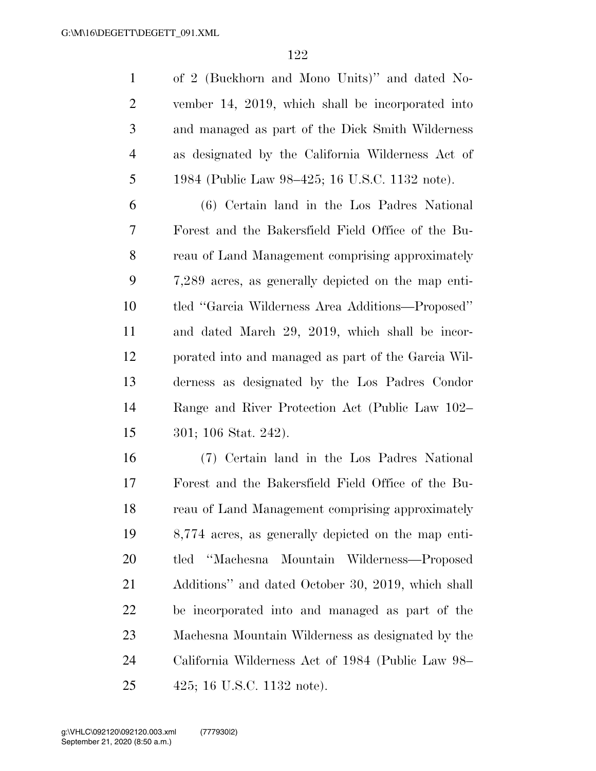of 2 (Buckhorn and Mono Units)'' and dated November 14, 2019, which shall be incorporated into and managed as part of the Dick Smith Wilderness as designated by the California Wilderness Act of 1984 (Public Law 98–425; 16 U.S.C. 1132 note).

(6) Certain land in the Los Padres National Forest and the Bakersfield Field Office of the Bureau of Land Management comprising approximately 7,289 acres, as generally depicted on the map entitled ''Garcia Wilderness Area Additions—Proposed'' and dated March 29, 2019, which shall be incorporated into and managed as part of the Garcia Wilderness as designated by the Los Padres Condor Range and River Protection Act (Public Law 102–301; 106 Stat. 242).

(7) Certain land in the Los Padres National Forest and the Bakersfield Field Office of the Bureau of Land Management comprising approximately 8,774 acres, as generally depicted on the map entitled ''Machesna Mountain Wilderness—Proposed Additions'' and dated October 30, 2019, which shall be incorporated into and managed as part of the Machesna Mountain Wilderness as designated by the California Wilderness Act of 1984 (Public Law 98–425; 16 U.S.C. 1132 note).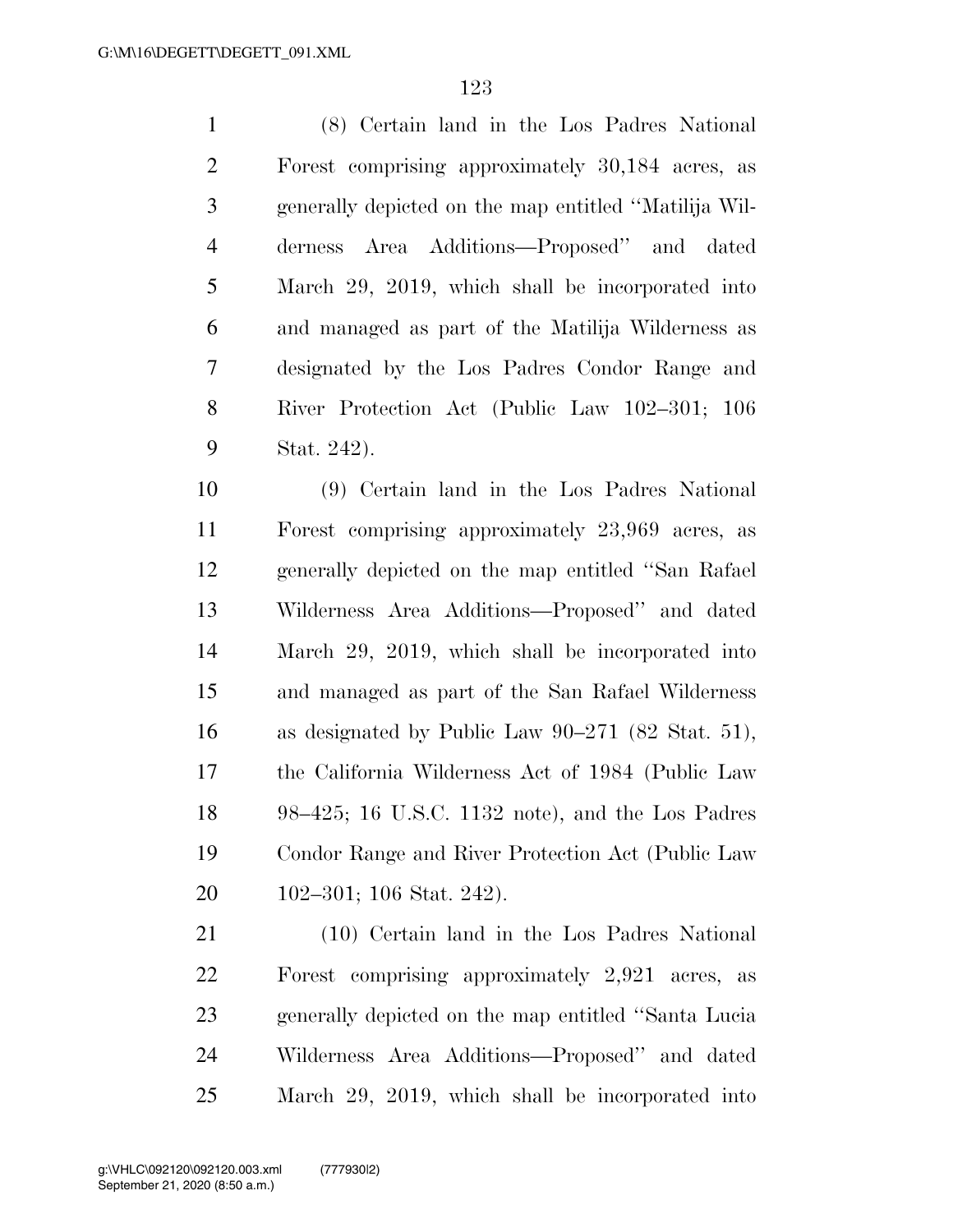(8) Certain land in the Los Padres National Forest comprising approximately 30,184 acres, as generally depicted on the map entitled ''Matilija Wilderness Area Additions—Proposed'' and dated March 29, 2019, which shall be incorporated into and managed as part of the Matilija Wilderness as designated by the Los Padres Condor Range and River Protection Act (Public Law 102–301; 106 Stat. 242).

(9) Certain land in the Los Padres National Forest comprising approximately 23,969 acres, as generally depicted on the map entitled ''San Rafael Wilderness Area Additions—Proposed'' and dated March 29, 2019, which shall be incorporated into and managed as part of the San Rafael Wilderness as designated by Public Law 90–271 (82 Stat. 51), the California Wilderness Act of 1984 (Public Law 98–425; 16 U.S.C. 1132 note), and the Los Padres Condor Range and River Protection Act (Public Law 102–301; 106 Stat. 242).

(10) Certain land in the Los Padres National Forest comprising approximately 2,921 acres, as generally depicted on the map entitled ''Santa Lucia Wilderness Area Additions—Proposed'' and dated March 29, 2019, which shall be incorporated into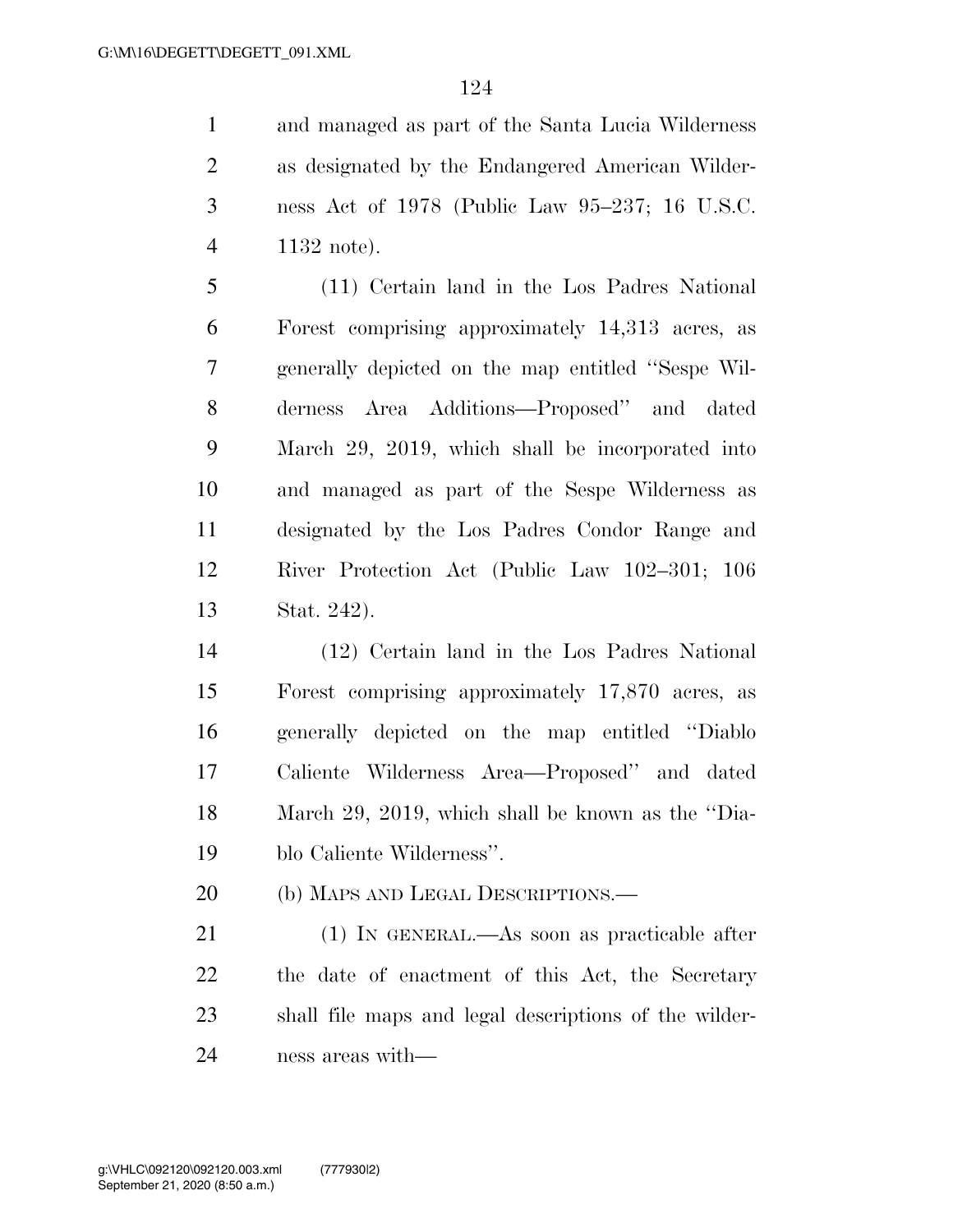and managed as part of the Santa Lucia Wilderness as designated by the Endangered American Wilderness Act of 1978 (Public Law 95–237; 16 U.S.C. 1132 note).

(11) Certain land in the Los Padres National Forest comprising approximately 14,313 acres, as generally depicted on the map entitled ''Sespe Wilderness Area Additions—Proposed'' and dated March 29, 2019, which shall be incorporated into and managed as part of the Sespe Wilderness as designated by the Los Padres Condor Range and River Protection Act (Public Law 102–301; 106 Stat. 242).

(12) Certain land in the Los Padres National Forest comprising approximately 17,870 acres, as generally depicted on the map entitled ''Diablo Caliente Wilderness Area—Proposed'' and dated March 29, 2019, which shall be known as the ''Diablo Caliente Wilderness''.

(b) MAPS AND LEGAL DESCRIPTIONS.—

(1) IN GENERAL.—As soon as practicable after the date of enactment of this Act, the Secretary shall file maps and legal descriptions of the wilderness areas with—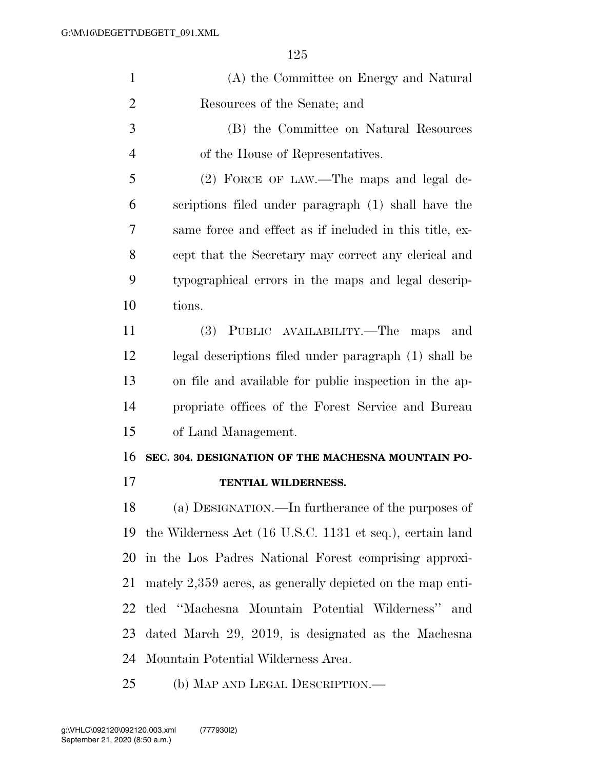(A) the Committee on Energy and Natural Resources of the Senate; and

(B) the Committee on Natural Resources of the House of Representatives.

(2) FORCE OF LAW.—The maps and legal descriptions filed under paragraph (1) shall have the same force and effect as if included in this title, except that the Secretary may correct any clerical and typographical errors in the maps and legal descriptions.

(3) PUBLIC AVAILABILITY.—The maps and legal descriptions filed under paragraph (1) shall be on file and available for public inspection in the appropriate offices of the Forest Service and Bureau of Land Management.

**SEC. 304. DESIGNATION OF THE MACHESNA MOUNTAIN POTENTIAL WILDERNESS.**

(a) DESIGNATION.—In furtherance of the purposes of the Wilderness Act (16 U.S.C. 1131 et seq.), certain land in the Los Padres National Forest comprising approximately 2,359 acres, as generally depicted on the map entitled ''Machesna Mountain Potential Wilderness'' and dated March 29, 2019, is designated as the Machesna Mountain Potential Wilderness Area.

(b) MAP AND LEGAL DESCRIPTION.—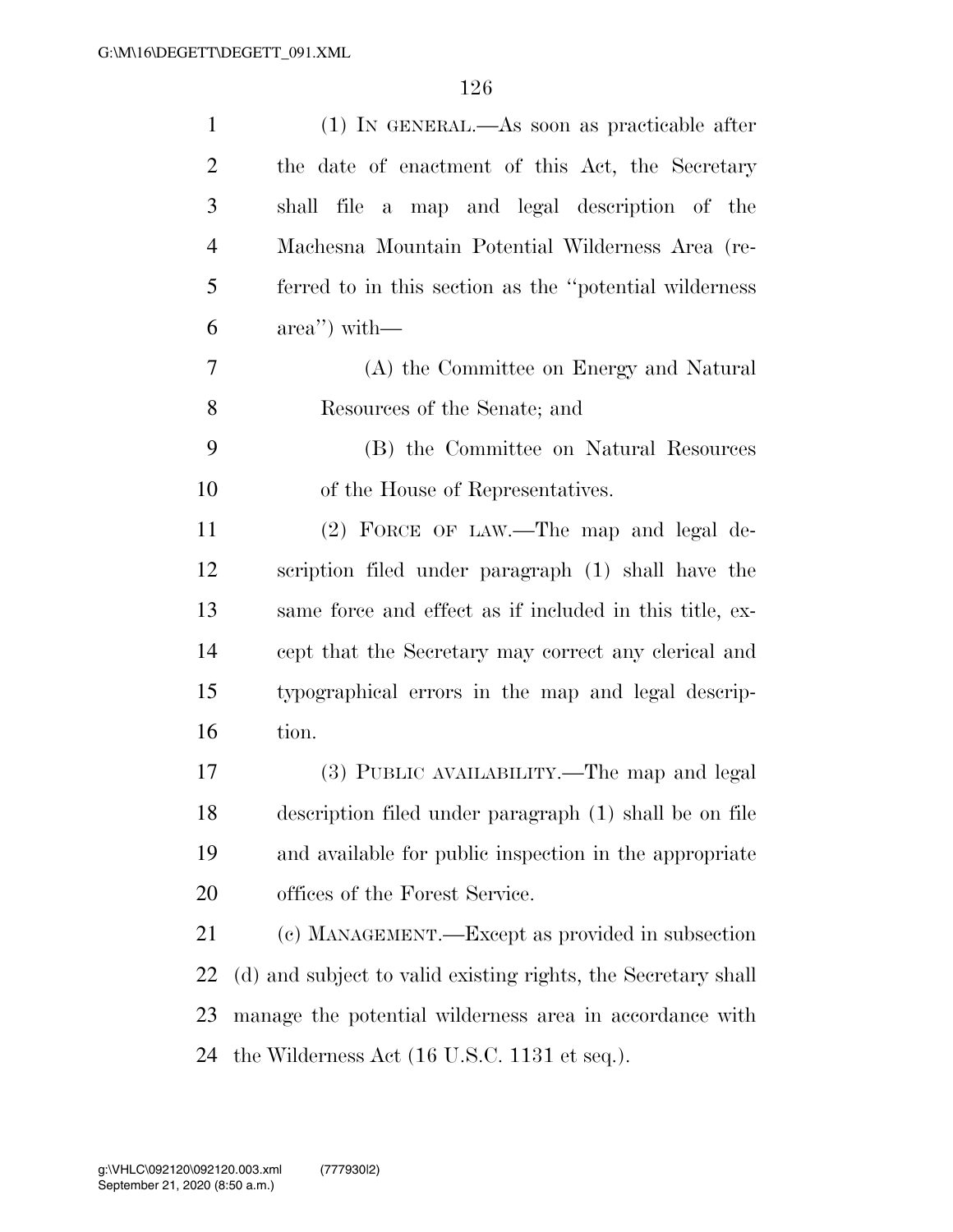(1) IN GENERAL.—As soon as practicable after the date of enactment of this Act, the Secretary shall file a map and legal description of the Machesna Mountain Potential Wilderness Area (referred to in this section as the ''potential wilderness area'') with—

(A) the Committee on Energy and Natural Resources of the Senate; and

(B) the Committee on Natural Resources of the House of Representatives.

(2) FORCE OF LAW.—The map and legal description filed under paragraph (1) shall have the same force and effect as if included in this title, except that the Secretary may correct any clerical and typographical errors in the map and legal description.

(3) PUBLIC AVAILABILITY.—The map and legal description filed under paragraph (1) shall be on file and available for public inspection in the appropriate offices of the Forest Service.

(c) MANAGEMENT.—Except as provided in subsection (d) and subject to valid existing rights, the Secretary shall manage the potential wilderness area in accordance with the Wilderness Act (16 U.S.C. 1131 et seq.).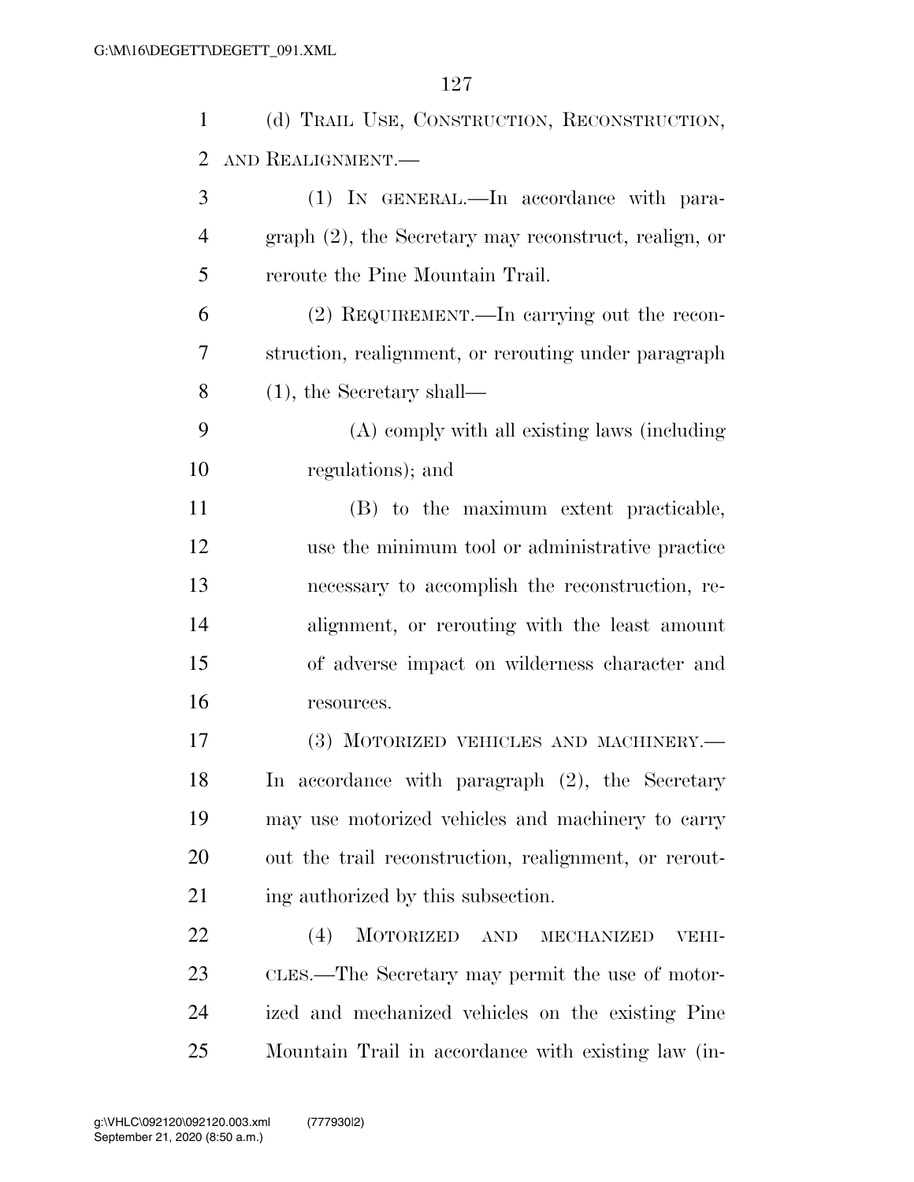(d) TRAIL USE, CONSTRUCTION, RECONSTRUCTION, AND REALIGNMENT.—

(1) IN GENERAL.—In accordance with paragraph (2), the Secretary may reconstruct, realign, or reroute the Pine Mountain Trail.

(2) REQUIREMENT.—In carrying out the reconstruction, realignment, or rerouting under paragraph (1), the Secretary shall—

(A) comply with all existing laws (including regulations); and

(B) to the maximum extent practicable, use the minimum tool or administrative practice necessary to accomplish the reconstruction, realignment, or rerouting with the least amount of adverse impact on wilderness character and resources.

(3) MOTORIZED VEHICLES AND MACHINERY.—In accordance with paragraph (2), the Secretary may use motorized vehicles and machinery to carry out the trail reconstruction, realignment, or rerouting authorized by this subsection.

(4) MOTORIZED AND MECHANIZED VEHICLES.—The Secretary may permit the use of motorized and mechanized vehicles on the existing Pine Mountain Trail in accordance with existing law (in-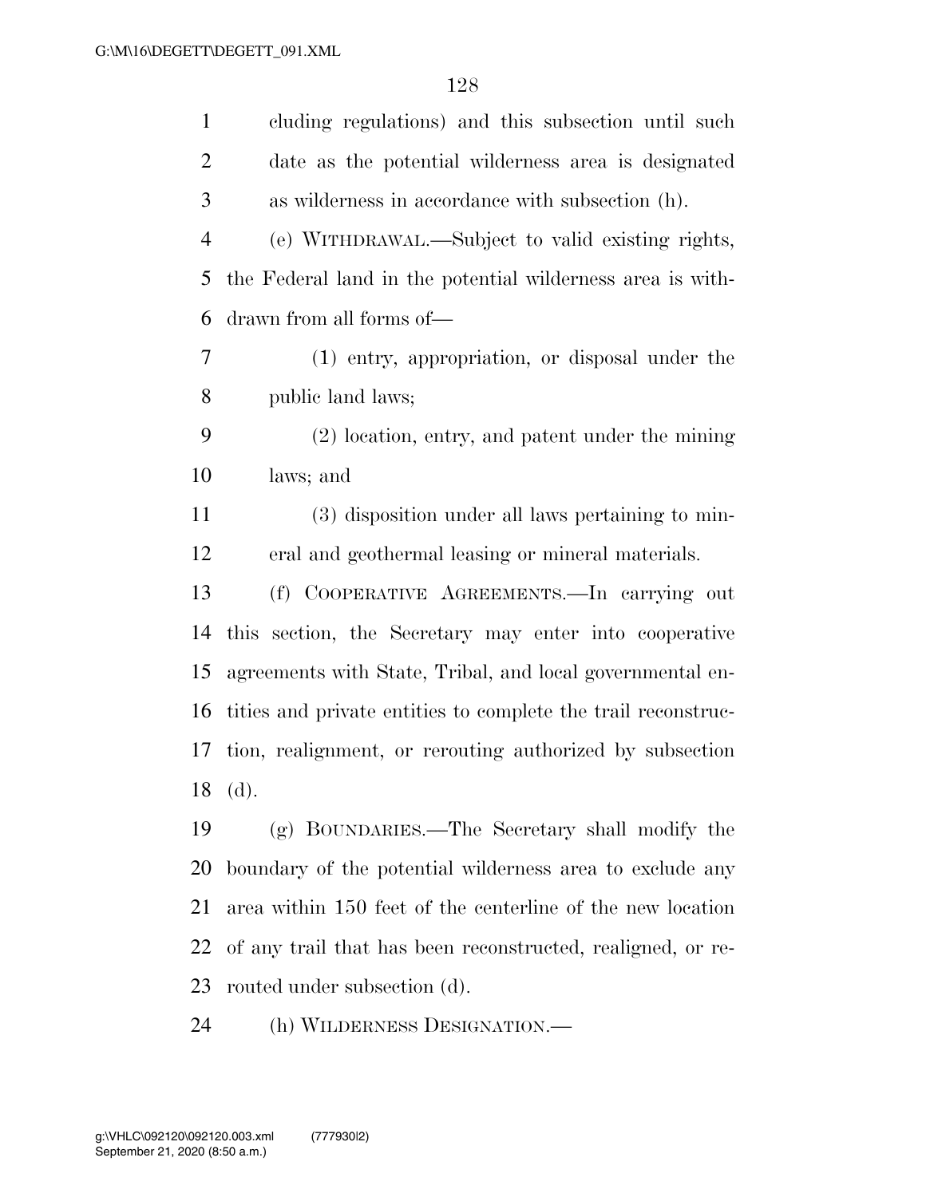cluding regulations) and this subsection until such date as the potential wilderness area is designated as wilderness in accordance with subsection (h).

(e) WITHDRAWAL.—Subject to valid existing rights, the Federal land in the potential wilderness area is withdrawn from all forms of—

(1) entry, appropriation, or disposal under the public land laws;

(2) location, entry, and patent under the mining laws; and

(3) disposition under all laws pertaining to mineral and geothermal leasing or mineral materials.

(f) COOPERATIVE AGREEMENTS.—In carrying out this section, the Secretary may enter into cooperative agreements with State, Tribal, and local governmental entities and private entities to complete the trail reconstruction, realignment, or rerouting authorized by subsection (d).

(g) BOUNDARIES.—The Secretary shall modify the boundary of the potential wilderness area to exclude any area within 150 feet of the centerline of the new location of any trail that has been reconstructed, realigned, or rerouted under subsection (d).

(h) WILDERNESS DESIGNATION.—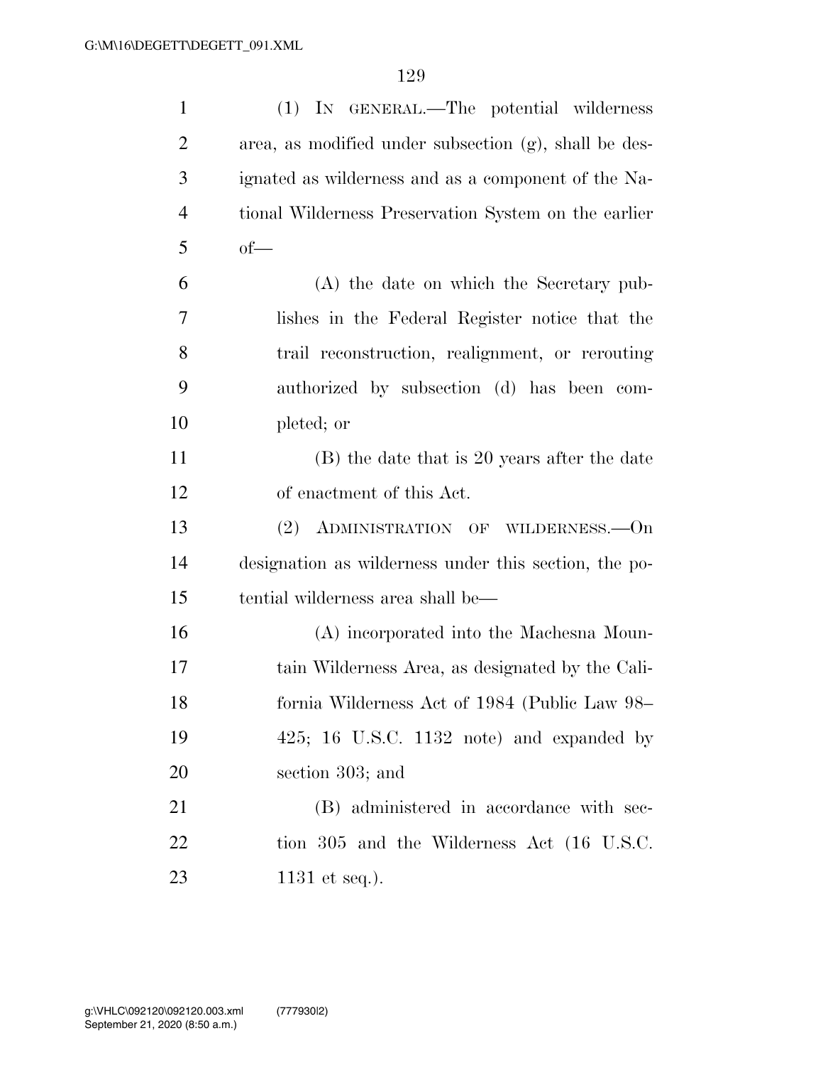(1) IN GENERAL.—The potential wilderness area, as modified under subsection (g), shall be designated as wilderness and as a component of the National Wilderness Preservation System on the earlier of—

(A) the date on which the Secretary publishes in the Federal Register notice that the trail reconstruction, realignment, or rerouting authorized by subsection (d) has been completed; or

(B) the date that is 20 years after the date of enactment of this Act.

(2) ADMINISTRATION OF WILDERNESS.—On designation as wilderness under this section, the potential wilderness area shall be—

(A) incorporated into the Machesna Mountain Wilderness Area, as designated by the California Wilderness Act of 1984 (Public Law 98–425; 16 U.S.C. 1132 note) and expanded by section 303; and

(B) administered in accordance with section 305 and the Wilderness Act (16 U.S.C. 1131 et seq.).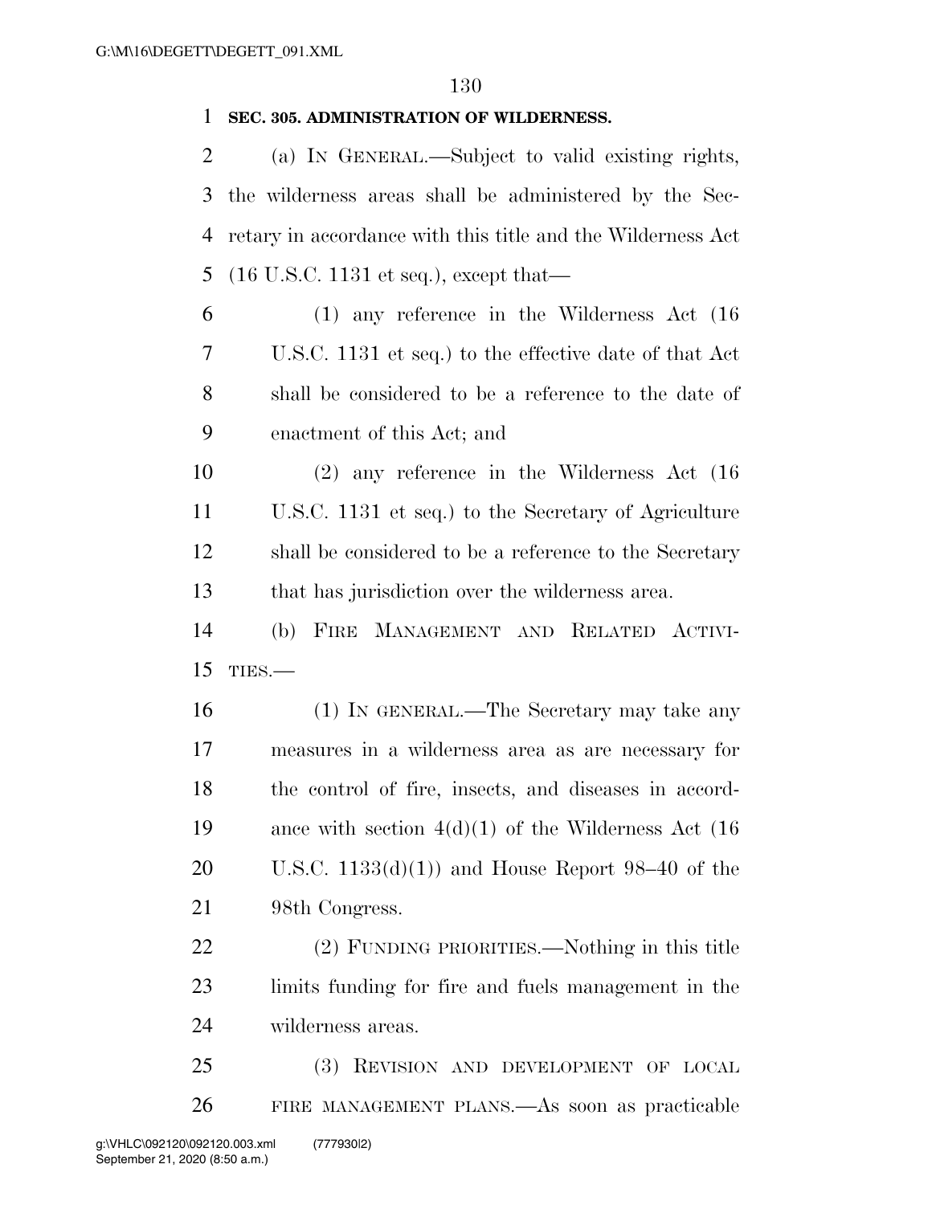**SEC. 305. ADMINISTRATION OF WILDERNESS.**

(a) IN GENERAL.—Subject to valid existing rights, the wilderness areas shall be administered by the Secretary in accordance with this title and the Wilderness Act (16 U.S.C. 1131 et seq.), except that—

(1) any reference in the Wilderness Act (16 U.S.C. 1131 et seq.) to the effective date of that Act shall be considered to be a reference to the date of enactment of this Act; and

(2) any reference in the Wilderness Act (16 U.S.C. 1131 et seq.) to the Secretary of Agriculture shall be considered to be a reference to the Secretary that has jurisdiction over the wilderness area.

(b) FIRE MANAGEMENT AND RELATED ACTIVITIES.—

(1) IN GENERAL.—The Secretary may take any measures in a wilderness area as are necessary for the control of fire, insects, and diseases in accordance with section 4(d)(1) of the Wilderness Act (16 U.S.C. 1133(d)(1)) and House Report 98–40 of the 98th Congress.

(2) FUNDING PRIORITIES.—Nothing in this title limits funding for fire and fuels management in the wilderness areas.

(3) REVISION AND DEVELOPMENT OF LOCAL FIRE MANAGEMENT PLANS.—As soon as practicable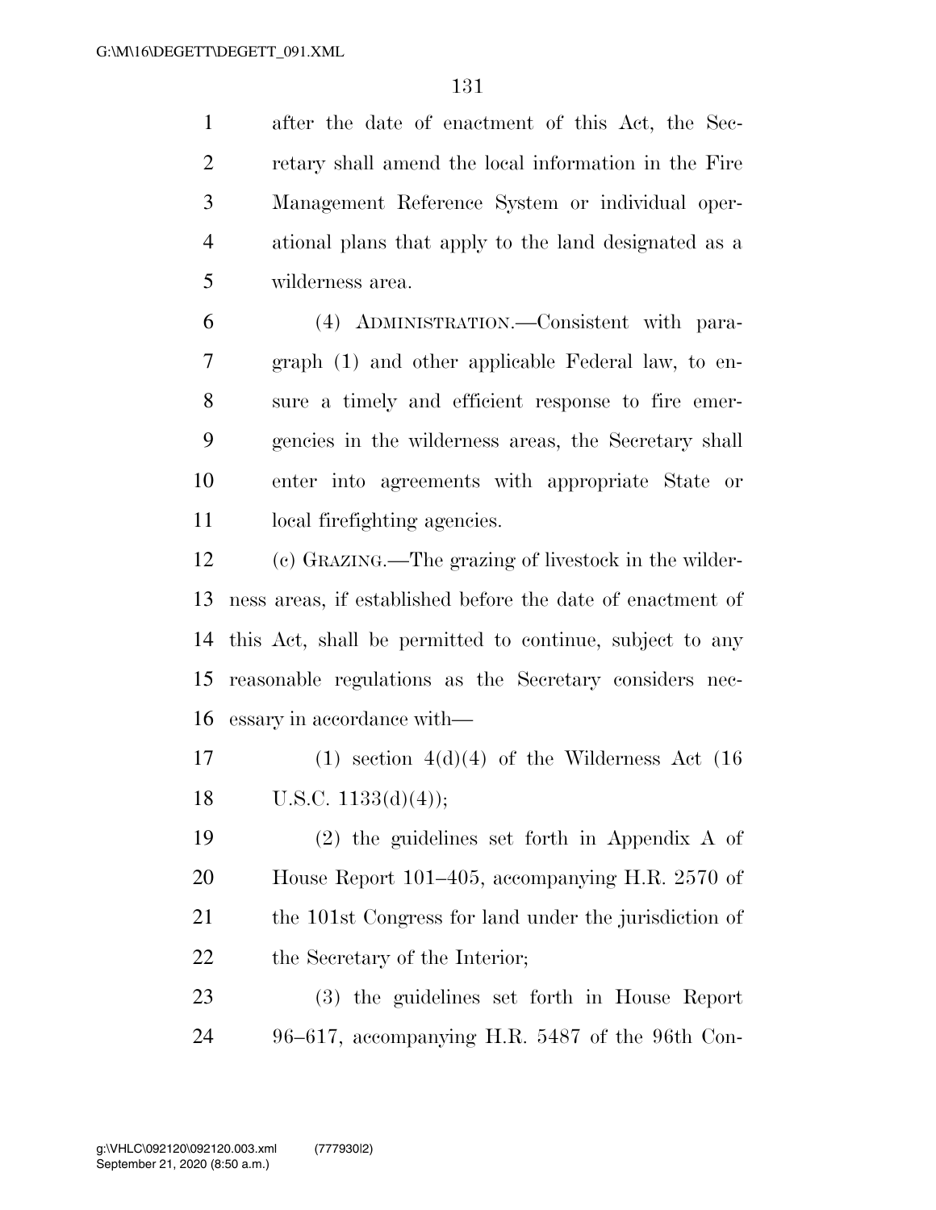after the date of enactment of this Act, the Secretary shall amend the local information in the Fire Management Reference System or individual operational plans that apply to the land designated as a wilderness area.

(4) ADMINISTRATION.—Consistent with paragraph (1) and other applicable Federal law, to ensure a timely and efficient response to fire emergencies in the wilderness areas, the Secretary shall enter into agreements with appropriate State or local firefighting agencies.

(c) GRAZING.—The grazing of livestock in the wilderness areas, if established before the date of enactment of this Act, shall be permitted to continue, subject to any reasonable regulations as the Secretary considers necessary in accordance with—

(1) section 4(d)(4) of the Wilderness Act (16 U.S.C. 1133(d)(4));

(2) the guidelines set forth in Appendix A of House Report 101–405, accompanying H.R. 2570 of the 101st Congress for land under the jurisdiction of the Secretary of the Interior;

(3) the guidelines set forth in House Report 96–617, accompanying H.R. 5487 of the 96th Con-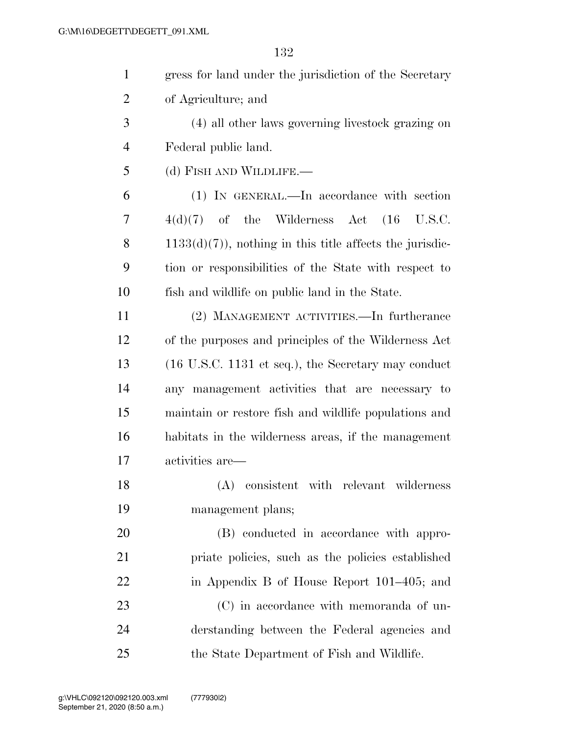gress for land under the jurisdiction of the Secretary of Agriculture; and

(4) all other laws governing livestock grazing on Federal public land.

(d) FISH AND WILDLIFE.—

(1) IN GENERAL.—In accordance with section 4(d)(7) of the Wilderness Act (16 U.S.C. 1133(d)(7)), nothing in this title affects the jurisdiction or responsibilities of the State with respect to fish and wildlife on public land in the State.

(2) MANAGEMENT ACTIVITIES.—In furtherance of the purposes and principles of the Wilderness Act (16 U.S.C. 1131 et seq.), the Secretary may conduct any management activities that are necessary to maintain or restore fish and wildlife populations and habitats in the wilderness areas, if the management activities are—

(A) consistent with relevant wilderness management plans;

(B) conducted in accordance with appropriate policies, such as the policies established in Appendix B of House Report 101–405; and

(C) in accordance with memoranda of understanding between the Federal agencies and the State Department of Fish and Wildlife.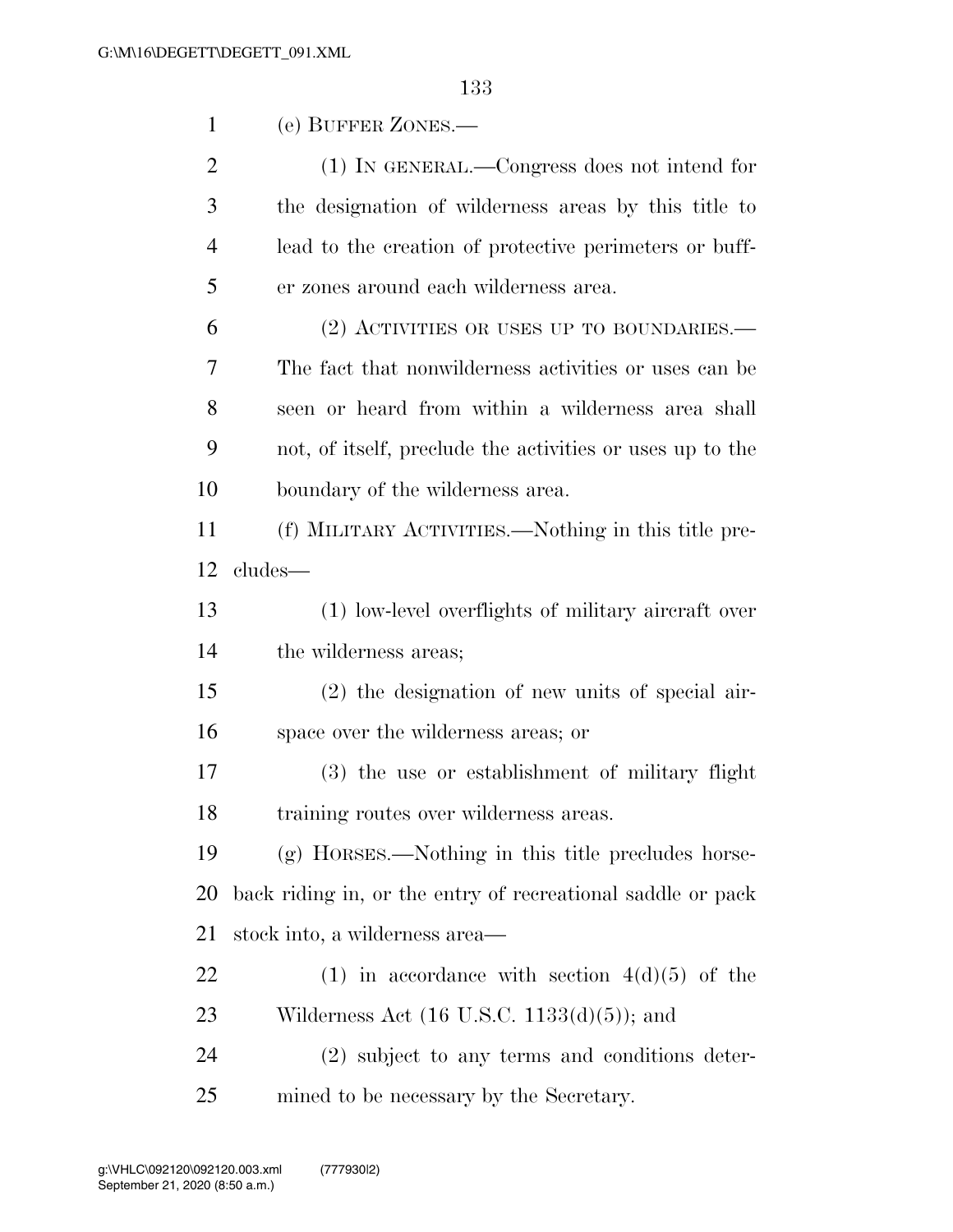(e) BUFFER ZONES.—

(1) IN GENERAL.—Congress does not intend for the designation of wilderness areas by this title to lead to the creation of protective perimeters or buffer zones around each wilderness area.

(2) ACTIVITIES OR USES UP TO BOUNDARIES.—The fact that nonwilderness activities or uses can be seen or heard from within a wilderness area shall not, of itself, preclude the activities or uses up to the boundary of the wilderness area.

(f) MILITARY ACTIVITIES.—Nothing in this title precludes—

(1) low-level overflights of military aircraft over the wilderness areas;

(2) the designation of new units of special airspace over the wilderness areas; or

(3) the use or establishment of military flight training routes over wilderness areas.

(g) HORSES.—Nothing in this title precludes horseback riding in, or the entry of recreational saddle or pack stock into, a wilderness area—

(1) in accordance with section 4(d)(5) of the Wilderness Act (16 U.S.C. 1133(d)(5)); and

(2) subject to any terms and conditions determined to be necessary by the Secretary.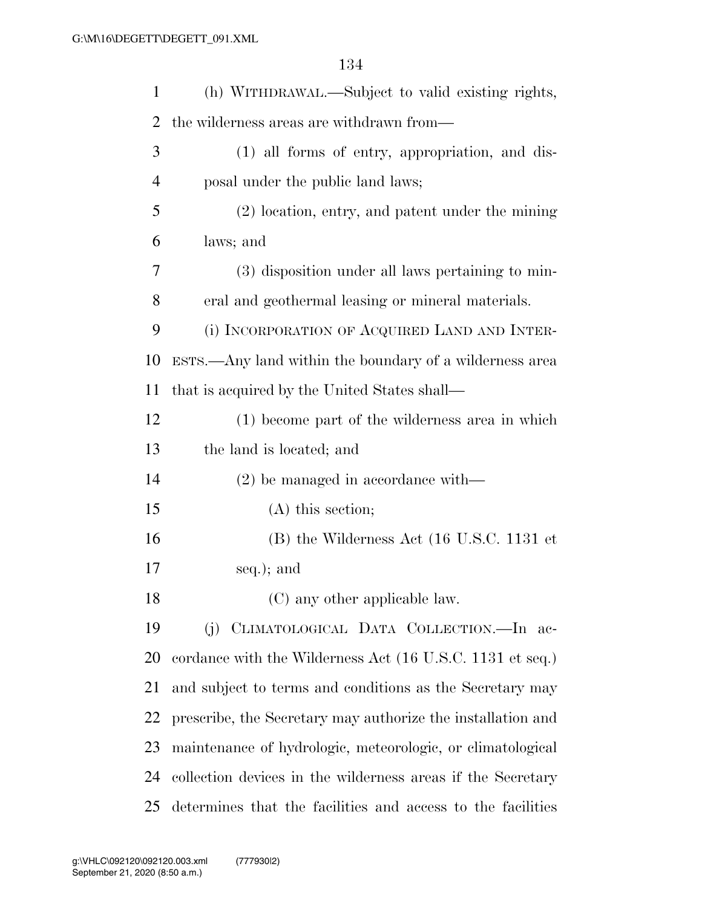(h) WITHDRAWAL.—Subject to valid existing rights, the wilderness areas are withdrawn from—

(1) all forms of entry, appropriation, and disposal under the public land laws;

(2) location, entry, and patent under the mining laws; and

(3) disposition under all laws pertaining to mineral and geothermal leasing or mineral materials.

(i) INCORPORATION OF ACQUIRED LAND AND INTERESTS.—Any land within the boundary of a wilderness area that is acquired by the United States shall—

(1) become part of the wilderness area in which the land is located; and

(2) be managed in accordance with—

(A) this section;

(B) the Wilderness Act (16 U.S.C. 1131 et seq.); and

(C) any other applicable law.

(j) CLIMATOLOGICAL DATA COLLECTION.—In accordance with the Wilderness Act (16 U.S.C. 1131 et seq.) and subject to terms and conditions as the Secretary may prescribe, the Secretary may authorize the installation and maintenance of hydrologic, meteorologic, or climatological collection devices in the wilderness areas if the Secretary determines that the facilities and access to the facilities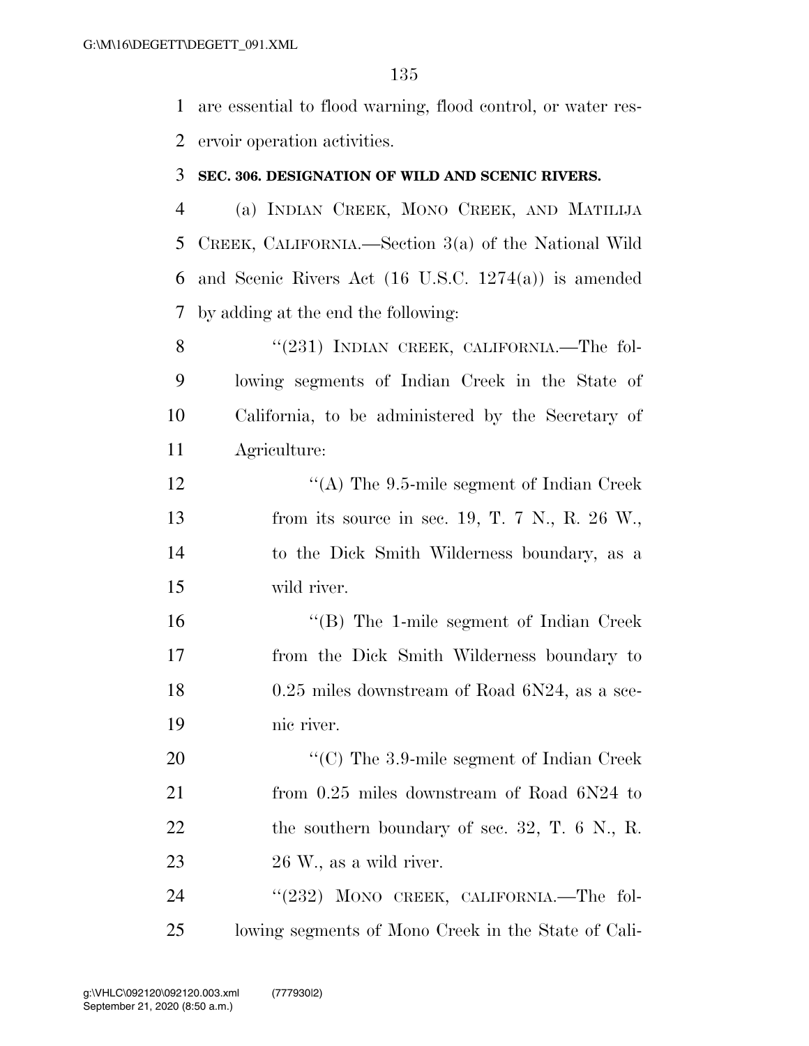are essential to flood warning, flood control, or water reservoir operation activities.

### SEC. 306. DESIGNATION OF WILD AND SCENIC RIVERS.

(a) INDIAN CREEK, MONO CREEK, AND MATILIJA CREEK, CALIFORNIA.—Section 3(a) of the National Wild and Scenic Rivers Act (16 U.S.C. 1274(a)) is amended by adding at the end the following:

"(231) INDIAN CREEK, CALIFORNIA.—The following segments of Indian Creek in the State of California, to be administered by the Secretary of Agriculture:

"(A) The 9.5-mile segment of Indian Creek from its source in sec. 19, T. 7 N., R. 26 W., to the Dick Smith Wilderness boundary, as a wild river.

"(B) The 1-mile segment of Indian Creek from the Dick Smith Wilderness boundary to 0.25 miles downstream of Road 6N24, as a scenic river.

"(C) The 3.9-mile segment of Indian Creek from 0.25 miles downstream of Road 6N24 to the southern boundary of sec. 32, T. 6 N., R. 26 W., as a wild river.

"(232) MONO CREEK, CALIFORNIA.—The following segments of Mono Creek in the State of Cali-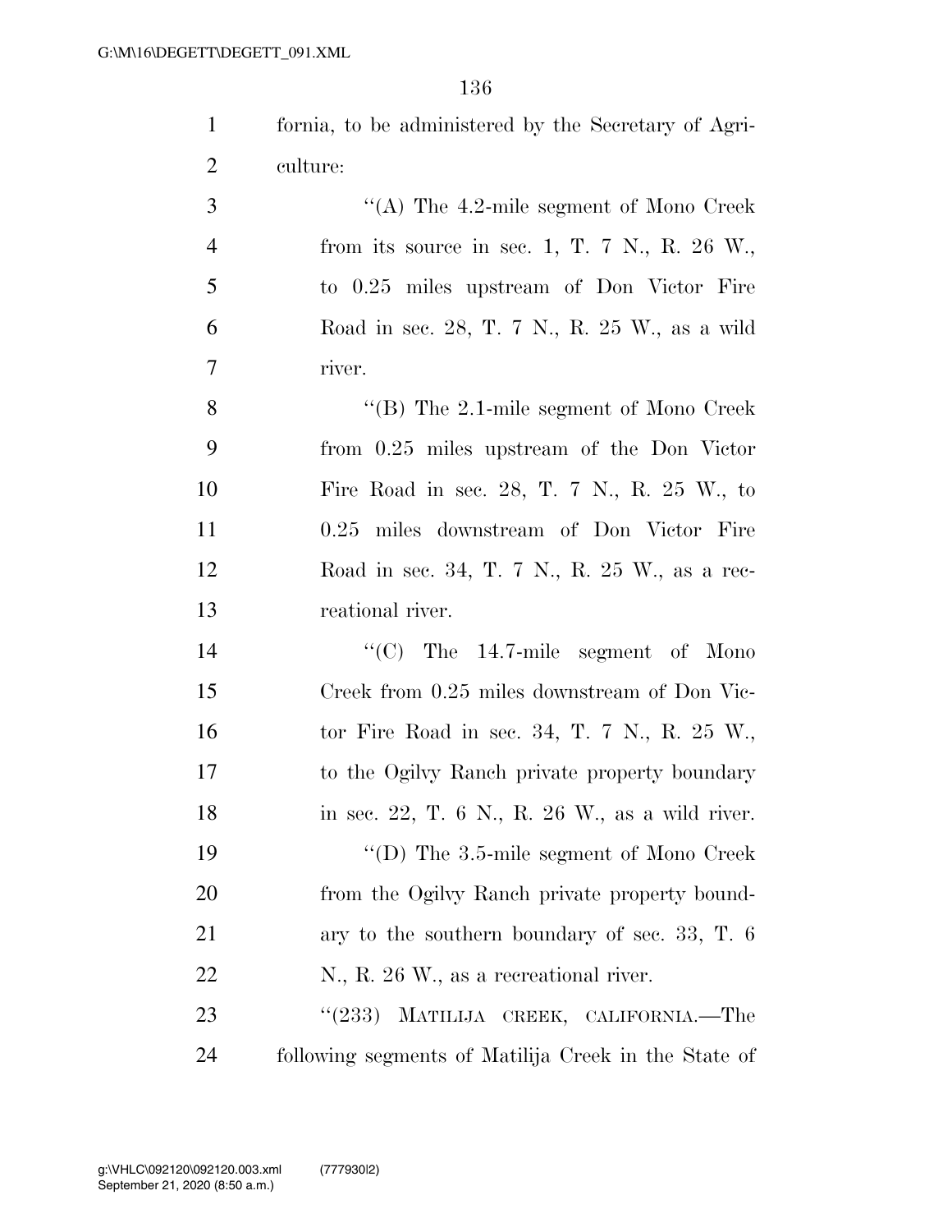fornia, to be administered by the Secretary of Agriculture:

"(A) The 4.2-mile segment of Mono Creek from its source in sec. 1, T. 7 N., R. 26 W., to 0.25 miles upstream of Don Victor Fire Road in sec. 28, T. 7 N., R. 25 W., as a wild river.

"(B) The 2.1-mile segment of Mono Creek from 0.25 miles upstream of the Don Victor Fire Road in sec. 28, T. 7 N., R. 25 W., to 0.25 miles downstream of Don Victor Fire Road in sec. 34, T. 7 N., R. 25 W., as a recreational river.

"(C) The 14.7-mile segment of Mono Creek from 0.25 miles downstream of Don Victor Fire Road in sec. 34, T. 7 N., R. 25 W., to the Ogilvy Ranch private property boundary in sec. 22, T. 6 N., R. 26 W., as a wild river.

"(D) The 3.5-mile segment of Mono Creek from the Ogilvy Ranch private property boundary to the southern boundary of sec. 33, T. 6 N., R. 26 W., as a recreational river.

"(233) MATILIJA CREEK, CALIFORNIA.—The following segments of Matilija Creek in the State of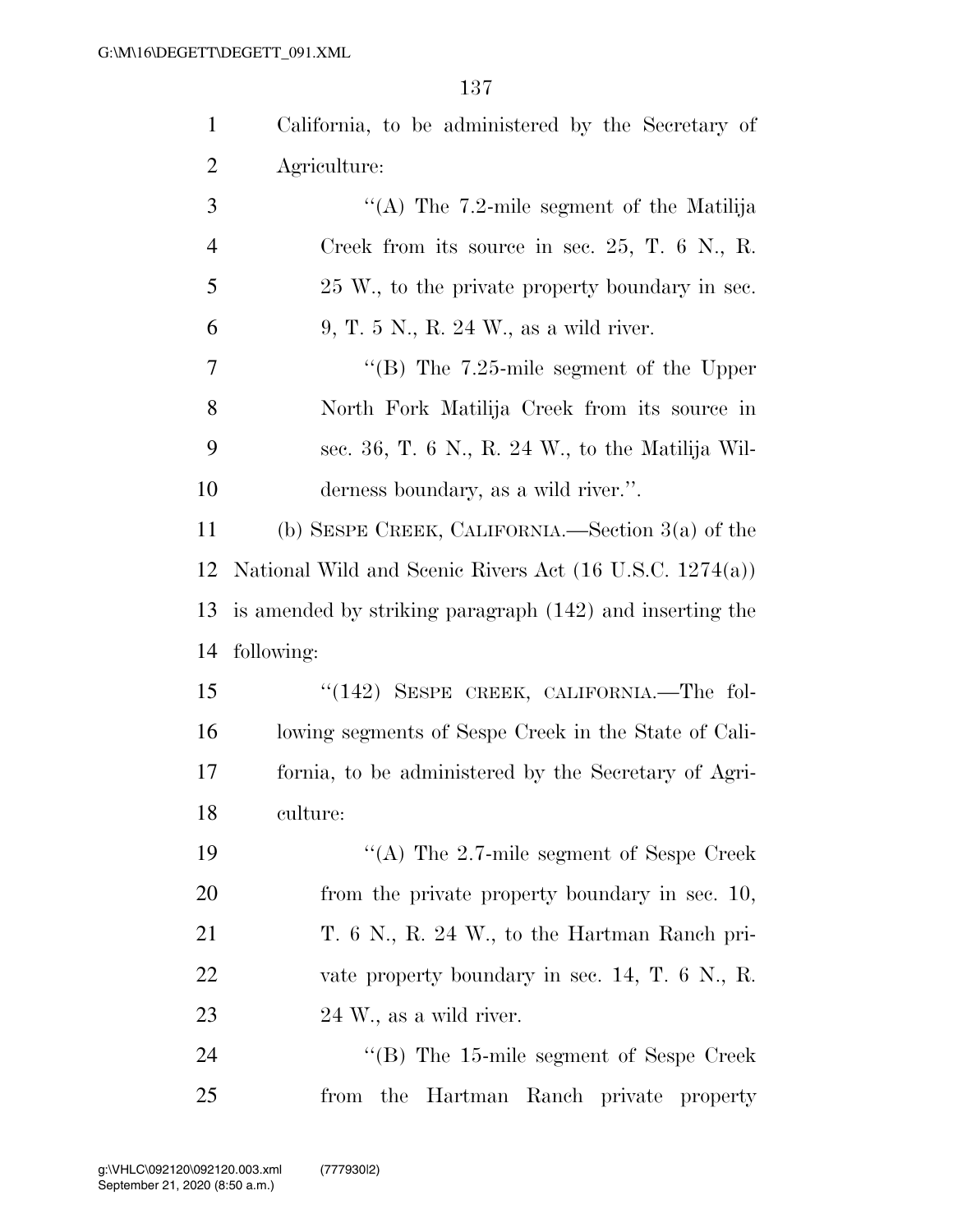California, to be administered by the Secretary of Agriculture:

"(A) The 7.2-mile segment of the Matilija Creek from its source in sec. 25, T. 6 N., R. 25 W., to the private property boundary in sec. 9, T. 5 N., R. 24 W., as a wild river.

"(B) The 7.25-mile segment of the Upper North Fork Matilija Creek from its source in sec. 36, T. 6 N., R. 24 W., to the Matilija Wilderness boundary, as a wild river.".

(b) SESPE CREEK, CALIFORNIA.—Section 3(a) of the National Wild and Scenic Rivers Act (16 U.S.C. 1274(a)) is amended by striking paragraph (142) and inserting the following:

"(142) SESPE CREEK, CALIFORNIA.—The following segments of Sespe Creek in the State of California, to be administered by the Secretary of Agriculture:

"(A) The 2.7-mile segment of Sespe Creek from the private property boundary in sec. 10, T. 6 N., R. 24 W., to the Hartman Ranch private property boundary in sec. 14, T. 6 N., R. 24 W., as a wild river.

"(B) The 15-mile segment of Sespe Creek from the Hartman Ranch private property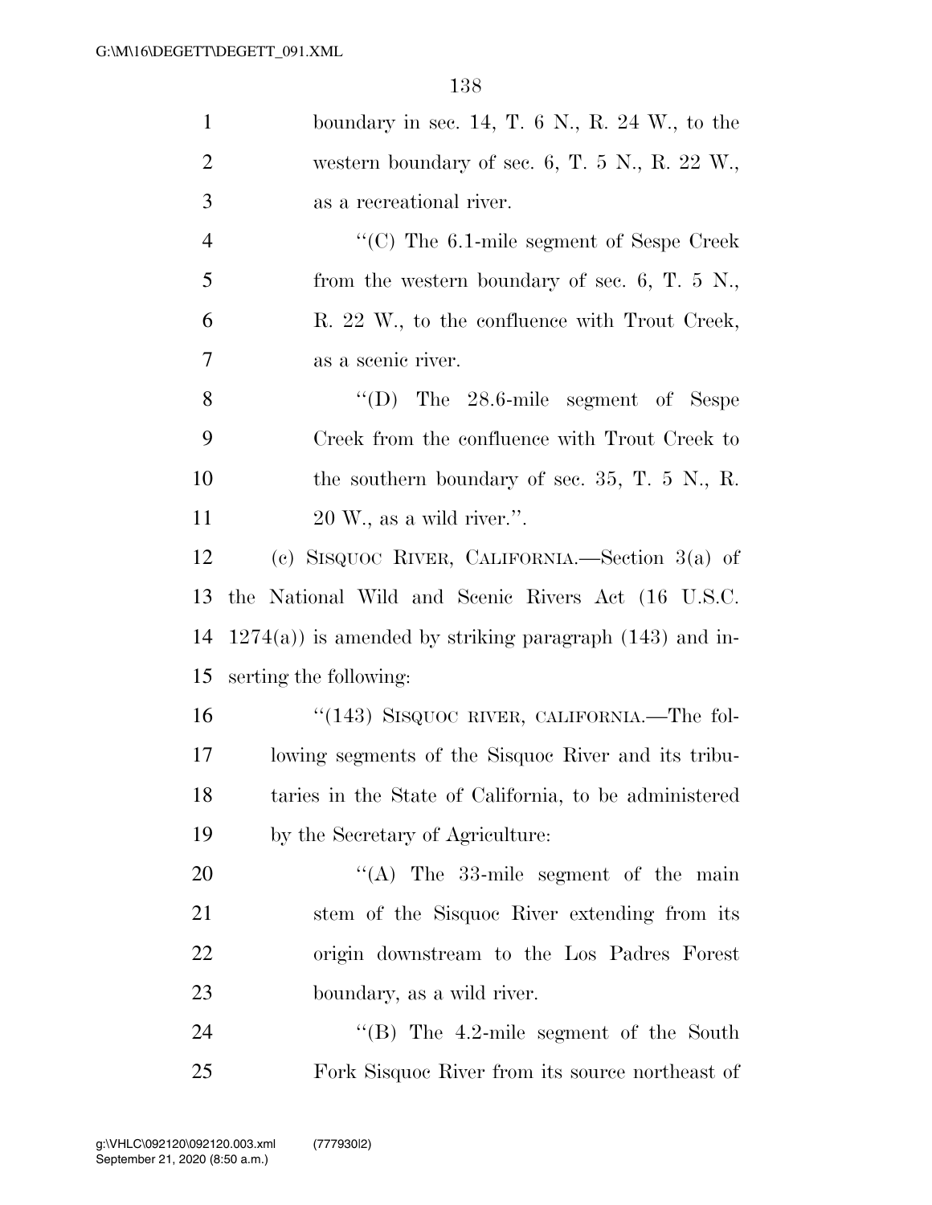boundary in sec. 14, T. 6 N., R. 24 W., to the western boundary of sec. 6, T. 5 N., R. 22 W., as a recreational river.

"(C) The 6.1-mile segment of Sespe Creek from the western boundary of sec. 6, T. 5 N., R. 22 W., to the confluence with Trout Creek, as a scenic river.

"(D) The 28.6-mile segment of Sespe Creek from the confluence with Trout Creek to the southern boundary of sec. 35, T. 5 N., R. 20 W., as a wild river.".

(c) SISQUOC RIVER, CALIFORNIA.—Section 3(a) of the National Wild and Scenic Rivers Act (16 U.S.C. 1274(a)) is amended by striking paragraph (143) and inserting the following:

"(143) SISQUOC RIVER, CALIFORNIA.—The following segments of the Sisquoc River and its tributaries in the State of California, to be administered by the Secretary of Agriculture:

"(A) The 33-mile segment of the main stem of the Sisquoc River extending from its origin downstream to the Los Padres Forest boundary, as a wild river.

"(B) The 4.2-mile segment of the South Fork Sisquoc River from its source northeast of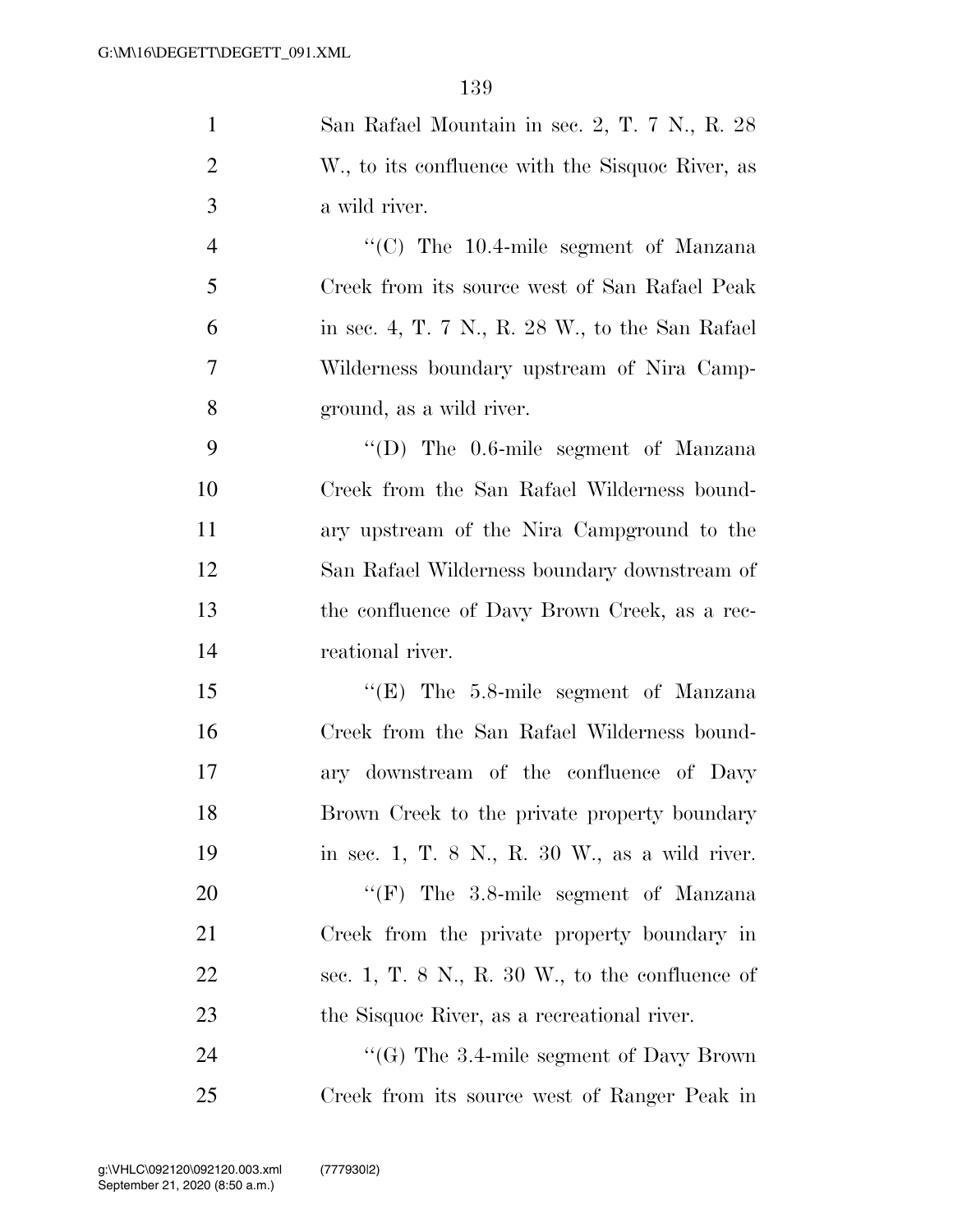San Rafael Mountain in sec. 2, T. 7 N., R. 28 W., to its confluence with the Sisquoc River, as a wild river.

''(C) The 10.4-mile segment of Manzana Creek from its source west of San Rafael Peak in sec. 4, T. 7 N., R. 28 W., to the San Rafael Wilderness boundary upstream of Nira Campground, as a wild river.

''(D) The 0.6-mile segment of Manzana Creek from the San Rafael Wilderness boundary upstream of the Nira Campground to the San Rafael Wilderness boundary downstream of the confluence of Davy Brown Creek, as a recreational river.

''(E) The 5.8-mile segment of Manzana Creek from the San Rafael Wilderness boundary downstream of the confluence of Davy Brown Creek to the private property boundary in sec. 1, T. 8 N., R. 30 W., as a wild river.

''(F) The 3.8-mile segment of Manzana Creek from the private property boundary in sec. 1, T. 8 N., R. 30 W., to the confluence of the Sisquoc River, as a recreational river.

''(G) The 3.4-mile segment of Davy Brown Creek from its source west of Ranger Peak in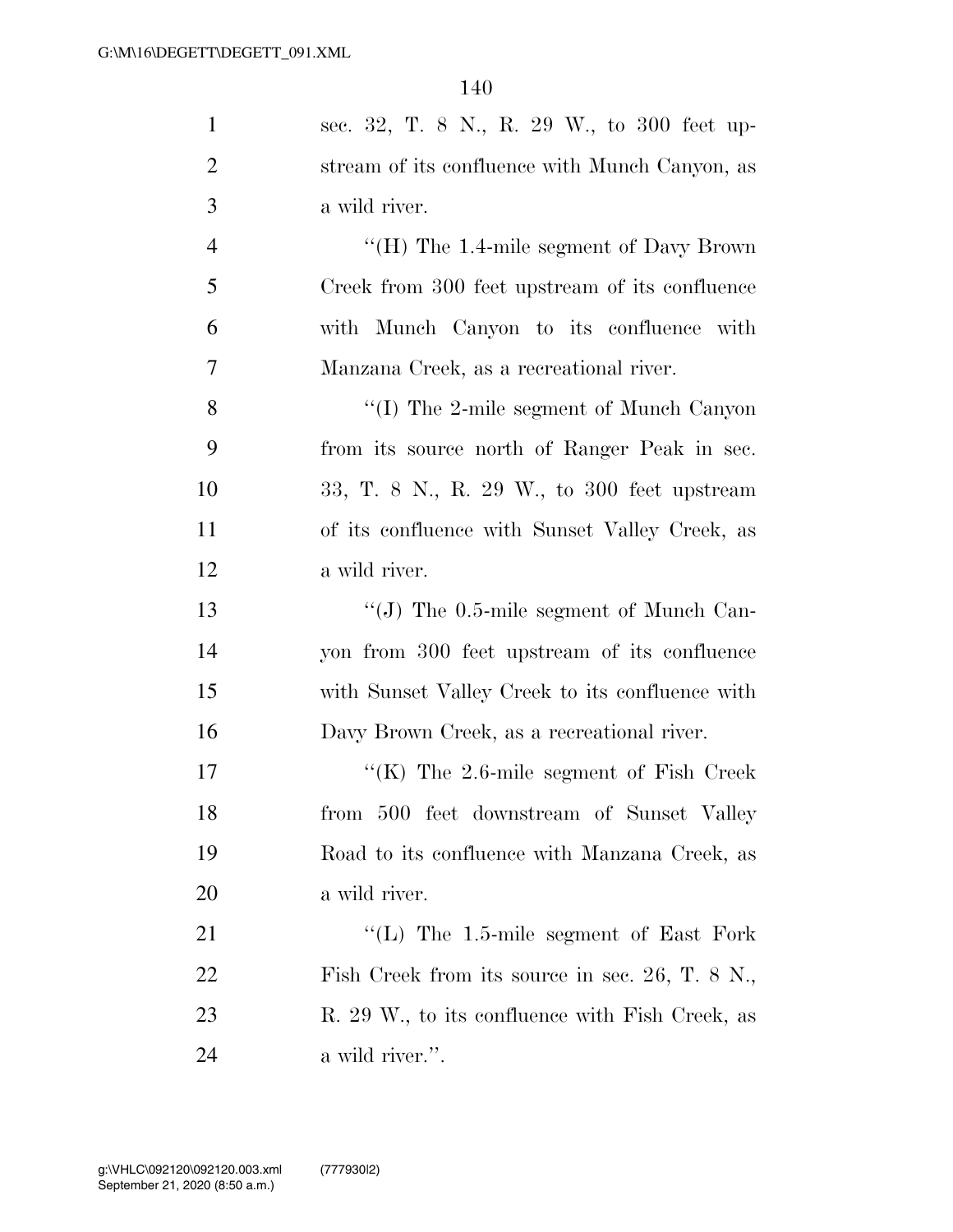sec. 32, T. 8 N., R. 29 W., to 300 feet upstream of its confluence with Munch Canyon, as a wild river.

''(H) The 1.4-mile segment of Davy Brown Creek from 300 feet upstream of its confluence with Munch Canyon to its confluence with Manzana Creek, as a recreational river.

''(I) The 2-mile segment of Munch Canyon from its source north of Ranger Peak in sec. 33, T. 8 N., R. 29 W., to 300 feet upstream of its confluence with Sunset Valley Creek, as a wild river.

''(J) The 0.5-mile segment of Munch Canyon from 300 feet upstream of its confluence with Sunset Valley Creek to its confluence with Davy Brown Creek, as a recreational river.

''(K) The 2.6-mile segment of Fish Creek from 500 feet downstream of Sunset Valley Road to its confluence with Manzana Creek, as a wild river.

''(L) The 1.5-mile segment of East Fork Fish Creek from its source in sec. 26, T. 8 N., R. 29 W., to its confluence with Fish Creek, as a wild river.''.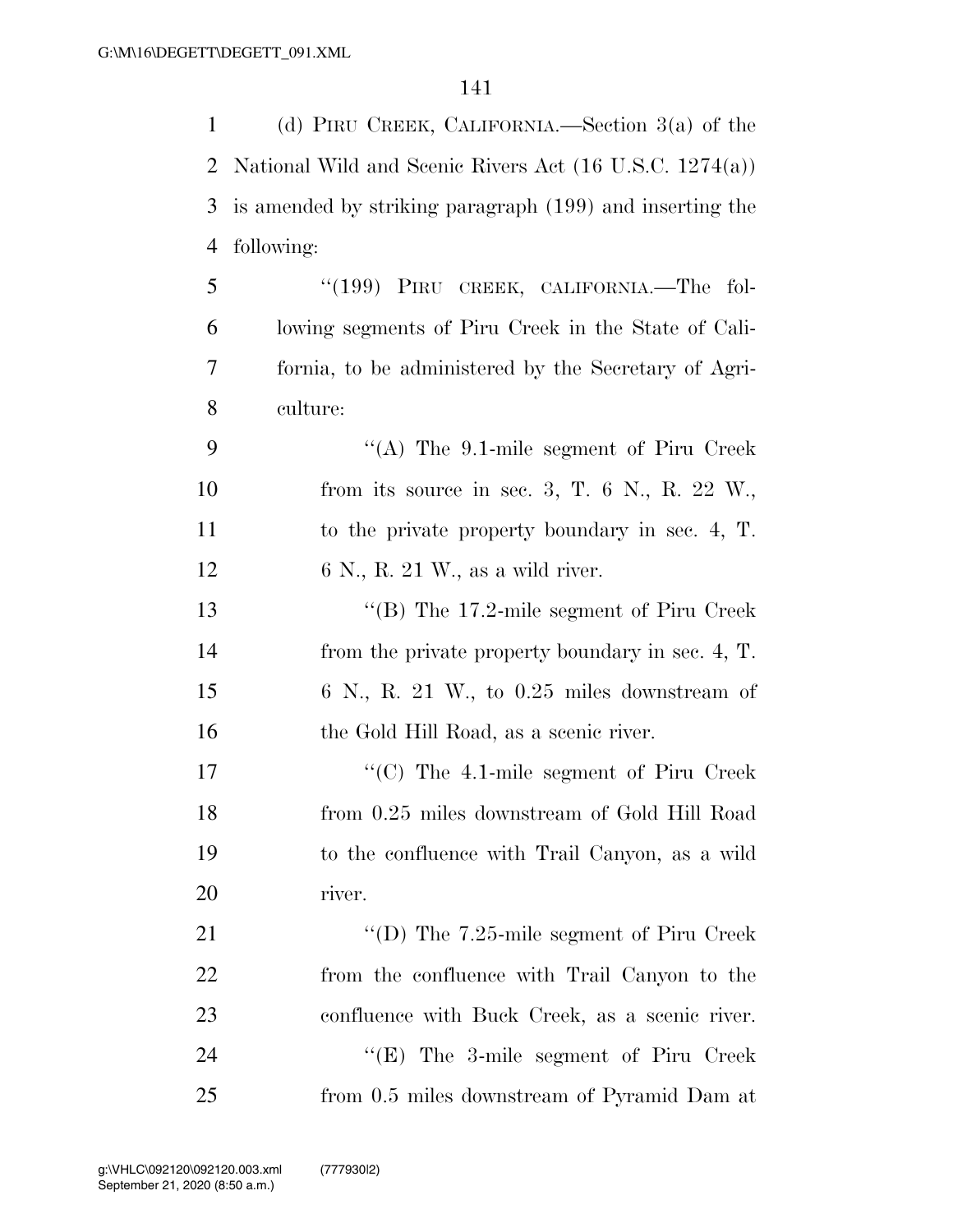(d) PIRU CREEK, CALIFORNIA.—Section 3(a) of the National Wild and Scenic Rivers Act (16 U.S.C. 1274(a)) is amended by striking paragraph (199) and inserting the following:

"(199) PIRU CREEK, CALIFORNIA.—The following segments of Piru Creek in the State of California, to be administered by the Secretary of Agriculture:

"(A) The 9.1-mile segment of Piru Creek from its source in sec. 3, T. 6 N., R. 22 W., to the private property boundary in sec. 4, T. 6 N., R. 21 W., as a wild river.

"(B) The 17.2-mile segment of Piru Creek from the private property boundary in sec. 4, T. 6 N., R. 21 W., to 0.25 miles downstream of the Gold Hill Road, as a scenic river.

"(C) The 4.1-mile segment of Piru Creek from 0.25 miles downstream of Gold Hill Road to the confluence with Trail Canyon, as a wild river.

"(D) The 7.25-mile segment of Piru Creek from the confluence with Trail Canyon to the confluence with Buck Creek, as a scenic river.

"(E) The 3-mile segment of Piru Creek from 0.5 miles downstream of Pyramid Dam at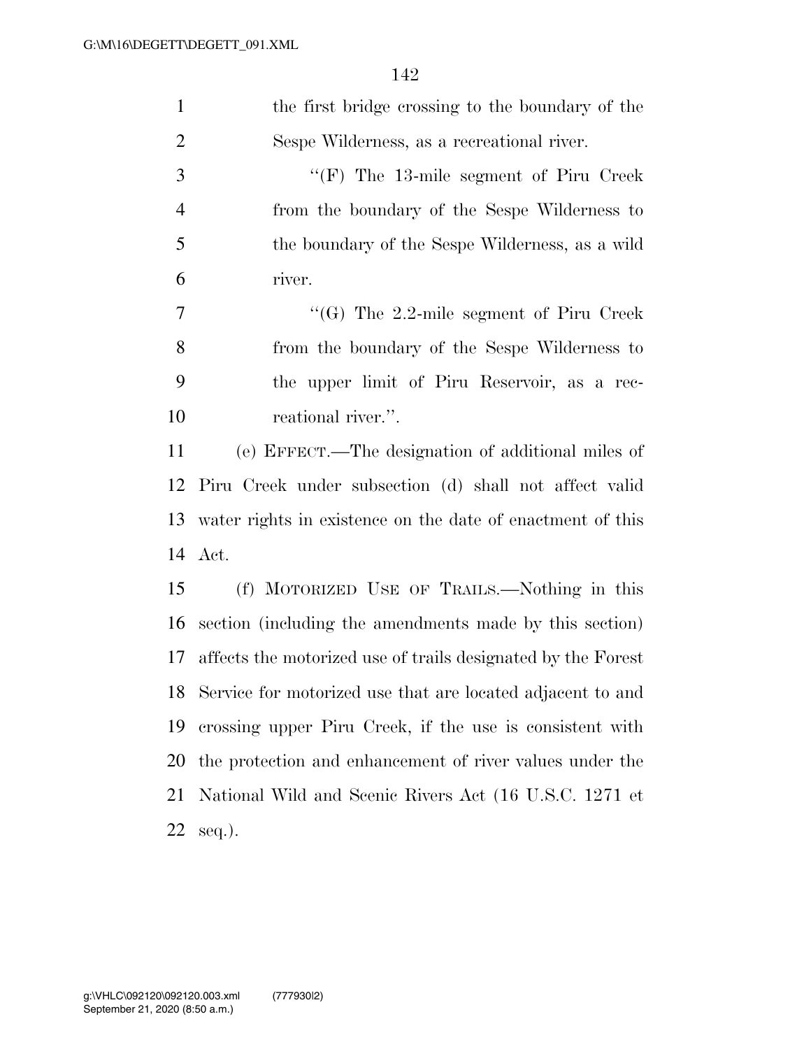the first bridge crossing to the boundary of the Sespe Wilderness, as a recreational river.

"(F) The 13-mile segment of Piru Creek from the boundary of the Sespe Wilderness to the boundary of the Sespe Wilderness, as a wild river.

"(G) The 2.2-mile segment of Piru Creek from the boundary of the Sespe Wilderness to the upper limit of Piru Reservoir, as a recreational river.".

(e) EFFECT.—The designation of additional miles of Piru Creek under subsection (d) shall not affect valid water rights in existence on the date of enactment of this Act.

(f) MOTORIZED USE OF TRAILS.—Nothing in this section (including the amendments made by this section) affects the motorized use of trails designated by the Forest Service for motorized use that are located adjacent to and crossing upper Piru Creek, if the use is consistent with the protection and enhancement of river values under the National Wild and Scenic Rivers Act (16 U.S.C. 1271 et seq.).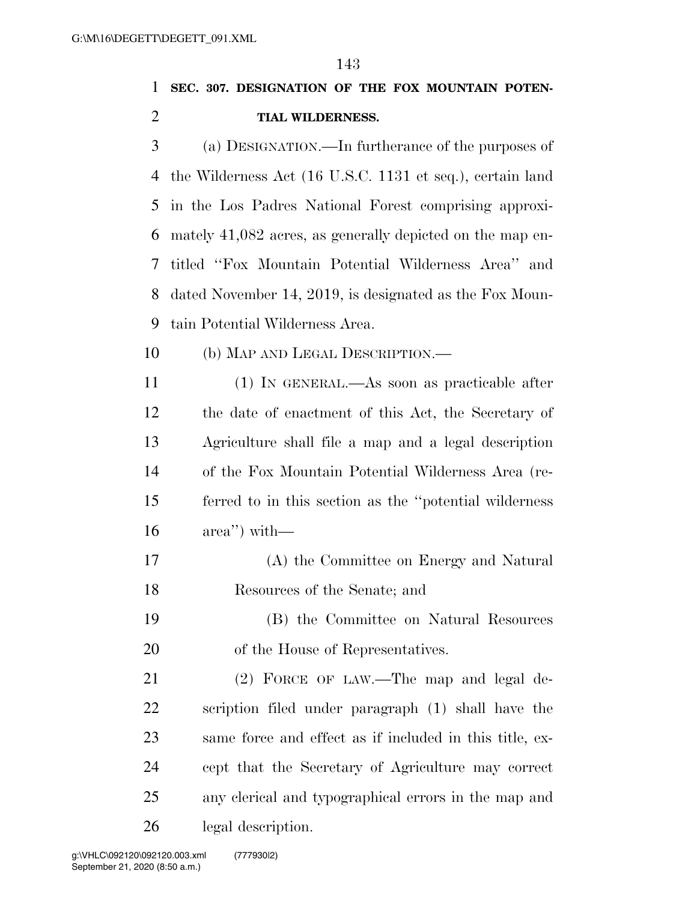**SEC. 307. DESIGNATION OF THE FOX MOUNTAIN POTENTIAL WILDERNESS.**

(a) DESIGNATION.—In furtherance of the purposes of the Wilderness Act (16 U.S.C. 1131 et seq.), certain land in the Los Padres National Forest comprising approximately 41,082 acres, as generally depicted on the map entitled "Fox Mountain Potential Wilderness Area" and dated November 14, 2019, is designated as the Fox Mountain Potential Wilderness Area.

(b) MAP AND LEGAL DESCRIPTION.—

(1) IN GENERAL.—As soon as practicable after the date of enactment of this Act, the Secretary of Agriculture shall file a map and a legal description of the Fox Mountain Potential Wilderness Area (referred to in this section as the "potential wilderness area") with—

(A) the Committee on Energy and Natural Resources of the Senate; and

(B) the Committee on Natural Resources of the House of Representatives.

(2) FORCE OF LAW.—The map and legal description filed under paragraph (1) shall have the same force and effect as if included in this title, except that the Secretary of Agriculture may correct any clerical and typographical errors in the map and legal description.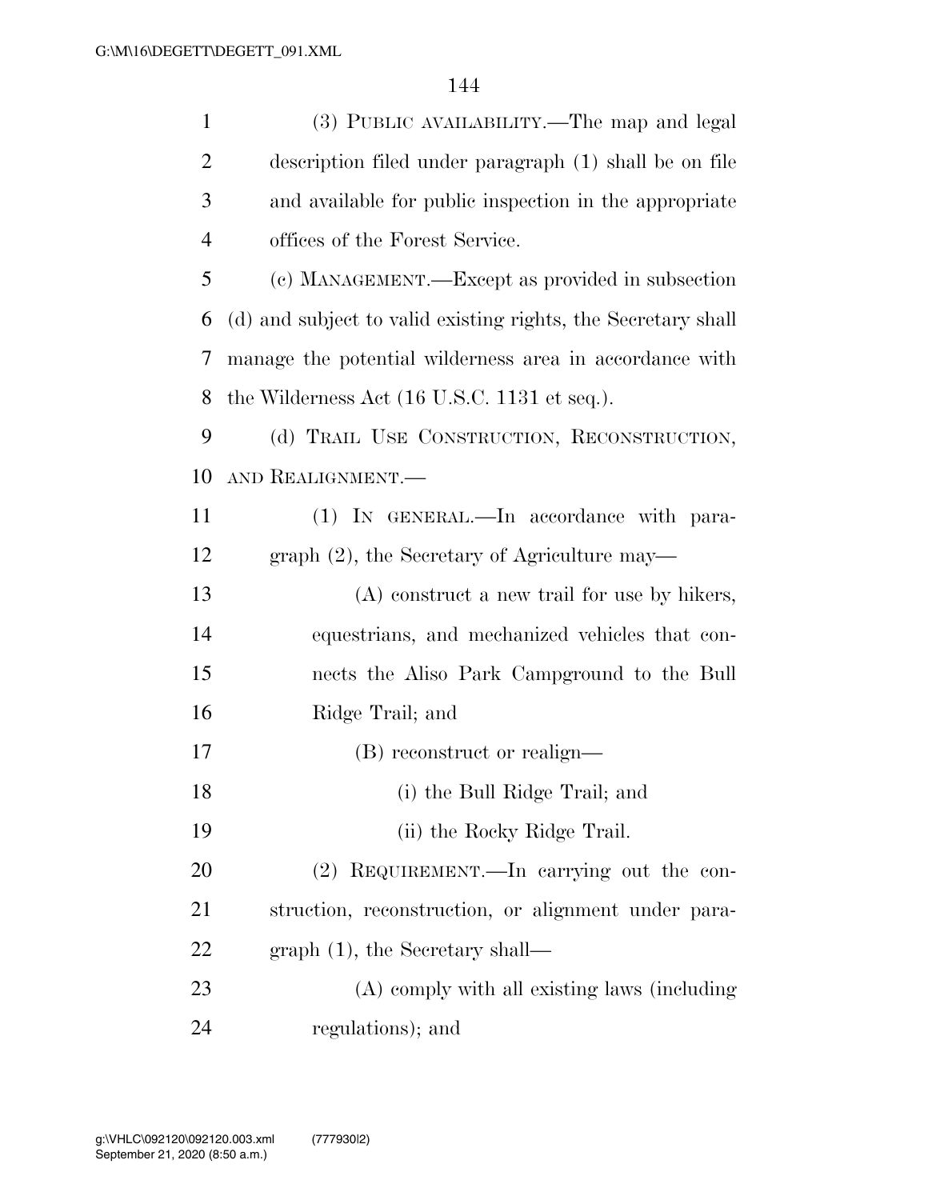(3) PUBLIC AVAILABILITY.—The map and legal description filed under paragraph (1) shall be on file and available for public inspection in the appropriate offices of the Forest Service.

(c) MANAGEMENT.—Except as provided in subsection (d) and subject to valid existing rights, the Secretary shall manage the potential wilderness area in accordance with the Wilderness Act (16 U.S.C. 1131 et seq.).

(d) TRAIL USE CONSTRUCTION, RECONSTRUCTION, AND REALIGNMENT.—

(1) IN GENERAL.—In accordance with paragraph (2), the Secretary of Agriculture may—

(A) construct a new trail for use by hikers, equestrians, and mechanized vehicles that connects the Aliso Park Campground to the Bull Ridge Trail; and

(B) reconstruct or realign—

(i) the Bull Ridge Trail; and

(ii) the Rocky Ridge Trail.

(2) REQUIREMENT.—In carrying out the construction, reconstruction, or alignment under paragraph (1), the Secretary shall—

(A) comply with all existing laws (including regulations); and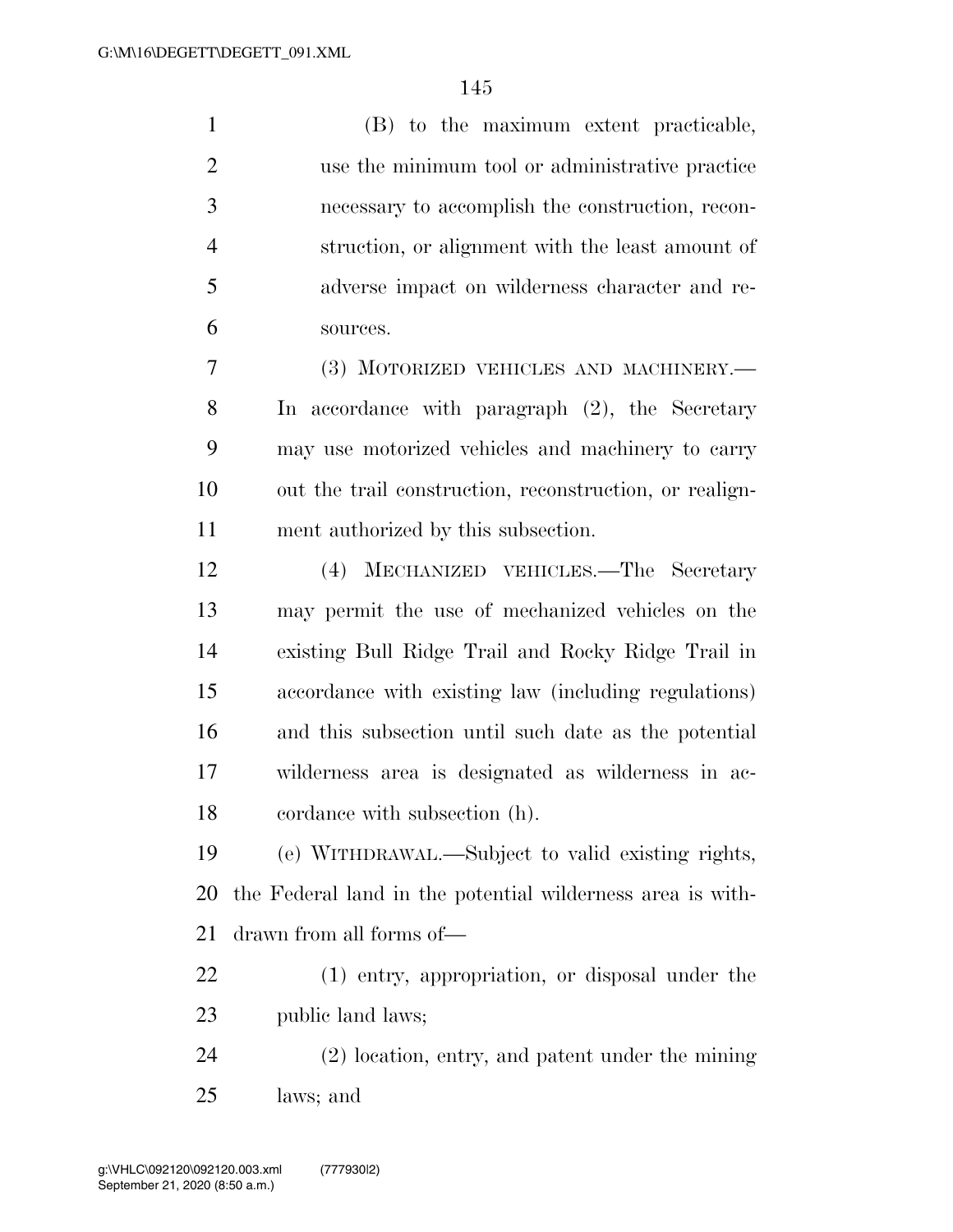(B) to the maximum extent practicable, use the minimum tool or administrative practice necessary to accomplish the construction, reconstruction, or alignment with the least amount of adverse impact on wilderness character and resources.

(3) MOTORIZED VEHICLES AND MACHINERY.—In accordance with paragraph (2), the Secretary may use motorized vehicles and machinery to carry out the trail construction, reconstruction, or realignment authorized by this subsection.

(4) MECHANIZED VEHICLES.—The Secretary may permit the use of mechanized vehicles on the existing Bull Ridge Trail and Rocky Ridge Trail in accordance with existing law (including regulations) and this subsection until such date as the potential wilderness area is designated as wilderness in accordance with subsection (h).

(e) WITHDRAWAL.—Subject to valid existing rights, the Federal land in the potential wilderness area is withdrawn from all forms of—

(1) entry, appropriation, or disposal under the public land laws;

(2) location, entry, and patent under the mining laws; and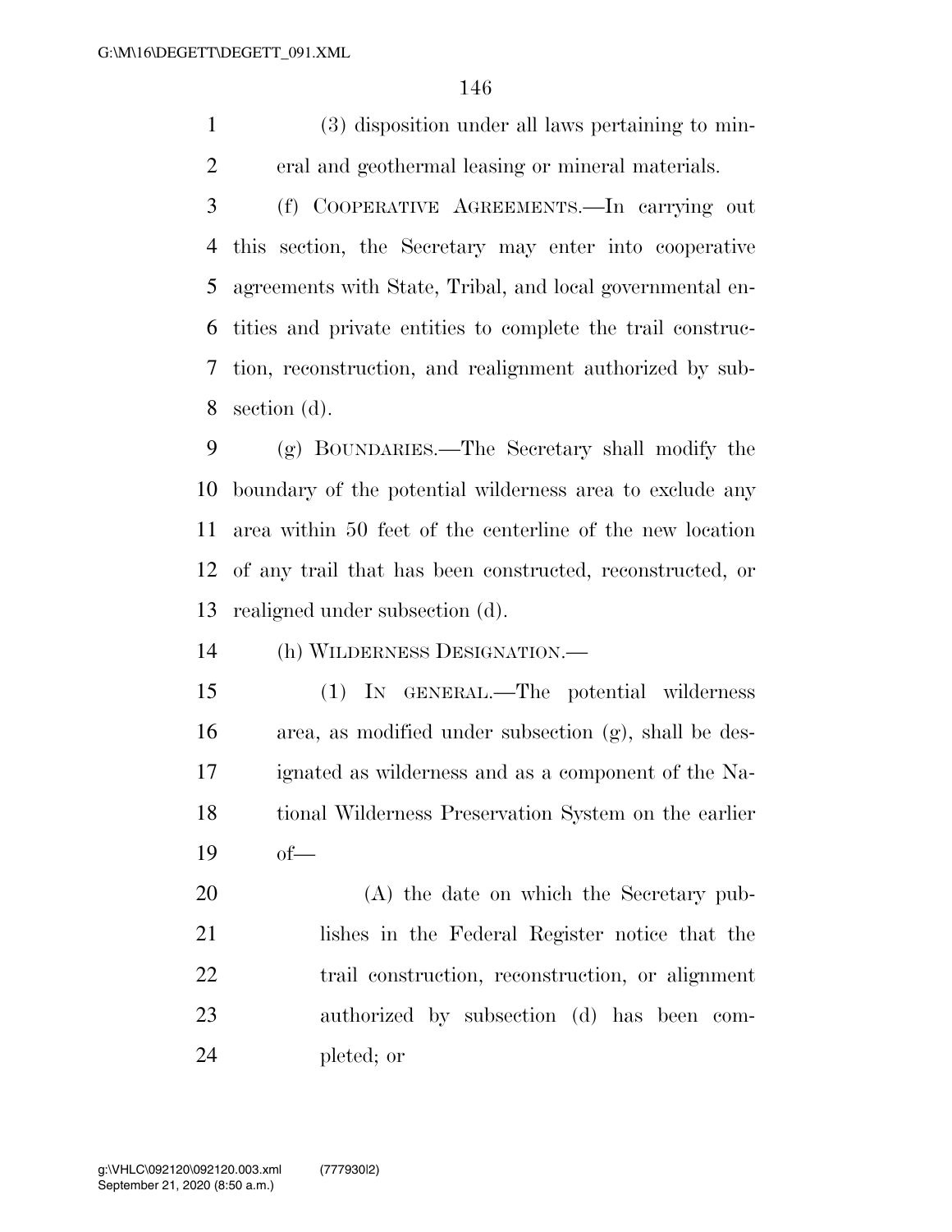(3) disposition under all laws pertaining to mineral and geothermal leasing or mineral materials.

(f) COOPERATIVE AGREEMENTS.—In carrying out this section, the Secretary may enter into cooperative agreements with State, Tribal, and local governmental entities and private entities to complete the trail construction, reconstruction, and realignment authorized by subsection (d).

(g) BOUNDARIES.—The Secretary shall modify the boundary of the potential wilderness area to exclude any area within 50 feet of the centerline of the new location of any trail that has been constructed, reconstructed, or realigned under subsection (d).

(h) WILDERNESS DESIGNATION.—

(1) IN GENERAL.—The potential wilderness area, as modified under subsection (g), shall be designated as wilderness and as a component of the National Wilderness Preservation System on the earlier of—

(A) the date on which the Secretary publishes in the Federal Register notice that the trail construction, reconstruction, or alignment authorized by subsection (d) has been completed; or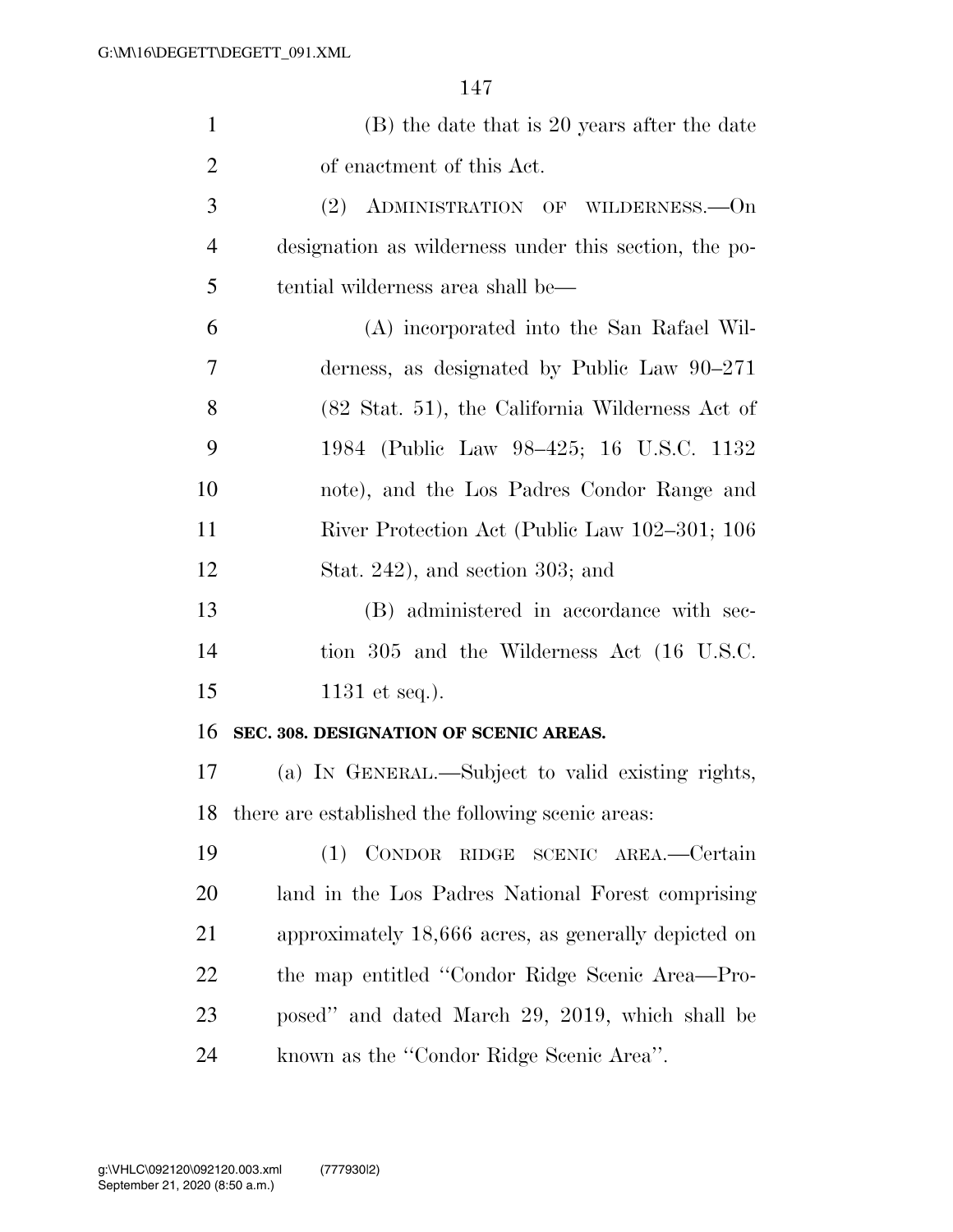(B) the date that is 20 years after the date of enactment of this Act.

(2) ADMINISTRATION OF WILDERNESS.—On designation as wilderness under this section, the potential wilderness area shall be—

(A) incorporated into the San Rafael Wilderness, as designated by Public Law 90–271 (82 Stat. 51), the California Wilderness Act of 1984 (Public Law 98–425; 16 U.S.C. 1132 note), and the Los Padres Condor Range and River Protection Act (Public Law 102–301; 106 Stat. 242), and section 303; and

(B) administered in accordance with section 305 and the Wilderness Act (16 U.S.C. 1131 et seq.).

**SEC. 308. DESIGNATION OF SCENIC AREAS.**

(a) IN GENERAL.—Subject to valid existing rights, there are established the following scenic areas:

(1) CONDOR RIDGE SCENIC AREA.—Certain land in the Los Padres National Forest comprising approximately 18,666 acres, as generally depicted on the map entitled ''Condor Ridge Scenic Area—Proposed'' and dated March 29, 2019, which shall be known as the ''Condor Ridge Scenic Area''.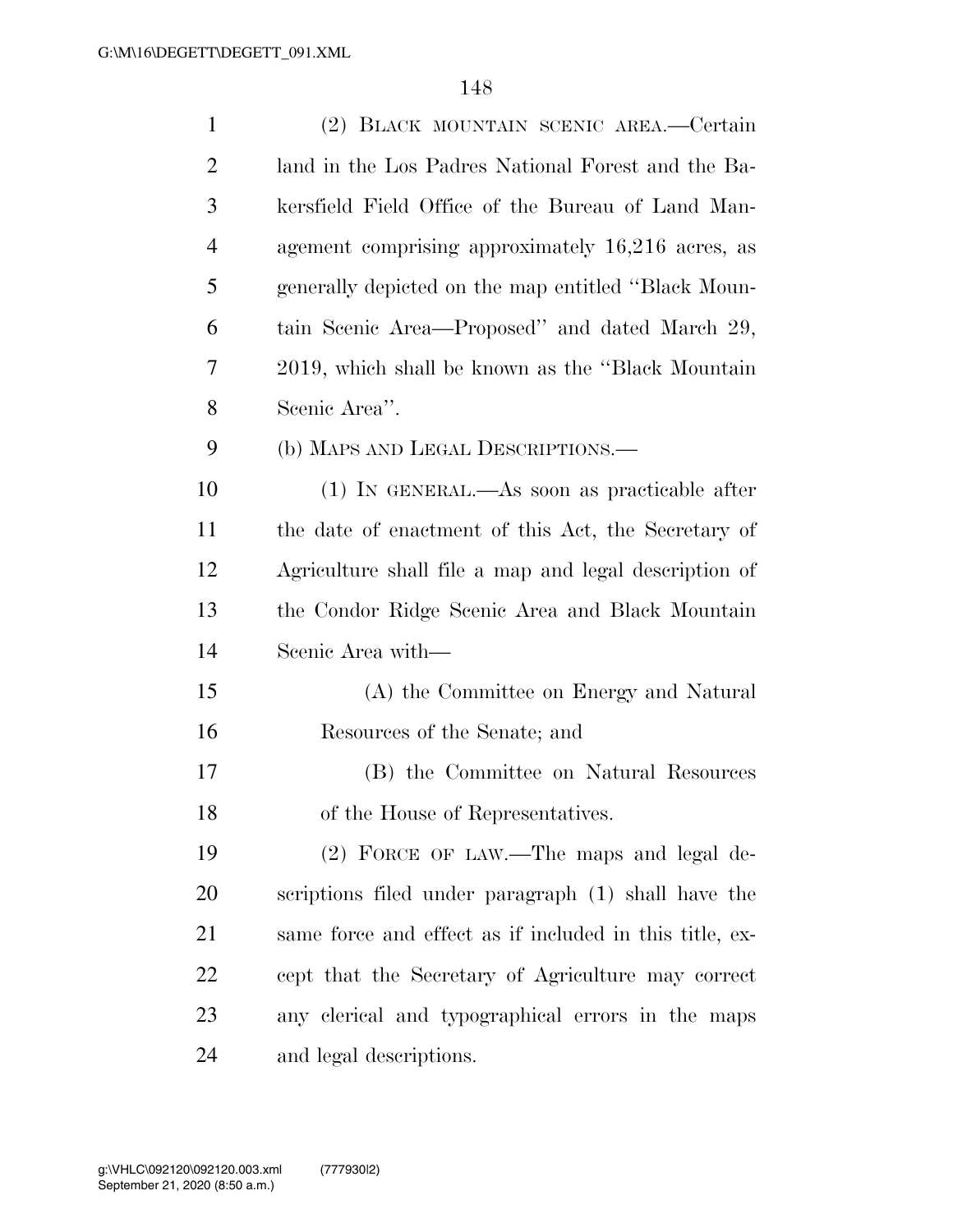(2) BLACK MOUNTAIN SCENIC AREA.—Certain land in the Los Padres National Forest and the Bakersfield Field Office of the Bureau of Land Management comprising approximately 16,216 acres, as generally depicted on the map entitled ''Black Mountain Scenic Area—Proposed'' and dated March 29, 2019, which shall be known as the ''Black Mountain Scenic Area''.

(b) MAPS AND LEGAL DESCRIPTIONS.—

(1) IN GENERAL.—As soon as practicable after the date of enactment of this Act, the Secretary of Agriculture shall file a map and legal description of the Condor Ridge Scenic Area and Black Mountain Scenic Area with—

(A) the Committee on Energy and Natural Resources of the Senate; and

(B) the Committee on Natural Resources of the House of Representatives.

(2) FORCE OF LAW.—The maps and legal descriptions filed under paragraph (1) shall have the same force and effect as if included in this title, except that the Secretary of Agriculture may correct any clerical and typographical errors in the maps and legal descriptions.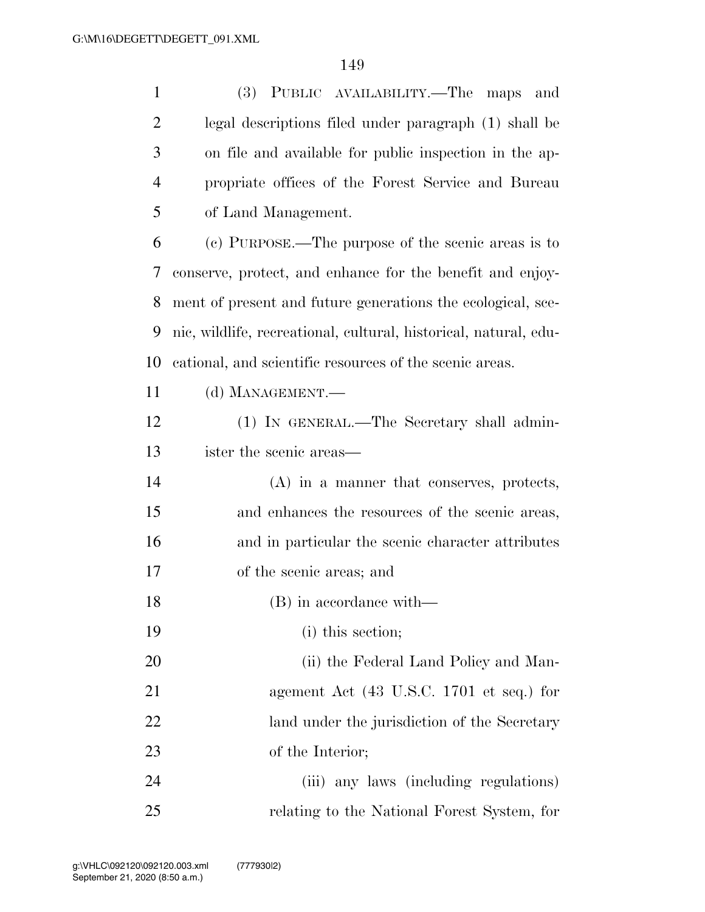(3) PUBLIC AVAILABILITY.—The maps and legal descriptions filed under paragraph (1) shall be on file and available for public inspection in the appropriate offices of the Forest Service and Bureau of Land Management.

(c) PURPOSE.—The purpose of the scenic areas is to conserve, protect, and enhance for the benefit and enjoyment of present and future generations the ecological, scenic, wildlife, recreational, cultural, historical, natural, educational, and scientific resources of the scenic areas.

(d) MANAGEMENT.—

(1) IN GENERAL.—The Secretary shall administer the scenic areas—

(A) in a manner that conserves, protects, and enhances the resources of the scenic areas, and in particular the scenic character attributes of the scenic areas; and

(B) in accordance with—

(i) this section;

(ii) the Federal Land Policy and Management Act (43 U.S.C. 1701 et seq.) for land under the jurisdiction of the Secretary of the Interior;

(iii) any laws (including regulations) relating to the National Forest System, for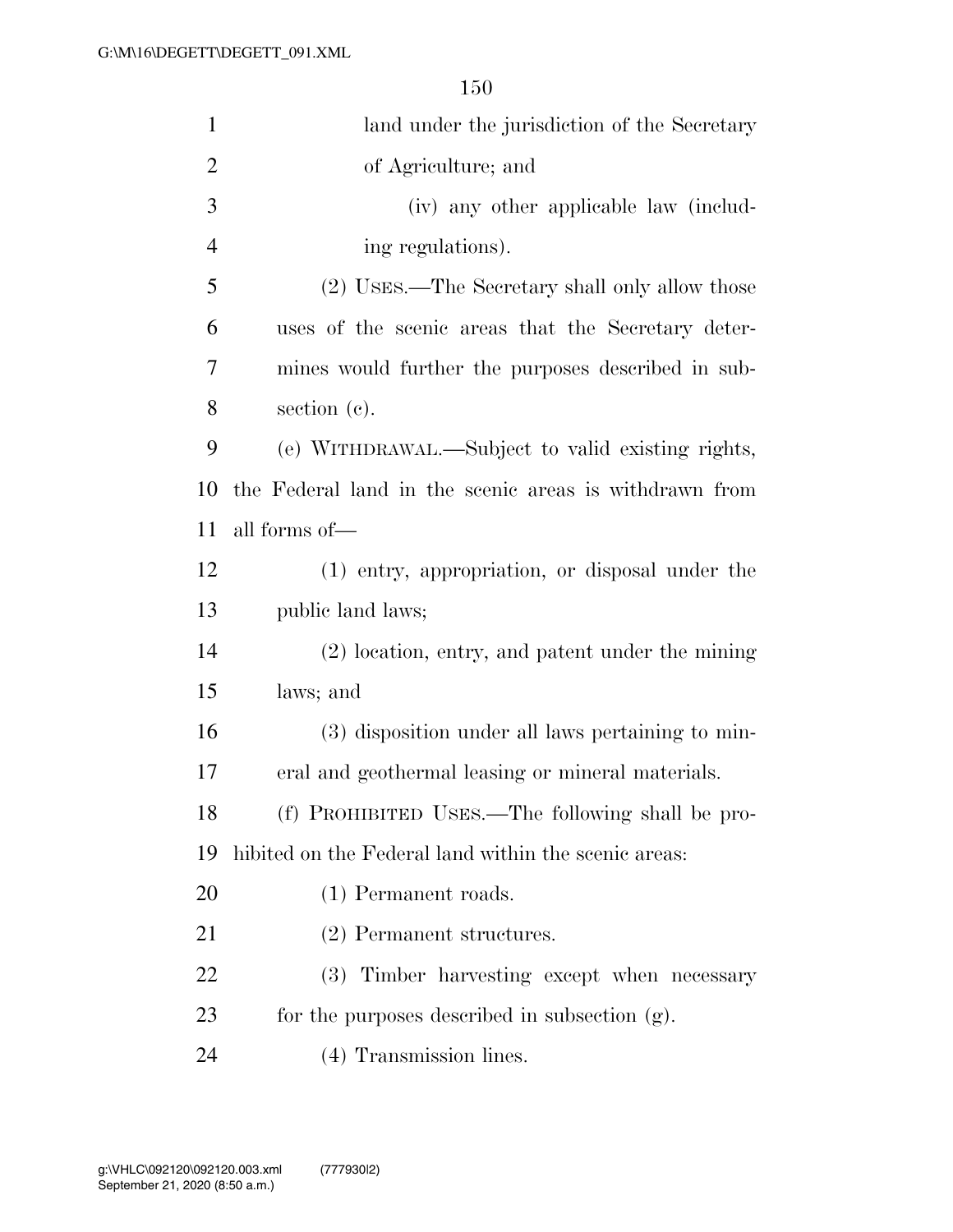land under the jurisdiction of the Secretary of Agriculture; and

(iv) any other applicable law (including regulations).

(2) USES.—The Secretary shall only allow those uses of the scenic areas that the Secretary determines would further the purposes described in subsection (c).

(e) WITHDRAWAL.—Subject to valid existing rights, the Federal land in the scenic areas is withdrawn from all forms of—

(1) entry, appropriation, or disposal under the public land laws;

(2) location, entry, and patent under the mining laws; and

(3) disposition under all laws pertaining to mineral and geothermal leasing or mineral materials.

(f) PROHIBITED USES.—The following shall be prohibited on the Federal land within the scenic areas:

(1) Permanent roads.

(2) Permanent structures.

(3) Timber harvesting except when necessary for the purposes described in subsection (g).

(4) Transmission lines.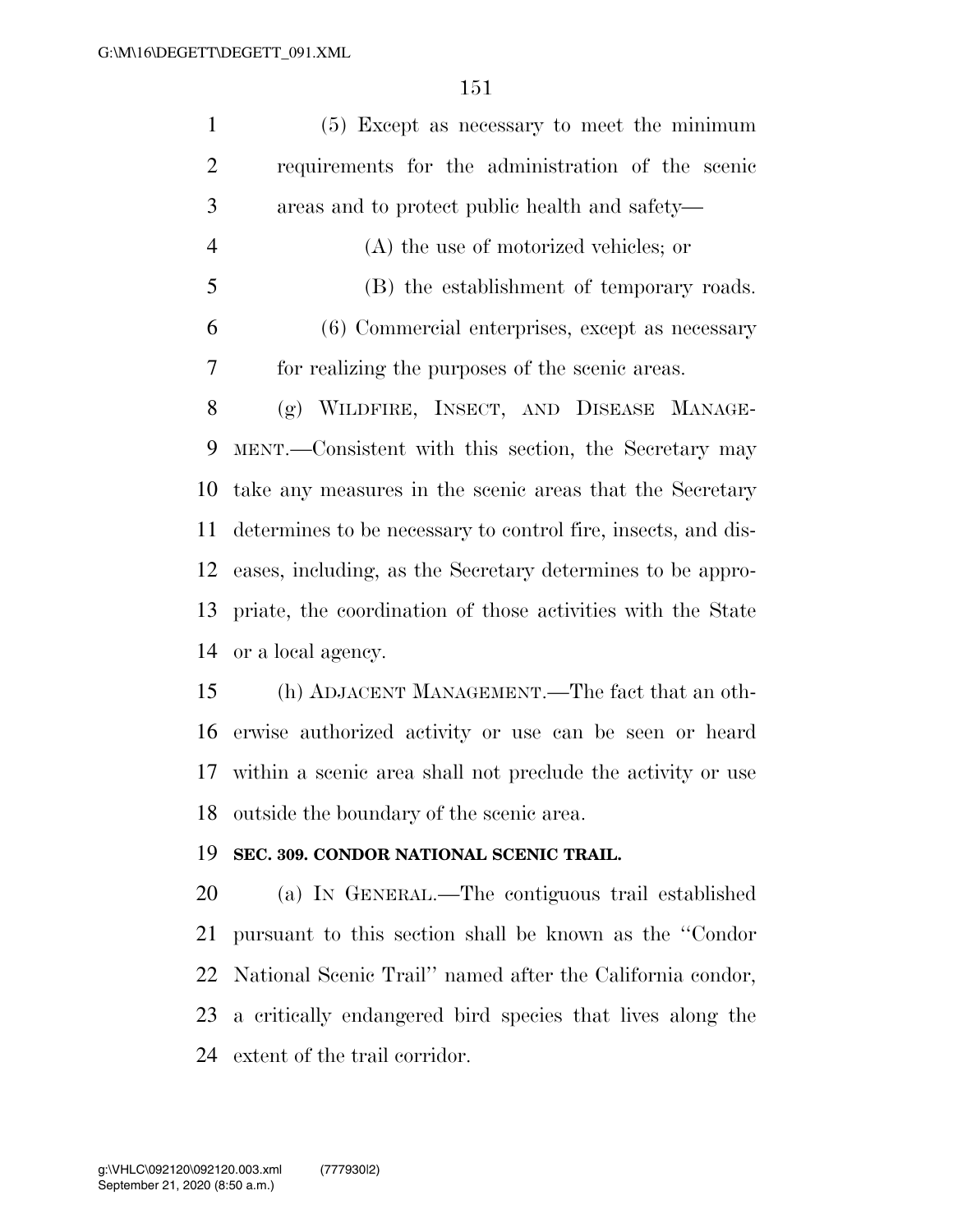(5) Except as necessary to meet the minimum requirements for the administration of the scenic areas and to protect public health and safety—

(A) the use of motorized vehicles; or

(B) the establishment of temporary roads.

(6) Commercial enterprises, except as necessary for realizing the purposes of the scenic areas.

(g) WILDFIRE, INSECT, AND DISEASE MANAGEMENT.—Consistent with this section, the Secretary may take any measures in the scenic areas that the Secretary determines to be necessary to control fire, insects, and diseases, including, as the Secretary determines to be appropriate, the coordination of those activities with the State or a local agency.

(h) ADJACENT MANAGEMENT.—The fact that an otherwise authorized activity or use can be seen or heard within a scenic area shall not preclude the activity or use outside the boundary of the scenic area.

**SEC. 309. CONDOR NATIONAL SCENIC TRAIL.**

(a) IN GENERAL.—The contiguous trail established pursuant to this section shall be known as the ''Condor National Scenic Trail'' named after the California condor, a critically endangered bird species that lives along the extent of the trail corridor.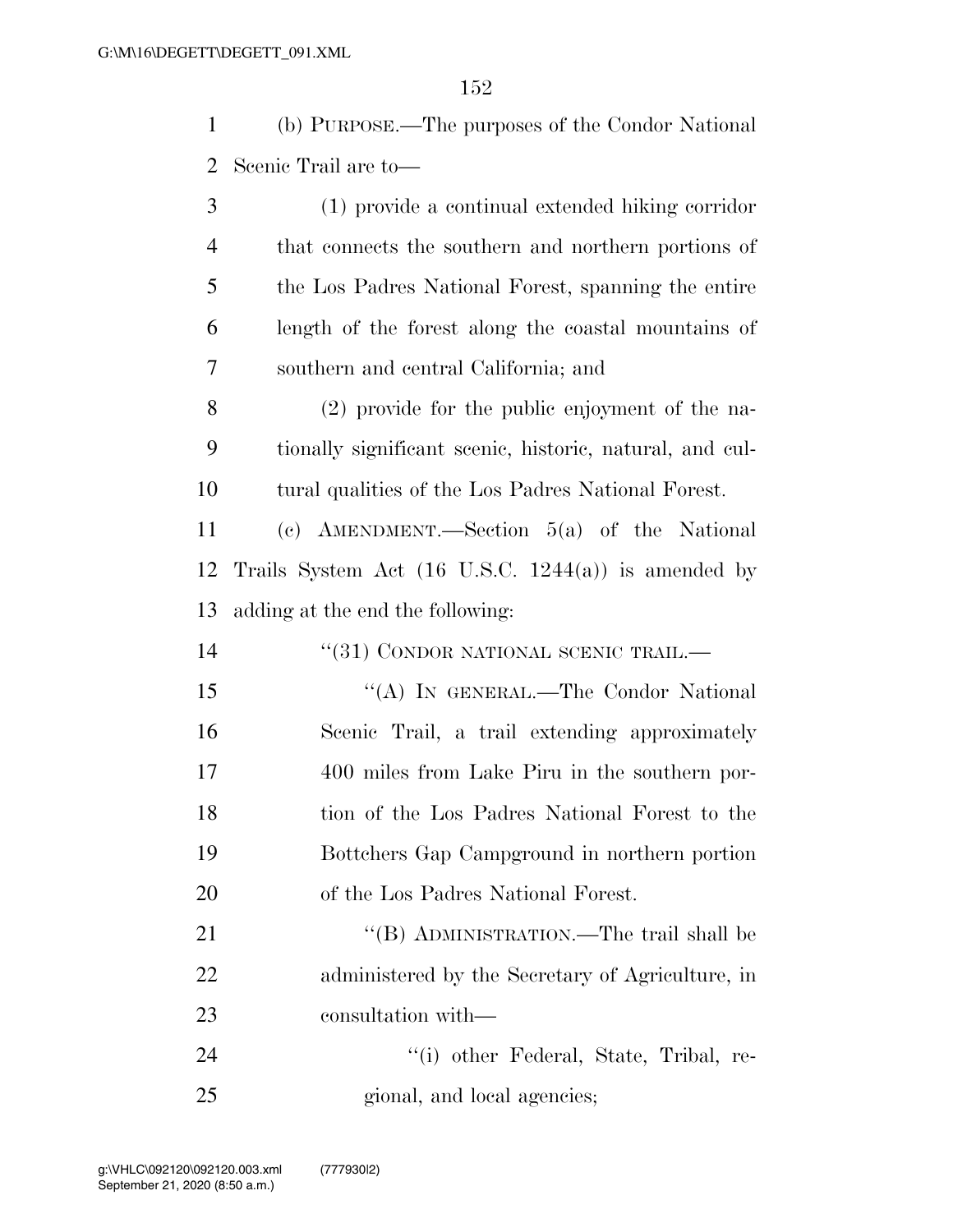(b) PURPOSE.—The purposes of the Condor National Scenic Trail are to—

(1) provide a continual extended hiking corridor that connects the southern and northern portions of the Los Padres National Forest, spanning the entire length of the forest along the coastal mountains of southern and central California; and

(2) provide for the public enjoyment of the nationally significant scenic, historic, natural, and cultural qualities of the Los Padres National Forest.

(c) AMENDMENT.—Section 5(a) of the National Trails System Act (16 U.S.C. 1244(a)) is amended by adding at the end the following:

"(31) CONDOR NATIONAL SCENIC TRAIL.—

"(A) IN GENERAL.—The Condor National Scenic Trail, a trail extending approximately 400 miles from Lake Piru in the southern portion of the Los Padres National Forest to the Bottchers Gap Campground in northern portion of the Los Padres National Forest.

"(B) ADMINISTRATION.—The trail shall be administered by the Secretary of Agriculture, in consultation with—

"(i) other Federal, State, Tribal, regional, and local agencies;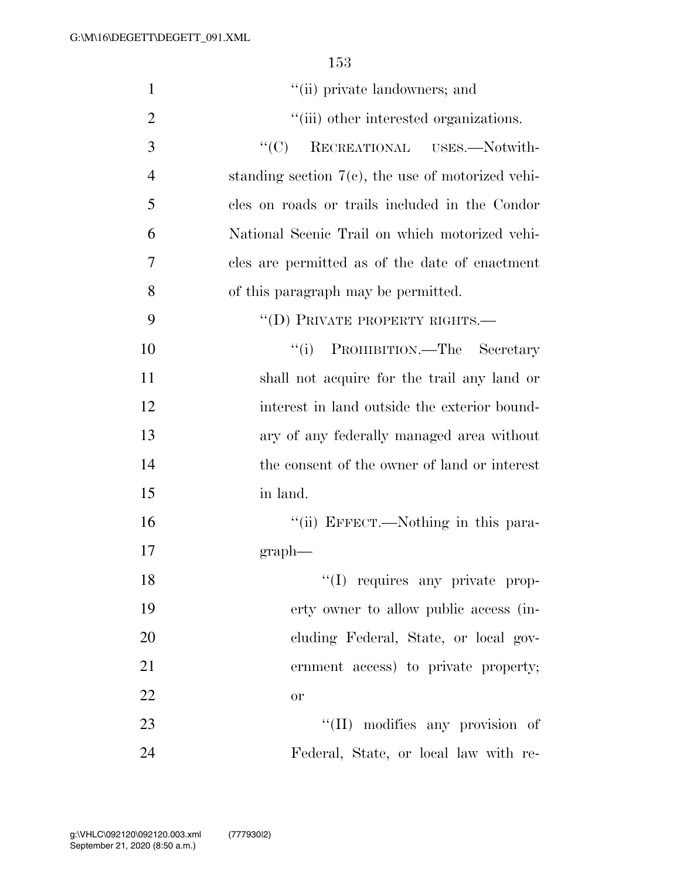''(ii) private landowners; and

''(iii) other interested organizations.

''(C) RECREATIONAL USES.—Notwithstanding section 7(c), the use of motorized vehicles on roads or trails included in the Condor National Scenic Trail on which motorized vehicles are permitted as of the date of enactment of this paragraph may be permitted.

''(D) PRIVATE PROPERTY RIGHTS.—

''(i) PROHIBITION.—The Secretary shall not acquire for the trail any land or interest in land outside the exterior boundary of any federally managed area without the consent of the owner of land or interest in land.

''(ii) EFFECT.—Nothing in this paragraph—

''(I) requires any private property owner to allow public access (including Federal, State, or local government access) to private property; or

''(II) modifies any provision of Federal, State, or local law with re-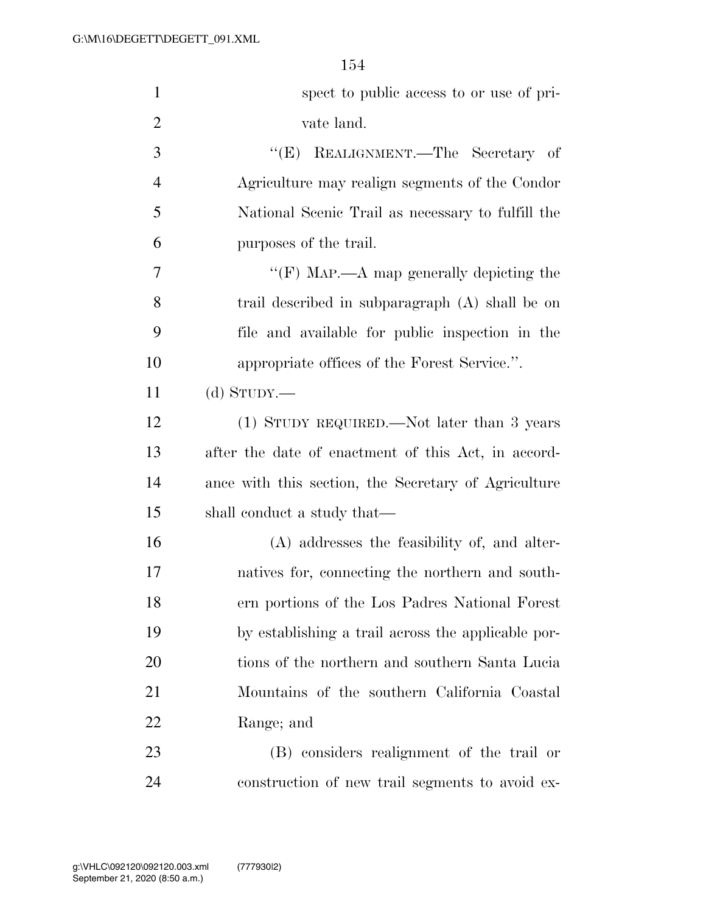spect to public access to or use of private land.

"(E) REALIGNMENT.—The Secretary of Agriculture may realign segments of the Condor National Scenic Trail as necessary to fulfill the purposes of the trail.

"(F) MAP.—A map generally depicting the trail described in subparagraph (A) shall be on file and available for public inspection in the appropriate offices of the Forest Service.".

(d) STUDY.—

(1) STUDY REQUIRED.—Not later than 3 years after the date of enactment of this Act, in accordance with this section, the Secretary of Agriculture shall conduct a study that—

(A) addresses the feasibility of, and alternatives for, connecting the northern and southern portions of the Los Padres National Forest by establishing a trail across the applicable portions of the northern and southern Santa Lucia Mountains of the southern California Coastal Range; and

(B) considers realignment of the trail or construction of new trail segments to avoid ex-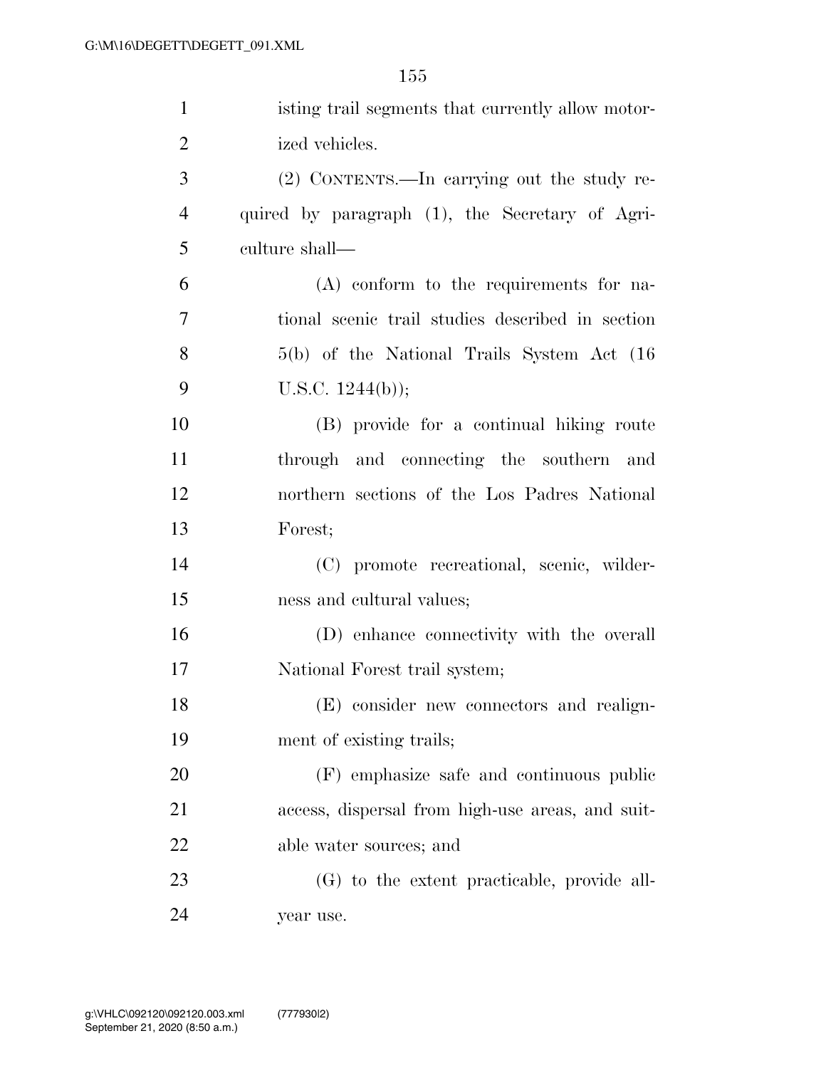isting trail segments that currently allow motorized vehicles.

(2) CONTENTS.—In carrying out the study required by paragraph (1), the Secretary of Agriculture shall—

(A) conform to the requirements for national scenic trail studies described in section 5(b) of the National Trails System Act (16 U.S.C. 1244(b));

(B) provide for a continual hiking route through and connecting the southern and northern sections of the Los Padres National Forest;

(C) promote recreational, scenic, wilderness and cultural values;

(D) enhance connectivity with the overall National Forest trail system;

(E) consider new connectors and realignment of existing trails;

(F) emphasize safe and continuous public access, dispersal from high-use areas, and suitable water sources; and

(G) to the extent practicable, provide all-year use.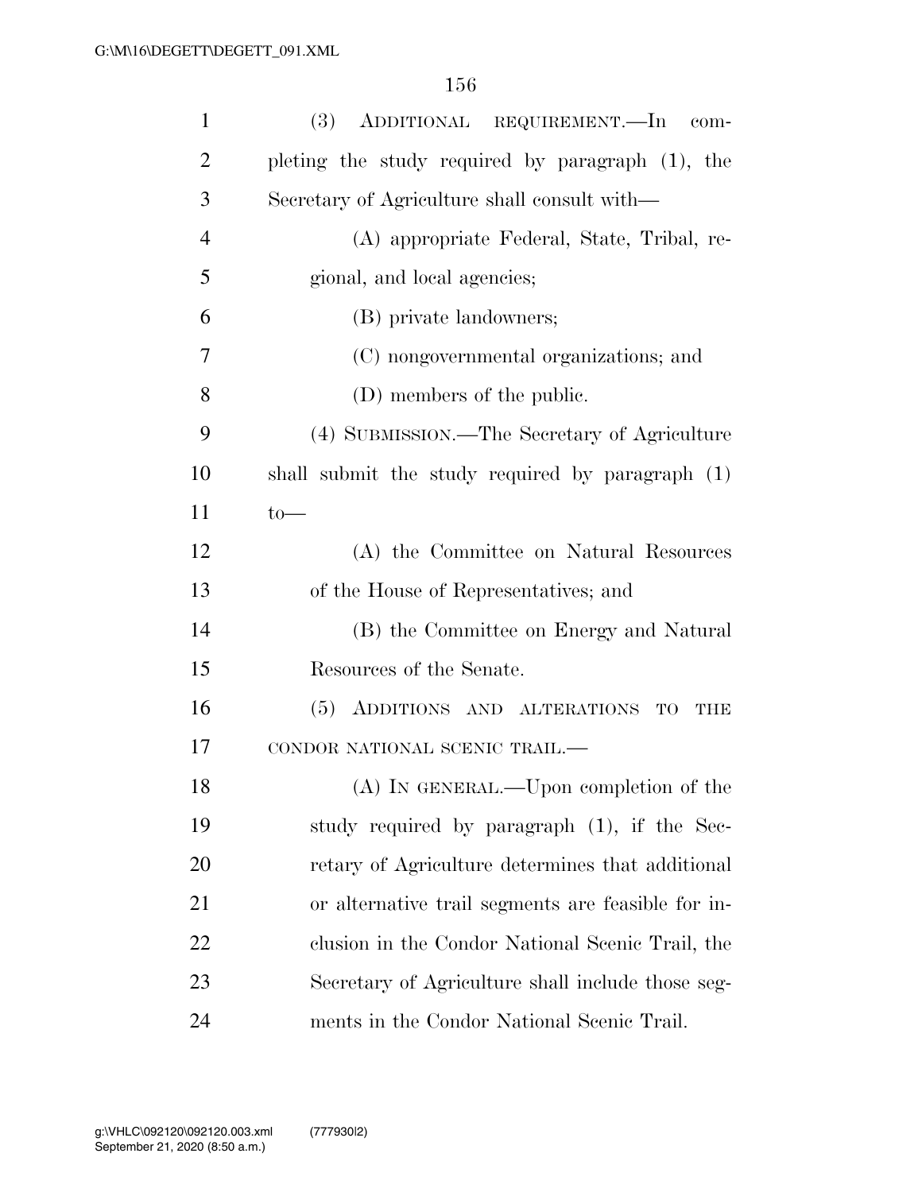(3) ADDITIONAL REQUIREMENT.—In completing the study required by paragraph (1), the Secretary of Agriculture shall consult with—

(A) appropriate Federal, State, Tribal, regional, and local agencies;

(B) private landowners;

(C) nongovernmental organizations; and

(D) members of the public.

(4) SUBMISSION.—The Secretary of Agriculture shall submit the study required by paragraph (1) to—

(A) the Committee on Natural Resources of the House of Representatives; and

(B) the Committee on Energy and Natural Resources of the Senate.

(5) ADDITIONS AND ALTERATIONS TO THE CONDOR NATIONAL SCENIC TRAIL.—

(A) IN GENERAL.—Upon completion of the study required by paragraph (1), if the Secretary of Agriculture determines that additional or alternative trail segments are feasible for inclusion in the Condor National Scenic Trail, the Secretary of Agriculture shall include those segments in the Condor National Scenic Trail.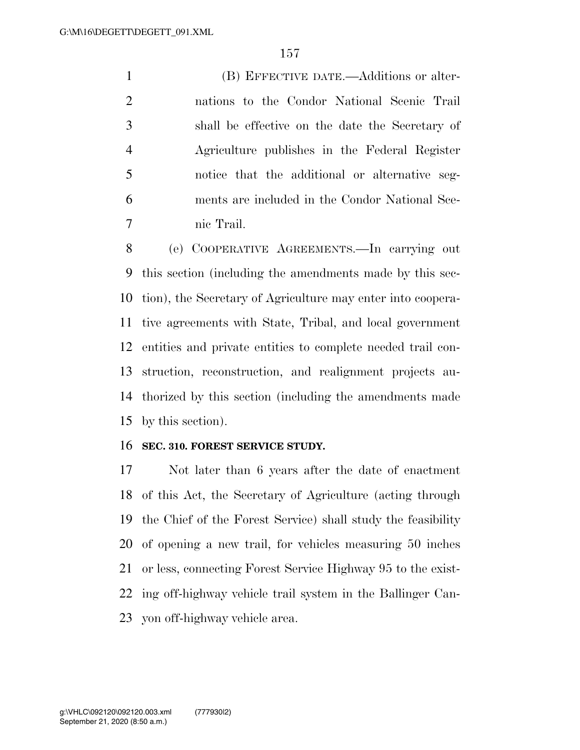(B) EFFECTIVE DATE.—Additions or alternations to the Condor National Scenic Trail shall be effective on the date the Secretary of Agriculture publishes in the Federal Register notice that the additional or alternative segments are included in the Condor National Scenic Trail.

(e) COOPERATIVE AGREEMENTS.—In carrying out this section (including the amendments made by this section), the Secretary of Agriculture may enter into cooperative agreements with State, Tribal, and local government entities and private entities to complete needed trail construction, reconstruction, and realignment projects authorized by this section (including the amendments made by this section).

**SEC. 310. FOREST SERVICE STUDY.**

Not later than 6 years after the date of enactment of this Act, the Secretary of Agriculture (acting through the Chief of the Forest Service) shall study the feasibility of opening a new trail, for vehicles measuring 50 inches or less, connecting Forest Service Highway 95 to the existing off-highway vehicle trail system in the Ballinger Canyon off-highway vehicle area.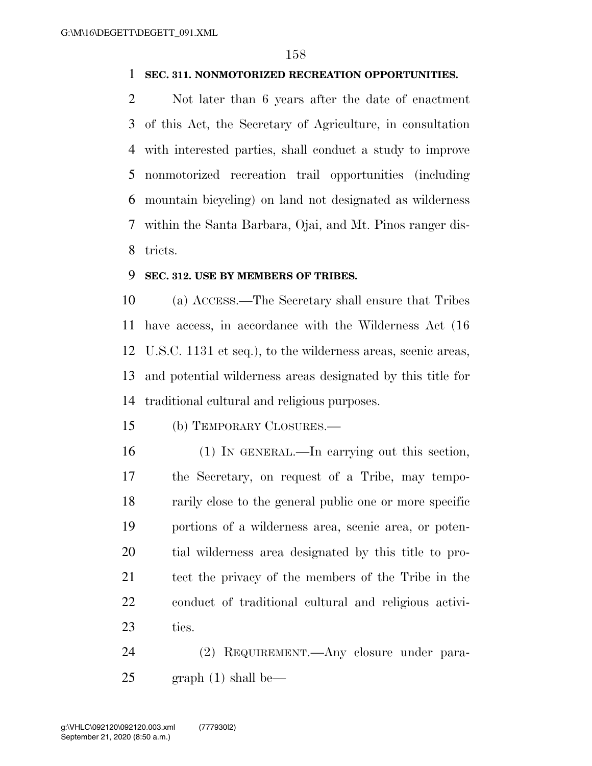**SEC. 311. NONMOTORIZED RECREATION OPPORTUNITIES.**

Not later than 6 years after the date of enactment of this Act, the Secretary of Agriculture, in consultation with interested parties, shall conduct a study to improve nonmotorized recreation trail opportunities (including mountain bicycling) on land not designated as wilderness within the Santa Barbara, Ojai, and Mt. Pinos ranger districts.

**SEC. 312. USE BY MEMBERS OF TRIBES.**

(a) ACCESS.—The Secretary shall ensure that Tribes have access, in accordance with the Wilderness Act (16 U.S.C. 1131 et seq.), to the wilderness areas, scenic areas, and potential wilderness areas designated by this title for traditional cultural and religious purposes.

(b) TEMPORARY CLOSURES.—

(1) IN GENERAL.—In carrying out this section, the Secretary, on request of a Tribe, may temporarily close to the general public one or more specific portions of a wilderness area, scenic area, or potential wilderness area designated by this title to protect the privacy of the members of the Tribe in the conduct of traditional cultural and religious activities.

(2) REQUIREMENT.—Any closure under paragraph (1) shall be—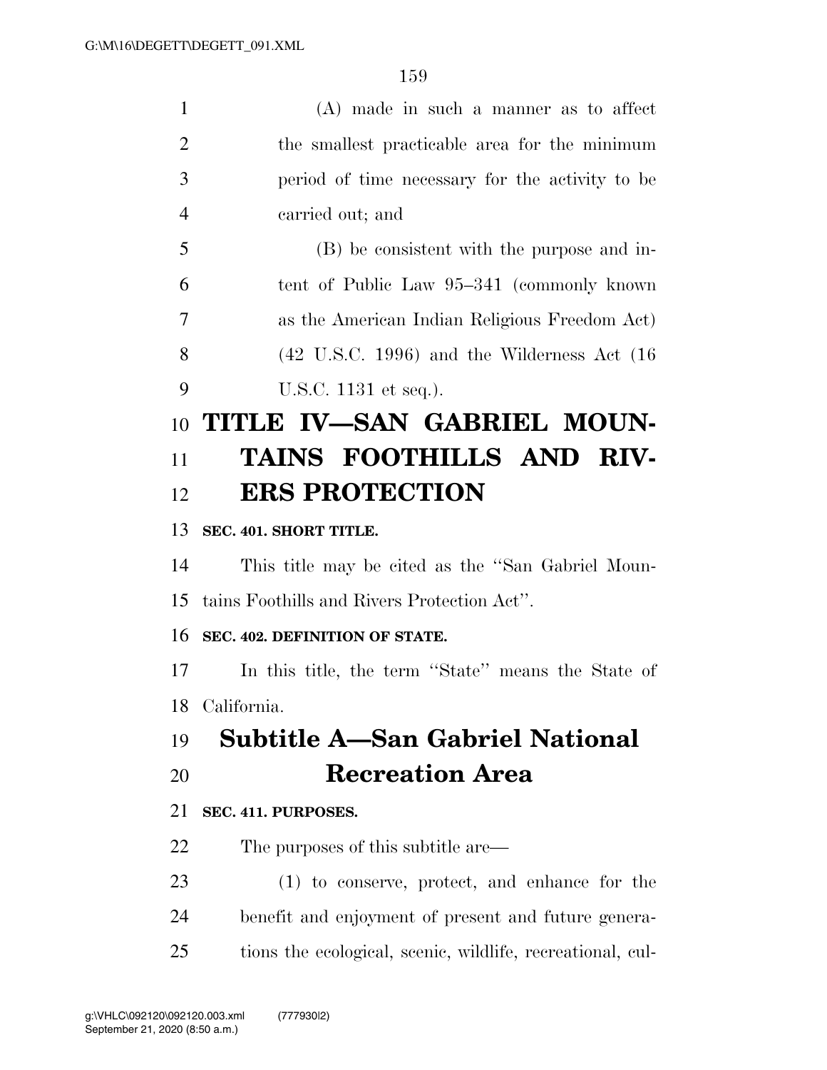(A) made in such a manner as to affect the smallest practicable area for the minimum period of time necessary for the activity to be carried out; and

(B) be consistent with the purpose and intent of Public Law 95–341 (commonly known as the American Indian Religious Freedom Act) (42 U.S.C. 1996) and the Wilderness Act (16 U.S.C. 1131 et seq.).

# TITLE IV—SAN GABRIEL MOUNTAINS FOOTHILLS AND RIVERS PROTECTION

**SEC. 401. SHORT TITLE.**

This title may be cited as the ''San Gabriel Mountains Foothills and Rivers Protection Act''.

**SEC. 402. DEFINITION OF STATE.**

In this title, the term ''State'' means the State of California.

## Subtitle A—San Gabriel National Recreation Area

**SEC. 411. PURPOSES.**

The purposes of this subtitle are—

(1) to conserve, protect, and enhance for the benefit and enjoyment of present and future generations the ecological, scenic, wildlife, recreational, cul-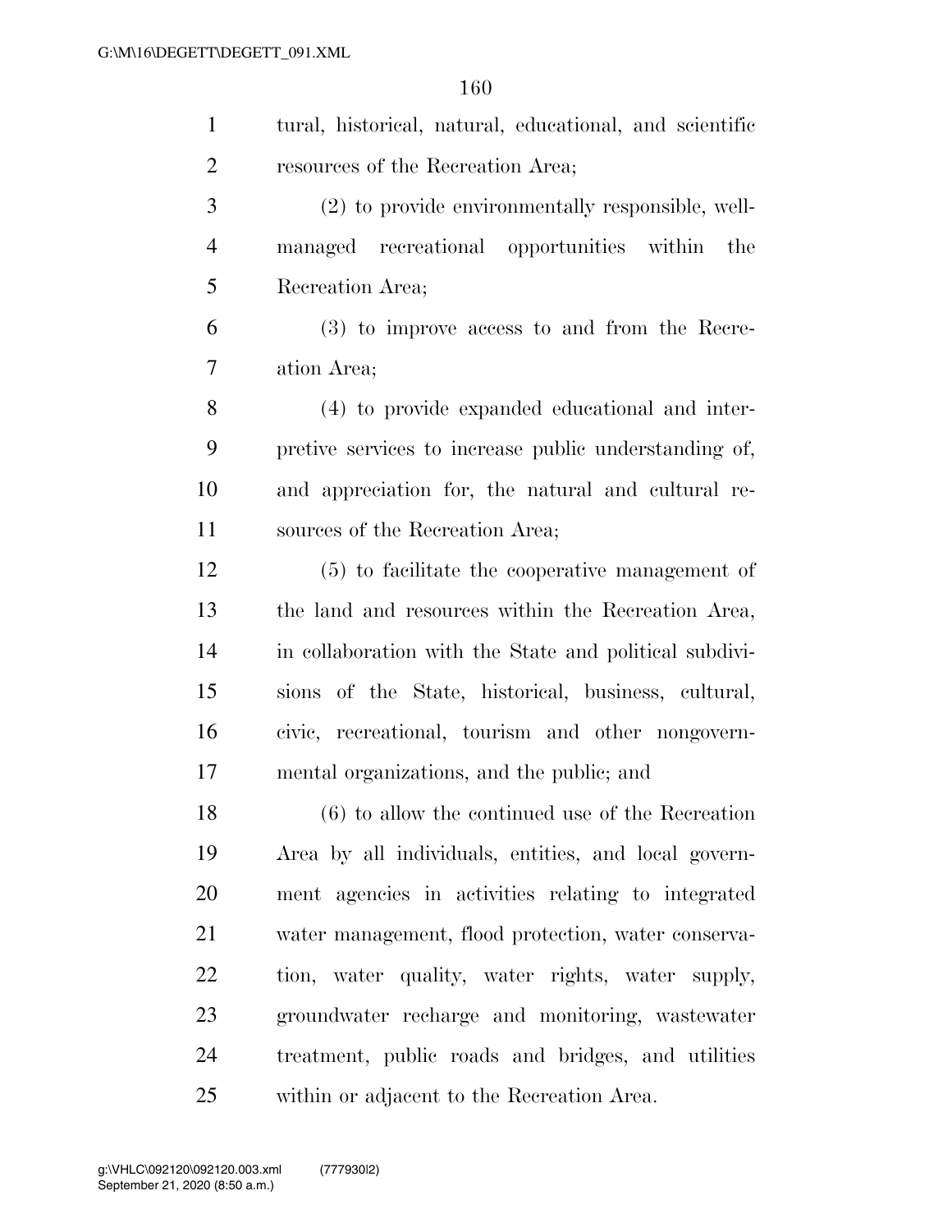tural, historical, natural, educational, and scientific resources of the Recreation Area;

(2) to provide environmentally responsible, well-managed recreational opportunities within the Recreation Area;

(3) to improve access to and from the Recreation Area;

(4) to provide expanded educational and interpretive services to increase public understanding of, and appreciation for, the natural and cultural resources of the Recreation Area;

(5) to facilitate the cooperative management of the land and resources within the Recreation Area, in collaboration with the State and political subdivisions of the State, historical, business, cultural, civic, recreational, tourism and other nongovernmental organizations, and the public; and

(6) to allow the continued use of the Recreation Area by all individuals, entities, and local government agencies in activities relating to integrated water management, flood protection, water conservation, water quality, water rights, water supply, groundwater recharge and monitoring, wastewater treatment, public roads and bridges, and utilities within or adjacent to the Recreation Area.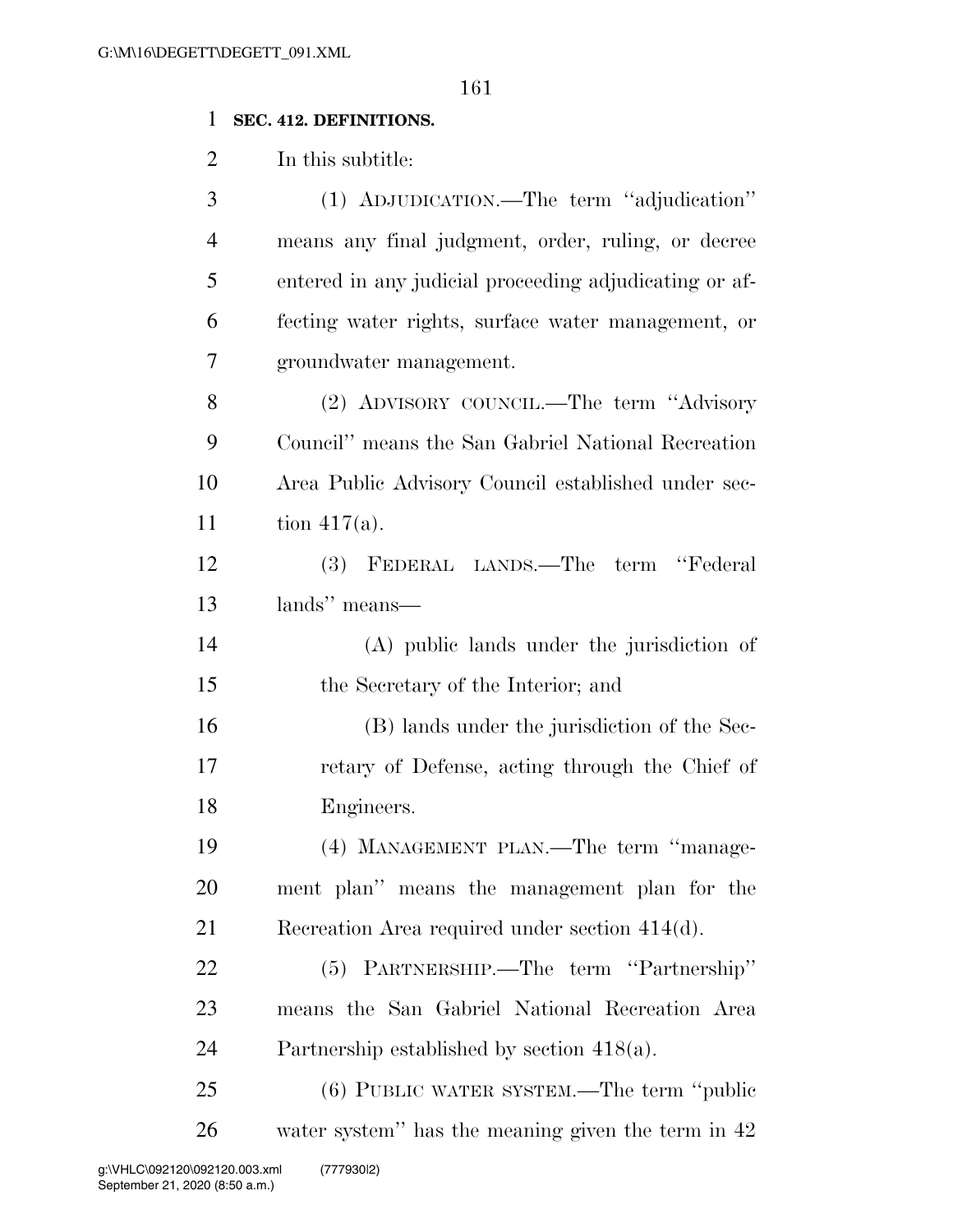**SEC. 412. DEFINITIONS.**

In this subtitle:

(1) ADJUDICATION.—The term ''adjudication'' means any final judgment, order, ruling, or decree entered in any judicial proceeding adjudicating or affecting water rights, surface water management, or groundwater management.

(2) ADVISORY COUNCIL.—The term ''Advisory Council'' means the San Gabriel National Recreation Area Public Advisory Council established under section 417(a).

(3) FEDERAL LANDS.—The term ''Federal lands'' means—

(A) public lands under the jurisdiction of the Secretary of the Interior; and

(B) lands under the jurisdiction of the Secretary of Defense, acting through the Chief of Engineers.

(4) MANAGEMENT PLAN.—The term ''management plan'' means the management plan for the Recreation Area required under section 414(d).

(5) PARTNERSHIP.—The term ''Partnership'' means the San Gabriel National Recreation Area Partnership established by section 418(a).

(6) PUBLIC WATER SYSTEM.—The term ''public water system'' has the meaning given the term in 42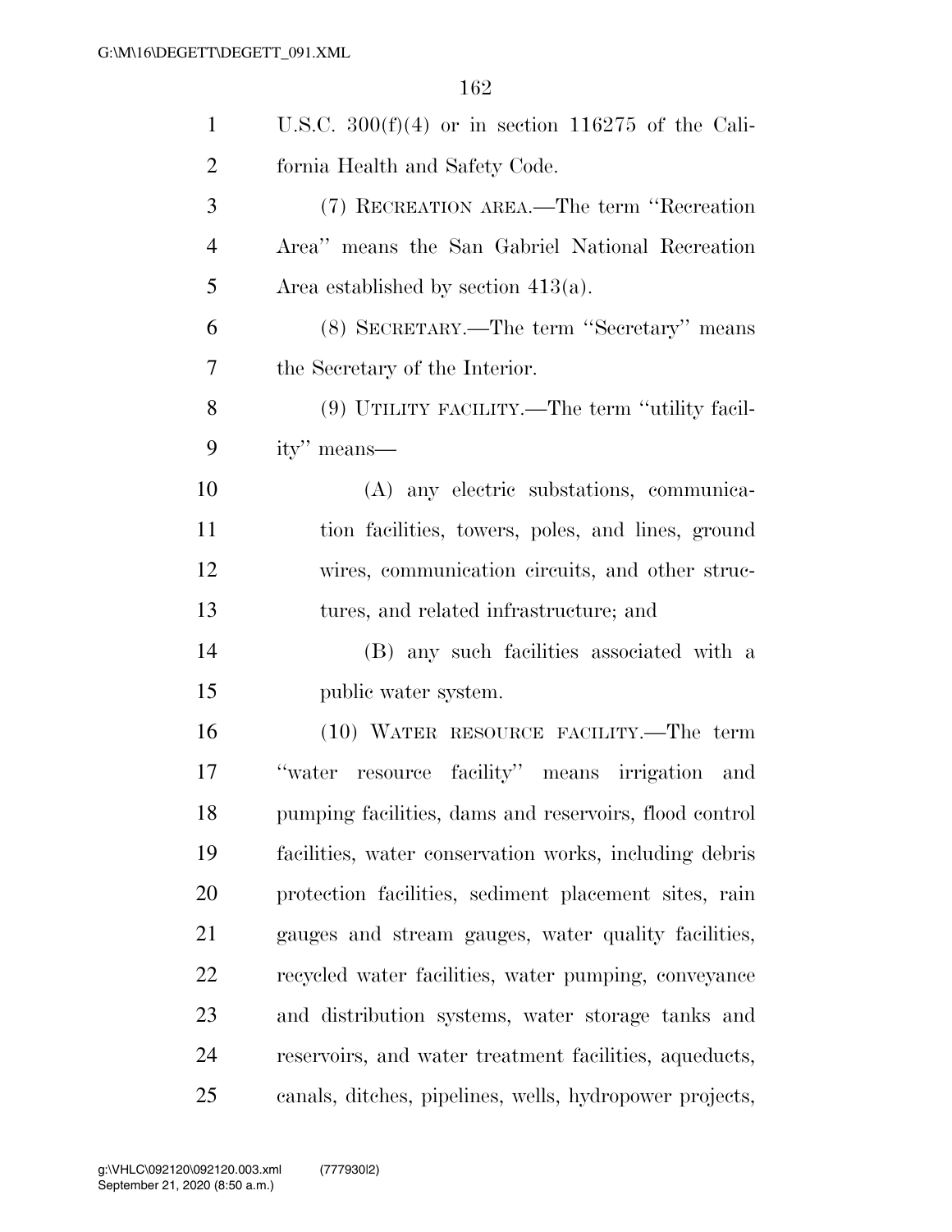U.S.C. 300(f)(4) or in section 116275 of the California Health and Safety Code.

(7) RECREATION AREA.—The term ''Recreation Area'' means the San Gabriel National Recreation Area established by section 413(a).

(8) SECRETARY.—The term ''Secretary'' means the Secretary of the Interior.

(9) UTILITY FACILITY.—The term ''utility facility'' means—

(A) any electric substations, communication facilities, towers, poles, and lines, ground wires, communication circuits, and other structures, and related infrastructure; and

(B) any such facilities associated with a public water system.

(10) WATER RESOURCE FACILITY.—The term ''water resource facility'' means irrigation and pumping facilities, dams and reservoirs, flood control facilities, water conservation works, including debris protection facilities, sediment placement sites, rain gauges and stream gauges, water quality facilities, recycled water facilities, water pumping, conveyance and distribution systems, water storage tanks and reservoirs, and water treatment facilities, aqueducts, canals, ditches, pipelines, wells, hydropower projects,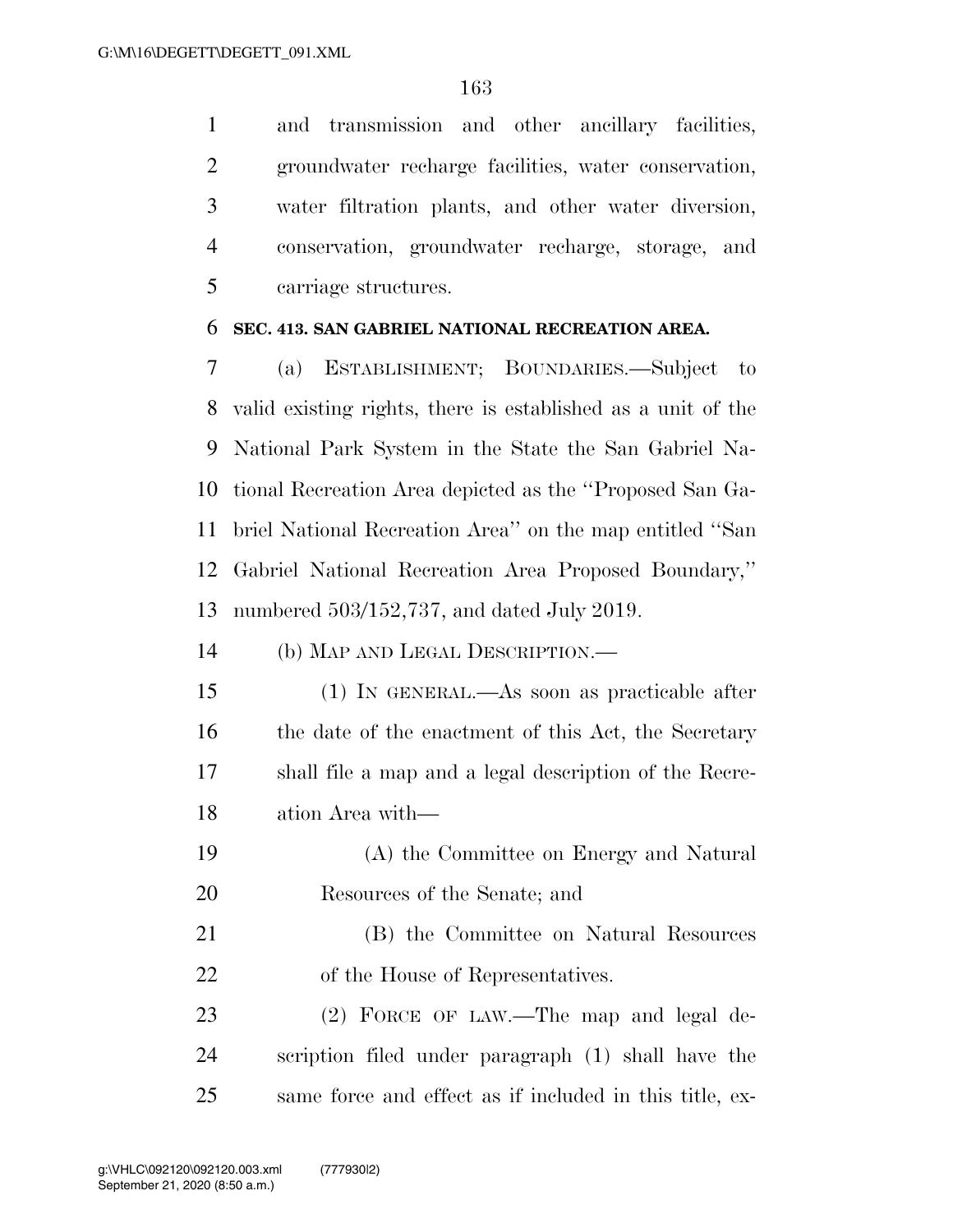and transmission and other ancillary facilities, groundwater recharge facilities, water conservation, water filtration plants, and other water diversion, conservation, groundwater recharge, storage, and carriage structures.

### SEC. 413. SAN GABRIEL NATIONAL RECREATION AREA.

(a) ESTABLISHMENT; BOUNDARIES.—Subject to valid existing rights, there is established as a unit of the National Park System in the State the San Gabriel National Recreation Area depicted as the ''Proposed San Gabriel National Recreation Area'' on the map entitled ''San Gabriel National Recreation Area Proposed Boundary,'' numbered 503/152,737, and dated July 2019.

(b) MAP AND LEGAL DESCRIPTION.—

(1) IN GENERAL.—As soon as practicable after the date of the enactment of this Act, the Secretary shall file a map and a legal description of the Recreation Area with—

(A) the Committee on Energy and Natural Resources of the Senate; and

(B) the Committee on Natural Resources of the House of Representatives.

(2) FORCE OF LAW.—The map and legal description filed under paragraph (1) shall have the same force and effect as if included in this title, ex-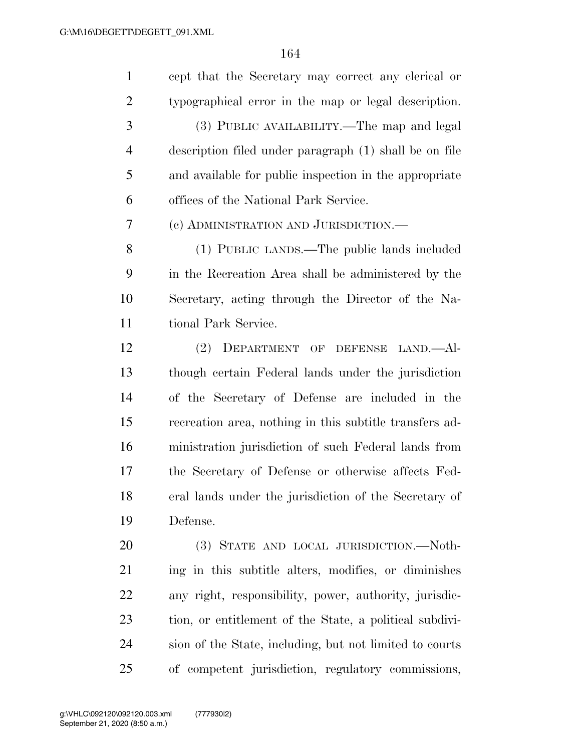cept that the Secretary may correct any clerical or typographical error in the map or legal description.

(3) PUBLIC AVAILABILITY.—The map and legal description filed under paragraph (1) shall be on file and available for public inspection in the appropriate offices of the National Park Service.

(c) ADMINISTRATION AND JURISDICTION.—

(1) PUBLIC LANDS.—The public lands included in the Recreation Area shall be administered by the Secretary, acting through the Director of the National Park Service.

(2) DEPARTMENT OF DEFENSE LAND.—Although certain Federal lands under the jurisdiction of the Secretary of Defense are included in the recreation area, nothing in this subtitle transfers administration jurisdiction of such Federal lands from the Secretary of Defense or otherwise affects Federal lands under the jurisdiction of the Secretary of Defense.

(3) STATE AND LOCAL JURISDICTION.—Nothing in this subtitle alters, modifies, or diminishes any right, responsibility, power, authority, jurisdiction, or entitlement of the State, a political subdivision of the State, including, but not limited to courts of competent jurisdiction, regulatory commissions,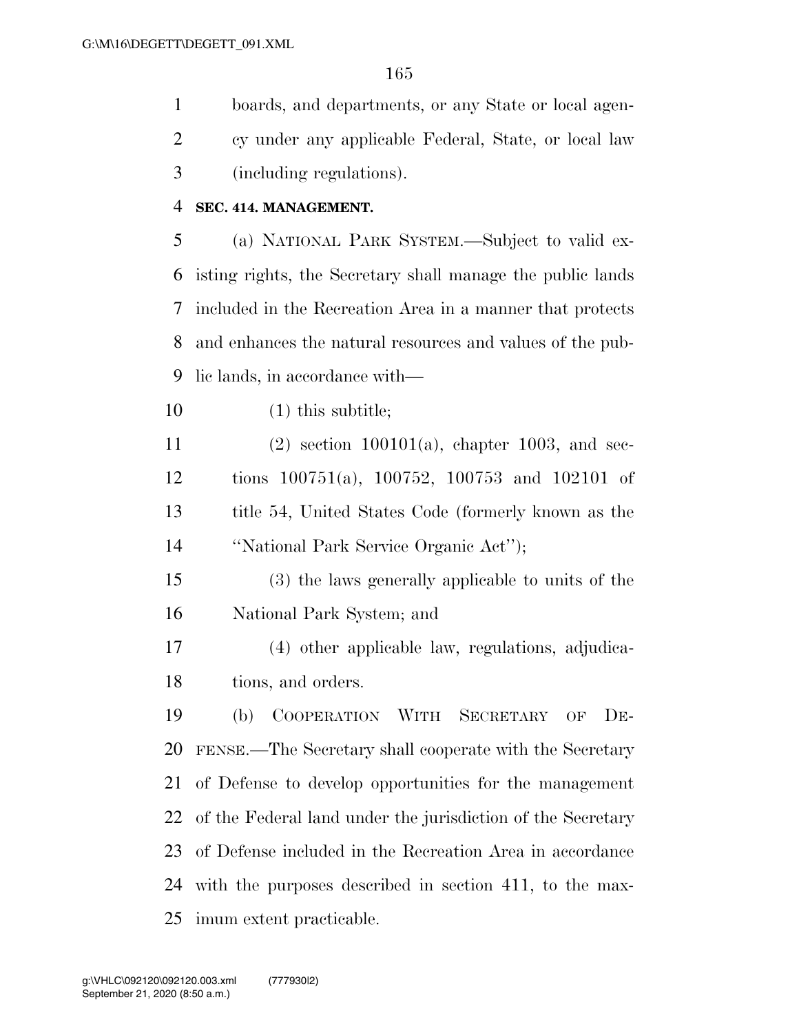boards, and departments, or any State or local agency under any applicable Federal, State, or local law (including regulations).

**SEC. 414. MANAGEMENT.**

(a) NATIONAL PARK SYSTEM.—Subject to valid existing rights, the Secretary shall manage the public lands included in the Recreation Area in a manner that protects and enhances the natural resources and values of the public lands, in accordance with—

(1) this subtitle;

(2) section 100101(a), chapter 1003, and sections 100751(a), 100752, 100753 and 102101 of title 54, United States Code (formerly known as the ''National Park Service Organic Act'');

(3) the laws generally applicable to units of the National Park System; and

(4) other applicable law, regulations, adjudications, and orders.

(b) COOPERATION WITH SECRETARY OF DEFENSE.—The Secretary shall cooperate with the Secretary of Defense to develop opportunities for the management of the Federal land under the jurisdiction of the Secretary of Defense included in the Recreation Area in accordance with the purposes described in section 411, to the maximum extent practicable.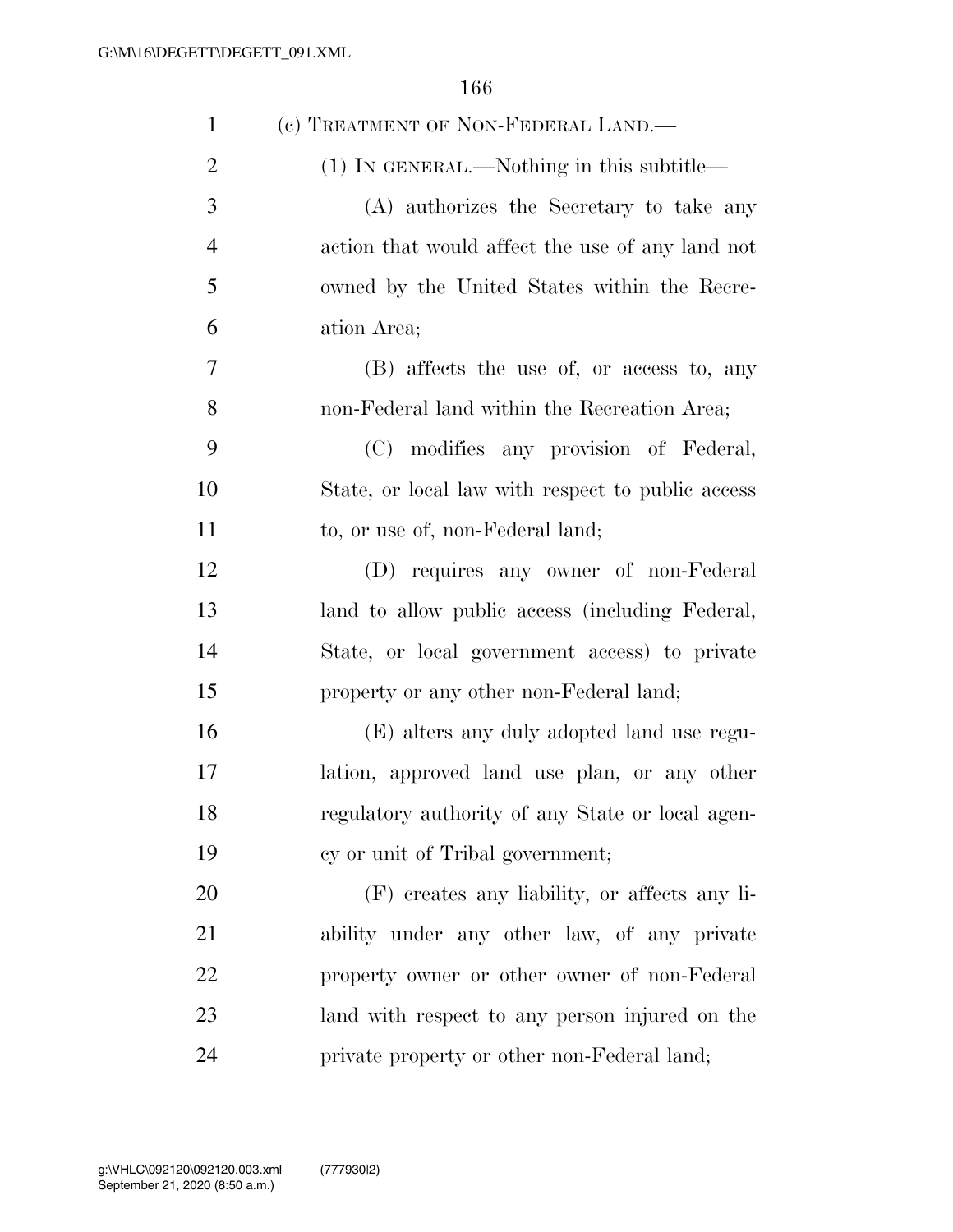(c) TREATMENT OF NON-FEDERAL LAND.—

(1) IN GENERAL.—Nothing in this subtitle—

(A) authorizes the Secretary to take any action that would affect the use of any land not owned by the United States within the Recreation Area;

(B) affects the use of, or access to, any non-Federal land within the Recreation Area;

(C) modifies any provision of Federal, State, or local law with respect to public access to, or use of, non-Federal land;

(D) requires any owner of non-Federal land to allow public access (including Federal, State, or local government access) to private property or any other non-Federal land;

(E) alters any duly adopted land use regulation, approved land use plan, or any other regulatory authority of any State or local agency or unit of Tribal government;

(F) creates any liability, or affects any liability under any other law, of any private property owner or other owner of non-Federal land with respect to any person injured on the private property or other non-Federal land;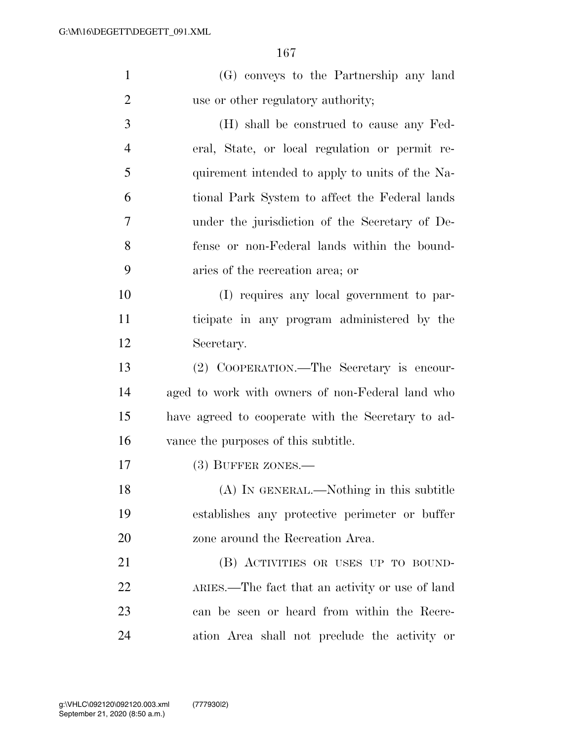(G) conveys to the Partnership any land use or other regulatory authority;

(H) shall be construed to cause any Federal, State, or local regulation or permit requirement intended to apply to units of the National Park System to affect the Federal lands under the jurisdiction of the Secretary of Defense or non-Federal lands within the boundaries of the recreation area; or

(I) requires any local government to participate in any program administered by the Secretary.

(2) COOPERATION.—The Secretary is encouraged to work with owners of non-Federal land who have agreed to cooperate with the Secretary to advance the purposes of this subtitle.

(3) BUFFER ZONES.—

(A) IN GENERAL.—Nothing in this subtitle establishes any protective perimeter or buffer zone around the Recreation Area.

(B) ACTIVITIES OR USES UP TO BOUNDARIES.—The fact that an activity or use of land can be seen or heard from within the Recreation Area shall not preclude the activity or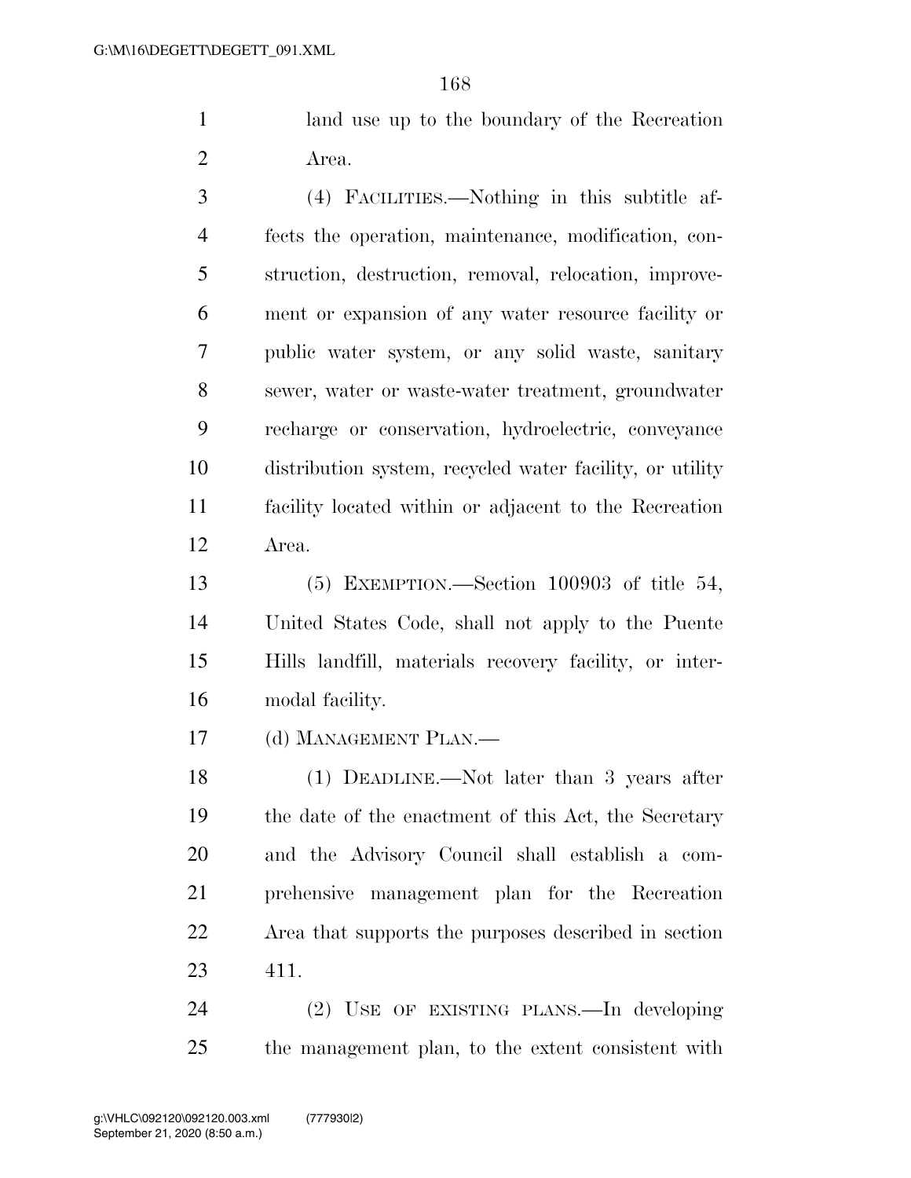land use up to the boundary of the Recreation Area.

(4) FACILITIES.—Nothing in this subtitle affects the operation, maintenance, modification, construction, destruction, removal, relocation, improvement or expansion of any water resource facility or public water system, or any solid waste, sanitary sewer, water or waste-water treatment, groundwater recharge or conservation, hydroelectric, conveyance distribution system, recycled water facility, or utility facility located within or adjacent to the Recreation Area.

(5) EXEMPTION.—Section 100903 of title 54, United States Code, shall not apply to the Puente Hills landfill, materials recovery facility, or intermodal facility.

(d) MANAGEMENT PLAN.—

(1) DEADLINE.—Not later than 3 years after the date of the enactment of this Act, the Secretary and the Advisory Council shall establish a comprehensive management plan for the Recreation Area that supports the purposes described in section 411.

(2) USE OF EXISTING PLANS.—In developing the management plan, to the extent consistent with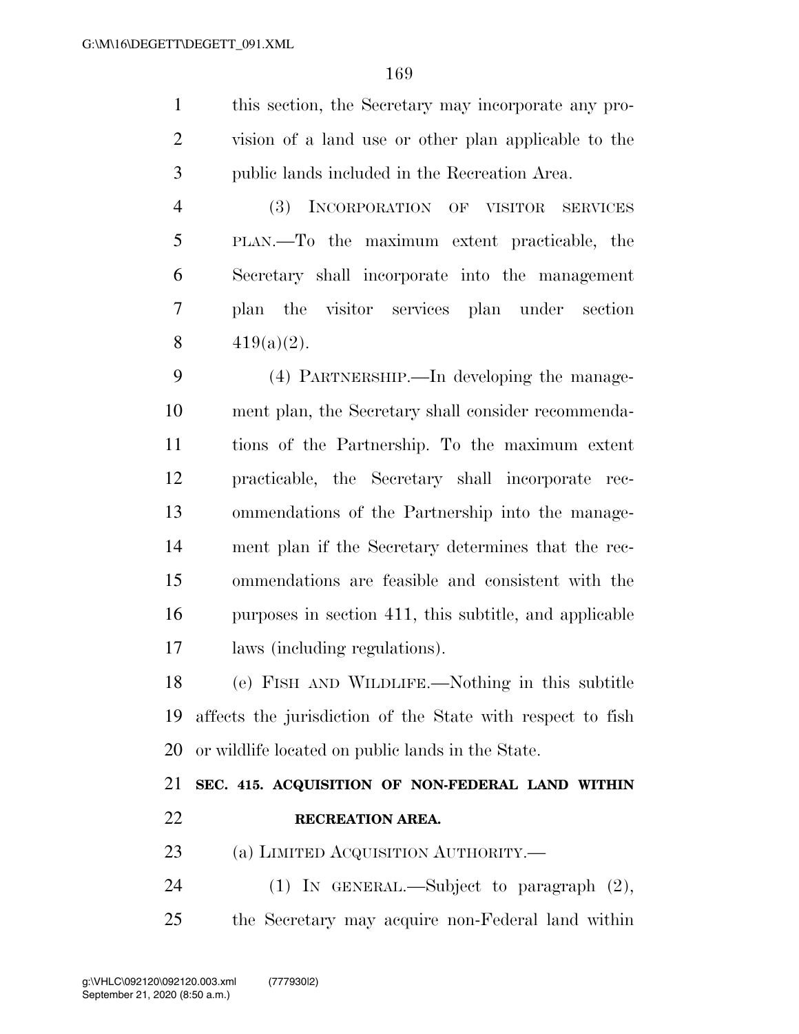this section, the Secretary may incorporate any provision of a land use or other plan applicable to the public lands included in the Recreation Area.

(3) INCORPORATION OF VISITOR SERVICES PLAN.—To the maximum extent practicable, the Secretary shall incorporate into the management plan the visitor services plan under section 419(a)(2).

(4) PARTNERSHIP.—In developing the management plan, the Secretary shall consider recommendations of the Partnership. To the maximum extent practicable, the Secretary shall incorporate recommendations of the Partnership into the management plan if the Secretary determines that the recommendations are feasible and consistent with the purposes in section 411, this subtitle, and applicable laws (including regulations).

(e) FISH AND WILDLIFE.—Nothing in this subtitle affects the jurisdiction of the State with respect to fish or wildlife located on public lands in the State.

**SEC. 415. ACQUISITION OF NON-FEDERAL LAND WITHIN RECREATION AREA.**

(a) LIMITED ACQUISITION AUTHORITY.—

(1) IN GENERAL.—Subject to paragraph (2), the Secretary may acquire non-Federal land within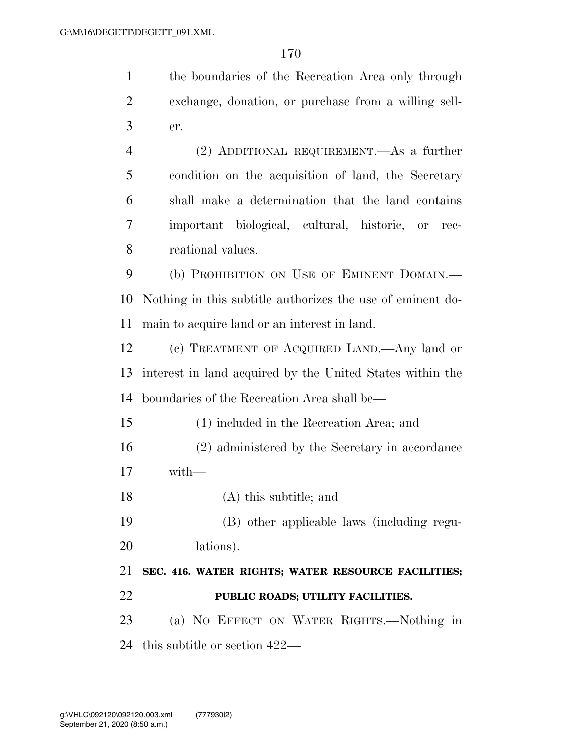the boundaries of the Recreation Area only through exchange, donation, or purchase from a willing seller.

(2) ADDITIONAL REQUIREMENT.—As a further condition on the acquisition of land, the Secretary shall make a determination that the land contains important biological, cultural, historic, or recreational values.

(b) PROHIBITION ON USE OF EMINENT DOMAIN.—Nothing in this subtitle authorizes the use of eminent domain to acquire land or an interest in land.

(c) TREATMENT OF ACQUIRED LAND.—Any land or interest in land acquired by the United States within the boundaries of the Recreation Area shall be—

(1) included in the Recreation Area; and

(2) administered by the Secretary in accordance with—

(A) this subtitle; and

(B) other applicable laws (including regulations).

**SEC. 416. WATER RIGHTS; WATER RESOURCE FACILITIES; PUBLIC ROADS; UTILITY FACILITIES.**

(a) NO EFFECT ON WATER RIGHTS.—Nothing in this subtitle or section 422—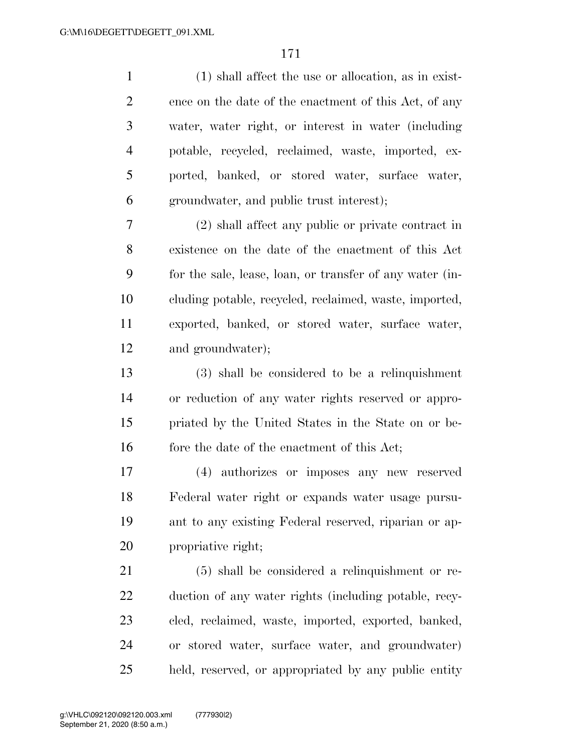(1) shall affect the use or allocation, as in existence on the date of the enactment of this Act, of any water, water right, or interest in water (including potable, recycled, reclaimed, waste, imported, exported, banked, or stored water, surface water, groundwater, and public trust interest);

(2) shall affect any public or private contract in existence on the date of the enactment of this Act for the sale, lease, loan, or transfer of any water (including potable, recycled, reclaimed, waste, imported, exported, banked, or stored water, surface water, and groundwater);

(3) shall be considered to be a relinquishment or reduction of any water rights reserved or appropriated by the United States in the State on or before the date of the enactment of this Act;

(4) authorizes or imposes any new reserved Federal water right or expands water usage pursuant to any existing Federal reserved, riparian or appropriative right;

(5) shall be considered a relinquishment or reduction of any water rights (including potable, recycled, reclaimed, waste, imported, exported, banked, or stored water, surface water, and groundwater) held, reserved, or appropriated by any public entity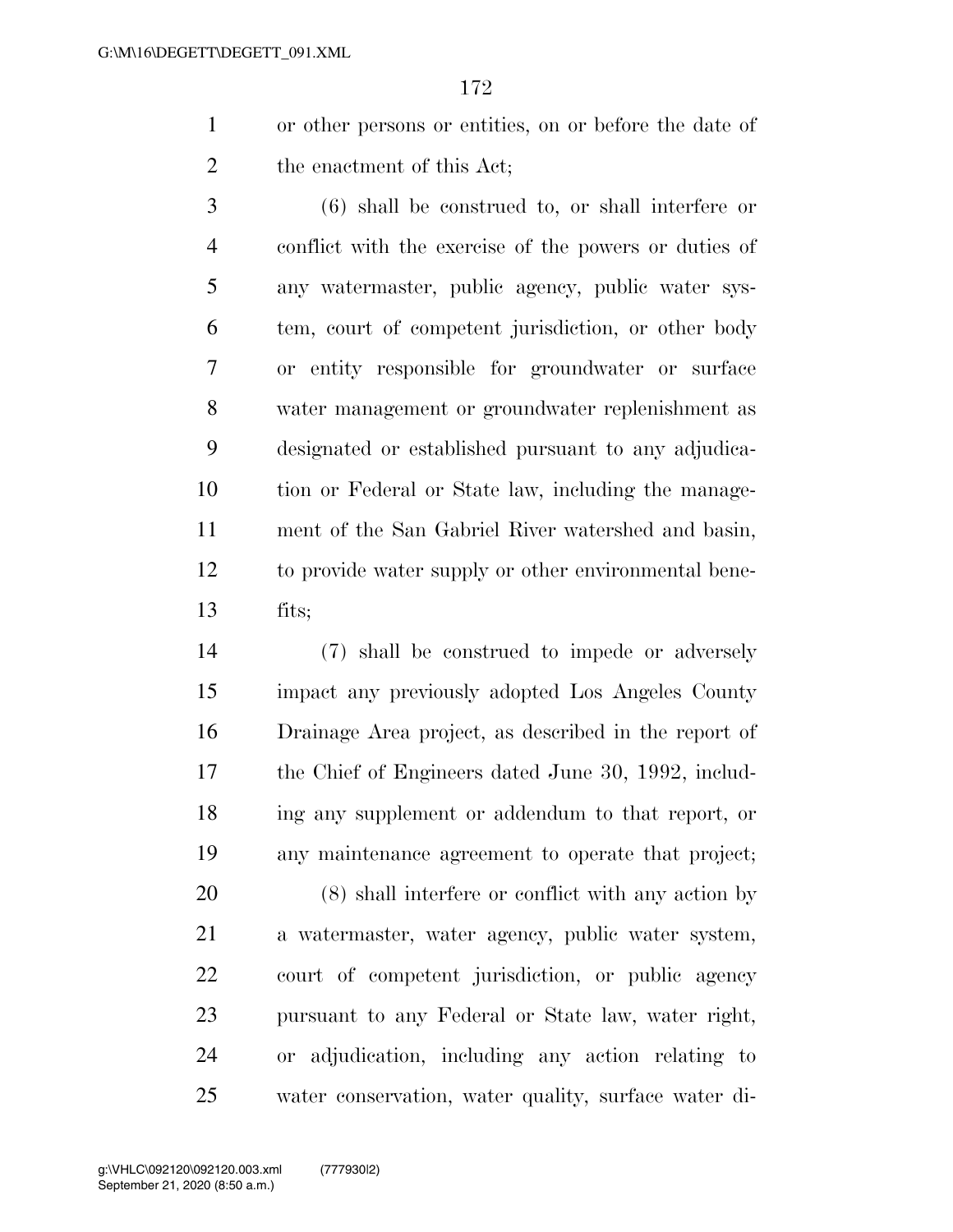or other persons or entities, on or before the date of the enactment of this Act;

(6) shall be construed to, or shall interfere or conflict with the exercise of the powers or duties of any watermaster, public agency, public water system, court of competent jurisdiction, or other body or entity responsible for groundwater or surface water management or groundwater replenishment as designated or established pursuant to any adjudication or Federal or State law, including the management of the San Gabriel River watershed and basin, to provide water supply or other environmental benefits;

(7) shall be construed to impede or adversely impact any previously adopted Los Angeles County Drainage Area project, as described in the report of the Chief of Engineers dated June 30, 1992, including any supplement or addendum to that report, or any maintenance agreement to operate that project;

(8) shall interfere or conflict with any action by a watermaster, water agency, public water system, court of competent jurisdiction, or public agency pursuant to any Federal or State law, water right, or adjudication, including any action relating to water conservation, water quality, surface water di-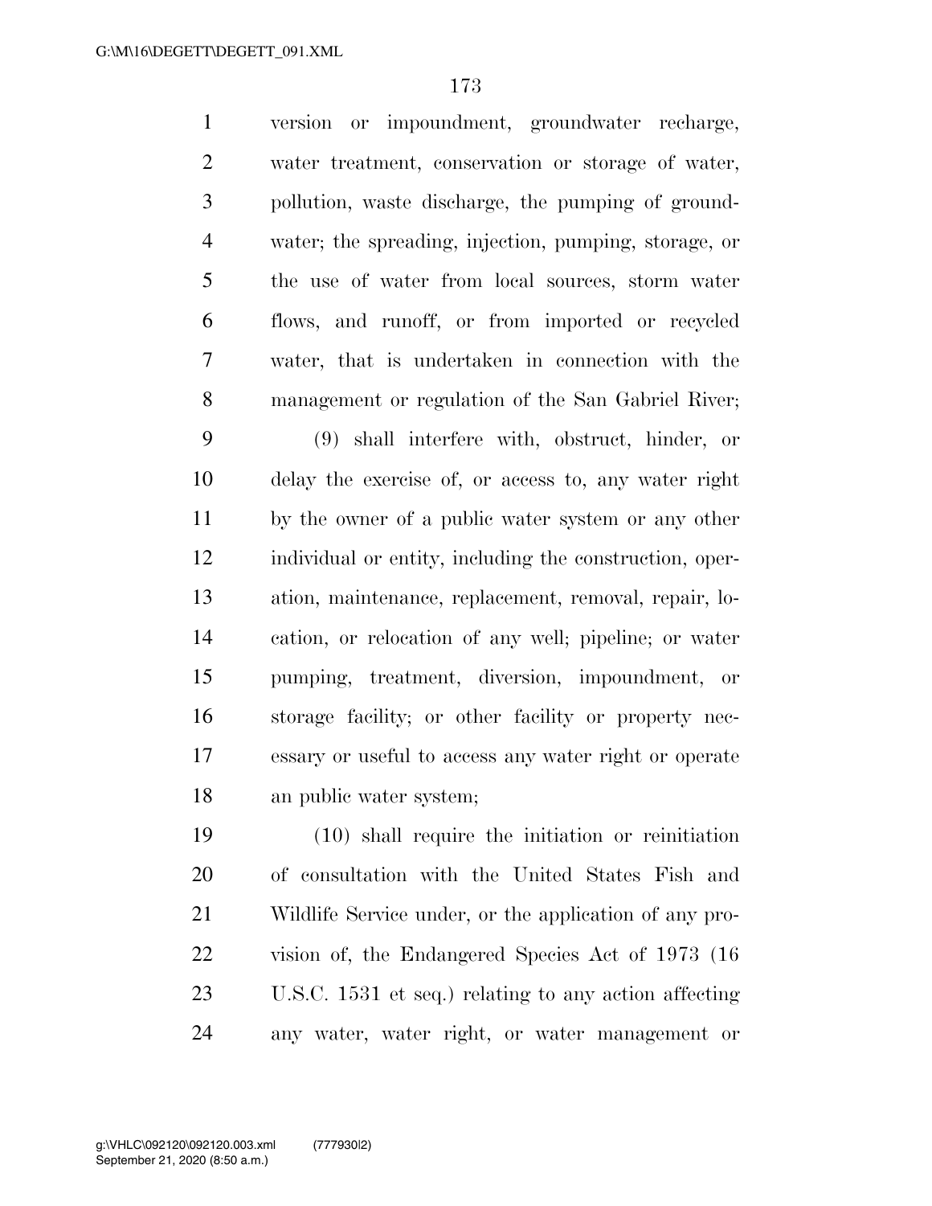version or impoundment, groundwater recharge, water treatment, conservation or storage of water, pollution, waste discharge, the pumping of groundwater; the spreading, injection, pumping, storage, or the use of water from local sources, storm water flows, and runoff, or from imported or recycled water, that is undertaken in connection with the management or regulation of the San Gabriel River;

(9) shall interfere with, obstruct, hinder, or delay the exercise of, or access to, any water right by the owner of a public water system or any other individual or entity, including the construction, operation, maintenance, replacement, removal, repair, location, or relocation of any well; pipeline; or water pumping, treatment, diversion, impoundment, or storage facility; or other facility or property necessary or useful to access any water right or operate an public water system;

(10) shall require the initiation or reinitiation of consultation with the United States Fish and Wildlife Service under, or the application of any provision of, the Endangered Species Act of 1973 (16 U.S.C. 1531 et seq.) relating to any action affecting any water, water right, or water management or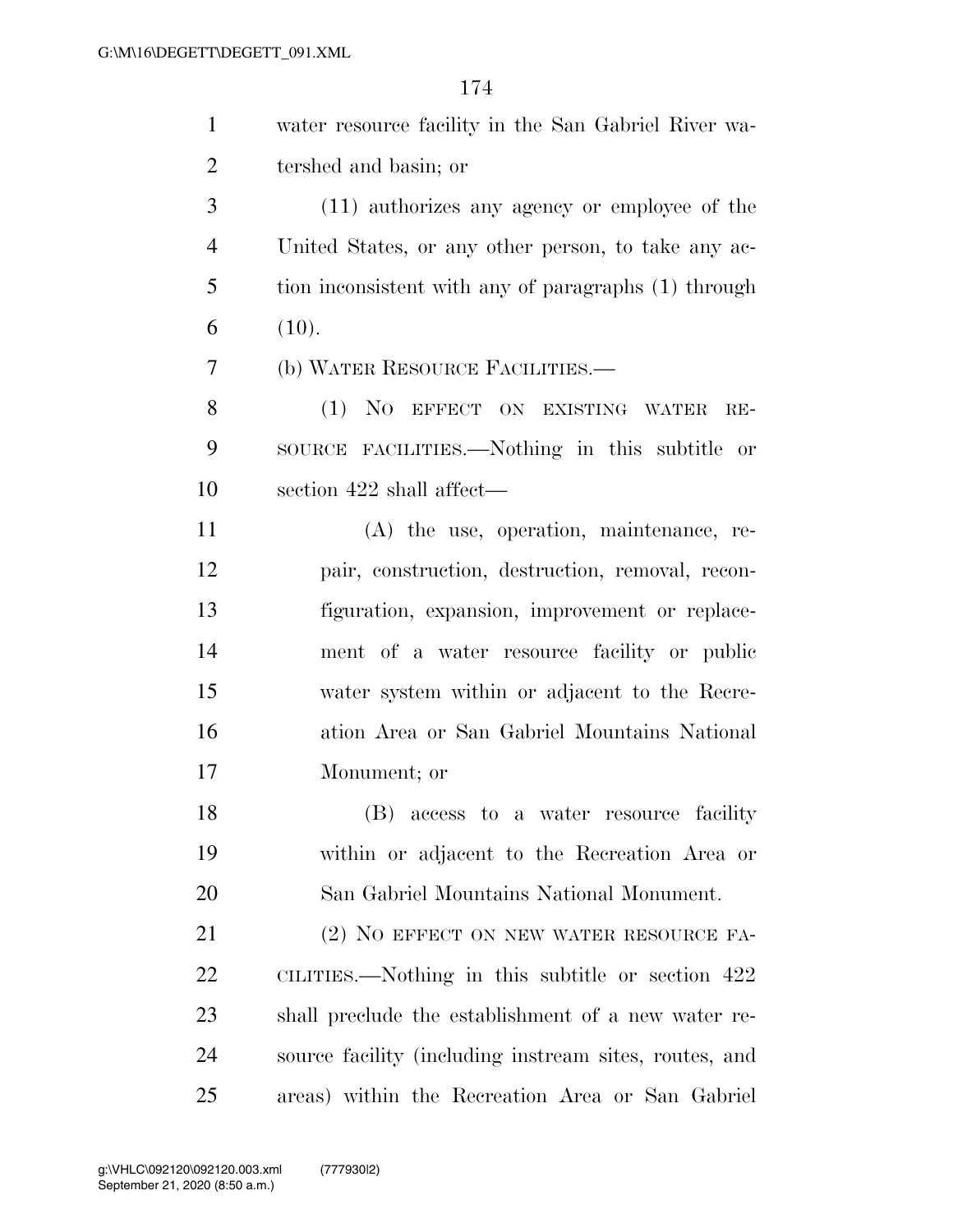water resource facility in the San Gabriel River watershed and basin; or

(11) authorizes any agency or employee of the United States, or any other person, to take any action inconsistent with any of paragraphs (1) through (10).

(b) WATER RESOURCE FACILITIES.—

(1) NO EFFECT ON EXISTING WATER RESOURCE FACILITIES.—Nothing in this subtitle or section 422 shall affect—

(A) the use, operation, maintenance, repair, construction, destruction, removal, reconfiguration, expansion, improvement or replacement of a water resource facility or public water system within or adjacent to the Recreation Area or San Gabriel Mountains National Monument; or

(B) access to a water resource facility within or adjacent to the Recreation Area or San Gabriel Mountains National Monument.

(2) NO EFFECT ON NEW WATER RESOURCE FACILITIES.—Nothing in this subtitle or section 422 shall preclude the establishment of a new water resource facility (including instream sites, routes, and areas) within the Recreation Area or San Gabriel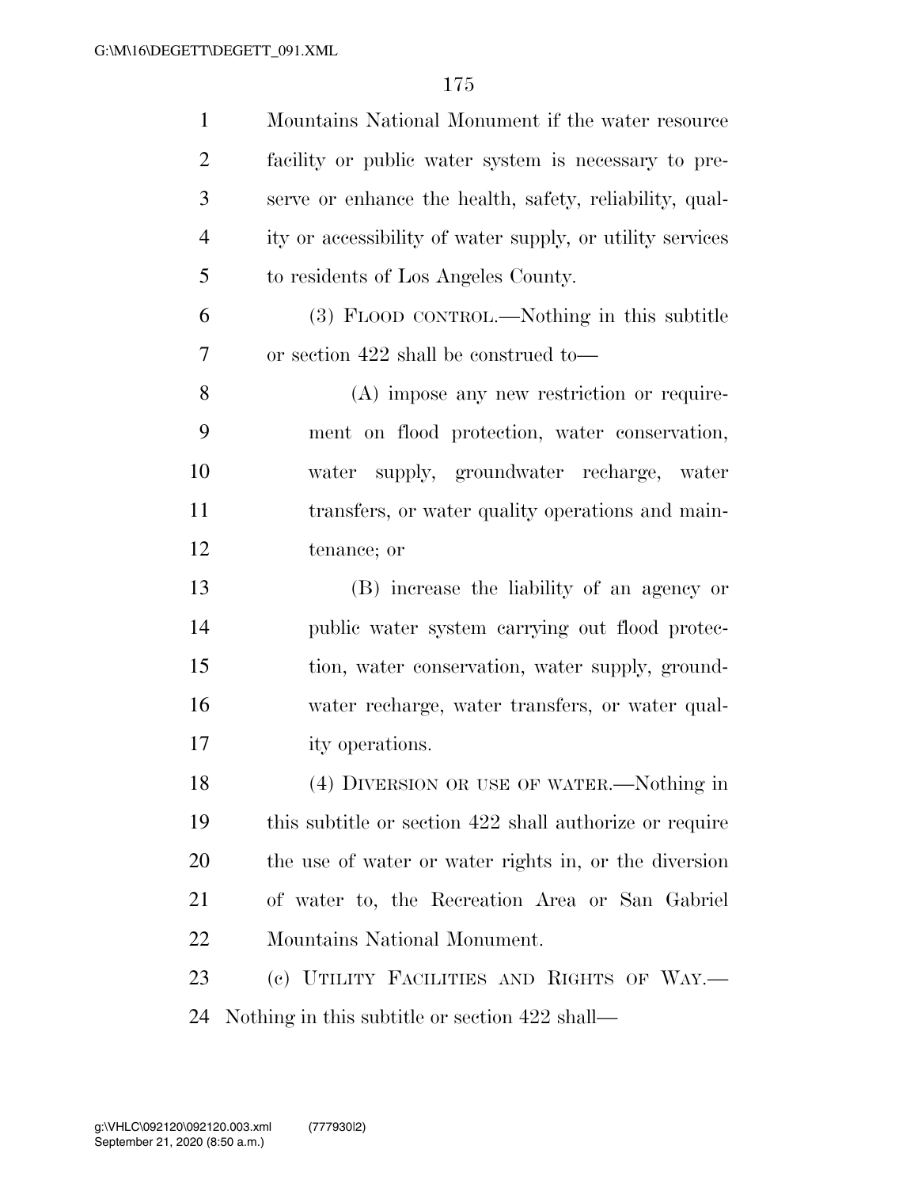Mountains National Monument if the water resource facility or public water system is necessary to preserve or enhance the health, safety, reliability, quality or accessibility of water supply, or utility services to residents of Los Angeles County.

(3) FLOOD CONTROL.—Nothing in this subtitle or section 422 shall be construed to—

(A) impose any new restriction or requirement on flood protection, water conservation, water supply, groundwater recharge, water transfers, or water quality operations and maintenance; or

(B) increase the liability of an agency or public water system carrying out flood protection, water conservation, water supply, groundwater recharge, water transfers, or water quality operations.

(4) DIVERSION OR USE OF WATER.—Nothing in this subtitle or section 422 shall authorize or require the use of water or water rights in, or the diversion of water to, the Recreation Area or San Gabriel Mountains National Monument.

(c) UTILITY FACILITIES AND RIGHTS OF WAY.—Nothing in this subtitle or section 422 shall—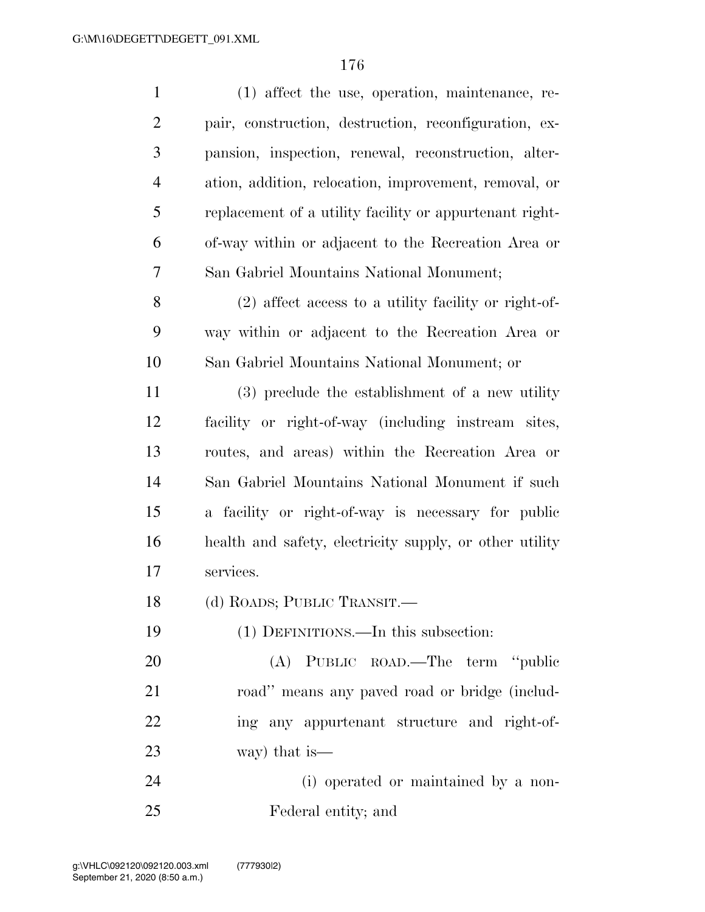(1) affect the use, operation, maintenance, repair, construction, destruction, reconfiguration, expansion, inspection, renewal, reconstruction, alteration, addition, relocation, improvement, removal, or replacement of a utility facility or appurtenant right-of-way within or adjacent to the Recreation Area or San Gabriel Mountains National Monument;

(2) affect access to a utility facility or right-of-way within or adjacent to the Recreation Area or San Gabriel Mountains National Monument; or

(3) preclude the establishment of a new utility facility or right-of-way (including instream sites, routes, and areas) within the Recreation Area or San Gabriel Mountains National Monument if such a facility or right-of-way is necessary for public health and safety, electricity supply, or other utility services.

(d) ROADS; PUBLIC TRANSIT.—

(1) DEFINITIONS.—In this subsection:

(A) PUBLIC ROAD.—The term "public road" means any paved road or bridge (including any appurtenant structure and right-of-way) that is—

(i) operated or maintained by a non-Federal entity; and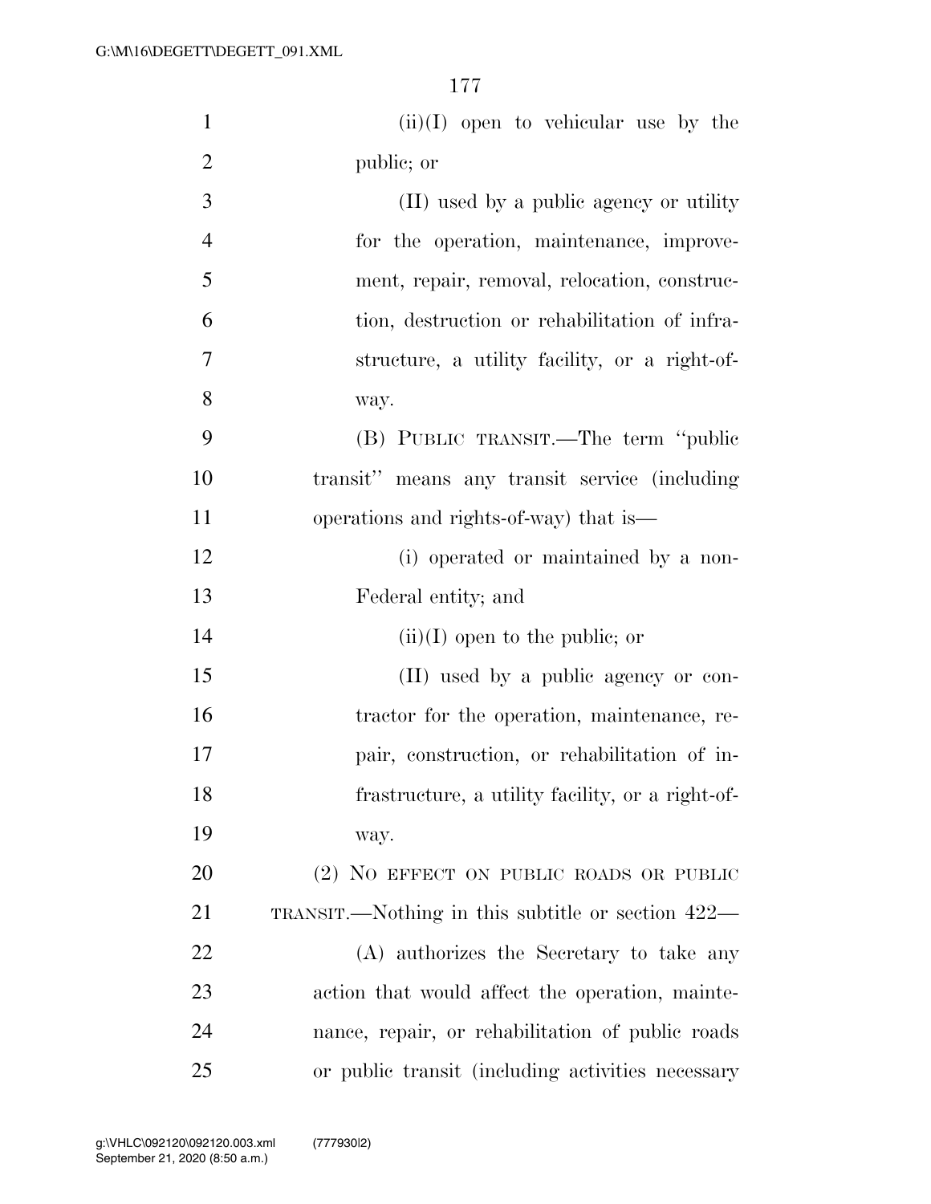(ii)(I) open to vehicular use by the public; or

(II) used by a public agency or utility for the operation, maintenance, improvement, repair, removal, relocation, construction, destruction or rehabilitation of infrastructure, a utility facility, or a right-of-way.

(B) PUBLIC TRANSIT.—The term "public transit" means any transit service (including operations and rights-of-way) that is—

(i) operated or maintained by a non-Federal entity; and

(ii)(I) open to the public; or

(II) used by a public agency or contractor for the operation, maintenance, repair, construction, or rehabilitation of infrastructure, a utility facility, or a right-of-way.

(2) NO EFFECT ON PUBLIC ROADS OR PUBLIC TRANSIT.—Nothing in this subtitle or section 422—

(A) authorizes the Secretary to take any action that would affect the operation, maintenance, repair, or rehabilitation of public roads or public transit (including activities necessary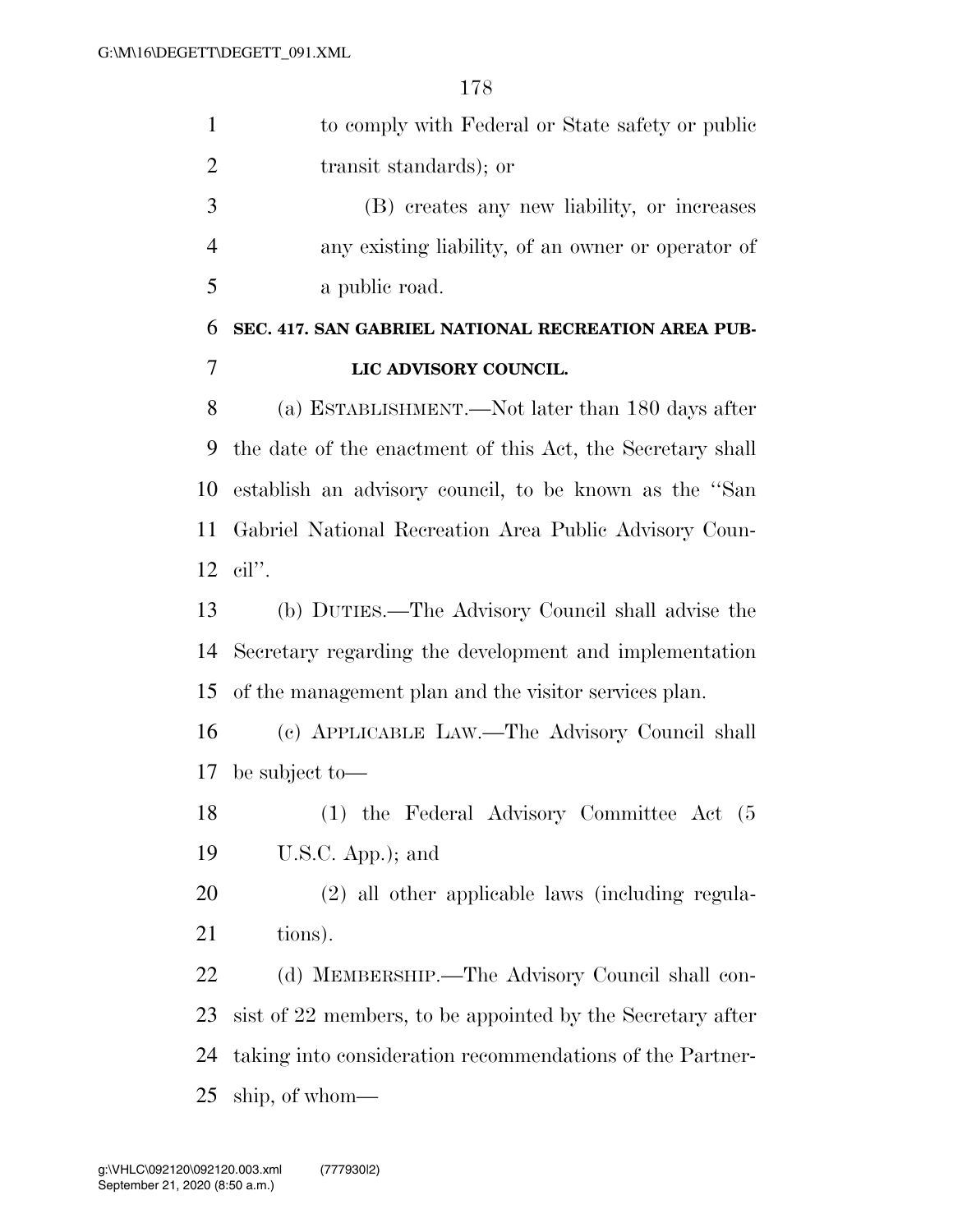to comply with Federal or State safety or public transit standards); or

(B) creates any new liability, or increases any existing liability, of an owner or operator of a public road.

## SEC. 417. SAN GABRIEL NATIONAL RECREATION AREA PUBLIC ADVISORY COUNCIL.

(a) ESTABLISHMENT.—Not later than 180 days after the date of the enactment of this Act, the Secretary shall establish an advisory council, to be known as the "San Gabriel National Recreation Area Public Advisory Council".

(b) DUTIES.—The Advisory Council shall advise the Secretary regarding the development and implementation of the management plan and the visitor services plan.

(c) APPLICABLE LAW.—The Advisory Council shall be subject to—

(1) the Federal Advisory Committee Act (5 U.S.C. App.); and

(2) all other applicable laws (including regulations).

(d) MEMBERSHIP.—The Advisory Council shall consist of 22 members, to be appointed by the Secretary after taking into consideration recommendations of the Partnership, of whom—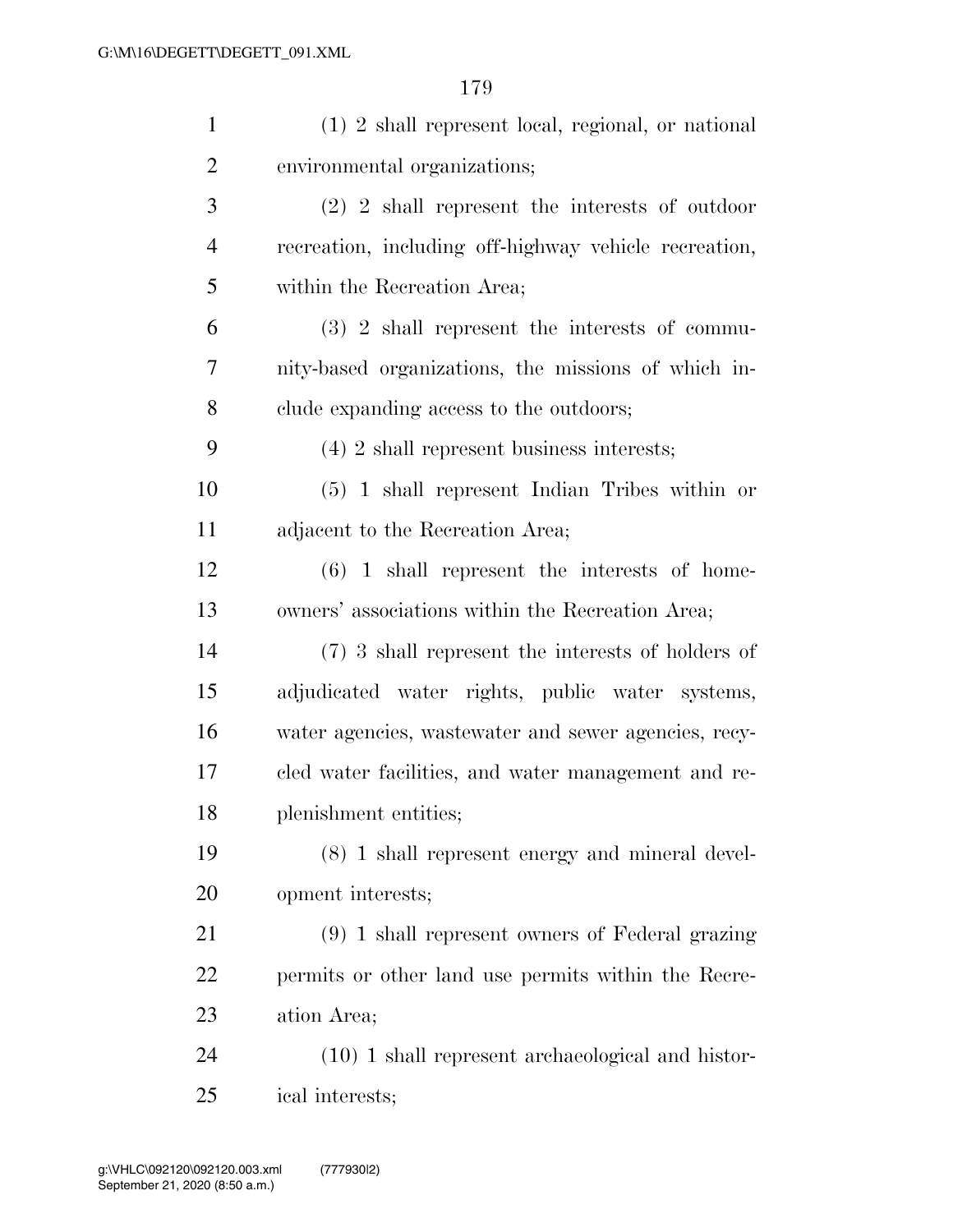(1) 2 shall represent local, regional, or national environmental organizations;

(2) 2 shall represent the interests of outdoor recreation, including off-highway vehicle recreation, within the Recreation Area;

(3) 2 shall represent the interests of community-based organizations, the missions of which include expanding access to the outdoors;

(4) 2 shall represent business interests;

(5) 1 shall represent Indian Tribes within or adjacent to the Recreation Area;

(6) 1 shall represent the interests of homeowners' associations within the Recreation Area;

(7) 3 shall represent the interests of holders of adjudicated water rights, public water systems, water agencies, wastewater and sewer agencies, recycled water facilities, and water management and replenishment entities;

(8) 1 shall represent energy and mineral development interests;

(9) 1 shall represent owners of Federal grazing permits or other land use permits within the Recreation Area;

(10) 1 shall represent archaeological and historical interests;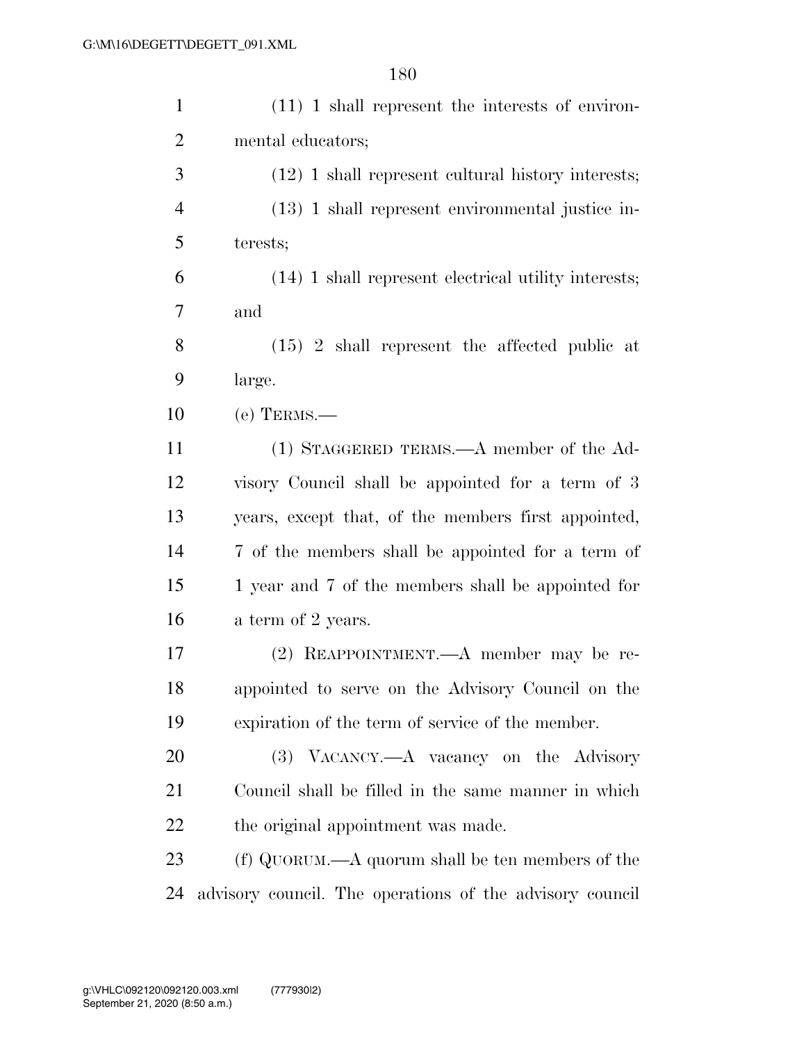(11) 1 shall represent the interests of environmental educators;

(12) 1 shall represent cultural history interests;

(13) 1 shall represent environmental justice interests;

(14) 1 shall represent electrical utility interests; and

(15) 2 shall represent the affected public at large.

(e) TERMS.—

(1) STAGGERED TERMS.—A member of the Advisory Council shall be appointed for a term of 3 years, except that, of the members first appointed, 7 of the members shall be appointed for a term of 1 year and 7 of the members shall be appointed for a term of 2 years.

(2) REAPPOINTMENT.—A member may be reappointed to serve on the Advisory Council on the expiration of the term of service of the member.

(3) VACANCY.—A vacancy on the Advisory Council shall be filled in the same manner in which the original appointment was made.

(f) QUORUM.—A quorum shall be ten members of the advisory council. The operations of the advisory council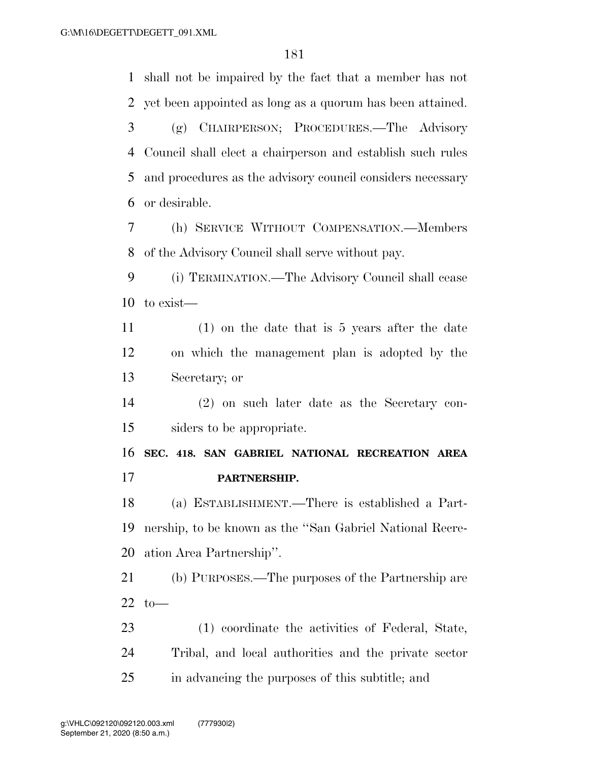shall not be impaired by the fact that a member has not yet been appointed as long as a quorum has been attained.

(g) CHAIRPERSON; PROCEDURES.—The Advisory Council shall elect a chairperson and establish such rules and procedures as the advisory council considers necessary or desirable.

(h) SERVICE WITHOUT COMPENSATION.—Members of the Advisory Council shall serve without pay.

(i) TERMINATION.—The Advisory Council shall cease to exist—

(1) on the date that is 5 years after the date on which the management plan is adopted by the Secretary; or

(2) on such later date as the Secretary considers to be appropriate.

**SEC. 418. SAN GABRIEL NATIONAL RECREATION AREA PARTNERSHIP.**

(a) ESTABLISHMENT.—There is established a Partnership, to be known as the ''San Gabriel National Recreation Area Partnership''.

(b) PURPOSES.—The purposes of the Partnership are to—

(1) coordinate the activities of Federal, State, Tribal, and local authorities and the private sector in advancing the purposes of this subtitle; and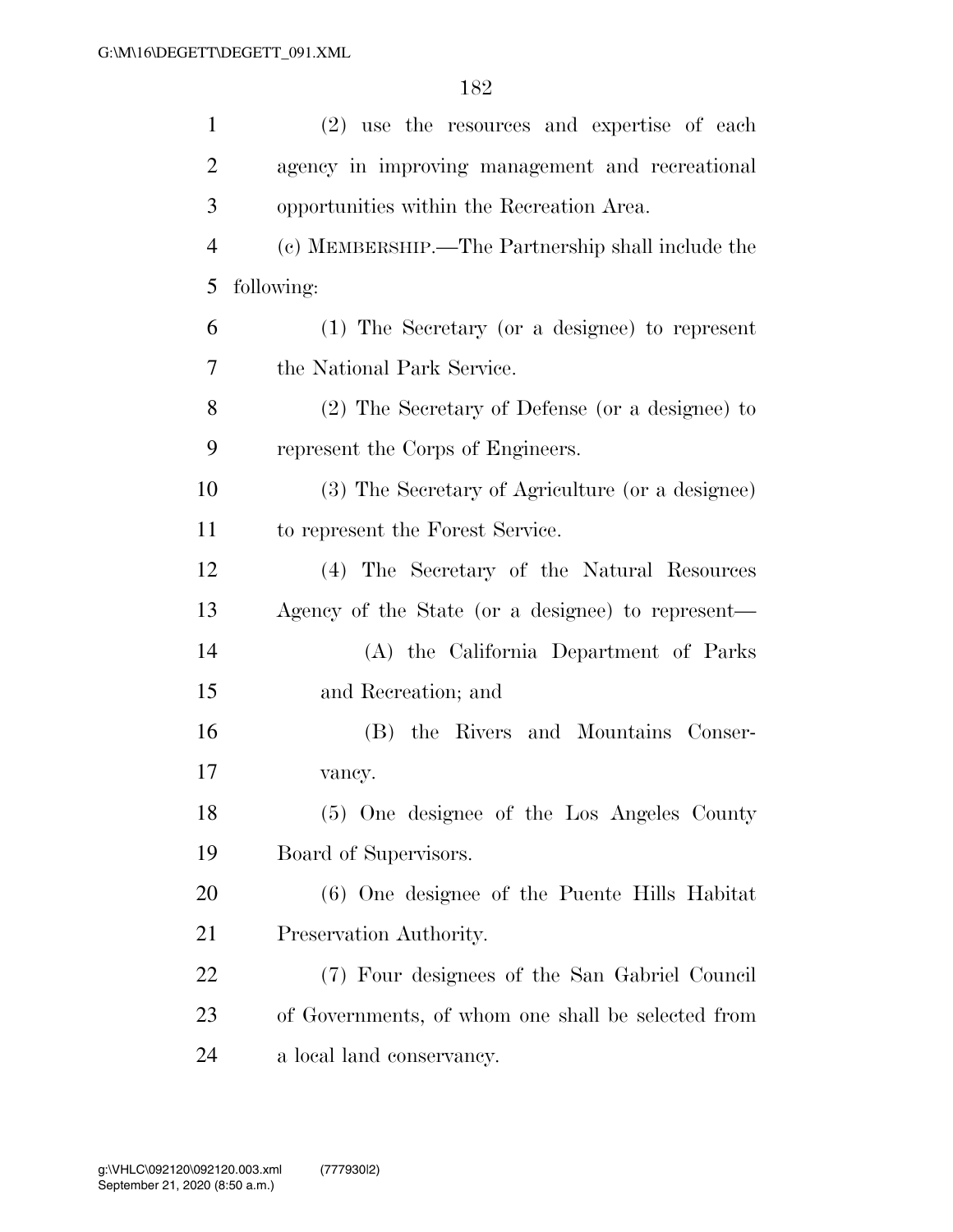(2) use the resources and expertise of each agency in improving management and recreational opportunities within the Recreation Area.

(c) MEMBERSHIP.—The Partnership shall include the following:

(1) The Secretary (or a designee) to represent the National Park Service.

(2) The Secretary of Defense (or a designee) to represent the Corps of Engineers.

(3) The Secretary of Agriculture (or a designee) to represent the Forest Service.

(4) The Secretary of the Natural Resources Agency of the State (or a designee) to represent—

(A) the California Department of Parks and Recreation; and

(B) the Rivers and Mountains Conservancy.

(5) One designee of the Los Angeles County Board of Supervisors.

(6) One designee of the Puente Hills Habitat Preservation Authority.

(7) Four designees of the San Gabriel Council of Governments, of whom one shall be selected from a local land conservancy.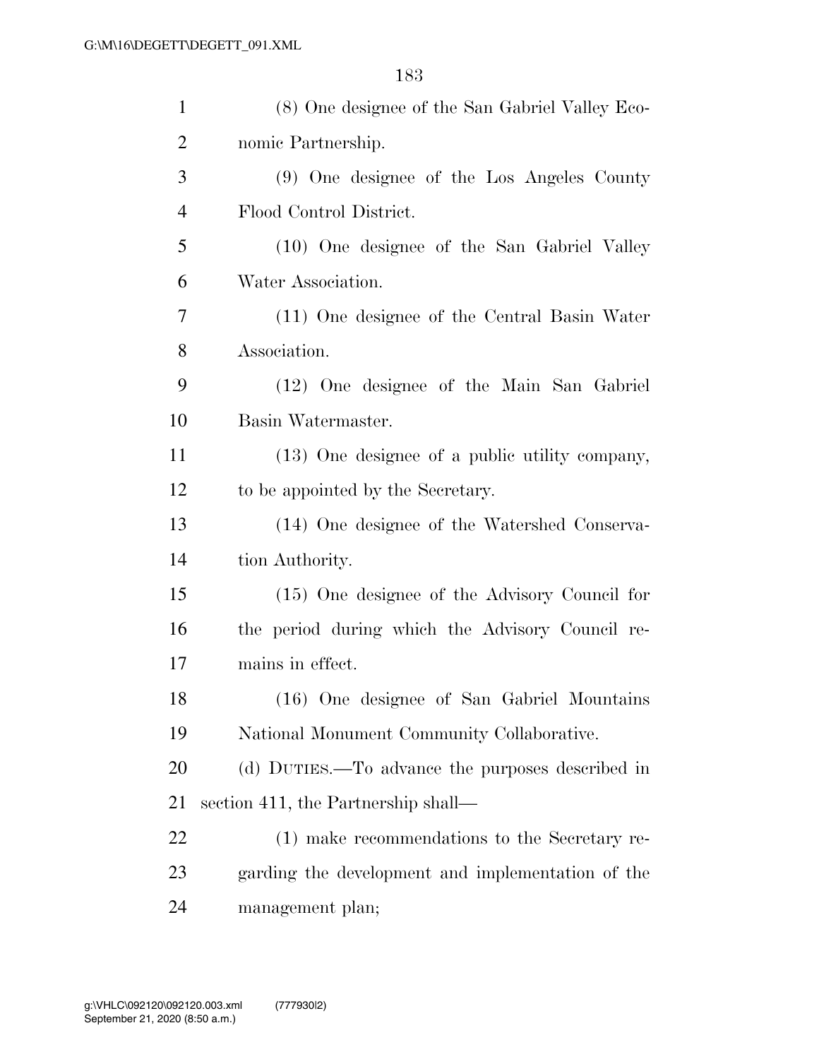(8) One designee of the San Gabriel Valley Economic Partnership.

(9) One designee of the Los Angeles County Flood Control District.

(10) One designee of the San Gabriel Valley Water Association.

(11) One designee of the Central Basin Water Association.

(12) One designee of the Main San Gabriel Basin Watermaster.

(13) One designee of a public utility company, to be appointed by the Secretary.

(14) One designee of the Watershed Conservation Authority.

(15) One designee of the Advisory Council for the period during which the Advisory Council remains in effect.

(16) One designee of San Gabriel Mountains National Monument Community Collaborative.

(d) DUTIES.—To advance the purposes described in section 411, the Partnership shall—

(1) make recommendations to the Secretary regarding the development and implementation of the management plan;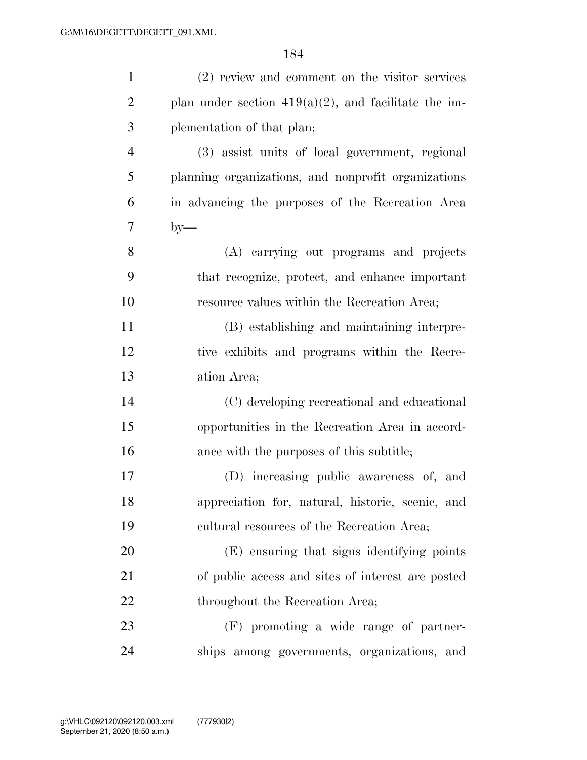(2) review and comment on the visitor services plan under section 419(a)(2), and facilitate the implementation of that plan;

(3) assist units of local government, regional planning organizations, and nonprofit organizations in advancing the purposes of the Recreation Area by—

(A) carrying out programs and projects that recognize, protect, and enhance important resource values within the Recreation Area;

(B) establishing and maintaining interpretive exhibits and programs within the Recreation Area;

(C) developing recreational and educational opportunities in the Recreation Area in accordance with the purposes of this subtitle;

(D) increasing public awareness of, and appreciation for, natural, historic, scenic, and cultural resources of the Recreation Area;

(E) ensuring that signs identifying points of public access and sites of interest are posted throughout the Recreation Area;

(F) promoting a wide range of partnerships among governments, organizations, and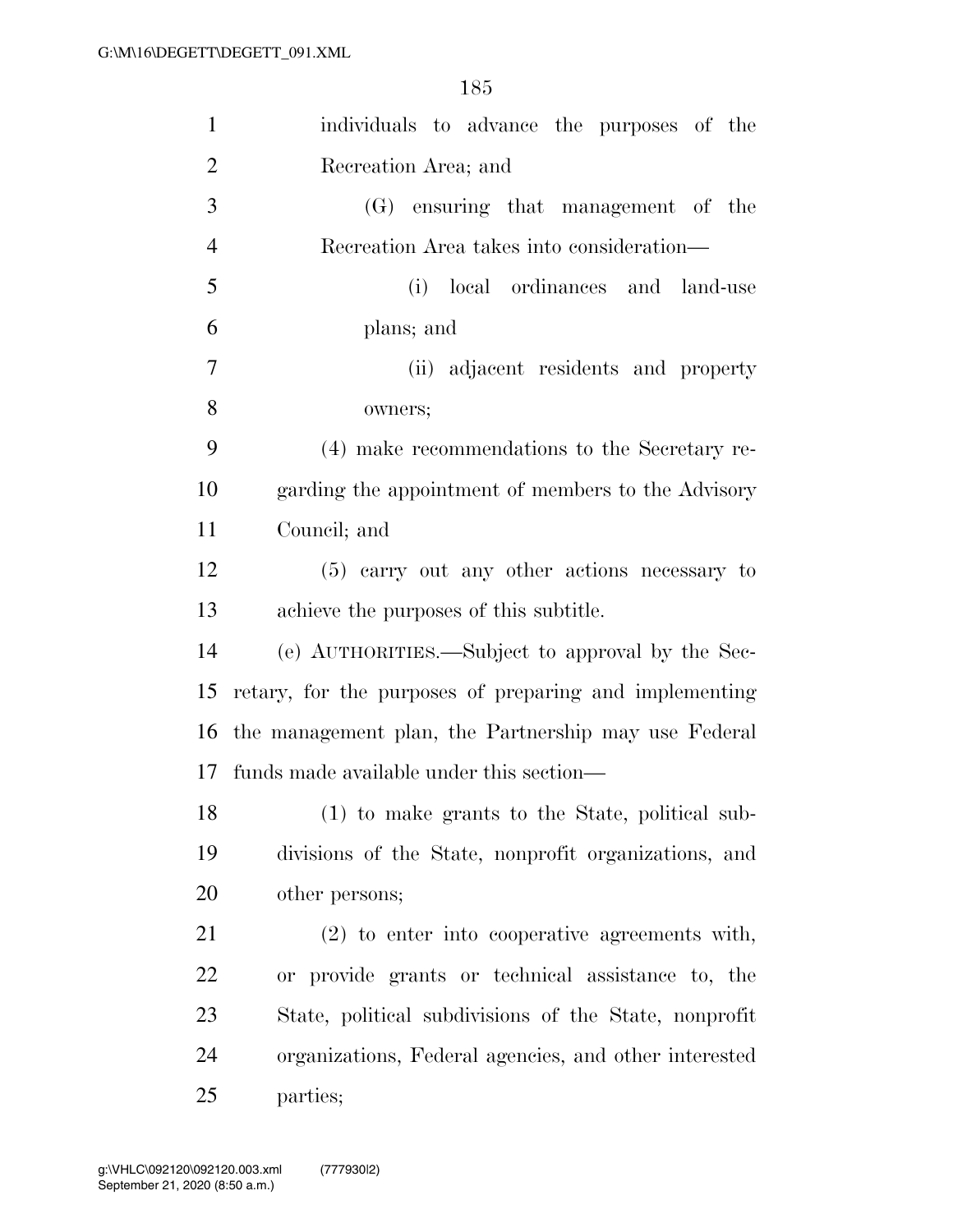individuals to advance the purposes of the Recreation Area; and

(G) ensuring that management of the Recreation Area takes into consideration—

(i) local ordinances and land-use plans; and

(ii) adjacent residents and property owners;

(4) make recommendations to the Secretary regarding the appointment of members to the Advisory Council; and

(5) carry out any other actions necessary to achieve the purposes of this subtitle.

(e) AUTHORITIES.—Subject to approval by the Secretary, for the purposes of preparing and implementing the management plan, the Partnership may use Federal funds made available under this section—

(1) to make grants to the State, political subdivisions of the State, nonprofit organizations, and other persons;

(2) to enter into cooperative agreements with, or provide grants or technical assistance to, the State, political subdivisions of the State, nonprofit organizations, Federal agencies, and other interested parties;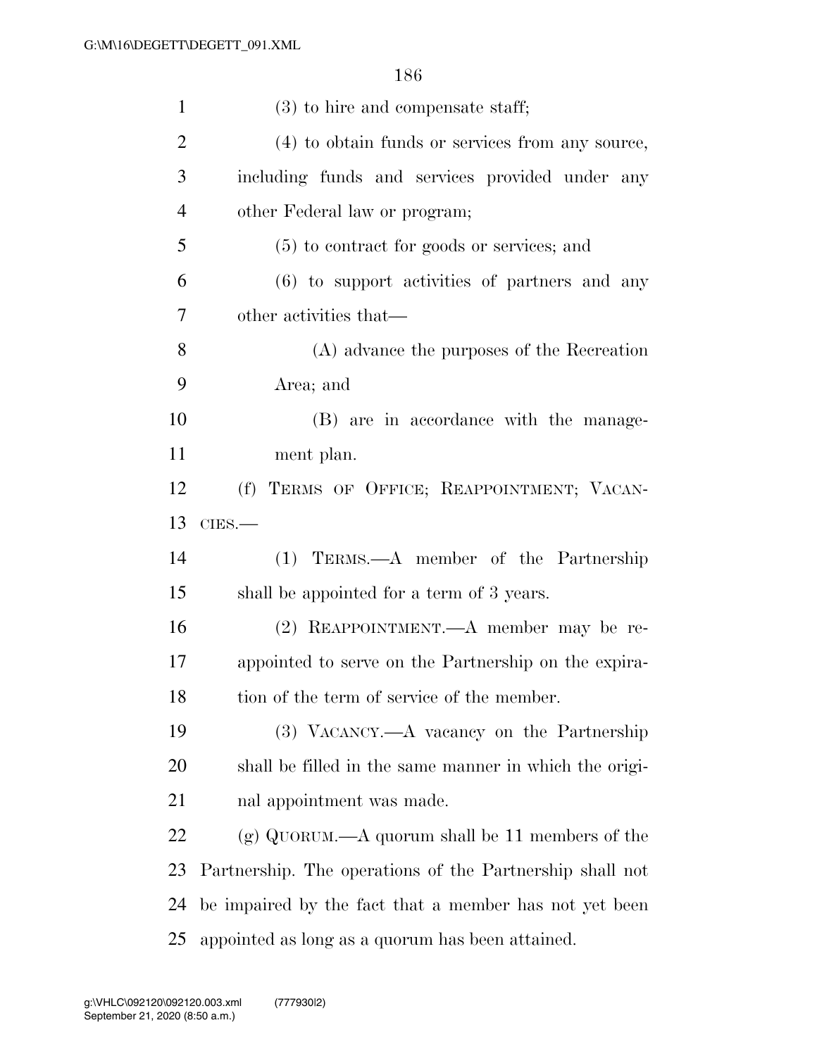(3) to hire and compensate staff;

(4) to obtain funds or services from any source, including funds and services provided under any other Federal law or program;

(5) to contract for goods or services; and

(6) to support activities of partners and any other activities that—

(A) advance the purposes of the Recreation Area; and

(B) are in accordance with the management plan.

(f) TERMS OF OFFICE; REAPPOINTMENT; VACANCIES.—

(1) TERMS.—A member of the Partnership shall be appointed for a term of 3 years.

(2) REAPPOINTMENT.—A member may be reappointed to serve on the Partnership on the expiration of the term of service of the member.

(3) VACANCY.—A vacancy on the Partnership shall be filled in the same manner in which the original appointment was made.

(g) QUORUM.—A quorum shall be 11 members of the Partnership. The operations of the Partnership shall not be impaired by the fact that a member has not yet been appointed as long as a quorum has been attained.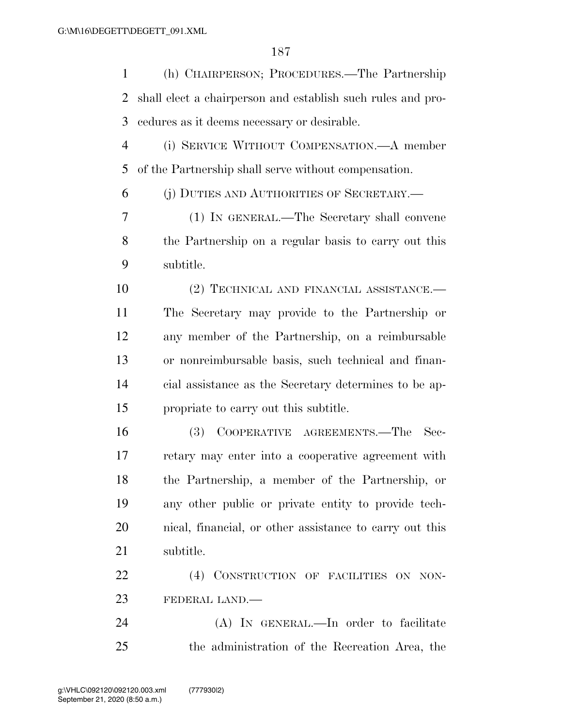(h) CHAIRPERSON; PROCEDURES.—The Partnership shall elect a chairperson and establish such rules and procedures as it deems necessary or desirable.

(i) SERVICE WITHOUT COMPENSATION.—A member of the Partnership shall serve without compensation.

(j) DUTIES AND AUTHORITIES OF SECRETARY.—

(1) IN GENERAL.—The Secretary shall convene the Partnership on a regular basis to carry out this subtitle.

(2) TECHNICAL AND FINANCIAL ASSISTANCE.—The Secretary may provide to the Partnership or any member of the Partnership, on a reimbursable or nonreimbursable basis, such technical and financial assistance as the Secretary determines to be appropriate to carry out this subtitle.

(3) COOPERATIVE AGREEMENTS.—The Secretary may enter into a cooperative agreement with the Partnership, a member of the Partnership, or any other public or private entity to provide technical, financial, or other assistance to carry out this subtitle.

(4) CONSTRUCTION OF FACILITIES ON NON-FEDERAL LAND.—

(A) IN GENERAL.—In order to facilitate the administration of the Recreation Area, the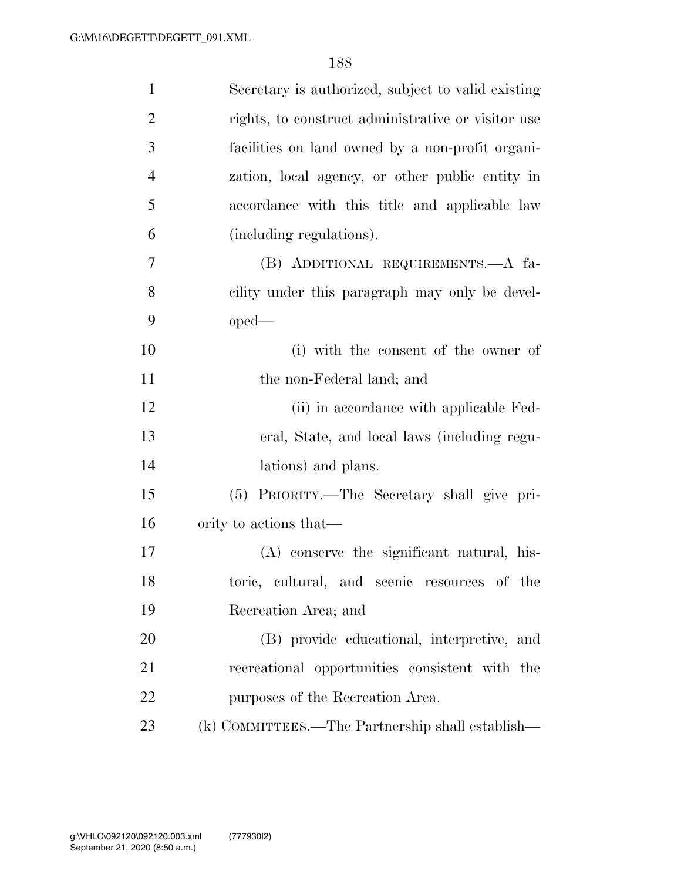Secretary is authorized, subject to valid existing rights, to construct administrative or visitor use facilities on land owned by a non-profit organization, local agency, or other public entity in accordance with this title and applicable law (including regulations).

(B) ADDITIONAL REQUIREMENTS.—A facility under this paragraph may only be developed—

(i) with the consent of the owner of the non-Federal land; and

(ii) in accordance with applicable Federal, State, and local laws (including regulations) and plans.

(5) PRIORITY.—The Secretary shall give priority to actions that—

(A) conserve the significant natural, historic, cultural, and scenic resources of the Recreation Area; and

(B) provide educational, interpretive, and recreational opportunities consistent with the purposes of the Recreation Area.

(k) COMMITTEES.—The Partnership shall establish—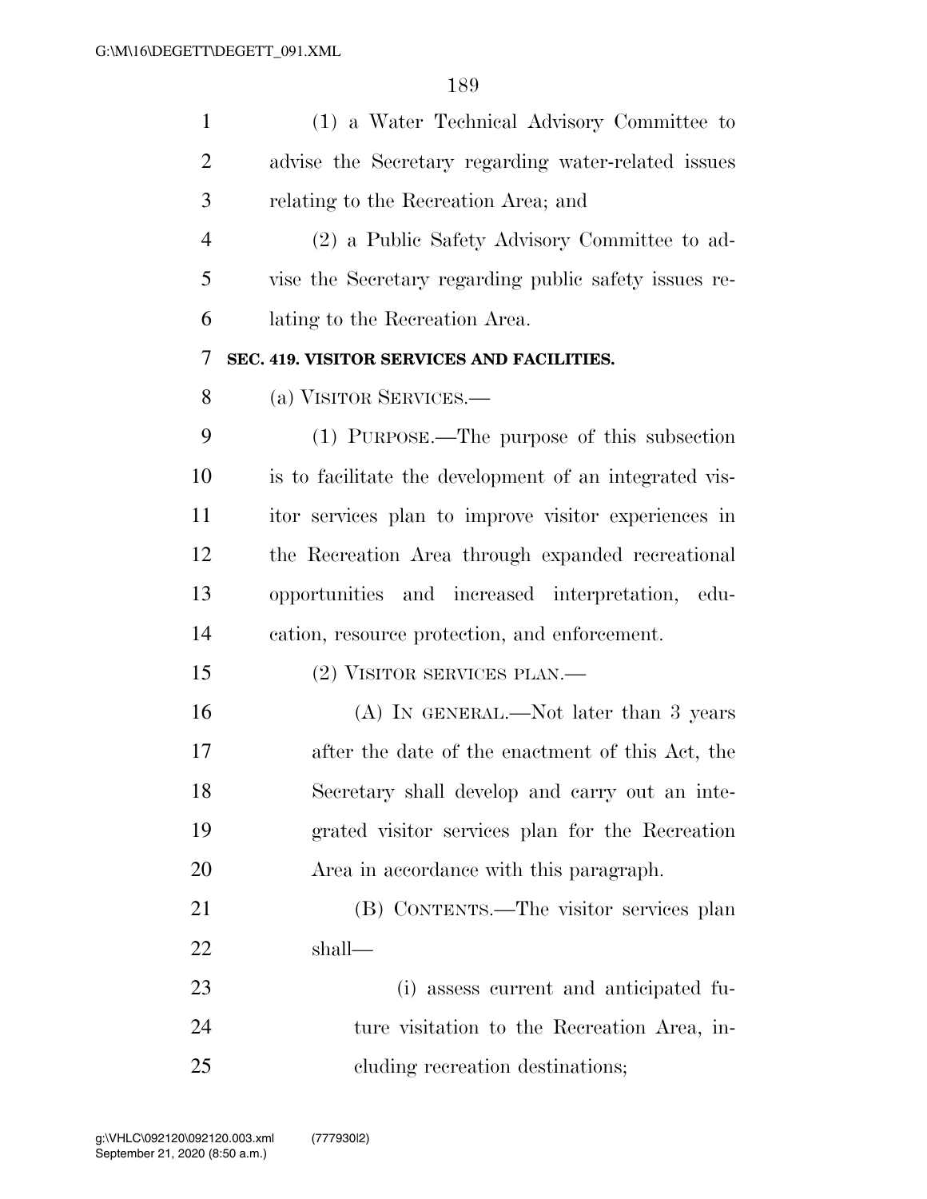(1) a Water Technical Advisory Committee to advise the Secretary regarding water-related issues relating to the Recreation Area; and

(2) a Public Safety Advisory Committee to advise the Secretary regarding public safety issues relating to the Recreation Area.

**SEC. 419. VISITOR SERVICES AND FACILITIES.**

(a) VISITOR SERVICES.—

(1) PURPOSE.—The purpose of this subsection is to facilitate the development of an integrated visitor services plan to improve visitor experiences in the Recreation Area through expanded recreational opportunities and increased interpretation, education, resource protection, and enforcement.

(2) VISITOR SERVICES PLAN.—

(A) IN GENERAL.—Not later than 3 years after the date of the enactment of this Act, the Secretary shall develop and carry out an integrated visitor services plan for the Recreation Area in accordance with this paragraph.

(B) CONTENTS.—The visitor services plan shall—

(i) assess current and anticipated future visitation to the Recreation Area, including recreation destinations;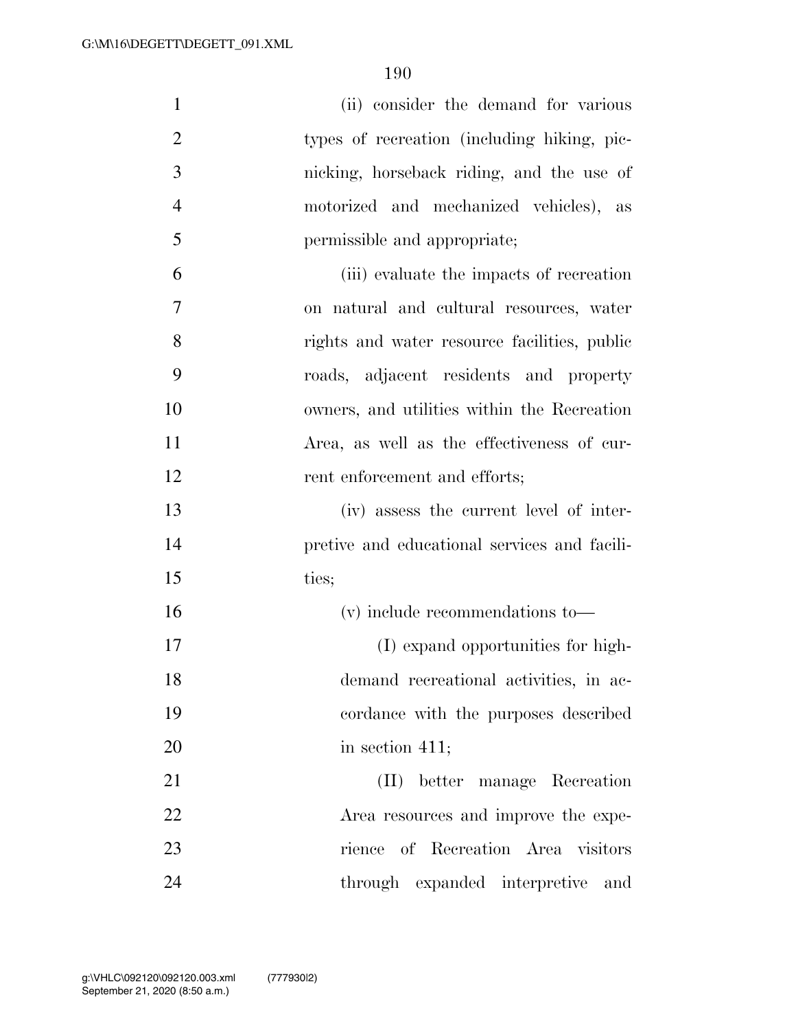(ii) consider the demand for various types of recreation (including hiking, picnicking, horseback riding, and the use of motorized and mechanized vehicles), as permissible and appropriate;

(iii) evaluate the impacts of recreation on natural and cultural resources, water rights and water resource facilities, public roads, adjacent residents and property owners, and utilities within the Recreation Area, as well as the effectiveness of current enforcement and efforts;

(iv) assess the current level of interpretive and educational services and facilities;

(v) include recommendations to—

(I) expand opportunities for high-demand recreational activities, in accordance with the purposes described in section 411;

(II) better manage Recreation Area resources and improve the experience of Recreation Area visitors through expanded interpretive and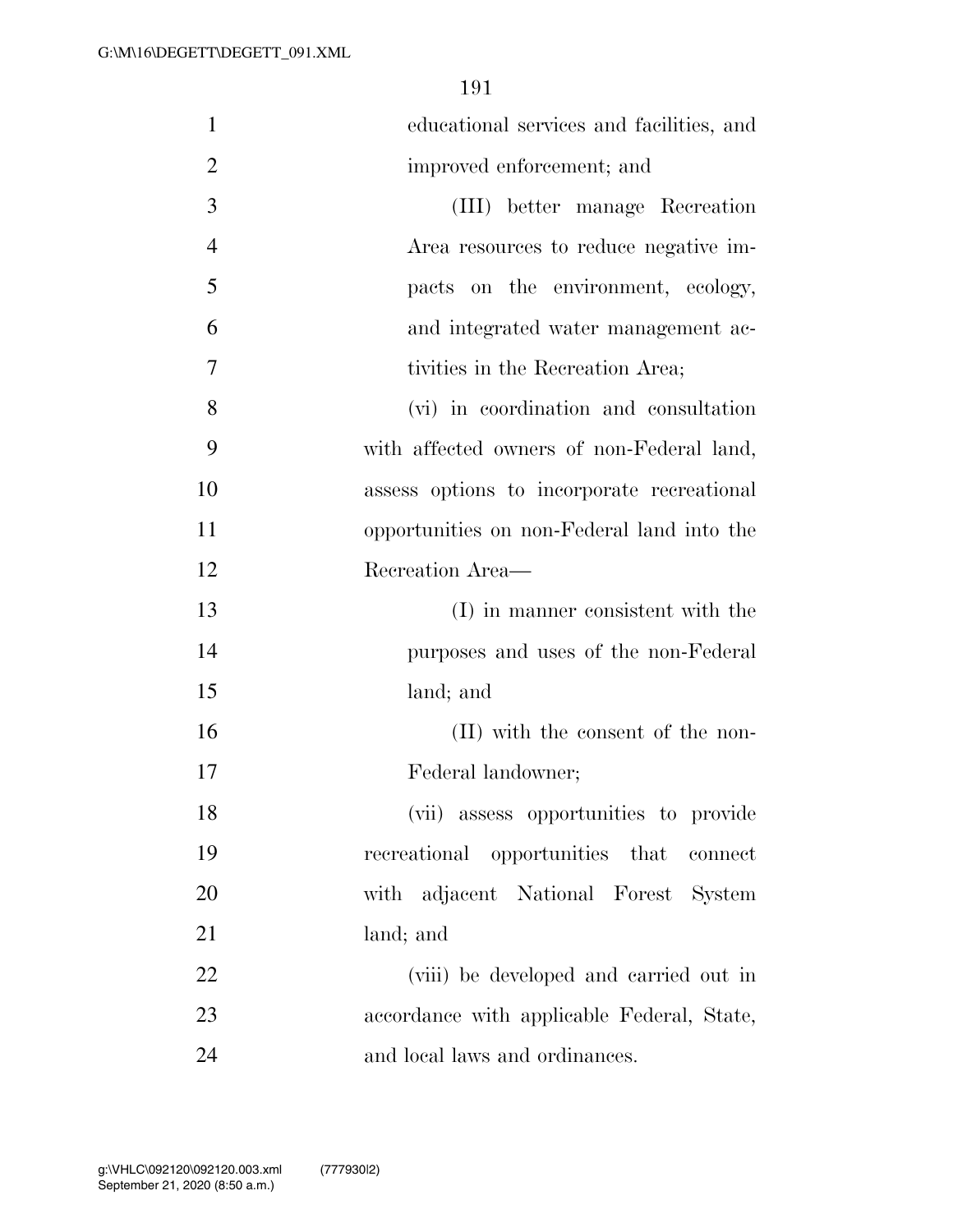educational services and facilities, and improved enforcement; and

(III) better manage Recreation Area resources to reduce negative impacts on the environment, ecology, and integrated water management activities in the Recreation Area;

(vi) in coordination and consultation with affected owners of non-Federal land, assess options to incorporate recreational opportunities on non-Federal land into the Recreation Area—

(I) in manner consistent with the purposes and uses of the non-Federal land; and

(II) with the consent of the non-Federal landowner;

(vii) assess opportunities to provide recreational opportunities that connect with adjacent National Forest System land; and

(viii) be developed and carried out in accordance with applicable Federal, State, and local laws and ordinances.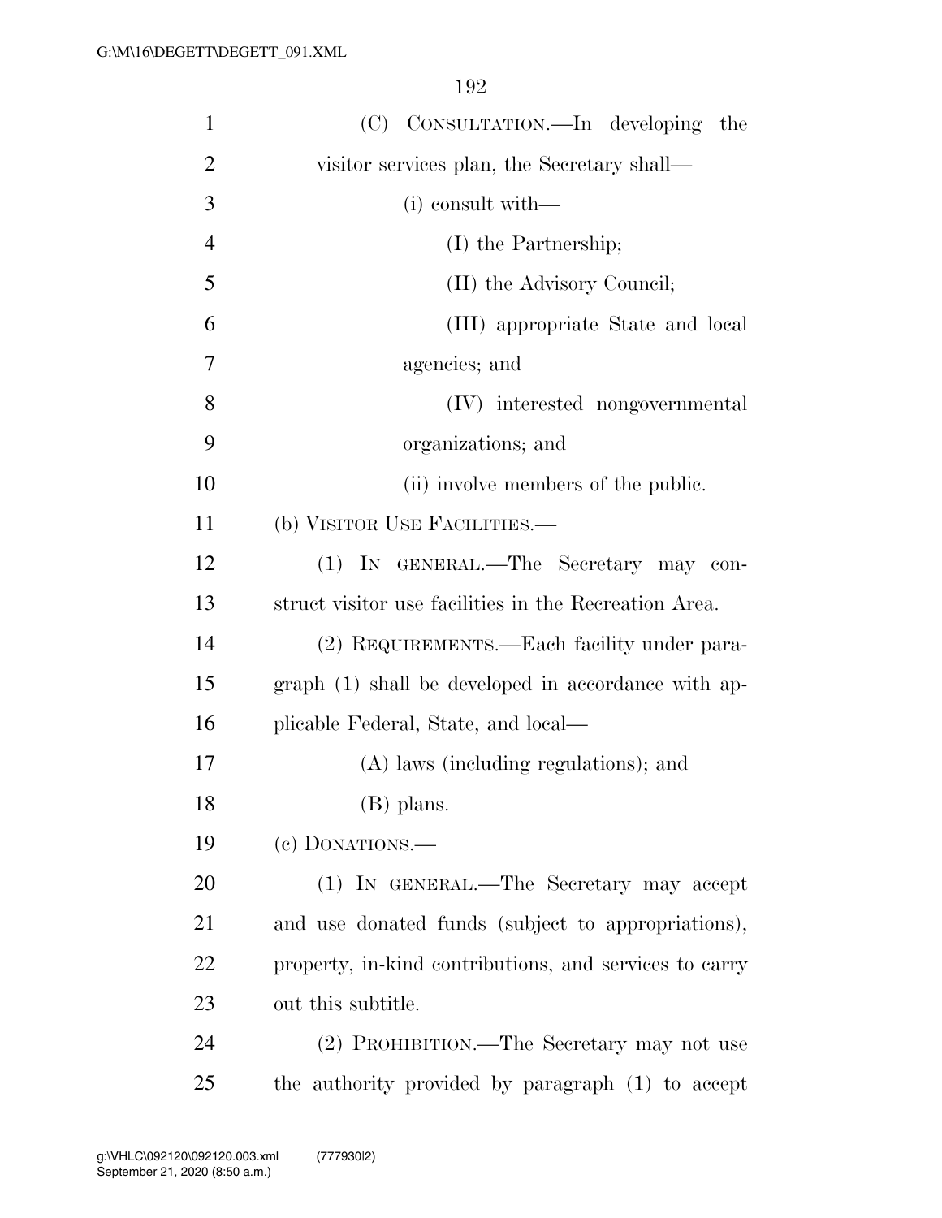(C) CONSULTATION.—In developing the visitor services plan, the Secretary shall—

(i) consult with—

(I) the Partnership;

(II) the Advisory Council;

(III) appropriate State and local agencies; and

(IV) interested nongovernmental organizations; and

(ii) involve members of the public.

(b) VISITOR USE FACILITIES.—

(1) IN GENERAL.—The Secretary may construct visitor use facilities in the Recreation Area.

(2) REQUIREMENTS.—Each facility under paragraph (1) shall be developed in accordance with applicable Federal, State, and local—

(A) laws (including regulations); and

(B) plans.

(c) DONATIONS.—

(1) IN GENERAL.—The Secretary may accept and use donated funds (subject to appropriations), property, in-kind contributions, and services to carry out this subtitle.

(2) PROHIBITION.—The Secretary may not use the authority provided by paragraph (1) to accept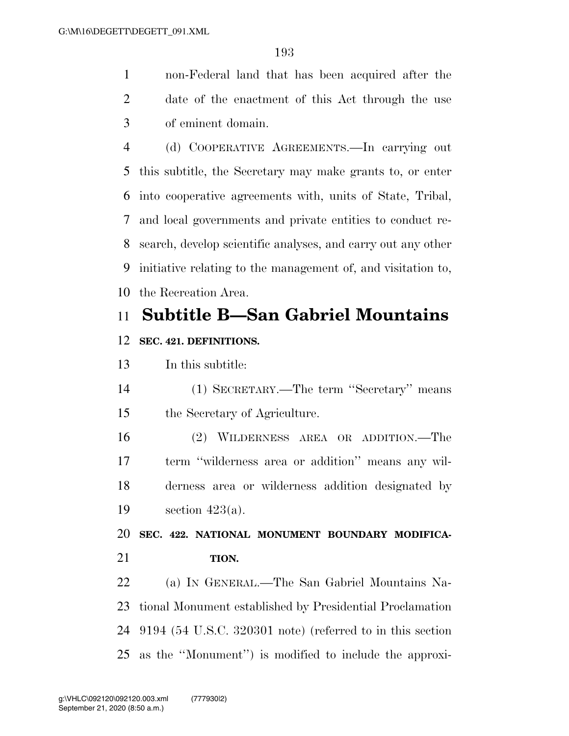non-Federal land that has been acquired after the date of the enactment of this Act through the use of eminent domain.

(d) COOPERATIVE AGREEMENTS.—In carrying out this subtitle, the Secretary may make grants to, or enter into cooperative agreements with, units of State, Tribal, and local governments and private entities to conduct research, develop scientific analyses, and carry out any other initiative relating to the management of, and visitation to, the Recreation Area.

## Subtitle B—San Gabriel Mountains

### SEC. 421. DEFINITIONS.

In this subtitle:

(1) SECRETARY.—The term ''Secretary'' means the Secretary of Agriculture.

(2) WILDERNESS AREA OR ADDITION.—The term ''wilderness area or addition'' means any wilderness area or wilderness addition designated by section 423(a).

### SEC. 422. NATIONAL MONUMENT BOUNDARY MODIFICATION.

(a) IN GENERAL.—The San Gabriel Mountains National Monument established by Presidential Proclamation 9194 (54 U.S.C. 320301 note) (referred to in this section as the ''Monument'') is modified to include the approxi-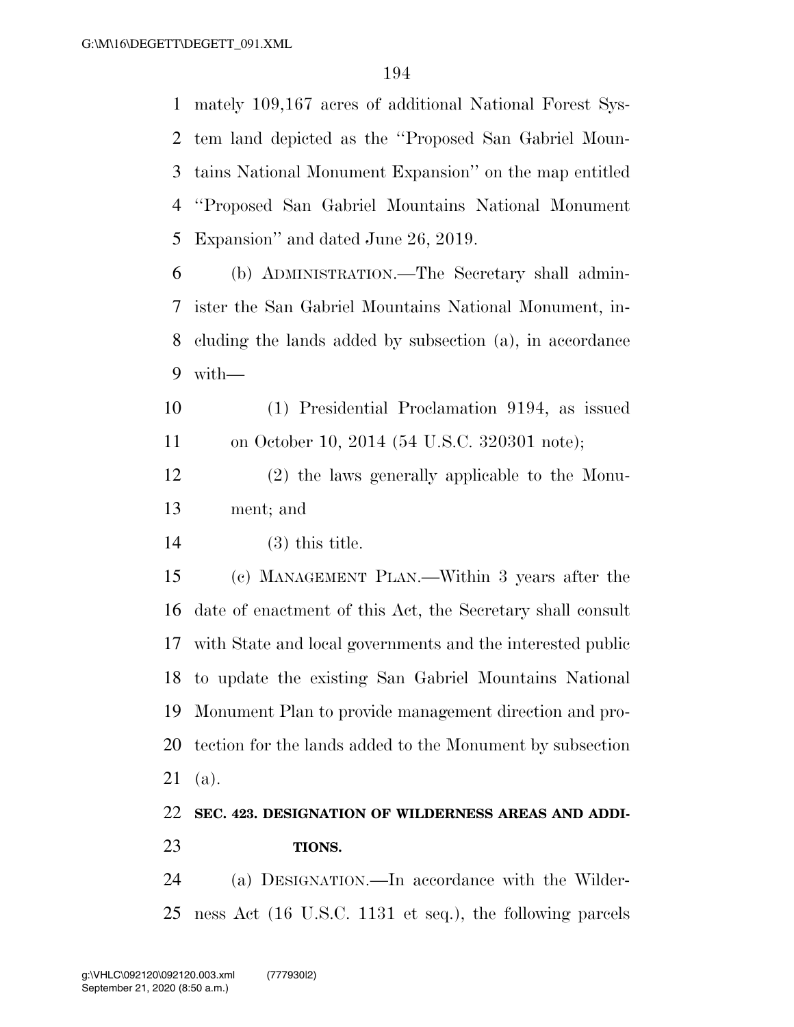mately 109,167 acres of additional National Forest System land depicted as the "Proposed San Gabriel Mountains National Monument Expansion" on the map entitled "Proposed San Gabriel Mountains National Monument Expansion" and dated June 26, 2019.

(b) ADMINISTRATION.—The Secretary shall administer the San Gabriel Mountains National Monument, including the lands added by subsection (a), in accordance with—

(1) Presidential Proclamation 9194, as issued on October 10, 2014 (54 U.S.C. 320301 note);

(2) the laws generally applicable to the Monument; and

(3) this title.

(c) MANAGEMENT PLAN.—Within 3 years after the date of enactment of this Act, the Secretary shall consult with State and local governments and the interested public to update the existing San Gabriel Mountains National Monument Plan to provide management direction and protection for the lands added to the Monument by subsection (a).

**SEC. 423. DESIGNATION OF WILDERNESS AREAS AND ADDITIONS.**

(a) DESIGNATION.—In accordance with the Wilderness Act (16 U.S.C. 1131 et seq.), the following parcels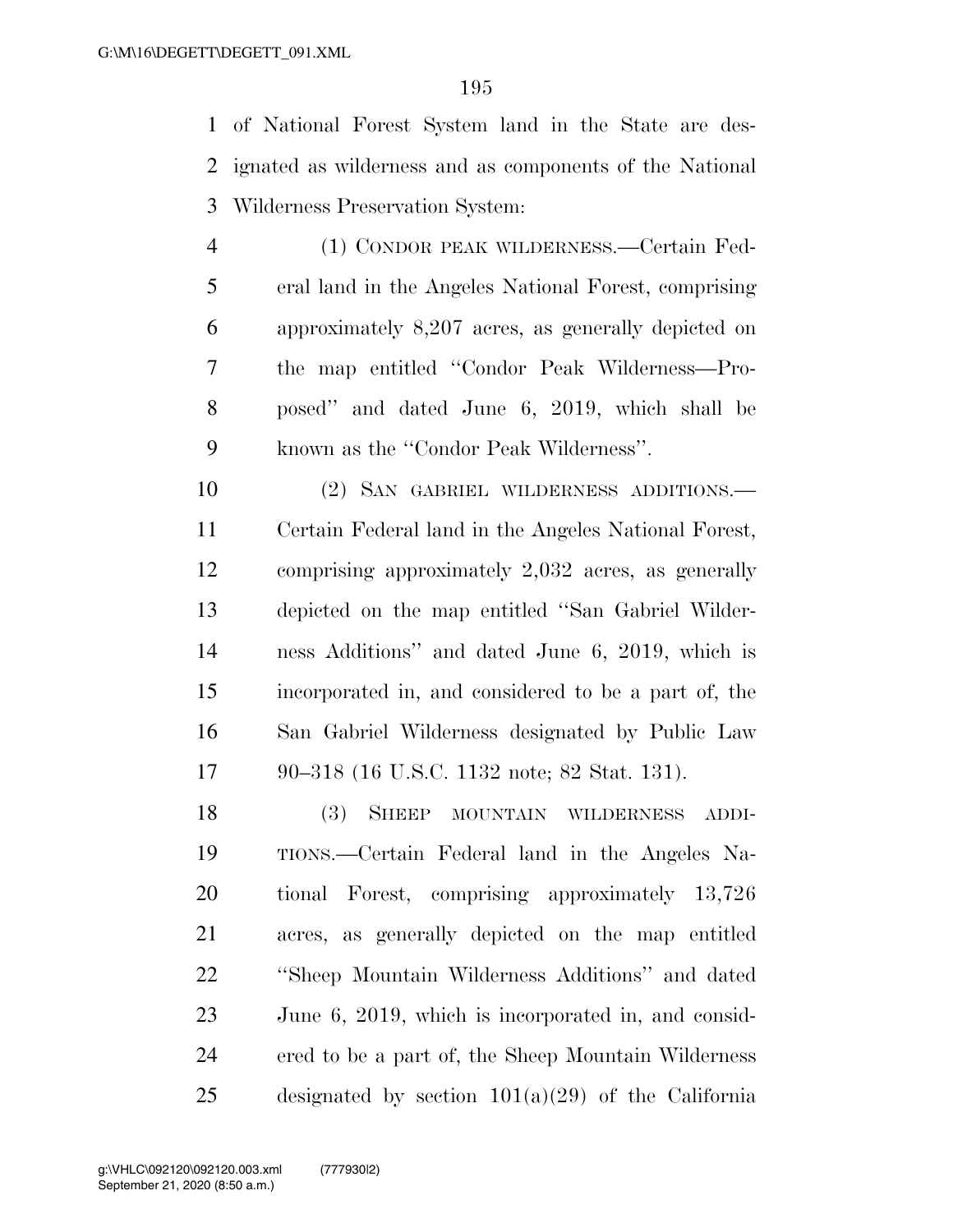of National Forest System land in the State are designated as wilderness and as components of the National Wilderness Preservation System:

(1) CONDOR PEAK WILDERNESS.—Certain Federal land in the Angeles National Forest, comprising approximately 8,207 acres, as generally depicted on the map entitled ''Condor Peak Wilderness—Proposed'' and dated June 6, 2019, which shall be known as the ''Condor Peak Wilderness''.

(2) SAN GABRIEL WILDERNESS ADDITIONS.—Certain Federal land in the Angeles National Forest, comprising approximately 2,032 acres, as generally depicted on the map entitled ''San Gabriel Wilderness Additions'' and dated June 6, 2019, which is incorporated in, and considered to be a part of, the San Gabriel Wilderness designated by Public Law 90–318 (16 U.S.C. 1132 note; 82 Stat. 131).

(3) SHEEP MOUNTAIN WILDERNESS ADDITIONS.—Certain Federal land in the Angeles National Forest, comprising approximately 13,726 acres, as generally depicted on the map entitled ''Sheep Mountain Wilderness Additions'' and dated June 6, 2019, which is incorporated in, and considered to be a part of, the Sheep Mountain Wilderness designated by section 101(a)(29) of the California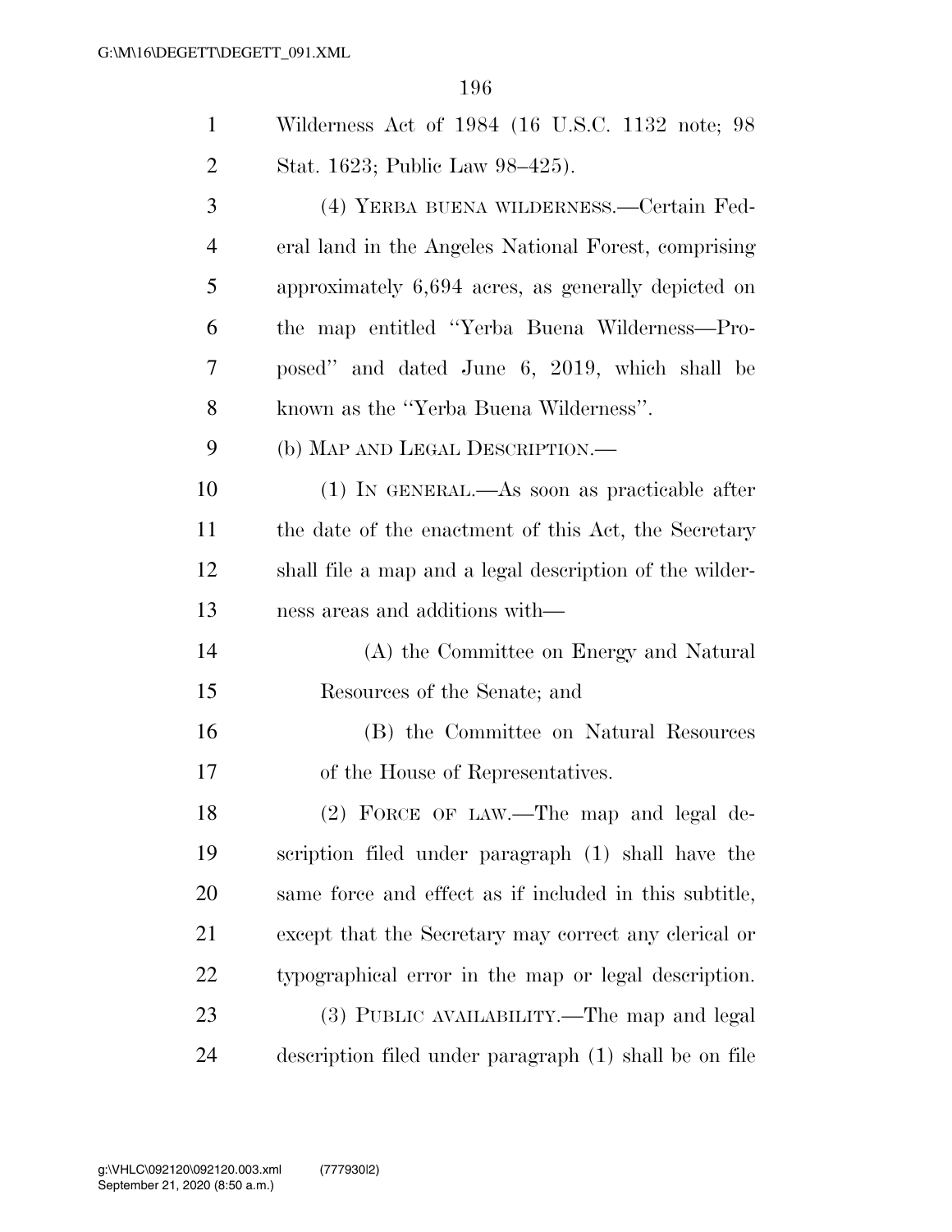Wilderness Act of 1984 (16 U.S.C. 1132 note; 98 Stat. 1623; Public Law 98–425).

(4) YERBA BUENA WILDERNESS.—Certain Federal land in the Angeles National Forest, comprising approximately 6,694 acres, as generally depicted on the map entitled ''Yerba Buena Wilderness—Proposed'' and dated June 6, 2019, which shall be known as the ''Yerba Buena Wilderness''.

(b) MAP AND LEGAL DESCRIPTION.—

(1) IN GENERAL.—As soon as practicable after the date of the enactment of this Act, the Secretary shall file a map and a legal description of the wilderness areas and additions with—

(A) the Committee on Energy and Natural Resources of the Senate; and

(B) the Committee on Natural Resources of the House of Representatives.

(2) FORCE OF LAW.—The map and legal description filed under paragraph (1) shall have the same force and effect as if included in this subtitle, except that the Secretary may correct any clerical or typographical error in the map or legal description.

(3) PUBLIC AVAILABILITY.—The map and legal description filed under paragraph (1) shall be on file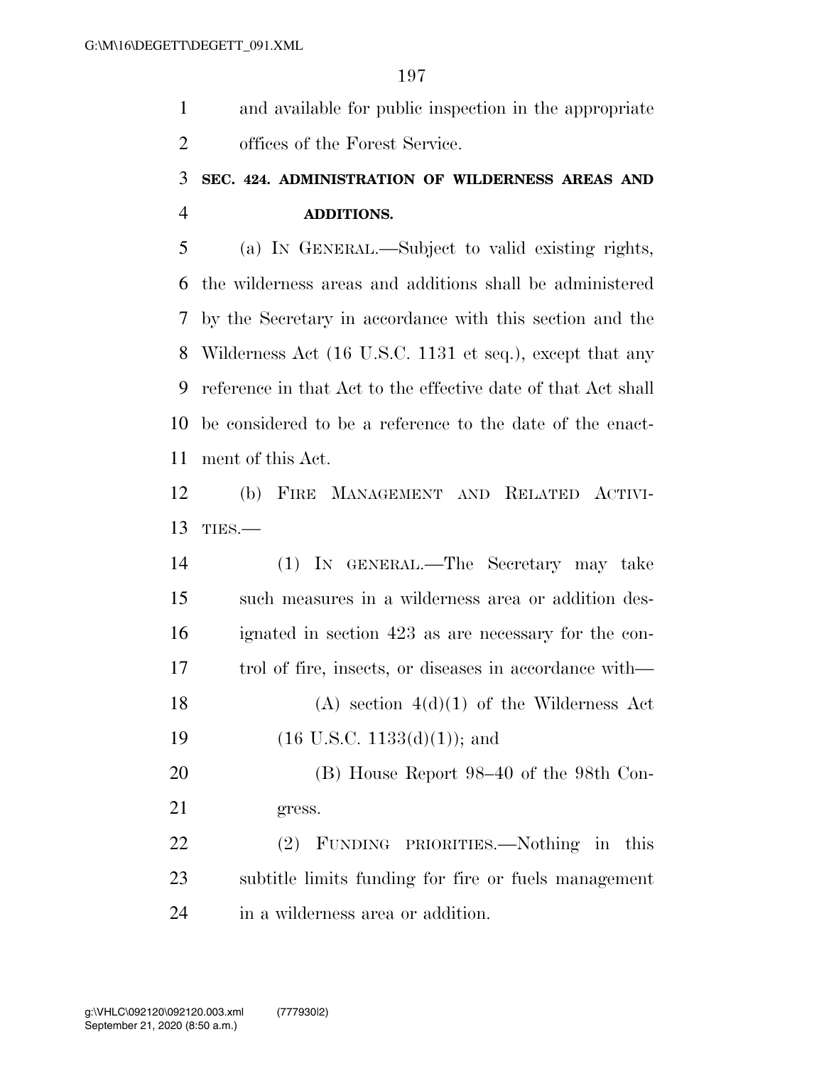and available for public inspection in the appropriate offices of the Forest Service.

### SEC. 424. ADMINISTRATION OF WILDERNESS AREAS AND ADDITIONS.

(a) IN GENERAL.—Subject to valid existing rights, the wilderness areas and additions shall be administered by the Secretary in accordance with this section and the Wilderness Act (16 U.S.C. 1131 et seq.), except that any reference in that Act to the effective date of that Act shall be considered to be a reference to the date of the enactment of this Act.

(b) FIRE MANAGEMENT AND RELATED ACTIVITIES.—

(1) IN GENERAL.—The Secretary may take such measures in a wilderness area or addition designated in section 423 as are necessary for the control of fire, insects, or diseases in accordance with—

(A) section 4(d)(1) of the Wilderness Act (16 U.S.C. 1133(d)(1)); and

(B) House Report 98–40 of the 98th Congress.

(2) FUNDING PRIORITIES.—Nothing in this subtitle limits funding for fire or fuels management in a wilderness area or addition.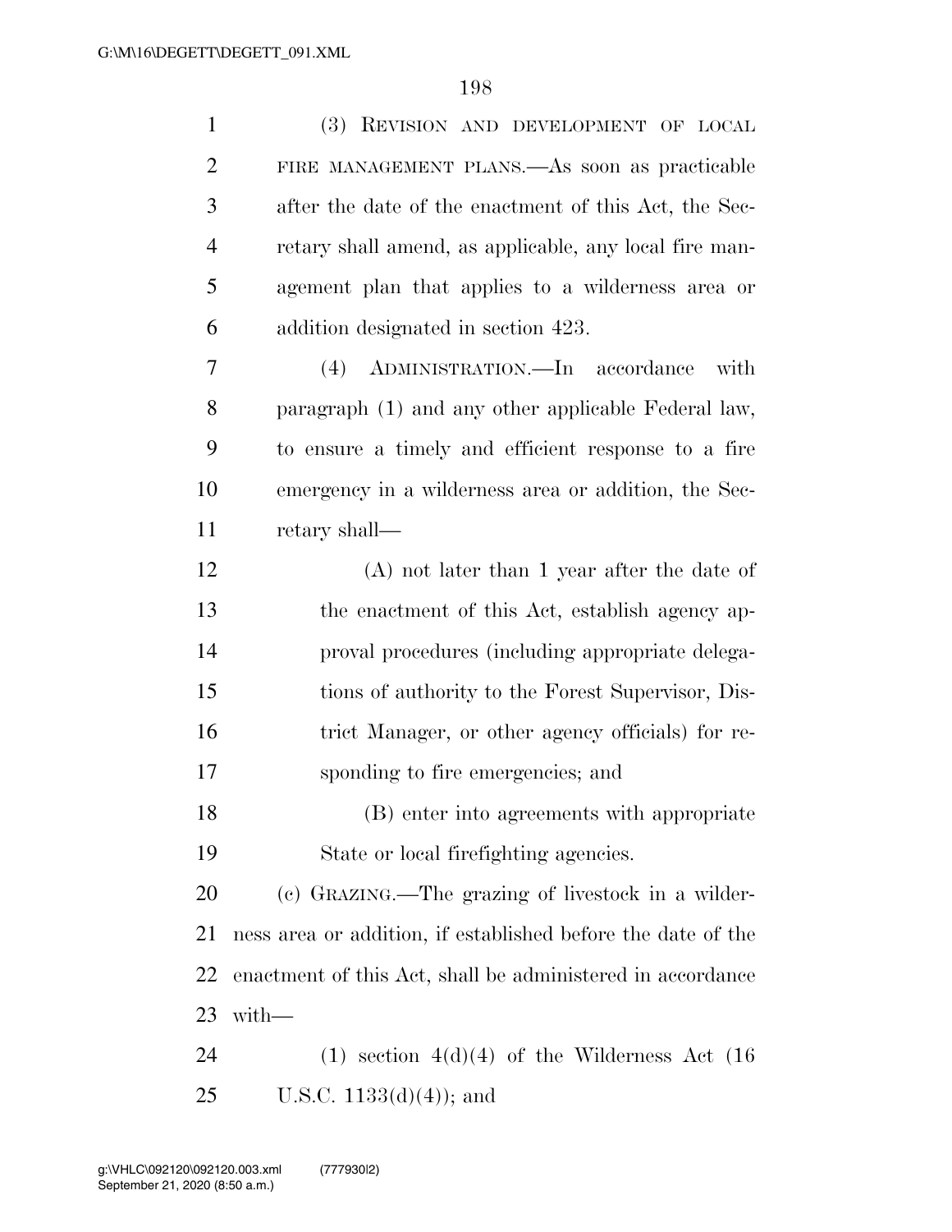(3) REVISION AND DEVELOPMENT OF LOCAL FIRE MANAGEMENT PLANS.—As soon as practicable after the date of the enactment of this Act, the Secretary shall amend, as applicable, any local fire management plan that applies to a wilderness area or addition designated in section 423.

(4) ADMINISTRATION.—In accordance with paragraph (1) and any other applicable Federal law, to ensure a timely and efficient response to a fire emergency in a wilderness area or addition, the Secretary shall—

(A) not later than 1 year after the date of the enactment of this Act, establish agency approval procedures (including appropriate delegations of authority to the Forest Supervisor, District Manager, or other agency officials) for responding to fire emergencies; and

(B) enter into agreements with appropriate State or local firefighting agencies.

(c) GRAZING.—The grazing of livestock in a wilderness area or addition, if established before the date of the enactment of this Act, shall be administered in accordance with—

(1) section 4(d)(4) of the Wilderness Act (16 U.S.C. 1133(d)(4)); and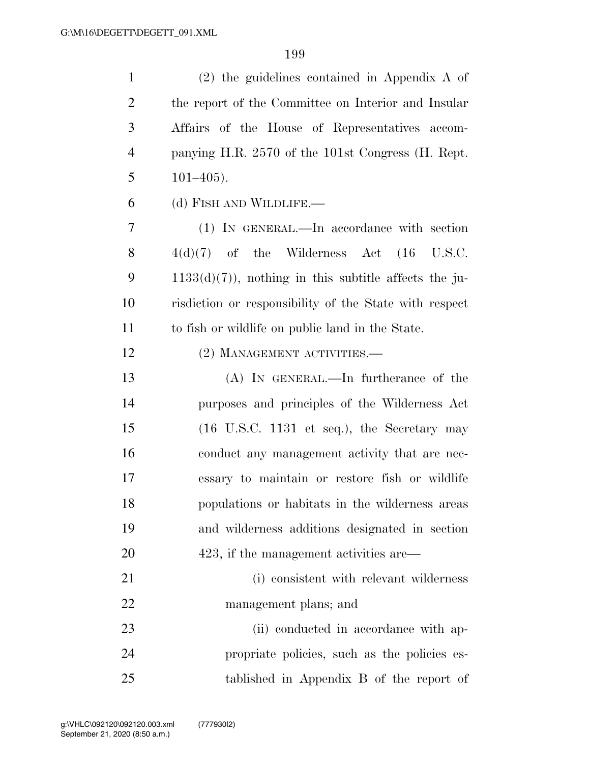(2) the guidelines contained in Appendix A of the report of the Committee on Interior and Insular Affairs of the House of Representatives accompanying H.R. 2570 of the 101st Congress (H. Rept. 101–405).

(d) FISH AND WILDLIFE.—

(1) IN GENERAL.—In accordance with section 4(d)(7) of the Wilderness Act (16 U.S.C. 1133(d)(7)), nothing in this subtitle affects the jurisdiction or responsibility of the State with respect to fish or wildlife on public land in the State.

(2) MANAGEMENT ACTIVITIES.—

(A) IN GENERAL.—In furtherance of the purposes and principles of the Wilderness Act (16 U.S.C. 1131 et seq.), the Secretary may conduct any management activity that are necessary to maintain or restore fish or wildlife populations or habitats in the wilderness areas and wilderness additions designated in section 423, if the management activities are—

(i) consistent with relevant wilderness management plans; and

(ii) conducted in accordance with appropriate policies, such as the policies established in Appendix B of the report of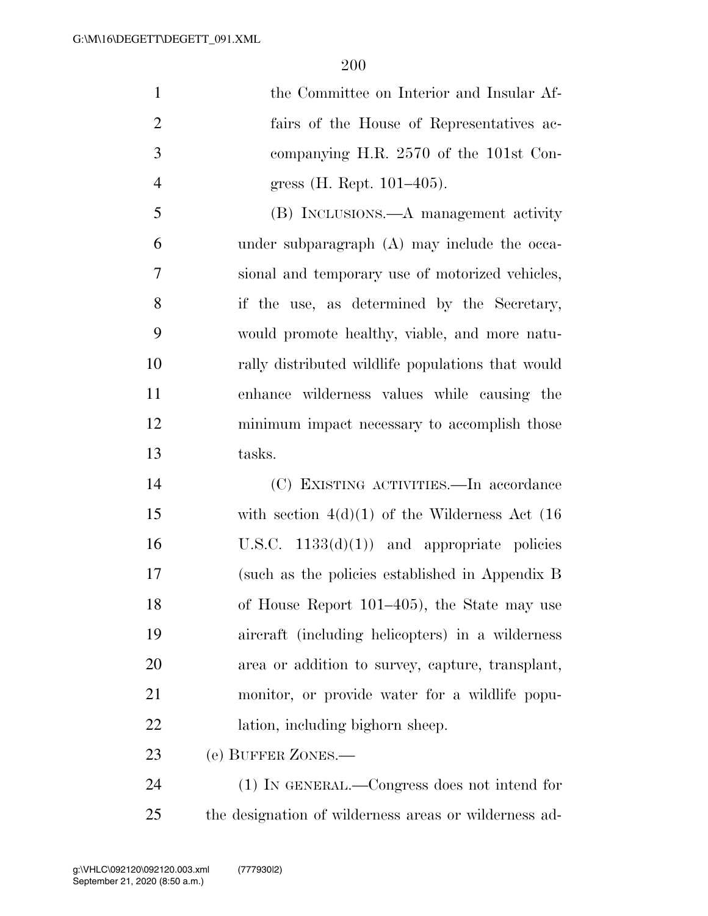the Committee on Interior and Insular Affairs of the House of Representatives accompanying H.R. 2570 of the 101st Congress (H. Rept. 101–405).

(B) INCLUSIONS.—A management activity under subparagraph (A) may include the occasional and temporary use of motorized vehicles, if the use, as determined by the Secretary, would promote healthy, viable, and more naturally distributed wildlife populations that would enhance wilderness values while causing the minimum impact necessary to accomplish those tasks.

(C) EXISTING ACTIVITIES.—In accordance with section 4(d)(1) of the Wilderness Act (16 U.S.C. 1133(d)(1)) and appropriate policies (such as the policies established in Appendix B of House Report 101–405), the State may use aircraft (including helicopters) in a wilderness area or addition to survey, capture, transplant, monitor, or provide water for a wildlife population, including bighorn sheep.

(e) BUFFER ZONES.—

(1) IN GENERAL.—Congress does not intend for the designation of wilderness areas or wilderness ad-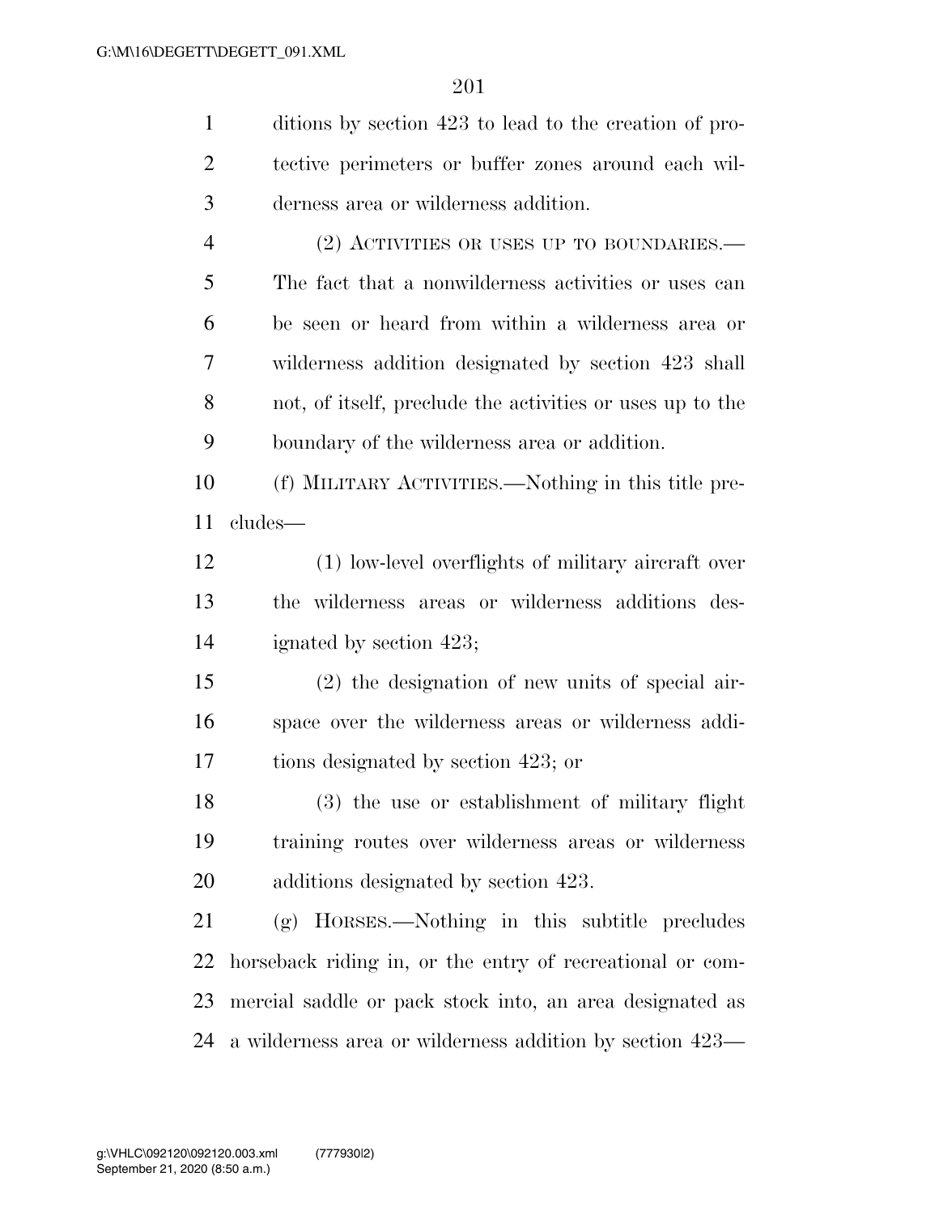ditions by section 423 to lead to the creation of protective perimeters or buffer zones around each wilderness area or wilderness addition.

(2) ACTIVITIES OR USES UP TO BOUNDARIES.—The fact that a nonwilderness activities or uses can be seen or heard from within a wilderness area or wilderness addition designated by section 423 shall not, of itself, preclude the activities or uses up to the boundary of the wilderness area or addition.

(f) MILITARY ACTIVITIES.—Nothing in this title precludes—

(1) low-level overflights of military aircraft over the wilderness areas or wilderness additions designated by section 423;

(2) the designation of new units of special airspace over the wilderness areas or wilderness additions designated by section 423; or

(3) the use or establishment of military flight training routes over wilderness areas or wilderness additions designated by section 423.

(g) HORSES.—Nothing in this subtitle precludes horseback riding in, or the entry of recreational or commercial saddle or pack stock into, an area designated as a wilderness area or wilderness addition by section 423—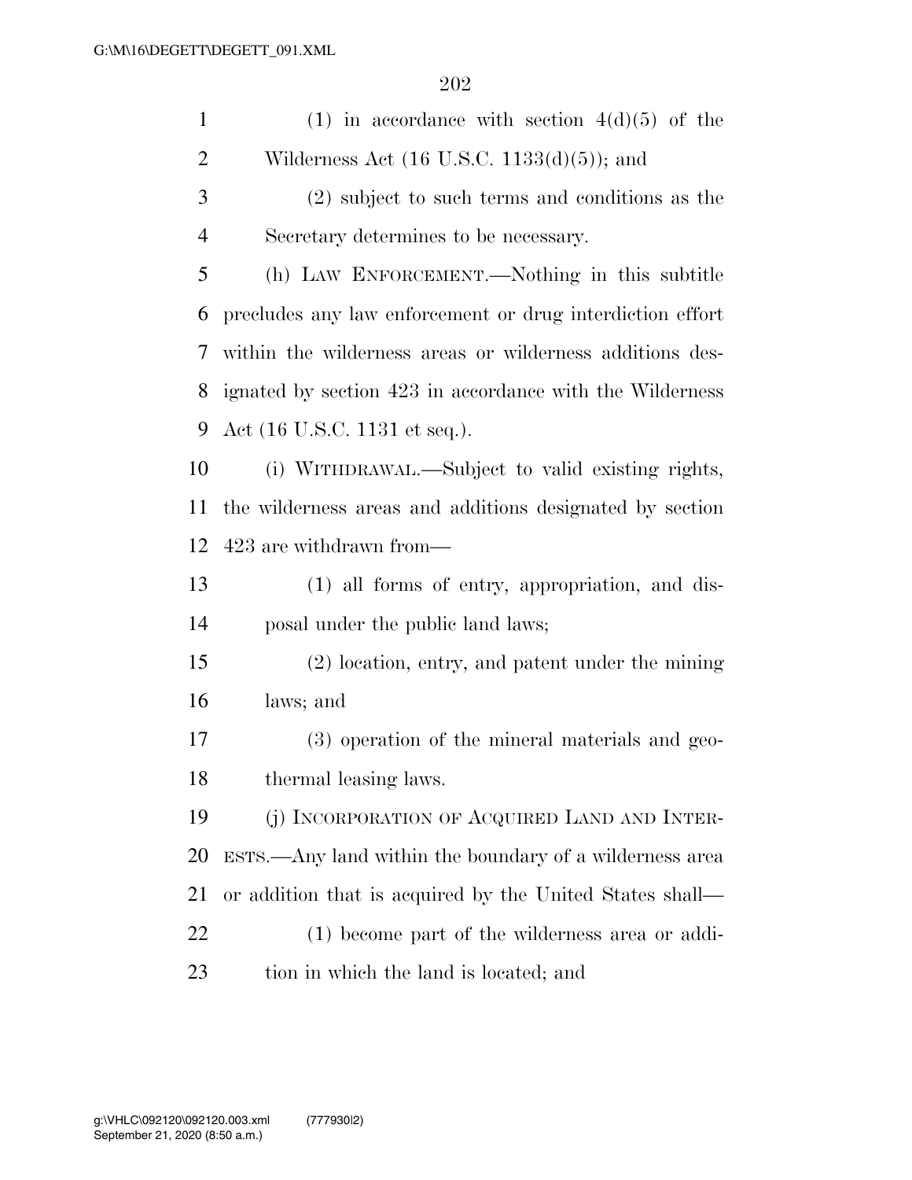(1) in accordance with section 4(d)(5) of the Wilderness Act (16 U.S.C. 1133(d)(5)); and

(2) subject to such terms and conditions as the Secretary determines to be necessary.

(h) LAW ENFORCEMENT.—Nothing in this subtitle precludes any law enforcement or drug interdiction effort within the wilderness areas or wilderness additions designated by section 423 in accordance with the Wilderness Act (16 U.S.C. 1131 et seq.).

(i) WITHDRAWAL.—Subject to valid existing rights, the wilderness areas and additions designated by section 423 are withdrawn from—

(1) all forms of entry, appropriation, and disposal under the public land laws;

(2) location, entry, and patent under the mining laws; and

(3) operation of the mineral materials and geothermal leasing laws.

(j) INCORPORATION OF ACQUIRED LAND AND INTERESTS.—Any land within the boundary of a wilderness area or addition that is acquired by the United States shall—

(1) become part of the wilderness area or addition in which the land is located; and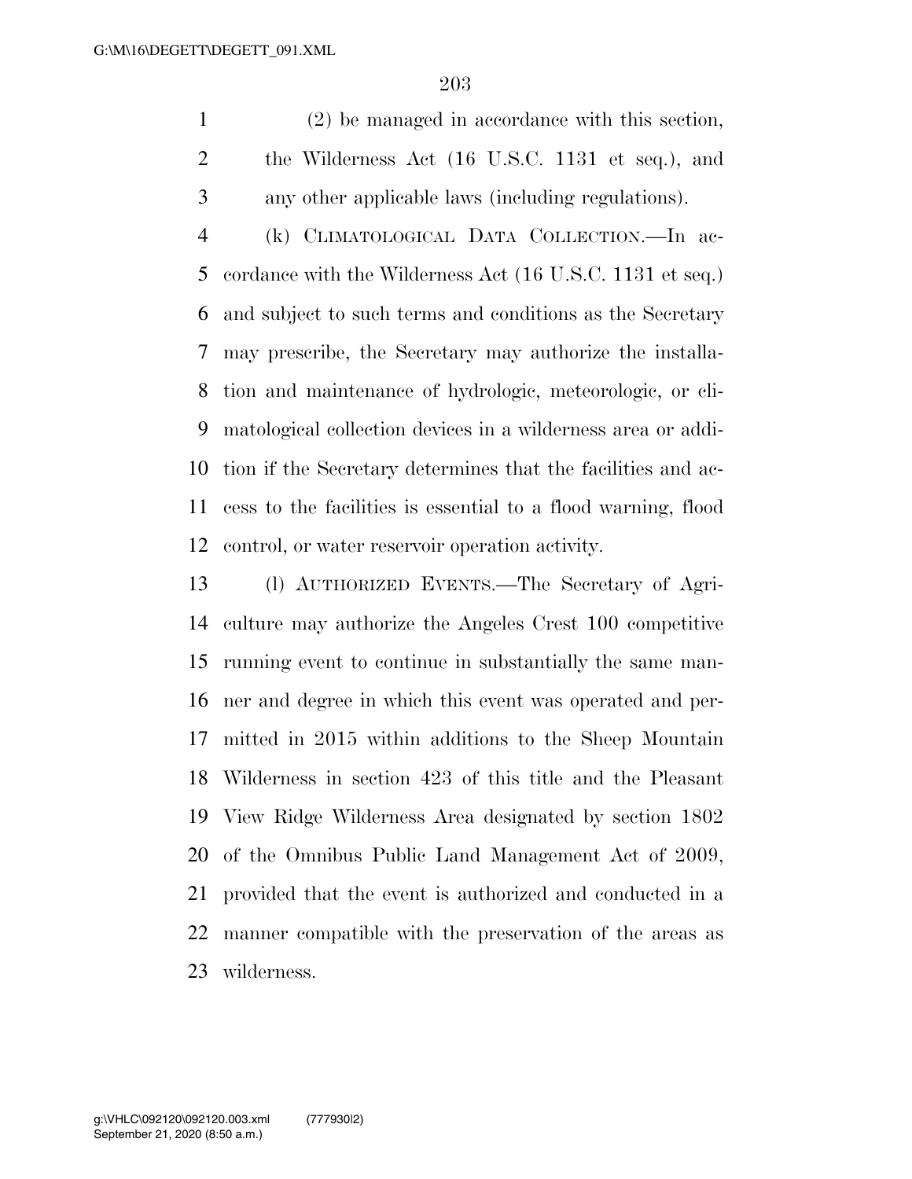(2) be managed in accordance with this section, the Wilderness Act (16 U.S.C. 1131 et seq.), and any other applicable laws (including regulations).

(k) CLIMATOLOGICAL DATA COLLECTION.—In accordance with the Wilderness Act (16 U.S.C. 1131 et seq.) and subject to such terms and conditions as the Secretary may prescribe, the Secretary may authorize the installation and maintenance of hydrologic, meteorologic, or climatological collection devices in a wilderness area or addition if the Secretary determines that the facilities and access to the facilities is essential to a flood warning, flood control, or water reservoir operation activity.

(l) AUTHORIZED EVENTS.—The Secretary of Agriculture may authorize the Angeles Crest 100 competitive running event to continue in substantially the same manner and degree in which this event was operated and permitted in 2015 within additions to the Sheep Mountain Wilderness in section 423 of this title and the Pleasant View Ridge Wilderness Area designated by section 1802 of the Omnibus Public Land Management Act of 2009, provided that the event is authorized and conducted in a manner compatible with the preservation of the areas as wilderness.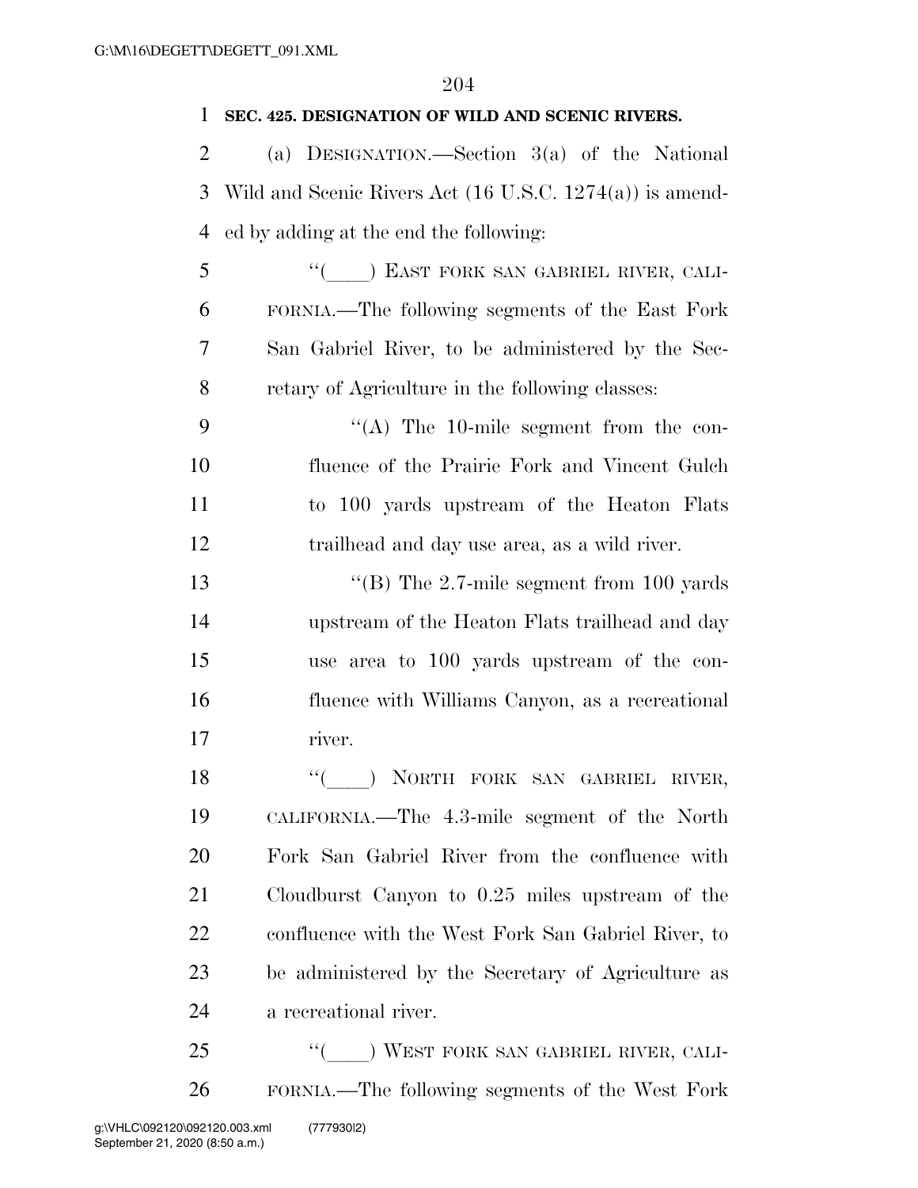**SEC. 425. DESIGNATION OF WILD AND SCENIC RIVERS.**

(a) DESIGNATION.—Section 3(a) of the National Wild and Scenic Rivers Act (16 U.S.C. 1274(a)) is amended by adding at the end the following:

"(____) EAST FORK SAN GABRIEL RIVER, CALIFORNIA.—The following segments of the East Fork San Gabriel River, to be administered by the Secretary of Agriculture in the following classes:

"(A) The 10-mile segment from the confluence of the Prairie Fork and Vincent Gulch to 100 yards upstream of the Heaton Flats trailhead and day use area, as a wild river.

"(B) The 2.7-mile segment from 100 yards upstream of the Heaton Flats trailhead and day use area to 100 yards upstream of the confluence with Williams Canyon, as a recreational river.

"(____) NORTH FORK SAN GABRIEL RIVER, CALIFORNIA.—The 4.3-mile segment of the North Fork San Gabriel River from the confluence with Cloudburst Canyon to 0.25 miles upstream of the confluence with the West Fork San Gabriel River, to be administered by the Secretary of Agriculture as a recreational river.

"(____) WEST FORK SAN GABRIEL RIVER, CALIFORNIA.—The following segments of the West Fork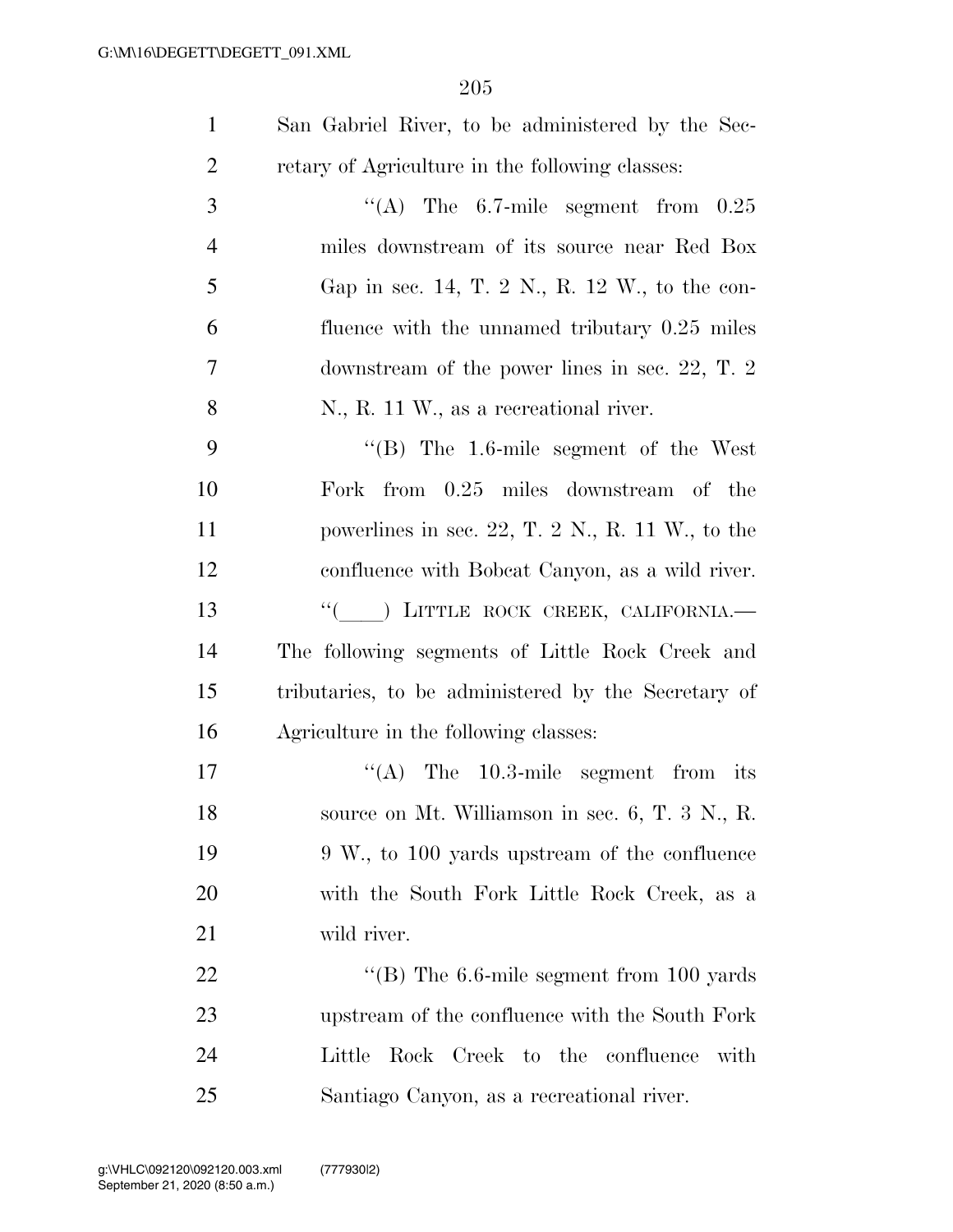San Gabriel River, to be administered by the Secretary of Agriculture in the following classes:

"(A) The 6.7-mile segment from 0.25 miles downstream of its source near Red Box Gap in sec. 14, T. 2 N., R. 12 W., to the confluence with the unnamed tributary 0.25 miles downstream of the power lines in sec. 22, T. 2 N., R. 11 W., as a recreational river.

"(B) The 1.6-mile segment of the West Fork from 0.25 miles downstream of the powerlines in sec. 22, T. 2 N., R. 11 W., to the confluence with Bobcat Canyon, as a wild river.

"(____) LITTLE ROCK CREEK, CALIFORNIA.— The following segments of Little Rock Creek and tributaries, to be administered by the Secretary of Agriculture in the following classes:

"(A) The 10.3-mile segment from its source on Mt. Williamson in sec. 6, T. 3 N., R. 9 W., to 100 yards upstream of the confluence with the South Fork Little Rock Creek, as a wild river.

"(B) The 6.6-mile segment from 100 yards upstream of the confluence with the South Fork Little Rock Creek to the confluence with Santiago Canyon, as a recreational river.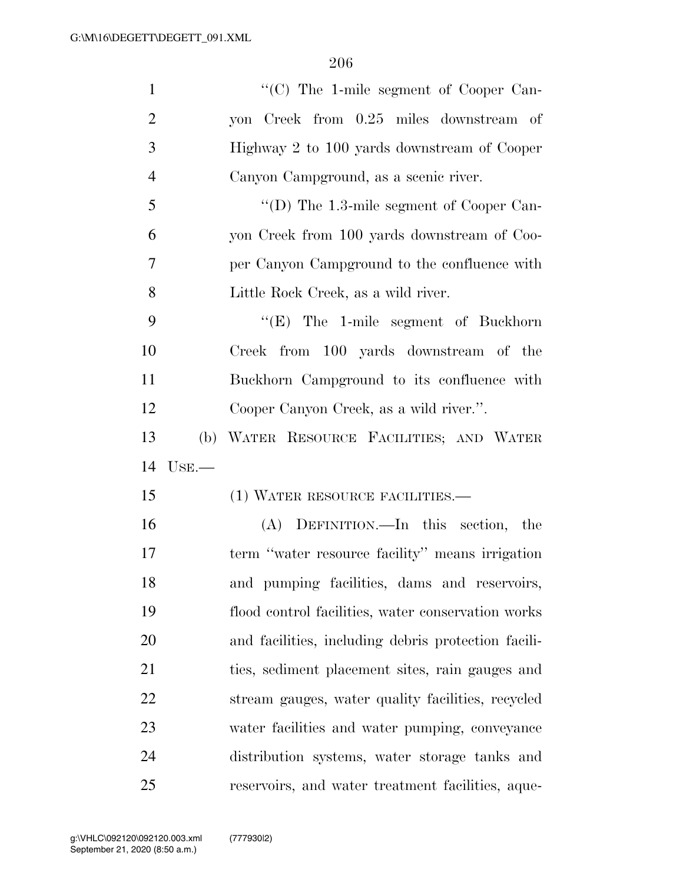"(C) The 1-mile segment of Cooper Canyon Creek from 0.25 miles downstream of Highway 2 to 100 yards downstream of Cooper Canyon Campground, as a scenic river.

"(D) The 1.3-mile segment of Cooper Canyon Creek from 100 yards downstream of Cooper Canyon Campground to the confluence with Little Rock Creek, as a wild river.

"(E) The 1-mile segment of Buckhorn Creek from 100 yards downstream of the Buckhorn Campground to its confluence with Cooper Canyon Creek, as a wild river.".

(b) WATER RESOURCE FACILITIES; AND WATER USE.—

(1) WATER RESOURCE FACILITIES.—

(A) DEFINITION.—In this section, the term "water resource facility" means irrigation and pumping facilities, dams and reservoirs, flood control facilities, water conservation works and facilities, including debris protection facilities, sediment placement sites, rain gauges and stream gauges, water quality facilities, recycled water facilities and water pumping, conveyance distribution systems, water storage tanks and reservoirs, and water treatment facilities, aque-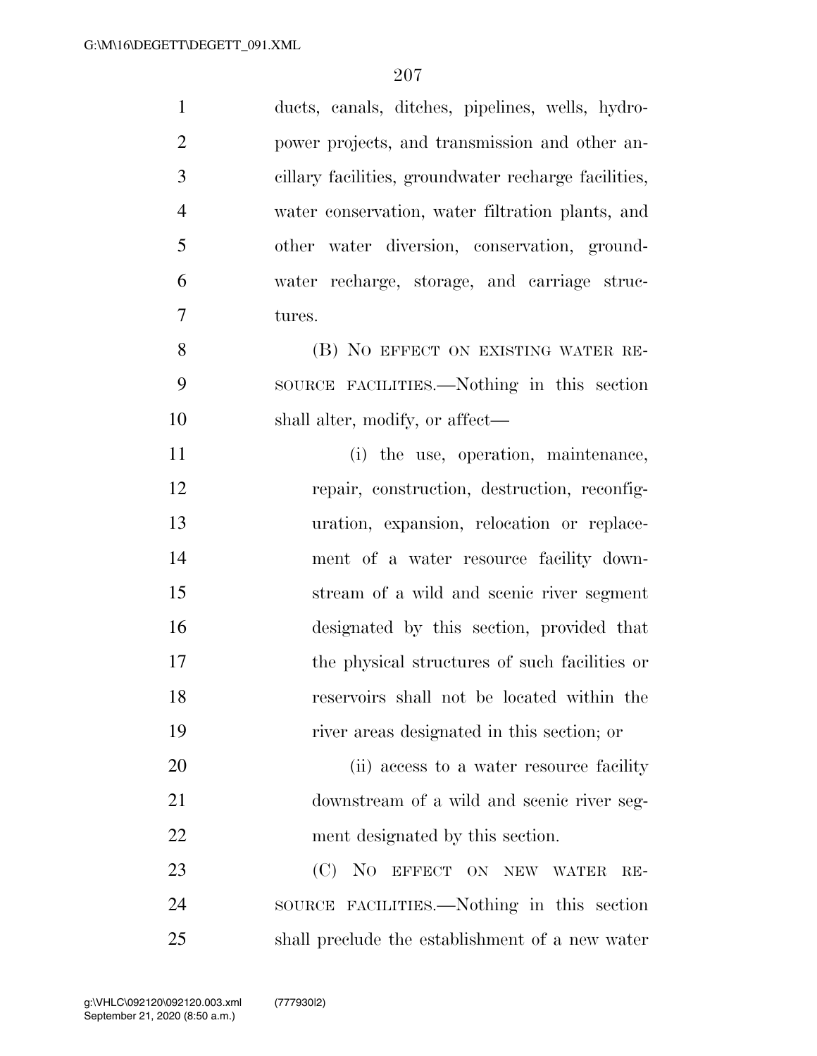ducts, canals, ditches, pipelines, wells, hydropower projects, and transmission and other ancillary facilities, groundwater recharge facilities, water conservation, water filtration plants, and other water diversion, conservation, groundwater recharge, storage, and carriage structures.

(B) NO EFFECT ON EXISTING WATER RESOURCE FACILITIES.—Nothing in this section shall alter, modify, or affect—

(i) the use, operation, maintenance, repair, construction, destruction, reconfiguration, expansion, relocation or replacement of a water resource facility downstream of a wild and scenic river segment designated by this section, provided that the physical structures of such facilities or reservoirs shall not be located within the river areas designated in this section; or

(ii) access to a water resource facility downstream of a wild and scenic river segment designated by this section.

(C) NO EFFECT ON NEW WATER RESOURCE FACILITIES.—Nothing in this section shall preclude the establishment of a new water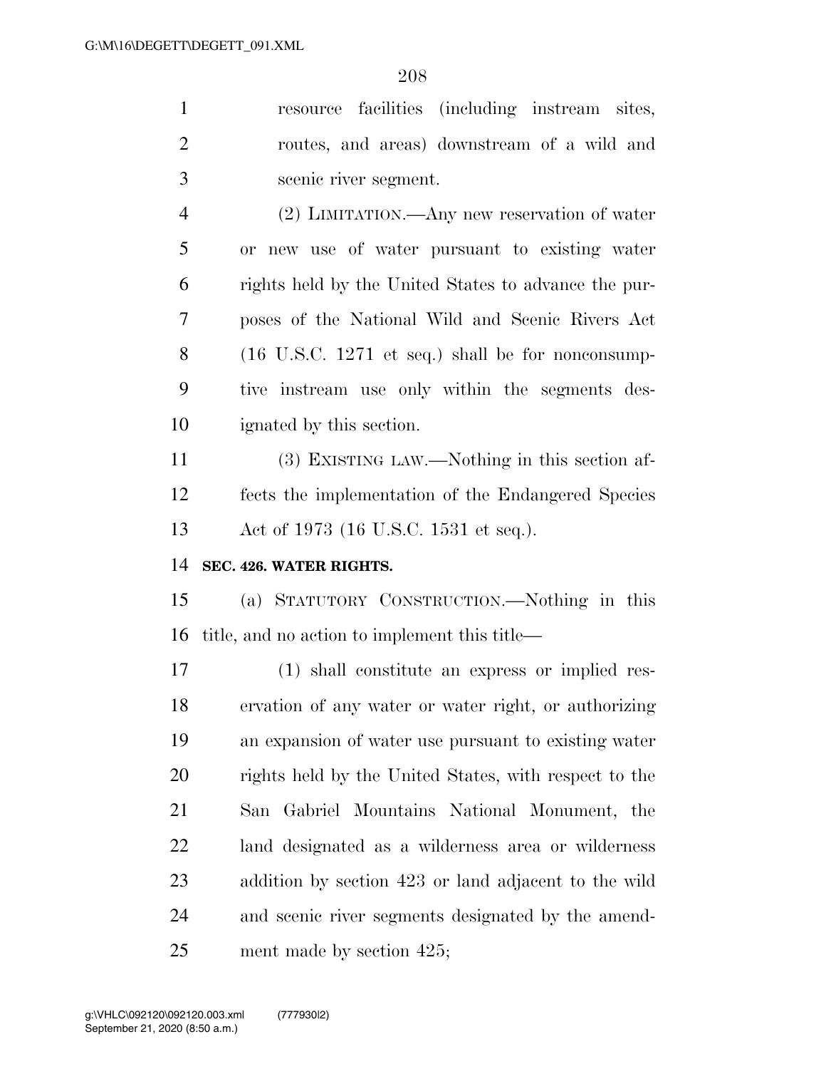resource facilities (including instream sites, routes, and areas) downstream of a wild and scenic river segment.

(2) LIMITATION.—Any new reservation of water or new use of water pursuant to existing water rights held by the United States to advance the purposes of the National Wild and Scenic Rivers Act (16 U.S.C. 1271 et seq.) shall be for nonconsumptive instream use only within the segments designated by this section.

(3) EXISTING LAW.—Nothing in this section affects the implementation of the Endangered Species Act of 1973 (16 U.S.C. 1531 et seq.).

**SEC. 426. WATER RIGHTS.**

(a) STATUTORY CONSTRUCTION.—Nothing in this title, and no action to implement this title—

(1) shall constitute an express or implied reservation of any water or water right, or authorizing an expansion of water use pursuant to existing water rights held by the United States, with respect to the San Gabriel Mountains National Monument, the land designated as a wilderness area or wilderness addition by section 423 or land adjacent to the wild and scenic river segments designated by the amendment made by section 425;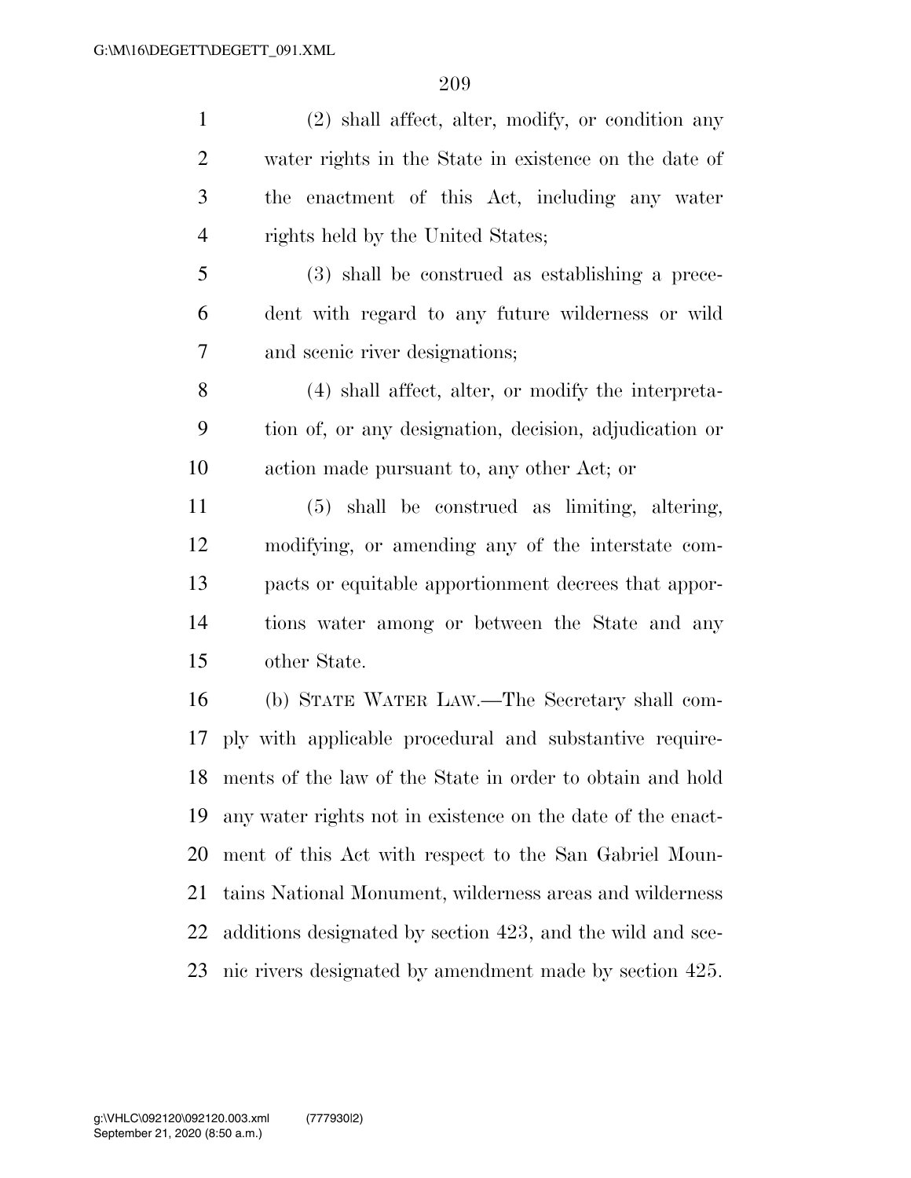(2) shall affect, alter, modify, or condition any water rights in the State in existence on the date of the enactment of this Act, including any water rights held by the United States;

(3) shall be construed as establishing a precedent with regard to any future wilderness or wild and scenic river designations;

(4) shall affect, alter, or modify the interpretation of, or any designation, decision, adjudication or action made pursuant to, any other Act; or

(5) shall be construed as limiting, altering, modifying, or amending any of the interstate compacts or equitable apportionment decrees that apportions water among or between the State and any other State.

(b) STATE WATER LAW.—The Secretary shall comply with applicable procedural and substantive requirements of the law of the State in order to obtain and hold any water rights not in existence on the date of the enactment of this Act with respect to the San Gabriel Mountains National Monument, wilderness areas and wilderness additions designated by section 423, and the wild and scenic rivers designated by amendment made by section 425.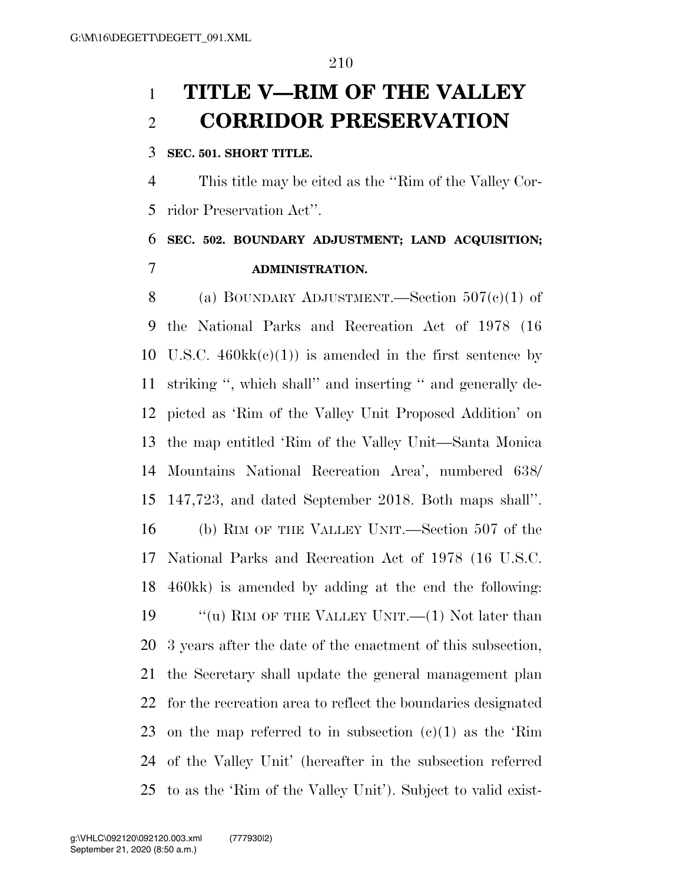# TITLE V—RIM OF THE VALLEY CORRIDOR PRESERVATION

**SEC. 501. SHORT TITLE.**

This title may be cited as the ''Rim of the Valley Corridor Preservation Act''.

**SEC. 502. BOUNDARY ADJUSTMENT; LAND ACQUISITION; ADMINISTRATION.**

(a) BOUNDARY ADJUSTMENT.—Section 507(c)(1) of the National Parks and Recreation Act of 1978 (16 U.S.C. 460kk(c)(1)) is amended in the first sentence by striking '', which shall'' and inserting '' and generally depicted as 'Rim of the Valley Unit Proposed Addition' on the map entitled 'Rim of the Valley Unit—Santa Monica Mountains National Recreation Area', numbered 638/147,723, and dated September 2018. Both maps shall''.

(b) RIM OF THE VALLEY UNIT.—Section 507 of the National Parks and Recreation Act of 1978 (16 U.S.C. 460kk) is amended by adding at the end the following:

''(u) RIM OF THE VALLEY UNIT.—(1) Not later than 3 years after the date of the enactment of this subsection, the Secretary shall update the general management plan for the recreation area to reflect the boundaries designated on the map referred to in subsection (c)(1) as the 'Rim of the Valley Unit' (hereafter in the subsection referred to as the 'Rim of the Valley Unit'). Subject to valid exist-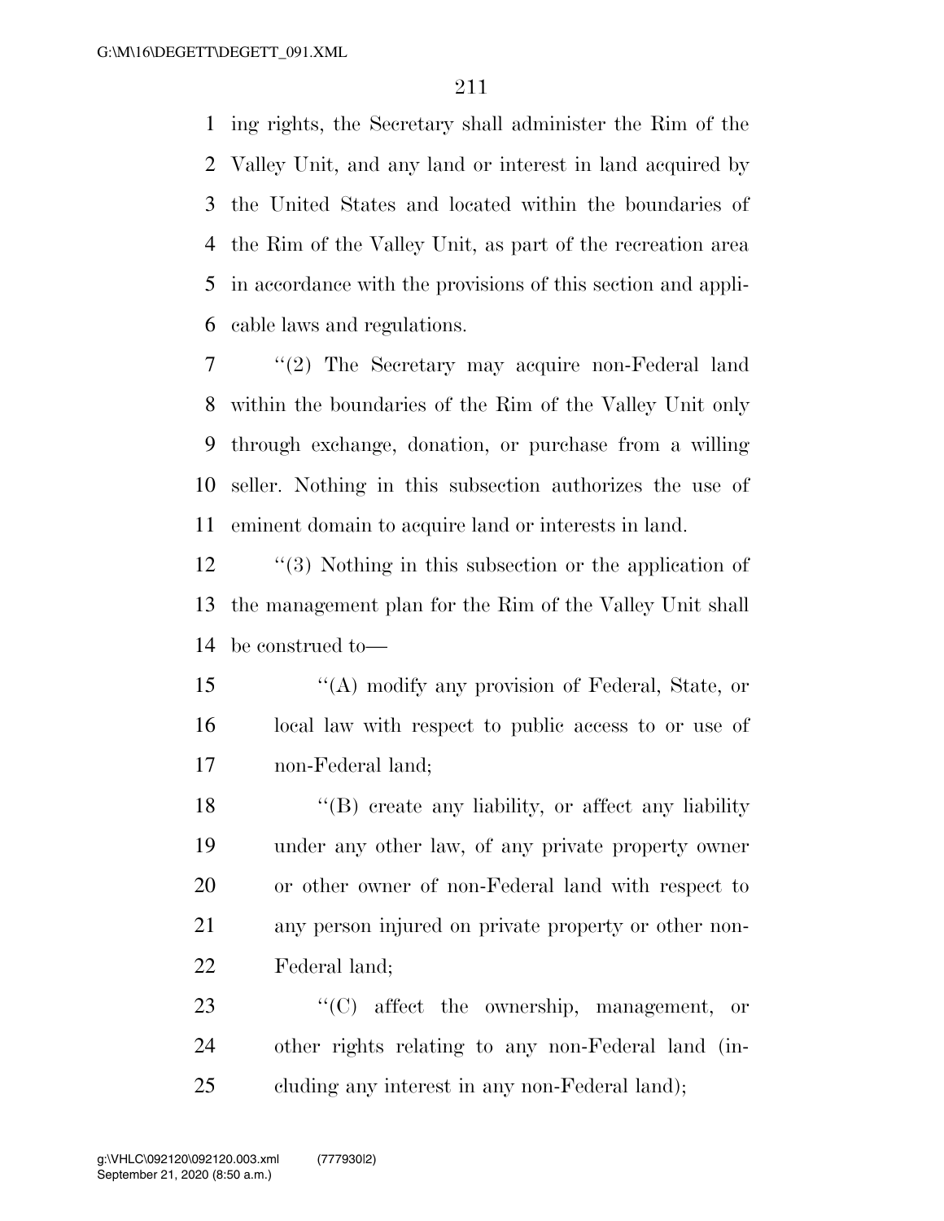ing rights, the Secretary shall administer the Rim of the Valley Unit, and any land or interest in land acquired by the United States and located within the boundaries of the Rim of the Valley Unit, as part of the recreation area in accordance with the provisions of this section and applicable laws and regulations.

"(2) The Secretary may acquire non-Federal land within the boundaries of the Rim of the Valley Unit only through exchange, donation, or purchase from a willing seller. Nothing in this subsection authorizes the use of eminent domain to acquire land or interests in land.

"(3) Nothing in this subsection or the application of the management plan for the Rim of the Valley Unit shall be construed to—

"(A) modify any provision of Federal, State, or local law with respect to public access to or use of non-Federal land;

"(B) create any liability, or affect any liability under any other law, of any private property owner or other owner of non-Federal land with respect to any person injured on private property or other non-Federal land;

"(C) affect the ownership, management, or other rights relating to any non-Federal land (including any interest in any non-Federal land);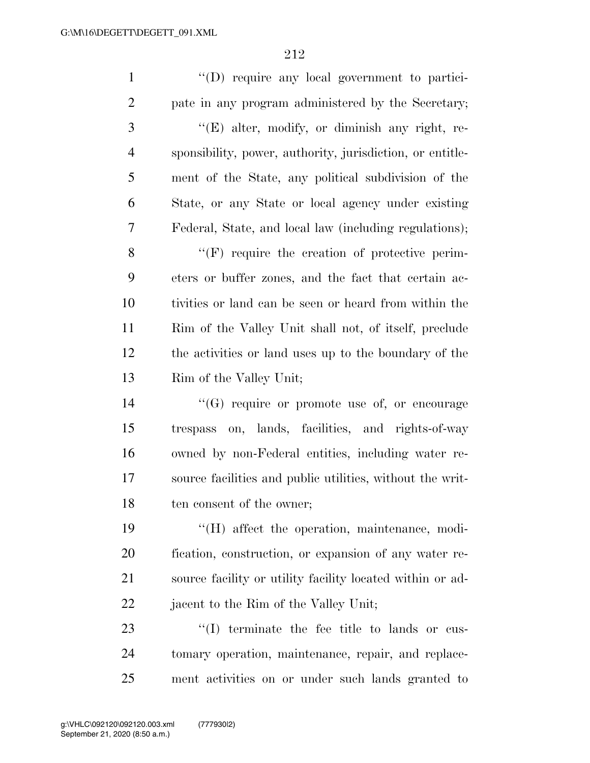''(D) require any local government to participate in any program administered by the Secretary;

''(E) alter, modify, or diminish any right, responsibility, power, authority, jurisdiction, or entitlement of the State, any political subdivision of the State, or any State or local agency under existing Federal, State, and local law (including regulations);

''(F) require the creation of protective perimeters or buffer zones, and the fact that certain activities or land can be seen or heard from within the Rim of the Valley Unit shall not, of itself, preclude the activities or land uses up to the boundary of the Rim of the Valley Unit;

''(G) require or promote use of, or encourage trespass on, lands, facilities, and rights-of-way owned by non-Federal entities, including water resource facilities and public utilities, without the written consent of the owner;

''(H) affect the operation, maintenance, modification, construction, or expansion of any water resource facility or utility facility located within or adjacent to the Rim of the Valley Unit;

''(I) terminate the fee title to lands or customary operation, maintenance, repair, and replacement activities on or under such lands granted to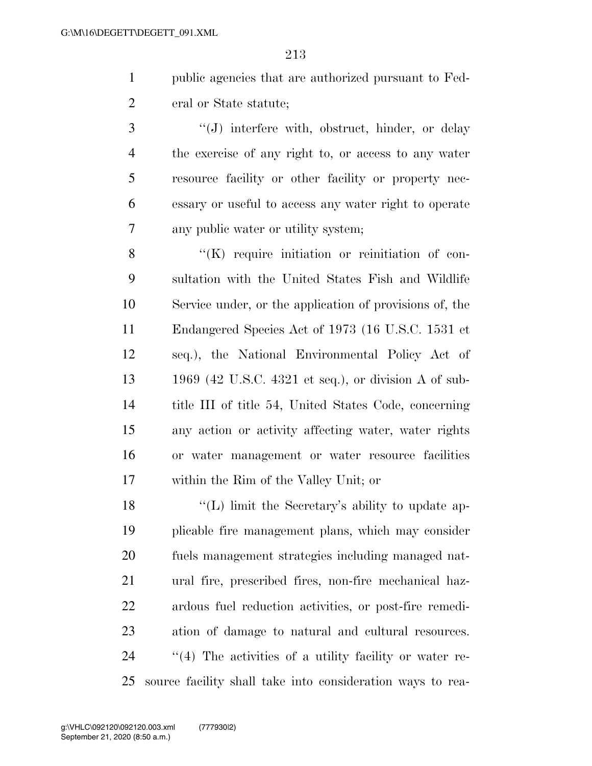public agencies that are authorized pursuant to Federal or State statute;

''(J) interfere with, obstruct, hinder, or delay the exercise of any right to, or access to any water resource facility or other facility or property necessary or useful to access any water right to operate any public water or utility system;

''(K) require initiation or reinitiation of consultation with the United States Fish and Wildlife Service under, or the application of provisions of, the Endangered Species Act of 1973 (16 U.S.C. 1531 et seq.), the National Environmental Policy Act of 1969 (42 U.S.C. 4321 et seq.), or division A of subtitle III of title 54, United States Code, concerning any action or activity affecting water, water rights or water management or water resource facilities within the Rim of the Valley Unit; or

''(L) limit the Secretary's ability to update applicable fire management plans, which may consider fuels management strategies including managed natural fire, prescribed fires, non-fire mechanical hazardous fuel reduction activities, or post-fire remediation of damage to natural and cultural resources.

''(4) The activities of a utility facility or water resource facility shall take into consideration ways to rea-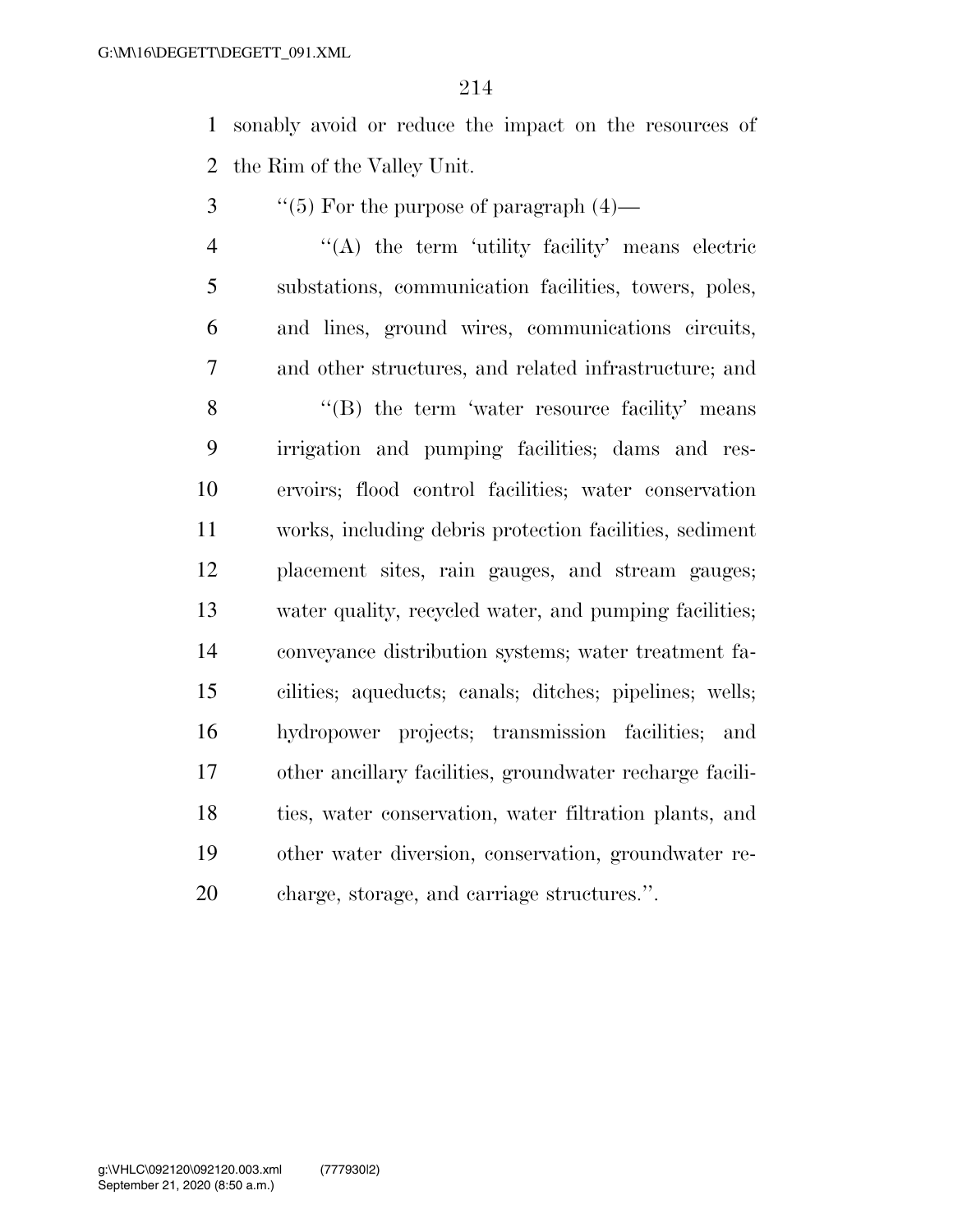sonably avoid or reduce the impact on the resources of the Rim of the Valley Unit.

''(5) For the purpose of paragraph (4)—

''(A) the term 'utility facility' means electric substations, communication facilities, towers, poles, and lines, ground wires, communications circuits, and other structures, and related infrastructure; and

''(B) the term 'water resource facility' means irrigation and pumping facilities; dams and reservoirs; flood control facilities; water conservation works, including debris protection facilities, sediment placement sites, rain gauges, and stream gauges; water quality, recycled water, and pumping facilities; conveyance distribution systems; water treatment facilities; aqueducts; canals; ditches; pipelines; wells; hydropower projects; transmission facilities; and other ancillary facilities, groundwater recharge facilities, water conservation, water filtration plants, and other water diversion, conservation, groundwater recharge, storage, and carriage structures.''.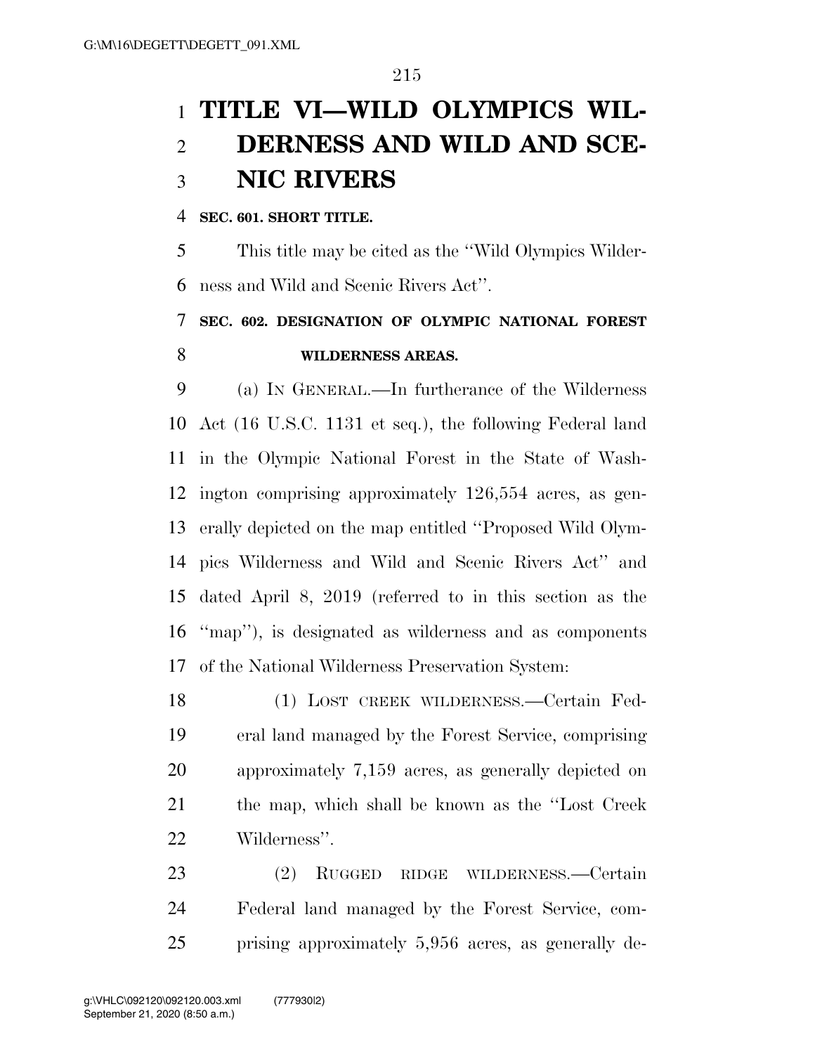# TITLE VI—WILD OLYMPICS WILDERNESS AND WILD AND SCENIC RIVERS

### SEC. 601. SHORT TITLE.

This title may be cited as the ''Wild Olympics Wilderness and Wild and Scenic Rivers Act''.

### SEC. 602. DESIGNATION OF OLYMPIC NATIONAL FOREST WILDERNESS AREAS.

(a) IN GENERAL.—In furtherance of the Wilderness Act (16 U.S.C. 1131 et seq.), the following Federal land in the Olympic National Forest in the State of Washington comprising approximately 126,554 acres, as generally depicted on the map entitled ''Proposed Wild Olympics Wilderness and Wild and Scenic Rivers Act'' and dated April 8, 2019 (referred to in this section as the ''map''), is designated as wilderness and as components of the National Wilderness Preservation System:

(1) LOST CREEK WILDERNESS.—Certain Federal land managed by the Forest Service, comprising approximately 7,159 acres, as generally depicted on the map, which shall be known as the ''Lost Creek Wilderness''.

(2) RUGGED RIDGE WILDERNESS.—Certain Federal land managed by the Forest Service, comprising approximately 5,956 acres, as generally de-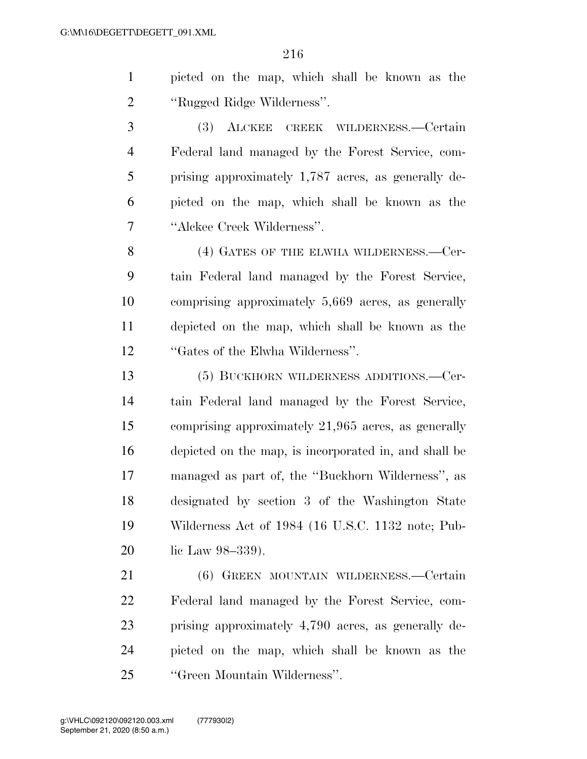picted on the map, which shall be known as the "Rugged Ridge Wilderness".

(3) ALCKEE CREEK WILDERNESS.—Certain Federal land managed by the Forest Service, comprising approximately 1,787 acres, as generally depicted on the map, which shall be known as the "Alckee Creek Wilderness".

(4) GATES OF THE ELWHA WILDERNESS.—Certain Federal land managed by the Forest Service, comprising approximately 5,669 acres, as generally depicted on the map, which shall be known as the "Gates of the Elwha Wilderness".

(5) BUCKHORN WILDERNESS ADDITIONS.—Certain Federal land managed by the Forest Service, comprising approximately 21,965 acres, as generally depicted on the map, is incorporated in, and shall be managed as part of, the "Buckhorn Wilderness", as designated by section 3 of the Washington State Wilderness Act of 1984 (16 U.S.C. 1132 note; Public Law 98–339).

(6) GREEN MOUNTAIN WILDERNESS.—Certain Federal land managed by the Forest Service, comprising approximately 4,790 acres, as generally depicted on the map, which shall be known as the "Green Mountain Wilderness".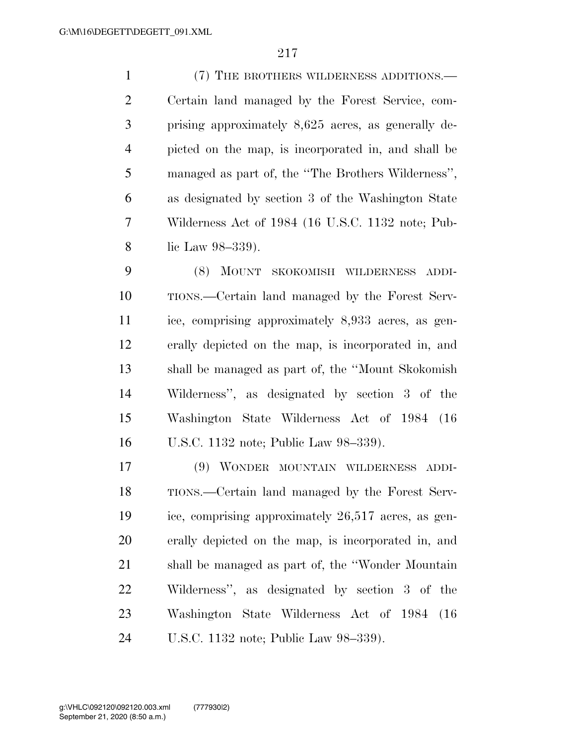(7) THE BROTHERS WILDERNESS ADDITIONS.—Certain land managed by the Forest Service, comprising approximately 8,625 acres, as generally depicted on the map, is incorporated in, and shall be managed as part of, the ''The Brothers Wilderness'', as designated by section 3 of the Washington State Wilderness Act of 1984 (16 U.S.C. 1132 note; Public Law 98–339).

(8) MOUNT SKOKOMISH WILDERNESS ADDITIONS.—Certain land managed by the Forest Service, comprising approximately 8,933 acres, as generally depicted on the map, is incorporated in, and shall be managed as part of, the ''Mount Skokomish Wilderness'', as designated by section 3 of the Washington State Wilderness Act of 1984 (16 U.S.C. 1132 note; Public Law 98–339).

(9) WONDER MOUNTAIN WILDERNESS ADDITIONS.—Certain land managed by the Forest Service, comprising approximately 26,517 acres, as generally depicted on the map, is incorporated in, and shall be managed as part of, the ''Wonder Mountain Wilderness'', as designated by section 3 of the Washington State Wilderness Act of 1984 (16 U.S.C. 1132 note; Public Law 98–339).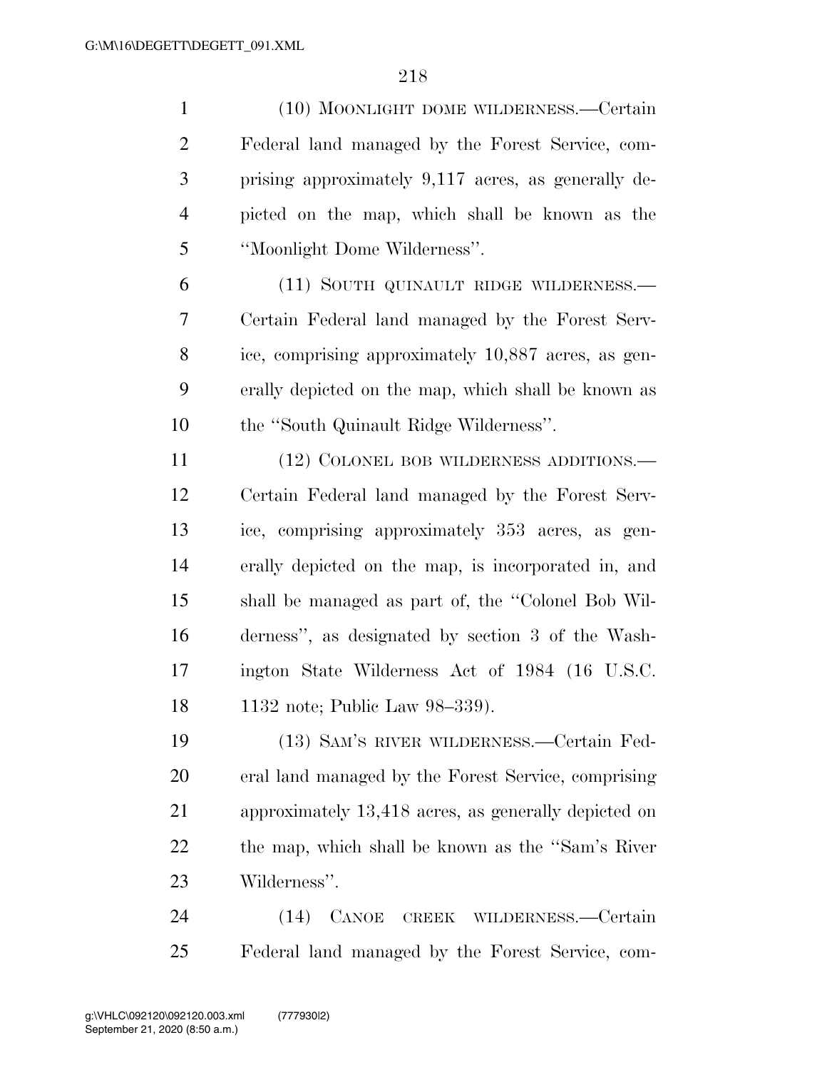(10) MOONLIGHT DOME WILDERNESS.—Certain Federal land managed by the Forest Service, comprising approximately 9,117 acres, as generally depicted on the map, which shall be known as the ''Moonlight Dome Wilderness''.

(11) SOUTH QUINAULT RIDGE WILDERNESS.—Certain Federal land managed by the Forest Service, comprising approximately 10,887 acres, as generally depicted on the map, which shall be known as the ''South Quinault Ridge Wilderness''.

(12) COLONEL BOB WILDERNESS ADDITIONS.—Certain Federal land managed by the Forest Service, comprising approximately 353 acres, as generally depicted on the map, is incorporated in, and shall be managed as part of, the ''Colonel Bob Wilderness'', as designated by section 3 of the Washington State Wilderness Act of 1984 (16 U.S.C. 1132 note; Public Law 98–339).

(13) SAM'S RIVER WILDERNESS.—Certain Federal land managed by the Forest Service, comprising approximately 13,418 acres, as generally depicted on the map, which shall be known as the ''Sam's River Wilderness''.

(14) CANOE CREEK WILDERNESS.—Certain Federal land managed by the Forest Service, com-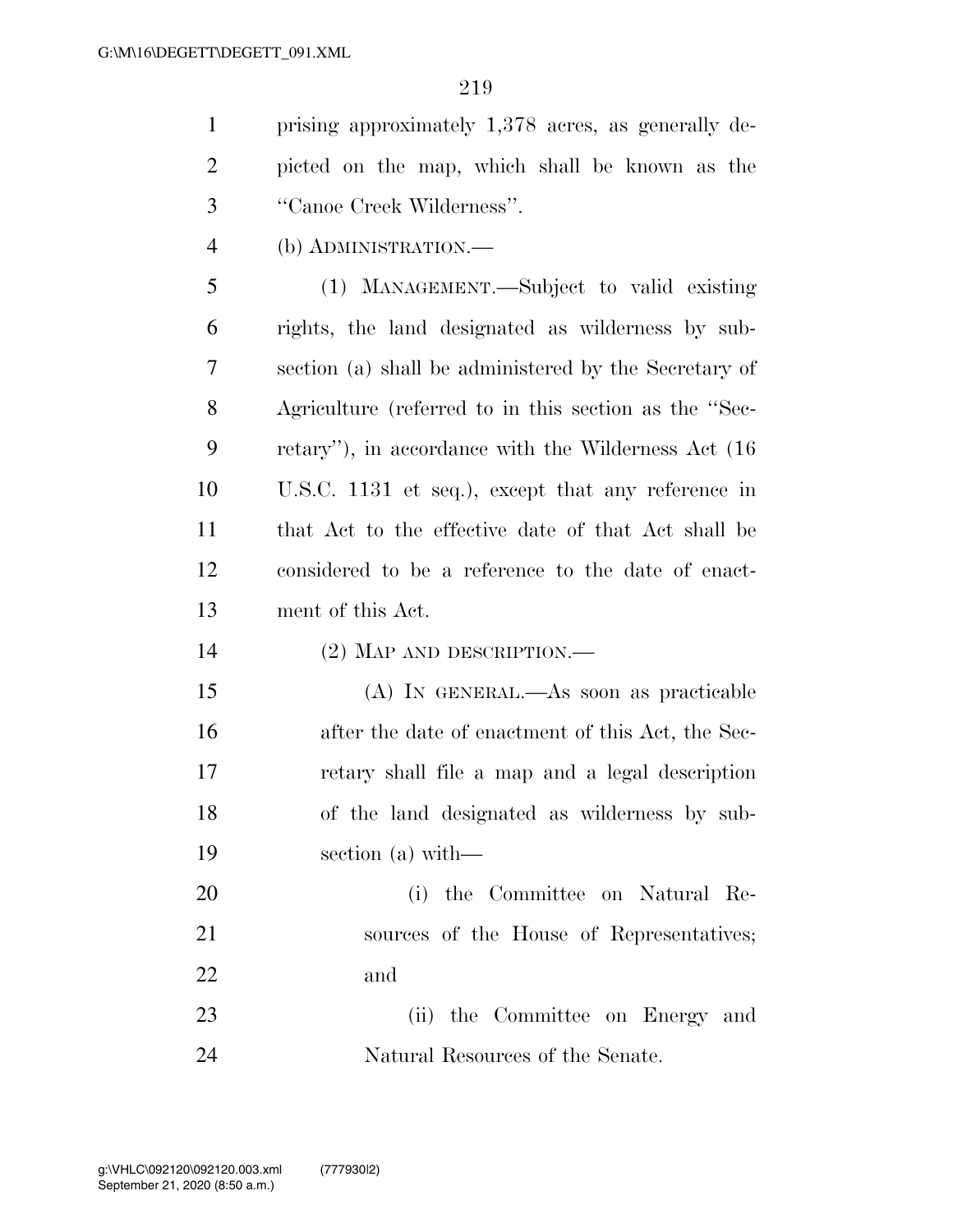prising approximately 1,378 acres, as generally depicted on the map, which shall be known as the ''Canoe Creek Wilderness''.

(b) ADMINISTRATION.—

(1) MANAGEMENT.—Subject to valid existing rights, the land designated as wilderness by subsection (a) shall be administered by the Secretary of Agriculture (referred to in this section as the ''Secretary''), in accordance with the Wilderness Act (16 U.S.C. 1131 et seq.), except that any reference in that Act to the effective date of that Act shall be considered to be a reference to the date of enactment of this Act.

(2) MAP AND DESCRIPTION.—

(A) IN GENERAL.—As soon as practicable after the date of enactment of this Act, the Secretary shall file a map and a legal description of the land designated as wilderness by subsection (a) with—

(i) the Committee on Natural Resources of the House of Representatives; and

(ii) the Committee on Energy and Natural Resources of the Senate.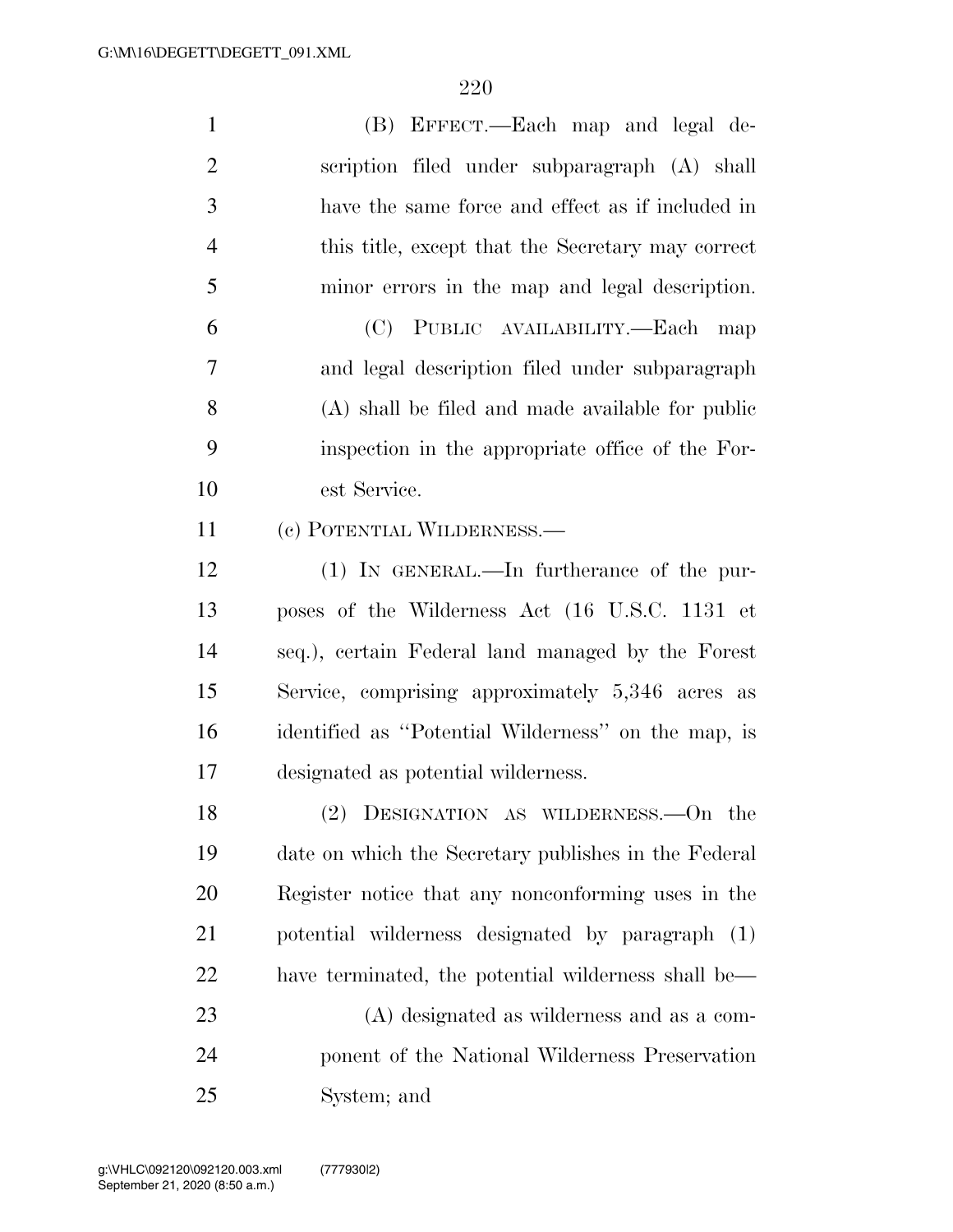(B) EFFECT.—Each map and legal description filed under subparagraph (A) shall have the same force and effect as if included in this title, except that the Secretary may correct minor errors in the map and legal description.

(C) PUBLIC AVAILABILITY.—Each map and legal description filed under subparagraph (A) shall be filed and made available for public inspection in the appropriate office of the Forest Service.

(c) POTENTIAL WILDERNESS.—

(1) IN GENERAL.—In furtherance of the purposes of the Wilderness Act (16 U.S.C. 1131 et seq.), certain Federal land managed by the Forest Service, comprising approximately 5,346 acres as identified as ''Potential Wilderness'' on the map, is designated as potential wilderness.

(2) DESIGNATION AS WILDERNESS.—On the date on which the Secretary publishes in the Federal Register notice that any nonconforming uses in the potential wilderness designated by paragraph (1) have terminated, the potential wilderness shall be—

(A) designated as wilderness and as a component of the National Wilderness Preservation System; and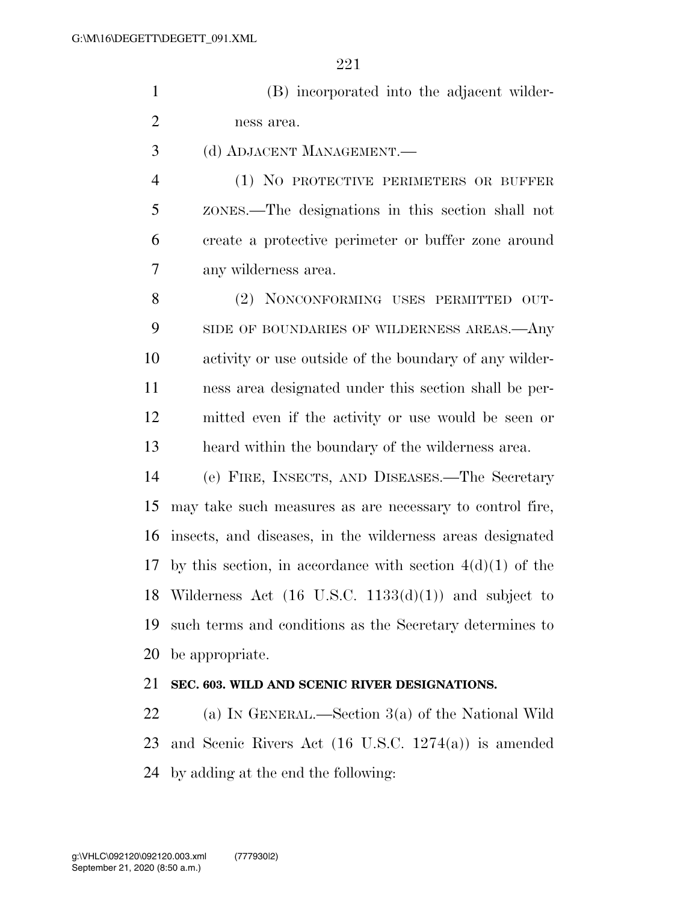(B) incorporated into the adjacent wilderness area.

(d) ADJACENT MANAGEMENT.—

(1) NO PROTECTIVE PERIMETERS OR BUFFER ZONES.—The designations in this section shall not create a protective perimeter or buffer zone around any wilderness area.

(2) NONCONFORMING USES PERMITTED OUTSIDE OF BOUNDARIES OF WILDERNESS AREAS.—Any activity or use outside of the boundary of any wilderness area designated under this section shall be permitted even if the activity or use would be seen or heard within the boundary of the wilderness area.

(e) FIRE, INSECTS, AND DISEASES.—The Secretary may take such measures as are necessary to control fire, insects, and diseases, in the wilderness areas designated by this section, in accordance with section 4(d)(1) of the Wilderness Act (16 U.S.C. 1133(d)(1)) and subject to such terms and conditions as the Secretary determines to be appropriate.

**SEC. 603. WILD AND SCENIC RIVER DESIGNATIONS.**

(a) IN GENERAL.—Section 3(a) of the National Wild and Scenic Rivers Act (16 U.S.C. 1274(a)) is amended by adding at the end the following: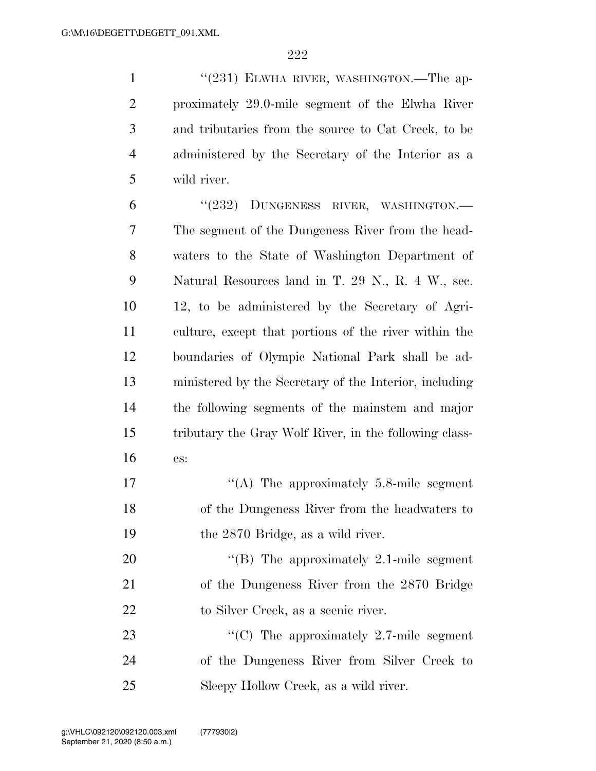"(231) ELWHA RIVER, WASHINGTON.—The approximately 29.0-mile segment of the Elwha River and tributaries from the source to Cat Creek, to be administered by the Secretary of the Interior as a wild river.

"(232) DUNGENESS RIVER, WASHINGTON.—The segment of the Dungeness River from the headwaters to the State of Washington Department of Natural Resources land in T. 29 N., R. 4 W., sec. 12, to be administered by the Secretary of Agriculture, except that portions of the river within the boundaries of Olympic National Park shall be administered by the Secretary of the Interior, including the following segments of the mainstem and major tributary the Gray Wolf River, in the following classes:

"(A) The approximately 5.8-mile segment of the Dungeness River from the headwaters to the 2870 Bridge, as a wild river.

"(B) The approximately 2.1-mile segment of the Dungeness River from the 2870 Bridge to Silver Creek, as a scenic river.

"(C) The approximately 2.7-mile segment of the Dungeness River from Silver Creek to Sleepy Hollow Creek, as a wild river.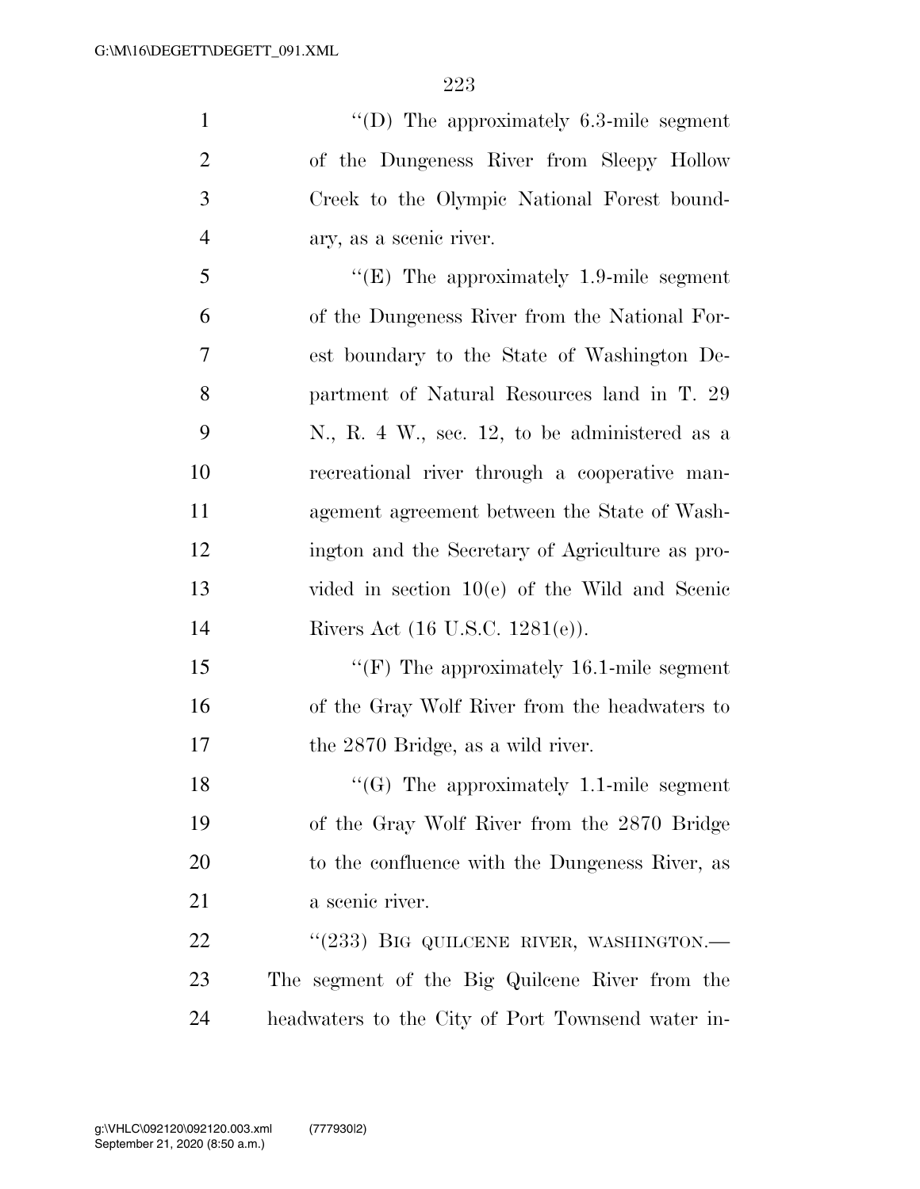''(D) The approximately 6.3-mile segment of the Dungeness River from Sleepy Hollow Creek to the Olympic National Forest boundary, as a scenic river.

''(E) The approximately 1.9-mile segment of the Dungeness River from the National Forest boundary to the State of Washington Department of Natural Resources land in T. 29 N., R. 4 W., sec. 12, to be administered as a recreational river through a cooperative management agreement between the State of Washington and the Secretary of Agriculture as provided in section 10(e) of the Wild and Scenic Rivers Act (16 U.S.C. 1281(e)).

''(F) The approximately 16.1-mile segment of the Gray Wolf River from the headwaters to the 2870 Bridge, as a wild river.

''(G) The approximately 1.1-mile segment of the Gray Wolf River from the 2870 Bridge to the confluence with the Dungeness River, as a scenic river.

''(233) BIG QUILCENE RIVER, WASHINGTON.—The segment of the Big Quilcene River from the headwaters to the City of Port Townsend water in-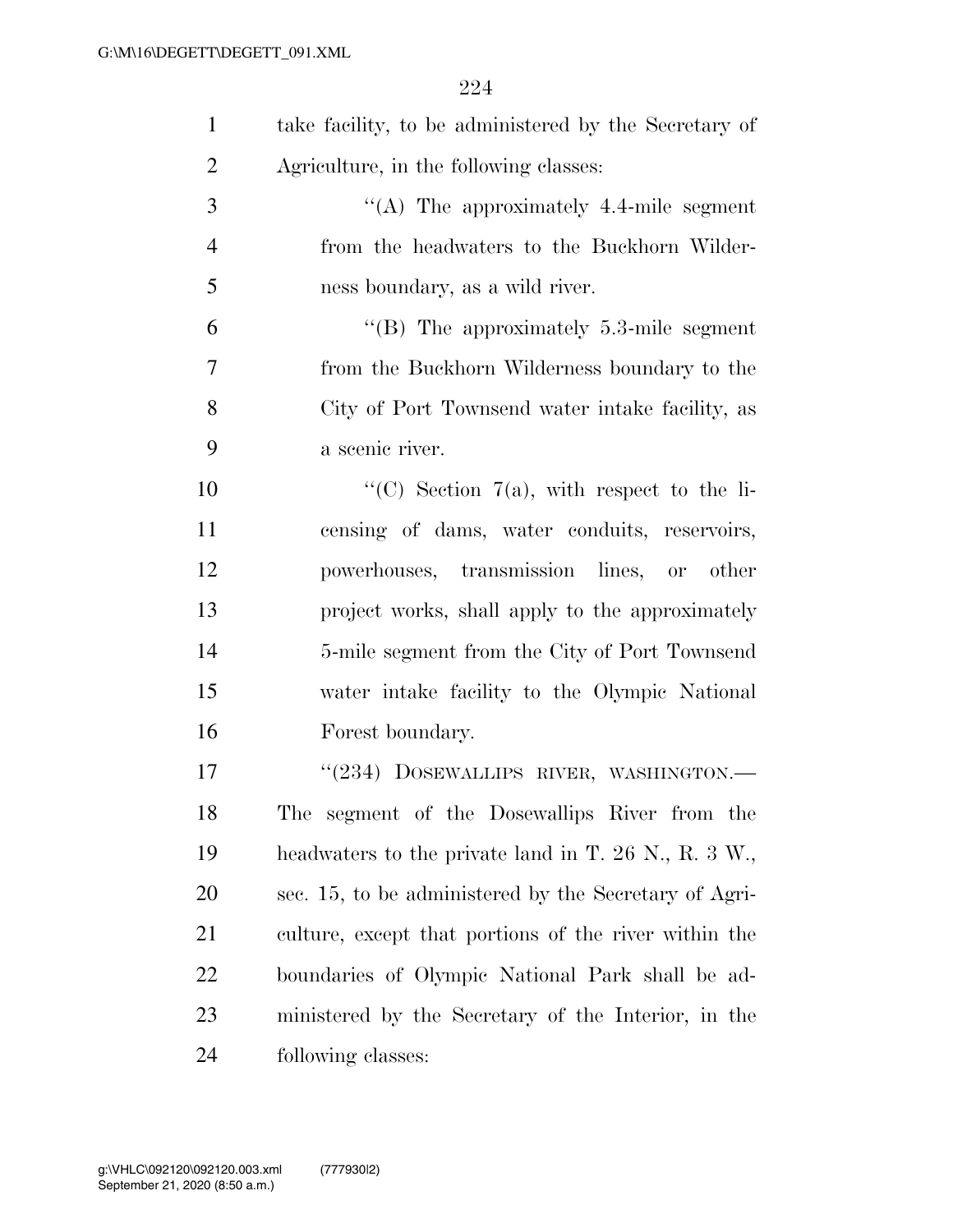take facility, to be administered by the Secretary of Agriculture, in the following classes:

"(A) The approximately 4.4-mile segment from the headwaters to the Buckhorn Wilderness boundary, as a wild river.

"(B) The approximately 5.3-mile segment from the Buckhorn Wilderness boundary to the City of Port Townsend water intake facility, as a scenic river.

"(C) Section 7(a), with respect to the licensing of dams, water conduits, reservoirs, powerhouses, transmission lines, or other project works, shall apply to the approximately 5-mile segment from the City of Port Townsend water intake facility to the Olympic National Forest boundary.

"(234) DOSEWALLIPS RIVER, WASHINGTON.— The segment of the Dosewallips River from the headwaters to the private land in T. 26 N., R. 3 W., sec. 15, to be administered by the Secretary of Agriculture, except that portions of the river within the boundaries of Olympic National Park shall be administered by the Secretary of the Interior, in the following classes: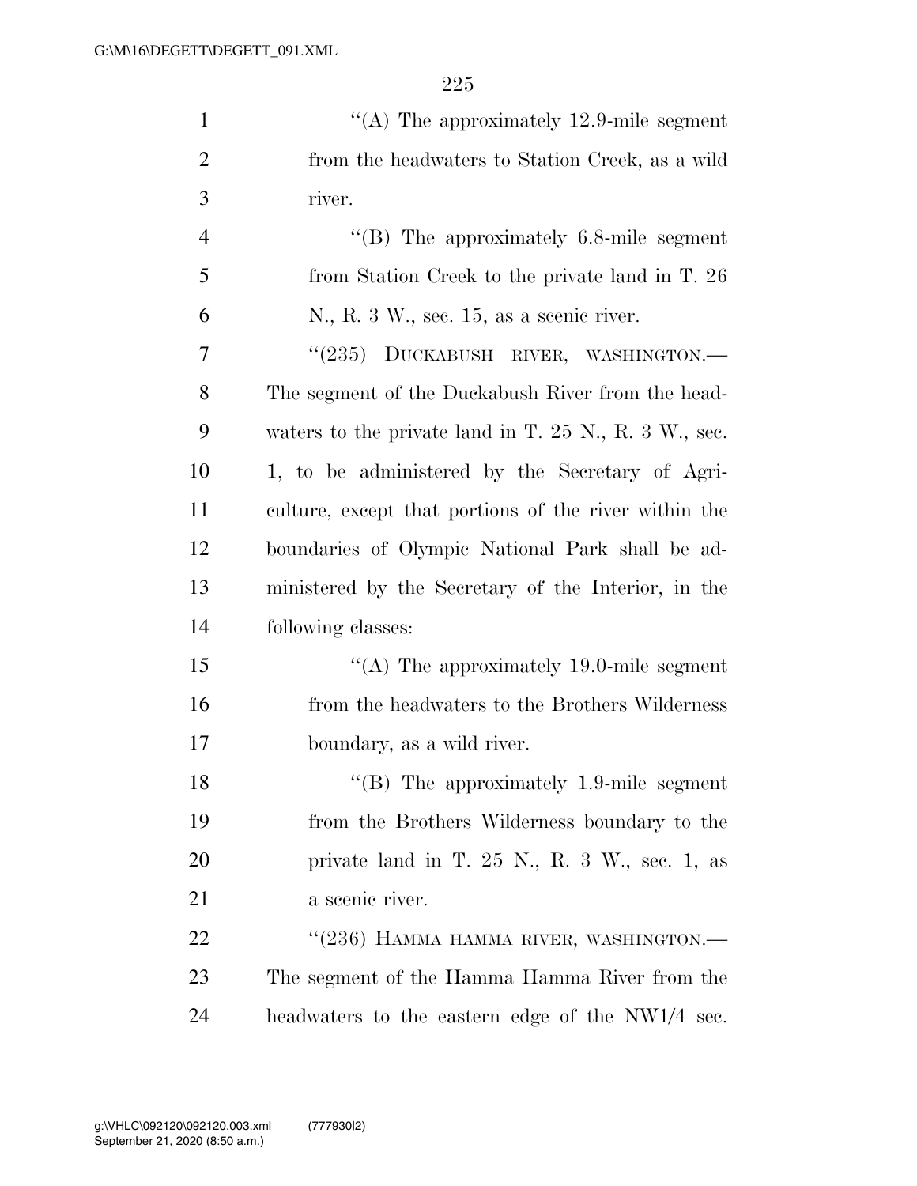''(A) The approximately 12.9-mile segment from the headwaters to Station Creek, as a wild river.

''(B) The approximately 6.8-mile segment from Station Creek to the private land in T. 26 N., R. 3 W., sec. 15, as a scenic river.

''(235) DUCKABUSH RIVER, WASHINGTON.—The segment of the Duckabush River from the headwaters to the private land in T. 25 N., R. 3 W., sec. 1, to be administered by the Secretary of Agriculture, except that portions of the river within the boundaries of Olympic National Park shall be administered by the Secretary of the Interior, in the following classes:

''(A) The approximately 19.0-mile segment from the headwaters to the Brothers Wilderness boundary, as a wild river.

''(B) The approximately 1.9-mile segment from the Brothers Wilderness boundary to the private land in T. 25 N., R. 3 W., sec. 1, as a scenic river.

''(236) HAMMA HAMMA RIVER, WASHINGTON.—The segment of the Hamma Hamma River from the headwaters to the eastern edge of the NW1/4 sec.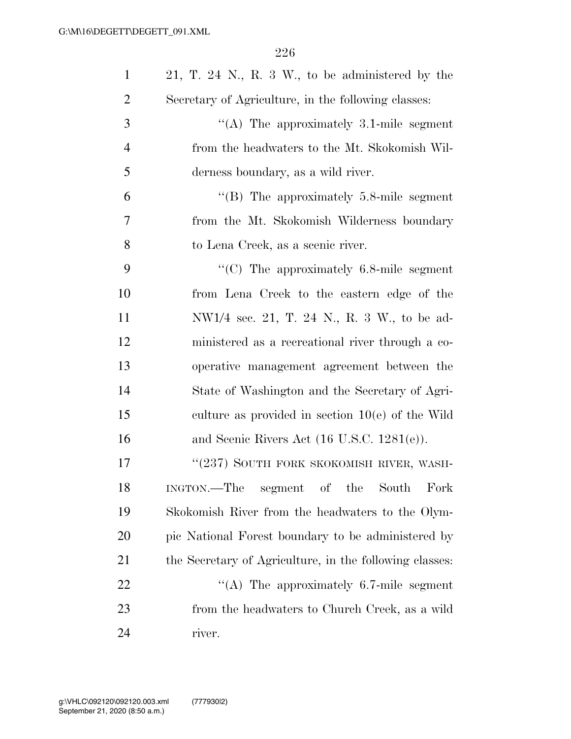21, T. 24 N., R. 3 W., to be administered by the Secretary of Agriculture, in the following classes:

"(A) The approximately 3.1-mile segment from the headwaters to the Mt. Skokomish Wilderness boundary, as a wild river.

"(B) The approximately 5.8-mile segment from the Mt. Skokomish Wilderness boundary to Lena Creek, as a scenic river.

"(C) The approximately 6.8-mile segment from Lena Creek to the eastern edge of the NW1/4 sec. 21, T. 24 N., R. 3 W., to be administered as a recreational river through a cooperative management agreement between the State of Washington and the Secretary of Agriculture as provided in section 10(e) of the Wild and Scenic Rivers Act (16 U.S.C. 1281(e)).

"(237) SOUTH FORK SKOKOMISH RIVER, WASHINGTON.—The segment of the South Fork Skokomish River from the headwaters to the Olympic National Forest boundary to be administered by the Secretary of Agriculture, in the following classes:

"(A) The approximately 6.7-mile segment from the headwaters to Church Creek, as a wild river.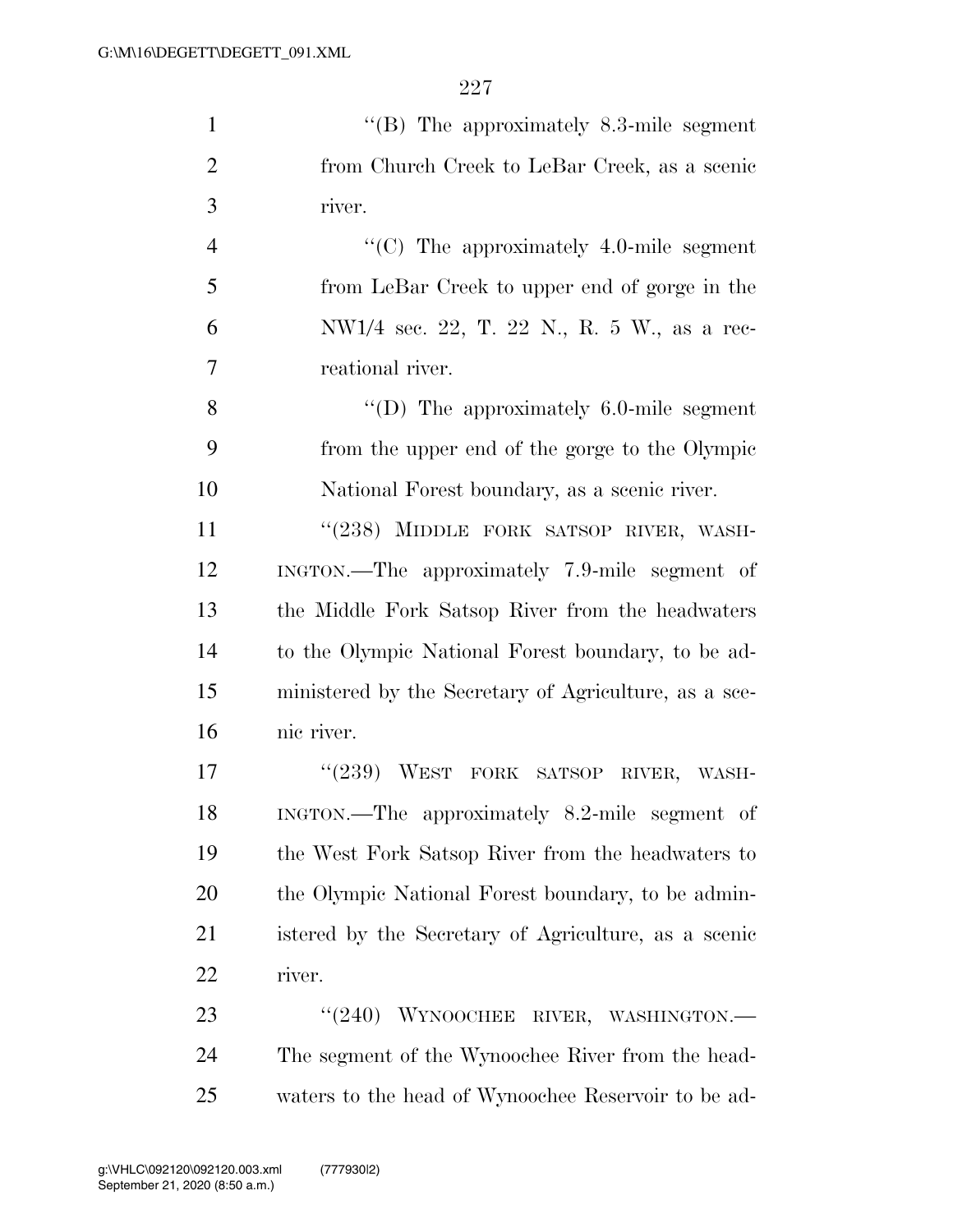"(B) The approximately 8.3-mile segment from Church Creek to LeBar Creek, as a scenic river.

"(C) The approximately 4.0-mile segment from LeBar Creek to upper end of gorge in the NW1/4 sec. 22, T. 22 N., R. 5 W., as a recreational river.

"(D) The approximately 6.0-mile segment from the upper end of the gorge to the Olympic National Forest boundary, as a scenic river.

"(238) MIDDLE FORK SATSOP RIVER, WASHINGTON.—The approximately 7.9-mile segment of the Middle Fork Satsop River from the headwaters to the Olympic National Forest boundary, to be administered by the Secretary of Agriculture, as a scenic river.

"(239) WEST FORK SATSOP RIVER, WASHINGTON.—The approximately 8.2-mile segment of the West Fork Satsop River from the headwaters to the Olympic National Forest boundary, to be administered by the Secretary of Agriculture, as a scenic river.

"(240) WYNOOCHEE RIVER, WASHINGTON.—The segment of the Wynoochee River from the headwaters to the head of Wynoochee Reservoir to be ad-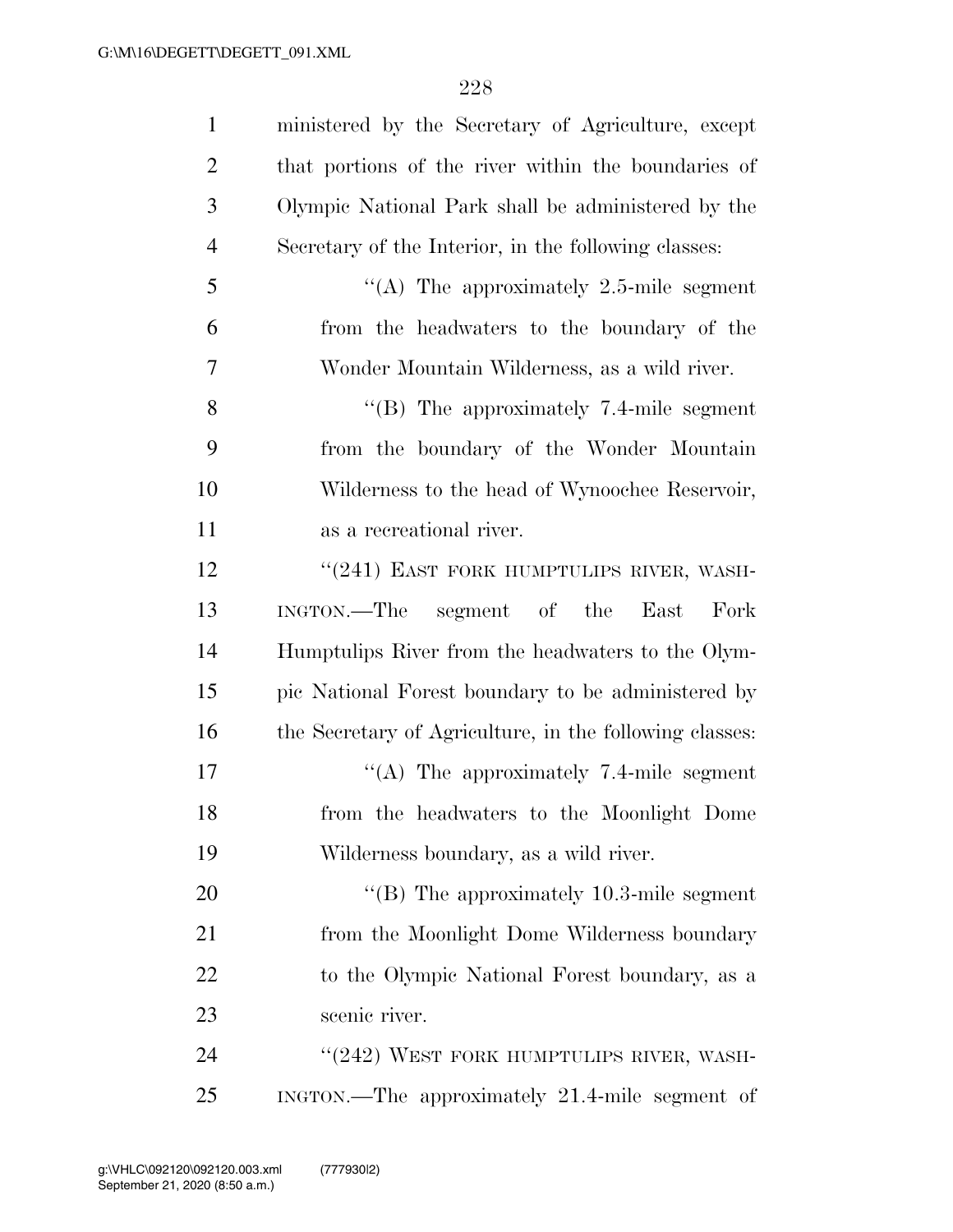ministered by the Secretary of Agriculture, except that portions of the river within the boundaries of Olympic National Park shall be administered by the Secretary of the Interior, in the following classes:

"(A) The approximately 2.5-mile segment from the headwaters to the boundary of the Wonder Mountain Wilderness, as a wild river.

"(B) The approximately 7.4-mile segment from the boundary of the Wonder Mountain Wilderness to the head of Wynoochee Reservoir, as a recreational river.

"(241) EAST FORK HUMPTULIPS RIVER, WASHINGTON.—The segment of the East Fork Humptulips River from the headwaters to the Olympic National Forest boundary to be administered by the Secretary of Agriculture, in the following classes:

"(A) The approximately 7.4-mile segment from the headwaters to the Moonlight Dome Wilderness boundary, as a wild river.

"(B) The approximately 10.3-mile segment from the Moonlight Dome Wilderness boundary to the Olympic National Forest boundary, as a scenic river.

"(242) WEST FORK HUMPTULIPS RIVER, WASHINGTON.—The approximately 21.4-mile segment of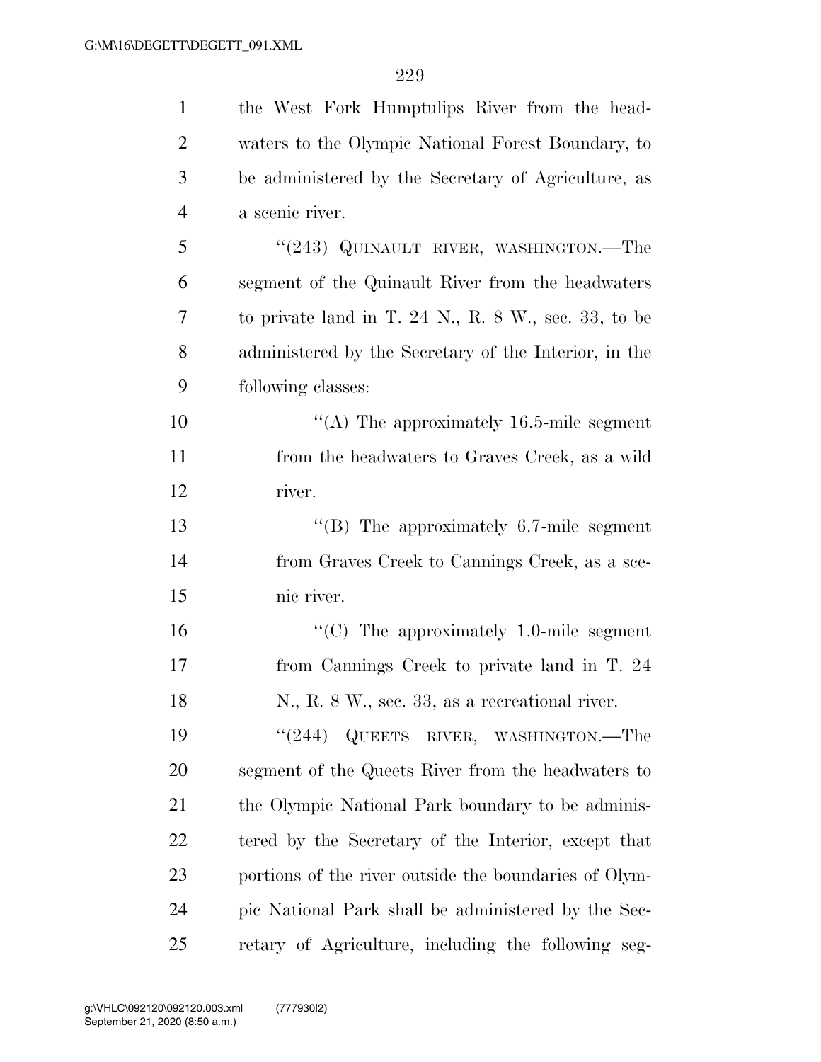the West Fork Humptulips River from the headwaters to the Olympic National Forest Boundary, to be administered by the Secretary of Agriculture, as a scenic river.

"(243) QUINAULT RIVER, WASHINGTON.—The segment of the Quinault River from the headwaters to private land in T. 24 N., R. 8 W., sec. 33, to be administered by the Secretary of the Interior, in the following classes:

"(A) The approximately 16.5-mile segment from the headwaters to Graves Creek, as a wild river.

"(B) The approximately 6.7-mile segment from Graves Creek to Cannings Creek, as a scenic river.

"(C) The approximately 1.0-mile segment from Cannings Creek to private land in T. 24 N., R. 8 W., sec. 33, as a recreational river.

"(244) QUEETS RIVER, WASHINGTON.—The segment of the Queets River from the headwaters to the Olympic National Park boundary to be administered by the Secretary of the Interior, except that portions of the river outside the boundaries of Olympic National Park shall be administered by the Secretary of Agriculture, including the following seg-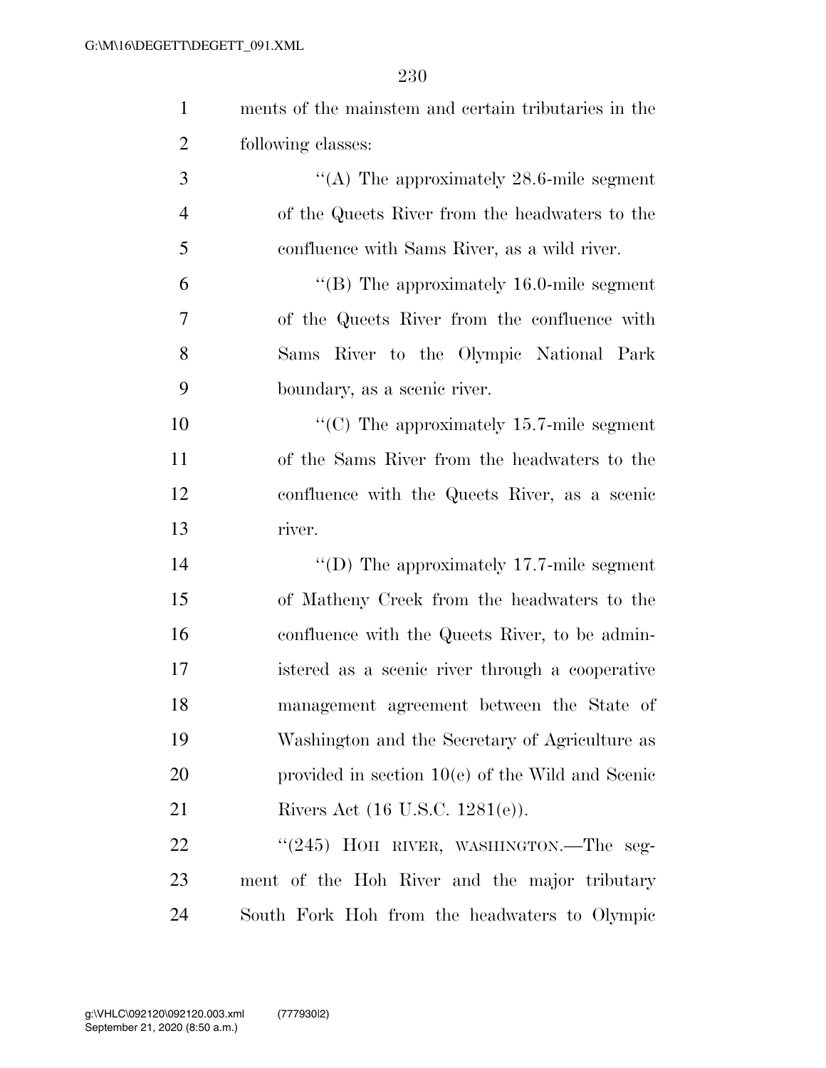ments of the mainstem and certain tributaries in the following classes:

"(A) The approximately 28.6-mile segment of the Queets River from the headwaters to the confluence with Sams River, as a wild river.

"(B) The approximately 16.0-mile segment of the Queets River from the confluence with Sams River to the Olympic National Park boundary, as a scenic river.

"(C) The approximately 15.7-mile segment of the Sams River from the headwaters to the confluence with the Queets River, as a scenic river.

"(D) The approximately 17.7-mile segment of Matheny Creek from the headwaters to the confluence with the Queets River, to be administered as a scenic river through a cooperative management agreement between the State of Washington and the Secretary of Agriculture as provided in section 10(e) of the Wild and Scenic Rivers Act (16 U.S.C. 1281(e)).

"(245) HOH RIVER, WASHINGTON.—The segment of the Hoh River and the major tributary South Fork Hoh from the headwaters to Olympic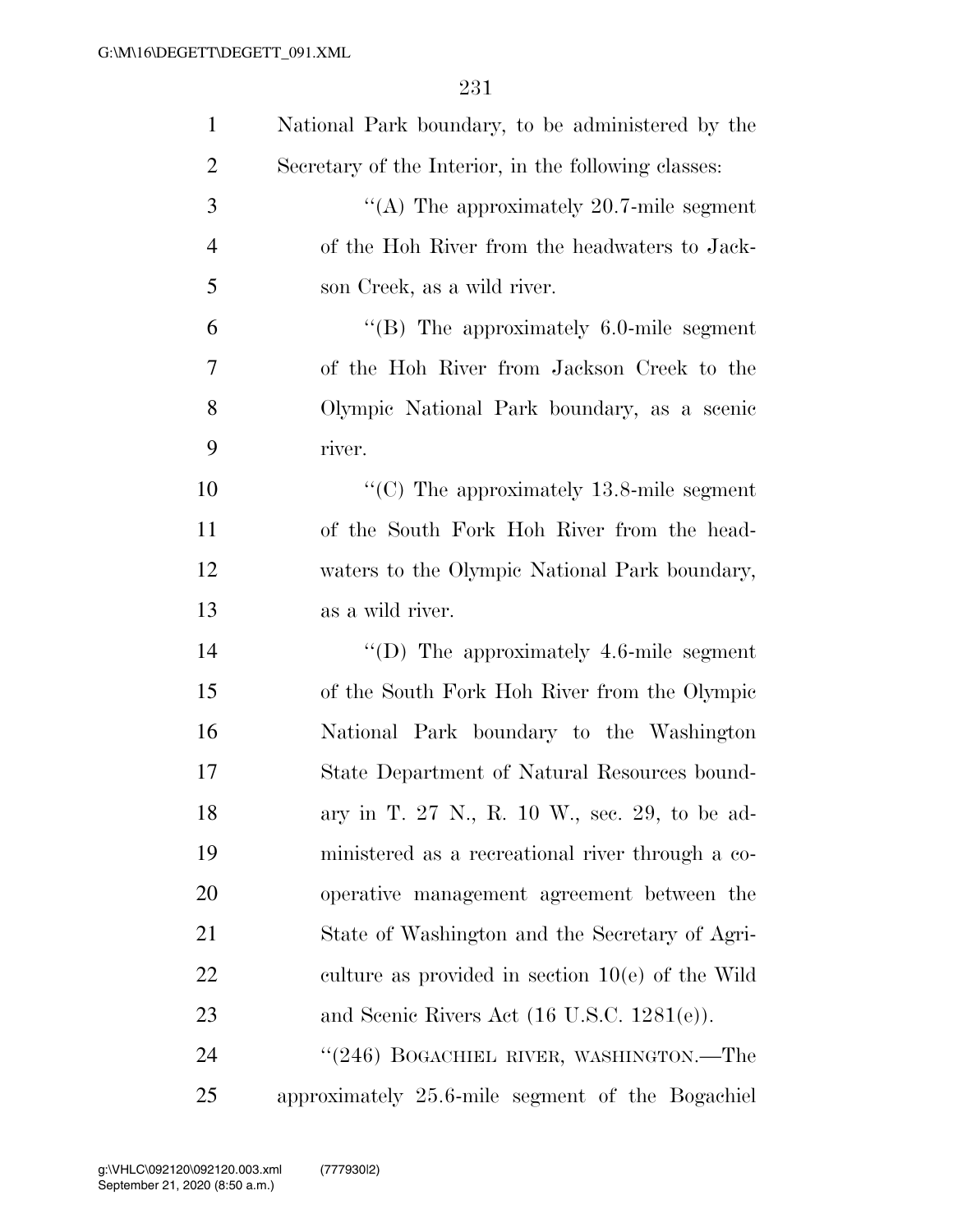National Park boundary, to be administered by the Secretary of the Interior, in the following classes:

''(A) The approximately 20.7-mile segment of the Hoh River from the headwaters to Jackson Creek, as a wild river.

''(B) The approximately 6.0-mile segment of the Hoh River from Jackson Creek to the Olympic National Park boundary, as a scenic river.

''(C) The approximately 13.8-mile segment of the South Fork Hoh River from the headwaters to the Olympic National Park boundary, as a wild river.

''(D) The approximately 4.6-mile segment of the South Fork Hoh River from the Olympic National Park boundary to the Washington State Department of Natural Resources boundary in T. 27 N., R. 10 W., sec. 29, to be administered as a recreational river through a cooperative management agreement between the State of Washington and the Secretary of Agriculture as provided in section 10(e) of the Wild and Scenic Rivers Act (16 U.S.C. 1281(e)).

''(246) BOGACHIEL RIVER, WASHINGTON.—The approximately 25.6-mile segment of the Bogachiel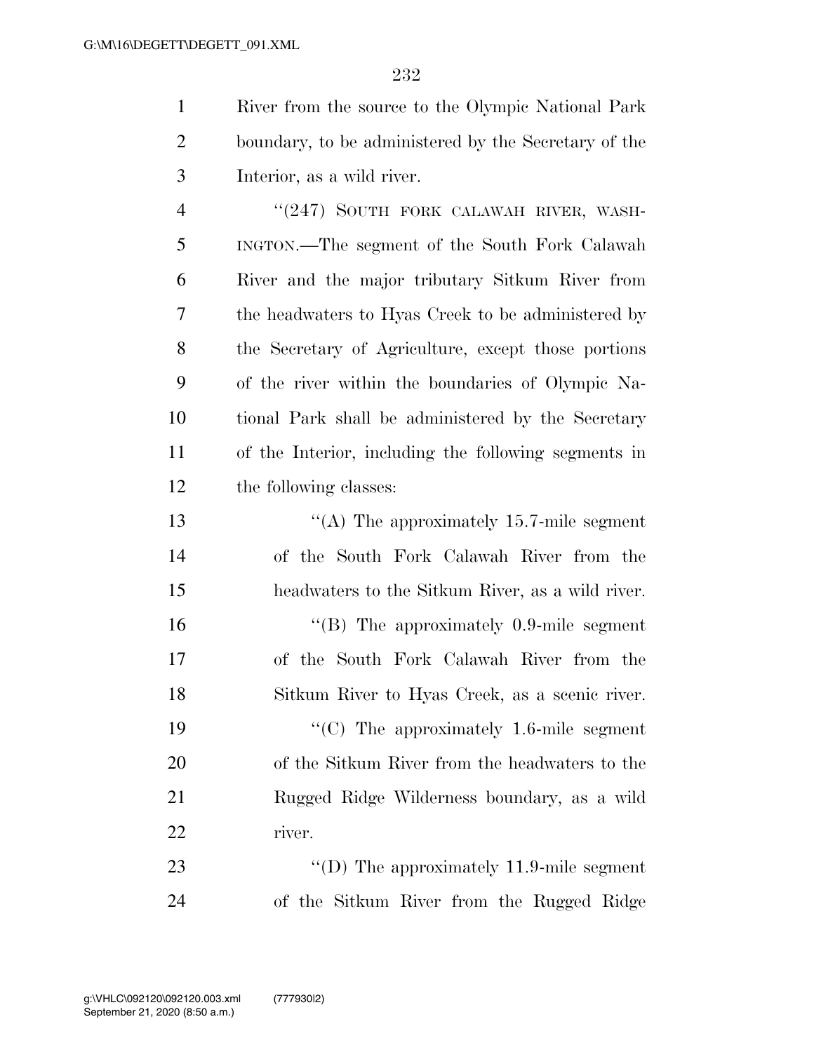River from the source to the Olympic National Park boundary, to be administered by the Secretary of the Interior, as a wild river.

"(247) SOUTH FORK CALAWAH RIVER, WASHINGTON.—The segment of the South Fork Calawah River and the major tributary Sitkum River from the headwaters to Hyas Creek to be administered by the Secretary of Agriculture, except those portions of the river within the boundaries of Olympic National Park shall be administered by the Secretary of the Interior, including the following segments in the following classes:

"(A) The approximately 15.7-mile segment of the South Fork Calawah River from the headwaters to the Sitkum River, as a wild river.

"(B) The approximately 0.9-mile segment of the South Fork Calawah River from the Sitkum River to Hyas Creek, as a scenic river.

"(C) The approximately 1.6-mile segment of the Sitkum River from the headwaters to the Rugged Ridge Wilderness boundary, as a wild river.

"(D) The approximately 11.9-mile segment of the Sitkum River from the Rugged Ridge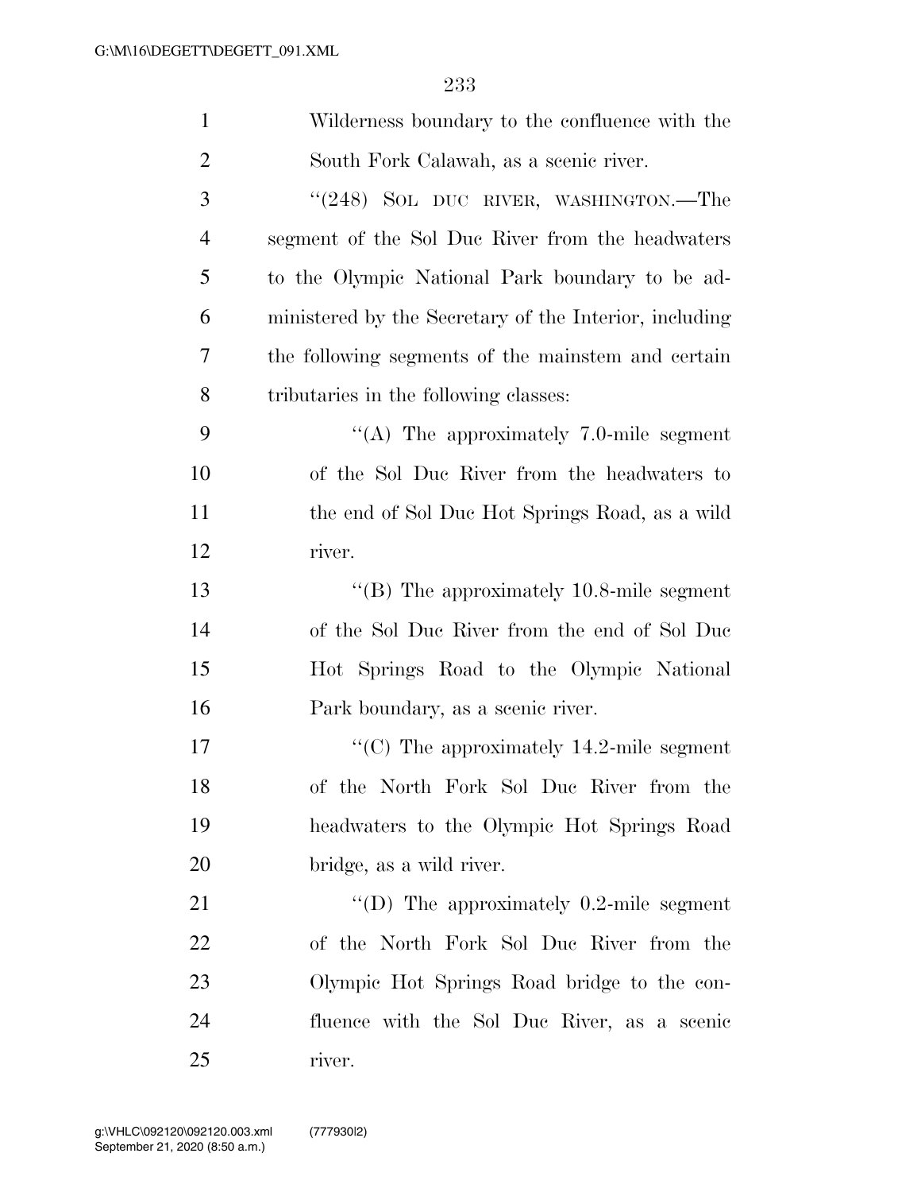Wilderness boundary to the confluence with the South Fork Calawah, as a scenic river.

"(248) SOL DUC RIVER, WASHINGTON.—The segment of the Sol Duc River from the headwaters to the Olympic National Park boundary to be administered by the Secretary of the Interior, including the following segments of the mainstem and certain tributaries in the following classes:

"(A) The approximately 7.0-mile segment of the Sol Duc River from the headwaters to the end of Sol Duc Hot Springs Road, as a wild river.

"(B) The approximately 10.8-mile segment of the Sol Duc River from the end of Sol Duc Hot Springs Road to the Olympic National Park boundary, as a scenic river.

"(C) The approximately 14.2-mile segment of the North Fork Sol Duc River from the headwaters to the Olympic Hot Springs Road bridge, as a wild river.

"(D) The approximately 0.2-mile segment of the North Fork Sol Duc River from the Olympic Hot Springs Road bridge to the confluence with the Sol Duc River, as a scenic river.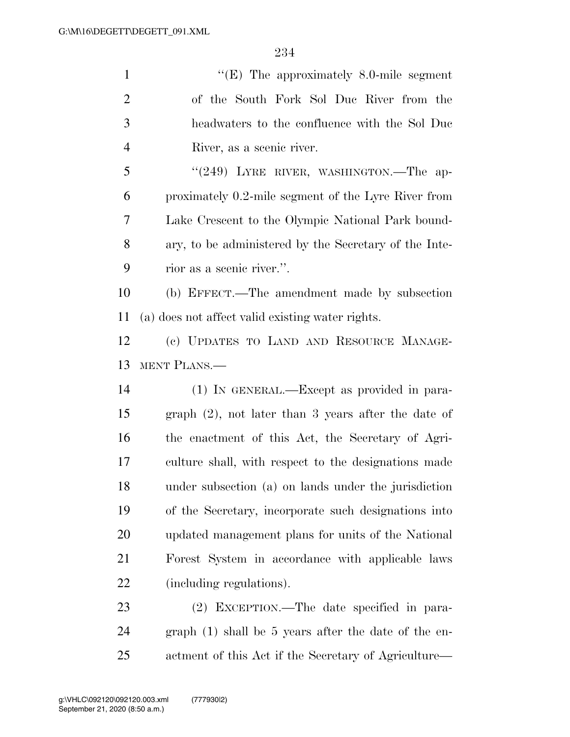"(E) The approximately 8.0-mile segment of the South Fork Sol Duc River from the headwaters to the confluence with the Sol Duc River, as a scenic river.

"(249) LYRE RIVER, WASHINGTON.—The approximately 0.2-mile segment of the Lyre River from Lake Crescent to the Olympic National Park boundary, to be administered by the Secretary of the Interior as a scenic river.".

(b) EFFECT.—The amendment made by subsection (a) does not affect valid existing water rights.

(c) UPDATES TO LAND AND RESOURCE MANAGEMENT PLANS.—

(1) IN GENERAL.—Except as provided in paragraph (2), not later than 3 years after the date of the enactment of this Act, the Secretary of Agriculture shall, with respect to the designations made under subsection (a) on lands under the jurisdiction of the Secretary, incorporate such designations into updated management plans for units of the National Forest System in accordance with applicable laws (including regulations).

(2) EXCEPTION.—The date specified in paragraph (1) shall be 5 years after the date of the enactment of this Act if the Secretary of Agriculture—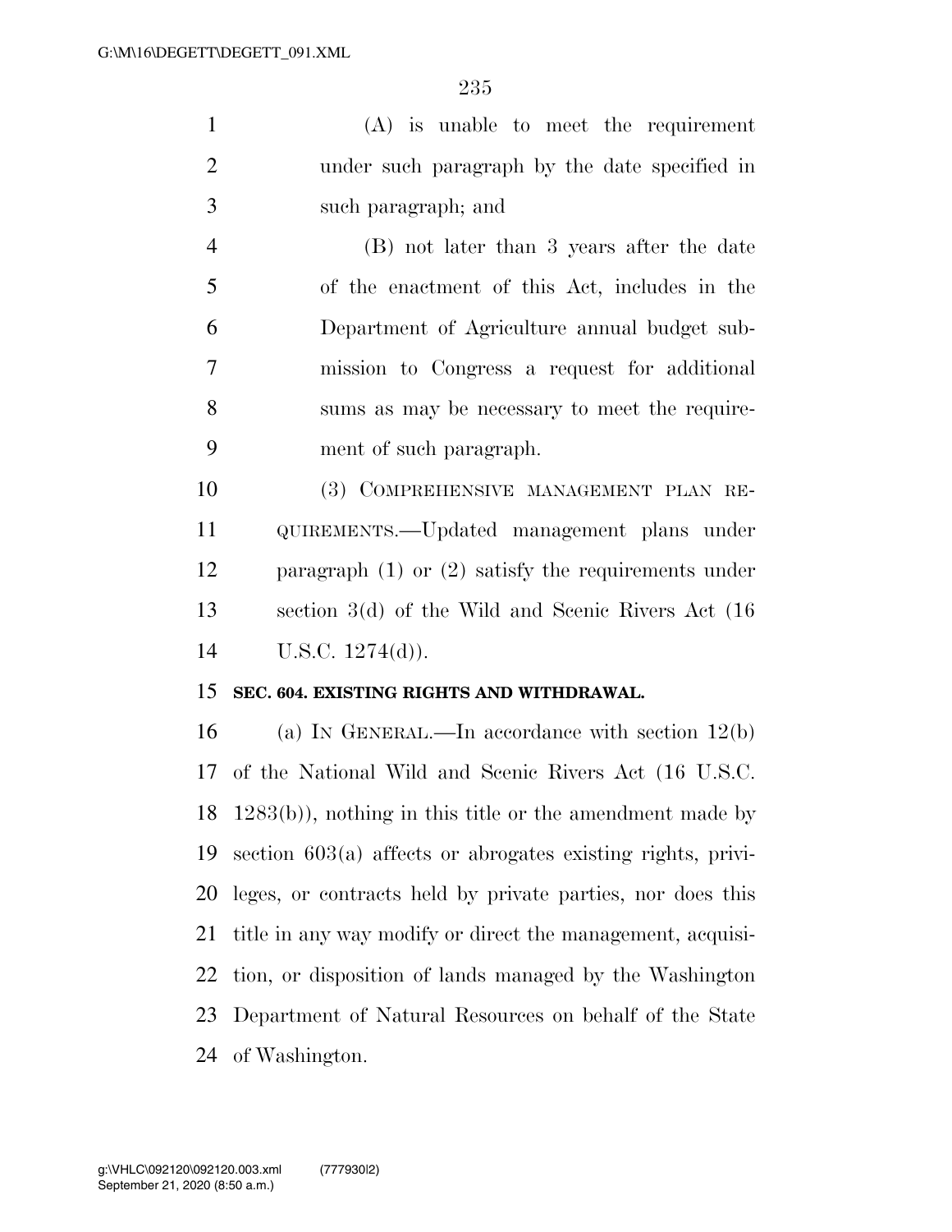(A) is unable to meet the requirement under such paragraph by the date specified in such paragraph; and

(B) not later than 3 years after the date of the enactment of this Act, includes in the Department of Agriculture annual budget submission to Congress a request for additional sums as may be necessary to meet the requirement of such paragraph.

(3) COMPREHENSIVE MANAGEMENT PLAN REQUIREMENTS.—Updated management plans under paragraph (1) or (2) satisfy the requirements under section 3(d) of the Wild and Scenic Rivers Act (16 U.S.C. 1274(d)).

**SEC. 604. EXISTING RIGHTS AND WITHDRAWAL.**

(a) IN GENERAL.—In accordance with section 12(b) of the National Wild and Scenic Rivers Act (16 U.S.C. 1283(b)), nothing in this title or the amendment made by section 603(a) affects or abrogates existing rights, privileges, or contracts held by private parties, nor does this title in any way modify or direct the management, acquisition, or disposition of lands managed by the Washington Department of Natural Resources on behalf of the State of Washington.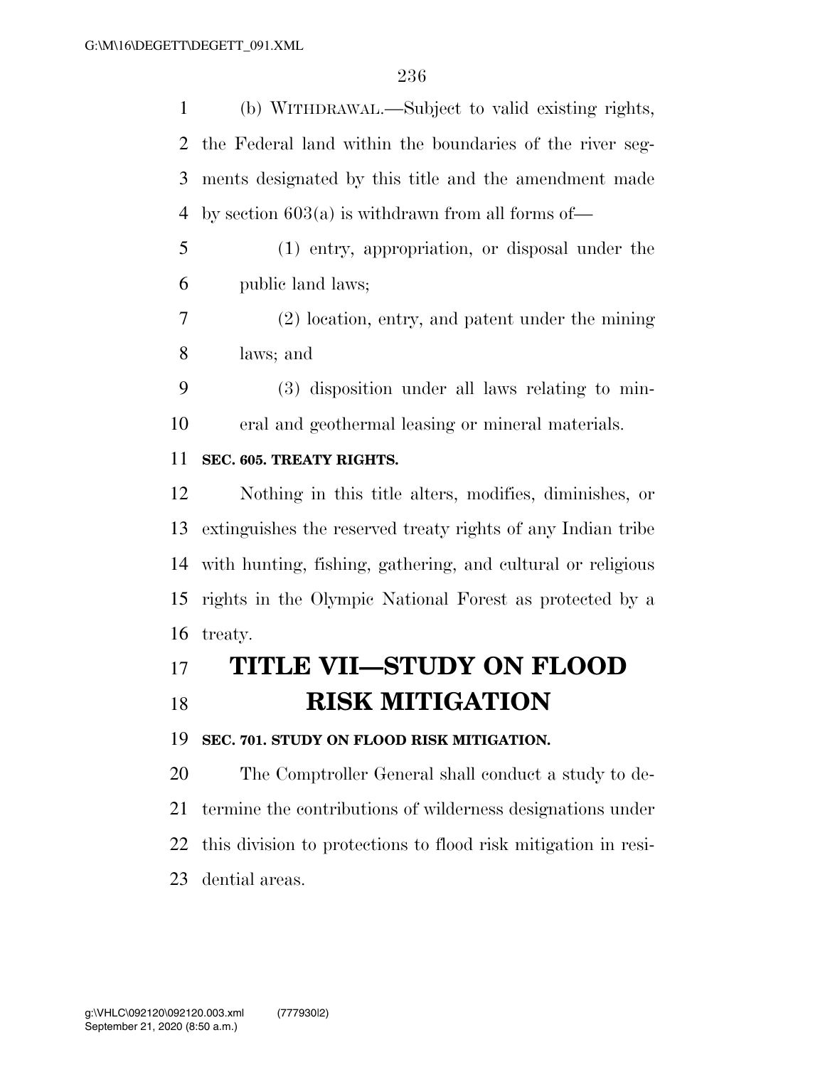(b) WITHDRAWAL.—Subject to valid existing rights, the Federal land within the boundaries of the river segments designated by this title and the amendment made by section 603(a) is withdrawn from all forms of—

(1) entry, appropriation, or disposal under the public land laws;

(2) location, entry, and patent under the mining laws; and

(3) disposition under all laws relating to mineral and geothermal leasing or mineral materials.

**SEC. 605. TREATY RIGHTS.**

Nothing in this title alters, modifies, diminishes, or extinguishes the reserved treaty rights of any Indian tribe with hunting, fishing, gathering, and cultural or religious rights in the Olympic National Forest as protected by a treaty.

# TITLE VII—STUDY ON FLOOD RISK MITIGATION

**SEC. 701. STUDY ON FLOOD RISK MITIGATION.**

The Comptroller General shall conduct a study to determine the contributions of wilderness designations under this division to protections to flood risk mitigation in residential areas.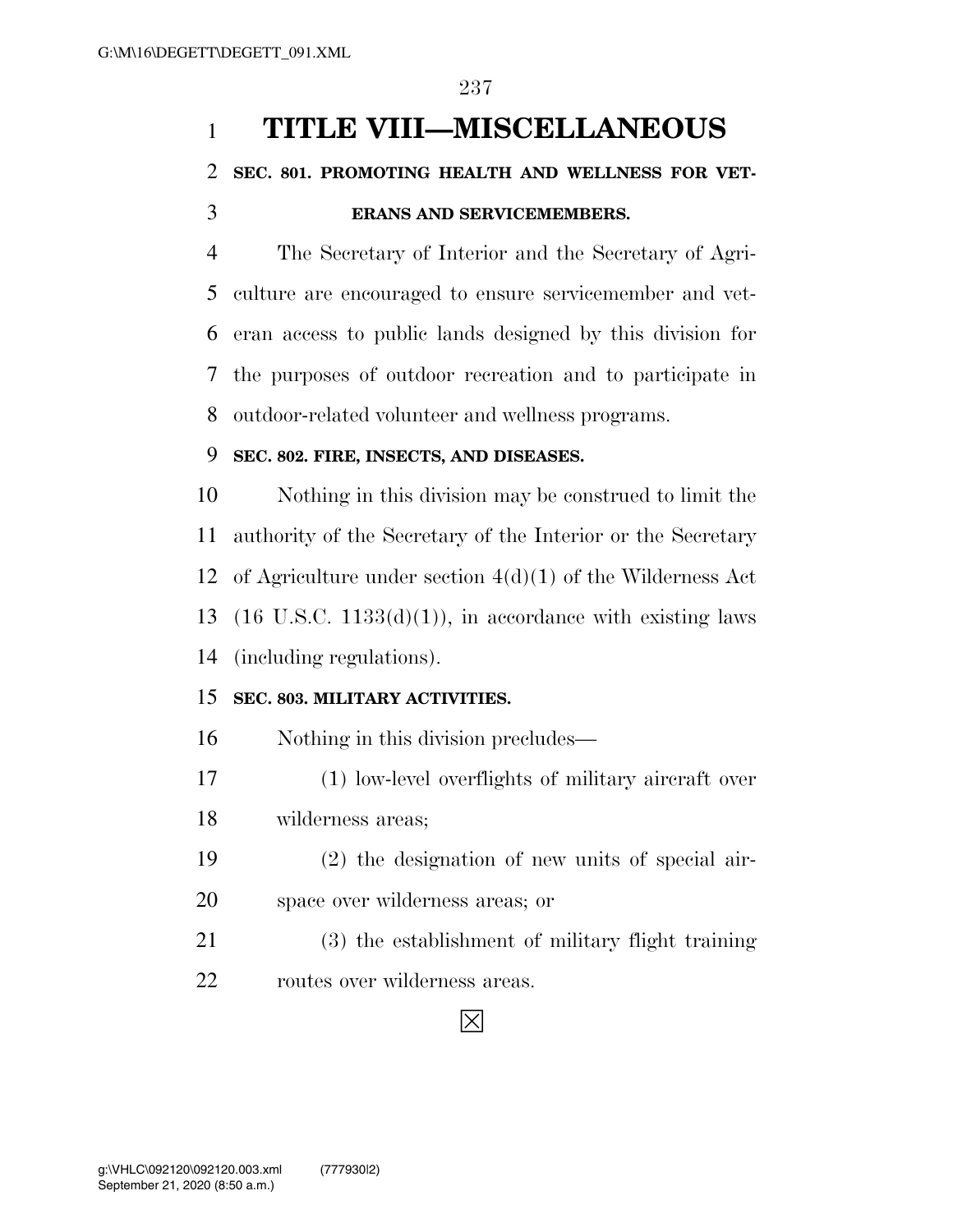# TITLE VIII—MISCELLANEOUS

### SEC. 801. PROMOTING HEALTH AND WELLNESS FOR VETERANS AND SERVICEMEMBERS.

The Secretary of Interior and the Secretary of Agriculture are encouraged to ensure servicemember and veteran access to public lands designed by this division for the purposes of outdoor recreation and to participate in outdoor-related volunteer and wellness programs.

### SEC. 802. FIRE, INSECTS, AND DISEASES.

Nothing in this division may be construed to limit the authority of the Secretary of the Interior or the Secretary of Agriculture under section 4(d)(1) of the Wilderness Act (16 U.S.C. 1133(d)(1)), in accordance with existing laws (including regulations).

### SEC. 803. MILITARY ACTIVITIES.

Nothing in this division precludes—

(1) low-level overflights of military aircraft over wilderness areas;

(2) the designation of new units of special airspace over wilderness areas; or

(3) the establishment of military flight training routes over wilderness areas.

☒